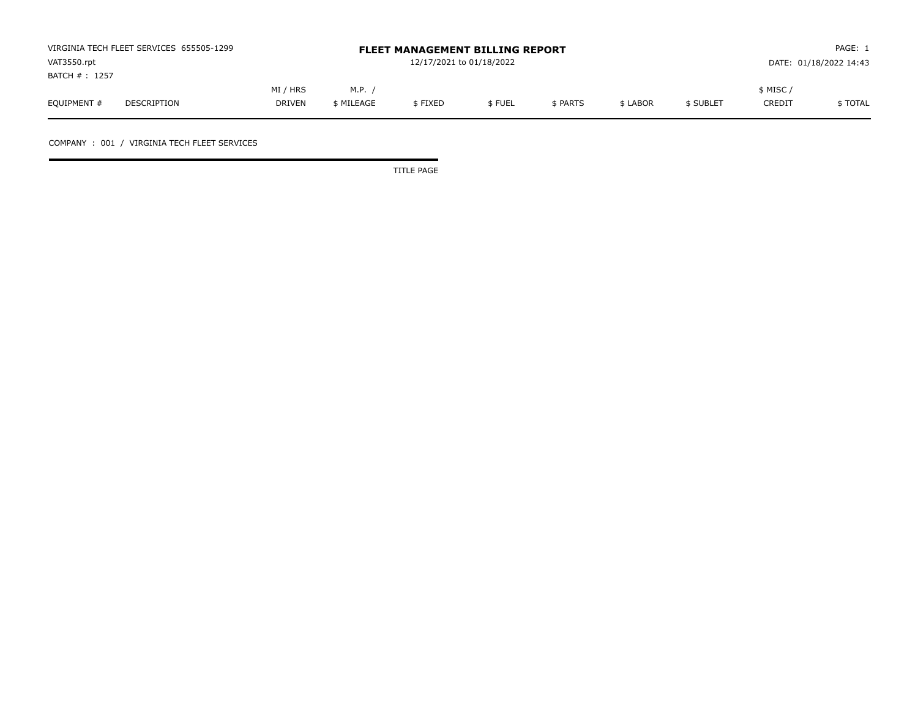VIRGINIA TECH FLEET SERVICES 655505-1299
VAT3550.rpt
BATCH # : 1257

# FLEET MANAGEMENT BILLING REPORT

12/17/2021 to 01/18/2022

DATE: 01/18/2022 14:43

| EQUIPMENT # | DESCRIPTION | MI / HRS DRIVEN | M.P. / $ MILEAGE | $ FIXED | $ FUEL | $ PARTS | $ LABOR | $ SUBLET | $ MISC / CREDIT | $ TOTAL |
|---|---|---|---|---|---|---|---|---|---|---|

COMPANY : 001 / VIRGINIA TECH FLEET SERVICES

TITLE PAGE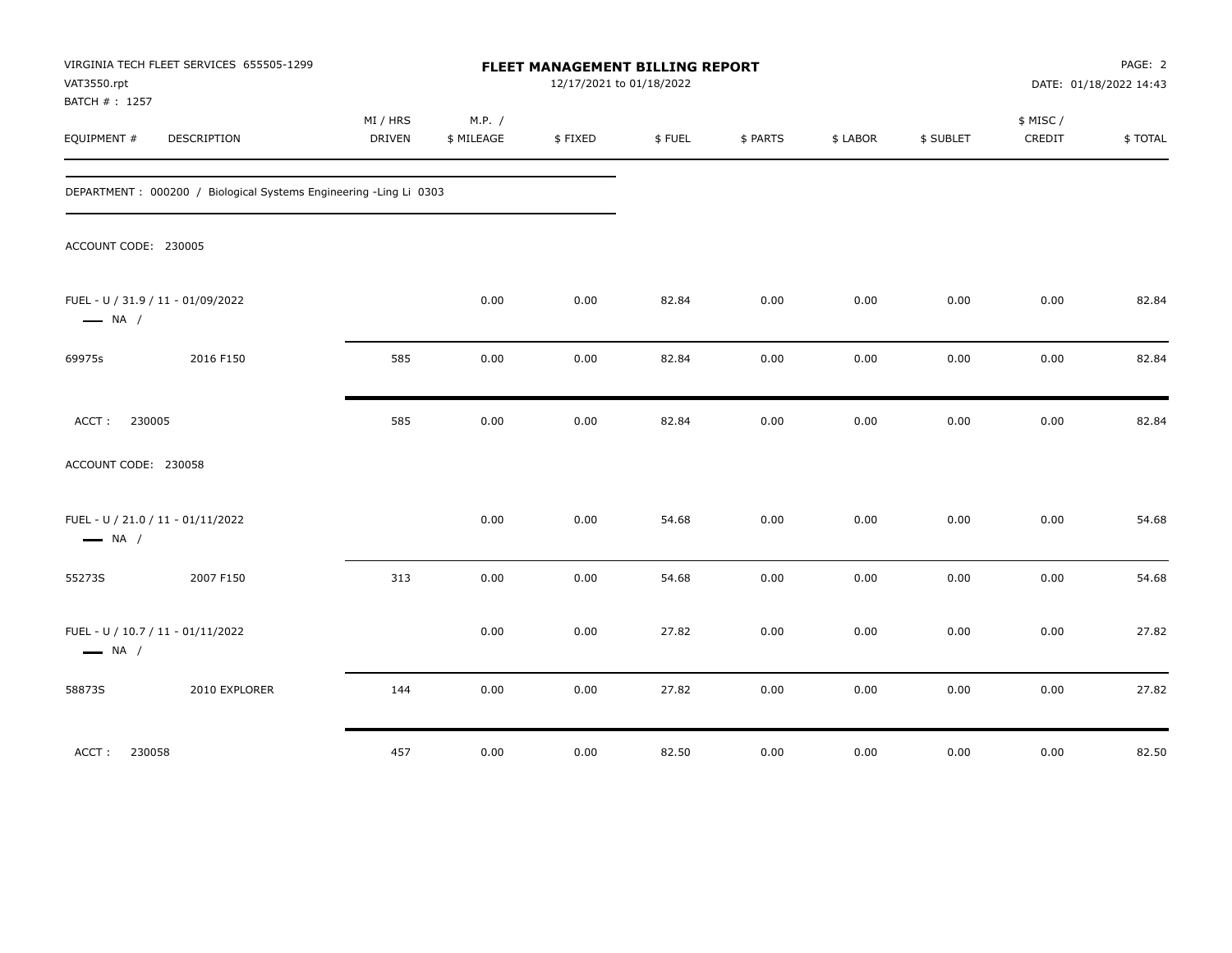VIRGINIA TECH FLEET SERVICES 655505-1299
VAT3550.rpt
BATCH # : 1257

# FLEET MANAGEMENT BILLING REPORT

12/17/2021 to 01/18/2022

PAGE: 2
DATE: 01/18/2022 14:43

DEPARTMENT : 000200 / Biological Systems Engineering -Ling Li 0303

| EQUIPMENT # | DESCRIPTION | MI / HRS DRIVEN | M.P. / $ MILEAGE | $ FIXED | $ FUEL | $ PARTS | $ LABOR | $ SUBLET | $ MISC / CREDIT | $ TOTAL |
|---|---|---|---|---|---|---|---|---|---|---|
| ACCOUNT CODE: 230005 | | | | | | | | | | |
| FUEL - U / 31.9 / 11 - 01/09/2022 — NA / | | | 0.00 | 0.00 | 82.84 | 0.00 | 0.00 | 0.00 | 0.00 | 82.84 |
| 69975s | 2016 F150 | 585 | 0.00 | 0.00 | 82.84 | 0.00 | 0.00 | 0.00 | 0.00 | 82.84 |
| ACCT : 230005 | | 585 | 0.00 | 0.00 | 82.84 | 0.00 | 0.00 | 0.00 | 0.00 | 82.84 |
| ACCOUNT CODE: 230058 | | | | | | | | | | |
| FUEL - U / 21.0 / 11 - 01/11/2022 — NA / | | | 0.00 | 0.00 | 54.68 | 0.00 | 0.00 | 0.00 | 0.00 | 54.68 |
| 55273S | 2007 F150 | 313 | 0.00 | 0.00 | 54.68 | 0.00 | 0.00 | 0.00 | 0.00 | 54.68 |
| FUEL - U / 10.7 / 11 - 01/11/2022 — NA / | | | 0.00 | 0.00 | 27.82 | 0.00 | 0.00 | 0.00 | 0.00 | 27.82 |
| 58873S | 2010 EXPLORER | 144 | 0.00 | 0.00 | 27.82 | 0.00 | 0.00 | 0.00 | 0.00 | 27.82 |
| ACCT : 230058 | | 457 | 0.00 | 0.00 | 82.50 | 0.00 | 0.00 | 0.00 | 0.00 | 82.50 |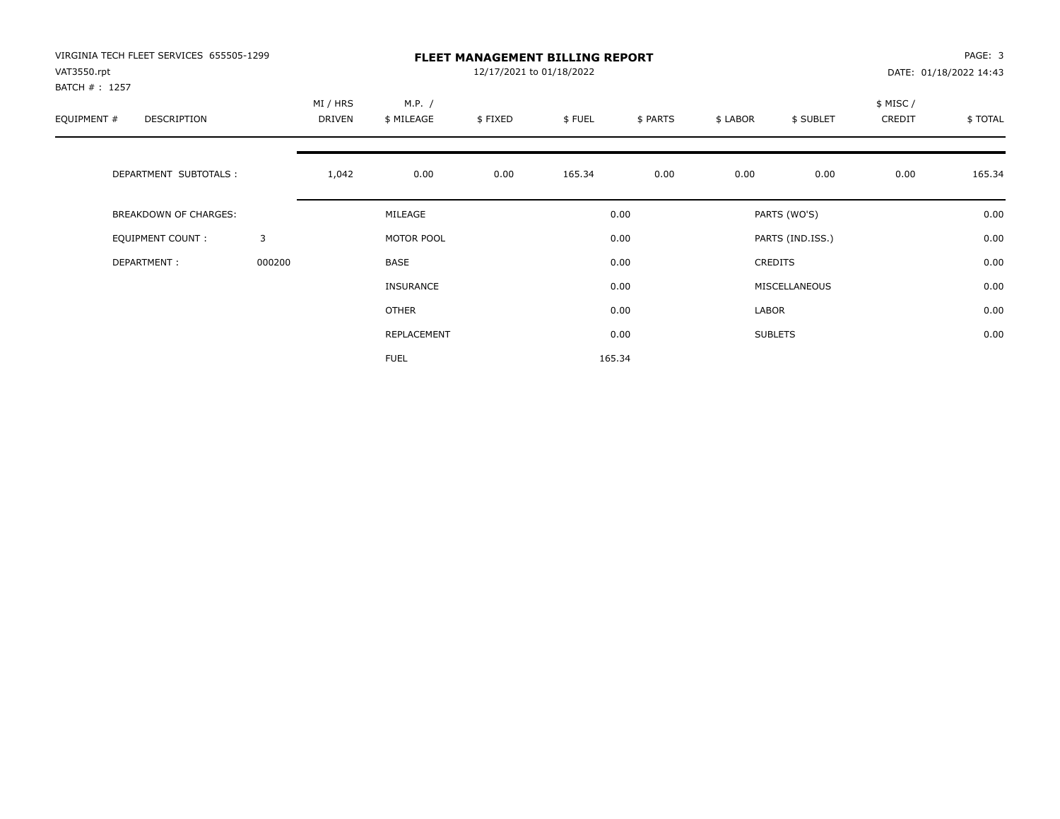VIRGINIA TECH FLEET SERVICES 655505-1299
VAT3550.rpt
BATCH # : 1257

# FLEET MANAGEMENT BILLING REPORT

12/17/2021 to 01/18/2022

PAGE: 3
DATE: 01/18/2022 14:43

| EQUIPMENT # | DESCRIPTION | MI / HRS DRIVEN | M.P. / $ MILEAGE | $ FIXED | $ FUEL | $ PARTS | $ LABOR | $ SUBLET | $ MISC / CREDIT | $ TOTAL |
|---|---|---|---|---|---|---|---|---|---|---|
| | DEPARTMENT SUBTOTALS : | 1,042 | 0.00 | 0.00 | 165.34 | 0.00 | 0.00 | 0.00 | 0.00 | 165.34 |

| | | | | | |
|---|---|---|---|---|---|
| BREAKDOWN OF CHARGES: | | MILEAGE | 0.00 | PARTS (WO'S) | 0.00 |
| EQUIPMENT COUNT : | 3 | MOTOR POOL | 0.00 | PARTS (IND.ISS.) | 0.00 |
| DEPARTMENT : | 000200 | BASE | 0.00 | CREDITS | 0.00 |
| | | INSURANCE | 0.00 | MISCELLANEOUS | 0.00 |
| | | OTHER | 0.00 | LABOR | 0.00 |
| | | REPLACEMENT | 0.00 | SUBLETS | 0.00 |
| | | FUEL | 165.34 | | |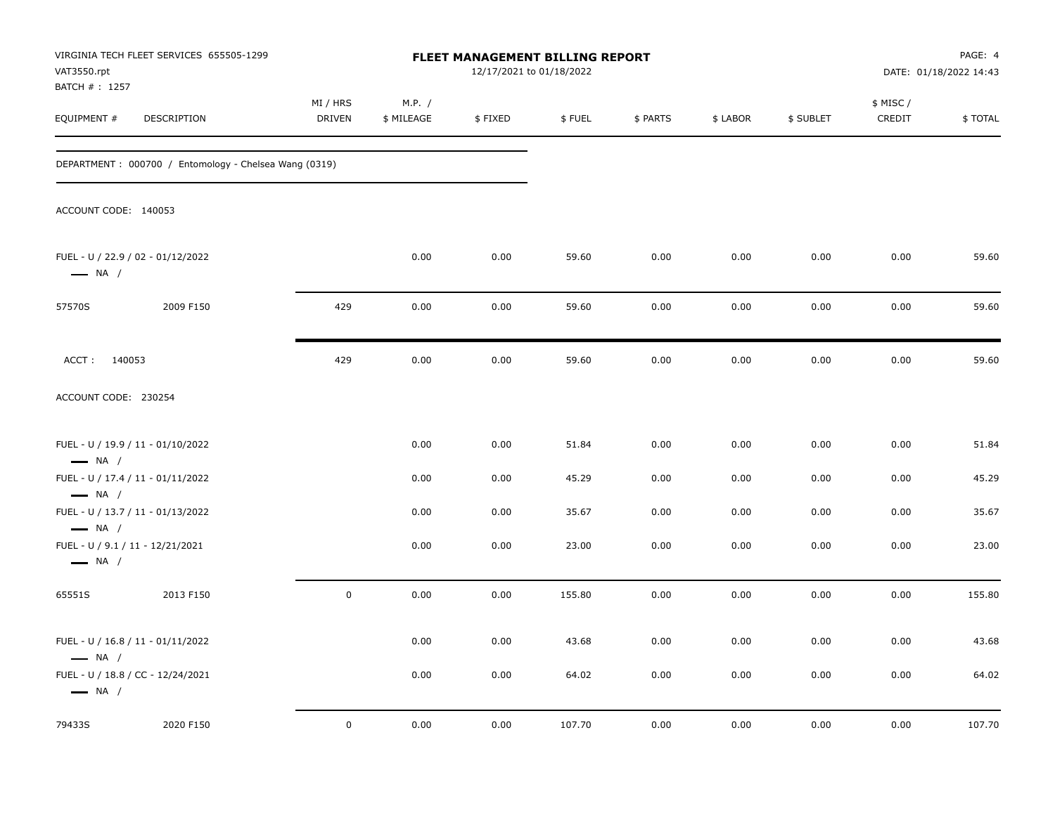VIRGINIA TECH FLEET SERVICES 655505-1299
VAT3550.rpt
BATCH # : 1257

**FLEET MANAGEMENT BILLING REPORT**
12/17/2021 to 01/18/2022

DATE: 01/18/2022 14:43

| EQUIPMENT # | DESCRIPTION | MI / HRS DRIVEN | M.P. / $ MILEAGE | $ FIXED | $ FUEL | $ PARTS | $ LABOR | $ SUBLET | $ MISC / CREDIT | $ TOTAL |
|---|---|---|---|---|---|---|---|---|---|---|
| DEPARTMENT : 000700 / Entomology - Chelsea Wang (0319) | | | | | | | | | | |
| ACCOUNT CODE: 140053 | | | | | | | | | | |
| FUEL - U / 22.9 / 02 - 01/12/2022 — NA / | | | 0.00 | 0.00 | 59.60 | 0.00 | 0.00 | 0.00 | 0.00 | 59.60 |
| 57570S | 2009 F150 | 429 | 0.00 | 0.00 | 59.60 | 0.00 | 0.00 | 0.00 | 0.00 | 59.60 |
| ACCT : 140053 | | 429 | 0.00 | 0.00 | 59.60 | 0.00 | 0.00 | 0.00 | 0.00 | 59.60 |
| ACCOUNT CODE: 230254 | | | | | | | | | | |
| FUEL - U / 19.9 / 11 - 01/10/2022 — NA / | | | 0.00 | 0.00 | 51.84 | 0.00 | 0.00 | 0.00 | 0.00 | 51.84 |
| FUEL - U / 17.4 / 11 - 01/11/2022 — NA / | | | 0.00 | 0.00 | 45.29 | 0.00 | 0.00 | 0.00 | 0.00 | 45.29 |
| FUEL - U / 13.7 / 11 - 01/13/2022 — NA / | | | 0.00 | 0.00 | 35.67 | 0.00 | 0.00 | 0.00 | 0.00 | 35.67 |
| FUEL - U / 9.1 / 11 - 12/21/2021 — NA / | | | 0.00 | 0.00 | 23.00 | 0.00 | 0.00 | 0.00 | 0.00 | 23.00 |
| 65551S | 2013 F150 | 0 | 0.00 | 0.00 | 155.80 | 0.00 | 0.00 | 0.00 | 0.00 | 155.80 |
| FUEL - U / 16.8 / 11 - 01/11/2022 — NA / | | | 0.00 | 0.00 | 43.68 | 0.00 | 0.00 | 0.00 | 0.00 | 43.68 |
| FUEL - U / 18.8 / CC - 12/24/2021 — NA / | | | 0.00 | 0.00 | 64.02 | 0.00 | 0.00 | 0.00 | 0.00 | 64.02 |
| 79433S | 2020 F150 | 0 | 0.00 | 0.00 | 107.70 | 0.00 | 0.00 | 0.00 | 0.00 | 107.70 |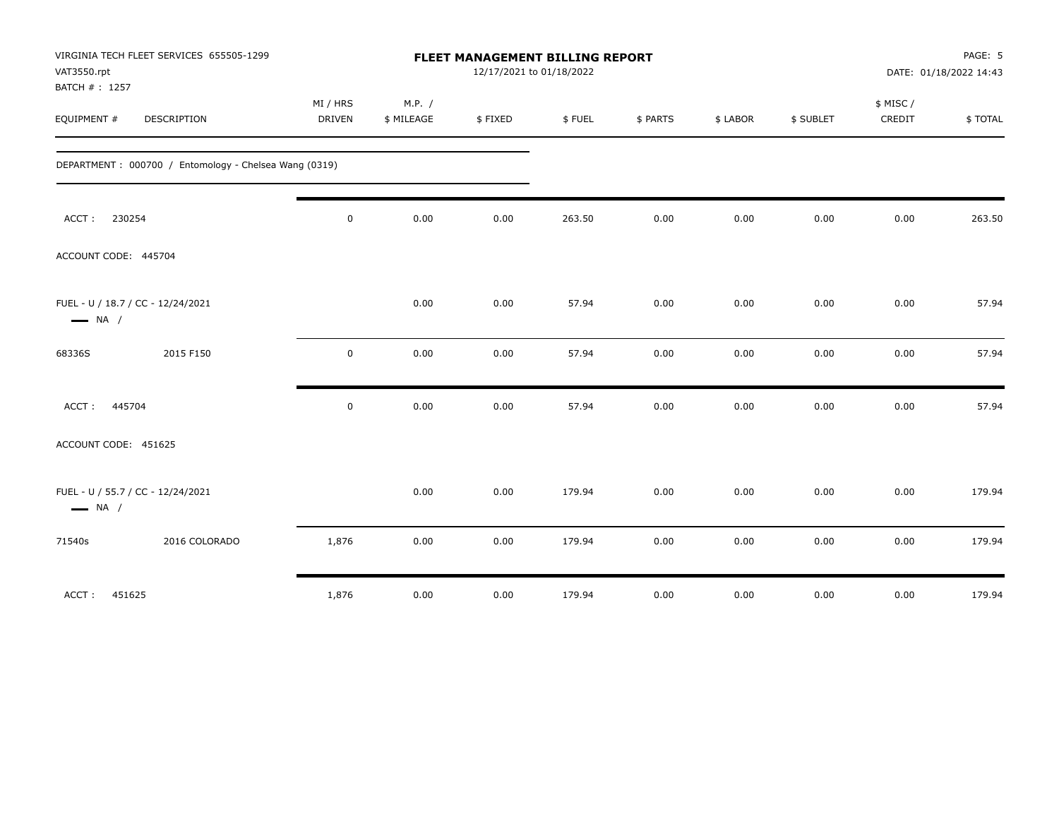VIRGINIA TECH FLEET SERVICES 655505-1299
VAT3550.rpt
BATCH # : 1257

**FLEET MANAGEMENT BILLING REPORT**
12/17/2021 to 01/18/2022

DATE: 01/18/2022 14:43

| EQUIPMENT # | DESCRIPTION | MI / HRS DRIVEN | M.P. / $ MILEAGE | $ FIXED | $ FUEL | $ PARTS | $ LABOR | $ SUBLET | $ MISC / CREDIT | $ TOTAL |
|---|---|---|---|---|---|---|---|---|---|---|
| DEPARTMENT : 000700 / Entomology - Chelsea Wang (0319) | | | | | | | | | | |
| ACCT : 230254 | | 0 | 0.00 | 0.00 | 263.50 | 0.00 | 0.00 | 0.00 | 0.00 | 263.50 |
| ACCOUNT CODE: 445704 | | | | | | | | | | |
| FUEL - U / 18.7 / CC - 12/24/2021 — NA / | | | 0.00 | 0.00 | 57.94 | 0.00 | 0.00 | 0.00 | 0.00 | 57.94 |
| 68336S | 2015 F150 | 0 | 0.00 | 0.00 | 57.94 | 0.00 | 0.00 | 0.00 | 0.00 | 57.94 |
| ACCT : 445704 | | 0 | 0.00 | 0.00 | 57.94 | 0.00 | 0.00 | 0.00 | 0.00 | 57.94 |
| ACCOUNT CODE: 451625 | | | | | | | | | | |
| FUEL - U / 55.7 / CC - 12/24/2021 — NA / | | | 0.00 | 0.00 | 179.94 | 0.00 | 0.00 | 0.00 | 0.00 | 179.94 |
| 71540s | 2016 COLORADO | 1,876 | 0.00 | 0.00 | 179.94 | 0.00 | 0.00 | 0.00 | 0.00 | 179.94 |
| ACCT : 451625 | | 1,876 | 0.00 | 0.00 | 179.94 | 0.00 | 0.00 | 0.00 | 0.00 | 179.94 |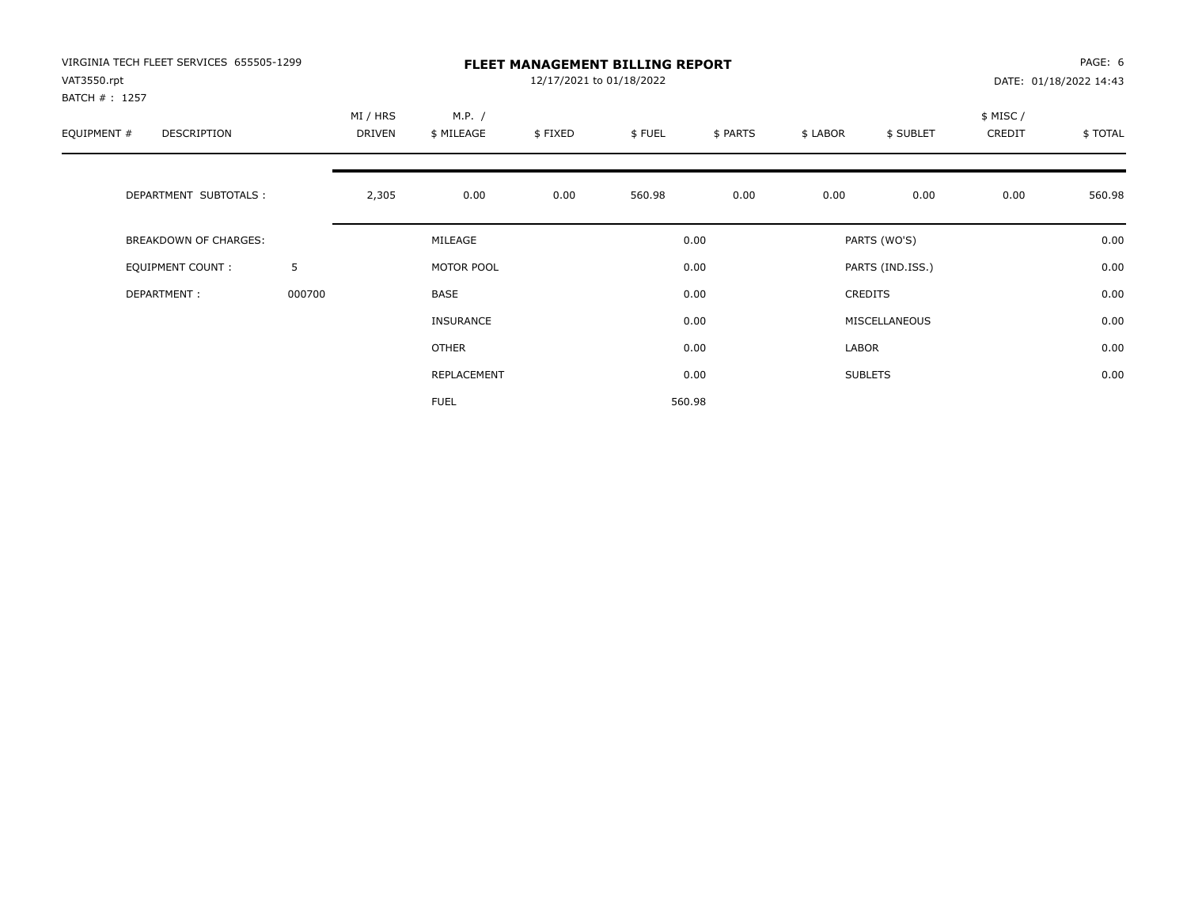VIRGINIA TECH FLEET SERVICES 655505-1299
VAT3550.rpt
BATCH # : 1257

**FLEET MANAGEMENT BILLING REPORT**
12/17/2021 to 01/18/2022

DATE: 01/18/2022 14:43

| EQUIPMENT # | DESCRIPTION | | MI / HRS DRIVEN | M.P. / $ MILEAGE | $ FIXED | $ FUEL | $ PARTS | $ LABOR | $ SUBLET | $ MISC / CREDIT | $ TOTAL |
|---|---|---|---|---|---|---|---|---|---|---|---|
| | DEPARTMENT SUBTOTALS : | | 2,305 | 0.00 | 0.00 | 560.98 | 0.00 | 0.00 | 0.00 | 0.00 | 560.98 |

| | | | | | |
|---|---|---|---|---|---|
| BREAKDOWN OF CHARGES: | | MILEAGE | 0.00 | PARTS (WO'S) | 0.00 |
| EQUIPMENT COUNT : | 5 | MOTOR POOL | 0.00 | PARTS (IND.ISS.) | 0.00 |
| DEPARTMENT : | 000700 | BASE | 0.00 | CREDITS | 0.00 |
| | | INSURANCE | 0.00 | MISCELLANEOUS | 0.00 |
| | | OTHER | 0.00 | LABOR | 0.00 |
| | | REPLACEMENT | 0.00 | SUBLETS | 0.00 |
| | | FUEL | 560.98 | | |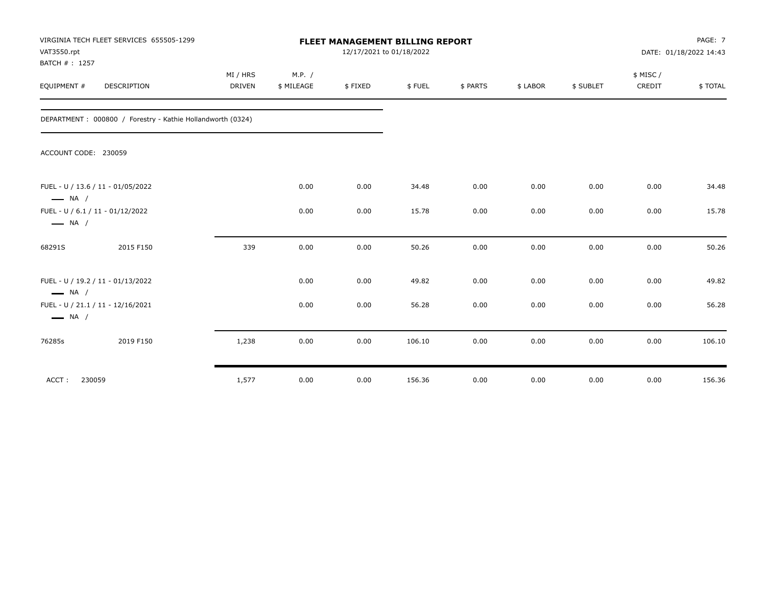VIRGINIA TECH FLEET SERVICES 655505-1299
VAT3550.rpt
BATCH # : 1257

**FLEET MANAGEMENT BILLING REPORT**
12/17/2021 to 01/18/2022

DATE: 01/18/2022 14:43

| EQUIPMENT # | DESCRIPTION | MI / HRS DRIVEN | M.P. / $ MILEAGE | $ FIXED | $ FUEL | $ PARTS | $ LABOR | $ SUBLET | $ MISC / CREDIT | $ TOTAL |
|---|---|---|---|---|---|---|---|---|---|---|
| DEPARTMENT : 000800 / Forestry - Kathie Hollandworth (0324) | | | | | | | | | | |
| ACCOUNT CODE: 230059 | | | | | | | | | | |
| FUEL - U / 13.6 / 11 - 01/05/2022 — NA / | | | 0.00 | 0.00 | 34.48 | 0.00 | 0.00 | 0.00 | 0.00 | 34.48 |
| FUEL - U / 6.1 / 11 - 01/12/2022 — NA / | | | 0.00 | 0.00 | 15.78 | 0.00 | 0.00 | 0.00 | 0.00 | 15.78 |
| 68291S | 2015 F150 | 339 | 0.00 | 0.00 | 50.26 | 0.00 | 0.00 | 0.00 | 0.00 | 50.26 |
| FUEL - U / 19.2 / 11 - 01/13/2022 — NA / | | | 0.00 | 0.00 | 49.82 | 0.00 | 0.00 | 0.00 | 0.00 | 49.82 |
| FUEL - U / 21.1 / 11 - 12/16/2021 — NA / | | | 0.00 | 0.00 | 56.28 | 0.00 | 0.00 | 0.00 | 0.00 | 56.28 |
| 76285s | 2019 F150 | 1,238 | 0.00 | 0.00 | 106.10 | 0.00 | 0.00 | 0.00 | 0.00 | 106.10 |
| ACCT : 230059 | | 1,577 | 0.00 | 0.00 | 156.36 | 0.00 | 0.00 | 0.00 | 0.00 | 156.36 |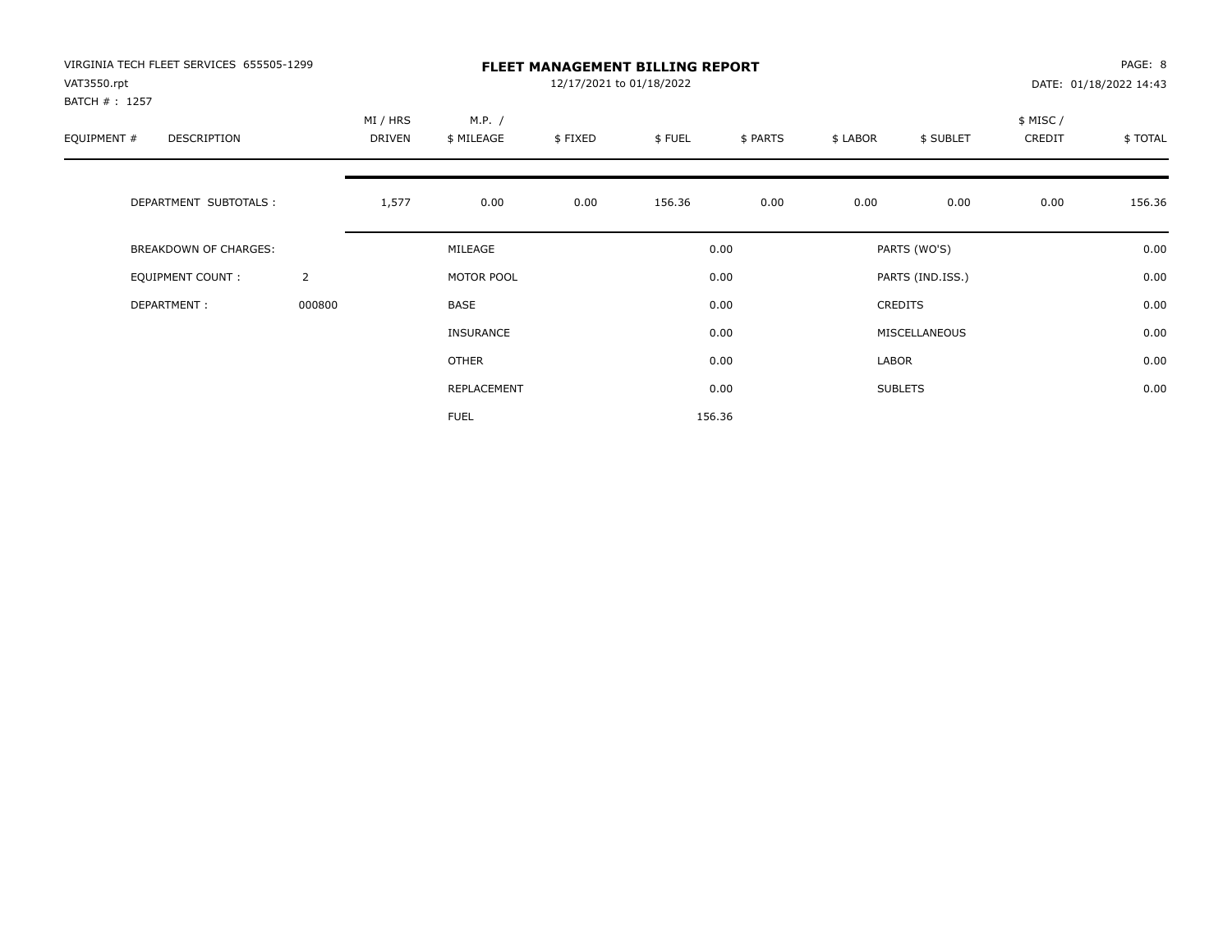VIRGINIA TECH FLEET SERVICES 655505-1299
VAT3550.rpt
BATCH # : 1257

# FLEET MANAGEMENT BILLING REPORT

12/17/2021 to 01/18/2022

PAGE: 8
DATE: 01/18/2022 14:43

| EQUIPMENT # | DESCRIPTION | | MI / HRS DRIVEN | M.P. / $ MILEAGE | $ FIXED | $ FUEL | $ PARTS | $ LABOR | $ SUBLET | $ MISC / CREDIT | $ TOTAL |
|---|---|---|---|---|---|---|---|---|---|---|---|
| | DEPARTMENT SUBTOTALS : | | 1,577 | 0.00 | 0.00 | 156.36 | 0.00 | 0.00 | 0.00 | 0.00 | 156.36 |

| | | | | | |
|---|---|---|---|---|---|
| BREAKDOWN OF CHARGES: | | MILEAGE | 0.00 | PARTS (WO'S) | 0.00 |
| EQUIPMENT COUNT : | 2 | MOTOR POOL | 0.00 | PARTS (IND.ISS.) | 0.00 |
| DEPARTMENT : | 000800 | BASE | 0.00 | CREDITS | 0.00 |
| | | INSURANCE | 0.00 | MISCELLANEOUS | 0.00 |
| | | OTHER | 0.00 | LABOR | 0.00 |
| | | REPLACEMENT | 0.00 | SUBLETS | 0.00 |
| | | FUEL | 156.36 | | |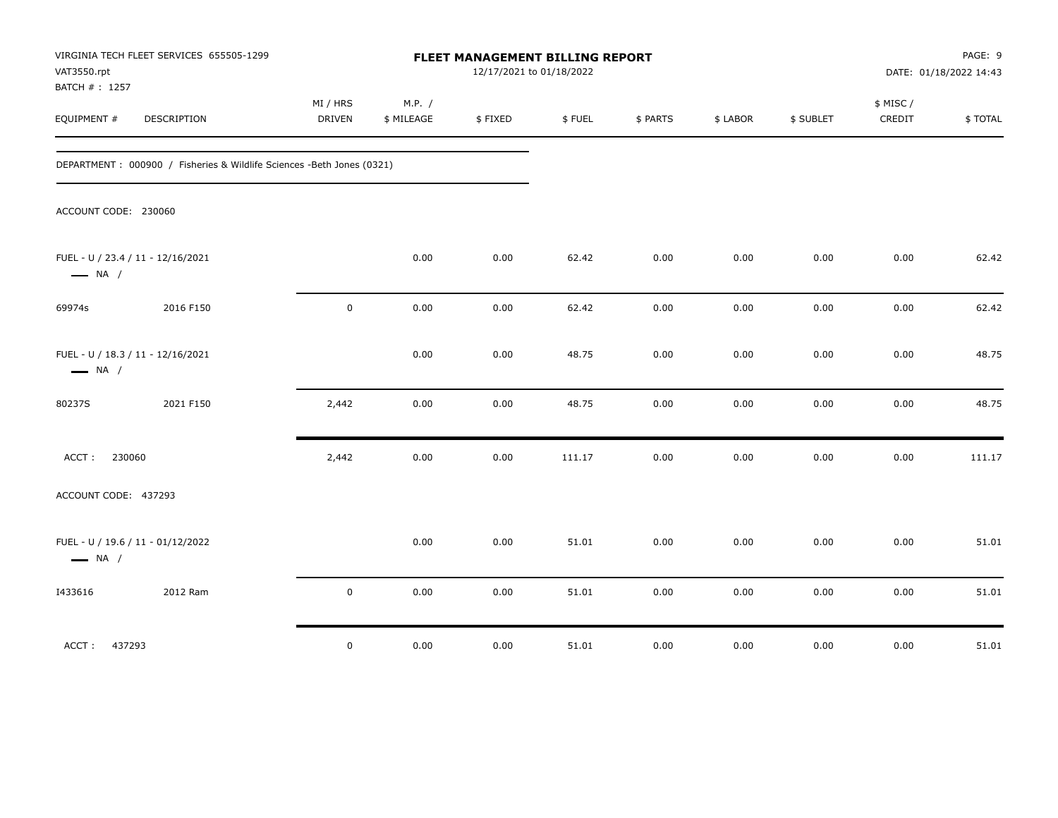VIRGINIA TECH FLEET SERVICES 655505-1299
VAT3550.rpt
BATCH # : 1257

# FLEET MANAGEMENT BILLING REPORT

12/17/2021 to 01/18/2022

DATE: 01/18/2022 14:43

| EQUIPMENT # | DESCRIPTION | MI / HRS DRIVEN | M.P. / $ MILEAGE | $ FIXED | $ FUEL | $ PARTS | $ LABOR | $ SUBLET | $ MISC / CREDIT | $ TOTAL |
|---|---|---|---|---|---|---|---|---|---|---|
| DEPARTMENT : 000900 / Fisheries & Wildlife Sciences -Beth Jones (0321) | | | | | | | | | | |
| ACCOUNT CODE: 230060 | | | | | | | | | | |
| FUEL - U / 23.4 / 11 - 12/16/2021 NA / | | | 0.00 | 0.00 | 62.42 | 0.00 | 0.00 | 0.00 | 0.00 | 62.42 |
| 69974s | 2016 F150 | 0 | 0.00 | 0.00 | 62.42 | 0.00 | 0.00 | 0.00 | 0.00 | 62.42 |
| FUEL - U / 18.3 / 11 - 12/16/2021 NA / | | | 0.00 | 0.00 | 48.75 | 0.00 | 0.00 | 0.00 | 0.00 | 48.75 |
| 80237S | 2021 F150 | 2,442 | 0.00 | 0.00 | 48.75 | 0.00 | 0.00 | 0.00 | 0.00 | 48.75 |
| ACCT : 230060 | | 2,442 | 0.00 | 0.00 | 111.17 | 0.00 | 0.00 | 0.00 | 0.00 | 111.17 |
| ACCOUNT CODE: 437293 | | | | | | | | | | |
| FUEL - U / 19.6 / 11 - 01/12/2022 NA / | | | 0.00 | 0.00 | 51.01 | 0.00 | 0.00 | 0.00 | 0.00 | 51.01 |
| I433616 | 2012 Ram | 0 | 0.00 | 0.00 | 51.01 | 0.00 | 0.00 | 0.00 | 0.00 | 51.01 |
| ACCT : 437293 | | 0 | 0.00 | 0.00 | 51.01 | 0.00 | 0.00 | 0.00 | 0.00 | 51.01 |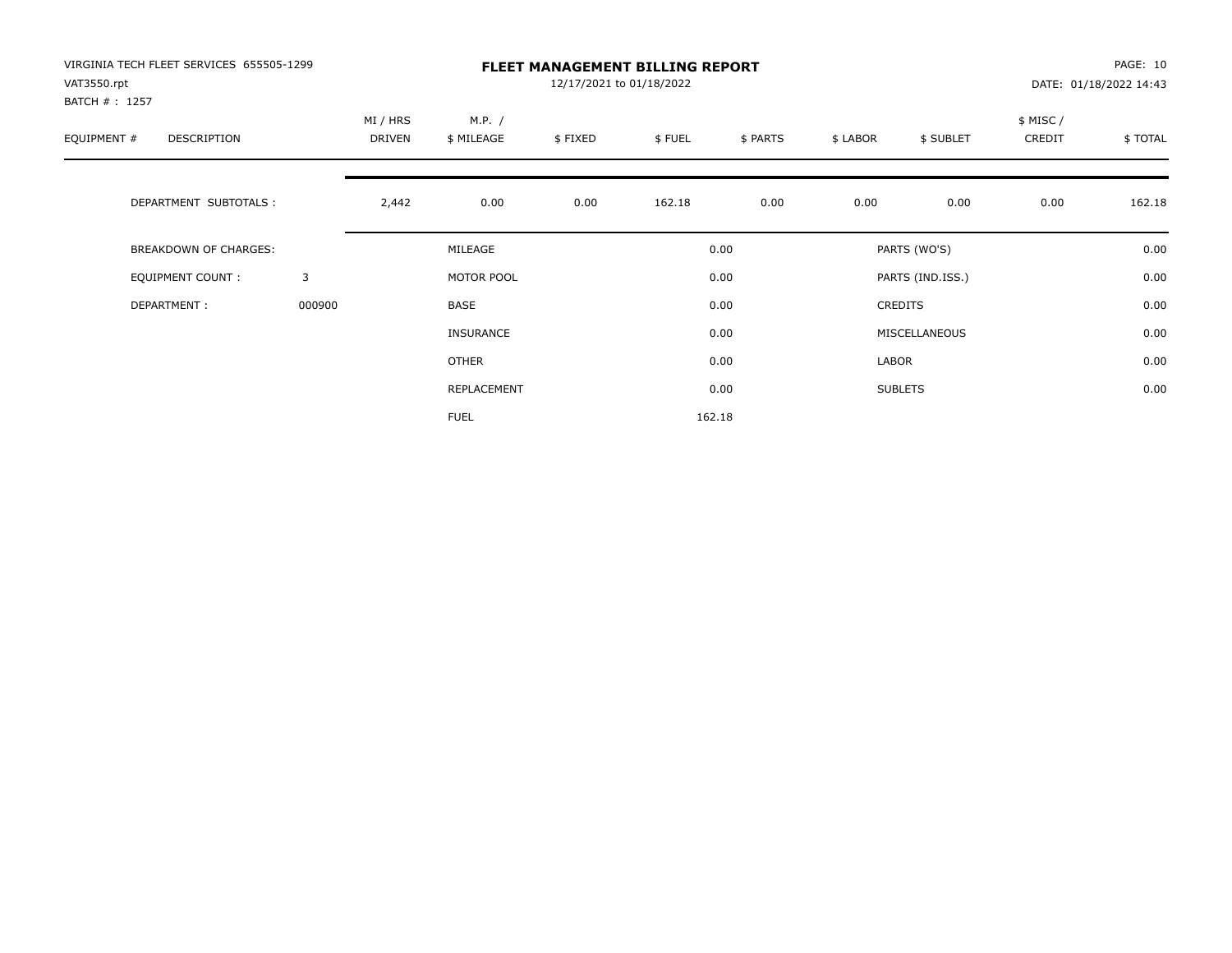VIRGINIA TECH FLEET SERVICES 655505-1299
VAT3550.rpt
BATCH # : 1257

**FLEET MANAGEMENT BILLING REPORT**
12/17/2021 to 01/18/2022

PAGE: 10
DATE: 01/18/2022 14:43

| EQUIPMENT # | DESCRIPTION | MI / HRS DRIVEN | M.P. / $ MILEAGE | $ FIXED | $ FUEL | $ PARTS | $ LABOR | $ SUBLET | $ MISC / CREDIT | $ TOTAL |
|---|---|---|---|---|---|---|---|---|---|---|
| | DEPARTMENT SUBTOTALS : | 2,442 | 0.00 | 0.00 | 162.18 | 0.00 | 0.00 | 0.00 | 0.00 | 162.18 |

| | | | | | |
|---|---|---|---|---|---|
| BREAKDOWN OF CHARGES: | | MILEAGE | 0.00 | PARTS (WO'S) | 0.00 |
| EQUIPMENT COUNT : | 3 | MOTOR POOL | 0.00 | PARTS (IND.ISS.) | 0.00 |
| DEPARTMENT : | 000900 | BASE | 0.00 | CREDITS | 0.00 |
| | | INSURANCE | 0.00 | MISCELLANEOUS | 0.00 |
| | | OTHER | 0.00 | LABOR | 0.00 |
| | | REPLACEMENT | 0.00 | SUBLETS | 0.00 |
| | | FUEL | 162.18 | | |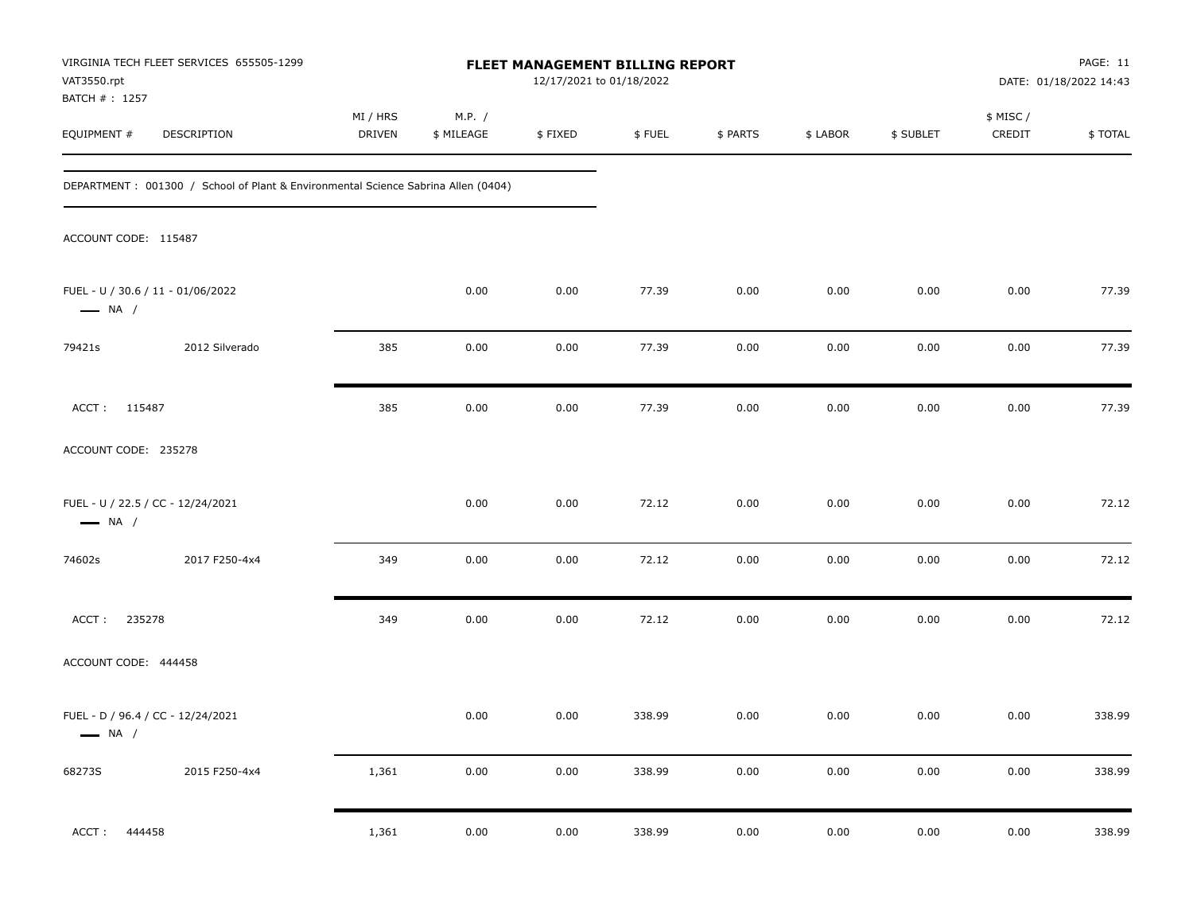VIRGINIA TECH FLEET SERVICES 655505-1299
VAT3550.rpt
BATCH # : 1257

# FLEET MANAGEMENT BILLING REPORT

12/17/2021 to 01/18/2022

PAGE: 11
DATE: 01/18/2022 14:43

DEPARTMENT : 001300 / School of Plant & Environmental Science Sabrina Allen (0404)

| EQUIPMENT # | DESCRIPTION | MI / HRS DRIVEN | M.P. / $ MILEAGE | $ FIXED | $ FUEL | $ PARTS | $ LABOR | $ SUBLET | $ MISC / CREDIT | $ TOTAL |
|---|---|---|---|---|---|---|---|---|---|---|
| ACCOUNT CODE: 115487 | | | | | | | | | | |
| FUEL - U / 30.6 / 11 - 01/06/2022 — NA / | | | 0.00 | 0.00 | 77.39 | 0.00 | 0.00 | 0.00 | 0.00 | 77.39 |
| 79421s | 2012 Silverado | 385 | 0.00 | 0.00 | 77.39 | 0.00 | 0.00 | 0.00 | 0.00 | 77.39 |
| ACCT : 115487 | | 385 | 0.00 | 0.00 | 77.39 | 0.00 | 0.00 | 0.00 | 0.00 | 77.39 |
| ACCOUNT CODE: 235278 | | | | | | | | | | |
| FUEL - U / 22.5 / CC - 12/24/2021 — NA / | | | 0.00 | 0.00 | 72.12 | 0.00 | 0.00 | 0.00 | 0.00 | 72.12 |
| 74602s | 2017 F250-4x4 | 349 | 0.00 | 0.00 | 72.12 | 0.00 | 0.00 | 0.00 | 0.00 | 72.12 |
| ACCT : 235278 | | 349 | 0.00 | 0.00 | 72.12 | 0.00 | 0.00 | 0.00 | 0.00 | 72.12 |
| ACCOUNT CODE: 444458 | | | | | | | | | | |
| FUEL - D / 96.4 / CC - 12/24/2021 — NA / | | | 0.00 | 0.00 | 338.99 | 0.00 | 0.00 | 0.00 | 0.00 | 338.99 |
| 68273S | 2015 F250-4x4 | 1,361 | 0.00 | 0.00 | 338.99 | 0.00 | 0.00 | 0.00 | 0.00 | 338.99 |
| ACCT : 444458 | | 1,361 | 0.00 | 0.00 | 338.99 | 0.00 | 0.00 | 0.00 | 0.00 | 338.99 |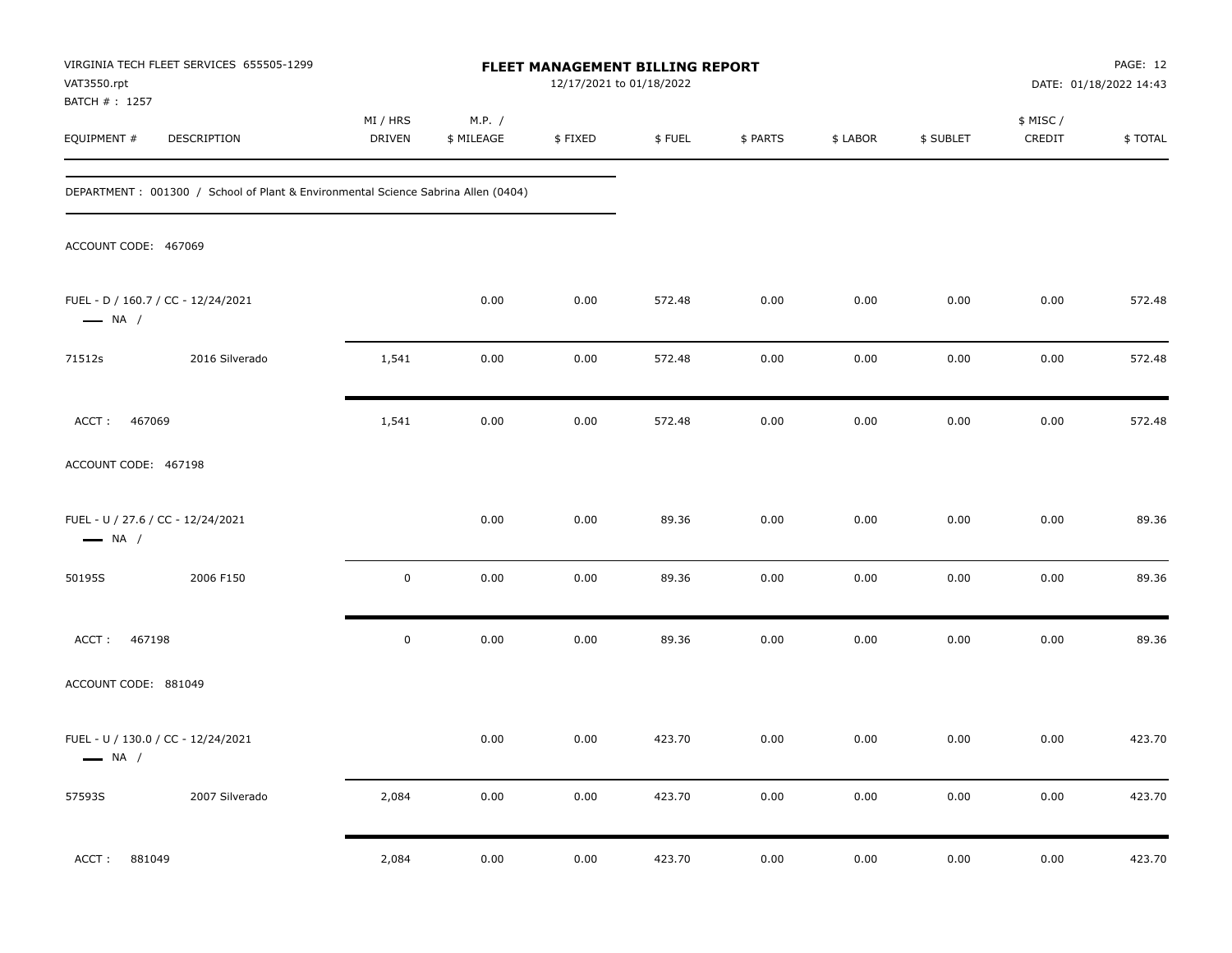VIRGINIA TECH FLEET SERVICES 655505-1299
VAT3550.rpt
BATCH # : 1257

**FLEET MANAGEMENT BILLING REPORT**
12/17/2021 to 01/18/2022

DATE: 01/18/2022 14:43

| EQUIPMENT # | DESCRIPTION | MI / HRS DRIVEN | M.P. / $ MILEAGE | $ FIXED | $ FUEL | $ PARTS | $ LABOR | $ SUBLET | $ MISC / CREDIT | $ TOTAL |
|---|---|---|---|---|---|---|---|---|---|---|
| DEPARTMENT : 001300 / School of Plant & Environmental Science Sabrina Allen (0404) | | | | | | | | | | |
| ACCOUNT CODE: 467069 | | | | | | | | | | |
| FUEL - D / 160.7 / CC - 12/24/2021 — NA / | | | 0.00 | 0.00 | 572.48 | 0.00 | 0.00 | 0.00 | 0.00 | 572.48 |
| 71512s | 2016 Silverado | 1,541 | 0.00 | 0.00 | 572.48 | 0.00 | 0.00 | 0.00 | 0.00 | 572.48 |
| ACCT : 467069 | | 1,541 | 0.00 | 0.00 | 572.48 | 0.00 | 0.00 | 0.00 | 0.00 | 572.48 |
| ACCOUNT CODE: 467198 | | | | | | | | | | |
| FUEL - U / 27.6 / CC - 12/24/2021 — NA / | | | 0.00 | 0.00 | 89.36 | 0.00 | 0.00 | 0.00 | 0.00 | 89.36 |
| 50195S | 2006 F150 | 0 | 0.00 | 0.00 | 89.36 | 0.00 | 0.00 | 0.00 | 0.00 | 89.36 |
| ACCT : 467198 | | 0 | 0.00 | 0.00 | 89.36 | 0.00 | 0.00 | 0.00 | 0.00 | 89.36 |
| ACCOUNT CODE: 881049 | | | | | | | | | | |
| FUEL - U / 130.0 / CC - 12/24/2021 — NA / | | | 0.00 | 0.00 | 423.70 | 0.00 | 0.00 | 0.00 | 0.00 | 423.70 |
| 57593S | 2007 Silverado | 2,084 | 0.00 | 0.00 | 423.70 | 0.00 | 0.00 | 0.00 | 0.00 | 423.70 |
| ACCT : 881049 | | 2,084 | 0.00 | 0.00 | 423.70 | 0.00 | 0.00 | 0.00 | 0.00 | 423.70 |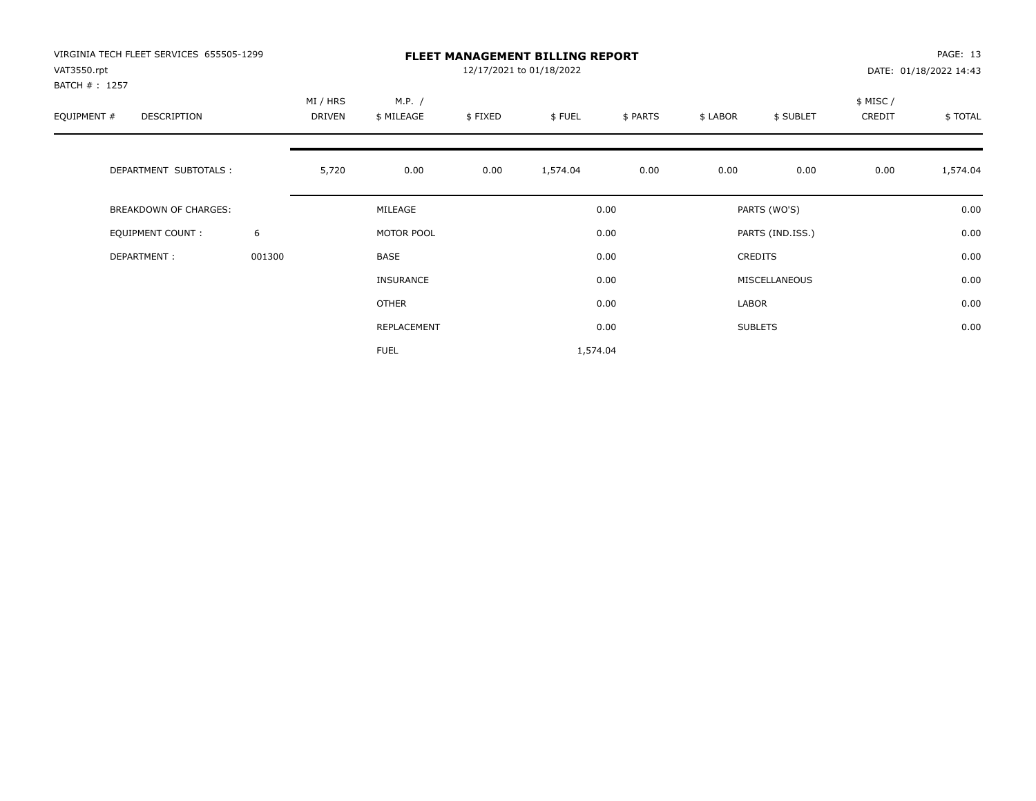VIRGINIA TECH FLEET SERVICES 655505-1299
VAT3550.rpt
BATCH # : 1257

# FLEET MANAGEMENT BILLING REPORT

12/17/2021 to 01/18/2022

PAGE: 13
DATE: 01/18/2022 14:43

| EQUIPMENT # | DESCRIPTION | MI / HRS DRIVEN | M.P. / $ MILEAGE | $ FIXED | $ FUEL | $ PARTS | $ LABOR | $ SUBLET | $ MISC / CREDIT | $ TOTAL |
|---|---|---|---|---|---|---|---|---|---|---|
| | DEPARTMENT SUBTOTALS : | 5,720 | 0.00 | 0.00 | 1,574.04 | 0.00 | 0.00 | 0.00 | 0.00 | 1,574.04 |

| | | | | | |
|---|---|---|---|---|---|
| BREAKDOWN OF CHARGES: | | MILEAGE | 0.00 | PARTS (WO'S) | 0.00 |
| EQUIPMENT COUNT : | 6 | MOTOR POOL | 0.00 | PARTS (IND.ISS.) | 0.00 |
| DEPARTMENT : | 001300 | BASE | 0.00 | CREDITS | 0.00 |
| | | INSURANCE | 0.00 | MISCELLANEOUS | 0.00 |
| | | OTHER | 0.00 | LABOR | 0.00 |
| | | REPLACEMENT | 0.00 | SUBLETS | 0.00 |
| | | FUEL | 1,574.04 | | |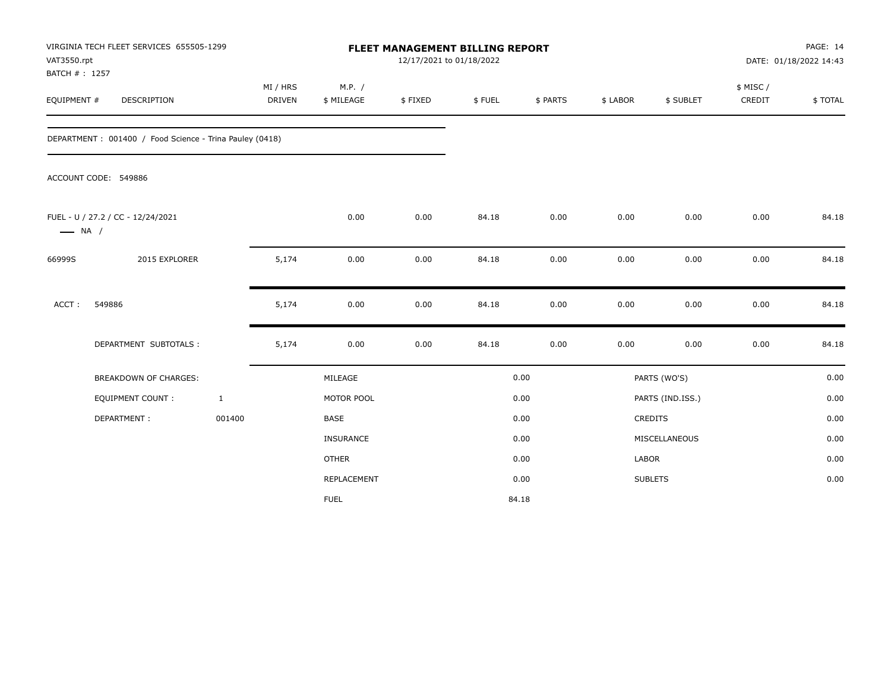VIRGINIA TECH FLEET SERVICES 655505-1299
VAT3550.rpt
BATCH # : 1257

# FLEET MANAGEMENT BILLING REPORT

12/17/2021 to 01/18/2022

DATE: 01/18/2022 14:43

| EQUIPMENT # | DESCRIPTION | MI / HRS DRIVEN | M.P. / $ MILEAGE | $ FIXED | $ FUEL | $ PARTS | $ LABOR | $ SUBLET | $ MISC / CREDIT | $ TOTAL |
|---|---|---|---|---|---|---|---|---|---|---|
| DEPARTMENT : 001400 / Food Science - Trina Pauley (0418) | | | | | | | | | | |
| ACCOUNT CODE: 549886 | | | | | | | | | | |
| FUEL - U / 27.2 / CC - 12/24/2021 —— NA / | | | 0.00 | 0.00 | 84.18 | 0.00 | 0.00 | 0.00 | 0.00 | 84.18 |
| 66999S | 2015 EXPLORER | 5,174 | 0.00 | 0.00 | 84.18 | 0.00 | 0.00 | 0.00 | 0.00 | 84.18 |
| ACCT : | 549886 | 5,174 | 0.00 | 0.00 | 84.18 | 0.00 | 0.00 | 0.00 | 0.00 | 84.18 |
| | DEPARTMENT SUBTOTALS : | 5,174 | 0.00 | 0.00 | 84.18 | 0.00 | 0.00 | 0.00 | 0.00 | 84.18 |

| | | | | | |
|---|---|---|---|---|---|
| BREAKDOWN OF CHARGES: | | MILEAGE | 0.00 | PARTS (WO'S) | 0.00 |
| EQUIPMENT COUNT : | 1 | MOTOR POOL | 0.00 | PARTS (IND.ISS.) | 0.00 |
| DEPARTMENT : | 001400 | BASE | 0.00 | CREDITS | 0.00 |
| | | INSURANCE | 0.00 | MISCELLANEOUS | 0.00 |
| | | OTHER | 0.00 | LABOR | 0.00 |
| | | REPLACEMENT | 0.00 | SUBLETS | 0.00 |
| | | FUEL | 84.18 | | |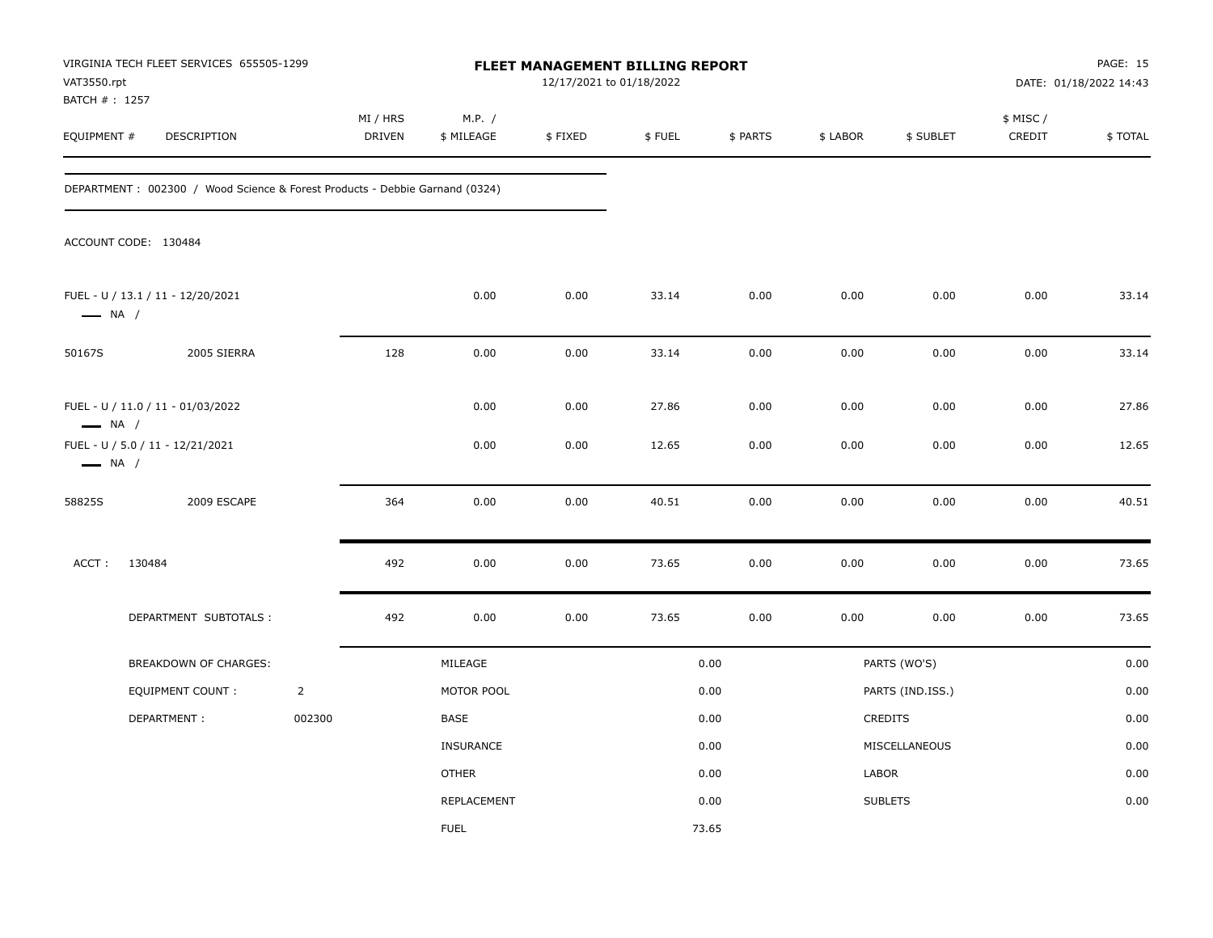VIRGINIA TECH FLEET SERVICES 655505-1299
VAT3550.rpt
BATCH # : 1257

# FLEET MANAGEMENT BILLING REPORT

12/17/2021 to 01/18/2022

PAGE: 15
DATE: 01/18/2022 14:43

| EQUIPMENT # | DESCRIPTION | MI / HRS DRIVEN | M.P. / $ MILEAGE | $ FIXED | $ FUEL | $ PARTS | $ LABOR | $ SUBLET | $ MISC / CREDIT | $ TOTAL |
|---|---|---|---|---|---|---|---|---|---|---|

DEPARTMENT : 002300 / Wood Science & Forest Products - Debbie Garnand (0324)

ACCOUNT CODE: 130484

| EQUIPMENT # | DESCRIPTION | MI / HRS DRIVEN | M.P. / $ MILEAGE | $ FIXED | $ FUEL | $ PARTS | $ LABOR | $ SUBLET | $ MISC / CREDIT | $ TOTAL |
|---|---|---|---|---|---|---|---|---|---|---|
| FUEL - U / 13.1 / 11 - 12/20/2021 — NA / | | | 0.00 | 0.00 | 33.14 | 0.00 | 0.00 | 0.00 | 0.00 | 33.14 |
| 50167S | 2005 SIERRA | 128 | 0.00 | 0.00 | 33.14 | 0.00 | 0.00 | 0.00 | 0.00 | 33.14 |
| FUEL - U / 11.0 / 11 - 01/03/2022 — NA / | | | 0.00 | 0.00 | 27.86 | 0.00 | 0.00 | 0.00 | 0.00 | 27.86 |
| FUEL - U / 5.0 / 11 - 12/21/2021 — NA / | | | 0.00 | 0.00 | 12.65 | 0.00 | 0.00 | 0.00 | 0.00 | 12.65 |
| 58825S | 2009 ESCAPE | 364 | 0.00 | 0.00 | 40.51 | 0.00 | 0.00 | 0.00 | 0.00 | 40.51 |
| ACCT : 130484 | | 492 | 0.00 | 0.00 | 73.65 | 0.00 | 0.00 | 0.00 | 0.00 | 73.65 |
| | DEPARTMENT SUBTOTALS : | 492 | 0.00 | 0.00 | 73.65 | 0.00 | 0.00 | 0.00 | 0.00 | 73.65 |

| BREAKDOWN OF CHARGES: | | MILEAGE | 0.00 | PARTS (WO'S) | 0.00 |
|---|---|---|---|---|---|
| EQUIPMENT COUNT : | 2 | MOTOR POOL | 0.00 | PARTS (IND.ISS.) | 0.00 |
| DEPARTMENT : | 002300 | BASE | 0.00 | CREDITS | 0.00 |
| | | INSURANCE | 0.00 | MISCELLANEOUS | 0.00 |
| | | OTHER | 0.00 | LABOR | 0.00 |
| | | REPLACEMENT | 0.00 | SUBLETS | 0.00 |
| | | FUEL | 73.65 | | |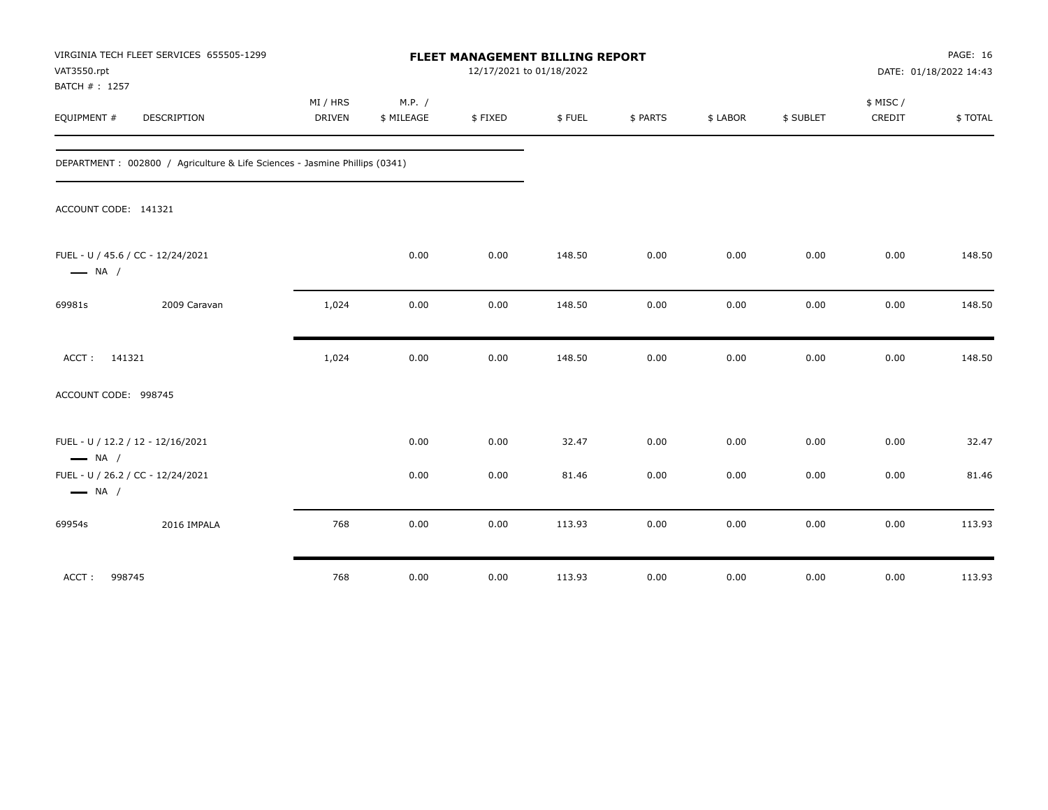VIRGINIA TECH FLEET SERVICES 655505-1299
VAT3550.rpt
BATCH # : 1257

**FLEET MANAGEMENT BILLING REPORT**
12/17/2021 to 01/18/2022

DATE: 01/18/2022 14:43

| EQUIPMENT # | DESCRIPTION | MI / HRS DRIVEN | M.P. / $ MILEAGE | $ FIXED | $ FUEL | $ PARTS | $ LABOR | $ SUBLET | $ MISC / CREDIT | $ TOTAL |
|---|---|---|---|---|---|---|---|---|---|---|

DEPARTMENT : 002800 / Agriculture & Life Sciences - Jasmine Phillips (0341)

ACCOUNT CODE: 141321

| EQUIPMENT # | DESCRIPTION | MI / HRS DRIVEN | M.P. / $ MILEAGE | $ FIXED | $ FUEL | $ PARTS | $ LABOR | $ SUBLET | $ MISC / CREDIT | $ TOTAL |
|---|---|---|---|---|---|---|---|---|---|---|
| FUEL - U / 45.6 / CC - 12/24/2021 — NA / | | | 0.00 | 0.00 | 148.50 | 0.00 | 0.00 | 0.00 | 0.00 | 148.50 |
| 69981s | 2009 Caravan | 1,024 | 0.00 | 0.00 | 148.50 | 0.00 | 0.00 | 0.00 | 0.00 | 148.50 |
| ACCT : 141321 | | 1,024 | 0.00 | 0.00 | 148.50 | 0.00 | 0.00 | 0.00 | 0.00 | 148.50 |

ACCOUNT CODE: 998745

| EQUIPMENT # | DESCRIPTION | MI / HRS DRIVEN | M.P. / $ MILEAGE | $ FIXED | $ FUEL | $ PARTS | $ LABOR | $ SUBLET | $ MISC / CREDIT | $ TOTAL |
|---|---|---|---|---|---|---|---|---|---|---|
| FUEL - U / 12.2 / 12 - 12/16/2021 — NA / | | | 0.00 | 0.00 | 32.47 | 0.00 | 0.00 | 0.00 | 0.00 | 32.47 |
| FUEL - U / 26.2 / CC - 12/24/2021 — NA / | | | 0.00 | 0.00 | 81.46 | 0.00 | 0.00 | 0.00 | 0.00 | 81.46 |
| 69954s | 2016 IMPALA | 768 | 0.00 | 0.00 | 113.93 | 0.00 | 0.00 | 0.00 | 0.00 | 113.93 |
| ACCT : 998745 | | 768 | 0.00 | 0.00 | 113.93 | 0.00 | 0.00 | 0.00 | 0.00 | 113.93 |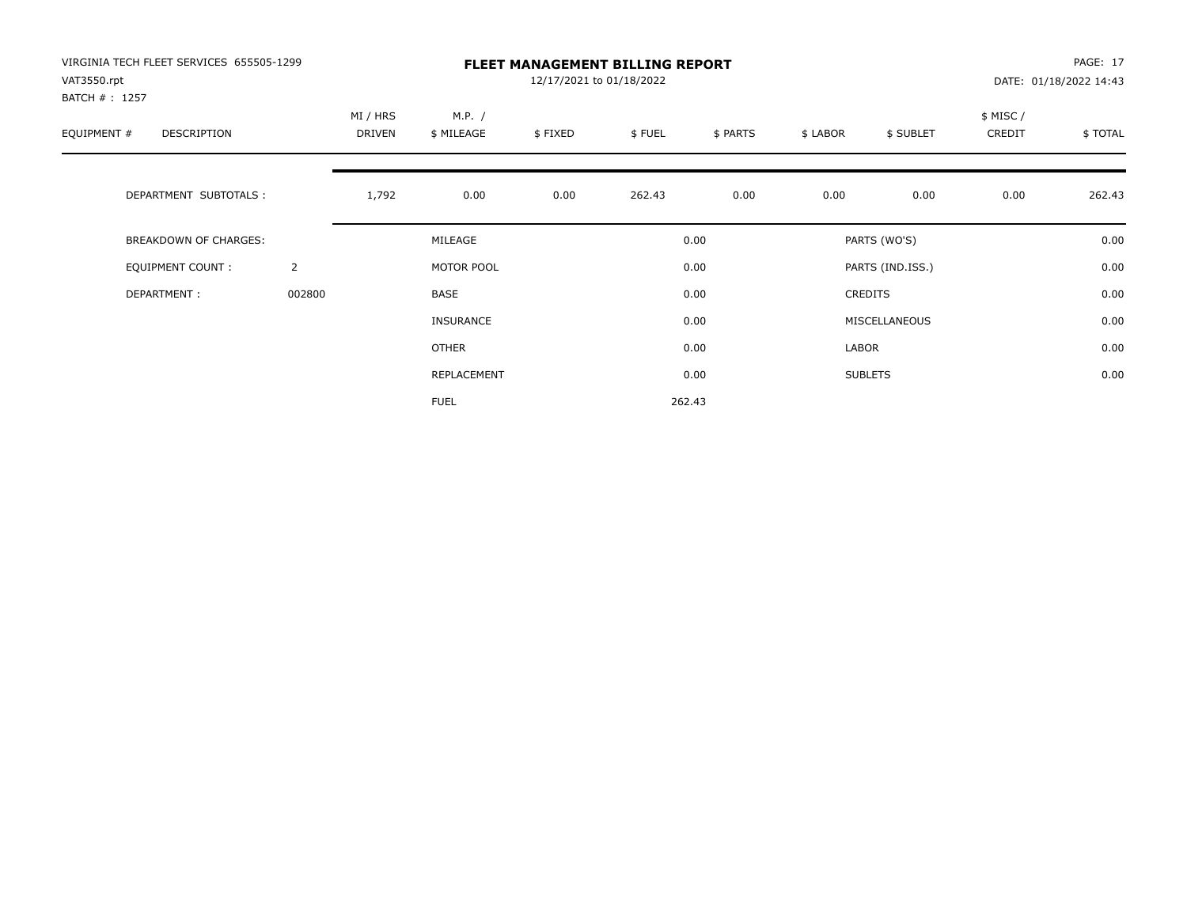VIRGINIA TECH FLEET SERVICES 655505-1299
VAT3550.rpt
BATCH # : 1257

# FLEET MANAGEMENT BILLING REPORT

12/17/2021 to 01/18/2022

PAGE: 17
DATE: 01/18/2022 14:43

| EQUIPMENT # | DESCRIPTION | | MI / HRS DRIVEN | M.P. / $ MILEAGE | $ FIXED | $ FUEL | $ PARTS | $ LABOR | $ SUBLET | $ MISC / CREDIT | $ TOTAL |
|---|---|---|---|---|---|---|---|---|---|---|---|
| | DEPARTMENT SUBTOTALS : | | 1,792 | 0.00 | 0.00 | 262.43 | 0.00 | 0.00 | 0.00 | 0.00 | 262.43 |

| | | | | | |
|---|---|---|---|---|---|
| BREAKDOWN OF CHARGES: | | MILEAGE | 0.00 | PARTS (WO'S) | 0.00 |
| EQUIPMENT COUNT : | 2 | MOTOR POOL | 0.00 | PARTS (IND.ISS.) | 0.00 |
| DEPARTMENT : | 002800 | BASE | 0.00 | CREDITS | 0.00 |
| | | INSURANCE | 0.00 | MISCELLANEOUS | 0.00 |
| | | OTHER | 0.00 | LABOR | 0.00 |
| | | REPLACEMENT | 0.00 | SUBLETS | 0.00 |
| | | FUEL | 262.43 | | |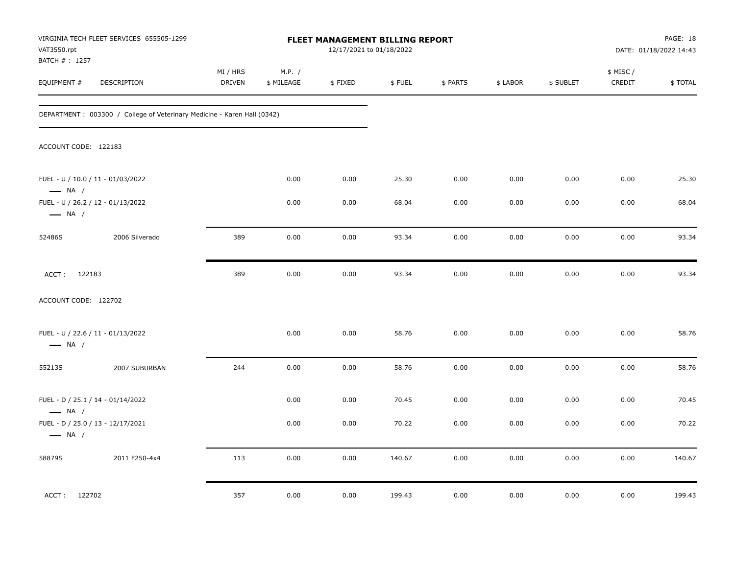VIRGINIA TECH FLEET SERVICES 655505-1299
VAT3550.rpt
BATCH # : 1257

**FLEET MANAGEMENT BILLING REPORT**
12/17/2021 to 01/18/2022

DATE: 01/18/2022 14:43

| EQUIPMENT # | DESCRIPTION | MI / HRS DRIVEN | M.P. / $ MILEAGE | $ FIXED | $ FUEL | $ PARTS | $ LABOR | $ SUBLET | $ MISC / CREDIT | $ TOTAL |
|---|---|---|---|---|---|---|---|---|---|---|
| DEPARTMENT : 003300 / College of Veterinary Medicine - Karen Hall (0342) | | | | | | | | | | |
| ACCOUNT CODE: 122183 | | | | | | | | | | |
| FUEL - U / 10.0 / 11 - 01/03/2022 — NA / | | | 0.00 | 0.00 | 25.30 | 0.00 | 0.00 | 0.00 | 0.00 | 25.30 |
| FUEL - U / 26.2 / 12 - 01/13/2022 — NA / | | | 0.00 | 0.00 | 68.04 | 0.00 | 0.00 | 0.00 | 0.00 | 68.04 |
| 52486S | 2006 Silverado | 389 | 0.00 | 0.00 | 93.34 | 0.00 | 0.00 | 0.00 | 0.00 | 93.34 |
| ACCT : 122183 | | 389 | 0.00 | 0.00 | 93.34 | 0.00 | 0.00 | 0.00 | 0.00 | 93.34 |
| ACCOUNT CODE: 122702 | | | | | | | | | | |
| FUEL - U / 22.6 / 11 - 01/13/2022 — NA / | | | 0.00 | 0.00 | 58.76 | 0.00 | 0.00 | 0.00 | 0.00 | 58.76 |
| 55213S | 2007 SUBURBAN | 244 | 0.00 | 0.00 | 58.76 | 0.00 | 0.00 | 0.00 | 0.00 | 58.76 |
| FUEL - D / 25.1 / 14 - 01/14/2022 — NA / | | | 0.00 | 0.00 | 70.45 | 0.00 | 0.00 | 0.00 | 0.00 | 70.45 |
| FUEL - D / 25.0 / 13 - 12/17/2021 — NA / | | | 0.00 | 0.00 | 70.22 | 0.00 | 0.00 | 0.00 | 0.00 | 70.22 |
| 58879S | 2011 F250-4x4 | 113 | 0.00 | 0.00 | 140.67 | 0.00 | 0.00 | 0.00 | 0.00 | 140.67 |
| ACCT : 122702 | | 357 | 0.00 | 0.00 | 199.43 | 0.00 | 0.00 | 0.00 | 0.00 | 199.43 |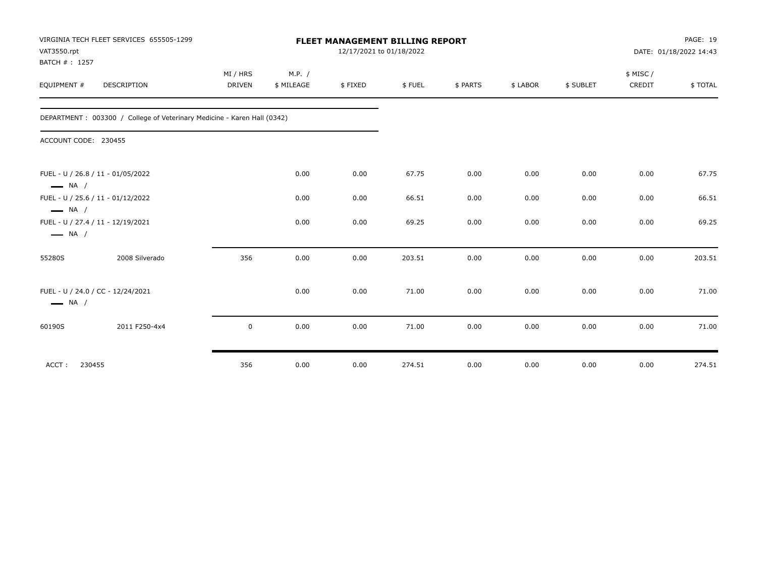VIRGINIA TECH FLEET SERVICES 655505-1299
VAT3550.rpt
BATCH # : 1257

# FLEET MANAGEMENT BILLING REPORT

12/17/2021 to 01/18/2022

DATE: 01/18/2022 14:43

| EQUIPMENT # | DESCRIPTION | MI / HRS DRIVEN | M.P. / $ MILEAGE | $ FIXED | $ FUEL | $ PARTS | $ LABOR | $ SUBLET | $ MISC / CREDIT | $ TOTAL |
|---|---|---|---|---|---|---|---|---|---|---|
| DEPARTMENT : 003300 / College of Veterinary Medicine - Karen Hall (0342) | | | | | | | | | | |
| ACCOUNT CODE: 230455 | | | | | | | | | | |
| FUEL - U / 26.8 / 11 - 01/05/2022 — NA / | | | 0.00 | 0.00 | 67.75 | 0.00 | 0.00 | 0.00 | 0.00 | 67.75 |
| FUEL - U / 25.6 / 11 - 01/12/2022 — NA / | | | 0.00 | 0.00 | 66.51 | 0.00 | 0.00 | 0.00 | 0.00 | 66.51 |
| FUEL - U / 27.4 / 11 - 12/19/2021 — NA / | | | 0.00 | 0.00 | 69.25 | 0.00 | 0.00 | 0.00 | 0.00 | 69.25 |
| 55280S | 2008 Silverado | 356 | 0.00 | 0.00 | 203.51 | 0.00 | 0.00 | 0.00 | 0.00 | 203.51 |
| FUEL - U / 24.0 / CC - 12/24/2021 — NA / | | | 0.00 | 0.00 | 71.00 | 0.00 | 0.00 | 0.00 | 0.00 | 71.00 |
| 60190S | 2011 F250-4x4 | 0 | 0.00 | 0.00 | 71.00 | 0.00 | 0.00 | 0.00 | 0.00 | 71.00 |
| ACCT : 230455 | | 356 | 0.00 | 0.00 | 274.51 | 0.00 | 0.00 | 0.00 | 0.00 | 274.51 |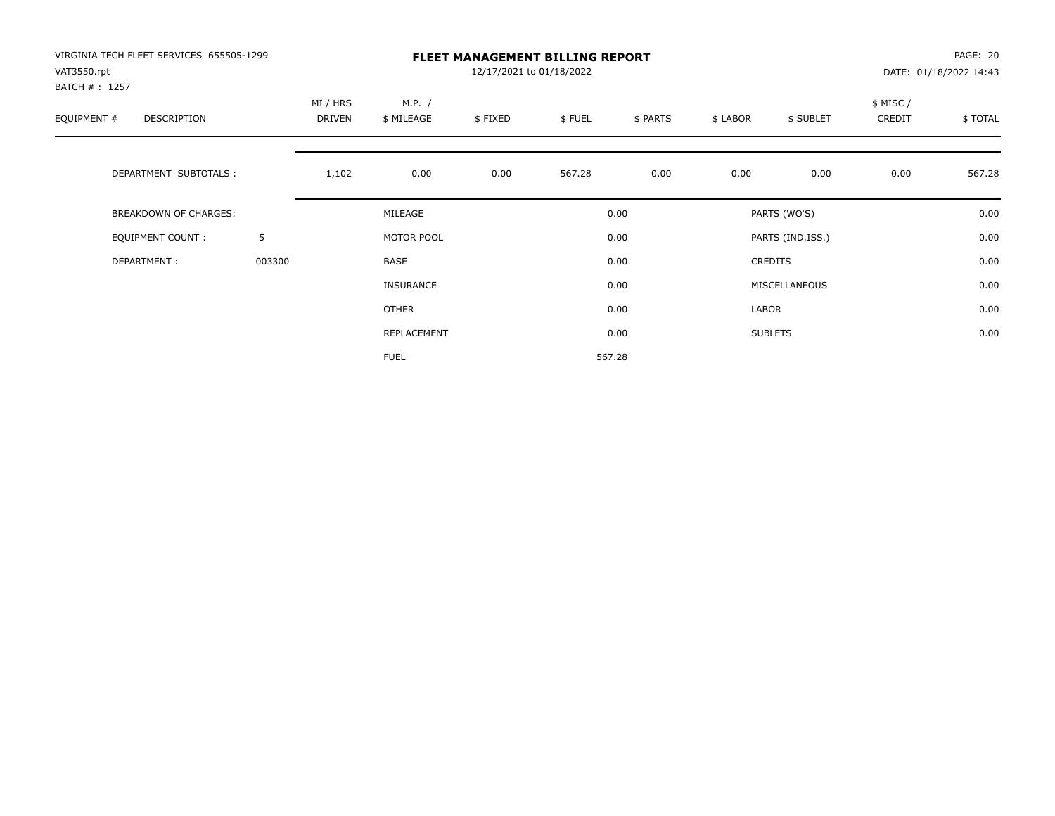VIRGINIA TECH FLEET SERVICES 655505-1299
VAT3550.rpt
BATCH # : 1257

**FLEET MANAGEMENT BILLING REPORT**
12/17/2021 to 01/18/2022

DATE: 01/18/2022 14:43

| EQUIPMENT # | DESCRIPTION | MI / HRS DRIVEN | M.P. / $ MILEAGE | $ FIXED | $ FUEL | $ PARTS | $ LABOR | $ SUBLET | $ MISC / CREDIT | $ TOTAL |
|---|---|---|---|---|---|---|---|---|---|---|
| | DEPARTMENT SUBTOTALS : | 1,102 | 0.00 | 0.00 | 567.28 | 0.00 | 0.00 | 0.00 | 0.00 | 567.28 |

| | | | | | |
|---|---|---|---|---|---|
| BREAKDOWN OF CHARGES: | | MILEAGE | 0.00 | PARTS (WO'S) | 0.00 |
| EQUIPMENT COUNT : | 5 | MOTOR POOL | 0.00 | PARTS (IND.ISS.) | 0.00 |
| DEPARTMENT : | 003300 | BASE | 0.00 | CREDITS | 0.00 |
| | | INSURANCE | 0.00 | MISCELLANEOUS | 0.00 |
| | | OTHER | 0.00 | LABOR | 0.00 |
| | | REPLACEMENT | 0.00 | SUBLETS | 0.00 |
| | | FUEL | 567.28 | | |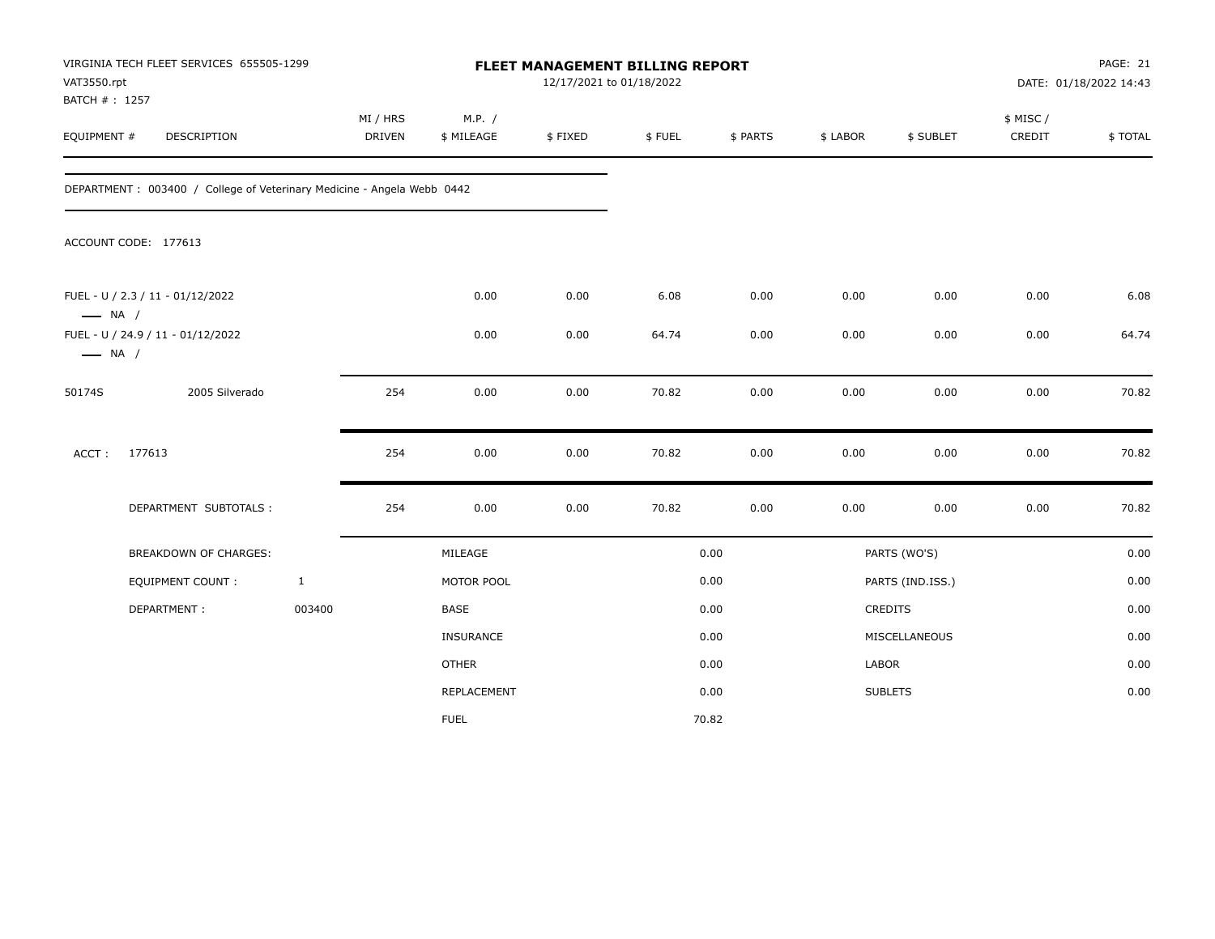VIRGINIA TECH FLEET SERVICES 655505-1299
VAT3550.rpt
BATCH # : 1257

# FLEET MANAGEMENT BILLING REPORT

12/17/2021 to 01/18/2022

PAGE: 21
DATE: 01/18/2022 14:43

| EQUIPMENT # | DESCRIPTION | MI / HRS DRIVEN | M.P. / $ MILEAGE | $ FIXED | $ FUEL | $ PARTS | $ LABOR | $ SUBLET | $ MISC / CREDIT | $ TOTAL |
|---|---|---|---|---|---|---|---|---|---|---|

DEPARTMENT : 003400 / College of Veterinary Medicine - Angela Webb 0442

ACCOUNT CODE: 177613

| EQUIPMENT # | DESCRIPTION | MI / HRS DRIVEN | M.P. / $ MILEAGE | $ FIXED | $ FUEL | $ PARTS | $ LABOR | $ SUBLET | $ MISC / CREDIT | $ TOTAL |
|---|---|---|---|---|---|---|---|---|---|---|
| FUEL - U / 2.3 / 11 - 01/12/2022 — NA / | | | 0.00 | 0.00 | 6.08 | 0.00 | 0.00 | 0.00 | 0.00 | 6.08 |
| FUEL - U / 24.9 / 11 - 01/12/2022 — NA / | | | 0.00 | 0.00 | 64.74 | 0.00 | 0.00 | 0.00 | 0.00 | 64.74 |
| 50174S | 2005 Silverado | 254 | 0.00 | 0.00 | 70.82 | 0.00 | 0.00 | 0.00 | 0.00 | 70.82 |
| ACCT : | 177613 | 254 | 0.00 | 0.00 | 70.82 | 0.00 | 0.00 | 0.00 | 0.00 | 70.82 |
| | DEPARTMENT SUBTOTALS : | 254 | 0.00 | 0.00 | 70.82 | 0.00 | 0.00 | 0.00 | 0.00 | 70.82 |

| BREAKDOWN OF CHARGES: | | MILEAGE | 0.00 | PARTS (WO'S) | 0.00 |
|---|---|---|---|---|---|
| EQUIPMENT COUNT : | 1 | MOTOR POOL | 0.00 | PARTS (IND.ISS.) | 0.00 |
| DEPARTMENT : | 003400 | BASE | 0.00 | CREDITS | 0.00 |
| | | INSURANCE | 0.00 | MISCELLANEOUS | 0.00 |
| | | OTHER | 0.00 | LABOR | 0.00 |
| | | REPLACEMENT | 0.00 | SUBLETS | 0.00 |
| | | FUEL | 70.82 | | |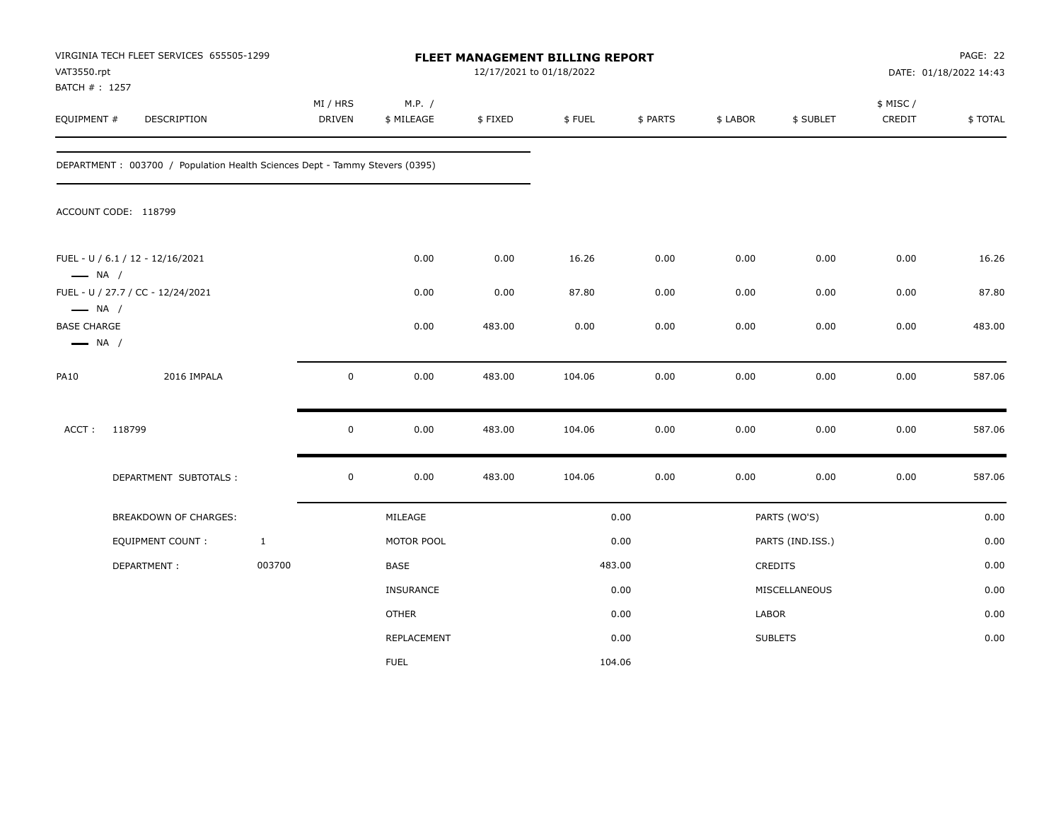VIRGINIA TECH FLEET SERVICES 655505-1299
VAT3550.rpt
BATCH # : 1257

**FLEET MANAGEMENT BILLING REPORT**
12/17/2021 to 01/18/2022

PAGE: 22
DATE: 01/18/2022 14:43

DEPARTMENT : 003700 / Population Health Sciences Dept - Tammy Stevers (0395)

ACCOUNT CODE: 118799

| EQUIPMENT # | DESCRIPTION | MI / HRS DRIVEN | M.P. / $ MILEAGE | $ FIXED | $ FUEL | $ PARTS | $ LABOR | $ SUBLET | $ MISC / CREDIT | $ TOTAL |
|---|---|---|---|---|---|---|---|---|---|---|
| FUEL - U / 6.1 / 12 - 12/16/2021 — NA / | | | 0.00 | 0.00 | 16.26 | 0.00 | 0.00 | 0.00 | 0.00 | 16.26 |
| FUEL - U / 27.7 / CC - 12/24/2021 — NA / | | | 0.00 | 0.00 | 87.80 | 0.00 | 0.00 | 0.00 | 0.00 | 87.80 |
| BASE CHARGE — NA / | | | 0.00 | 483.00 | 0.00 | 0.00 | 0.00 | 0.00 | 0.00 | 483.00 |
| PA10 | 2016 IMPALA | 0 | 0.00 | 483.00 | 104.06 | 0.00 | 0.00 | 0.00 | 0.00 | 587.06 |
| ACCT : 118799 | | 0 | 0.00 | 483.00 | 104.06 | 0.00 | 0.00 | 0.00 | 0.00 | 587.06 |
| | DEPARTMENT SUBTOTALS : | 0 | 0.00 | 483.00 | 104.06 | 0.00 | 0.00 | 0.00 | 0.00 | 587.06 |

| BREAKDOWN OF CHARGES: | | | | | |
|---|---|---|---|---|---|
| EQUIPMENT COUNT : | 1 | MILEAGE | 0.00 | PARTS (WO'S) | 0.00 |
| DEPARTMENT : | 003700 | MOTOR POOL | 0.00 | PARTS (IND.ISS.) | 0.00 |
| | | BASE | 483.00 | CREDITS | 0.00 |
| | | INSURANCE | 0.00 | MISCELLANEOUS | 0.00 |
| | | OTHER | 0.00 | LABOR | 0.00 |
| | | REPLACEMENT | 0.00 | SUBLETS | 0.00 |
| | | FUEL | 104.06 | | |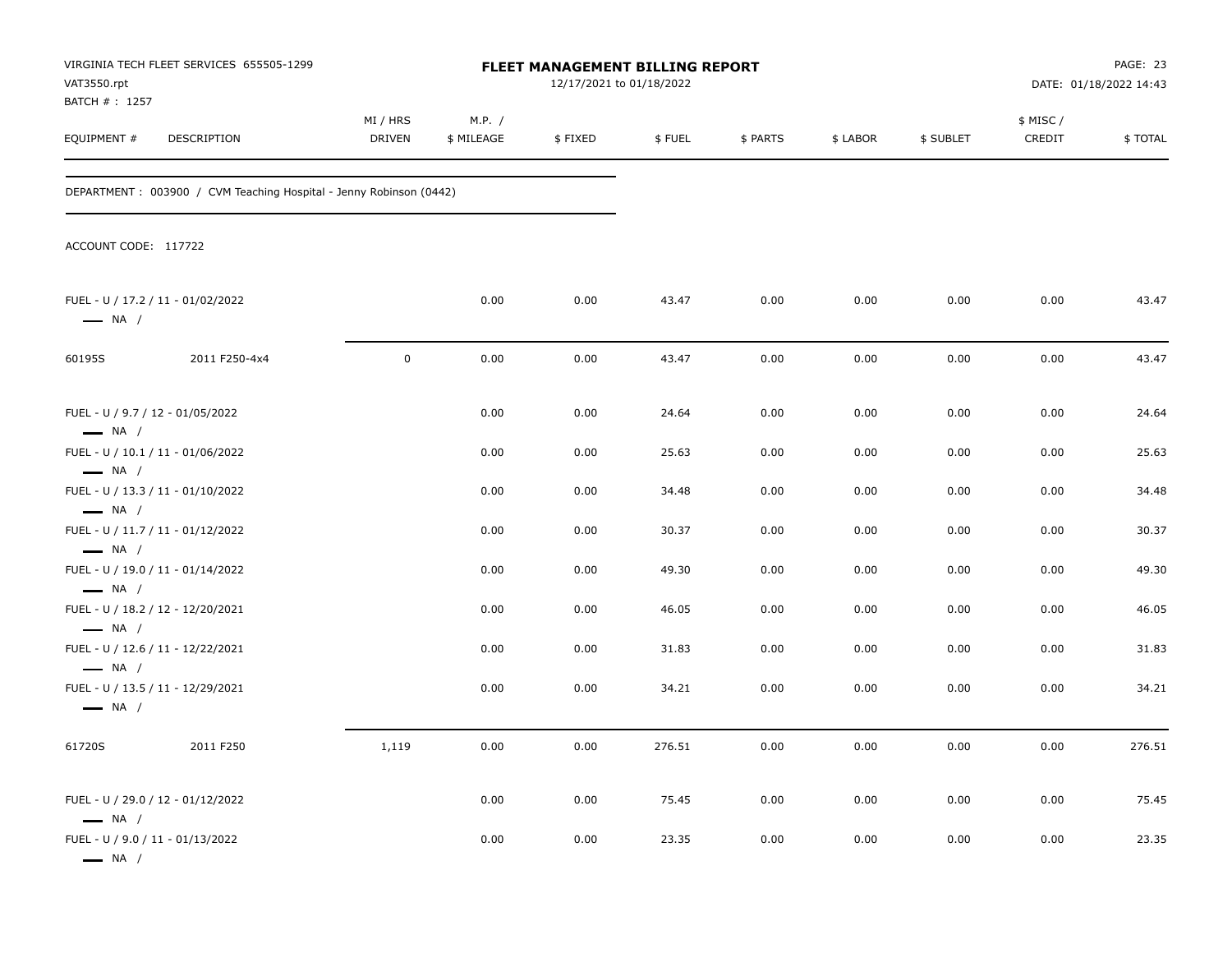VIRGINIA TECH FLEET SERVICES 655505-1299
VAT3550.rpt
BATCH # : 1257

# FLEET MANAGEMENT BILLING REPORT

12/17/2021 to 01/18/2022

DATE: 01/18/2022 14:43

DEPARTMENT : 003900 / CVM Teaching Hospital - Jenny Robinson (0442)

ACCOUNT CODE: 117722

| EQUIPMENT # | DESCRIPTION | MI / HRS DRIVEN | M.P. / $ MILEAGE | $ FIXED | $ FUEL | $ PARTS | $ LABOR | $ SUBLET | $ MISC / CREDIT | $ TOTAL |
|---|---|---|---|---|---|---|---|---|---|---|
| FUEL - U / 17.2 / 11 - 01/02/2022 — NA / | | | 0.00 | 0.00 | 43.47 | 0.00 | 0.00 | 0.00 | 0.00 | 43.47 |
| 60195S | 2011 F250-4x4 | 0 | 0.00 | 0.00 | 43.47 | 0.00 | 0.00 | 0.00 | 0.00 | 43.47 |
| FUEL - U / 9.7 / 12 - 01/05/2022 — NA / | | | 0.00 | 0.00 | 24.64 | 0.00 | 0.00 | 0.00 | 0.00 | 24.64 |
| FUEL - U / 10.1 / 11 - 01/06/2022 — NA / | | | 0.00 | 0.00 | 25.63 | 0.00 | 0.00 | 0.00 | 0.00 | 25.63 |
| FUEL - U / 13.3 / 11 - 01/10/2022 — NA / | | | 0.00 | 0.00 | 34.48 | 0.00 | 0.00 | 0.00 | 0.00 | 34.48 |
| FUEL - U / 11.7 / 11 - 01/12/2022 — NA / | | | 0.00 | 0.00 | 30.37 | 0.00 | 0.00 | 0.00 | 0.00 | 30.37 |
| FUEL - U / 19.0 / 11 - 01/14/2022 — NA / | | | 0.00 | 0.00 | 49.30 | 0.00 | 0.00 | 0.00 | 0.00 | 49.30 |
| FUEL - U / 18.2 / 12 - 12/20/2021 — NA / | | | 0.00 | 0.00 | 46.05 | 0.00 | 0.00 | 0.00 | 0.00 | 46.05 |
| FUEL - U / 12.6 / 11 - 12/22/2021 — NA / | | | 0.00 | 0.00 | 31.83 | 0.00 | 0.00 | 0.00 | 0.00 | 31.83 |
| FUEL - U / 13.5 / 11 - 12/29/2021 — NA / | | | 0.00 | 0.00 | 34.21 | 0.00 | 0.00 | 0.00 | 0.00 | 34.21 |
| 61720S | 2011 F250 | 1,119 | 0.00 | 0.00 | 276.51 | 0.00 | 0.00 | 0.00 | 0.00 | 276.51 |
| FUEL - U / 29.0 / 12 - 01/12/2022 — NA / | | | 0.00 | 0.00 | 75.45 | 0.00 | 0.00 | 0.00 | 0.00 | 75.45 |
| FUEL - U / 9.0 / 11 - 01/13/2022 — NA / | | | 0.00 | 0.00 | 23.35 | 0.00 | 0.00 | 0.00 | 0.00 | 23.35 |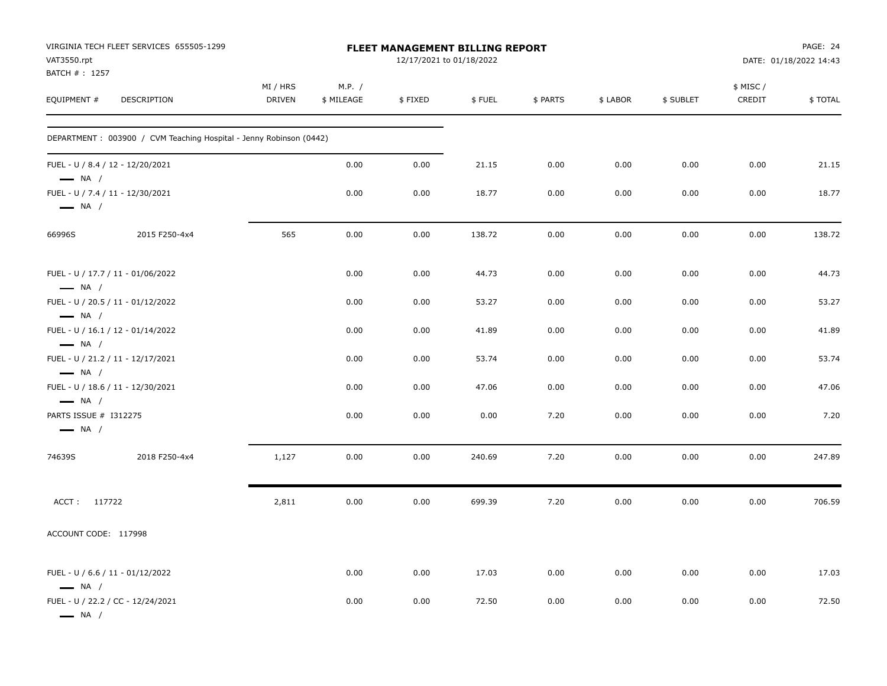VIRGINIA TECH FLEET SERVICES 655505-1299
VAT3550.rpt
BATCH # : 1257

**FLEET MANAGEMENT BILLING REPORT**
12/17/2021 to 01/18/2022

DATE: 01/18/2022 14:43

| EQUIPMENT # | DESCRIPTION | MI / HRS DRIVEN | M.P. / $ MILEAGE | $ FIXED | $ FUEL | $ PARTS | $ LABOR | $ SUBLET | $ MISC / CREDIT | $ TOTAL |
|---|---|---|---|---|---|---|---|---|---|---|
| DEPARTMENT : 003900 / CVM Teaching Hospital - Jenny Robinson (0442) | | | | | | | | | | |
| FUEL - U / 8.4 / 12 - 12/20/2021 — NA / | | | 0.00 | 0.00 | 21.15 | 0.00 | 0.00 | 0.00 | 0.00 | 21.15 |
| FUEL - U / 7.4 / 11 - 12/30/2021 — NA / | | | 0.00 | 0.00 | 18.77 | 0.00 | 0.00 | 0.00 | 0.00 | 18.77 |
| 66996S | 2015 F250-4x4 | 565 | 0.00 | 0.00 | 138.72 | 0.00 | 0.00 | 0.00 | 0.00 | 138.72 |
| FUEL - U / 17.7 / 11 - 01/06/2022 — NA / | | | 0.00 | 0.00 | 44.73 | 0.00 | 0.00 | 0.00 | 0.00 | 44.73 |
| FUEL - U / 20.5 / 11 - 01/12/2022 — NA / | | | 0.00 | 0.00 | 53.27 | 0.00 | 0.00 | 0.00 | 0.00 | 53.27 |
| FUEL - U / 16.1 / 12 - 01/14/2022 — NA / | | | 0.00 | 0.00 | 41.89 | 0.00 | 0.00 | 0.00 | 0.00 | 41.89 |
| FUEL - U / 21.2 / 11 - 12/17/2021 — NA / | | | 0.00 | 0.00 | 53.74 | 0.00 | 0.00 | 0.00 | 0.00 | 53.74 |
| FUEL - U / 18.6 / 11 - 12/30/2021 — NA / | | | 0.00 | 0.00 | 47.06 | 0.00 | 0.00 | 0.00 | 0.00 | 47.06 |
| PARTS ISSUE # I312275 — NA / | | | 0.00 | 0.00 | 0.00 | 7.20 | 0.00 | 0.00 | 0.00 | 7.20 |
| 74639S | 2018 F250-4x4 | 1,127 | 0.00 | 0.00 | 240.69 | 7.20 | 0.00 | 0.00 | 0.00 | 247.89 |
| ACCT : 117722 | | 2,811 | 0.00 | 0.00 | 699.39 | 7.20 | 0.00 | 0.00 | 0.00 | 706.59 |
| ACCOUNT CODE: 117998 | | | | | | | | | | |
| FUEL - U / 6.6 / 11 - 01/12/2022 — NA / | | | 0.00 | 0.00 | 17.03 | 0.00 | 0.00 | 0.00 | 0.00 | 17.03 |
| FUEL - U / 22.2 / CC - 12/24/2021 — NA / | | | 0.00 | 0.00 | 72.50 | 0.00 | 0.00 | 0.00 | 0.00 | 72.50 |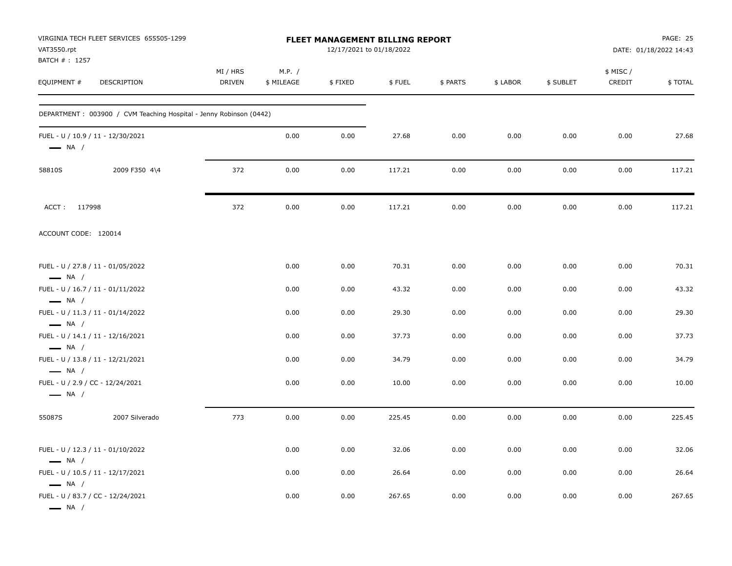VIRGINIA TECH FLEET SERVICES 655505-1299
VAT3550.rpt
BATCH # : 1257

**FLEET MANAGEMENT BILLING REPORT**
12/17/2021 to 01/18/2022

DATE: 01/18/2022 14:43

| EQUIPMENT # | DESCRIPTION | MI / HRS DRIVEN | M.P. / $ MILEAGE | $ FIXED | $ FUEL | $ PARTS | $ LABOR | $ SUBLET | $ MISC / CREDIT | $ TOTAL |
|---|---|---|---|---|---|---|---|---|---|---|
| DEPARTMENT : 003900 / CVM Teaching Hospital - Jenny Robinson (0442) | | | | | | | | | | |
| FUEL - U / 10.9 / 11 - 12/30/2021 — NA / | | | 0.00 | 0.00 | 27.68 | 0.00 | 0.00 | 0.00 | 0.00 | 27.68 |
| 58810S | 2009 F350 4\4 | 372 | 0.00 | 0.00 | 117.21 | 0.00 | 0.00 | 0.00 | 0.00 | 117.21 |
| ACCT : 117998 | | 372 | 0.00 | 0.00 | 117.21 | 0.00 | 0.00 | 0.00 | 0.00 | 117.21 |
| ACCOUNT CODE: 120014 | | | | | | | | | | |
| FUEL - U / 27.8 / 11 - 01/05/2022 — NA / | | | 0.00 | 0.00 | 70.31 | 0.00 | 0.00 | 0.00 | 0.00 | 70.31 |
| FUEL - U / 16.7 / 11 - 01/11/2022 — NA / | | | 0.00 | 0.00 | 43.32 | 0.00 | 0.00 | 0.00 | 0.00 | 43.32 |
| FUEL - U / 11.3 / 11 - 01/14/2022 — NA / | | | 0.00 | 0.00 | 29.30 | 0.00 | 0.00 | 0.00 | 0.00 | 29.30 |
| FUEL - U / 14.1 / 11 - 12/16/2021 — NA / | | | 0.00 | 0.00 | 37.73 | 0.00 | 0.00 | 0.00 | 0.00 | 37.73 |
| FUEL - U / 13.8 / 11 - 12/21/2021 — NA / | | | 0.00 | 0.00 | 34.79 | 0.00 | 0.00 | 0.00 | 0.00 | 34.79 |
| FUEL - U / 2.9 / CC - 12/24/2021 — NA / | | | 0.00 | 0.00 | 10.00 | 0.00 | 0.00 | 0.00 | 0.00 | 10.00 |
| 55087S | 2007 Silverado | 773 | 0.00 | 0.00 | 225.45 | 0.00 | 0.00 | 0.00 | 0.00 | 225.45 |
| FUEL - U / 12.3 / 11 - 01/10/2022 — NA / | | | 0.00 | 0.00 | 32.06 | 0.00 | 0.00 | 0.00 | 0.00 | 32.06 |
| FUEL - U / 10.5 / 11 - 12/17/2021 — NA / | | | 0.00 | 0.00 | 26.64 | 0.00 | 0.00 | 0.00 | 0.00 | 26.64 |
| FUEL - U / 83.7 / CC - 12/24/2021 — NA / | | | 0.00 | 0.00 | 267.65 | 0.00 | 0.00 | 0.00 | 0.00 | 267.65 |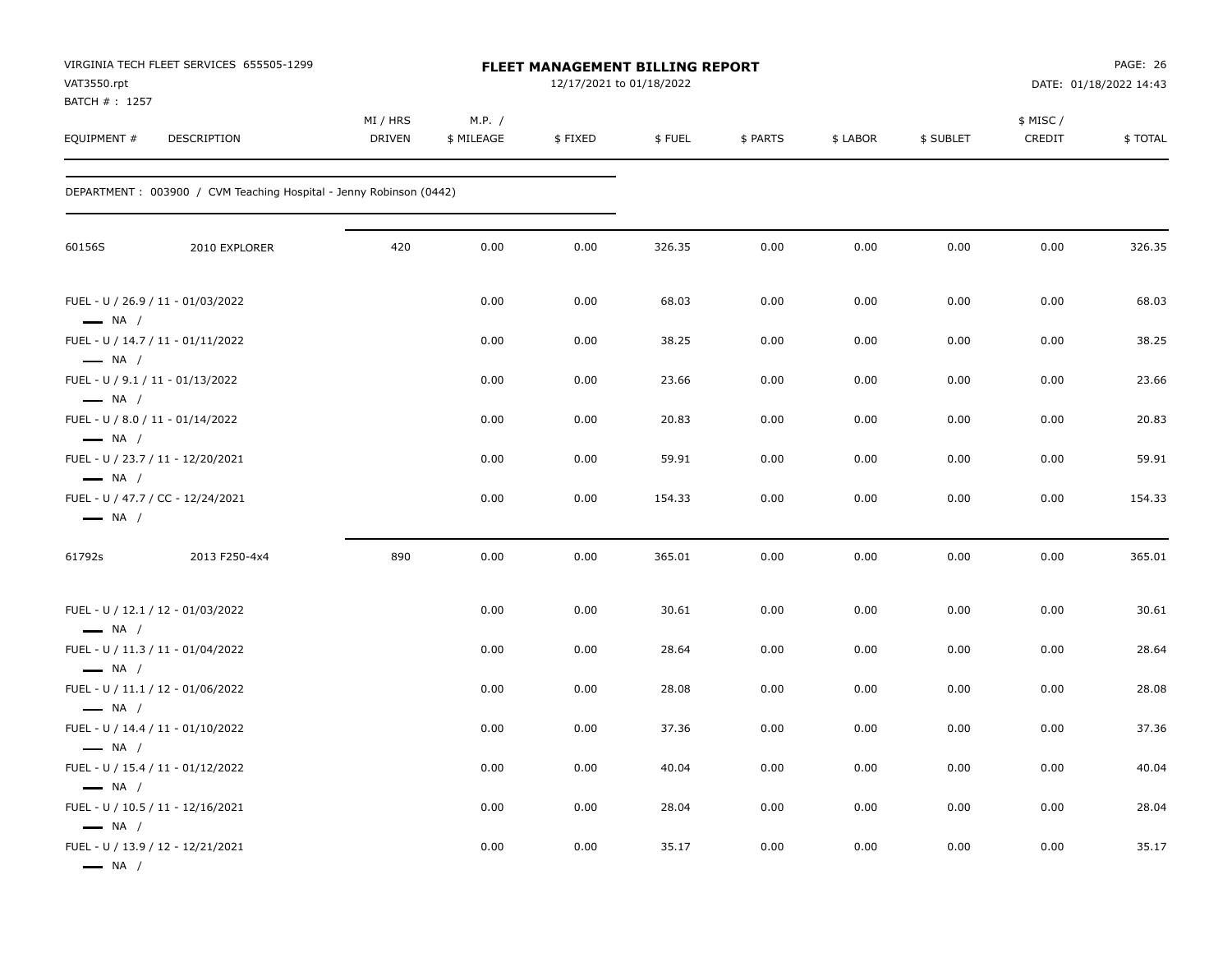VIRGINIA TECH FLEET SERVICES 655505-1299
VAT3550.rpt
BATCH # : 1257

**FLEET MANAGEMENT BILLING REPORT**
12/17/2021 to 01/18/2022

DATE: 01/18/2022 14:43

DEPARTMENT : 003900 / CVM Teaching Hospital - Jenny Robinson (0442)

| EQUIPMENT # | DESCRIPTION | MI / HRS DRIVEN | M.P. / $ MILEAGE | $ FIXED | $ FUEL | $ PARTS | $ LABOR | $ SUBLET | $ MISC / CREDIT | $ TOTAL |
|---|---|---|---|---|---|---|---|---|---|---|
| 60156S | 2010 EXPLORER | 420 | 0.00 | 0.00 | 326.35 | 0.00 | 0.00 | 0.00 | 0.00 | 326.35 |
| FUEL - U / 26.9 / 11 - 01/03/2022 — NA / | | | 0.00 | 0.00 | 68.03 | 0.00 | 0.00 | 0.00 | 0.00 | 68.03 |
| FUEL - U / 14.7 / 11 - 01/11/2022 — NA / | | | 0.00 | 0.00 | 38.25 | 0.00 | 0.00 | 0.00 | 0.00 | 38.25 |
| FUEL - U / 9.1 / 11 - 01/13/2022 — NA / | | | 0.00 | 0.00 | 23.66 | 0.00 | 0.00 | 0.00 | 0.00 | 23.66 |
| FUEL - U / 8.0 / 11 - 01/14/2022 — NA / | | | 0.00 | 0.00 | 20.83 | 0.00 | 0.00 | 0.00 | 0.00 | 20.83 |
| FUEL - U / 23.7 / 11 - 12/20/2021 — NA / | | | 0.00 | 0.00 | 59.91 | 0.00 | 0.00 | 0.00 | 0.00 | 59.91 |
| FUEL - U / 47.7 / CC - 12/24/2021 — NA / | | | 0.00 | 0.00 | 154.33 | 0.00 | 0.00 | 0.00 | 0.00 | 154.33 |
| 61792s | 2013 F250-4x4 | 890 | 0.00 | 0.00 | 365.01 | 0.00 | 0.00 | 0.00 | 0.00 | 365.01 |
| FUEL - U / 12.1 / 12 - 01/03/2022 — NA / | | | 0.00 | 0.00 | 30.61 | 0.00 | 0.00 | 0.00 | 0.00 | 30.61 |
| FUEL - U / 11.3 / 11 - 01/04/2022 — NA / | | | 0.00 | 0.00 | 28.64 | 0.00 | 0.00 | 0.00 | 0.00 | 28.64 |
| FUEL - U / 11.1 / 12 - 01/06/2022 — NA / | | | 0.00 | 0.00 | 28.08 | 0.00 | 0.00 | 0.00 | 0.00 | 28.08 |
| FUEL - U / 14.4 / 11 - 01/10/2022 — NA / | | | 0.00 | 0.00 | 37.36 | 0.00 | 0.00 | 0.00 | 0.00 | 37.36 |
| FUEL - U / 15.4 / 11 - 01/12/2022 — NA / | | | 0.00 | 0.00 | 40.04 | 0.00 | 0.00 | 0.00 | 0.00 | 40.04 |
| FUEL - U / 10.5 / 11 - 12/16/2021 — NA / | | | 0.00 | 0.00 | 28.04 | 0.00 | 0.00 | 0.00 | 0.00 | 28.04 |
| FUEL - U / 13.9 / 12 - 12/21/2021 — NA / | | | 0.00 | 0.00 | 35.17 | 0.00 | 0.00 | 0.00 | 0.00 | 35.17 |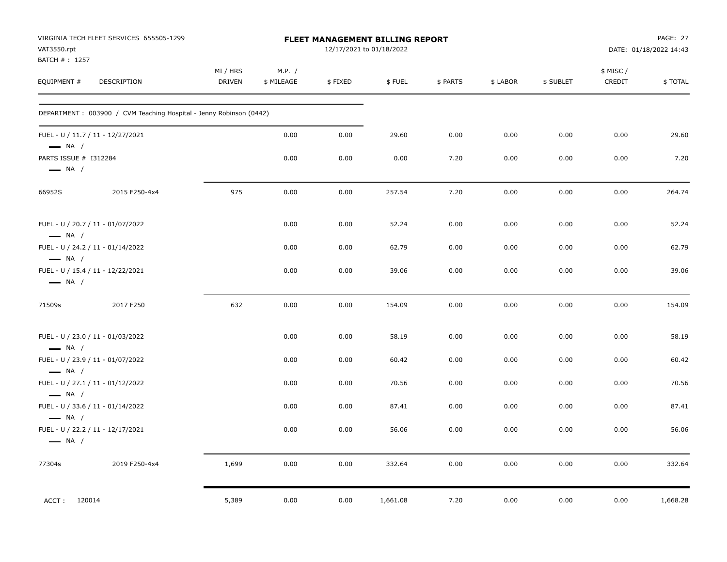VIRGINIA TECH FLEET SERVICES 655505-1299
VAT3550.rpt
BATCH # : 1257

**FLEET MANAGEMENT BILLING REPORT**
12/17/2021 to 01/18/2022

DATE: 01/18/2022 14:43

| EQUIPMENT # | DESCRIPTION | MI / HRS DRIVEN | M.P. / $ MILEAGE | $ FIXED | $ FUEL | $ PARTS | $ LABOR | $ SUBLET | $ MISC / CREDIT | $ TOTAL |
|---|---|---|---|---|---|---|---|---|---|---|
| DEPARTMENT : 003900 / CVM Teaching Hospital - Jenny Robinson (0442) | | | | | | | | | | |
| FUEL - U / 11.7 / 11 - 12/27/2021 — NA / | | | 0.00 | 0.00 | 29.60 | 0.00 | 0.00 | 0.00 | 0.00 | 29.60 |
| PARTS ISSUE # I312284 — NA / | | | 0.00 | 0.00 | 0.00 | 7.20 | 0.00 | 0.00 | 0.00 | 7.20 |
| 66952S | 2015 F250-4x4 | 975 | 0.00 | 0.00 | 257.54 | 7.20 | 0.00 | 0.00 | 0.00 | 264.74 |
| FUEL - U / 20.7 / 11 - 01/07/2022 — NA / | | | 0.00 | 0.00 | 52.24 | 0.00 | 0.00 | 0.00 | 0.00 | 52.24 |
| FUEL - U / 24.2 / 11 - 01/14/2022 — NA / | | | 0.00 | 0.00 | 62.79 | 0.00 | 0.00 | 0.00 | 0.00 | 62.79 |
| FUEL - U / 15.4 / 11 - 12/22/2021 — NA / | | | 0.00 | 0.00 | 39.06 | 0.00 | 0.00 | 0.00 | 0.00 | 39.06 |
| 71509s | 2017 F250 | 632 | 0.00 | 0.00 | 154.09 | 0.00 | 0.00 | 0.00 | 0.00 | 154.09 |
| FUEL - U / 23.0 / 11 - 01/03/2022 — NA / | | | 0.00 | 0.00 | 58.19 | 0.00 | 0.00 | 0.00 | 0.00 | 58.19 |
| FUEL - U / 23.9 / 11 - 01/07/2022 — NA / | | | 0.00 | 0.00 | 60.42 | 0.00 | 0.00 | 0.00 | 0.00 | 60.42 |
| FUEL - U / 27.1 / 11 - 01/12/2022 — NA / | | | 0.00 | 0.00 | 70.56 | 0.00 | 0.00 | 0.00 | 0.00 | 70.56 |
| FUEL - U / 33.6 / 11 - 01/14/2022 — NA / | | | 0.00 | 0.00 | 87.41 | 0.00 | 0.00 | 0.00 | 0.00 | 87.41 |
| FUEL - U / 22.2 / 11 - 12/17/2021 — NA / | | | 0.00 | 0.00 | 56.06 | 0.00 | 0.00 | 0.00 | 0.00 | 56.06 |
| 77304s | 2019 F250-4x4 | 1,699 | 0.00 | 0.00 | 332.64 | 0.00 | 0.00 | 0.00 | 0.00 | 332.64 |
| ACCT : 120014 | | 5,389 | 0.00 | 0.00 | 1,661.08 | 7.20 | 0.00 | 0.00 | 0.00 | 1,668.28 |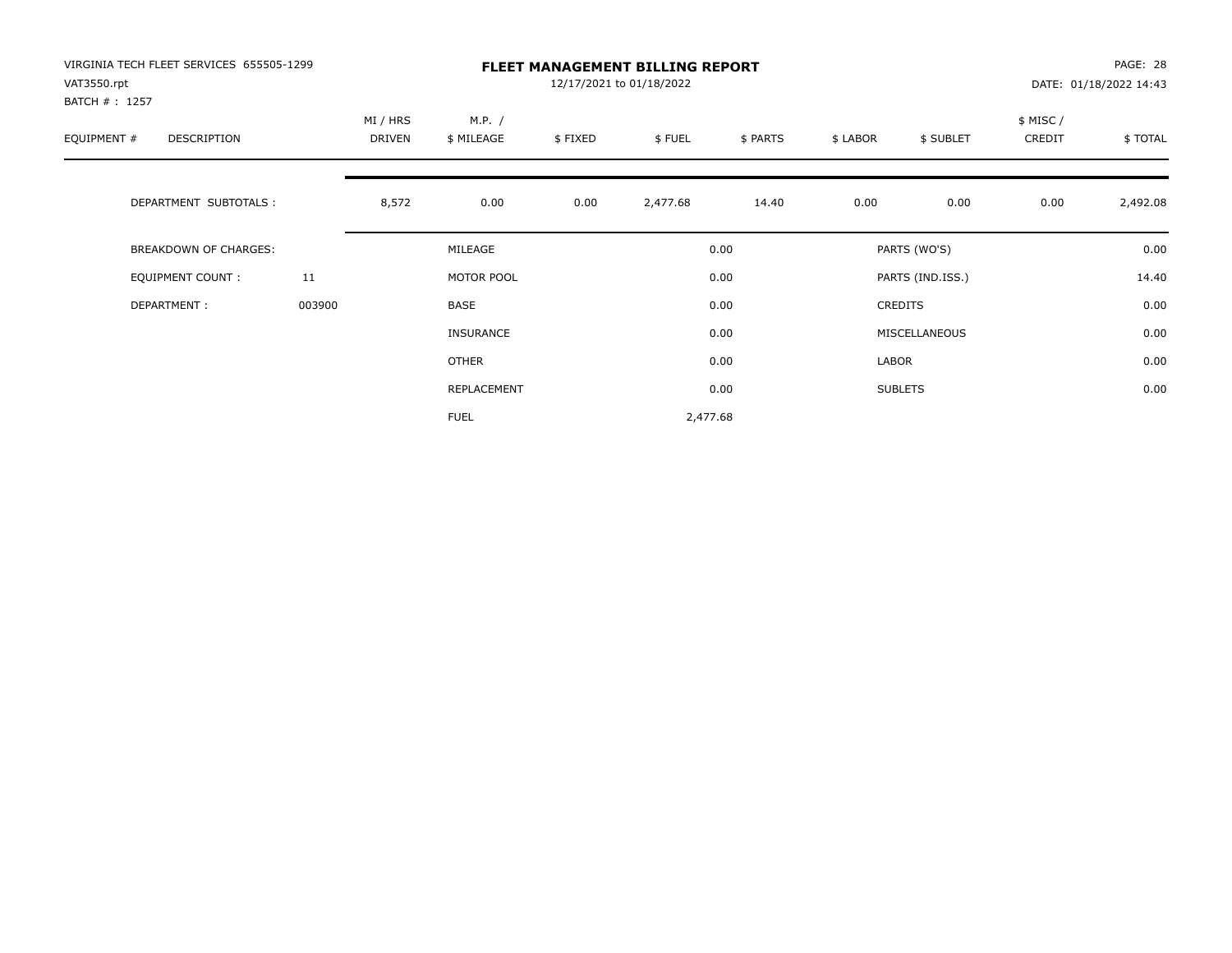VIRGINIA TECH FLEET SERVICES 655505-1299
VAT3550.rpt
BATCH # : 1257

# FLEET MANAGEMENT BILLING REPORT

12/17/2021 to 01/18/2022

PAGE: 28
DATE: 01/18/2022 14:43

| EQUIPMENT # | DESCRIPTION | MI / HRS DRIVEN | M.P. / $ MILEAGE | $ FIXED | $ FUEL | $ PARTS | $ LABOR | $ SUBLET | $ MISC / CREDIT | $ TOTAL |
|---|---|---|---|---|---|---|---|---|---|---|
| | DEPARTMENT SUBTOTALS : | 8,572 | 0.00 | 0.00 | 2,477.68 | 14.40 | 0.00 | 0.00 | 0.00 | 2,492.08 |

| | | | | | |
|---|---|---|---|---|---|
| BREAKDOWN OF CHARGES: | | MILEAGE | 0.00 | PARTS (WO'S) | 0.00 |
| EQUIPMENT COUNT : | 11 | MOTOR POOL | 0.00 | PARTS (IND.ISS.) | 14.40 |
| DEPARTMENT : | 003900 | BASE | 0.00 | CREDITS | 0.00 |
| | | INSURANCE | 0.00 | MISCELLANEOUS | 0.00 |
| | | OTHER | 0.00 | LABOR | 0.00 |
| | | REPLACEMENT | 0.00 | SUBLETS | 0.00 |
| | | FUEL | 2,477.68 | | |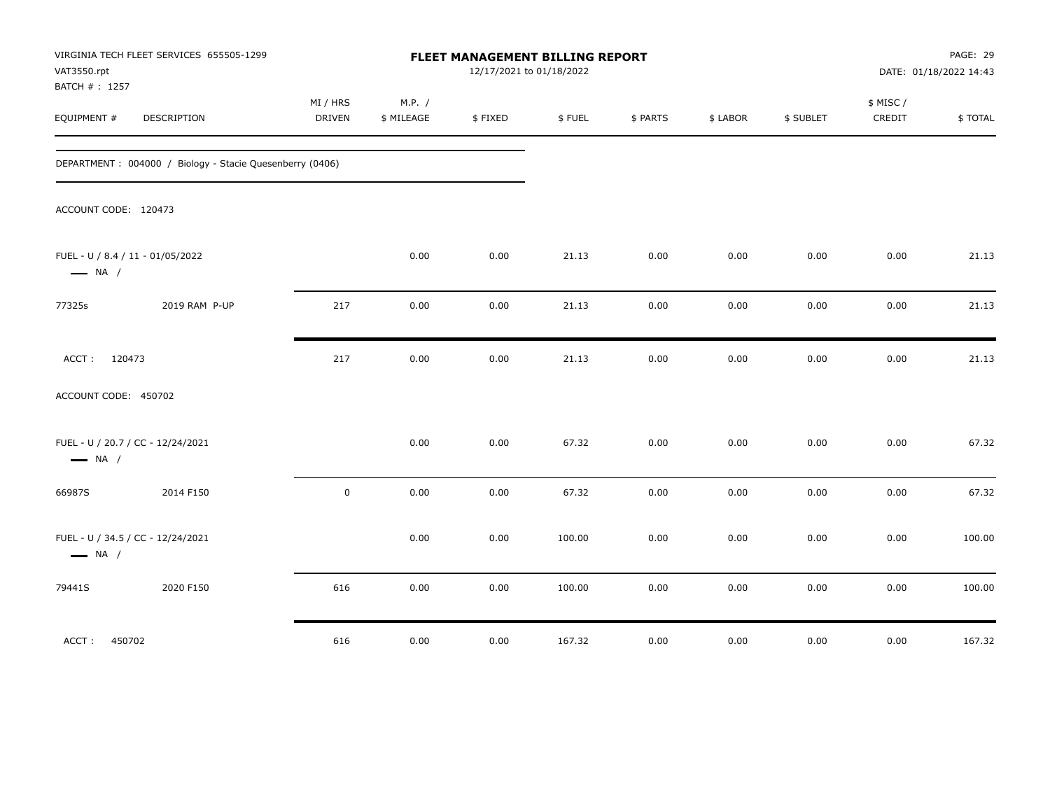VIRGINIA TECH FLEET SERVICES 655505-1299
VAT3550.rpt
BATCH # : 1257

**FLEET MANAGEMENT BILLING REPORT**
12/17/2021 to 01/18/2022

DATE: 01/18/2022 14:43

| EQUIPMENT # | DESCRIPTION | MI / HRS DRIVEN | M.P. / $ MILEAGE | $ FIXED | $ FUEL | $ PARTS | $ LABOR | $ SUBLET | $ MISC / CREDIT | $ TOTAL |
|---|---|---|---|---|---|---|---|---|---|---|
| DEPARTMENT : 004000 / Biology - Stacie Quesenberry (0406) | | | | | | | | | | |
| ACCOUNT CODE: 120473 | | | | | | | | | | |
| FUEL - U / 8.4 / 11 - 01/05/2022 — NA / | | | 0.00 | 0.00 | 21.13 | 0.00 | 0.00 | 0.00 | 0.00 | 21.13 |
| 77325s | 2019 RAM P-UP | 217 | 0.00 | 0.00 | 21.13 | 0.00 | 0.00 | 0.00 | 0.00 | 21.13 |
| ACCT : 120473 | | 217 | 0.00 | 0.00 | 21.13 | 0.00 | 0.00 | 0.00 | 0.00 | 21.13 |
| ACCOUNT CODE: 450702 | | | | | | | | | | |
| FUEL - U / 20.7 / CC - 12/24/2021 — NA / | | | 0.00 | 0.00 | 67.32 | 0.00 | 0.00 | 0.00 | 0.00 | 67.32 |
| 66987S | 2014 F150 | 0 | 0.00 | 0.00 | 67.32 | 0.00 | 0.00 | 0.00 | 0.00 | 67.32 |
| FUEL - U / 34.5 / CC - 12/24/2021 — NA / | | | 0.00 | 0.00 | 100.00 | 0.00 | 0.00 | 0.00 | 0.00 | 100.00 |
| 79441S | 2020 F150 | 616 | 0.00 | 0.00 | 100.00 | 0.00 | 0.00 | 0.00 | 0.00 | 100.00 |
| ACCT : 450702 | | 616 | 0.00 | 0.00 | 167.32 | 0.00 | 0.00 | 0.00 | 0.00 | 167.32 |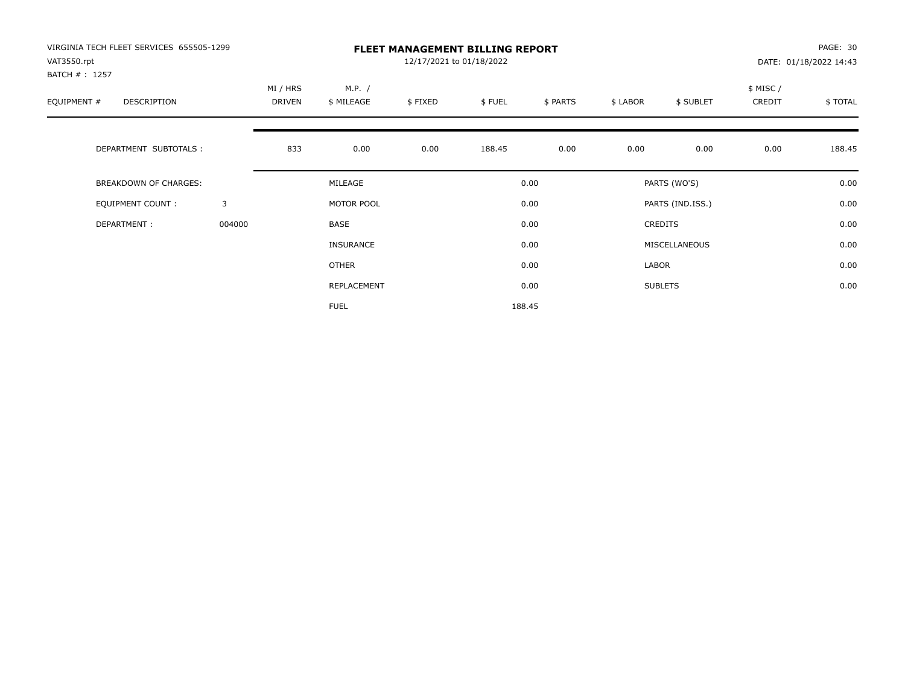VIRGINIA TECH FLEET SERVICES 655505-1299
VAT3550.rpt
BATCH # : 1257

# FLEET MANAGEMENT BILLING REPORT

12/17/2021 to 01/18/2022

PAGE: 30
DATE: 01/18/2022 14:43

| EQUIPMENT # | DESCRIPTION | MI / HRS DRIVEN | M.P. / $ MILEAGE | $ FIXED | $ FUEL | $ PARTS | $ LABOR | $ SUBLET | $ MISC / CREDIT | $ TOTAL |
|---|---|---|---|---|---|---|---|---|---|---|
| | DEPARTMENT SUBTOTALS : | 833 | 0.00 | 0.00 | 188.45 | 0.00 | 0.00 | 0.00 | 0.00 | 188.45 |

| | | | | | |
|---|---|---|---|---|---|
| BREAKDOWN OF CHARGES: | | MILEAGE | 0.00 | PARTS (WO'S) | 0.00 |
| EQUIPMENT COUNT : | 3 | MOTOR POOL | 0.00 | PARTS (IND.ISS.) | 0.00 |
| DEPARTMENT : | 004000 | BASE | 0.00 | CREDITS | 0.00 |
| | | INSURANCE | 0.00 | MISCELLANEOUS | 0.00 |
| | | OTHER | 0.00 | LABOR | 0.00 |
| | | REPLACEMENT | 0.00 | SUBLETS | 0.00 |
| | | FUEL | 188.45 | | |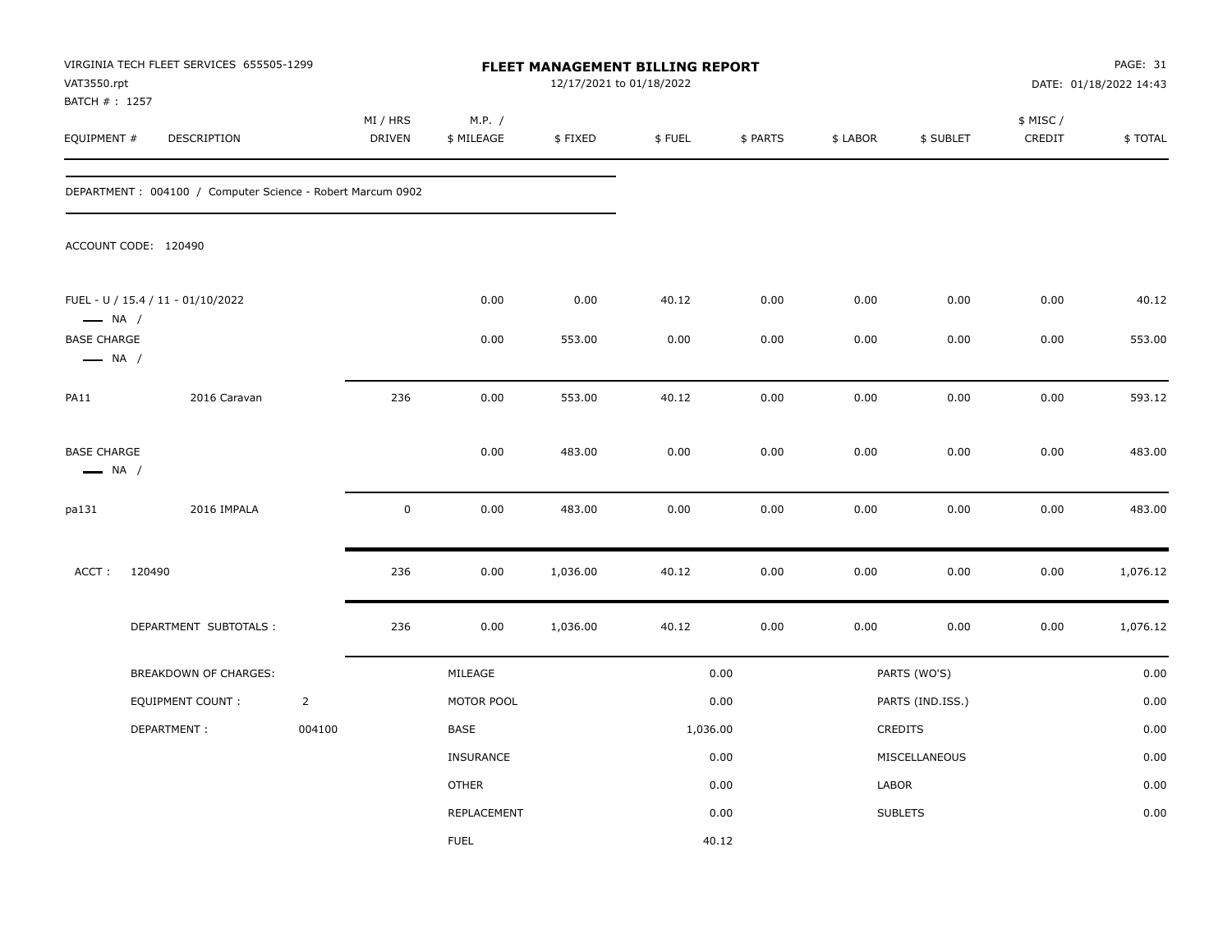VIRGINIA TECH FLEET SERVICES 655505-1299
VAT3550.rpt
BATCH # : 1257

# FLEET MANAGEMENT BILLING REPORT

12/17/2021 to 01/18/2022

DATE: 01/18/2022 14:43

| EQUIPMENT # | DESCRIPTION | MI / HRS DRIVEN | M.P. / $ MILEAGE | $ FIXED | $ FUEL | $ PARTS | $ LABOR | $ SUBLET | $ MISC / CREDIT | $ TOTAL |
|---|---|---|---|---|---|---|---|---|---|---|
| DEPARTMENT : 004100 / Computer Science - Robert Marcum 0902 | | | | | | | | | | |
| ACCOUNT CODE: 120490 | | | | | | | | | | |
| FUEL - U / 15.4 / 11 - 01/10/2022 — NA / | | | 0.00 | 0.00 | 40.12 | 0.00 | 0.00 | 0.00 | 0.00 | 40.12 |
| BASE CHARGE — NA / | | | 0.00 | 553.00 | 0.00 | 0.00 | 0.00 | 0.00 | 0.00 | 553.00 |
| PA11 | 2016 Caravan | 236 | 0.00 | 553.00 | 40.12 | 0.00 | 0.00 | 0.00 | 0.00 | 593.12 |
| BASE CHARGE — NA / | | | 0.00 | 483.00 | 0.00 | 0.00 | 0.00 | 0.00 | 0.00 | 483.00 |
| pa131 | 2016 IMPALA | 0 | 0.00 | 483.00 | 0.00 | 0.00 | 0.00 | 0.00 | 0.00 | 483.00 |
| ACCT : 120490 | | 236 | 0.00 | 1,036.00 | 40.12 | 0.00 | 0.00 | 0.00 | 0.00 | 1,076.12 |
| | DEPARTMENT SUBTOTALS : | 236 | 0.00 | 1,036.00 | 40.12 | 0.00 | 0.00 | 0.00 | 0.00 | 1,076.12 |

| BREAKDOWN OF CHARGES: | | | | | |
|---|---|---|---|---|---|
| EQUIPMENT COUNT : | 2 | MILEAGE | 0.00 | PARTS (WO'S) | 0.00 |
| DEPARTMENT : | 004100 | MOTOR POOL | 0.00 | PARTS (IND.ISS.) | 0.00 |
| | | BASE | 1,036.00 | CREDITS | 0.00 |
| | | INSURANCE | 0.00 | MISCELLANEOUS | 0.00 |
| | | OTHER | 0.00 | LABOR | 0.00 |
| | | REPLACEMENT | 0.00 | SUBLETS | 0.00 |
| | | FUEL | 40.12 | | |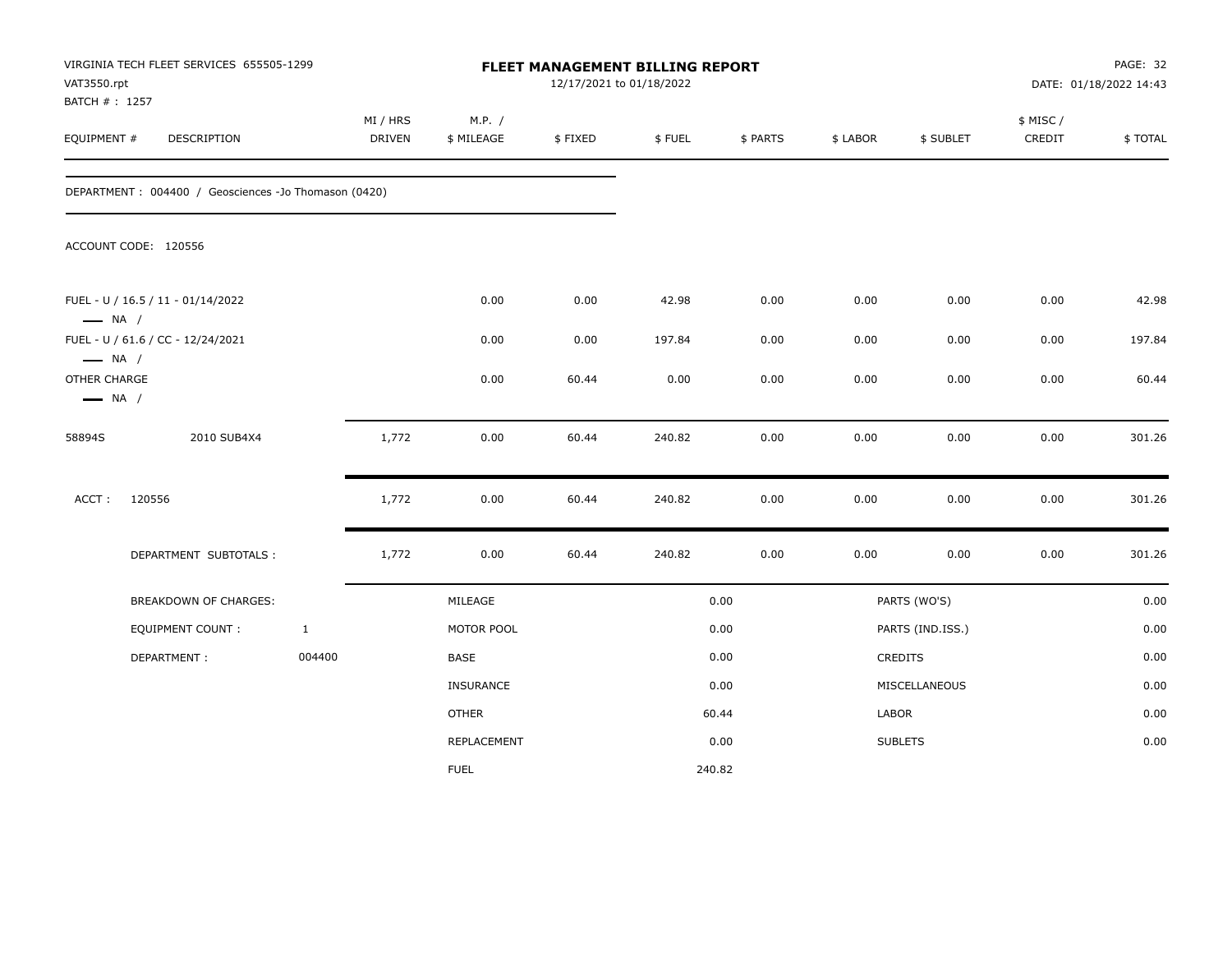VIRGINIA TECH FLEET SERVICES 655505-1299
VAT3550.rpt
BATCH # : 1257

# FLEET MANAGEMENT BILLING REPORT

12/17/2021 to 01/18/2022

DATE: 01/18/2022 14:43

| EQUIPMENT # | DESCRIPTION | MI / HRS DRIVEN | M.P. / $ MILEAGE | $ FIXED | $ FUEL | $ PARTS | $ LABOR | $ SUBLET | $ MISC / CREDIT | $ TOTAL |
|---|---|---|---|---|---|---|---|---|---|---|

DEPARTMENT : 004400 / Geosciences -Jo Thomason (0420)

ACCOUNT CODE: 120556

| EQUIPMENT # | DESCRIPTION | MI / HRS DRIVEN | M.P. / $ MILEAGE | $ FIXED | $ FUEL | $ PARTS | $ LABOR | $ SUBLET | $ MISC / CREDIT | $ TOTAL |
|---|---|---|---|---|---|---|---|---|---|---|
| FUEL - U / 16.5 / 11 - 01/14/2022 — NA / | | | 0.00 | 0.00 | 42.98 | 0.00 | 0.00 | 0.00 | 0.00 | 42.98 |
| FUEL - U / 61.6 / CC - 12/24/2021 — NA / | | | 0.00 | 0.00 | 197.84 | 0.00 | 0.00 | 0.00 | 0.00 | 197.84 |
| OTHER CHARGE — NA / | | | 0.00 | 60.44 | 0.00 | 0.00 | 0.00 | 0.00 | 0.00 | 60.44 |
| 58894S | 2010 SUB4X4 | 1,772 | 0.00 | 60.44 | 240.82 | 0.00 | 0.00 | 0.00 | 0.00 | 301.26 |
| ACCT : 120556 | | 1,772 | 0.00 | 60.44 | 240.82 | 0.00 | 0.00 | 0.00 | 0.00 | 301.26 |
| DEPARTMENT SUBTOTALS : | | 1,772 | 0.00 | 60.44 | 240.82 | 0.00 | 0.00 | 0.00 | 0.00 | 301.26 |

| BREAKDOWN OF CHARGES: | | | | | |
|---|---|---|---|---|---|
| EQUIPMENT COUNT : | 1 | MILEAGE | 0.00 | PARTS (WO'S) | 0.00 |
| DEPARTMENT : | 004400 | MOTOR POOL | 0.00 | PARTS (IND.ISS.) | 0.00 |
| | | BASE | 0.00 | CREDITS | 0.00 |
| | | INSURANCE | 0.00 | MISCELLANEOUS | 0.00 |
| | | OTHER | 60.44 | LABOR | 0.00 |
| | | REPLACEMENT | 0.00 | SUBLETS | 0.00 |
| | | FUEL | 240.82 | | |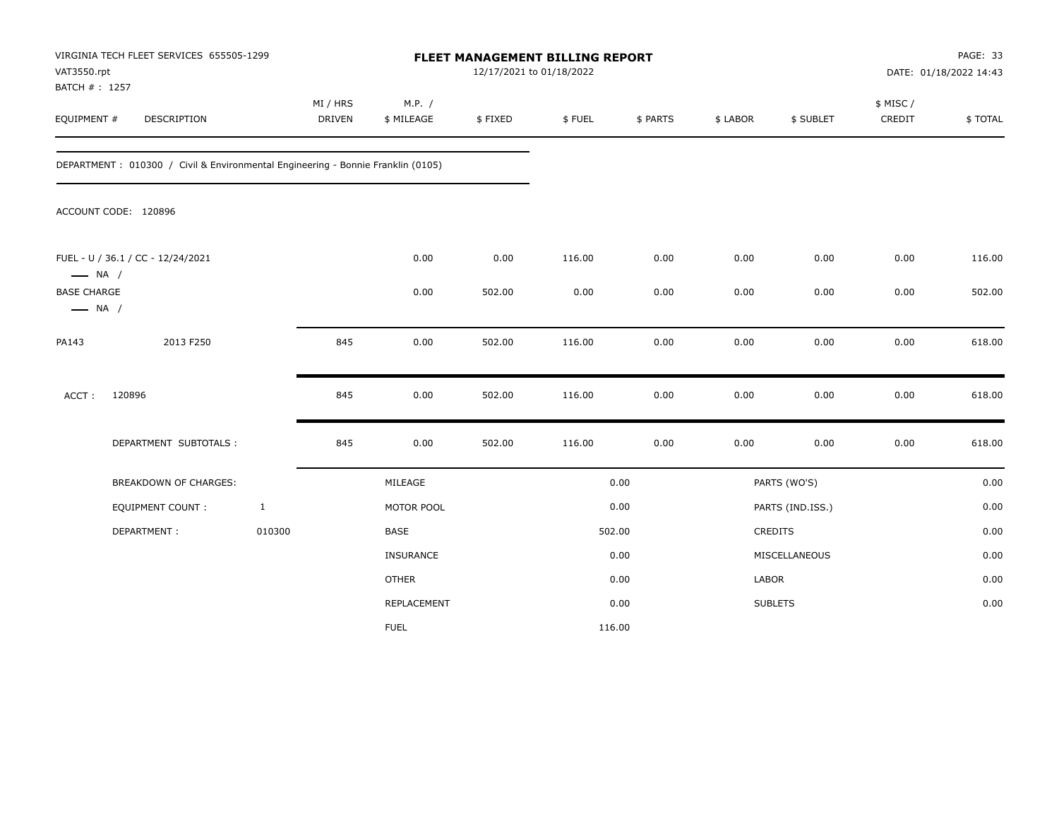VIRGINIA TECH FLEET SERVICES 655505-1299
VAT3550.rpt
BATCH # : 1257

# FLEET MANAGEMENT BILLING REPORT

12/17/2021 to 01/18/2022

PAGE: 33
DATE: 01/18/2022 14:43

| EQUIPMENT # | DESCRIPTION | MI / HRS DRIVEN | M.P. / $ MILEAGE | $ FIXED | $ FUEL | $ PARTS | $ LABOR | $ SUBLET | $ MISC / CREDIT | $ TOTAL |
|---|---|---|---|---|---|---|---|---|---|---|

DEPARTMENT : 010300 / Civil & Environmental Engineering - Bonnie Franklin (0105)

ACCOUNT CODE: 120896

| EQUIPMENT # | DESCRIPTION | MI / HRS DRIVEN | M.P. / $ MILEAGE | $ FIXED | $ FUEL | $ PARTS | $ LABOR | $ SUBLET | $ MISC / CREDIT | $ TOTAL |
|---|---|---|---|---|---|---|---|---|---|---|
| FUEL - U / 36.1 / CC - 12/24/2021 —— NA / | | | 0.00 | 0.00 | 116.00 | 0.00 | 0.00 | 0.00 | 0.00 | 116.00 |
| BASE CHARGE —— NA / | | | 0.00 | 502.00 | 0.00 | 0.00 | 0.00 | 0.00 | 0.00 | 502.00 |
| PA143 | 2013 F250 | 845 | 0.00 | 502.00 | 116.00 | 0.00 | 0.00 | 0.00 | 0.00 | 618.00 |
| ACCT : | 120896 | 845 | 0.00 | 502.00 | 116.00 | 0.00 | 0.00 | 0.00 | 0.00 | 618.00 |
| | DEPARTMENT SUBTOTALS : | 845 | 0.00 | 502.00 | 116.00 | 0.00 | 0.00 | 0.00 | 0.00 | 618.00 |

| BREAKDOWN OF CHARGES: | | | | | |
|---|---|---|---|---|---|
| | | MILEAGE | 0.00 | PARTS (WO'S) | 0.00 |
| EQUIPMENT COUNT : | 1 | MOTOR POOL | 0.00 | PARTS (IND.ISS.) | 0.00 |
| DEPARTMENT : | 010300 | BASE | 502.00 | CREDITS | 0.00 |
| | | INSURANCE | 0.00 | MISCELLANEOUS | 0.00 |
| | | OTHER | 0.00 | LABOR | 0.00 |
| | | REPLACEMENT | 0.00 | SUBLETS | 0.00 |
| | | FUEL | 116.00 | | |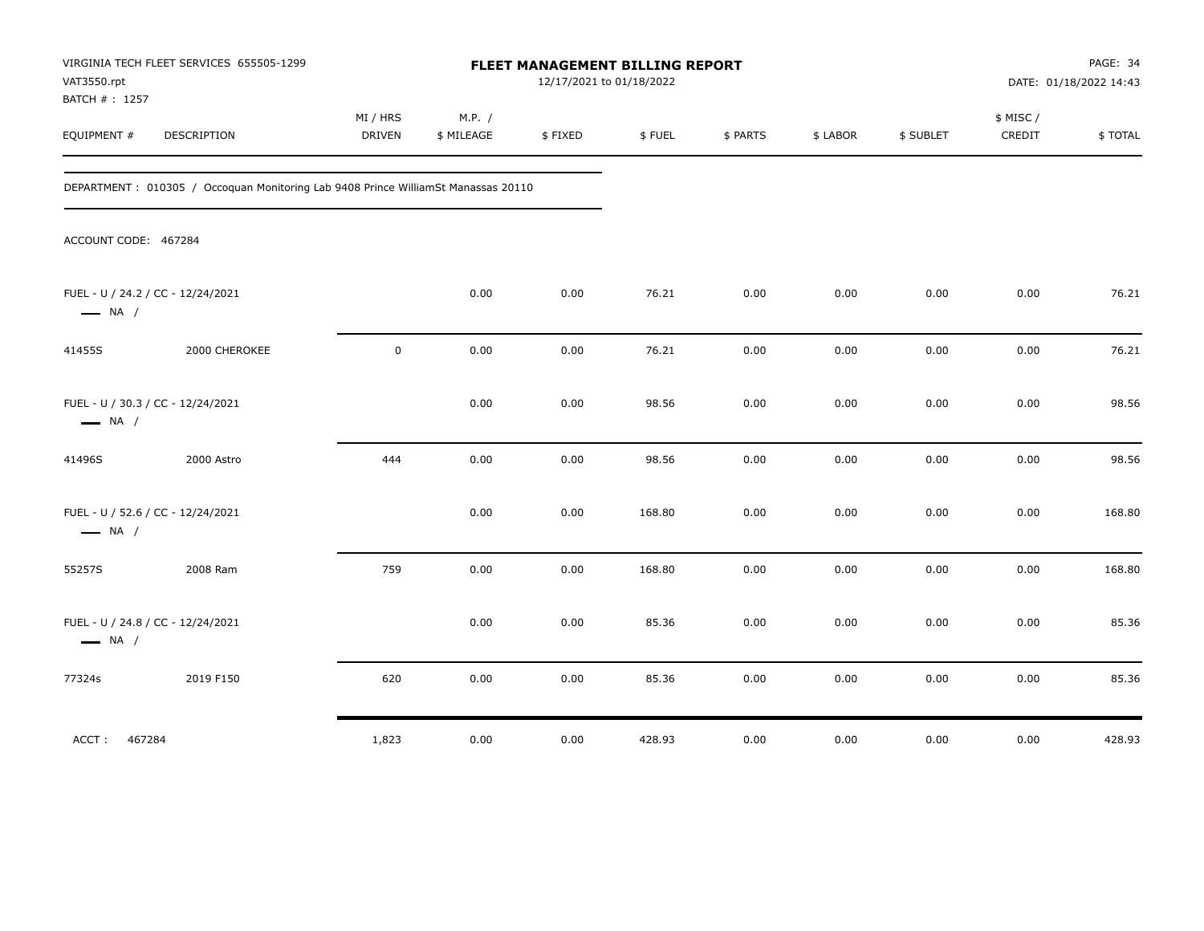VIRGINIA TECH FLEET SERVICES 655505-1299
VAT3550.rpt
BATCH # : 1257

**FLEET MANAGEMENT BILLING REPORT**
12/17/2021 to 01/18/2022

DATE: 01/18/2022 14:43

| EQUIPMENT # | DESCRIPTION | MI / HRS DRIVEN | M.P. / $ MILEAGE | $ FIXED | $ FUEL | $ PARTS | $ LABOR | $ SUBLET | $ MISC / CREDIT | $ TOTAL |
|---|---|---|---|---|---|---|---|---|---|---|

DEPARTMENT : 010305 / Occoquan Monitoring Lab 9408 Prince WilliamSt Manassas 20110

ACCOUNT CODE: 467284

| EQUIPMENT # | DESCRIPTION | MI / HRS DRIVEN | M.P. / $ MILEAGE | $ FIXED | $ FUEL | $ PARTS | $ LABOR | $ SUBLET | $ MISC / CREDIT | $ TOTAL |
|---|---|---|---|---|---|---|---|---|---|---|
| FUEL - U / 24.2 / CC - 12/24/2021 — NA / | | | 0.00 | 0.00 | 76.21 | 0.00 | 0.00 | 0.00 | 0.00 | 76.21 |
| 41455S | 2000 CHEROKEE | 0 | 0.00 | 0.00 | 76.21 | 0.00 | 0.00 | 0.00 | 0.00 | 76.21 |
| FUEL - U / 30.3 / CC - 12/24/2021 — NA / | | | 0.00 | 0.00 | 98.56 | 0.00 | 0.00 | 0.00 | 0.00 | 98.56 |
| 41496S | 2000 Astro | 444 | 0.00 | 0.00 | 98.56 | 0.00 | 0.00 | 0.00 | 0.00 | 98.56 |
| FUEL - U / 52.6 / CC - 12/24/2021 — NA / | | | 0.00 | 0.00 | 168.80 | 0.00 | 0.00 | 0.00 | 0.00 | 168.80 |
| 55257S | 2008 Ram | 759 | 0.00 | 0.00 | 168.80 | 0.00 | 0.00 | 0.00 | 0.00 | 168.80 |
| FUEL - U / 24.8 / CC - 12/24/2021 — NA / | | | 0.00 | 0.00 | 85.36 | 0.00 | 0.00 | 0.00 | 0.00 | 85.36 |
| 77324s | 2019 F150 | 620 | 0.00 | 0.00 | 85.36 | 0.00 | 0.00 | 0.00 | 0.00 | 85.36 |
| ACCT : 467284 | | 1,823 | 0.00 | 0.00 | 428.93 | 0.00 | 0.00 | 0.00 | 0.00 | 428.93 |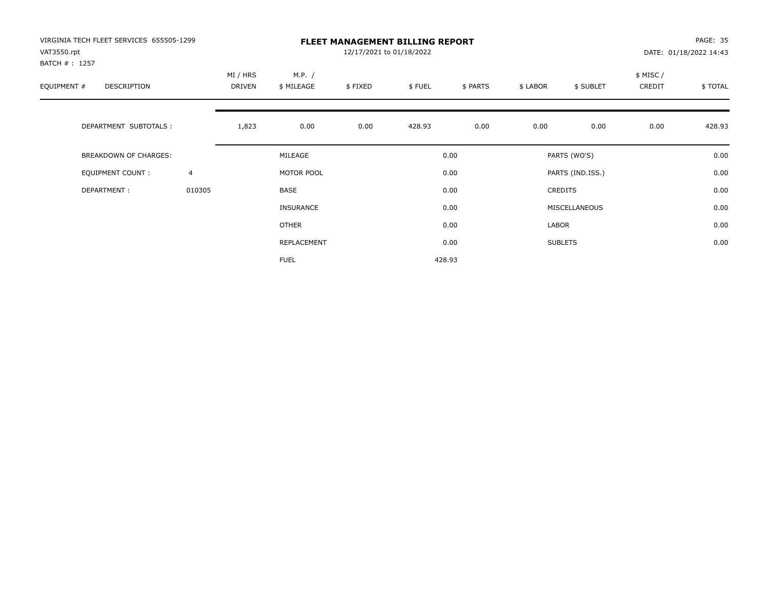VIRGINIA TECH FLEET SERVICES 655505-1299
VAT3550.rpt
BATCH # : 1257

**FLEET MANAGEMENT BILLING REPORT**
12/17/2021 to 01/18/2022

PAGE: 35
DATE: 01/18/2022 14:43

| EQUIPMENT # | DESCRIPTION | MI / HRS DRIVEN | M.P. / $ MILEAGE | $ FIXED | $ FUEL | $ PARTS | $ LABOR | $ SUBLET | $ MISC / CREDIT | $ TOTAL |
|---|---|---|---|---|---|---|---|---|---|---|
| | DEPARTMENT SUBTOTALS : | 1,823 | 0.00 | 0.00 | 428.93 | 0.00 | 0.00 | 0.00 | 0.00 | 428.93 |

| BREAKDOWN OF CHARGES: | | | | | |
|---|---|---|---|---|---|
| EQUIPMENT COUNT : | 4 | MILEAGE | 0.00 | PARTS (WO'S) | 0.00 |
| DEPARTMENT : | 010305 | MOTOR POOL | 0.00 | PARTS (IND.ISS.) | 0.00 |
| | | BASE | 0.00 | CREDITS | 0.00 |
| | | INSURANCE | 0.00 | MISCELLANEOUS | 0.00 |
| | | OTHER | 0.00 | LABOR | 0.00 |
| | | REPLACEMENT | 0.00 | SUBLETS | 0.00 |
| | | FUEL | 428.93 | | |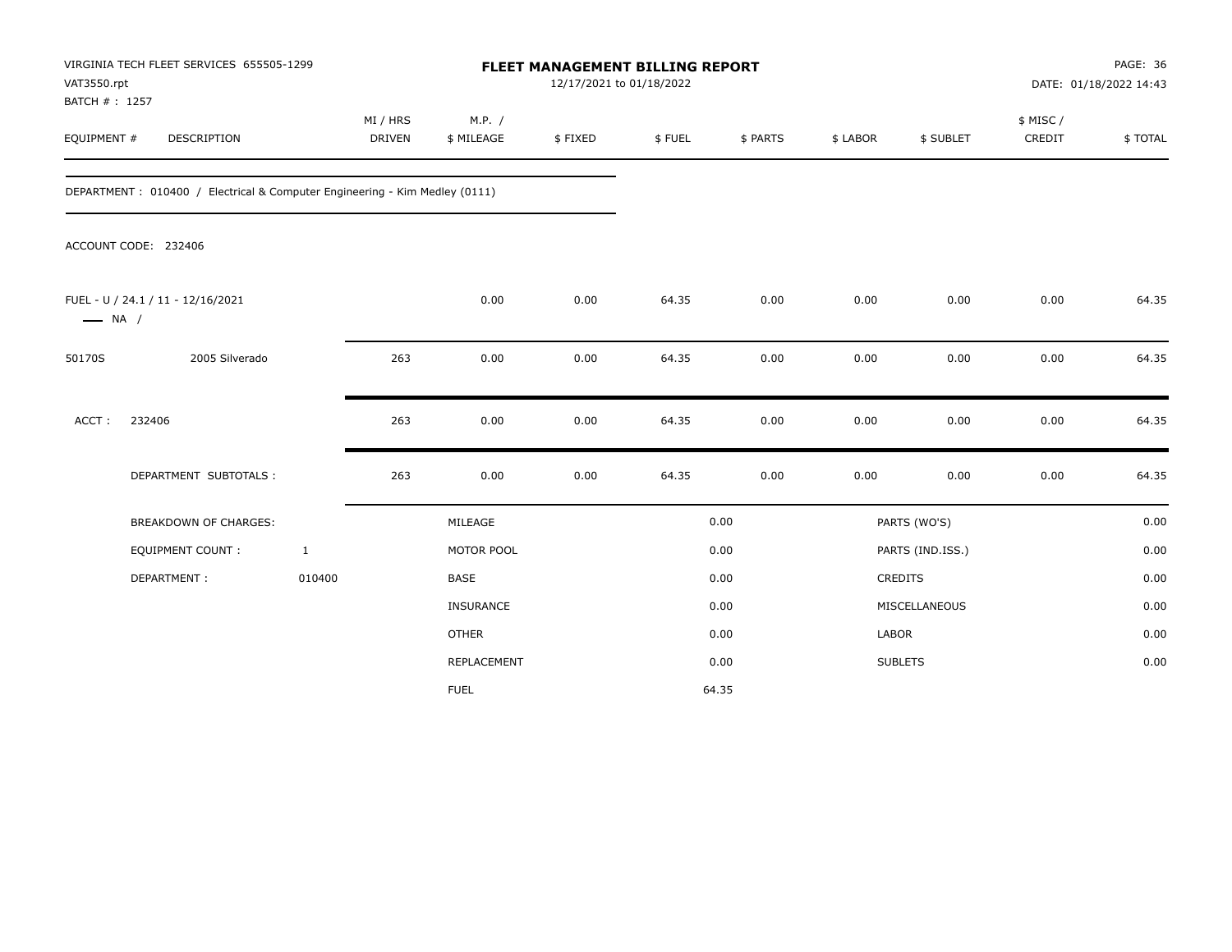VIRGINIA TECH FLEET SERVICES 655505-1299
VAT3550.rpt
BATCH # : 1257

# FLEET MANAGEMENT BILLING REPORT

12/17/2021 to 01/18/2022

DATE: 01/18/2022 14:43

| EQUIPMENT # | DESCRIPTION | MI / HRS DRIVEN | M.P. / $ MILEAGE | $ FIXED | $ FUEL | $ PARTS | $ LABOR | $ SUBLET | $ MISC / CREDIT | $ TOTAL |
|---|---|---|---|---|---|---|---|---|---|---|
| DEPARTMENT : 010400 / Electrical & Computer Engineering - Kim Medley (0111) | | | | | | | | | | |
| ACCOUNT CODE: 232406 | | | | | | | | | | |
| FUEL - U / 24.1 / 11 - 12/16/2021 —— NA / | | | 0.00 | 0.00 | 64.35 | 0.00 | 0.00 | 0.00 | 0.00 | 64.35 |
| 50170S | 2005 Silverado | 263 | 0.00 | 0.00 | 64.35 | 0.00 | 0.00 | 0.00 | 0.00 | 64.35 |
| ACCT : | 232406 | 263 | 0.00 | 0.00 | 64.35 | 0.00 | 0.00 | 0.00 | 0.00 | 64.35 |
| | DEPARTMENT SUBTOTALS : | 263 | 0.00 | 0.00 | 64.35 | 0.00 | 0.00 | 0.00 | 0.00 | 64.35 |

| BREAKDOWN OF CHARGES: | | | | | |
|---|---|---|---|---|---|
| EQUIPMENT COUNT : | 1 | MILEAGE | 0.00 | PARTS (WO'S) | 0.00 |
| DEPARTMENT : | 010400 | MOTOR POOL | 0.00 | PARTS (IND.ISS.) | 0.00 |
| | | BASE | 0.00 | CREDITS | 0.00 |
| | | INSURANCE | 0.00 | MISCELLANEOUS | 0.00 |
| | | OTHER | 0.00 | LABOR | 0.00 |
| | | REPLACEMENT | 0.00 | SUBLETS | 0.00 |
| | | FUEL | 64.35 | | |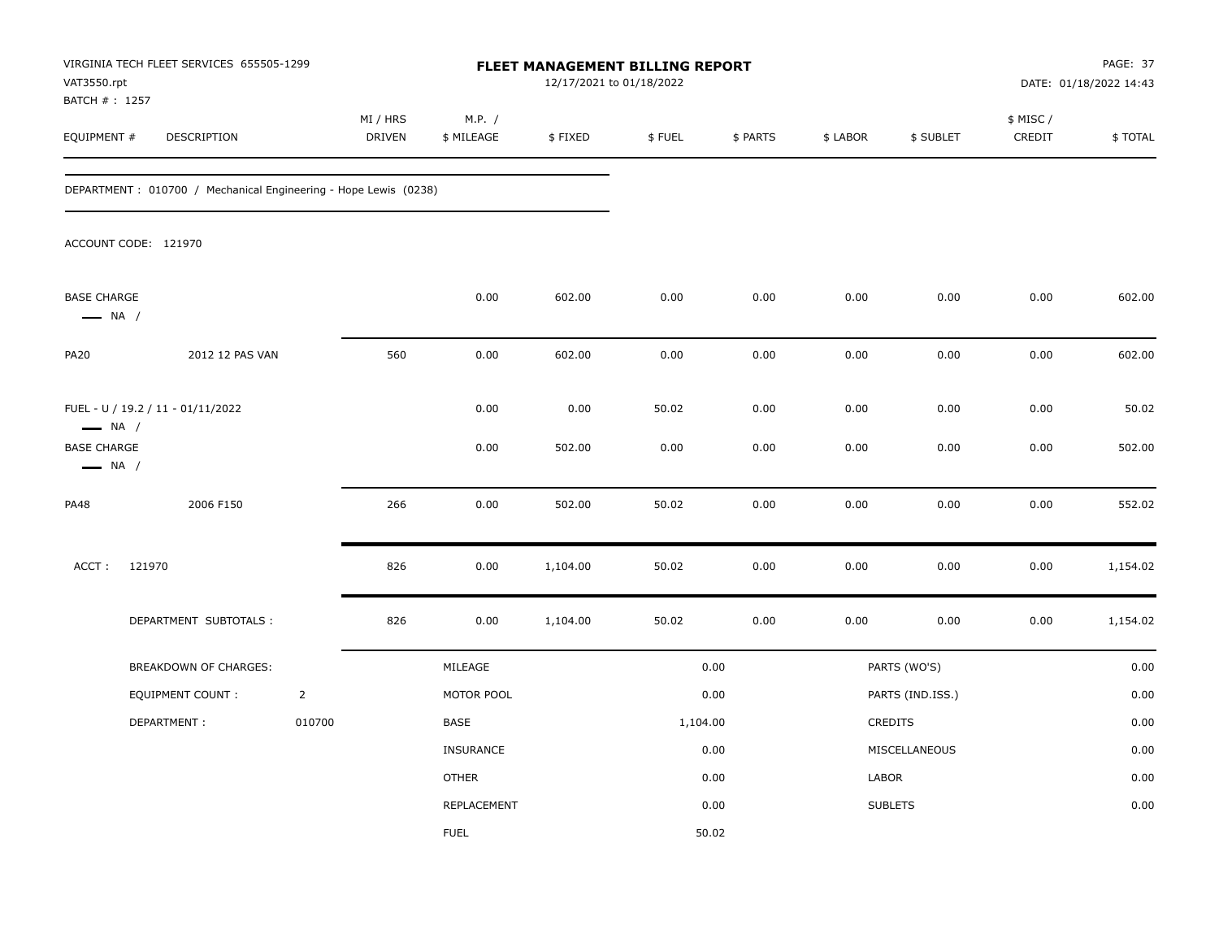VIRGINIA TECH FLEET SERVICES 655505-1299
VAT3550.rpt
BATCH # : 1257

**FLEET MANAGEMENT BILLING REPORT**
12/17/2021 to 01/18/2022

DATE: 01/18/2022 14:43

| EQUIPMENT # | DESCRIPTION | MI / HRS DRIVEN | M.P. / $ MILEAGE | $ FIXED | $ FUEL | $ PARTS | $ LABOR | $ SUBLET | $ MISC / CREDIT | $ TOTAL |
|---|---|---|---|---|---|---|---|---|---|---|
| DEPARTMENT : 010700 / Mechanical Engineering - Hope Lewis (0238) | | | | | | | | | | |
| ACCOUNT CODE: 121970 | | | | | | | | | | |
| BASE CHARGE — NA / | | | 0.00 | 602.00 | 0.00 | 0.00 | 0.00 | 0.00 | 0.00 | 602.00 |
| PA20 | 2012 12 PAS VAN | 560 | 0.00 | 602.00 | 0.00 | 0.00 | 0.00 | 0.00 | 0.00 | 602.00 |
| FUEL - U / 19.2 / 11 - 01/11/2022 — NA / | | | 0.00 | 0.00 | 50.02 | 0.00 | 0.00 | 0.00 | 0.00 | 50.02 |
| BASE CHARGE — NA / | | | 0.00 | 502.00 | 0.00 | 0.00 | 0.00 | 0.00 | 0.00 | 502.00 |
| PA48 | 2006 F150 | 266 | 0.00 | 502.00 | 50.02 | 0.00 | 0.00 | 0.00 | 0.00 | 552.02 |
| ACCT : 121970 | | 826 | 0.00 | 1,104.00 | 50.02 | 0.00 | 0.00 | 0.00 | 0.00 | 1,154.02 |
| | DEPARTMENT SUBTOTALS : | 826 | 0.00 | 1,104.00 | 50.02 | 0.00 | 0.00 | 0.00 | 0.00 | 1,154.02 |

| BREAKDOWN OF CHARGES: | | | | | |
|---|---|---|---|---|---|
| EQUIPMENT COUNT : | 2 | MILEAGE | 0.00 | PARTS (WO'S) | 0.00 |
| DEPARTMENT : | 010700 | MOTOR POOL | 0.00 | PARTS (IND.ISS.) | 0.00 |
| | | BASE | 1,104.00 | CREDITS | 0.00 |
| | | INSURANCE | 0.00 | MISCELLANEOUS | 0.00 |
| | | OTHER | 0.00 | LABOR | 0.00 |
| | | REPLACEMENT | 0.00 | SUBLETS | 0.00 |
| | | FUEL | 50.02 | | |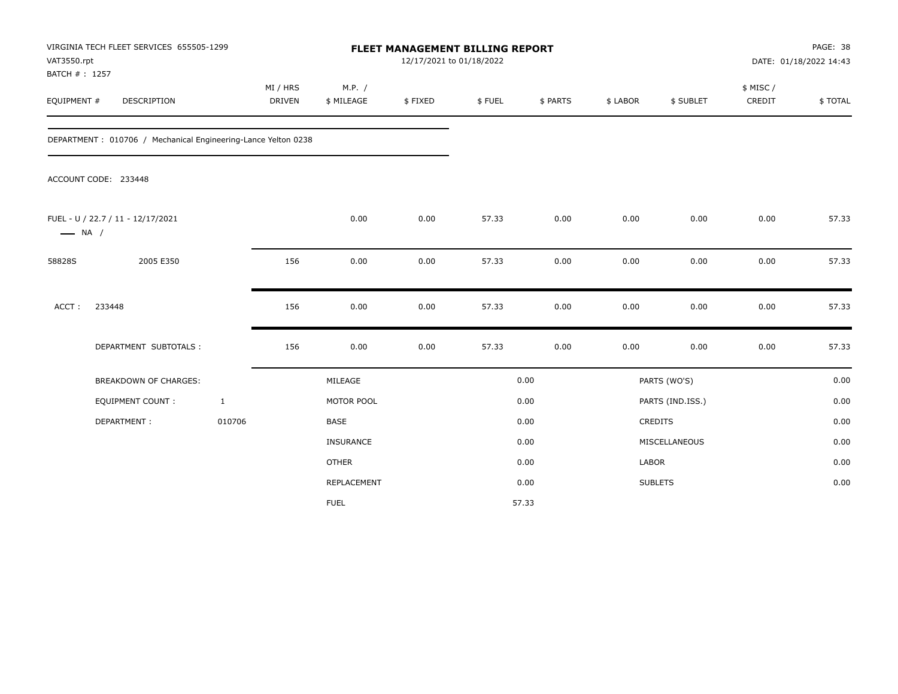VIRGINIA TECH FLEET SERVICES 655505-1299
VAT3550.rpt
BATCH # : 1257

**FLEET MANAGEMENT BILLING REPORT**
12/17/2021 to 01/18/2022

DATE: 01/18/2022 14:43

| EQUIPMENT # | DESCRIPTION | MI / HRS DRIVEN | M.P. / $ MILEAGE | $ FIXED | $ FUEL | $ PARTS | $ LABOR | $ SUBLET | $ MISC / CREDIT | $ TOTAL |
|---|---|---|---|---|---|---|---|---|---|---|

DEPARTMENT : 010706 / Mechanical Engineering-Lance Yelton 0238

ACCOUNT CODE: 233448

| EQUIPMENT # | DESCRIPTION | MI / HRS DRIVEN | M.P. / $ MILEAGE | $ FIXED | $ FUEL | $ PARTS | $ LABOR | $ SUBLET | $ MISC / CREDIT | $ TOTAL |
|---|---|---|---|---|---|---|---|---|---|---|
| FUEL - U / 22.7 / 11 - 12/17/2021 — NA / | | | 0.00 | 0.00 | 57.33 | 0.00 | 0.00 | 0.00 | 0.00 | 57.33 |
| 58828S | 2005 E350 | 156 | 0.00 | 0.00 | 57.33 | 0.00 | 0.00 | 0.00 | 0.00 | 57.33 |
| ACCT : | 233448 | 156 | 0.00 | 0.00 | 57.33 | 0.00 | 0.00 | 0.00 | 0.00 | 57.33 |
| | DEPARTMENT SUBTOTALS : | 156 | 0.00 | 0.00 | 57.33 | 0.00 | 0.00 | 0.00 | 0.00 | 57.33 |

| | | | | | |
|---|---|---|---|---|---|
| BREAKDOWN OF CHARGES: | | MILEAGE | 0.00 | PARTS (WO'S) | 0.00 |
| EQUIPMENT COUNT : | 1 | MOTOR POOL | 0.00 | PARTS (IND.ISS.) | 0.00 |
| DEPARTMENT : | 010706 | BASE | 0.00 | CREDITS | 0.00 |
| | | INSURANCE | 0.00 | MISCELLANEOUS | 0.00 |
| | | OTHER | 0.00 | LABOR | 0.00 |
| | | REPLACEMENT | 0.00 | SUBLETS | 0.00 |
| | | FUEL | 57.33 | | |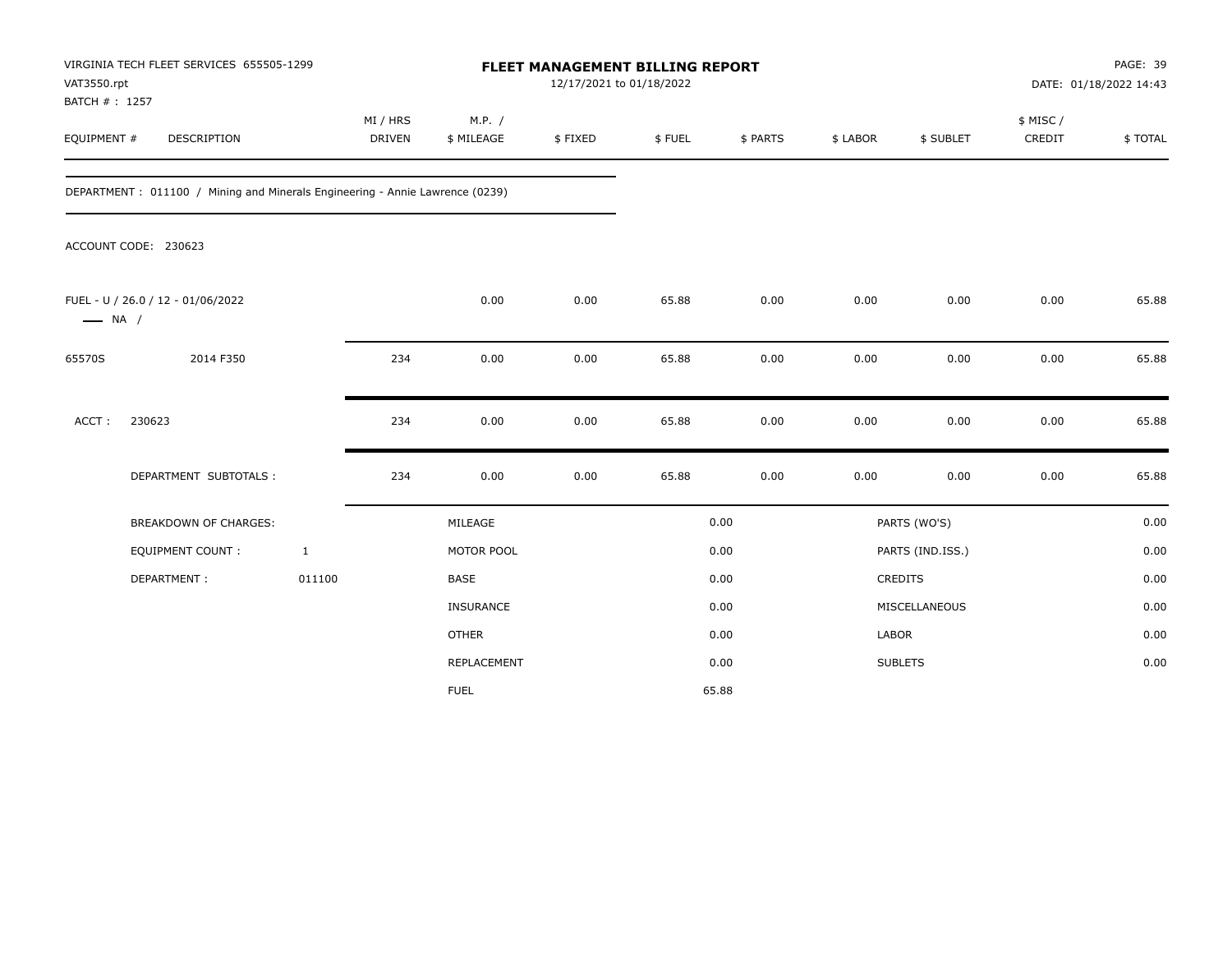VIRGINIA TECH FLEET SERVICES 655505-1299
VAT3550.rpt
BATCH # : 1257

**FLEET MANAGEMENT BILLING REPORT**
12/17/2021 to 01/18/2022

DATE: 01/18/2022 14:43

| EQUIPMENT # | DESCRIPTION | MI / HRS DRIVEN | M.P. / $ MILEAGE | $ FIXED | $ FUEL | $ PARTS | $ LABOR | $ SUBLET | $ MISC / CREDIT | $ TOTAL |
|---|---|---|---|---|---|---|---|---|---|---|

DEPARTMENT : 011100 / Mining and Minerals Engineering - Annie Lawrence (0239)

ACCOUNT CODE: 230623

| EQUIPMENT # | DESCRIPTION | MI / HRS DRIVEN | M.P. / $ MILEAGE | $ FIXED | $ FUEL | $ PARTS | $ LABOR | $ SUBLET | $ MISC / CREDIT | $ TOTAL |
|---|---|---|---|---|---|---|---|---|---|---|
| FUEL - U / 26.0 / 12 - 01/06/2022 — NA / | | | 0.00 | 0.00 | 65.88 | 0.00 | 0.00 | 0.00 | 0.00 | 65.88 |
| 65570S | 2014 F350 | 234 | 0.00 | 0.00 | 65.88 | 0.00 | 0.00 | 0.00 | 0.00 | 65.88 |
| ACCT : | 230623 | 234 | 0.00 | 0.00 | 65.88 | 0.00 | 0.00 | 0.00 | 0.00 | 65.88 |
| | DEPARTMENT SUBTOTALS : | 234 | 0.00 | 0.00 | 65.88 | 0.00 | 0.00 | 0.00 | 0.00 | 65.88 |

| BREAKDOWN OF CHARGES: | | | | | |
|---|---|---|---|---|---|
| EQUIPMENT COUNT : | 1 | MILEAGE | 0.00 | PARTS (WO'S) | 0.00 |
| DEPARTMENT : | 011100 | MOTOR POOL | 0.00 | PARTS (IND.ISS.) | 0.00 |
| | | BASE | 0.00 | CREDITS | 0.00 |
| | | INSURANCE | 0.00 | MISCELLANEOUS | 0.00 |
| | | OTHER | 0.00 | LABOR | 0.00 |
| | | REPLACEMENT | 0.00 | SUBLETS | 0.00 |
| | | FUEL | 65.88 | | |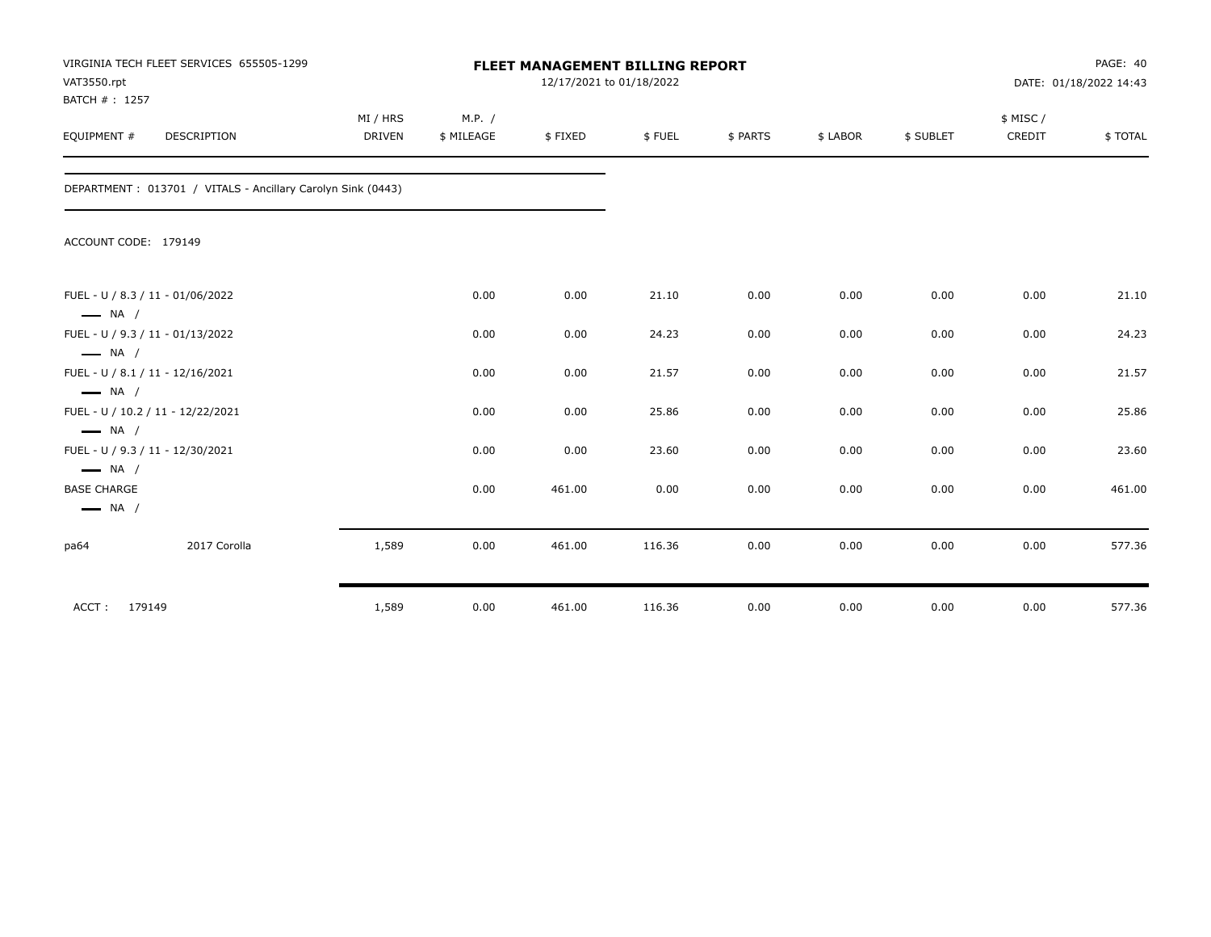# FLEET MANAGEMENT BILLING REPORT

VIRGINIA TECH FLEET SERVICES 655505-1299
VAT3550.rpt
BATCH # : 1257

12/17/2021 to 01/18/2022

DATE: 01/18/2022 14:43

| EQUIPMENT # | DESCRIPTION | MI / HRS DRIVEN | M.P. / $ MILEAGE | $ FIXED | $ FUEL | $ PARTS | $ LABOR | $ SUBLET | $ MISC / CREDIT | $ TOTAL |
|---|---|---|---|---|---|---|---|---|---|---|
| DEPARTMENT : 013701 / VITALS - Ancillary Carolyn Sink (0443) | | | | | | | | | | |
| ACCOUNT CODE: 179149 | | | | | | | | | | |
| FUEL - U / 8.3 / 11 - 01/06/2022 — NA / | | | 0.00 | 0.00 | 21.10 | 0.00 | 0.00 | 0.00 | 0.00 | 21.10 |
| FUEL - U / 9.3 / 11 - 01/13/2022 — NA / | | | 0.00 | 0.00 | 24.23 | 0.00 | 0.00 | 0.00 | 0.00 | 24.23 |
| FUEL - U / 8.1 / 11 - 12/16/2021 — NA / | | | 0.00 | 0.00 | 21.57 | 0.00 | 0.00 | 0.00 | 0.00 | 21.57 |
| FUEL - U / 10.2 / 11 - 12/22/2021 — NA / | | | 0.00 | 0.00 | 25.86 | 0.00 | 0.00 | 0.00 | 0.00 | 25.86 |
| FUEL - U / 9.3 / 11 - 12/30/2021 — NA / | | | 0.00 | 0.00 | 23.60 | 0.00 | 0.00 | 0.00 | 0.00 | 23.60 |
| BASE CHARGE — NA / | | | 0.00 | 461.00 | 0.00 | 0.00 | 0.00 | 0.00 | 0.00 | 461.00 |
| pa64 | 2017 Corolla | 1,589 | 0.00 | 461.00 | 116.36 | 0.00 | 0.00 | 0.00 | 0.00 | 577.36 |
| ACCT : 179149 | | 1,589 | 0.00 | 461.00 | 116.36 | 0.00 | 0.00 | 0.00 | 0.00 | 577.36 |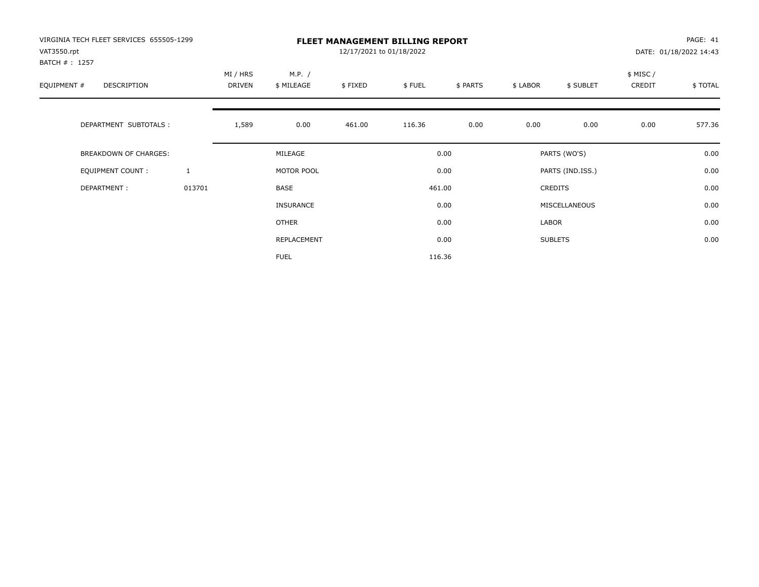VIRGINIA TECH FLEET SERVICES 655505-1299
VAT3550.rpt
BATCH # : 1257

# FLEET MANAGEMENT BILLING REPORT

12/17/2021 to 01/18/2022

DATE: 01/18/2022 14:43

| EQUIPMENT # | DESCRIPTION | | MI / HRS DRIVEN | M.P. / $ MILEAGE | $ FIXED | $ FUEL | $ PARTS | $ LABOR | $ SUBLET | $ MISC / CREDIT | $ TOTAL |
|---|---|---|---|---|---|---|---|---|---|---|---|
| | DEPARTMENT SUBTOTALS : | | 1,589 | 0.00 | 461.00 | 116.36 | 0.00 | 0.00 | 0.00 | 0.00 | 577.36 |

| | | | | | |
|---|---|---|---|---|---|
| BREAKDOWN OF CHARGES: | | MILEAGE | 0.00 | PARTS (WO'S) | 0.00 |
| EQUIPMENT COUNT : | 1 | MOTOR POOL | 0.00 | PARTS (IND.ISS.) | 0.00 |
| DEPARTMENT : | 013701 | BASE | 461.00 | CREDITS | 0.00 |
| | | INSURANCE | 0.00 | MISCELLANEOUS | 0.00 |
| | | OTHER | 0.00 | LABOR | 0.00 |
| | | REPLACEMENT | 0.00 | SUBLETS | 0.00 |
| | | FUEL | 116.36 | | |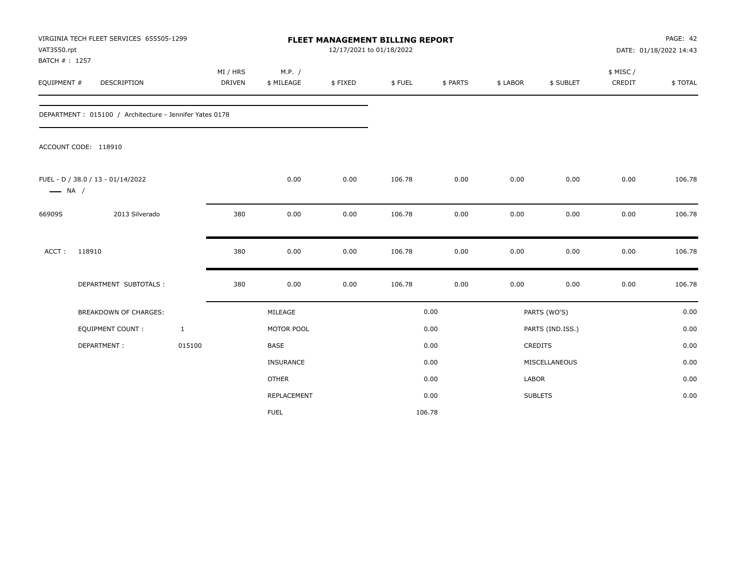VIRGINIA TECH FLEET SERVICES 655505-1299
VAT3550.rpt
BATCH # : 1257

# FLEET MANAGEMENT BILLING REPORT

12/17/2021 to 01/18/2022

DATE: 01/18/2022 14:43

| EQUIPMENT # | DESCRIPTION | MI / HRS DRIVEN | M.P. / $ MILEAGE | $ FIXED | $ FUEL | $ PARTS | $ LABOR | $ SUBLET | $ MISC / CREDIT | $ TOTAL |
|---|---|---|---|---|---|---|---|---|---|---|

DEPARTMENT : 015100 / Architecture - Jennifer Yates 0178

ACCOUNT CODE: 118910

| EQUIPMENT # | DESCRIPTION | MI / HRS DRIVEN | M.P. / $ MILEAGE | $ FIXED | $ FUEL | $ PARTS | $ LABOR | $ SUBLET | $ MISC / CREDIT | $ TOTAL |
|---|---|---|---|---|---|---|---|---|---|---|
| FUEL - D / 38.0 / 13 - 01/14/2022 —— NA / | | | 0.00 | 0.00 | 106.78 | 0.00 | 0.00 | 0.00 | 0.00 | 106.78 |
| 66909S | 2013 Silverado | 380 | 0.00 | 0.00 | 106.78 | 0.00 | 0.00 | 0.00 | 0.00 | 106.78 |
| ACCT : | 118910 | 380 | 0.00 | 0.00 | 106.78 | 0.00 | 0.00 | 0.00 | 0.00 | 106.78 |
| | DEPARTMENT SUBTOTALS : | 380 | 0.00 | 0.00 | 106.78 | 0.00 | 0.00 | 0.00 | 0.00 | 106.78 |

| BREAKDOWN OF CHARGES: | | | | | |
|---|---|---|---|---|---|
| EQUIPMENT COUNT : | 1 | MILEAGE | 0.00 | PARTS (WO'S) | 0.00 |
| DEPARTMENT : | 015100 | MOTOR POOL | 0.00 | PARTS (IND.ISS.) | 0.00 |
| | | BASE | 0.00 | CREDITS | 0.00 |
| | | INSURANCE | 0.00 | MISCELLANEOUS | 0.00 |
| | | OTHER | 0.00 | LABOR | 0.00 |
| | | REPLACEMENT | 0.00 | SUBLETS | 0.00 |
| | | FUEL | 106.78 | | |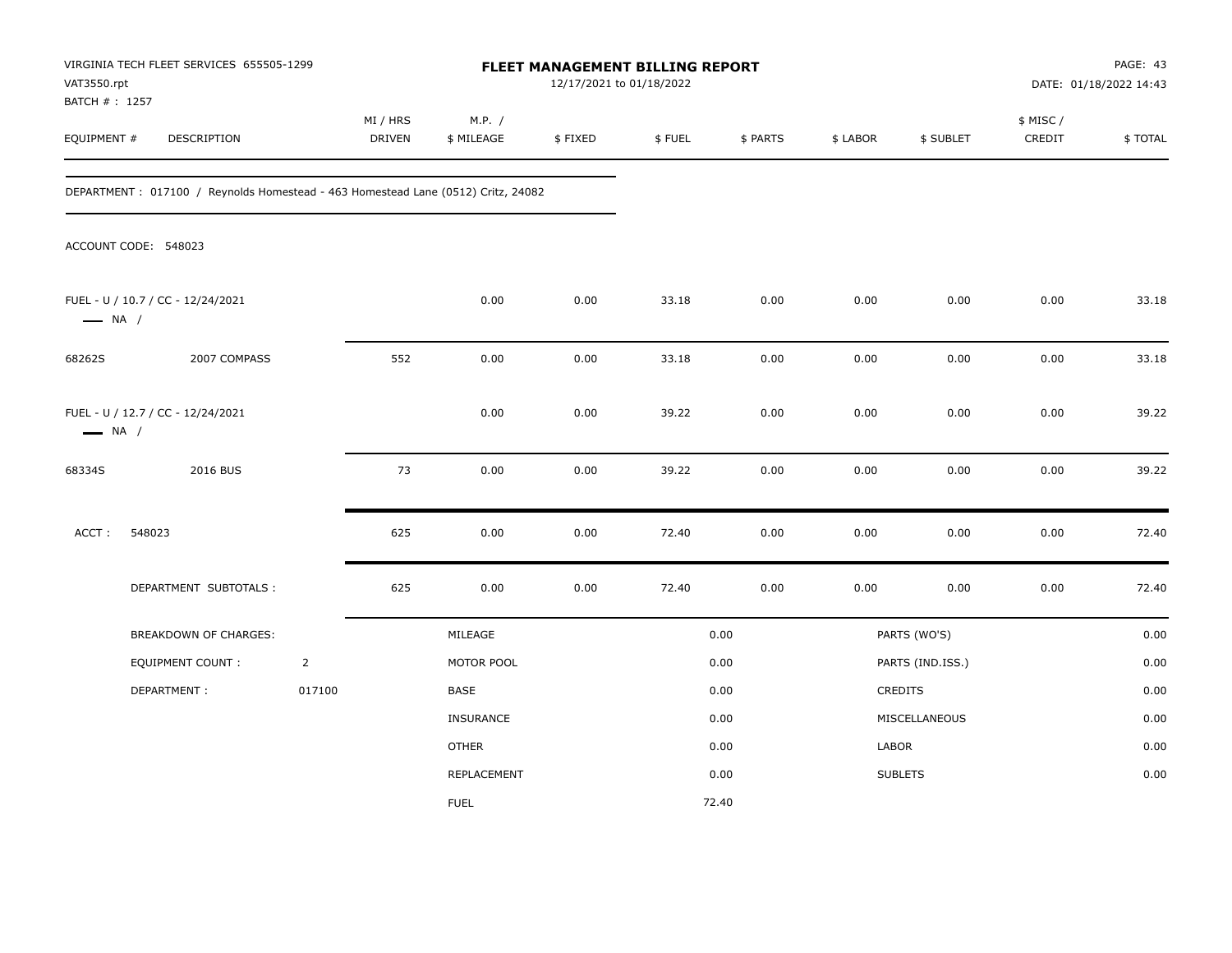VIRGINIA TECH FLEET SERVICES 655505-1299
VAT3550.rpt
BATCH # : 1257

# FLEET MANAGEMENT BILLING REPORT

12/17/2021 to 01/18/2022

DATE: 01/18/2022 14:43

| EQUIPMENT # | DESCRIPTION | MI / HRS DRIVEN | M.P. / $ MILEAGE | $ FIXED | $ FUEL | $ PARTS | $ LABOR | $ SUBLET | $ MISC / CREDIT | $ TOTAL |
|---|---|---|---|---|---|---|---|---|---|---|

DEPARTMENT : 017100 / Reynolds Homestead - 463 Homestead Lane (0512) Critz, 24082

ACCOUNT CODE: 548023

| EQUIPMENT # | DESCRIPTION | MI / HRS DRIVEN | M.P. / $ MILEAGE | $ FIXED | $ FUEL | $ PARTS | $ LABOR | $ SUBLET | $ MISC / CREDIT | $ TOTAL |
|---|---|---|---|---|---|---|---|---|---|---|
| FUEL - U / 10.7 / CC - 12/24/2021 — NA / | | | 0.00 | 0.00 | 33.18 | 0.00 | 0.00 | 0.00 | 0.00 | 33.18 |
| 68262S | 2007 COMPASS | 552 | 0.00 | 0.00 | 33.18 | 0.00 | 0.00 | 0.00 | 0.00 | 33.18 |
| FUEL - U / 12.7 / CC - 12/24/2021 — NA / | | | 0.00 | 0.00 | 39.22 | 0.00 | 0.00 | 0.00 | 0.00 | 39.22 |
| 68334S | 2016 BUS | 73 | 0.00 | 0.00 | 39.22 | 0.00 | 0.00 | 0.00 | 0.00 | 39.22 |
| ACCT : 548023 | | 625 | 0.00 | 0.00 | 72.40 | 0.00 | 0.00 | 0.00 | 0.00 | 72.40 |
| | DEPARTMENT SUBTOTALS : | 625 | 0.00 | 0.00 | 72.40 | 0.00 | 0.00 | 0.00 | 0.00 | 72.40 |

| BREAKDOWN OF CHARGES: | | | | | |
|---|---|---|---|---|---|
| | | MILEAGE | 0.00 | PARTS (WO'S) | 0.00 |
| EQUIPMENT COUNT : | 2 | MOTOR POOL | 0.00 | PARTS (IND.ISS.) | 0.00 |
| DEPARTMENT : | 017100 | BASE | 0.00 | CREDITS | 0.00 |
| | | INSURANCE | 0.00 | MISCELLANEOUS | 0.00 |
| | | OTHER | 0.00 | LABOR | 0.00 |
| | | REPLACEMENT | 0.00 | SUBLETS | 0.00 |
| | | FUEL | 72.40 | | |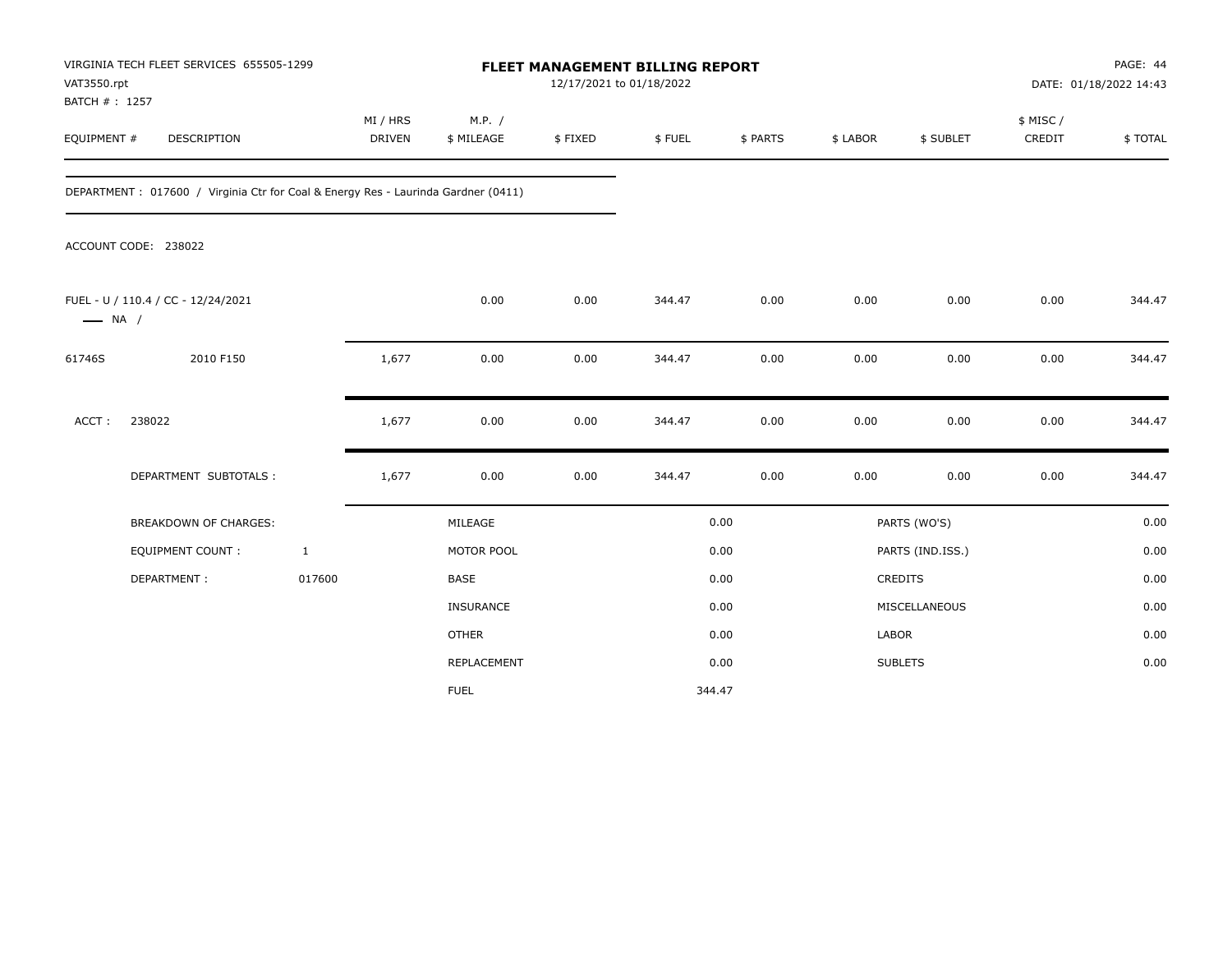VIRGINIA TECH FLEET SERVICES 655505-1299
VAT3550.rpt
BATCH # : 1257

**FLEET MANAGEMENT BILLING REPORT**
12/17/2021 to 01/18/2022

PAGE: 44
DATE: 01/18/2022 14:43

| EQUIPMENT # | DESCRIPTION | MI / HRS DRIVEN | M.P. / $ MILEAGE | $ FIXED | $ FUEL | $ PARTS | $ LABOR | $ SUBLET | $ MISC / CREDIT | $ TOTAL |
|---|---|---|---|---|---|---|---|---|---|---|

DEPARTMENT : 017600 / Virginia Ctr for Coal & Energy Res - Laurinda Gardner (0411)

ACCOUNT CODE: 238022

| EQUIPMENT # | DESCRIPTION | MI / HRS DRIVEN | M.P. / $ MILEAGE | $ FIXED | $ FUEL | $ PARTS | $ LABOR | $ SUBLET | $ MISC / CREDIT | $ TOTAL |
|---|---|---|---|---|---|---|---|---|---|---|
| FUEL - U / 110.4 / CC - 12/24/2021 —— NA / | | | 0.00 | 0.00 | 344.47 | 0.00 | 0.00 | 0.00 | 0.00 | 344.47 |
| 61746S | 2010 F150 | 1,677 | 0.00 | 0.00 | 344.47 | 0.00 | 0.00 | 0.00 | 0.00 | 344.47 |
| ACCT : | 238022 | 1,677 | 0.00 | 0.00 | 344.47 | 0.00 | 0.00 | 0.00 | 0.00 | 344.47 |
| | DEPARTMENT SUBTOTALS : | 1,677 | 0.00 | 0.00 | 344.47 | 0.00 | 0.00 | 0.00 | 0.00 | 344.47 |

| BREAKDOWN OF CHARGES: | | | | | |
|---|---|---|---|---|---|
| EQUIPMENT COUNT : | 1 | MILEAGE | 0.00 | PARTS (WO'S) | 0.00 |
| DEPARTMENT : | 017600 | MOTOR POOL | 0.00 | PARTS (IND.ISS.) | 0.00 |
| | | BASE | 0.00 | CREDITS | 0.00 |
| | | INSURANCE | 0.00 | MISCELLANEOUS | 0.00 |
| | | OTHER | 0.00 | LABOR | 0.00 |
| | | REPLACEMENT | 0.00 | SUBLETS | 0.00 |
| | | FUEL | 344.47 | | |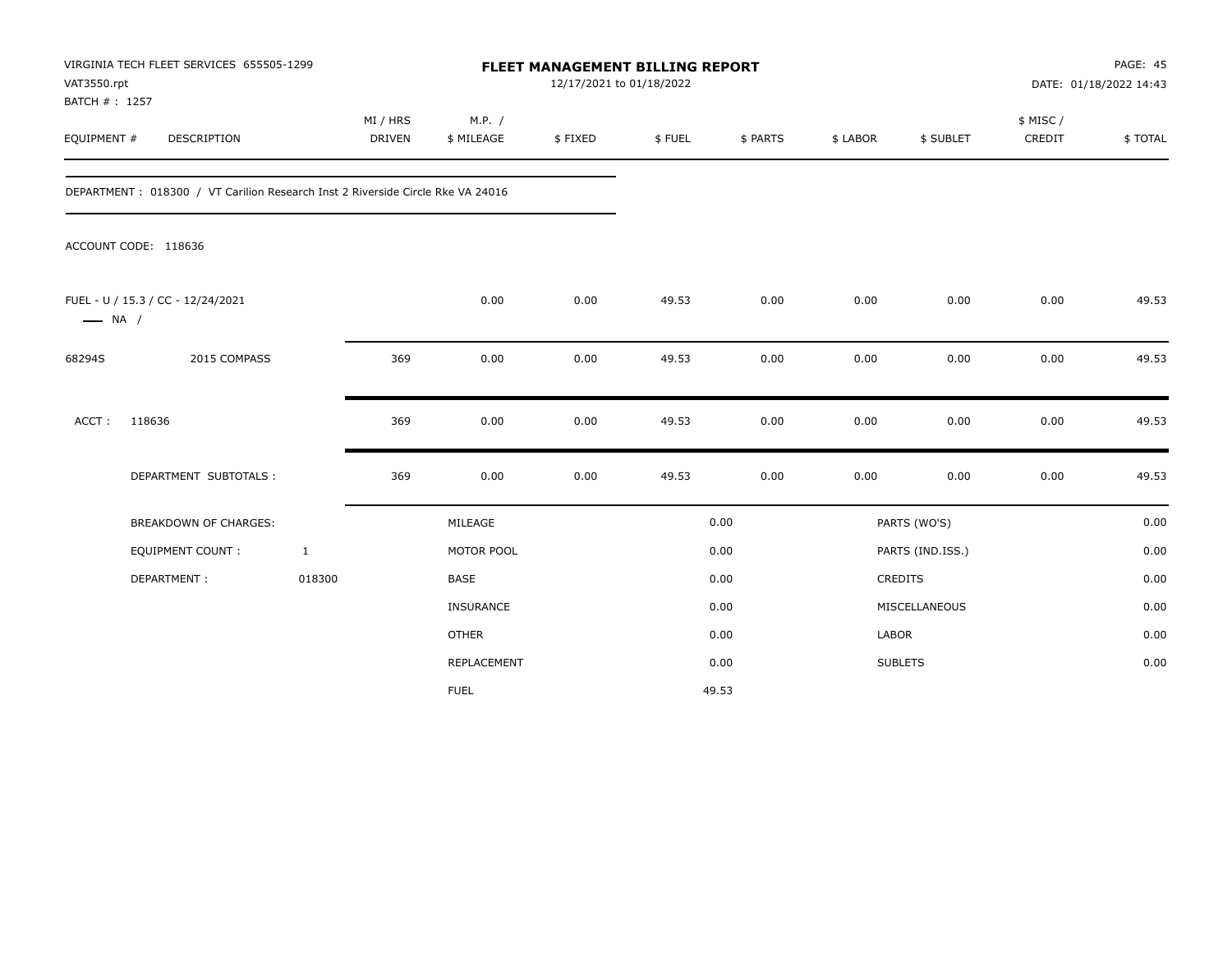VIRGINIA TECH FLEET SERVICES 655505-1299
VAT3550.rpt
BATCH # : 1257

**FLEET MANAGEMENT BILLING REPORT**
12/17/2021 to 01/18/2022

PAGE: 45
DATE: 01/18/2022 14:43

| EQUIPMENT # | DESCRIPTION | MI / HRS DRIVEN | M.P. / $ MILEAGE | $ FIXED | $ FUEL | $ PARTS | $ LABOR | $ SUBLET | $ MISC / CREDIT | $ TOTAL |
|---|---|---|---|---|---|---|---|---|---|---|

DEPARTMENT : 018300 / VT Carilion Research Inst 2 Riverside Circle Rke VA 24016

ACCOUNT CODE: 118636

| EQUIPMENT # | DESCRIPTION | MI / HRS DRIVEN | M.P. / $ MILEAGE | $ FIXED | $ FUEL | $ PARTS | $ LABOR | $ SUBLET | $ MISC / CREDIT | $ TOTAL |
|---|---|---|---|---|---|---|---|---|---|---|
| FUEL - U / 15.3 / CC - 12/24/2021 — NA / | | | 0.00 | 0.00 | 49.53 | 0.00 | 0.00 | 0.00 | 0.00 | 49.53 |
| 68294S | 2015 COMPASS | 369 | 0.00 | 0.00 | 49.53 | 0.00 | 0.00 | 0.00 | 0.00 | 49.53 |
| ACCT : | 118636 | 369 | 0.00 | 0.00 | 49.53 | 0.00 | 0.00 | 0.00 | 0.00 | 49.53 |
| | DEPARTMENT SUBTOTALS : | 369 | 0.00 | 0.00 | 49.53 | 0.00 | 0.00 | 0.00 | 0.00 | 49.53 |

| BREAKDOWN OF CHARGES: | | | | | |
|---|---|---|---|---|---|
| EQUIPMENT COUNT : | 1 | MILEAGE | 0.00 | PARTS (WO'S) | 0.00 |
| DEPARTMENT : | 018300 | MOTOR POOL | 0.00 | PARTS (IND.ISS.) | 0.00 |
| | | BASE | 0.00 | CREDITS | 0.00 |
| | | INSURANCE | 0.00 | MISCELLANEOUS | 0.00 |
| | | OTHER | 0.00 | LABOR | 0.00 |
| | | REPLACEMENT | 0.00 | SUBLETS | 0.00 |
| | | FUEL | 49.53 | | |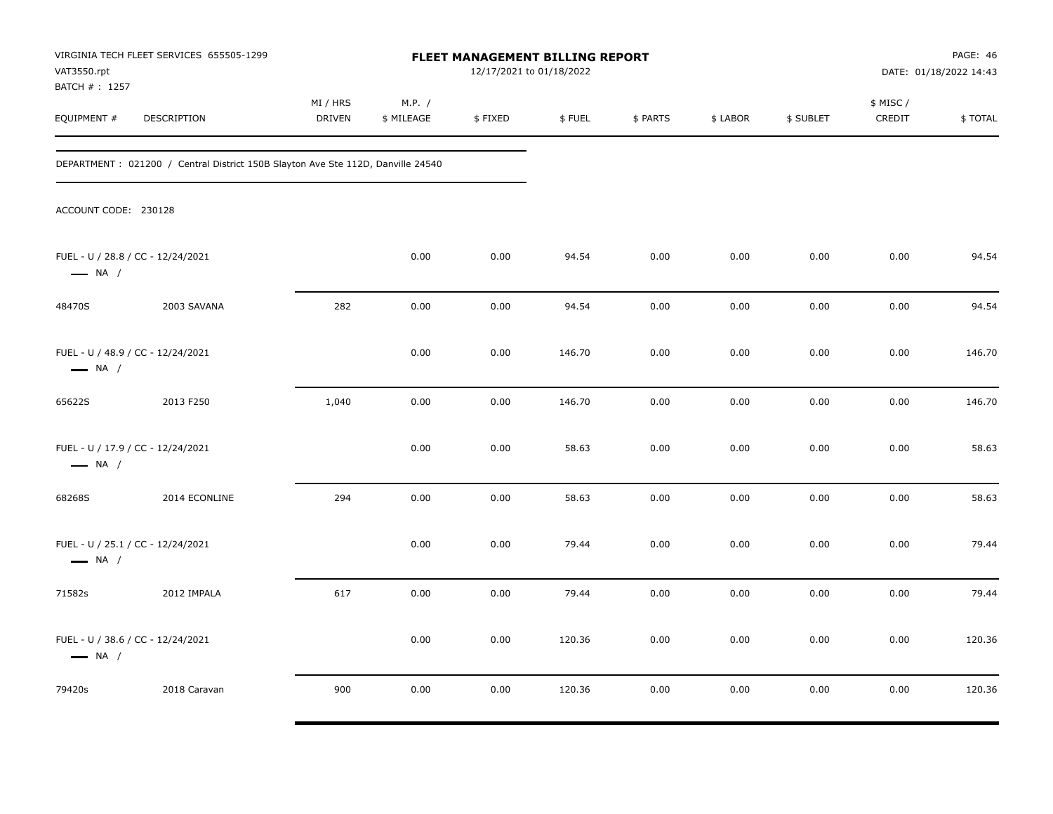VIRGINIA TECH FLEET SERVICES 655505-1299
VAT3550.rpt
BATCH # : 1257

**FLEET MANAGEMENT BILLING REPORT**
12/17/2021 to 01/18/2022

DATE: 01/18/2022 14:43

| EQUIPMENT # | DESCRIPTION | MI / HRS DRIVEN | M.P. / $ MILEAGE | $ FIXED | $ FUEL | $ PARTS | $ LABOR | $ SUBLET | $ MISC / CREDIT | $ TOTAL |
|---|---|---|---|---|---|---|---|---|---|---|

DEPARTMENT : 021200 / Central District 150B Slayton Ave Ste 112D, Danville 24540

ACCOUNT CODE: 230128

| EQUIPMENT # | DESCRIPTION | MI / HRS DRIVEN | M.P. / $ MILEAGE | $ FIXED | $ FUEL | $ PARTS | $ LABOR | $ SUBLET | $ MISC / CREDIT | $ TOTAL |
|---|---|---|---|---|---|---|---|---|---|---|
| FUEL - U / 28.8 / CC - 12/24/2021 — NA / | | | 0.00 | 0.00 | 94.54 | 0.00 | 0.00 | 0.00 | 0.00 | 94.54 |
| 48470S | 2003 SAVANA | 282 | 0.00 | 0.00 | 94.54 | 0.00 | 0.00 | 0.00 | 0.00 | 94.54 |
| FUEL - U / 48.9 / CC - 12/24/2021 — NA / | | | 0.00 | 0.00 | 146.70 | 0.00 | 0.00 | 0.00 | 0.00 | 146.70 |
| 65622S | 2013 F250 | 1,040 | 0.00 | 0.00 | 146.70 | 0.00 | 0.00 | 0.00 | 0.00 | 146.70 |
| FUEL - U / 17.9 / CC - 12/24/2021 — NA / | | | 0.00 | 0.00 | 58.63 | 0.00 | 0.00 | 0.00 | 0.00 | 58.63 |
| 68268S | 2014 ECONLINE | 294 | 0.00 | 0.00 | 58.63 | 0.00 | 0.00 | 0.00 | 0.00 | 58.63 |
| FUEL - U / 25.1 / CC - 12/24/2021 — NA / | | | 0.00 | 0.00 | 79.44 | 0.00 | 0.00 | 0.00 | 0.00 | 79.44 |
| 71582s | 2012 IMPALA | 617 | 0.00 | 0.00 | 79.44 | 0.00 | 0.00 | 0.00 | 0.00 | 79.44 |
| FUEL - U / 38.6 / CC - 12/24/2021 — NA / | | | 0.00 | 0.00 | 120.36 | 0.00 | 0.00 | 0.00 | 0.00 | 120.36 |
| 79420s | 2018 Caravan | 900 | 0.00 | 0.00 | 120.36 | 0.00 | 0.00 | 0.00 | 0.00 | 120.36 |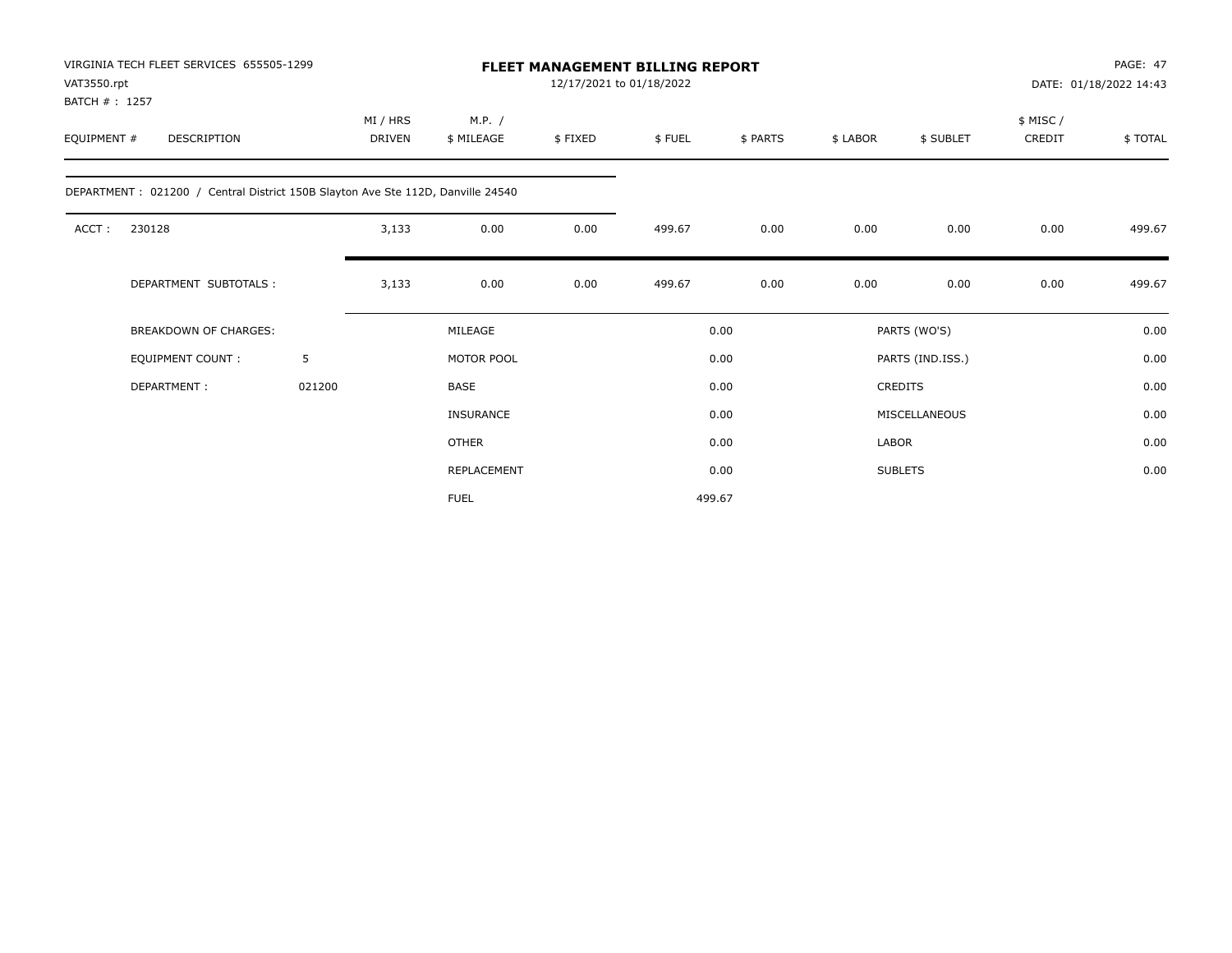VIRGINIA TECH FLEET SERVICES 655505-1299
VAT3550.rpt
BATCH # : 1257

# FLEET MANAGEMENT BILLING REPORT

12/17/2021 to 01/18/2022

PAGE: 47
DATE: 01/18/2022 14:43

| EQUIPMENT # | DESCRIPTION | MI / HRS DRIVEN | M.P. / $ MILEAGE | $ FIXED | $ FUEL | $ PARTS | $ LABOR | $ SUBLET | $ MISC / CREDIT | $ TOTAL |
|---|---|---|---|---|---|---|---|---|---|---|
| DEPARTMENT : 021200 / Central District 150B Slayton Ave Ste 112D, Danville 24540 | | | | | | | | | | |
| ACCT : | 230128 | 3,133 | 0.00 | 0.00 | 499.67 | 0.00 | 0.00 | 0.00 | 0.00 | 499.67 |
| | DEPARTMENT SUBTOTALS : | 3,133 | 0.00 | 0.00 | 499.67 | 0.00 | 0.00 | 0.00 | 0.00 | 499.67 |

| | | | | | |
|---|---|---|---|---|---|
| BREAKDOWN OF CHARGES: | | MILEAGE | 0.00 | PARTS (WO'S) | 0.00 |
| EQUIPMENT COUNT : | 5 | MOTOR POOL | 0.00 | PARTS (IND.ISS.) | 0.00 |
| DEPARTMENT : | 021200 | BASE | 0.00 | CREDITS | 0.00 |
| | | INSURANCE | 0.00 | MISCELLANEOUS | 0.00 |
| | | OTHER | 0.00 | LABOR | 0.00 |
| | | REPLACEMENT | 0.00 | SUBLETS | 0.00 |
| | | FUEL | 499.67 | | |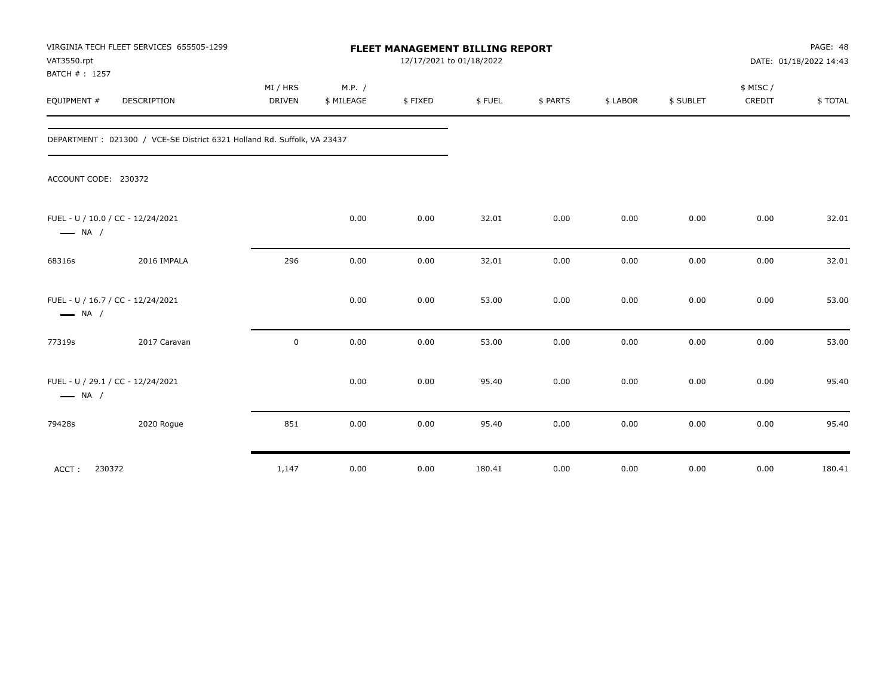VIRGINIA TECH FLEET SERVICES 655505-1299
VAT3550.rpt
BATCH # : 1257

**FLEET MANAGEMENT BILLING REPORT**
12/17/2021 to 01/18/2022

DATE: 01/18/2022 14:43

| EQUIPMENT # | DESCRIPTION | MI / HRS DRIVEN | M.P. / $ MILEAGE | $ FIXED | $ FUEL | $ PARTS | $ LABOR | $ SUBLET | $ MISC / CREDIT | $ TOTAL |
|---|---|---|---|---|---|---|---|---|---|---|

DEPARTMENT : 021300 / VCE-SE District 6321 Holland Rd. Suffolk, VA 23437

ACCOUNT CODE: 230372

| EQUIPMENT # | DESCRIPTION | MI / HRS DRIVEN | M.P. / $ MILEAGE | $ FIXED | $ FUEL | $ PARTS | $ LABOR | $ SUBLET | $ MISC / CREDIT | $ TOTAL |
|---|---|---|---|---|---|---|---|---|---|---|
| FUEL - U / 10.0 / CC - 12/24/2021 — NA / | | | 0.00 | 0.00 | 32.01 | 0.00 | 0.00 | 0.00 | 0.00 | 32.01 |
| 68316s | 2016 IMPALA | 296 | 0.00 | 0.00 | 32.01 | 0.00 | 0.00 | 0.00 | 0.00 | 32.01 |
| FUEL - U / 16.7 / CC - 12/24/2021 — NA / | | | 0.00 | 0.00 | 53.00 | 0.00 | 0.00 | 0.00 | 0.00 | 53.00 |
| 77319s | 2017 Caravan | 0 | 0.00 | 0.00 | 53.00 | 0.00 | 0.00 | 0.00 | 0.00 | 53.00 |
| FUEL - U / 29.1 / CC - 12/24/2021 — NA / | | | 0.00 | 0.00 | 95.40 | 0.00 | 0.00 | 0.00 | 0.00 | 95.40 |
| 79428s | 2020 Rogue | 851 | 0.00 | 0.00 | 95.40 | 0.00 | 0.00 | 0.00 | 0.00 | 95.40 |
| ACCT : 230372 | | 1,147 | 0.00 | 0.00 | 180.41 | 0.00 | 0.00 | 0.00 | 0.00 | 180.41 |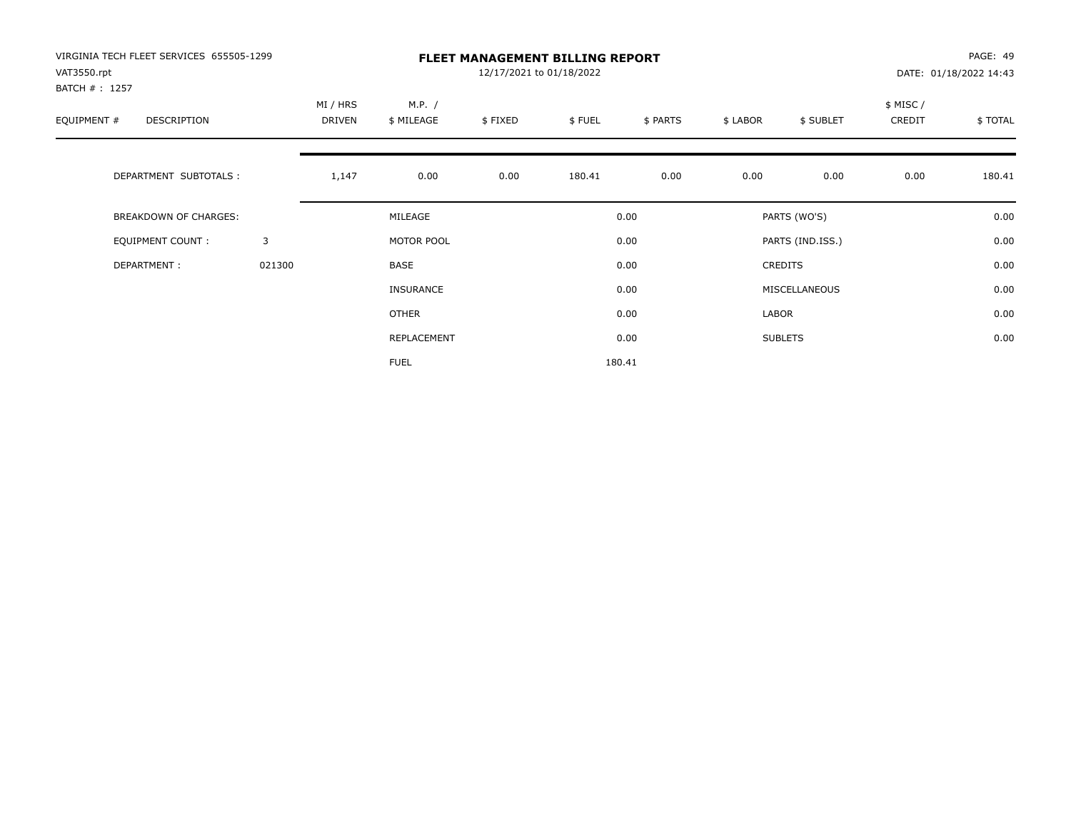VIRGINIA TECH FLEET SERVICES 655505-1299
VAT3550.rpt
BATCH # : 1257

# FLEET MANAGEMENT BILLING REPORT

12/17/2021 to 01/18/2022

DATE: 01/18/2022 14:43

| EQUIPMENT # | DESCRIPTION | | MI / HRS DRIVEN | M.P. / $ MILEAGE | $ FIXED | $ FUEL | $ PARTS | $ LABOR | $ SUBLET | $ MISC / CREDIT | $ TOTAL |
|---|---|---|---|---|---|---|---|---|---|---|---|
| | DEPARTMENT SUBTOTALS : | | 1,147 | 0.00 | 0.00 | 180.41 | 0.00 | 0.00 | 0.00 | 0.00 | 180.41 |

| | | | | | |
|---|---|---|---|---|---|
| BREAKDOWN OF CHARGES: | | MILEAGE | 0.00 | PARTS (WO'S) | 0.00 |
| EQUIPMENT COUNT : | 3 | MOTOR POOL | 0.00 | PARTS (IND.ISS.) | 0.00 |
| DEPARTMENT : | 021300 | BASE | 0.00 | CREDITS | 0.00 |
| | | INSURANCE | 0.00 | MISCELLANEOUS | 0.00 |
| | | OTHER | 0.00 | LABOR | 0.00 |
| | | REPLACEMENT | 0.00 | SUBLETS | 0.00 |
| | | FUEL | 180.41 | | |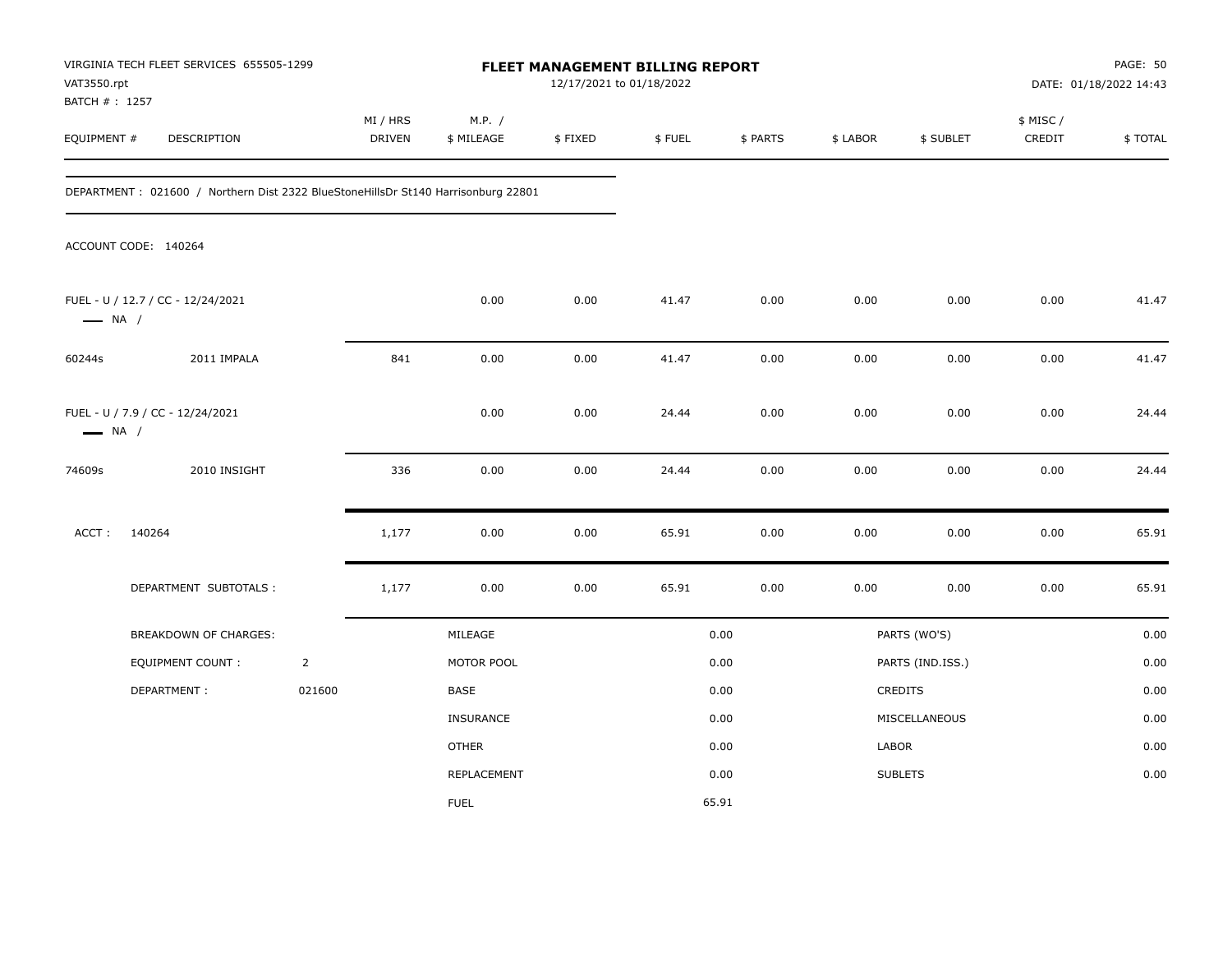VIRGINIA TECH FLEET SERVICES 655505-1299
VAT3550.rpt
BATCH # : 1257

# FLEET MANAGEMENT BILLING REPORT

12/17/2021 to 01/18/2022

DATE: 01/18/2022 14:43

| EQUIPMENT # | DESCRIPTION | MI / HRS DRIVEN | M.P. / $ MILEAGE | $ FIXED | $ FUEL | $ PARTS | $ LABOR | $ SUBLET | $ MISC / CREDIT | $ TOTAL |
|---|---|---|---|---|---|---|---|---|---|---|

DEPARTMENT : 021600 / Northern Dist 2322 BlueStoneHillsDr St140 Harrisonburg 22801

ACCOUNT CODE: 140264

| EQUIPMENT # | DESCRIPTION | MI / HRS DRIVEN | M.P. / $ MILEAGE | $ FIXED | $ FUEL | $ PARTS | $ LABOR | $ SUBLET | $ MISC / CREDIT | $ TOTAL |
|---|---|---|---|---|---|---|---|---|---|---|
| FUEL - U / 12.7 / CC - 12/24/2021 — NA / | | | 0.00 | 0.00 | 41.47 | 0.00 | 0.00 | 0.00 | 0.00 | 41.47 |
| 60244s | 2011 IMPALA | 841 | 0.00 | 0.00 | 41.47 | 0.00 | 0.00 | 0.00 | 0.00 | 41.47 |
| FUEL - U / 7.9 / CC - 12/24/2021 — NA / | | | 0.00 | 0.00 | 24.44 | 0.00 | 0.00 | 0.00 | 0.00 | 24.44 |
| 74609s | 2010 INSIGHT | 336 | 0.00 | 0.00 | 24.44 | 0.00 | 0.00 | 0.00 | 0.00 | 24.44 |
| ACCT : 140264 | | 1,177 | 0.00 | 0.00 | 65.91 | 0.00 | 0.00 | 0.00 | 0.00 | 65.91 |
| DEPARTMENT SUBTOTALS : | | 1,177 | 0.00 | 0.00 | 65.91 | 0.00 | 0.00 | 0.00 | 0.00 | 65.91 |

| BREAKDOWN OF CHARGES: | | | | | |
|---|---|---|---|---|---|
| EQUIPMENT COUNT : | 2 | MILEAGE | 0.00 | PARTS (WO'S) | 0.00 |
| DEPARTMENT : | 021600 | MOTOR POOL | 0.00 | PARTS (IND.ISS.) | 0.00 |
| | | BASE | 0.00 | CREDITS | 0.00 |
| | | INSURANCE | 0.00 | MISCELLANEOUS | 0.00 |
| | | OTHER | 0.00 | LABOR | 0.00 |
| | | REPLACEMENT | 0.00 | SUBLETS | 0.00 |
| | | FUEL | 65.91 | | |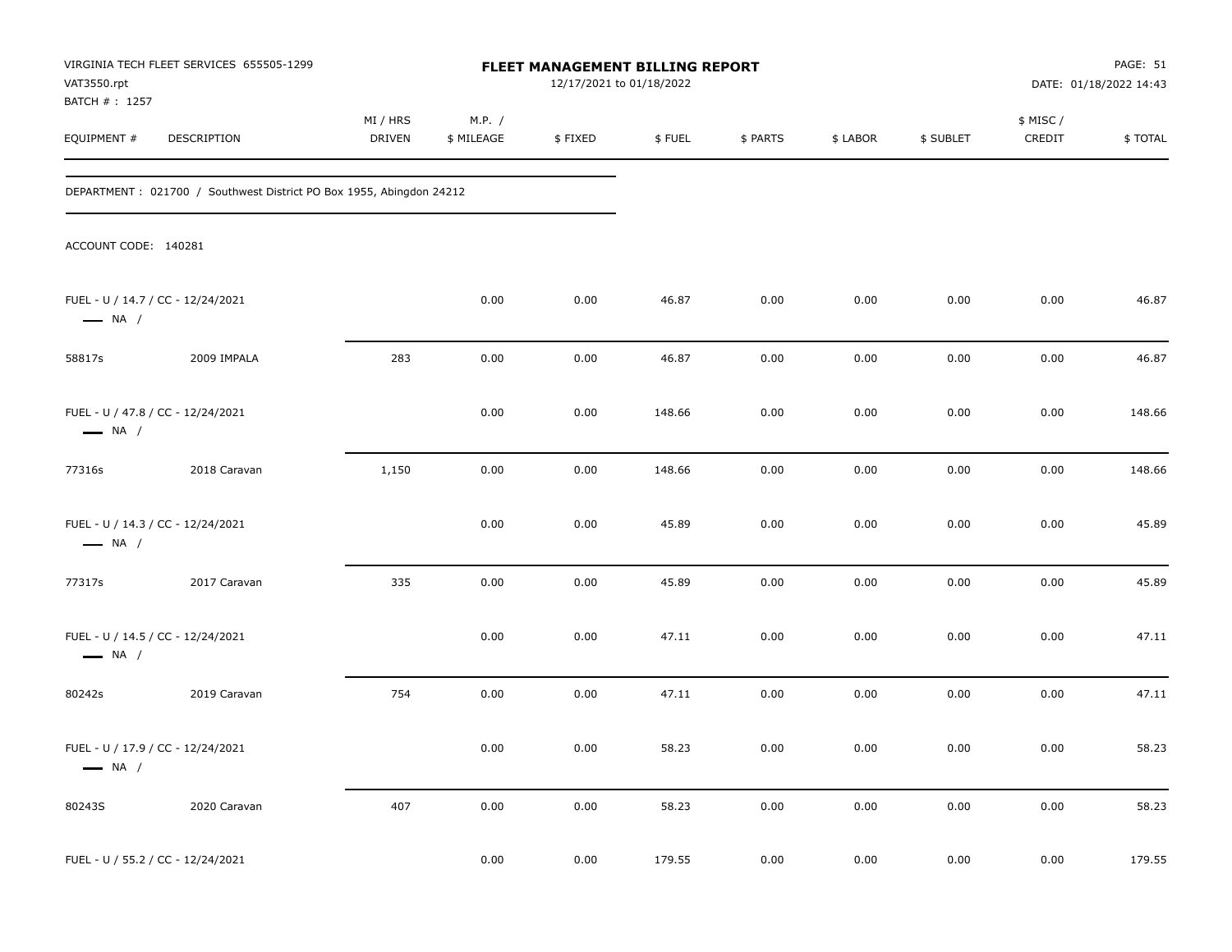VIRGINIA TECH FLEET SERVICES 655505-1299
VAT3550.rpt
BATCH # : 1257

**FLEET MANAGEMENT BILLING REPORT**
12/17/2021 to 01/18/2022

DATE: 01/18/2022 14:43

DEPARTMENT : 021700 / Southwest District PO Box 1955, Abingdon 24212

ACCOUNT CODE: 140281

| EQUIPMENT # | DESCRIPTION | MI / HRS DRIVEN | M.P. / $ MILEAGE | $ FIXED | $ FUEL | $ PARTS | $ LABOR | $ SUBLET | $ MISC / CREDIT | $ TOTAL |
|---|---|---|---|---|---|---|---|---|---|---|
| FUEL - U / 14.7 / CC - 12/24/2021 — NA / | | | 0.00 | 0.00 | 46.87 | 0.00 | 0.00 | 0.00 | 0.00 | 46.87 |
| 58817s | 2009 IMPALA | 283 | 0.00 | 0.00 | 46.87 | 0.00 | 0.00 | 0.00 | 0.00 | 46.87 |
| FUEL - U / 47.8 / CC - 12/24/2021 — NA / | | | 0.00 | 0.00 | 148.66 | 0.00 | 0.00 | 0.00 | 0.00 | 148.66 |
| 77316s | 2018 Caravan | 1,150 | 0.00 | 0.00 | 148.66 | 0.00 | 0.00 | 0.00 | 0.00 | 148.66 |
| FUEL - U / 14.3 / CC - 12/24/2021 — NA / | | | 0.00 | 0.00 | 45.89 | 0.00 | 0.00 | 0.00 | 0.00 | 45.89 |
| 77317s | 2017 Caravan | 335 | 0.00 | 0.00 | 45.89 | 0.00 | 0.00 | 0.00 | 0.00 | 45.89 |
| FUEL - U / 14.5 / CC - 12/24/2021 — NA / | | | 0.00 | 0.00 | 47.11 | 0.00 | 0.00 | 0.00 | 0.00 | 47.11 |
| 80242s | 2019 Caravan | 754 | 0.00 | 0.00 | 47.11 | 0.00 | 0.00 | 0.00 | 0.00 | 47.11 |
| FUEL - U / 17.9 / CC - 12/24/2021 — NA / | | | 0.00 | 0.00 | 58.23 | 0.00 | 0.00 | 0.00 | 0.00 | 58.23 |
| 80243S | 2020 Caravan | 407 | 0.00 | 0.00 | 58.23 | 0.00 | 0.00 | 0.00 | 0.00 | 58.23 |
| FUEL - U / 55.2 / CC - 12/24/2021 | | | 0.00 | 0.00 | 179.55 | 0.00 | 0.00 | 0.00 | 0.00 | 179.55 |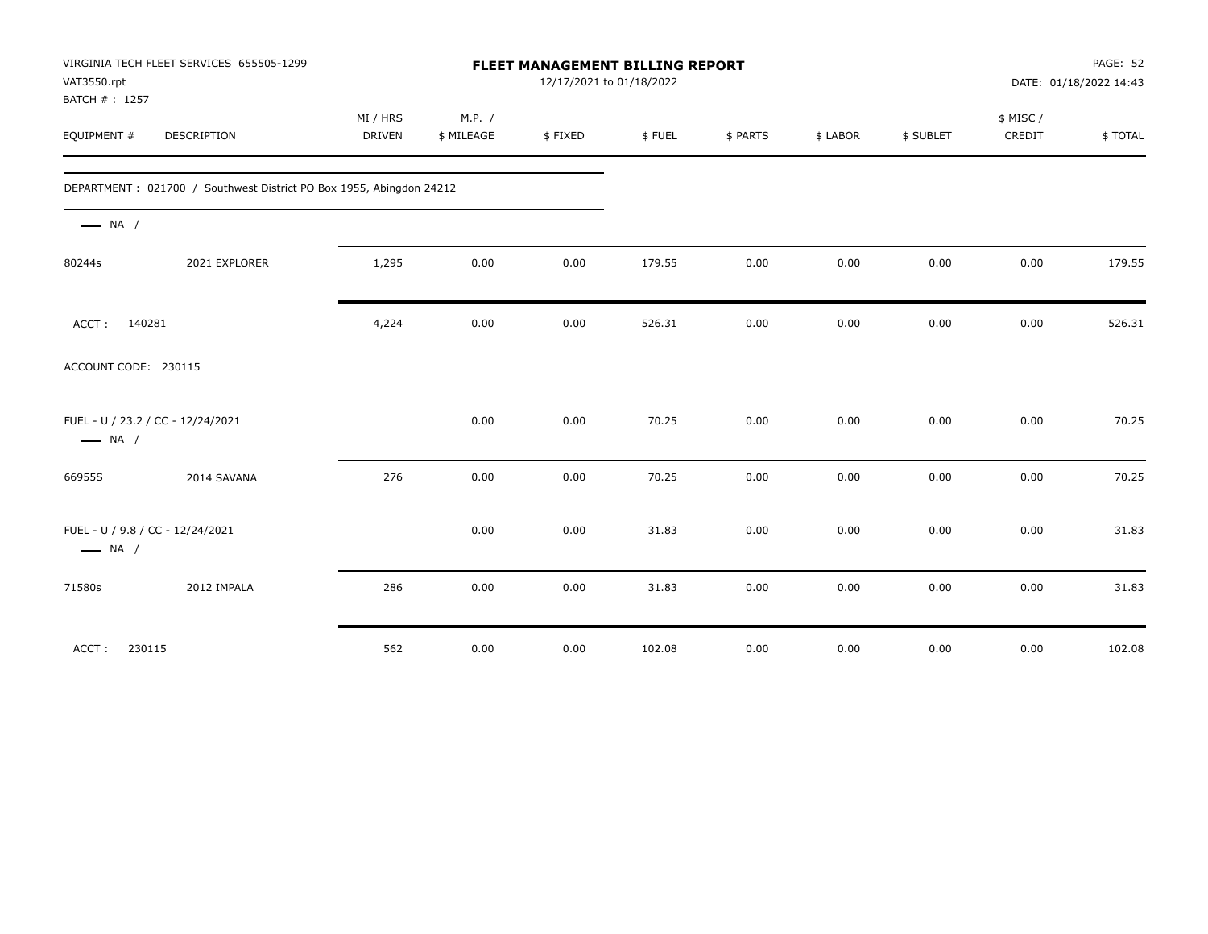**VIRGINIA TECH FLEET SERVICES 655505-1299**
VAT3550.rpt
BATCH # : 1257

# FLEET MANAGEMENT BILLING REPORT

12/17/2021 to 01/18/2022

PAGE: 52
DATE: 01/18/2022 14:43

| EQUIPMENT # | DESCRIPTION | MI / HRS DRIVEN | M.P. / $ MILEAGE | $ FIXED | $ FUEL | $ PARTS | $ LABOR | $ SUBLET | $ MISC / CREDIT | $ TOTAL |
|---|---|---|---|---|---|---|---|---|---|---|
| DEPARTMENT : 021700 / Southwest District PO Box 1955, Abingdon 24212 | | | | | | | | | | |
| — NA / | | | | | | | | | | |
| 80244s | 2021 EXPLORER | 1,295 | 0.00 | 0.00 | 179.55 | 0.00 | 0.00 | 0.00 | 0.00 | 179.55 |
| ACCT : 140281 | | 4,224 | 0.00 | 0.00 | 526.31 | 0.00 | 0.00 | 0.00 | 0.00 | 526.31 |
| ACCOUNT CODE: 230115 | | | | | | | | | | |
| FUEL - U / 23.2 / CC - 12/24/2021 — NA / | | | 0.00 | 0.00 | 70.25 | 0.00 | 0.00 | 0.00 | 0.00 | 70.25 |
| 66955S | 2014 SAVANA | 276 | 0.00 | 0.00 | 70.25 | 0.00 | 0.00 | 0.00 | 0.00 | 70.25 |
| FUEL - U / 9.8 / CC - 12/24/2021 — NA / | | | 0.00 | 0.00 | 31.83 | 0.00 | 0.00 | 0.00 | 0.00 | 31.83 |
| 71580s | 2012 IMPALA | 286 | 0.00 | 0.00 | 31.83 | 0.00 | 0.00 | 0.00 | 0.00 | 31.83 |
| ACCT : 230115 | | 562 | 0.00 | 0.00 | 102.08 | 0.00 | 0.00 | 0.00 | 0.00 | 102.08 |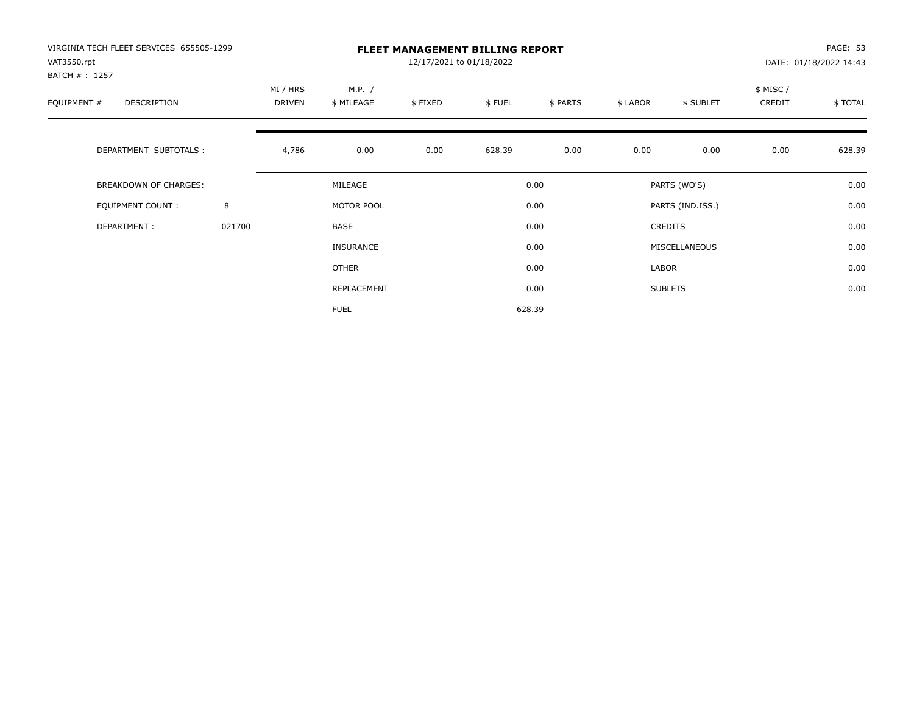VIRGINIA TECH FLEET SERVICES 655505-1299
VAT3550.rpt
BATCH # : 1257

# FLEET MANAGEMENT BILLING REPORT

12/17/2021 to 01/18/2022

DATE: 01/18/2022 14:43

| EQUIPMENT # | DESCRIPTION | MI / HRS DRIVEN | M.P. / $ MILEAGE | $ FIXED | $ FUEL | $ PARTS | $ LABOR | $ SUBLET | $ MISC / CREDIT | $ TOTAL |
|---|---|---|---|---|---|---|---|---|---|---|
| | DEPARTMENT SUBTOTALS : | 4,786 | 0.00 | 0.00 | 628.39 | 0.00 | 0.00 | 0.00 | 0.00 | 628.39 |

| BREAKDOWN OF CHARGES: | | | | | |
|---|---|---|---|---|---|
| | | MILEAGE | 0.00 | PARTS (WO'S) | 0.00 |
| EQUIPMENT COUNT : | 8 | MOTOR POOL | 0.00 | PARTS (IND.ISS.) | 0.00 |
| DEPARTMENT : | 021700 | BASE | 0.00 | CREDITS | 0.00 |
| | | INSURANCE | 0.00 | MISCELLANEOUS | 0.00 |
| | | OTHER | 0.00 | LABOR | 0.00 |
| | | REPLACEMENT | 0.00 | SUBLETS | 0.00 |
| | | FUEL | 628.39 | | |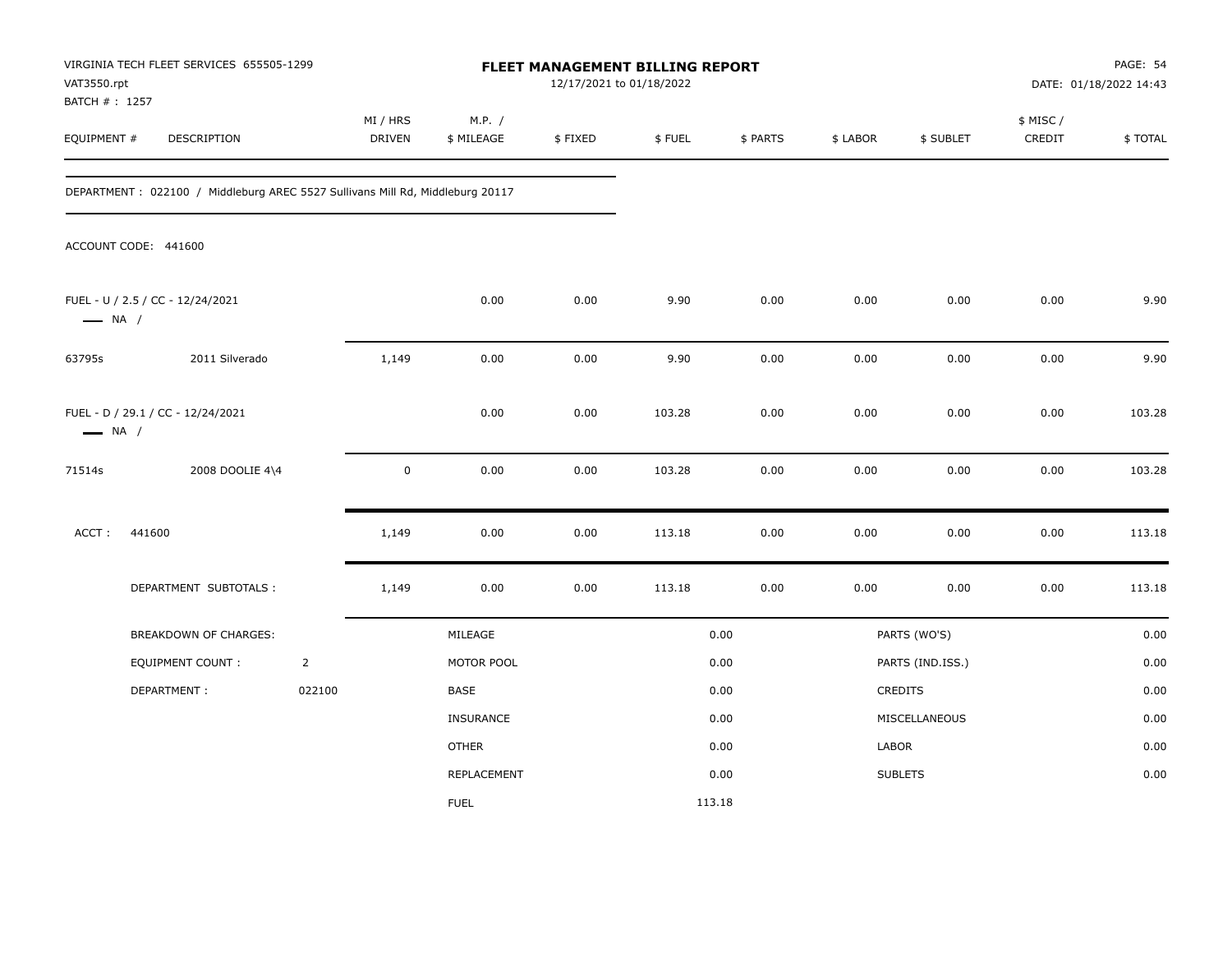VIRGINIA TECH FLEET SERVICES 655505-1299
VAT3550.rpt
BATCH # : 1257

**FLEET MANAGEMENT BILLING REPORT**
12/17/2021 to 01/18/2022

PAGE: 54
DATE: 01/18/2022 14:43

| EQUIPMENT # | DESCRIPTION | MI / HRS DRIVEN | M.P. / $ MILEAGE | $ FIXED | $ FUEL | $ PARTS | $ LABOR | $ SUBLET | $ MISC / CREDIT | $ TOTAL |
|---|---|---|---|---|---|---|---|---|---|---|

DEPARTMENT : 022100 / Middleburg AREC 5527 Sullivans Mill Rd, Middleburg 20117

ACCOUNT CODE: 441600

| EQUIPMENT # | DESCRIPTION | MI / HRS DRIVEN | M.P. / $ MILEAGE | $ FIXED | $ FUEL | $ PARTS | $ LABOR | $ SUBLET | $ MISC / CREDIT | $ TOTAL |
|---|---|---|---|---|---|---|---|---|---|---|
| FUEL - U / 2.5 / CC - 12/24/2021 — NA / | | | 0.00 | 0.00 | 9.90 | 0.00 | 0.00 | 0.00 | 0.00 | 9.90 |
| 63795s | 2011 Silverado | 1,149 | 0.00 | 0.00 | 9.90 | 0.00 | 0.00 | 0.00 | 0.00 | 9.90 |
| FUEL - D / 29.1 / CC - 12/24/2021 — NA / | | | 0.00 | 0.00 | 103.28 | 0.00 | 0.00 | 0.00 | 0.00 | 103.28 |
| 71514s | 2008 DOOLIE 4\4 | 0 | 0.00 | 0.00 | 103.28 | 0.00 | 0.00 | 0.00 | 0.00 | 103.28 |
| ACCT : 441600 | | 1,149 | 0.00 | 0.00 | 113.18 | 0.00 | 0.00 | 0.00 | 0.00 | 113.18 |
| | DEPARTMENT SUBTOTALS : | 1,149 | 0.00 | 0.00 | 113.18 | 0.00 | 0.00 | 0.00 | 0.00 | 113.18 |

| BREAKDOWN OF CHARGES: | | | | | |
|---|---|---|---|---|---|
| EQUIPMENT COUNT : | 2 | MILEAGE | 0.00 | PARTS (WO'S) | 0.00 |
| DEPARTMENT : | 022100 | MOTOR POOL | 0.00 | PARTS (IND.ISS.) | 0.00 |
| | | BASE | 0.00 | CREDITS | 0.00 |
| | | INSURANCE | 0.00 | MISCELLANEOUS | 0.00 |
| | | OTHER | 0.00 | LABOR | 0.00 |
| | | REPLACEMENT | 0.00 | SUBLETS | 0.00 |
| | | FUEL | 113.18 | | |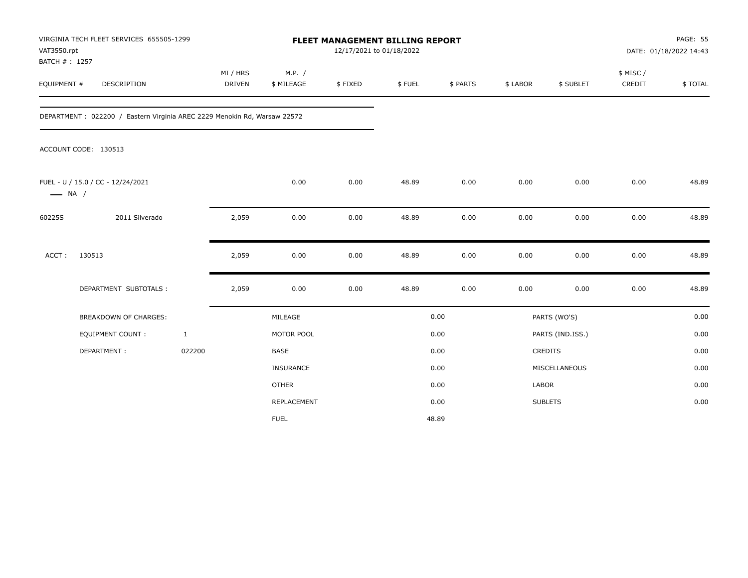VIRGINIA TECH FLEET SERVICES 655505-1299
VAT3550.rpt
BATCH # : 1257

**FLEET MANAGEMENT BILLING REPORT**
12/17/2021 to 01/18/2022

PAGE: 55
DATE: 01/18/2022 14:43

| EQUIPMENT # | DESCRIPTION | MI / HRS DRIVEN | M.P. / $ MILEAGE | $ FIXED | $ FUEL | $ PARTS | $ LABOR | $ SUBLET | $ MISC / CREDIT | $ TOTAL |
|---|---|---|---|---|---|---|---|---|---|---|

DEPARTMENT : 022200 / Eastern Virginia AREC 2229 Menokin Rd, Warsaw 22572

ACCOUNT CODE: 130513

| EQUIPMENT # | DESCRIPTION | MI / HRS DRIVEN | M.P. / $ MILEAGE | $ FIXED | $ FUEL | $ PARTS | $ LABOR | $ SUBLET | $ MISC / CREDIT | $ TOTAL |
|---|---|---|---|---|---|---|---|---|---|---|
| FUEL - U / 15.0 / CC - 12/24/2021 —— NA / | | | 0.00 | 0.00 | 48.89 | 0.00 | 0.00 | 0.00 | 0.00 | 48.89 |
| 60225S | 2011 Silverado | 2,059 | 0.00 | 0.00 | 48.89 | 0.00 | 0.00 | 0.00 | 0.00 | 48.89 |
| ACCT : | 130513 | 2,059 | 0.00 | 0.00 | 48.89 | 0.00 | 0.00 | 0.00 | 0.00 | 48.89 |
| | DEPARTMENT SUBTOTALS : | 2,059 | 0.00 | 0.00 | 48.89 | 0.00 | 0.00 | 0.00 | 0.00 | 48.89 |

| BREAKDOWN OF CHARGES: | | | | | |
|---|---|---|---|---|---|
| EQUIPMENT COUNT : | 1 | MILEAGE | 0.00 | PARTS (WO'S) | 0.00 |
| DEPARTMENT : | 022200 | MOTOR POOL | 0.00 | PARTS (IND.ISS.) | 0.00 |
| | | BASE | 0.00 | CREDITS | 0.00 |
| | | INSURANCE | 0.00 | MISCELLANEOUS | 0.00 |
| | | OTHER | 0.00 | LABOR | 0.00 |
| | | REPLACEMENT | 0.00 | SUBLETS | 0.00 |
| | | FUEL | 48.89 | | |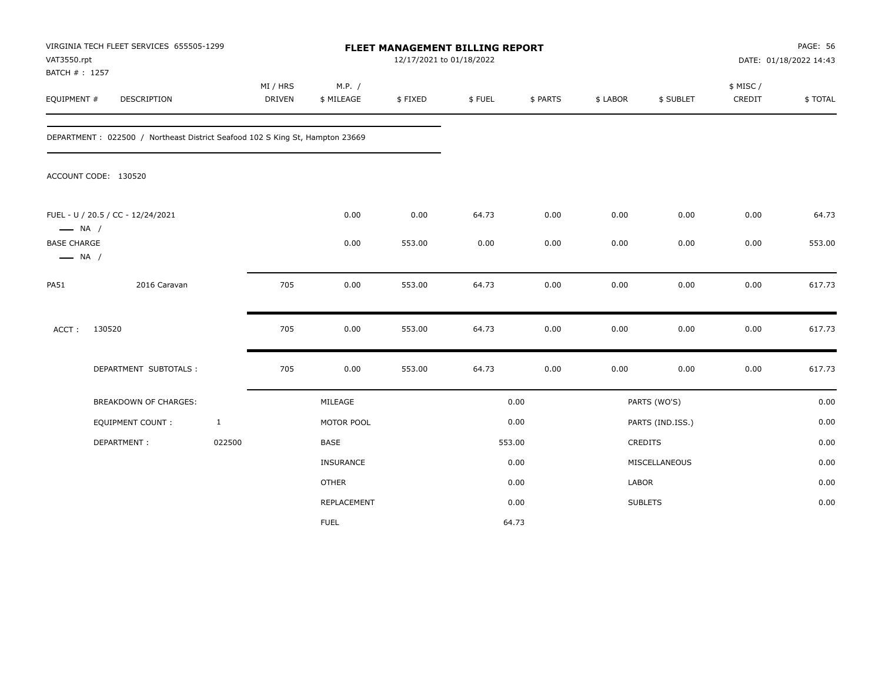VIRGINIA TECH FLEET SERVICES 655505-1299
VAT3550.rpt
BATCH # : 1257

# FLEET MANAGEMENT BILLING REPORT

12/17/2021 to 01/18/2022

PAGE: 56
DATE: 01/18/2022 14:43

| EQUIPMENT # | DESCRIPTION | MI / HRS DRIVEN | M.P. / $ MILEAGE | $ FIXED | $ FUEL | $ PARTS | $ LABOR | $ SUBLET | $ MISC / CREDIT | $ TOTAL |
|---|---|---|---|---|---|---|---|---|---|---|

DEPARTMENT : 022500 / Northeast District Seafood 102 S King St, Hampton 23669

ACCOUNT CODE: 130520

| EQUIPMENT # | DESCRIPTION | MI / HRS DRIVEN | M.P. / $ MILEAGE | $ FIXED | $ FUEL | $ PARTS | $ LABOR | $ SUBLET | $ MISC / CREDIT | $ TOTAL |
|---|---|---|---|---|---|---|---|---|---|---|
| FUEL - U / 20.5 / CC - 12/24/2021 — NA / | | | 0.00 | 0.00 | 64.73 | 0.00 | 0.00 | 0.00 | 0.00 | 64.73 |
| BASE CHARGE — NA / | | | 0.00 | 553.00 | 0.00 | 0.00 | 0.00 | 0.00 | 0.00 | 553.00 |
| PA51 | 2016 Caravan | 705 | 0.00 | 553.00 | 64.73 | 0.00 | 0.00 | 0.00 | 0.00 | 617.73 |
| ACCT : | 130520 | 705 | 0.00 | 553.00 | 64.73 | 0.00 | 0.00 | 0.00 | 0.00 | 617.73 |
| | DEPARTMENT SUBTOTALS : | 705 | 0.00 | 553.00 | 64.73 | 0.00 | 0.00 | 0.00 | 0.00 | 617.73 |

| BREAKDOWN OF CHARGES: | | | | | |
|---|---|---|---|---|---|
| EQUIPMENT COUNT : | 1 | MILEAGE | 0.00 | PARTS (WO'S) | 0.00 |
| DEPARTMENT : | 022500 | MOTOR POOL | 0.00 | PARTS (IND.ISS.) | 0.00 |
| | | BASE | 553.00 | CREDITS | 0.00 |
| | | INSURANCE | 0.00 | MISCELLANEOUS | 0.00 |
| | | OTHER | 0.00 | LABOR | 0.00 |
| | | REPLACEMENT | 0.00 | SUBLETS | 0.00 |
| | | FUEL | 64.73 | | |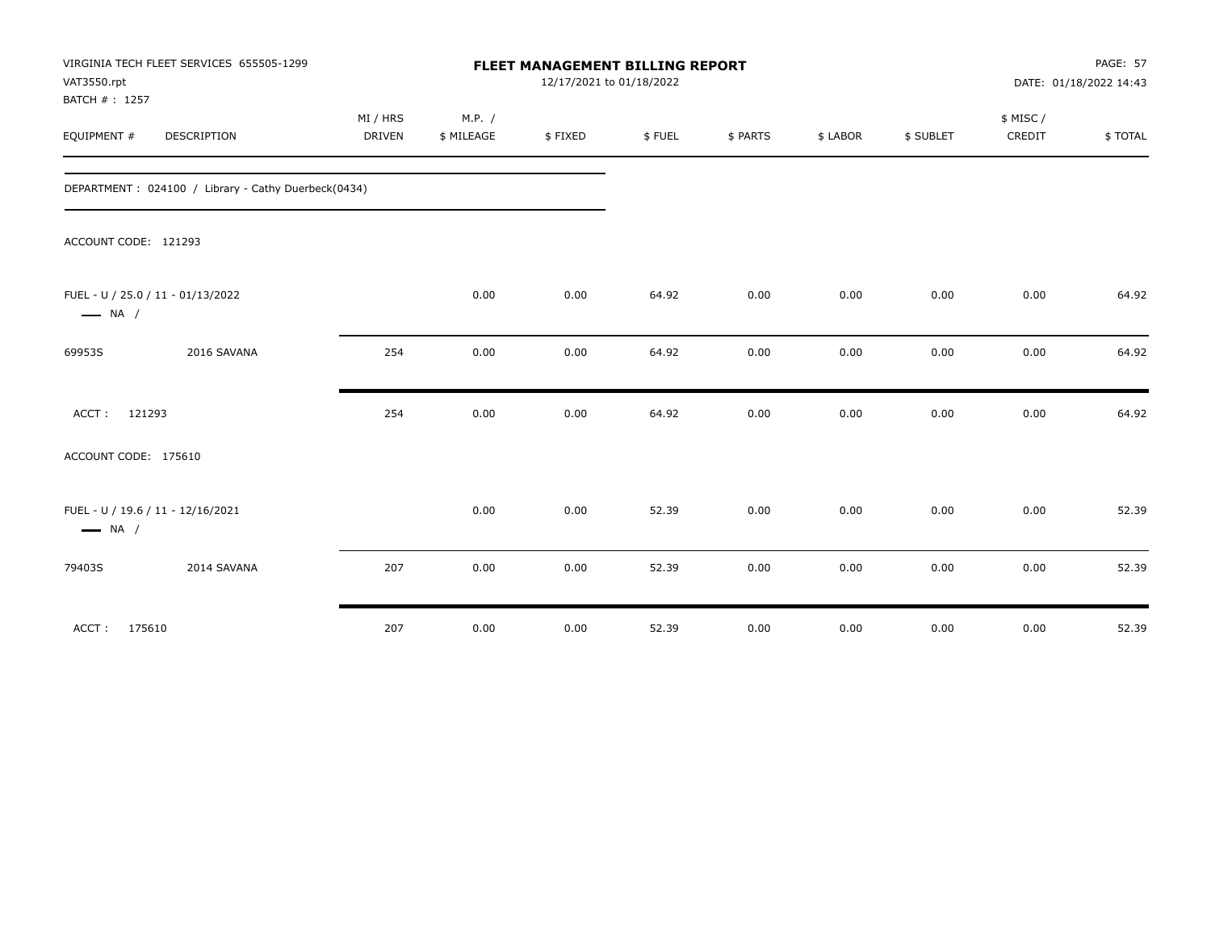VIRGINIA TECH FLEET SERVICES 655505-1299
VAT3550.rpt
BATCH # : 1257

# FLEET MANAGEMENT BILLING REPORT

12/17/2021 to 01/18/2022

DATE: 01/18/2022 14:43

| EQUIPMENT # | DESCRIPTION | MI / HRS DRIVEN | M.P. / $ MILEAGE | $ FIXED | $ FUEL | $ PARTS | $ LABOR | $ SUBLET | $ MISC / CREDIT | $ TOTAL |
|---|---|---|---|---|---|---|---|---|---|---|
| DEPARTMENT : 024100 / Library - Cathy Duerbeck(0434) | | | | | | | | | | |
| ACCOUNT CODE: 121293 | | | | | | | | | | |
| FUEL - U / 25.0 / 11 - 01/13/2022 — NA / | | | 0.00 | 0.00 | 64.92 | 0.00 | 0.00 | 0.00 | 0.00 | 64.92 |
| 69953S | 2016 SAVANA | 254 | 0.00 | 0.00 | 64.92 | 0.00 | 0.00 | 0.00 | 0.00 | 64.92 |
| ACCT : 121293 | | 254 | 0.00 | 0.00 | 64.92 | 0.00 | 0.00 | 0.00 | 0.00 | 64.92 |
| ACCOUNT CODE: 175610 | | | | | | | | | | |
| FUEL - U / 19.6 / 11 - 12/16/2021 — NA / | | | 0.00 | 0.00 | 52.39 | 0.00 | 0.00 | 0.00 | 0.00 | 52.39 |
| 79403S | 2014 SAVANA | 207 | 0.00 | 0.00 | 52.39 | 0.00 | 0.00 | 0.00 | 0.00 | 52.39 |
| ACCT : 175610 | | 207 | 0.00 | 0.00 | 52.39 | 0.00 | 0.00 | 0.00 | 0.00 | 52.39 |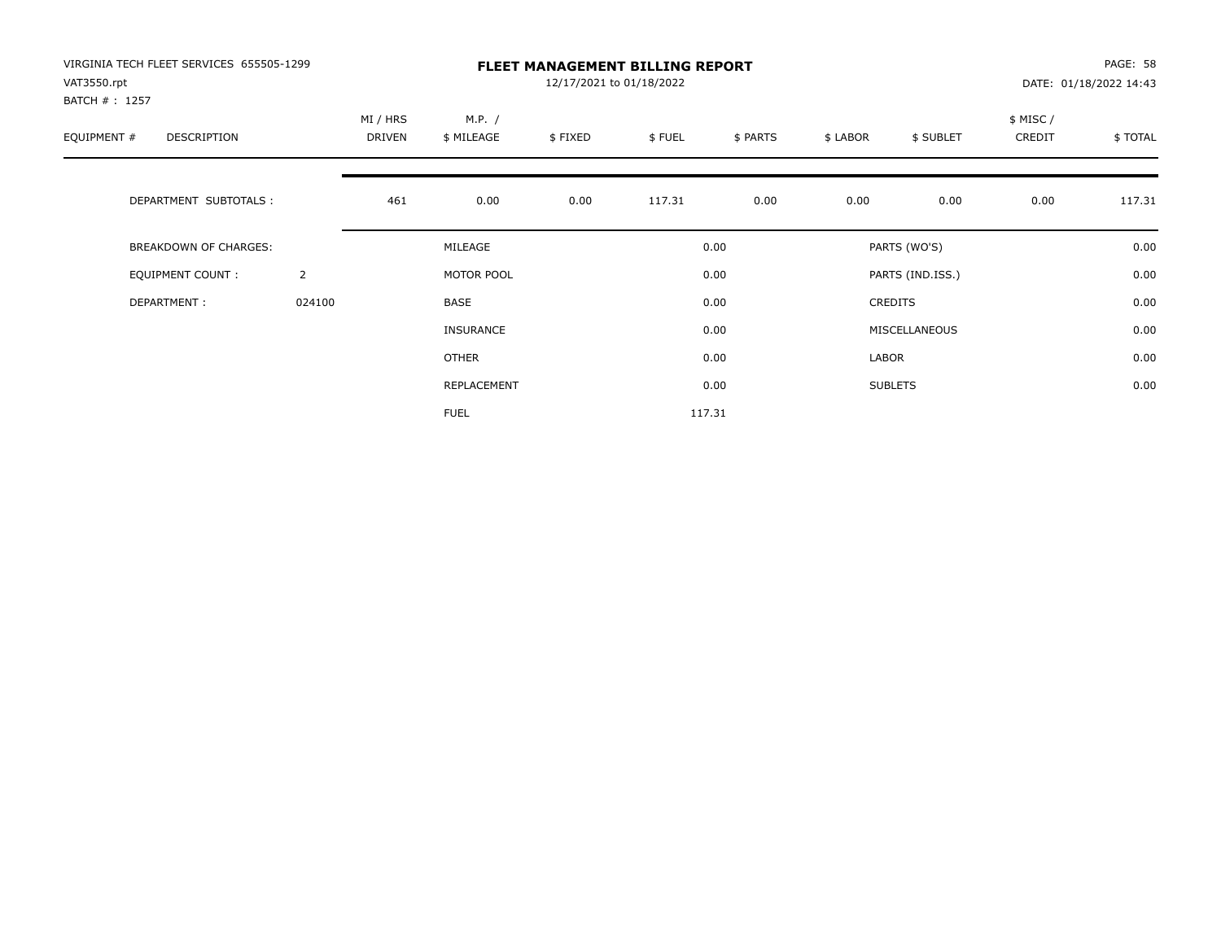VIRGINIA TECH FLEET SERVICES 655505-1299
VAT3550.rpt
BATCH # : 1257

**FLEET MANAGEMENT BILLING REPORT**
12/17/2021 to 01/18/2022

DATE: 01/18/2022 14:43

| EQUIPMENT # | DESCRIPTION | | MI / HRS DRIVEN | M.P. / $ MILEAGE | $ FIXED | $ FUEL | $ PARTS | $ LABOR | $ SUBLET | $ MISC / CREDIT | $ TOTAL |
|---|---|---|---|---|---|---|---|---|---|---|---|
| | DEPARTMENT SUBTOTALS : | | 461 | 0.00 | 0.00 | 117.31 | 0.00 | 0.00 | 0.00 | 0.00 | 117.31 |

| | | | | | |
|---|---|---|---|---|---|
| BREAKDOWN OF CHARGES: | | MILEAGE | 0.00 | PARTS (WO'S) | 0.00 |
| EQUIPMENT COUNT : | 2 | MOTOR POOL | 0.00 | PARTS (IND.ISS.) | 0.00 |
| DEPARTMENT : | 024100 | BASE | 0.00 | CREDITS | 0.00 |
| | | INSURANCE | 0.00 | MISCELLANEOUS | 0.00 |
| | | OTHER | 0.00 | LABOR | 0.00 |
| | | REPLACEMENT | 0.00 | SUBLETS | 0.00 |
| | | FUEL | 117.31 | | |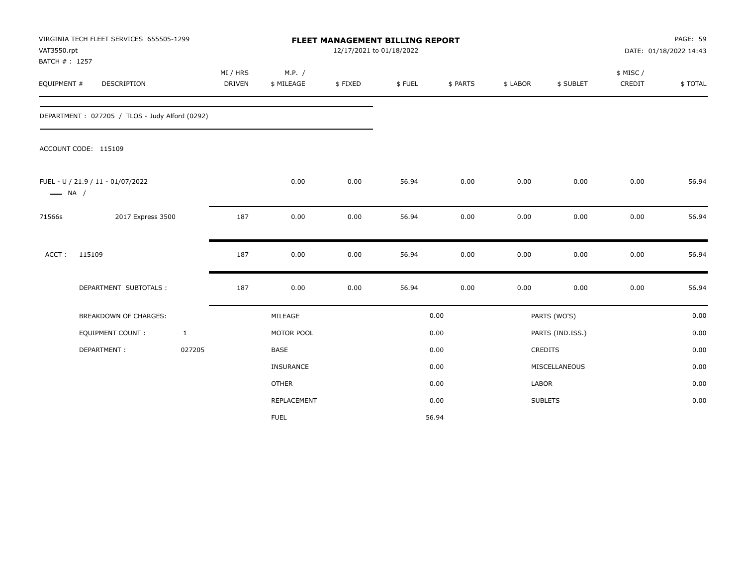VIRGINIA TECH FLEET SERVICES 655505-1299
VAT3550.rpt
BATCH # : 1257

# FLEET MANAGEMENT BILLING REPORT

12/17/2021 to 01/18/2022

DATE: 01/18/2022 14:43

| EQUIPMENT # | DESCRIPTION | MI / HRS DRIVEN | M.P. / $ MILEAGE | $ FIXED | $ FUEL | $ PARTS | $ LABOR | $ SUBLET | $ MISC / CREDIT | $ TOTAL |
|---|---|---|---|---|---|---|---|---|---|---|
| DEPARTMENT : 027205 / TLOS - Judy Alford (0292) | | | | | | | | | | |
| ACCOUNT CODE: 115109 | | | | | | | | | | |
| FUEL - U / 21.9 / 11 - 01/07/2022 — NA / | | | 0.00 | 0.00 | 56.94 | 0.00 | 0.00 | 0.00 | 0.00 | 56.94 |
| 71566s | 2017 Express 3500 | 187 | 0.00 | 0.00 | 56.94 | 0.00 | 0.00 | 0.00 | 0.00 | 56.94 |
| ACCT : | 115109 | 187 | 0.00 | 0.00 | 56.94 | 0.00 | 0.00 | 0.00 | 0.00 | 56.94 |
| | DEPARTMENT SUBTOTALS : | 187 | 0.00 | 0.00 | 56.94 | 0.00 | 0.00 | 0.00 | 0.00 | 56.94 |

| BREAKDOWN OF CHARGES: | | | | | |
|---|---|---|---|---|---|
| EQUIPMENT COUNT : | 1 | MILEAGE | 0.00 | PARTS (WO'S) | 0.00 |
| DEPARTMENT : | 027205 | MOTOR POOL | 0.00 | PARTS (IND.ISS.) | 0.00 |
| | | BASE | 0.00 | CREDITS | 0.00 |
| | | INSURANCE | 0.00 | MISCELLANEOUS | 0.00 |
| | | OTHER | 0.00 | LABOR | 0.00 |
| | | REPLACEMENT | 0.00 | SUBLETS | 0.00 |
| | | FUEL | 56.94 | | |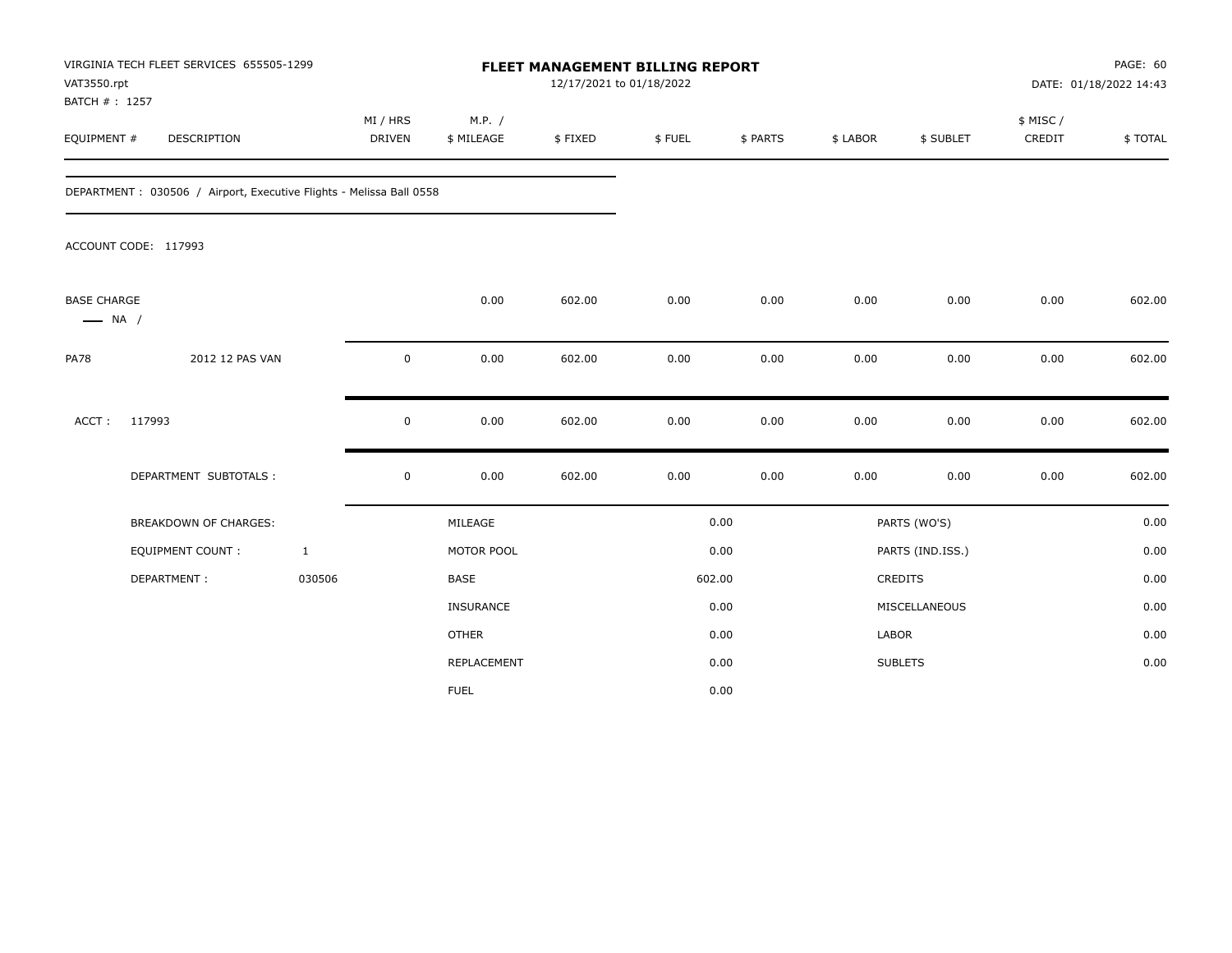VIRGINIA TECH FLEET SERVICES 655505-1299
VAT3550.rpt
BATCH # : 1257

**FLEET MANAGEMENT BILLING REPORT**
12/17/2021 to 01/18/2022

PAGE: 60
DATE: 01/18/2022 14:43

| EQUIPMENT # | DESCRIPTION | MI / HRS DRIVEN | M.P. / $ MILEAGE | $ FIXED | $ FUEL | $ PARTS | $ LABOR | $ SUBLET | $ MISC / CREDIT | $ TOTAL |
|---|---|---|---|---|---|---|---|---|---|---|

DEPARTMENT : 030506 / Airport, Executive Flights - Melissa Ball 0558

ACCOUNT CODE: 117993

| EQUIPMENT # | DESCRIPTION | MI / HRS DRIVEN | M.P. / $ MILEAGE | $ FIXED | $ FUEL | $ PARTS | $ LABOR | $ SUBLET | $ MISC / CREDIT | $ TOTAL |
|---|---|---|---|---|---|---|---|---|---|---|
| BASE CHARGE — NA / | | | 0.00 | 602.00 | 0.00 | 0.00 | 0.00 | 0.00 | 0.00 | 602.00 |
| PA78 | 2012 12 PAS VAN | 0 | 0.00 | 602.00 | 0.00 | 0.00 | 0.00 | 0.00 | 0.00 | 602.00 |
| ACCT : 117993 | | 0 | 0.00 | 602.00 | 0.00 | 0.00 | 0.00 | 0.00 | 0.00 | 602.00 |
| DEPARTMENT SUBTOTALS : | | 0 | 0.00 | 602.00 | 0.00 | 0.00 | 0.00 | 0.00 | 0.00 | 602.00 |

| BREAKDOWN OF CHARGES: | | | | | |
|---|---|---|---|---|---|
| EQUIPMENT COUNT : | 1 | MILEAGE | 0.00 | PARTS (WO'S) | 0.00 |
| DEPARTMENT : | 030506 | MOTOR POOL | 0.00 | PARTS (IND.ISS.) | 0.00 |
| | | BASE | 602.00 | CREDITS | 0.00 |
| | | INSURANCE | 0.00 | MISCELLANEOUS | 0.00 |
| | | OTHER | 0.00 | LABOR | 0.00 |
| | | REPLACEMENT | 0.00 | SUBLETS | 0.00 |
| | | FUEL | 0.00 | | |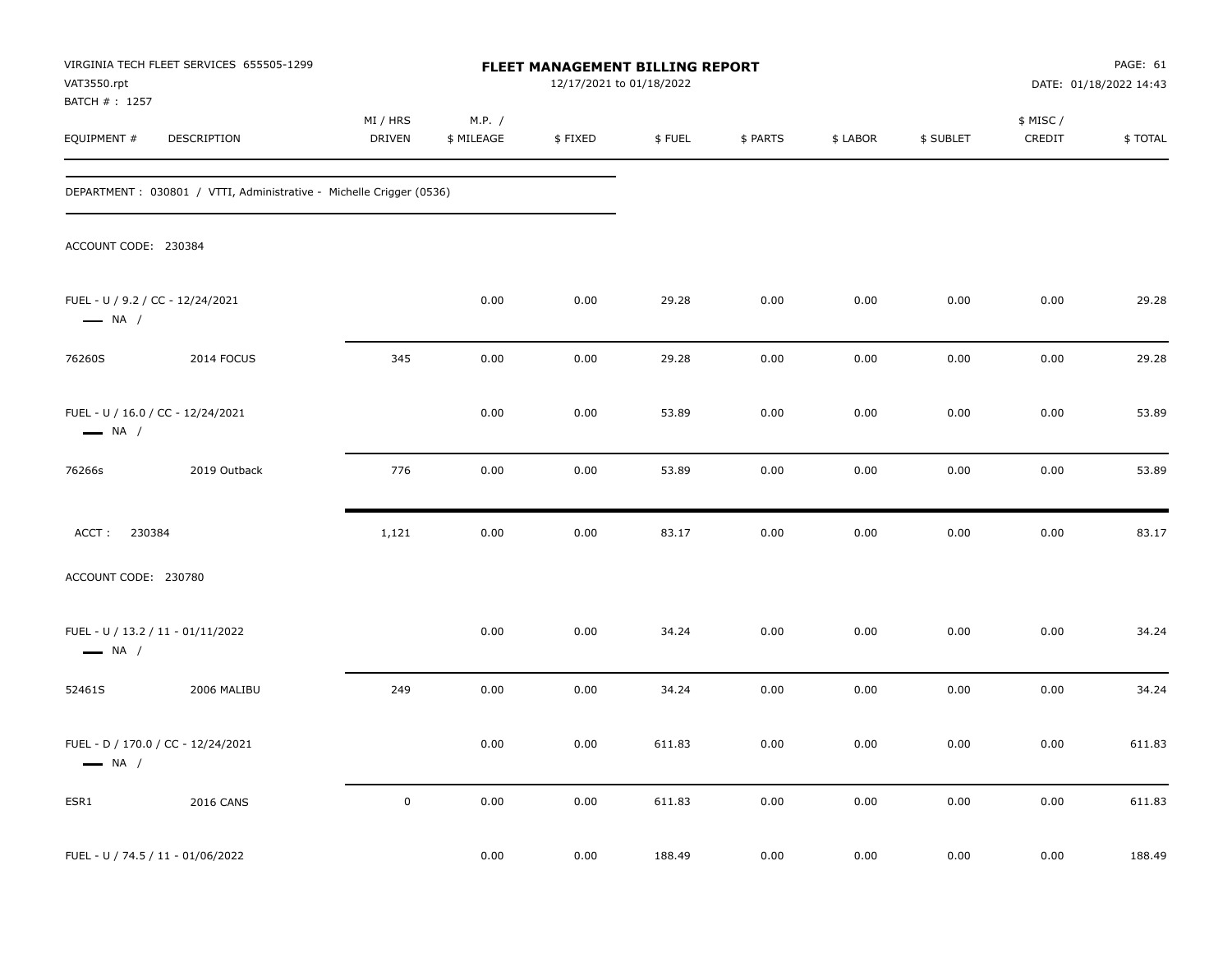VIRGINIA TECH FLEET SERVICES 655505-1299
VAT3550.rpt
BATCH # : 1257

**FLEET MANAGEMENT BILLING REPORT**
12/17/2021 to 01/18/2022

DATE: 01/18/2022 14:43

| EQUIPMENT # | DESCRIPTION | MI / HRS DRIVEN | M.P. / $ MILEAGE | $ FIXED | $ FUEL | $ PARTS | $ LABOR | $ SUBLET | $ MISC / CREDIT | $ TOTAL |
|---|---|---|---|---|---|---|---|---|---|---|

DEPARTMENT : 030801 / VTTI, Administrative - Michelle Crigger (0536)

ACCOUNT CODE: 230384

| EQUIPMENT # | DESCRIPTION | MI / HRS DRIVEN | M.P. / $ MILEAGE | $ FIXED | $ FUEL | $ PARTS | $ LABOR | $ SUBLET | $ MISC / CREDIT | $ TOTAL |
|---|---|---|---|---|---|---|---|---|---|---|
| FUEL - U / 9.2 / CC - 12/24/2021 — NA / | | | 0.00 | 0.00 | 29.28 | 0.00 | 0.00 | 0.00 | 0.00 | 29.28 |
| 76260S | 2014 FOCUS | 345 | 0.00 | 0.00 | 29.28 | 0.00 | 0.00 | 0.00 | 0.00 | 29.28 |
| FUEL - U / 16.0 / CC - 12/24/2021 — NA / | | | 0.00 | 0.00 | 53.89 | 0.00 | 0.00 | 0.00 | 0.00 | 53.89 |
| 76266s | 2019 Outback | 776 | 0.00 | 0.00 | 53.89 | 0.00 | 0.00 | 0.00 | 0.00 | 53.89 |
| ACCT : 230384 | | 1,121 | 0.00 | 0.00 | 83.17 | 0.00 | 0.00 | 0.00 | 0.00 | 83.17 |

ACCOUNT CODE: 230780

| EQUIPMENT # | DESCRIPTION | MI / HRS DRIVEN | M.P. / $ MILEAGE | $ FIXED | $ FUEL | $ PARTS | $ LABOR | $ SUBLET | $ MISC / CREDIT | $ TOTAL |
|---|---|---|---|---|---|---|---|---|---|---|
| FUEL - U / 13.2 / 11 - 01/11/2022 — NA / | | | 0.00 | 0.00 | 34.24 | 0.00 | 0.00 | 0.00 | 0.00 | 34.24 |
| 52461S | 2006 MALIBU | 249 | 0.00 | 0.00 | 34.24 | 0.00 | 0.00 | 0.00 | 0.00 | 34.24 |
| FUEL - D / 170.0 / CC - 12/24/2021 — NA / | | | 0.00 | 0.00 | 611.83 | 0.00 | 0.00 | 0.00 | 0.00 | 611.83 |
| ESR1 | 2016 CANS | 0 | 0.00 | 0.00 | 611.83 | 0.00 | 0.00 | 0.00 | 0.00 | 611.83 |
| FUEL - U / 74.5 / 11 - 01/06/2022 | | | 0.00 | 0.00 | 188.49 | 0.00 | 0.00 | 0.00 | 0.00 | 188.49 |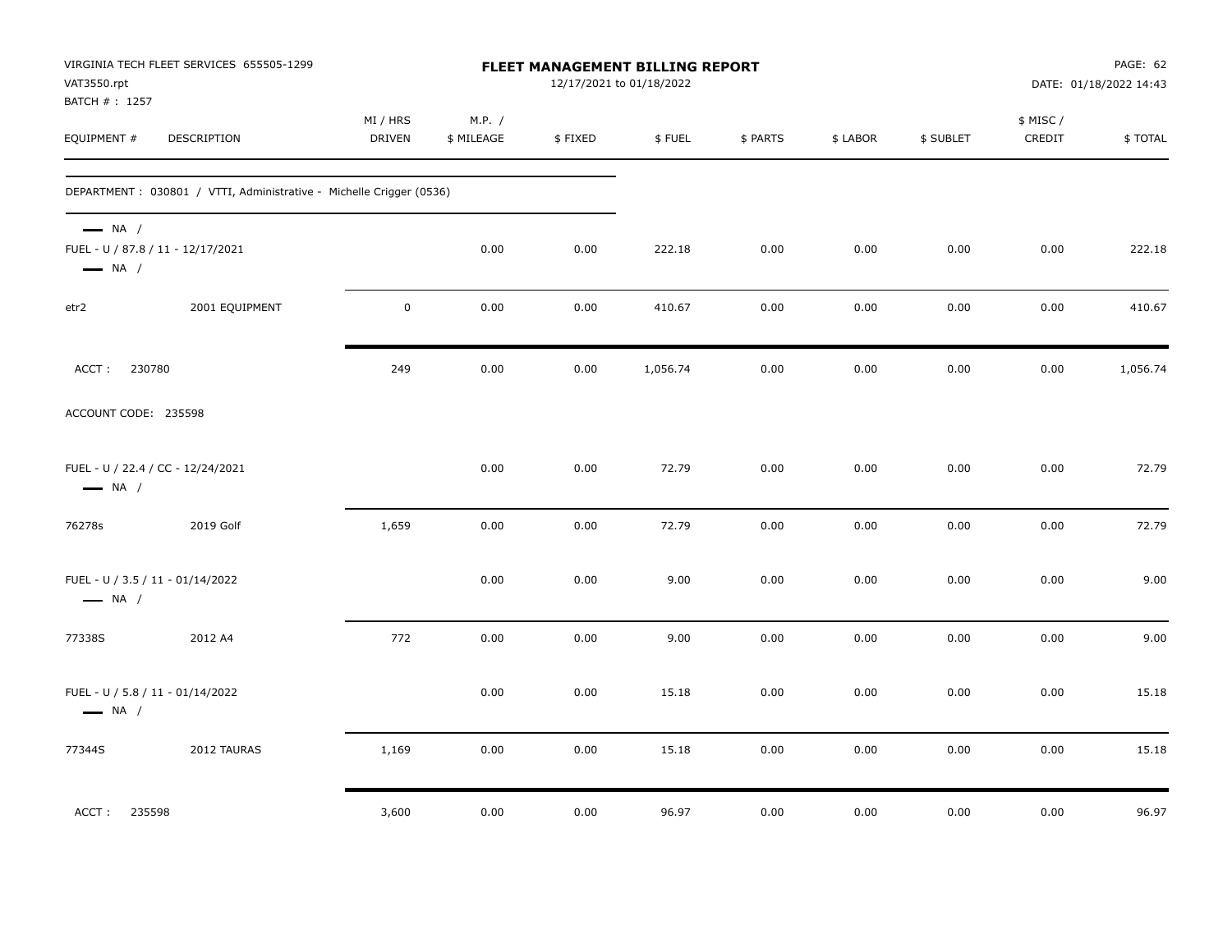VIRGINIA TECH FLEET SERVICES 655505-1299
VAT3550.rpt
BATCH # : 1257

**FLEET MANAGEMENT BILLING REPORT**
12/17/2021 to 01/18/2022

DATE: 01/18/2022 14:43

| EQUIPMENT # | DESCRIPTION | MI / HRS DRIVEN | M.P. / $ MILEAGE | $ FIXED | $ FUEL | $ PARTS | $ LABOR | $ SUBLET | $ MISC / CREDIT | $ TOTAL |
|---|---|---|---|---|---|---|---|---|---|---|
| DEPARTMENT : 030801 / VTTI, Administrative - Michelle Crigger (0536) | | | | | | | | | | |
| — NA / FUEL - U / 87.8 / 11 - 12/17/2021 — NA / | | | 0.00 | 0.00 | 222.18 | 0.00 | 0.00 | 0.00 | 0.00 | 222.18 |
| etr2 | 2001 EQUIPMENT | 0 | 0.00 | 0.00 | 410.67 | 0.00 | 0.00 | 0.00 | 0.00 | 410.67 |
| ACCT : 230780 | | 249 | 0.00 | 0.00 | 1,056.74 | 0.00 | 0.00 | 0.00 | 0.00 | 1,056.74 |
| ACCOUNT CODE: 235598 | | | | | | | | | | |
| FUEL - U / 22.4 / CC - 12/24/2021 — NA / | | | 0.00 | 0.00 | 72.79 | 0.00 | 0.00 | 0.00 | 0.00 | 72.79 |
| 76278s | 2019 Golf | 1,659 | 0.00 | 0.00 | 72.79 | 0.00 | 0.00 | 0.00 | 0.00 | 72.79 |
| FUEL - U / 3.5 / 11 - 01/14/2022 — NA / | | | 0.00 | 0.00 | 9.00 | 0.00 | 0.00 | 0.00 | 0.00 | 9.00 |
| 77338S | 2012 A4 | 772 | 0.00 | 0.00 | 9.00 | 0.00 | 0.00 | 0.00 | 0.00 | 9.00 |
| FUEL - U / 5.8 / 11 - 01/14/2022 — NA / | | | 0.00 | 0.00 | 15.18 | 0.00 | 0.00 | 0.00 | 0.00 | 15.18 |
| 77344S | 2012 TAURAS | 1,169 | 0.00 | 0.00 | 15.18 | 0.00 | 0.00 | 0.00 | 0.00 | 15.18 |
| ACCT : 235598 | | 3,600 | 0.00 | 0.00 | 96.97 | 0.00 | 0.00 | 0.00 | 0.00 | 96.97 |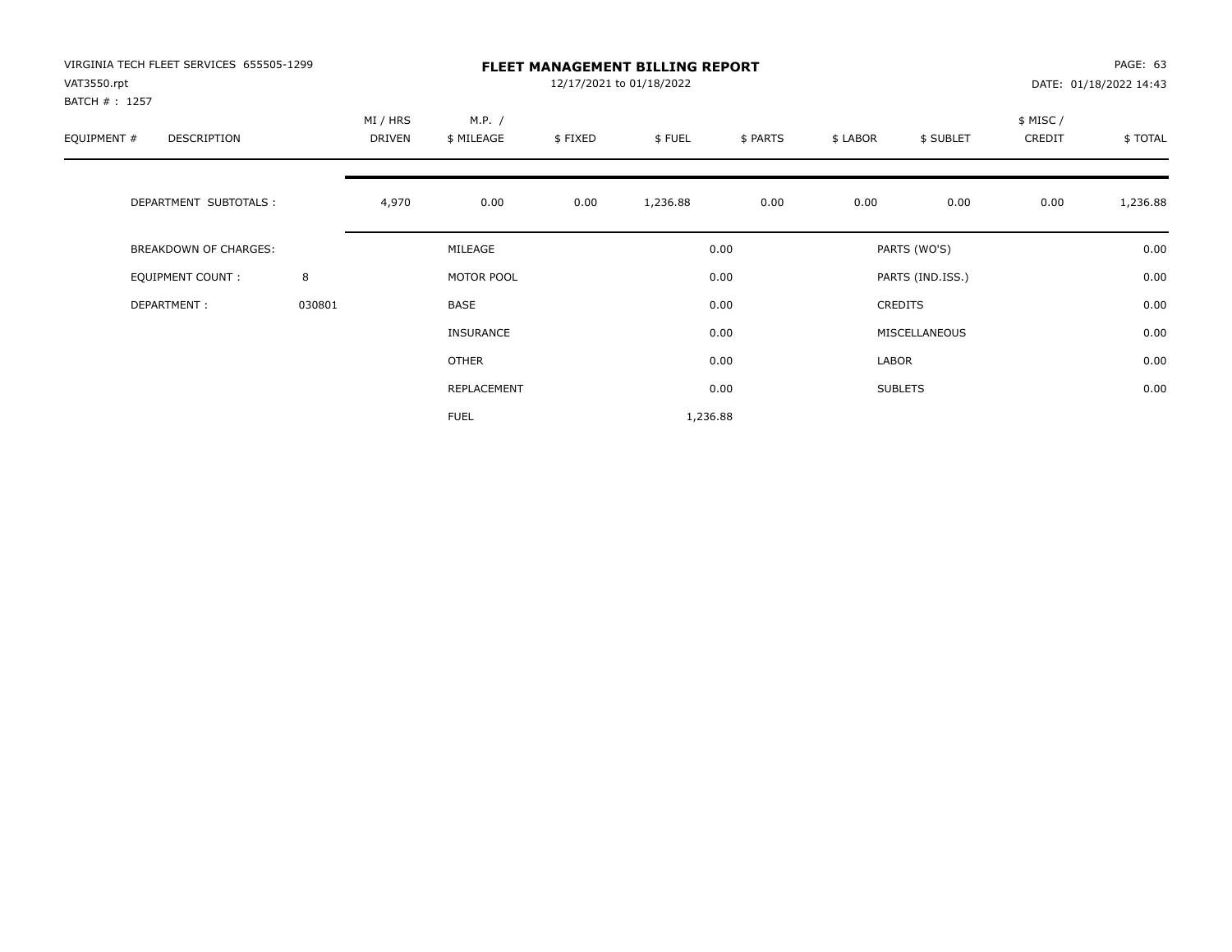VIRGINIA TECH FLEET SERVICES 655505-1299
VAT3550.rpt
BATCH # : 1257

# FLEET MANAGEMENT BILLING REPORT

12/17/2021 to 01/18/2022

DATE: 01/18/2022 14:43

| EQUIPMENT # | DESCRIPTION | MI / HRS DRIVEN | M.P. / $ MILEAGE | $ FIXED | $ FUEL | $ PARTS | $ LABOR | $ SUBLET | $ MISC / CREDIT | $ TOTAL |
|---|---|---|---|---|---|---|---|---|---|---|
| | DEPARTMENT SUBTOTALS : | 4,970 | 0.00 | 0.00 | 1,236.88 | 0.00 | 0.00 | 0.00 | 0.00 | 1,236.88 |

| | | | | | |
|---|---|---|---|---|---|
| BREAKDOWN OF CHARGES: | | MILEAGE | 0.00 | PARTS (WO'S) | 0.00 |
| EQUIPMENT COUNT : | 8 | MOTOR POOL | 0.00 | PARTS (IND.ISS.) | 0.00 |
| DEPARTMENT : | 030801 | BASE | 0.00 | CREDITS | 0.00 |
| | | INSURANCE | 0.00 | MISCELLANEOUS | 0.00 |
| | | OTHER | 0.00 | LABOR | 0.00 |
| | | REPLACEMENT | 0.00 | SUBLETS | 0.00 |
| | | FUEL | 1,236.88 | | |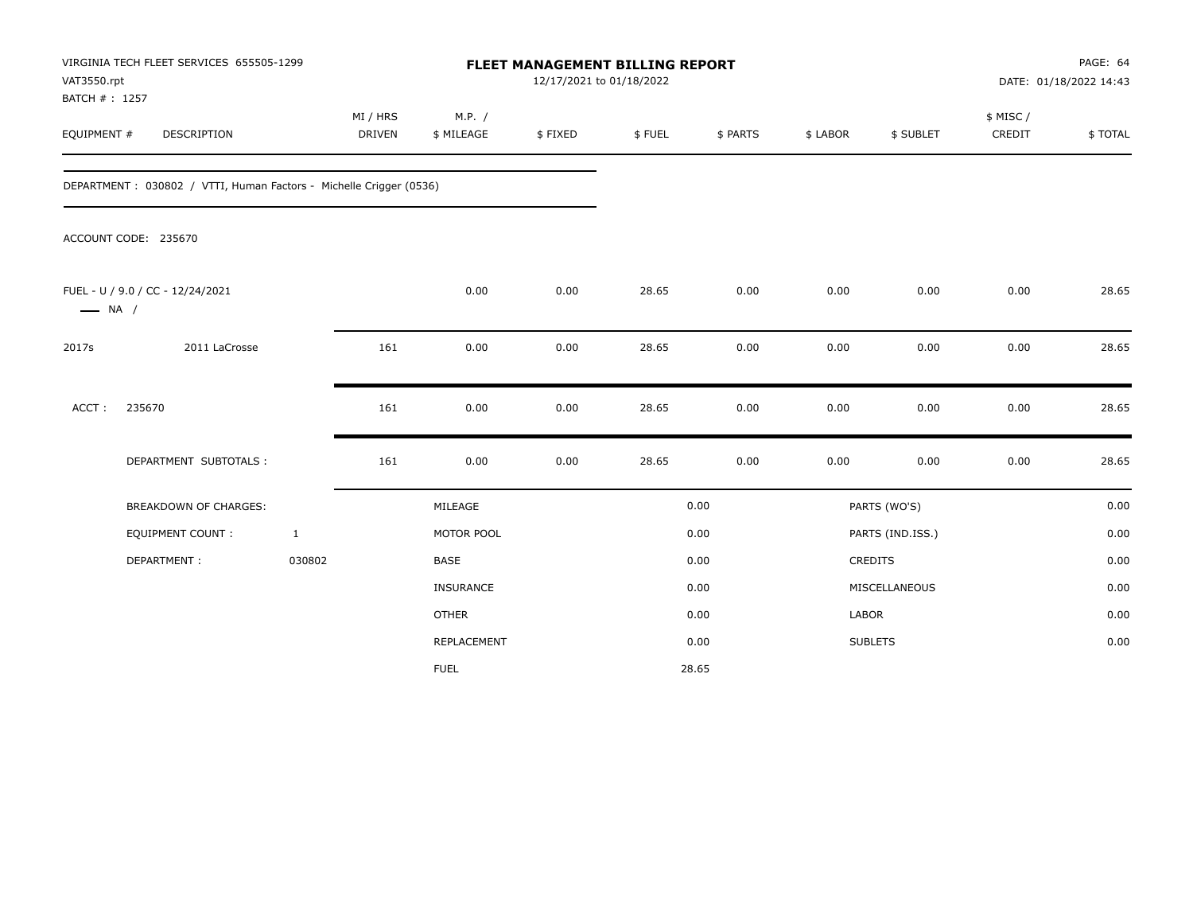VIRGINIA TECH FLEET SERVICES 655505-1299
VAT3550.rpt
BATCH # : 1257

**FLEET MANAGEMENT BILLING REPORT**
12/17/2021 to 01/18/2022

DATE: 01/18/2022 14:43

| EQUIPMENT # | DESCRIPTION | MI / HRS DRIVEN | M.P. / $ MILEAGE | $ FIXED | $ FUEL | $ PARTS | $ LABOR | $ SUBLET | $ MISC / CREDIT | $ TOTAL |
|---|---|---|---|---|---|---|---|---|---|---|

DEPARTMENT : 030802 / VTTI, Human Factors - Michelle Crigger (0536)

ACCOUNT CODE: 235670

| EQUIPMENT # | DESCRIPTION | MI / HRS DRIVEN | M.P. / $ MILEAGE | $ FIXED | $ FUEL | $ PARTS | $ LABOR | $ SUBLET | $ MISC / CREDIT | $ TOTAL |
|---|---|---|---|---|---|---|---|---|---|---|
| FUEL - U / 9.0 / CC - 12/24/2021 —— NA / | | | 0.00 | 0.00 | 28.65 | 0.00 | 0.00 | 0.00 | 0.00 | 28.65 |
| 2017s | 2011 LaCrosse | 161 | 0.00 | 0.00 | 28.65 | 0.00 | 0.00 | 0.00 | 0.00 | 28.65 |
| ACCT : | 235670 | 161 | 0.00 | 0.00 | 28.65 | 0.00 | 0.00 | 0.00 | 0.00 | 28.65 |
| | DEPARTMENT SUBTOTALS : | 161 | 0.00 | 0.00 | 28.65 | 0.00 | 0.00 | 0.00 | 0.00 | 28.65 |

| BREAKDOWN OF CHARGES: | | | | | |
|---|---|---|---|---|---|
| EQUIPMENT COUNT : | 1 | MILEAGE | 0.00 | PARTS (WO'S) | 0.00 |
| DEPARTMENT : | 030802 | MOTOR POOL | 0.00 | PARTS (IND.ISS.) | 0.00 |
| | | BASE | 0.00 | CREDITS | 0.00 |
| | | INSURANCE | 0.00 | MISCELLANEOUS | 0.00 |
| | | OTHER | 0.00 | LABOR | 0.00 |
| | | REPLACEMENT | 0.00 | SUBLETS | 0.00 |
| | | FUEL | 28.65 | | |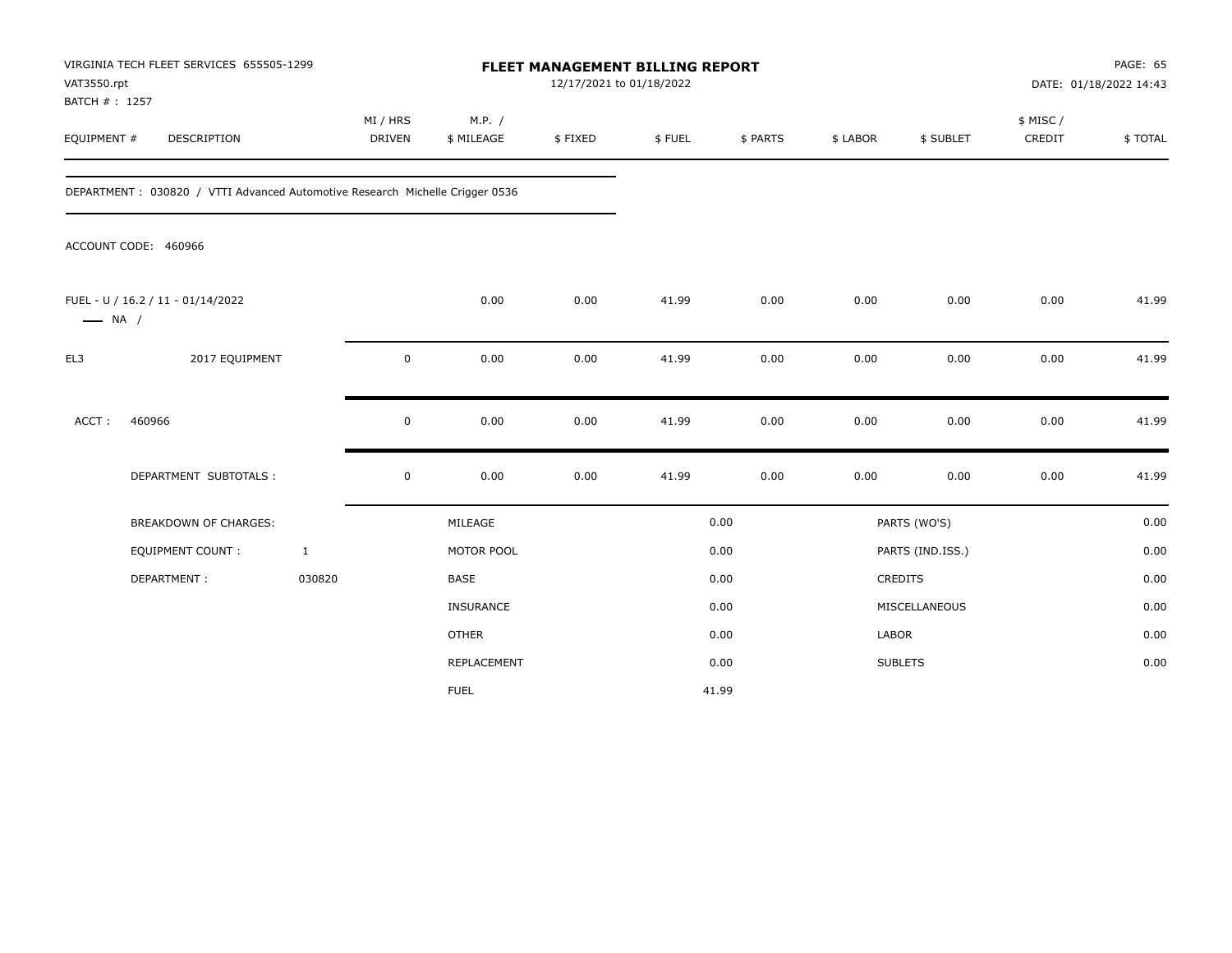VIRGINIA TECH FLEET SERVICES 655505-1299
VAT3550.rpt
BATCH # : 1257

# FLEET MANAGEMENT BILLING REPORT

12/17/2021 to 01/18/2022

DATE: 01/18/2022 14:43

| EQUIPMENT # | DESCRIPTION | MI / HRS DRIVEN | M.P. / $ MILEAGE | $ FIXED | $ FUEL | $ PARTS | $ LABOR | $ SUBLET | $ MISC / CREDIT | $ TOTAL |
|---|---|---|---|---|---|---|---|---|---|---|

DEPARTMENT : 030820 / VTTI Advanced Automotive Research Michelle Crigger 0536

ACCOUNT CODE: 460966

| EQUIPMENT # | DESCRIPTION | MI / HRS DRIVEN | M.P. / $ MILEAGE | $ FIXED | $ FUEL | $ PARTS | $ LABOR | $ SUBLET | $ MISC / CREDIT | $ TOTAL |
|---|---|---|---|---|---|---|---|---|---|---|
| FUEL - U / 16.2 / 11 - 01/14/2022 — NA / | | | 0.00 | 0.00 | 41.99 | 0.00 | 0.00 | 0.00 | 0.00 | 41.99 |
| EL3 | 2017 EQUIPMENT | 0 | 0.00 | 0.00 | 41.99 | 0.00 | 0.00 | 0.00 | 0.00 | 41.99 |
| ACCT : | 460966 | 0 | 0.00 | 0.00 | 41.99 | 0.00 | 0.00 | 0.00 | 0.00 | 41.99 |
| | DEPARTMENT SUBTOTALS : | 0 | 0.00 | 0.00 | 41.99 | 0.00 | 0.00 | 0.00 | 0.00 | 41.99 |

| | | | | | |
|---|---|---|---|---|---|
| BREAKDOWN OF CHARGES: | | MILEAGE | 0.00 | PARTS (WO'S) | 0.00 |
| EQUIPMENT COUNT : | 1 | MOTOR POOL | 0.00 | PARTS (IND.ISS.) | 0.00 |
| DEPARTMENT : | 030820 | BASE | 0.00 | CREDITS | 0.00 |
| | | INSURANCE | 0.00 | MISCELLANEOUS | 0.00 |
| | | OTHER | 0.00 | LABOR | 0.00 |
| | | REPLACEMENT | 0.00 | SUBLETS | 0.00 |
| | | FUEL | 41.99 | | |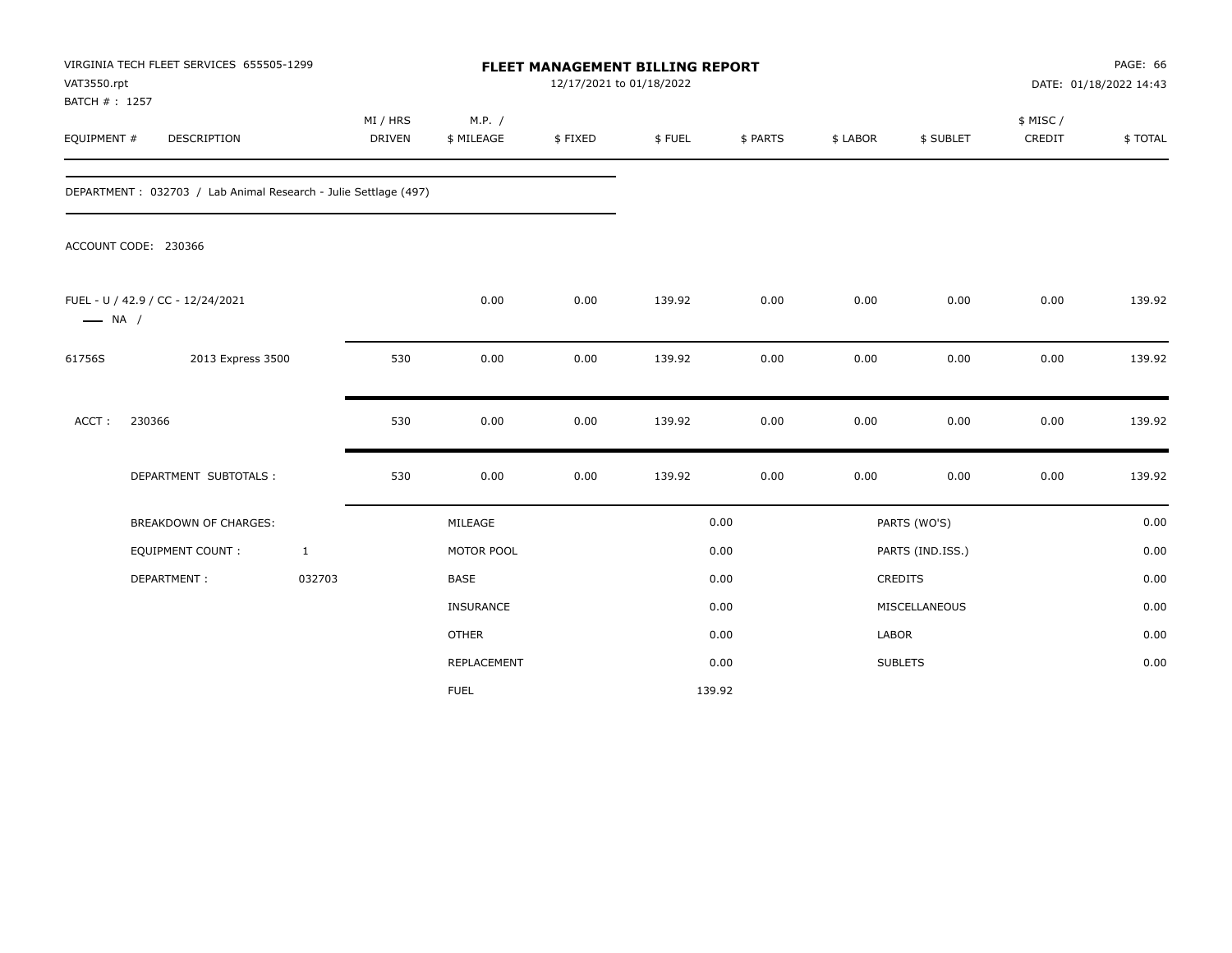VIRGINIA TECH FLEET SERVICES 655505-1299
VAT3550.rpt
BATCH # : 1257

**FLEET MANAGEMENT BILLING REPORT**
12/17/2021 to 01/18/2022

DATE: 01/18/2022 14:43

| EQUIPMENT # | DESCRIPTION | MI / HRS DRIVEN | M.P. / $ MILEAGE | $ FIXED | $ FUEL | $ PARTS | $ LABOR | $ SUBLET | $ MISC / CREDIT | $ TOTAL |
|---|---|---|---|---|---|---|---|---|---|---|

DEPARTMENT : 032703 / Lab Animal Research - Julie Settlage (497)

ACCOUNT CODE: 230366

| EQUIPMENT # | DESCRIPTION | MI / HRS DRIVEN | M.P. / $ MILEAGE | $ FIXED | $ FUEL | $ PARTS | $ LABOR | $ SUBLET | $ MISC / CREDIT | $ TOTAL |
|---|---|---|---|---|---|---|---|---|---|---|
| FUEL - U / 42.9 / CC - 12/24/2021 — NA / | | | 0.00 | 0.00 | 139.92 | 0.00 | 0.00 | 0.00 | 0.00 | 139.92 |
| 61756S | 2013 Express 3500 | 530 | 0.00 | 0.00 | 139.92 | 0.00 | 0.00 | 0.00 | 0.00 | 139.92 |
| ACCT : | 230366 | 530 | 0.00 | 0.00 | 139.92 | 0.00 | 0.00 | 0.00 | 0.00 | 139.92 |
| | DEPARTMENT SUBTOTALS : | 530 | 0.00 | 0.00 | 139.92 | 0.00 | 0.00 | 0.00 | 0.00 | 139.92 |

| BREAKDOWN OF CHARGES: | | | | | |
|---|---|---|---|---|---|
| EQUIPMENT COUNT : | 1 | MILEAGE | 0.00 | PARTS (WO'S) | 0.00 |
| DEPARTMENT : | 032703 | MOTOR POOL | 0.00 | PARTS (IND.ISS.) | 0.00 |
| | | BASE | 0.00 | CREDITS | 0.00 |
| | | INSURANCE | 0.00 | MISCELLANEOUS | 0.00 |
| | | OTHER | 0.00 | LABOR | 0.00 |
| | | REPLACEMENT | 0.00 | SUBLETS | 0.00 |
| | | FUEL | 139.92 | | |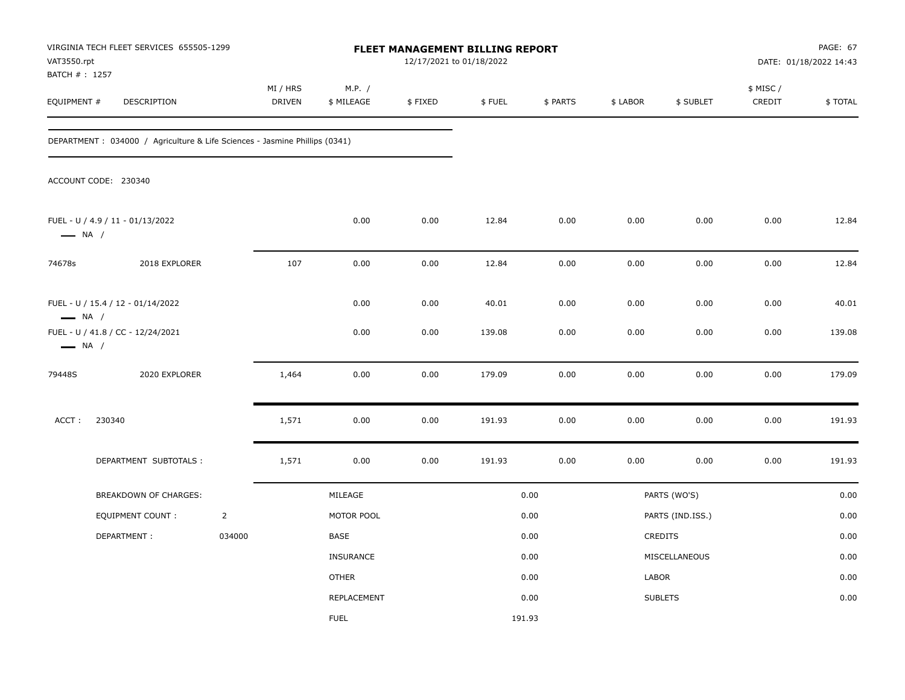VIRGINIA TECH FLEET SERVICES 655505-1299
VAT3550.rpt
BATCH # : 1257

# FLEET MANAGEMENT BILLING REPORT

12/17/2021 to 01/18/2022

PAGE: 67
DATE: 01/18/2022 14:43

| EQUIPMENT # | DESCRIPTION | MI / HRS DRIVEN | M.P. / $ MILEAGE | $ FIXED | $ FUEL | $ PARTS | $ LABOR | $ SUBLET | $ MISC / CREDIT | $ TOTAL |
|---|---|---|---|---|---|---|---|---|---|---|

DEPARTMENT : 034000 / Agriculture & Life Sciences - Jasmine Phillips (0341)

ACCOUNT CODE: 230340

| EQUIPMENT # | DESCRIPTION | MI / HRS DRIVEN | M.P. / $ MILEAGE | $ FIXED | $ FUEL | $ PARTS | $ LABOR | $ SUBLET | $ MISC / CREDIT | $ TOTAL |
|---|---|---|---|---|---|---|---|---|---|---|
| FUEL - U / 4.9 / 11 - 01/13/2022 — NA / | | | 0.00 | 0.00 | 12.84 | 0.00 | 0.00 | 0.00 | 0.00 | 12.84 |
| 74678s | 2018 EXPLORER | 107 | 0.00 | 0.00 | 12.84 | 0.00 | 0.00 | 0.00 | 0.00 | 12.84 |
| FUEL - U / 15.4 / 12 - 01/14/2022 — NA / | | | 0.00 | 0.00 | 40.01 | 0.00 | 0.00 | 0.00 | 0.00 | 40.01 |
| FUEL - U / 41.8 / CC - 12/24/2021 — NA / | | | 0.00 | 0.00 | 139.08 | 0.00 | 0.00 | 0.00 | 0.00 | 139.08 |
| 79448S | 2020 EXPLORER | 1,464 | 0.00 | 0.00 | 179.09 | 0.00 | 0.00 | 0.00 | 0.00 | 179.09 |
| ACCT : 230340 | | 1,571 | 0.00 | 0.00 | 191.93 | 0.00 | 0.00 | 0.00 | 0.00 | 191.93 |
| | DEPARTMENT SUBTOTALS : | 1,571 | 0.00 | 0.00 | 191.93 | 0.00 | 0.00 | 0.00 | 0.00 | 191.93 |

| BREAKDOWN OF CHARGES: | | | | | |
|---|---|---|---|---|---|
| EQUIPMENT COUNT : | 2 | MILEAGE | 0.00 | PARTS (WO'S) | 0.00 |
| DEPARTMENT : | 034000 | MOTOR POOL | 0.00 | PARTS (IND.ISS.) | 0.00 |
| | | BASE | 0.00 | CREDITS | 0.00 |
| | | INSURANCE | 0.00 | MISCELLANEOUS | 0.00 |
| | | OTHER | 0.00 | LABOR | 0.00 |
| | | REPLACEMENT | 0.00 | SUBLETS | 0.00 |
| | | FUEL | 191.93 | | |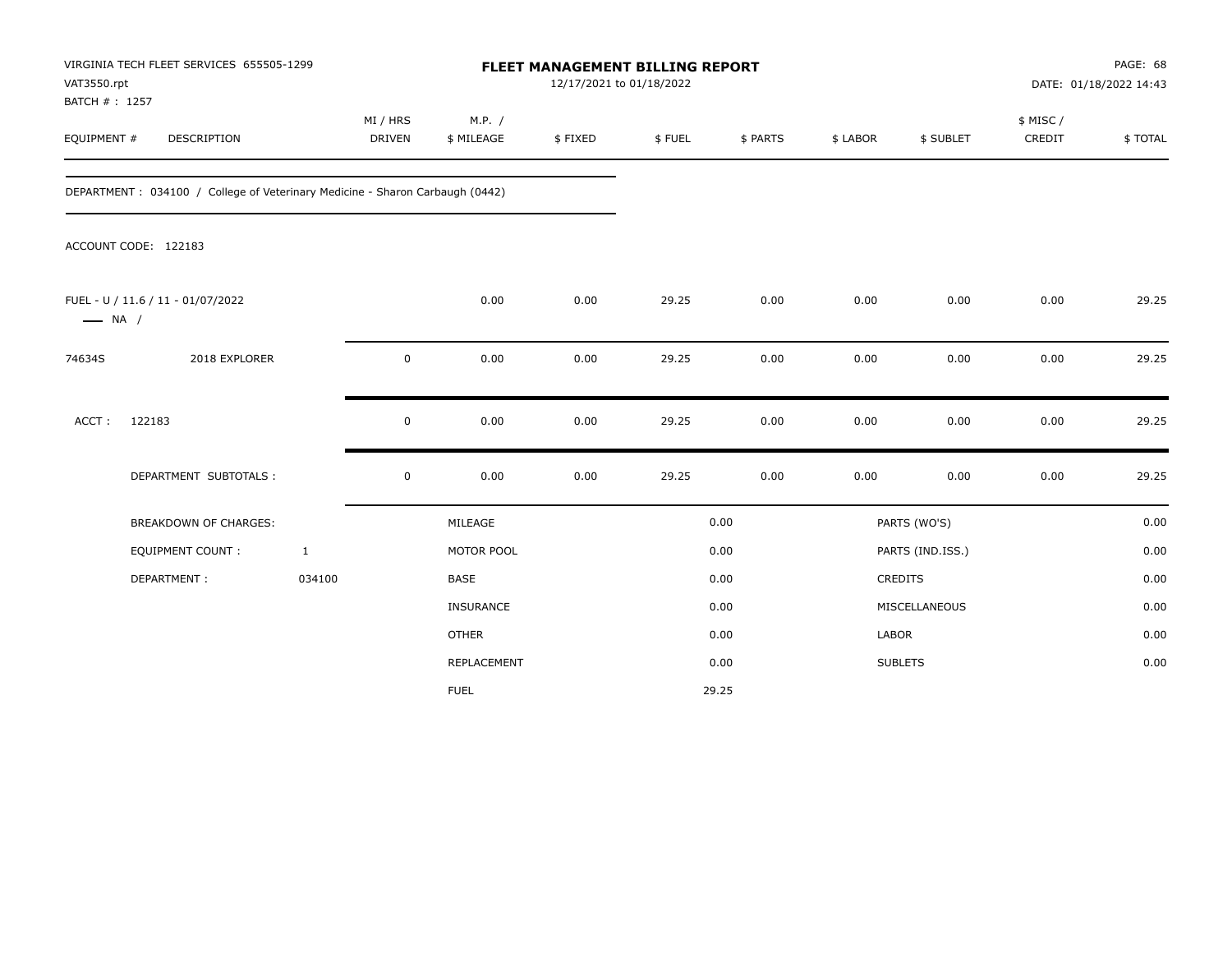VIRGINIA TECH FLEET SERVICES 655505-1299
VAT3550.rpt
BATCH # : 1257

# FLEET MANAGEMENT BILLING REPORT

12/17/2021 to 01/18/2022

PAGE: 68
DATE: 01/18/2022 14:43

| EQUIPMENT # | DESCRIPTION | MI / HRS DRIVEN | M.P. / $ MILEAGE | $ FIXED | $ FUEL | $ PARTS | $ LABOR | $ SUBLET | $ MISC / CREDIT | $ TOTAL |
|---|---|---|---|---|---|---|---|---|---|---|
| DEPARTMENT : 034100 / College of Veterinary Medicine - Sharon Carbaugh (0442) | | | | | | | | | | |
| ACCOUNT CODE: 122183 | | | | | | | | | | |
| FUEL - U / 11.6 / 11 - 01/07/2022 —— NA / | | | 0.00 | 0.00 | 29.25 | 0.00 | 0.00 | 0.00 | 0.00 | 29.25 |
| 74634S | 2018 EXPLORER | 0 | 0.00 | 0.00 | 29.25 | 0.00 | 0.00 | 0.00 | 0.00 | 29.25 |
| ACCT : 122183 | | 0 | 0.00 | 0.00 | 29.25 | 0.00 | 0.00 | 0.00 | 0.00 | 29.25 |
| | DEPARTMENT SUBTOTALS : | 0 | 0.00 | 0.00 | 29.25 | 0.00 | 0.00 | 0.00 | 0.00 | 29.25 |

| BREAKDOWN OF CHARGES: | | | | | |
|---|---|---|---|---|---|
| EQUIPMENT COUNT : | 1 | MILEAGE | 0.00 | PARTS (WO'S) | 0.00 |
| DEPARTMENT : | 034100 | MOTOR POOL | 0.00 | PARTS (IND.ISS.) | 0.00 |
| | | BASE | 0.00 | CREDITS | 0.00 |
| | | INSURANCE | 0.00 | MISCELLANEOUS | 0.00 |
| | | OTHER | 0.00 | LABOR | 0.00 |
| | | REPLACEMENT | 0.00 | SUBLETS | 0.00 |
| | | FUEL | 29.25 | | |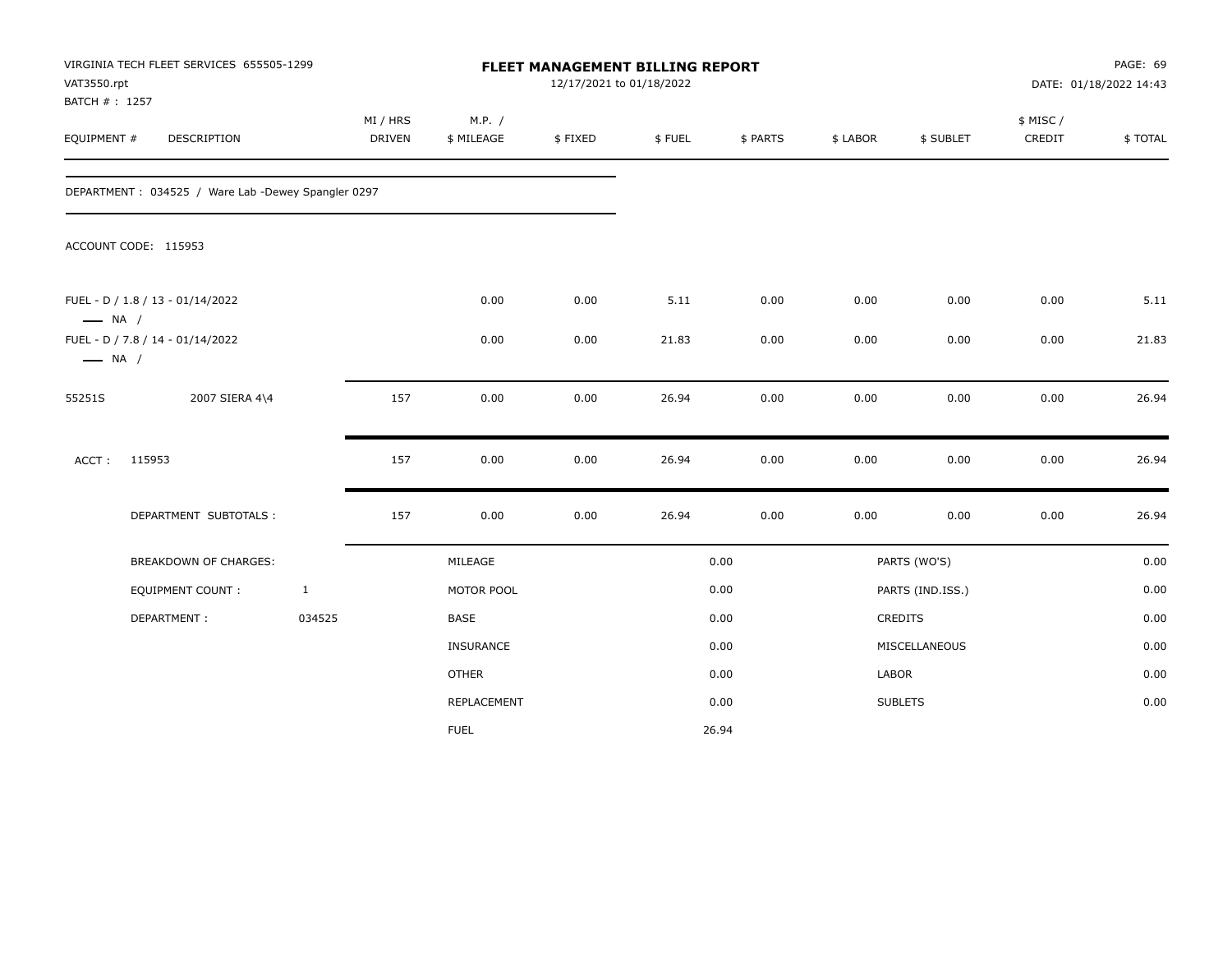VIRGINIA TECH FLEET SERVICES 655505-1299
VAT3550.rpt
BATCH # : 1257

# FLEET MANAGEMENT BILLING REPORT

12/17/2021 to 01/18/2022

DATE: 01/18/2022 14:43

| EQUIPMENT # | DESCRIPTION | MI / HRS DRIVEN | M.P. / $ MILEAGE | $ FIXED | $ FUEL | $ PARTS | $ LABOR | $ SUBLET | $ MISC / CREDIT | $ TOTAL |
|---|---|---|---|---|---|---|---|---|---|---|
| DEPARTMENT : 034525 / Ware Lab -Dewey Spangler 0297 | | | | | | | | | | |
| ACCOUNT CODE: 115953 | | | | | | | | | | |
| FUEL - D / 1.8 / 13 - 01/14/2022 —— NA / | | | 0.00 | 0.00 | 5.11 | 0.00 | 0.00 | 0.00 | 0.00 | 5.11 |
| FUEL - D / 7.8 / 14 - 01/14/2022 —— NA / | | | 0.00 | 0.00 | 21.83 | 0.00 | 0.00 | 0.00 | 0.00 | 21.83 |
| 55251S | 2007 SIERA 4\4 | 157 | 0.00 | 0.00 | 26.94 | 0.00 | 0.00 | 0.00 | 0.00 | 26.94 |
| ACCT : | 115953 | 157 | 0.00 | 0.00 | 26.94 | 0.00 | 0.00 | 0.00 | 0.00 | 26.94 |
| | DEPARTMENT SUBTOTALS : | 157 | 0.00 | 0.00 | 26.94 | 0.00 | 0.00 | 0.00 | 0.00 | 26.94 |

| BREAKDOWN OF CHARGES: | | | | | |
|---|---|---|---|---|---|
| EQUIPMENT COUNT : | 1 | MILEAGE | 0.00 | PARTS (WO'S) | 0.00 |
| DEPARTMENT : | 034525 | MOTOR POOL | 0.00 | PARTS (IND.ISS.) | 0.00 |
| | | BASE | 0.00 | CREDITS | 0.00 |
| | | INSURANCE | 0.00 | MISCELLANEOUS | 0.00 |
| | | OTHER | 0.00 | LABOR | 0.00 |
| | | REPLACEMENT | 0.00 | SUBLETS | 0.00 |
| | | FUEL | 26.94 | | |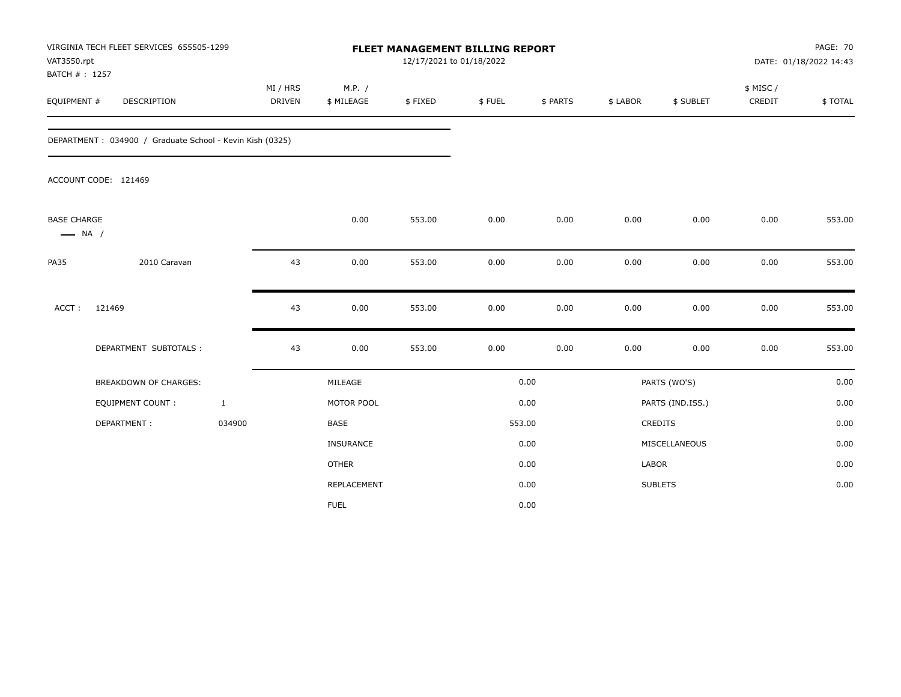VIRGINIA TECH FLEET SERVICES 655505-1299
VAT3550.rpt
BATCH # : 1257

# FLEET MANAGEMENT BILLING REPORT

12/17/2021 to 01/18/2022

DATE: 01/18/2022 14:43

| EQUIPMENT # | DESCRIPTION | MI / HRS DRIVEN | M.P. / $ MILEAGE | $ FIXED | $ FUEL | $ PARTS | $ LABOR | $ SUBLET | $ MISC / CREDIT | $ TOTAL |
|---|---|---|---|---|---|---|---|---|---|---|
| DEPARTMENT : 034900 / Graduate School - Kevin Kish (0325) | | | | | | | | | | |
| ACCOUNT CODE: 121469 | | | | | | | | | | |
| BASE CHARGE —— NA / | | | 0.00 | 553.00 | 0.00 | 0.00 | 0.00 | 0.00 | 0.00 | 553.00 |
| PA35 | 2010 Caravan | 43 | 0.00 | 553.00 | 0.00 | 0.00 | 0.00 | 0.00 | 0.00 | 553.00 |
| ACCT : | 121469 | 43 | 0.00 | 553.00 | 0.00 | 0.00 | 0.00 | 0.00 | 0.00 | 553.00 |
| | DEPARTMENT SUBTOTALS : | 43 | 0.00 | 553.00 | 0.00 | 0.00 | 0.00 | 0.00 | 0.00 | 553.00 |

| BREAKDOWN OF CHARGES: | | | | | |
|---|---|---|---|---|---|
| | | MILEAGE | 0.00 | PARTS (WO'S) | 0.00 |
| EQUIPMENT COUNT : | 1 | MOTOR POOL | 0.00 | PARTS (IND.ISS.) | 0.00 |
| DEPARTMENT : | 034900 | BASE | 553.00 | CREDITS | 0.00 |
| | | INSURANCE | 0.00 | MISCELLANEOUS | 0.00 |
| | | OTHER | 0.00 | LABOR | 0.00 |
| | | REPLACEMENT | 0.00 | SUBLETS | 0.00 |
| | | FUEL | 0.00 | | |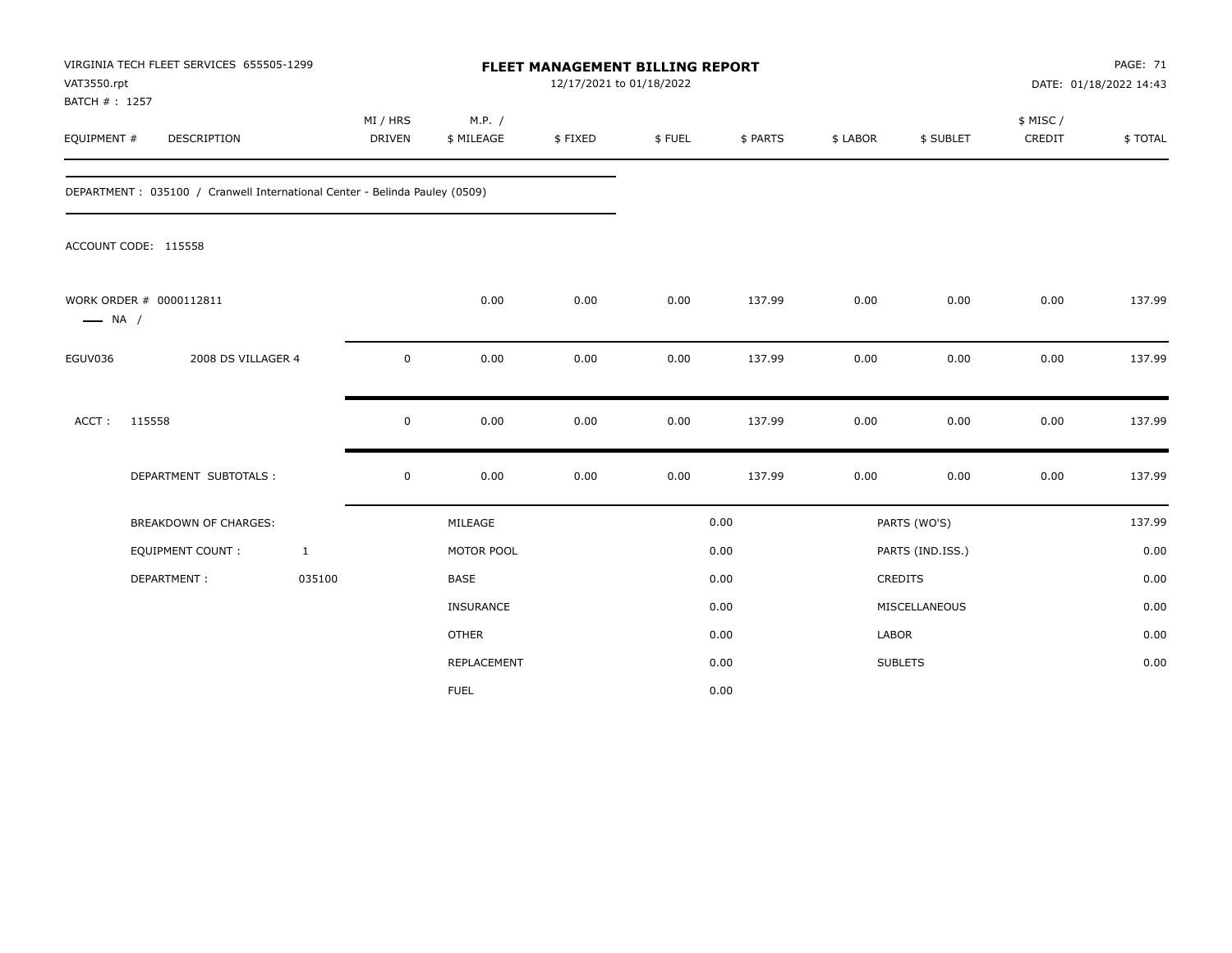VIRGINIA TECH FLEET SERVICES 655505-1299
VAT3550.rpt
BATCH # : 1257

# FLEET MANAGEMENT BILLING REPORT

12/17/2021 to 01/18/2022

DATE: 01/18/2022 14:43

| EQUIPMENT # | DESCRIPTION | MI / HRS DRIVEN | M.P. / $ MILEAGE | $ FIXED | $ FUEL | $ PARTS | $ LABOR | $ SUBLET | $ MISC / CREDIT | $ TOTAL |
|---|---|---|---|---|---|---|---|---|---|---|

DEPARTMENT : 035100 / Cranwell International Center - Belinda Pauley (0509)

ACCOUNT CODE: 115558

| EQUIPMENT # | DESCRIPTION | MI / HRS DRIVEN | M.P. / $ MILEAGE | $ FIXED | $ FUEL | $ PARTS | $ LABOR | $ SUBLET | $ MISC / CREDIT | $ TOTAL |
|---|---|---|---|---|---|---|---|---|---|---|
| WORK ORDER # 0000112811 — NA / | | | 0.00 | 0.00 | 0.00 | 137.99 | 0.00 | 0.00 | 0.00 | 137.99 |
| EGUV036 | 2008 DS VILLAGER 4 | 0 | 0.00 | 0.00 | 0.00 | 137.99 | 0.00 | 0.00 | 0.00 | 137.99 |
| ACCT : 115558 | | 0 | 0.00 | 0.00 | 0.00 | 137.99 | 0.00 | 0.00 | 0.00 | 137.99 |
| DEPARTMENT SUBTOTALS : | | 0 | 0.00 | 0.00 | 0.00 | 137.99 | 0.00 | 0.00 | 0.00 | 137.99 |

| BREAKDOWN OF CHARGES: | | | | | |
|---|---|---|---|---|---|
| EQUIPMENT COUNT : | 1 | MILEAGE | 0.00 | PARTS (WO'S) | 137.99 |
| DEPARTMENT : | 035100 | MOTOR POOL | 0.00 | PARTS (IND.ISS.) | 0.00 |
| | | BASE | 0.00 | CREDITS | 0.00 |
| | | INSURANCE | 0.00 | MISCELLANEOUS | 0.00 |
| | | OTHER | 0.00 | LABOR | 0.00 |
| | | REPLACEMENT | 0.00 | SUBLETS | 0.00 |
| | | FUEL | 0.00 | | |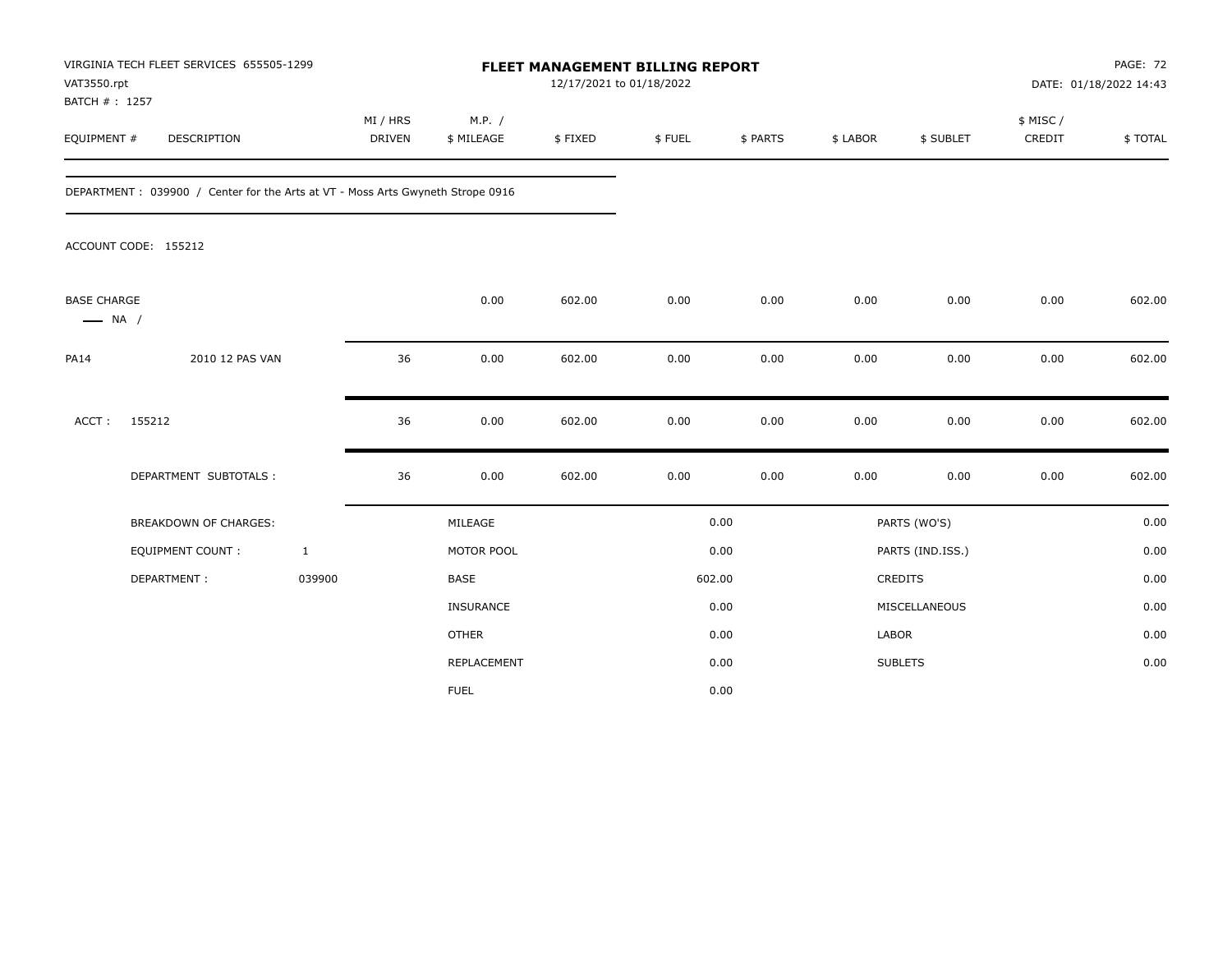VIRGINIA TECH FLEET SERVICES 655505-1299
VAT3550.rpt
BATCH # : 1257

# FLEET MANAGEMENT BILLING REPORT

12/17/2021 to 01/18/2022

DATE: 01/18/2022 14:43

| EQUIPMENT # | DESCRIPTION | MI / HRS DRIVEN | M.P. / $ MILEAGE | $ FIXED | $ FUEL | $ PARTS | $ LABOR | $ SUBLET | $ MISC / CREDIT | $ TOTAL |
|---|---|---|---|---|---|---|---|---|---|---|

DEPARTMENT : 039900 / Center for the Arts at VT - Moss Arts Gwyneth Strope 0916

ACCOUNT CODE: 155212

| EQUIPMENT # | DESCRIPTION | MI / HRS DRIVEN | M.P. / $ MILEAGE | $ FIXED | $ FUEL | $ PARTS | $ LABOR | $ SUBLET | $ MISC / CREDIT | $ TOTAL |
|---|---|---|---|---|---|---|---|---|---|---|
| BASE CHARGE — NA / | | | 0.00 | 602.00 | 0.00 | 0.00 | 0.00 | 0.00 | 0.00 | 602.00 |
| PA14 | 2010 12 PAS VAN | 36 | 0.00 | 602.00 | 0.00 | 0.00 | 0.00 | 0.00 | 0.00 | 602.00 |
| ACCT : | 155212 | 36 | 0.00 | 602.00 | 0.00 | 0.00 | 0.00 | 0.00 | 0.00 | 602.00 |
| | DEPARTMENT SUBTOTALS : | 36 | 0.00 | 602.00 | 0.00 | 0.00 | 0.00 | 0.00 | 0.00 | 602.00 |

| BREAKDOWN OF CHARGES: | | | | | |
|---|---|---|---|---|---|
| EQUIPMENT COUNT : | 1 | MILEAGE | 0.00 | PARTS (WO'S) | 0.00 |
| DEPARTMENT : | 039900 | MOTOR POOL | 0.00 | PARTS (IND.ISS.) | 0.00 |
| | | BASE | 602.00 | CREDITS | 0.00 |
| | | INSURANCE | 0.00 | MISCELLANEOUS | 0.00 |
| | | OTHER | 0.00 | LABOR | 0.00 |
| | | REPLACEMENT | 0.00 | SUBLETS | 0.00 |
| | | FUEL | 0.00 | | |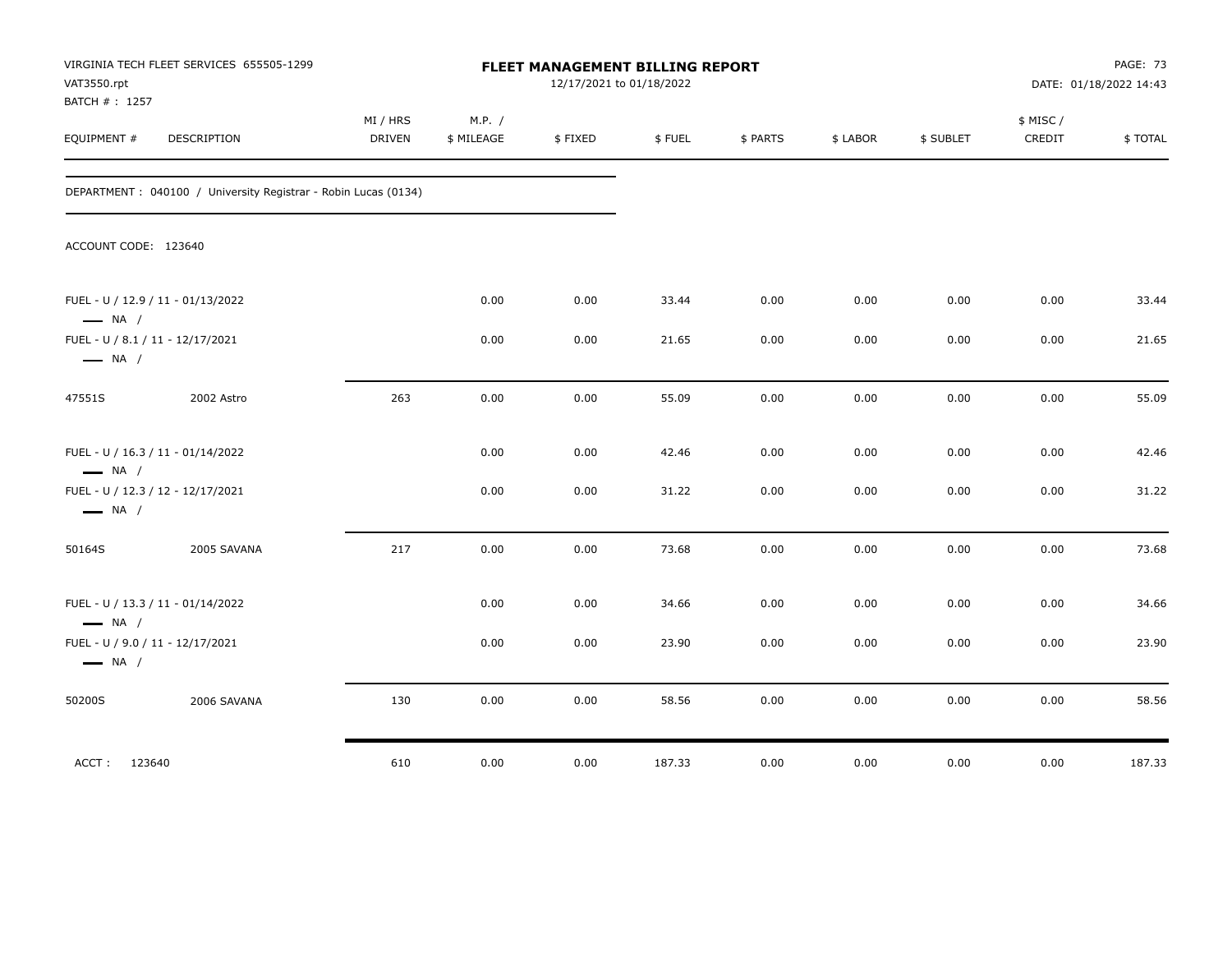VIRGINIA TECH FLEET SERVICES 655505-1299
VAT3550.rpt
BATCH # : 1257

**FLEET MANAGEMENT BILLING REPORT**
12/17/2021 to 01/18/2022

PAGE: 73
DATE: 01/18/2022 14:43

DEPARTMENT : 040100 / University Registrar - Robin Lucas (0134)

ACCOUNT CODE: 123640

| EQUIPMENT # | DESCRIPTION | MI / HRS DRIVEN | M.P. / $ MILEAGE | $ FIXED | $ FUEL | $ PARTS | $ LABOR | $ SUBLET | $ MISC / CREDIT | $ TOTAL |
|---|---|---|---|---|---|---|---|---|---|---|
| FUEL - U / 12.9 / 11 - 01/13/2022 — NA / | | | 0.00 | 0.00 | 33.44 | 0.00 | 0.00 | 0.00 | 0.00 | 33.44 |
| FUEL - U / 8.1 / 11 - 12/17/2021 — NA / | | | 0.00 | 0.00 | 21.65 | 0.00 | 0.00 | 0.00 | 0.00 | 21.65 |
| 47551S | 2002 Astro | 263 | 0.00 | 0.00 | 55.09 | 0.00 | 0.00 | 0.00 | 0.00 | 55.09 |
| FUEL - U / 16.3 / 11 - 01/14/2022 — NA / | | | 0.00 | 0.00 | 42.46 | 0.00 | 0.00 | 0.00 | 0.00 | 42.46 |
| FUEL - U / 12.3 / 12 - 12/17/2021 — NA / | | | 0.00 | 0.00 | 31.22 | 0.00 | 0.00 | 0.00 | 0.00 | 31.22 |
| 50164S | 2005 SAVANA | 217 | 0.00 | 0.00 | 73.68 | 0.00 | 0.00 | 0.00 | 0.00 | 73.68 |
| FUEL - U / 13.3 / 11 - 01/14/2022 — NA / | | | 0.00 | 0.00 | 34.66 | 0.00 | 0.00 | 0.00 | 0.00 | 34.66 |
| FUEL - U / 9.0 / 11 - 12/17/2021 — NA / | | | 0.00 | 0.00 | 23.90 | 0.00 | 0.00 | 0.00 | 0.00 | 23.90 |
| 50200S | 2006 SAVANA | 130 | 0.00 | 0.00 | 58.56 | 0.00 | 0.00 | 0.00 | 0.00 | 58.56 |
| ACCT : 123640 | | 610 | 0.00 | 0.00 | 187.33 | 0.00 | 0.00 | 0.00 | 0.00 | 187.33 |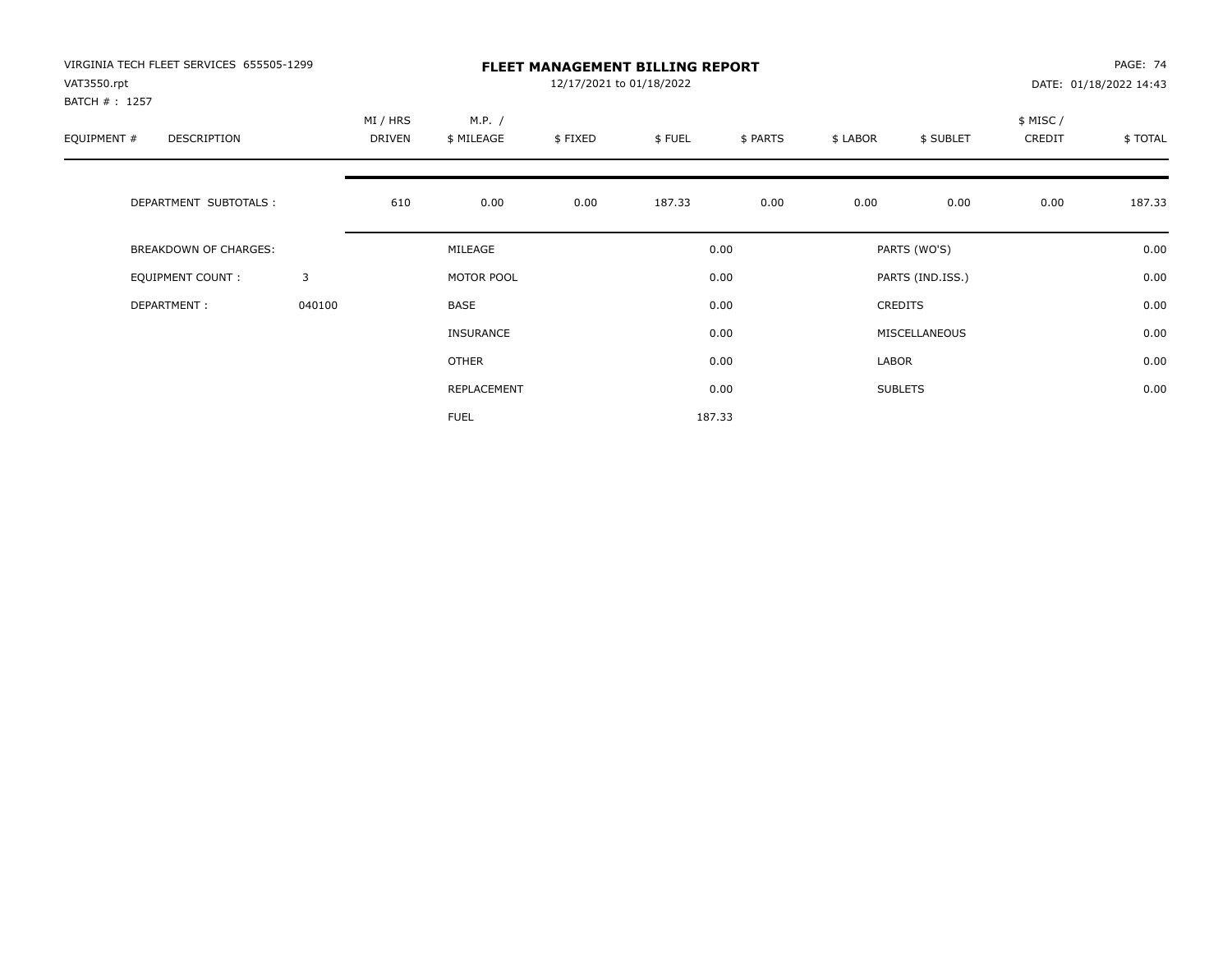VIRGINIA TECH FLEET SERVICES 655505-1299
VAT3550.rpt
BATCH # : 1257

# FLEET MANAGEMENT BILLING REPORT

12/17/2021 to 01/18/2022

PAGE: 74
DATE: 01/18/2022 14:43

| EQUIPMENT # | DESCRIPTION | MI / HRS DRIVEN | M.P. / $ MILEAGE | $ FIXED | $ FUEL | $ PARTS | $ LABOR | $ SUBLET | $ MISC / CREDIT | $ TOTAL |
|---|---|---|---|---|---|---|---|---|---|---|
| | DEPARTMENT SUBTOTALS : | 610 | 0.00 | 0.00 | 187.33 | 0.00 | 0.00 | 0.00 | 0.00 | 187.33 |

| | | | | | |
|---|---|---|---|---|---|
| BREAKDOWN OF CHARGES: | | MILEAGE | 0.00 | PARTS (WO'S) | 0.00 |
| EQUIPMENT COUNT : | 3 | MOTOR POOL | 0.00 | PARTS (IND.ISS.) | 0.00 |
| DEPARTMENT : | 040100 | BASE | 0.00 | CREDITS | 0.00 |
| | | INSURANCE | 0.00 | MISCELLANEOUS | 0.00 |
| | | OTHER | 0.00 | LABOR | 0.00 |
| | | REPLACEMENT | 0.00 | SUBLETS | 0.00 |
| | | FUEL | 187.33 | | |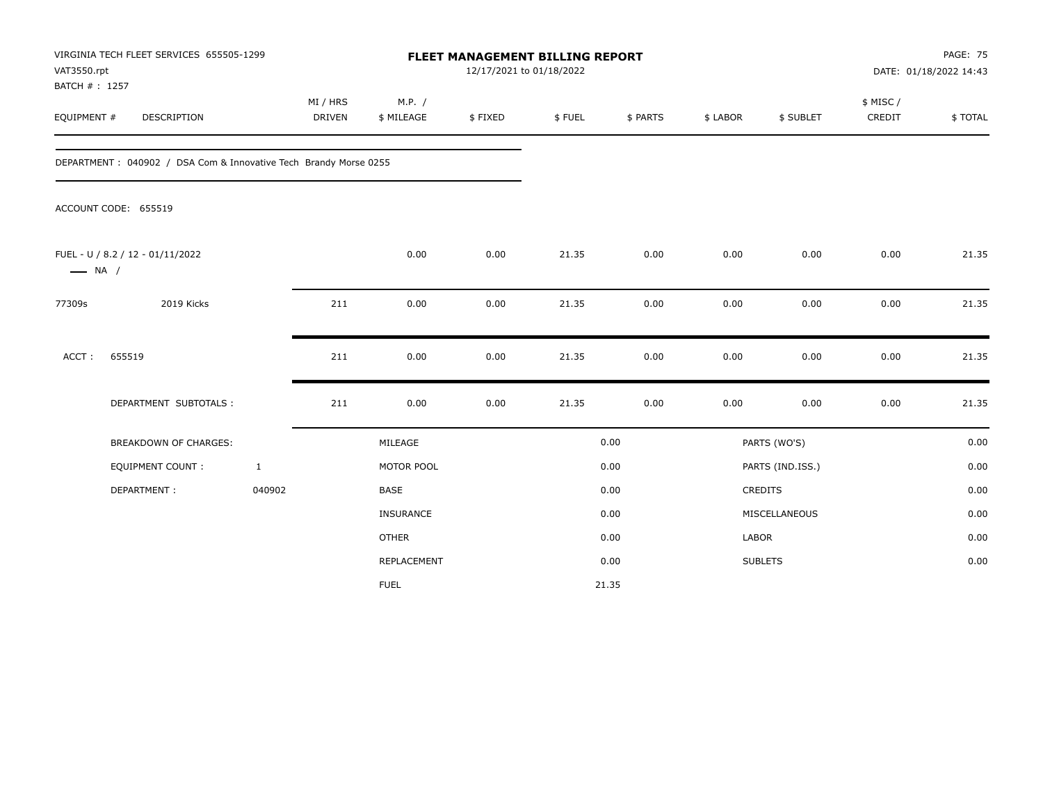VIRGINIA TECH FLEET SERVICES 655505-1299
VAT3550.rpt
BATCH # : 1257

# FLEET MANAGEMENT BILLING REPORT

12/17/2021 to 01/18/2022

PAGE: 75
DATE: 01/18/2022 14:43

| EQUIPMENT # | DESCRIPTION | MI / HRS DRIVEN | M.P. / $ MILEAGE | $ FIXED | $ FUEL | $ PARTS | $ LABOR | $ SUBLET | $ MISC / CREDIT | $ TOTAL |
|---|---|---|---|---|---|---|---|---|---|---|
| DEPARTMENT : 040902 / DSA Com & Innovative Tech Brandy Morse 0255 | | | | | | | | | | |
| ACCOUNT CODE: 655519 | | | | | | | | | | |
| FUEL - U / 8.2 / 12 - 01/11/2022 —— NA / | | | 0.00 | 0.00 | 21.35 | 0.00 | 0.00 | 0.00 | 0.00 | 21.35 |
| 77309s | 2019 Kicks | 211 | 0.00 | 0.00 | 21.35 | 0.00 | 0.00 | 0.00 | 0.00 | 21.35 |
| ACCT : | 655519 | 211 | 0.00 | 0.00 | 21.35 | 0.00 | 0.00 | 0.00 | 0.00 | 21.35 |
| | DEPARTMENT SUBTOTALS : | 211 | 0.00 | 0.00 | 21.35 | 0.00 | 0.00 | 0.00 | 0.00 | 21.35 |

| | | | | | |
|---|---|---|---|---|---|
| BREAKDOWN OF CHARGES: | | MILEAGE | 0.00 | PARTS (WO'S) | 0.00 |
| EQUIPMENT COUNT : | 1 | MOTOR POOL | 0.00 | PARTS (IND.ISS.) | 0.00 |
| DEPARTMENT : | 040902 | BASE | 0.00 | CREDITS | 0.00 |
| | | INSURANCE | 0.00 | MISCELLANEOUS | 0.00 |
| | | OTHER | 0.00 | LABOR | 0.00 |
| | | REPLACEMENT | 0.00 | SUBLETS | 0.00 |
| | | FUEL | 21.35 | | |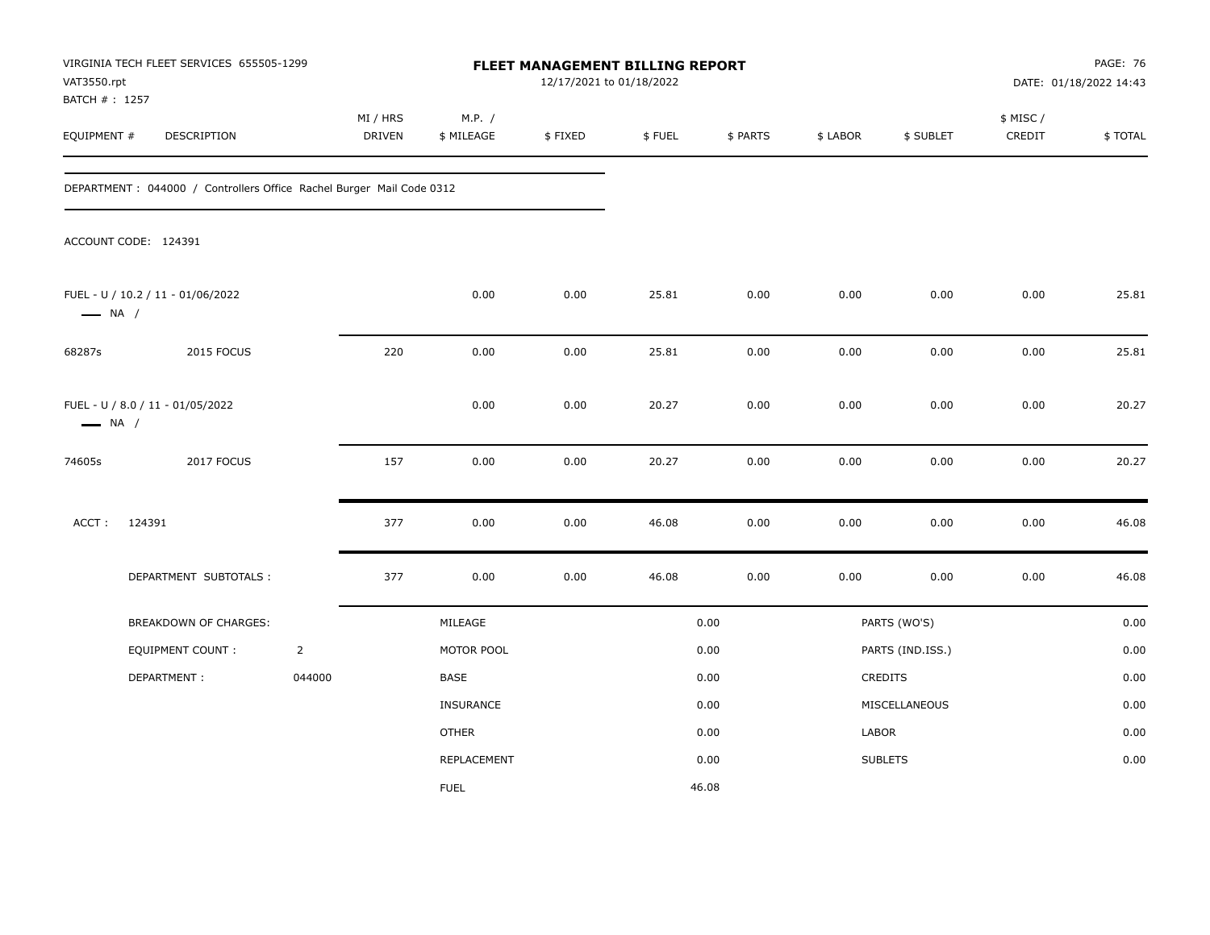VIRGINIA TECH FLEET SERVICES 655505-1299
VAT3550.rpt
BATCH # : 1257

# FLEET MANAGEMENT BILLING REPORT

12/17/2021 to 01/18/2022

PAGE: 76
DATE: 01/18/2022 14:43

DEPARTMENT : 044000 / Controllers Office Rachel Burger Mail Code 0312

ACCOUNT CODE: 124391

| EQUIPMENT # | DESCRIPTION | MI / HRS DRIVEN | M.P. / $ MILEAGE | $ FIXED | $ FUEL | $ PARTS | $ LABOR | $ SUBLET | $ MISC / CREDIT | $ TOTAL |
|---|---|---|---|---|---|---|---|---|---|---|
| FUEL - U / 10.2 / 11 - 01/06/2022 — NA / | | | 0.00 | 0.00 | 25.81 | 0.00 | 0.00 | 0.00 | 0.00 | 25.81 |
| 68287s | 2015 FOCUS | 220 | 0.00 | 0.00 | 25.81 | 0.00 | 0.00 | 0.00 | 0.00 | 25.81 |
| FUEL - U / 8.0 / 11 - 01/05/2022 — NA / | | | 0.00 | 0.00 | 20.27 | 0.00 | 0.00 | 0.00 | 0.00 | 20.27 |
| 74605s | 2017 FOCUS | 157 | 0.00 | 0.00 | 20.27 | 0.00 | 0.00 | 0.00 | 0.00 | 20.27 |
| ACCT : | 124391 | 377 | 0.00 | 0.00 | 46.08 | 0.00 | 0.00 | 0.00 | 0.00 | 46.08 |
| | DEPARTMENT SUBTOTALS : | 377 | 0.00 | 0.00 | 46.08 | 0.00 | 0.00 | 0.00 | 0.00 | 46.08 |

| BREAKDOWN OF CHARGES: | | | | | |
|---|---|---|---|---|---|
| EQUIPMENT COUNT : | 2 | MILEAGE | 0.00 | PARTS (WO'S) | 0.00 |
| DEPARTMENT : | 044000 | MOTOR POOL | 0.00 | PARTS (IND.ISS.) | 0.00 |
| | | BASE | 0.00 | CREDITS | 0.00 |
| | | INSURANCE | 0.00 | MISCELLANEOUS | 0.00 |
| | | OTHER | 0.00 | LABOR | 0.00 |
| | | REPLACEMENT | 0.00 | SUBLETS | 0.00 |
| | | FUEL | 46.08 | | |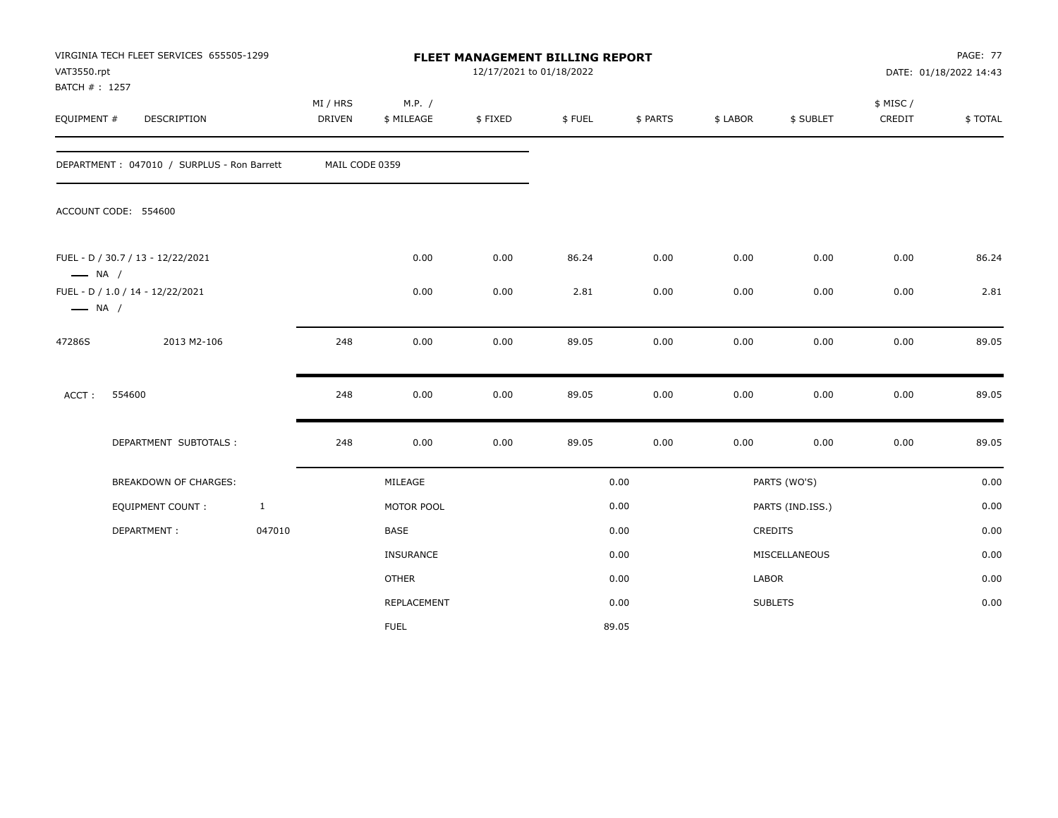VIRGINIA TECH FLEET SERVICES 655505-1299
VAT3550.rpt
BATCH # : 1257

# FLEET MANAGEMENT BILLING REPORT

12/17/2021 to 01/18/2022

DATE: 01/18/2022 14:43

| EQUIPMENT # | DESCRIPTION | MI / HRS DRIVEN | M.P. / $ MILEAGE | $ FIXED | $ FUEL | $ PARTS | $ LABOR | $ SUBLET | $ MISC / CREDIT | $ TOTAL |
|---|---|---|---|---|---|---|---|---|---|---|
| DEPARTMENT : 047010 / SURPLUS - Ron Barrett | | MAIL CODE 0359 | | | | | | | | |
| ACCOUNT CODE: 554600 | | | | | | | | | | |
| FUEL - D / 30.7 / 13 - 12/22/2021 —— NA / | | | 0.00 | 0.00 | 86.24 | 0.00 | 0.00 | 0.00 | 0.00 | 86.24 |
| FUEL - D / 1.0 / 14 - 12/22/2021 —— NA / | | | 0.00 | 0.00 | 2.81 | 0.00 | 0.00 | 0.00 | 0.00 | 2.81 |
| 47286S | 2013 M2-106 | 248 | 0.00 | 0.00 | 89.05 | 0.00 | 0.00 | 0.00 | 0.00 | 89.05 |
| ACCT : | 554600 | 248 | 0.00 | 0.00 | 89.05 | 0.00 | 0.00 | 0.00 | 0.00 | 89.05 |
| | DEPARTMENT SUBTOTALS : | 248 | 0.00 | 0.00 | 89.05 | 0.00 | 0.00 | 0.00 | 0.00 | 89.05 |

| BREAKDOWN OF CHARGES: | | | | | |
|---|---|---|---|---|---|
| EQUIPMENT COUNT : | 1 | MILEAGE | 0.00 | PARTS (WO'S) | 0.00 |
| DEPARTMENT : | 047010 | MOTOR POOL | 0.00 | PARTS (IND.ISS.) | 0.00 |
| | | BASE | 0.00 | CREDITS | 0.00 |
| | | INSURANCE | 0.00 | MISCELLANEOUS | 0.00 |
| | | OTHER | 0.00 | LABOR | 0.00 |
| | | REPLACEMENT | 0.00 | SUBLETS | 0.00 |
| | | FUEL | 89.05 | | |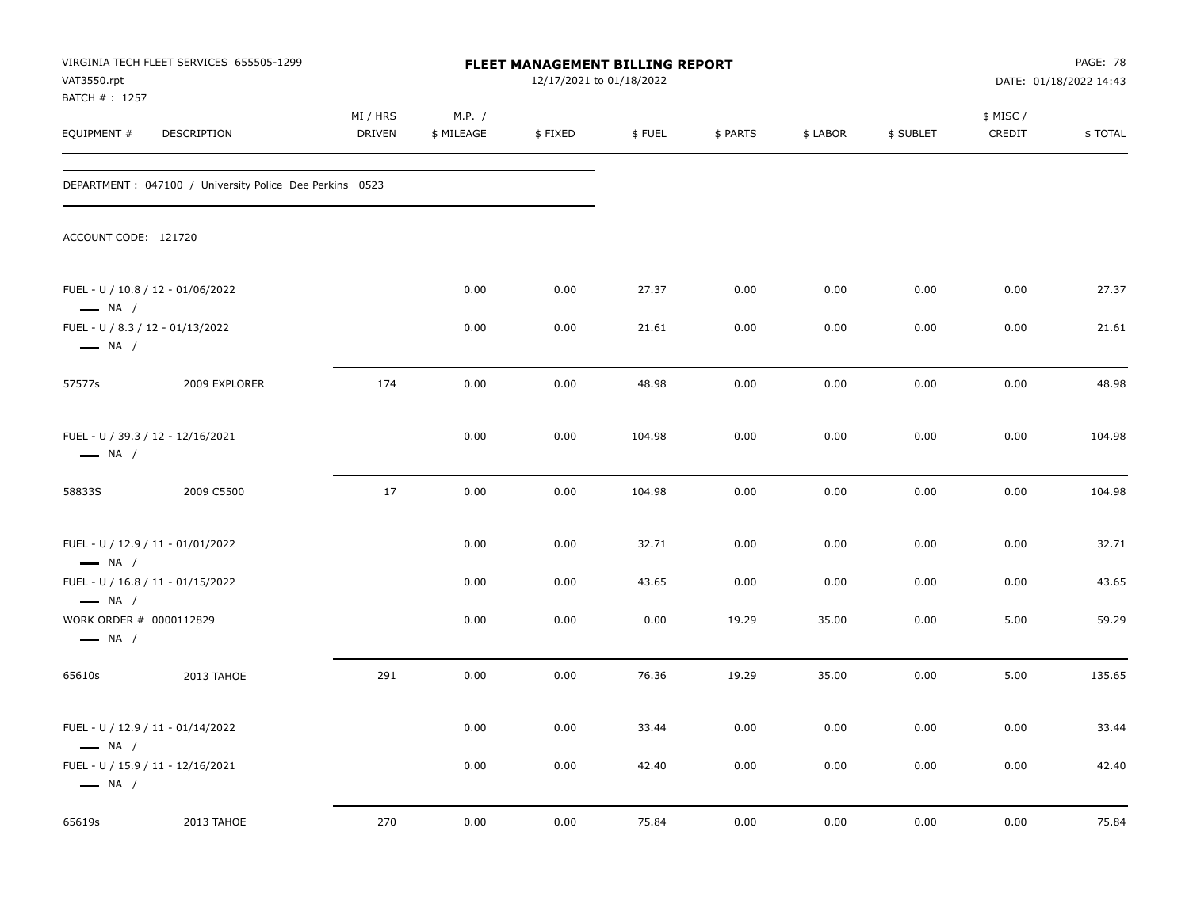VIRGINIA TECH FLEET SERVICES 655505-1299
VAT3550.rpt
BATCH # : 1257

**FLEET MANAGEMENT BILLING REPORT**
12/17/2021 to 01/18/2022

DATE: 01/18/2022 14:43

| EQUIPMENT # | DESCRIPTION | MI / HRS DRIVEN | M.P. / $ MILEAGE | $ FIXED | $ FUEL | $ PARTS | $ LABOR | $ SUBLET | $ MISC / CREDIT | $ TOTAL |
|---|---|---|---|---|---|---|---|---|---|---|
| DEPARTMENT : 047100 / University Police Dee Perkins 0523 | | | | | | | | | | |
| ACCOUNT CODE: 121720 | | | | | | | | | | |
| FUEL - U / 10.8 / 12 - 01/06/2022 — NA / | | | 0.00 | 0.00 | 27.37 | 0.00 | 0.00 | 0.00 | 0.00 | 27.37 |
| FUEL - U / 8.3 / 12 - 01/13/2022 — NA / | | | 0.00 | 0.00 | 21.61 | 0.00 | 0.00 | 0.00 | 0.00 | 21.61 |
| 57577s | 2009 EXPLORER | 174 | 0.00 | 0.00 | 48.98 | 0.00 | 0.00 | 0.00 | 0.00 | 48.98 |
| FUEL - U / 39.3 / 12 - 12/16/2021 — NA / | | | 0.00 | 0.00 | 104.98 | 0.00 | 0.00 | 0.00 | 0.00 | 104.98 |
| 58833S | 2009 C5500 | 17 | 0.00 | 0.00 | 104.98 | 0.00 | 0.00 | 0.00 | 0.00 | 104.98 |
| FUEL - U / 12.9 / 11 - 01/01/2022 — NA / | | | 0.00 | 0.00 | 32.71 | 0.00 | 0.00 | 0.00 | 0.00 | 32.71 |
| FUEL - U / 16.8 / 11 - 01/15/2022 — NA / | | | 0.00 | 0.00 | 43.65 | 0.00 | 0.00 | 0.00 | 0.00 | 43.65 |
| WORK ORDER # 0000112829 — NA / | | | 0.00 | 0.00 | 0.00 | 19.29 | 35.00 | 0.00 | 5.00 | 59.29 |
| 65610s | 2013 TAHOE | 291 | 0.00 | 0.00 | 76.36 | 19.29 | 35.00 | 0.00 | 5.00 | 135.65 |
| FUEL - U / 12.9 / 11 - 01/14/2022 — NA / | | | 0.00 | 0.00 | 33.44 | 0.00 | 0.00 | 0.00 | 0.00 | 33.44 |
| FUEL - U / 15.9 / 11 - 12/16/2021 — NA / | | | 0.00 | 0.00 | 42.40 | 0.00 | 0.00 | 0.00 | 0.00 | 42.40 |
| 65619s | 2013 TAHOE | 270 | 0.00 | 0.00 | 75.84 | 0.00 | 0.00 | 0.00 | 0.00 | 75.84 |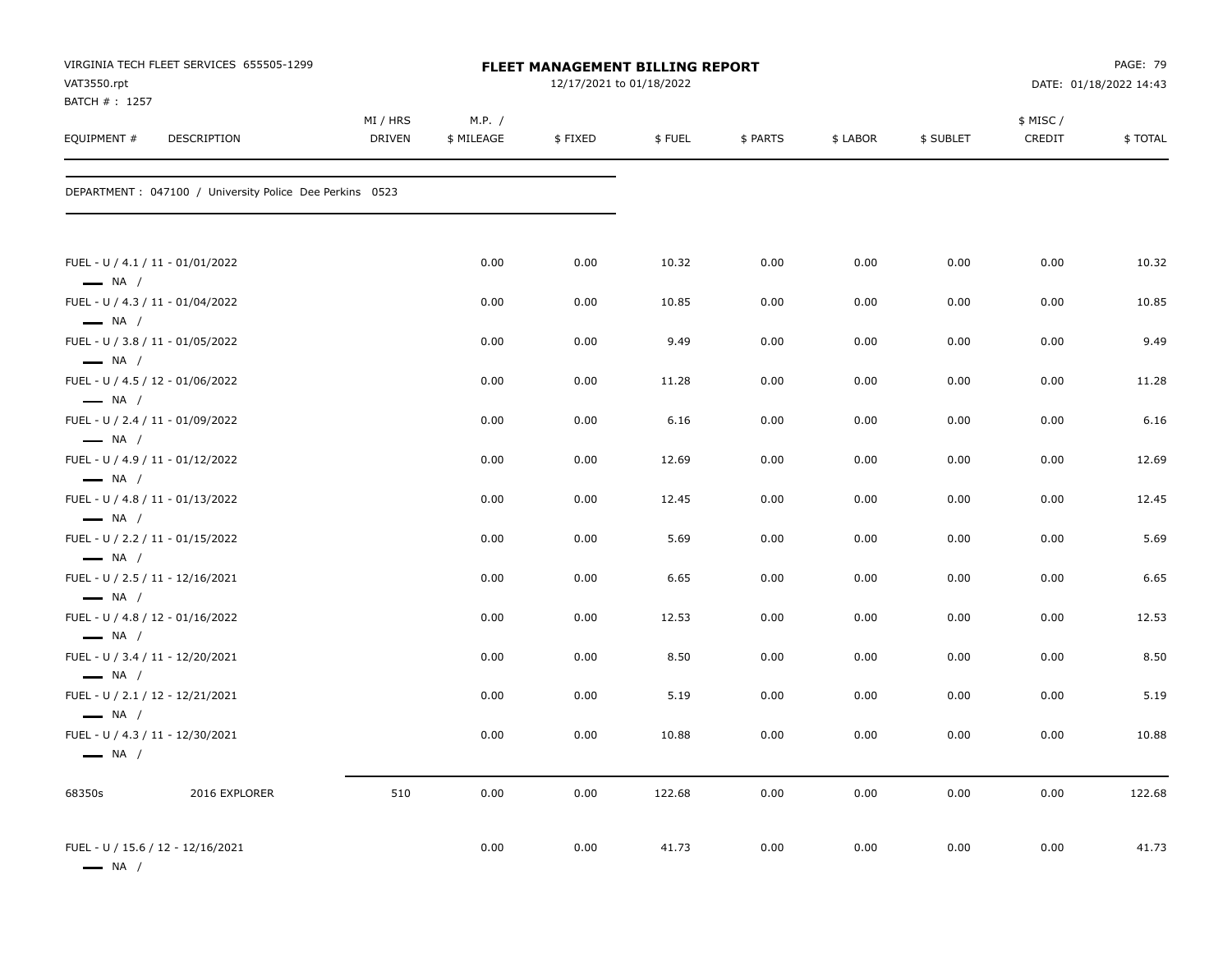VIRGINIA TECH FLEET SERVICES 655505-1299
VAT3550.rpt
BATCH # : 1257

**FLEET MANAGEMENT BILLING REPORT**
12/17/2021 to 01/18/2022

DATE: 01/18/2022 14:43

| EQUIPMENT # | DESCRIPTION | MI / HRS DRIVEN | M.P. / $ MILEAGE | $ FIXED | $ FUEL | $ PARTS | $ LABOR | $ SUBLET | $ MISC / CREDIT | $ TOTAL |
|---|---|---|---|---|---|---|---|---|---|---|
| DEPARTMENT : 047100 / University Police Dee Perkins 0523 | | | | | | | | | | |
| FUEL - U / 4.1 / 11 - 01/01/2022 — NA / | | | 0.00 | 0.00 | 10.32 | 0.00 | 0.00 | 0.00 | 0.00 | 10.32 |
| FUEL - U / 4.3 / 11 - 01/04/2022 — NA / | | | 0.00 | 0.00 | 10.85 | 0.00 | 0.00 | 0.00 | 0.00 | 10.85 |
| FUEL - U / 3.8 / 11 - 01/05/2022 — NA / | | | 0.00 | 0.00 | 9.49 | 0.00 | 0.00 | 0.00 | 0.00 | 9.49 |
| FUEL - U / 4.5 / 12 - 01/06/2022 — NA / | | | 0.00 | 0.00 | 11.28 | 0.00 | 0.00 | 0.00 | 0.00 | 11.28 |
| FUEL - U / 2.4 / 11 - 01/09/2022 — NA / | | | 0.00 | 0.00 | 6.16 | 0.00 | 0.00 | 0.00 | 0.00 | 6.16 |
| FUEL - U / 4.9 / 11 - 01/12/2022 — NA / | | | 0.00 | 0.00 | 12.69 | 0.00 | 0.00 | 0.00 | 0.00 | 12.69 |
| FUEL - U / 4.8 / 11 - 01/13/2022 — NA / | | | 0.00 | 0.00 | 12.45 | 0.00 | 0.00 | 0.00 | 0.00 | 12.45 |
| FUEL - U / 2.2 / 11 - 01/15/2022 — NA / | | | 0.00 | 0.00 | 5.69 | 0.00 | 0.00 | 0.00 | 0.00 | 5.69 |
| FUEL - U / 2.5 / 11 - 12/16/2021 — NA / | | | 0.00 | 0.00 | 6.65 | 0.00 | 0.00 | 0.00 | 0.00 | 6.65 |
| FUEL - U / 4.8 / 12 - 01/16/2022 — NA / | | | 0.00 | 0.00 | 12.53 | 0.00 | 0.00 | 0.00 | 0.00 | 12.53 |
| FUEL - U / 3.4 / 11 - 12/20/2021 — NA / | | | 0.00 | 0.00 | 8.50 | 0.00 | 0.00 | 0.00 | 0.00 | 8.50 |
| FUEL - U / 2.1 / 12 - 12/21/2021 — NA / | | | 0.00 | 0.00 | 5.19 | 0.00 | 0.00 | 0.00 | 0.00 | 5.19 |
| FUEL - U / 4.3 / 11 - 12/30/2021 — NA / | | | 0.00 | 0.00 | 10.88 | 0.00 | 0.00 | 0.00 | 0.00 | 10.88 |
| 68350s | 2016 EXPLORER | 510 | 0.00 | 0.00 | 122.68 | 0.00 | 0.00 | 0.00 | 0.00 | 122.68 |
| FUEL - U / 15.6 / 12 - 12/16/2021 — NA / | | | 0.00 | 0.00 | 41.73 | 0.00 | 0.00 | 0.00 | 0.00 | 41.73 |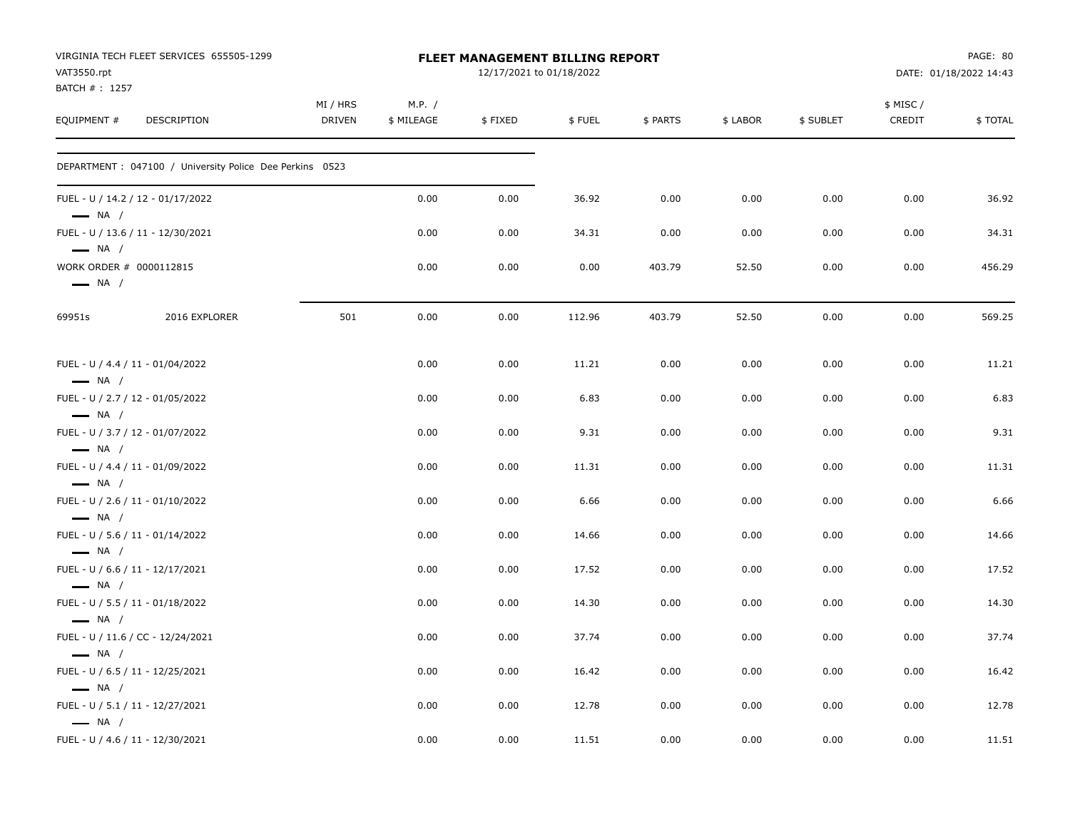VIRGINIA TECH FLEET SERVICES 655505-1299
VAT3550.rpt
BATCH # : 1257

**FLEET MANAGEMENT BILLING REPORT**
12/17/2021 to 01/18/2022

DATE: 01/18/2022 14:43

| EQUIPMENT # | DESCRIPTION | MI / HRS DRIVEN | M.P. / $ MILEAGE | $ FIXED | $ FUEL | $ PARTS | $ LABOR | $ SUBLET | $ MISC / CREDIT | $ TOTAL |
|---|---|---|---|---|---|---|---|---|---|---|
| DEPARTMENT : 047100 / University Police Dee Perkins 0523 | | | | | | | | | | |
| FUEL - U / 14.2 / 12 - 01/17/2022 — NA / | | | 0.00 | 0.00 | 36.92 | 0.00 | 0.00 | 0.00 | 0.00 | 36.92 |
| FUEL - U / 13.6 / 11 - 12/30/2021 — NA / | | | 0.00 | 0.00 | 34.31 | 0.00 | 0.00 | 0.00 | 0.00 | 34.31 |
| WORK ORDER # 0000112815 — NA / | | | 0.00 | 0.00 | 0.00 | 403.79 | 52.50 | 0.00 | 0.00 | 456.29 |
| 69951s | 2016 EXPLORER | 501 | 0.00 | 0.00 | 112.96 | 403.79 | 52.50 | 0.00 | 0.00 | 569.25 |
| FUEL - U / 4.4 / 11 - 01/04/2022 — NA / | | | 0.00 | 0.00 | 11.21 | 0.00 | 0.00 | 0.00 | 0.00 | 11.21 |
| FUEL - U / 2.7 / 12 - 01/05/2022 — NA / | | | 0.00 | 0.00 | 6.83 | 0.00 | 0.00 | 0.00 | 0.00 | 6.83 |
| FUEL - U / 3.7 / 12 - 01/07/2022 — NA / | | | 0.00 | 0.00 | 9.31 | 0.00 | 0.00 | 0.00 | 0.00 | 9.31 |
| FUEL - U / 4.4 / 11 - 01/09/2022 — NA / | | | 0.00 | 0.00 | 11.31 | 0.00 | 0.00 | 0.00 | 0.00 | 11.31 |
| FUEL - U / 2.6 / 11 - 01/10/2022 — NA / | | | 0.00 | 0.00 | 6.66 | 0.00 | 0.00 | 0.00 | 0.00 | 6.66 |
| FUEL - U / 5.6 / 11 - 01/14/2022 — NA / | | | 0.00 | 0.00 | 14.66 | 0.00 | 0.00 | 0.00 | 0.00 | 14.66 |
| FUEL - U / 6.6 / 11 - 12/17/2021 — NA / | | | 0.00 | 0.00 | 17.52 | 0.00 | 0.00 | 0.00 | 0.00 | 17.52 |
| FUEL - U / 5.5 / 11 - 01/18/2022 — NA / | | | 0.00 | 0.00 | 14.30 | 0.00 | 0.00 | 0.00 | 0.00 | 14.30 |
| FUEL - U / 11.6 / CC - 12/24/2021 — NA / | | | 0.00 | 0.00 | 37.74 | 0.00 | 0.00 | 0.00 | 0.00 | 37.74 |
| FUEL - U / 6.5 / 11 - 12/25/2021 — NA / | | | 0.00 | 0.00 | 16.42 | 0.00 | 0.00 | 0.00 | 0.00 | 16.42 |
| FUEL - U / 5.1 / 11 - 12/27/2021 — NA / | | | 0.00 | 0.00 | 12.78 | 0.00 | 0.00 | 0.00 | 0.00 | 12.78 |
| FUEL - U / 4.6 / 11 - 12/30/2021 | | | 0.00 | 0.00 | 11.51 | 0.00 | 0.00 | 0.00 | 0.00 | 11.51 |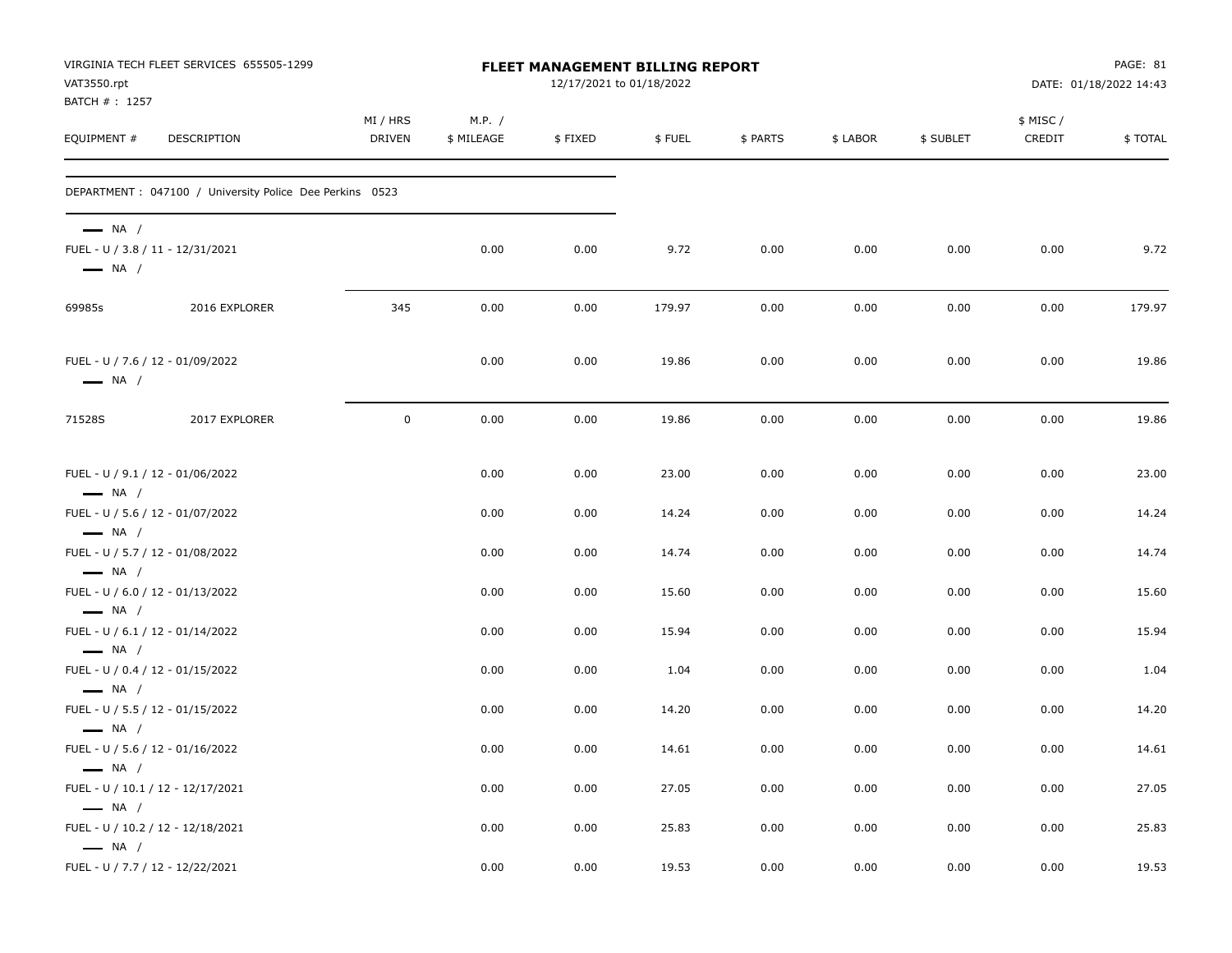VIRGINIA TECH FLEET SERVICES 655505-1299
VAT3550.rpt
BATCH # : 1257

**FLEET MANAGEMENT BILLING REPORT**
12/17/2021 to 01/18/2022

PAGE: 81
DATE: 01/18/2022 14:43

DEPARTMENT : 047100 / University Police Dee Perkins 0523

| EQUIPMENT # | DESCRIPTION | MI / HRS DRIVEN | M.P. / $ MILEAGE | $ FIXED | $ FUEL | $ PARTS | $ LABOR | $ SUBLET | $ MISC / CREDIT | $ TOTAL |
|---|---|---|---|---|---|---|---|---|---|---|
| — NA / | | | | | | | | | | |
| FUEL - U / 3.8 / 11 - 12/31/2021 | | | 0.00 | 0.00 | 9.72 | 0.00 | 0.00 | 0.00 | 0.00 | 9.72 |
| — NA / | | | | | | | | | | |
| 69985s | 2016 EXPLORER | 345 | 0.00 | 0.00 | 179.97 | 0.00 | 0.00 | 0.00 | 0.00 | 179.97 |
| FUEL - U / 7.6 / 12 - 01/09/2022 | | | 0.00 | 0.00 | 19.86 | 0.00 | 0.00 | 0.00 | 0.00 | 19.86 |
| — NA / | | | | | | | | | | |
| 71528S | 2017 EXPLORER | 0 | 0.00 | 0.00 | 19.86 | 0.00 | 0.00 | 0.00 | 0.00 | 19.86 |
| FUEL - U / 9.1 / 12 - 01/06/2022 | | | 0.00 | 0.00 | 23.00 | 0.00 | 0.00 | 0.00 | 0.00 | 23.00 |
| — NA / | | | | | | | | | | |
| FUEL - U / 5.6 / 12 - 01/07/2022 | | | 0.00 | 0.00 | 14.24 | 0.00 | 0.00 | 0.00 | 0.00 | 14.24 |
| — NA / | | | | | | | | | | |
| FUEL - U / 5.7 / 12 - 01/08/2022 | | | 0.00 | 0.00 | 14.74 | 0.00 | 0.00 | 0.00 | 0.00 | 14.74 |
| — NA / | | | | | | | | | | |
| FUEL - U / 6.0 / 12 - 01/13/2022 | | | 0.00 | 0.00 | 15.60 | 0.00 | 0.00 | 0.00 | 0.00 | 15.60 |
| — NA / | | | | | | | | | | |
| FUEL - U / 6.1 / 12 - 01/14/2022 | | | 0.00 | 0.00 | 15.94 | 0.00 | 0.00 | 0.00 | 0.00 | 15.94 |
| — NA / | | | | | | | | | | |
| FUEL - U / 0.4 / 12 - 01/15/2022 | | | 0.00 | 0.00 | 1.04 | 0.00 | 0.00 | 0.00 | 0.00 | 1.04 |
| — NA / | | | | | | | | | | |
| FUEL - U / 5.5 / 12 - 01/15/2022 | | | 0.00 | 0.00 | 14.20 | 0.00 | 0.00 | 0.00 | 0.00 | 14.20 |
| — NA / | | | | | | | | | | |
| FUEL - U / 5.6 / 12 - 01/16/2022 | | | 0.00 | 0.00 | 14.61 | 0.00 | 0.00 | 0.00 | 0.00 | 14.61 |
| — NA / | | | | | | | | | | |
| FUEL - U / 10.1 / 12 - 12/17/2021 | | | 0.00 | 0.00 | 27.05 | 0.00 | 0.00 | 0.00 | 0.00 | 27.05 |
| — NA / | | | | | | | | | | |
| FUEL - U / 10.2 / 12 - 12/18/2021 | | | 0.00 | 0.00 | 25.83 | 0.00 | 0.00 | 0.00 | 0.00 | 25.83 |
| — NA / | | | | | | | | | | |
| FUEL - U / 7.7 / 12 - 12/22/2021 | | | 0.00 | 0.00 | 19.53 | 0.00 | 0.00 | 0.00 | 0.00 | 19.53 |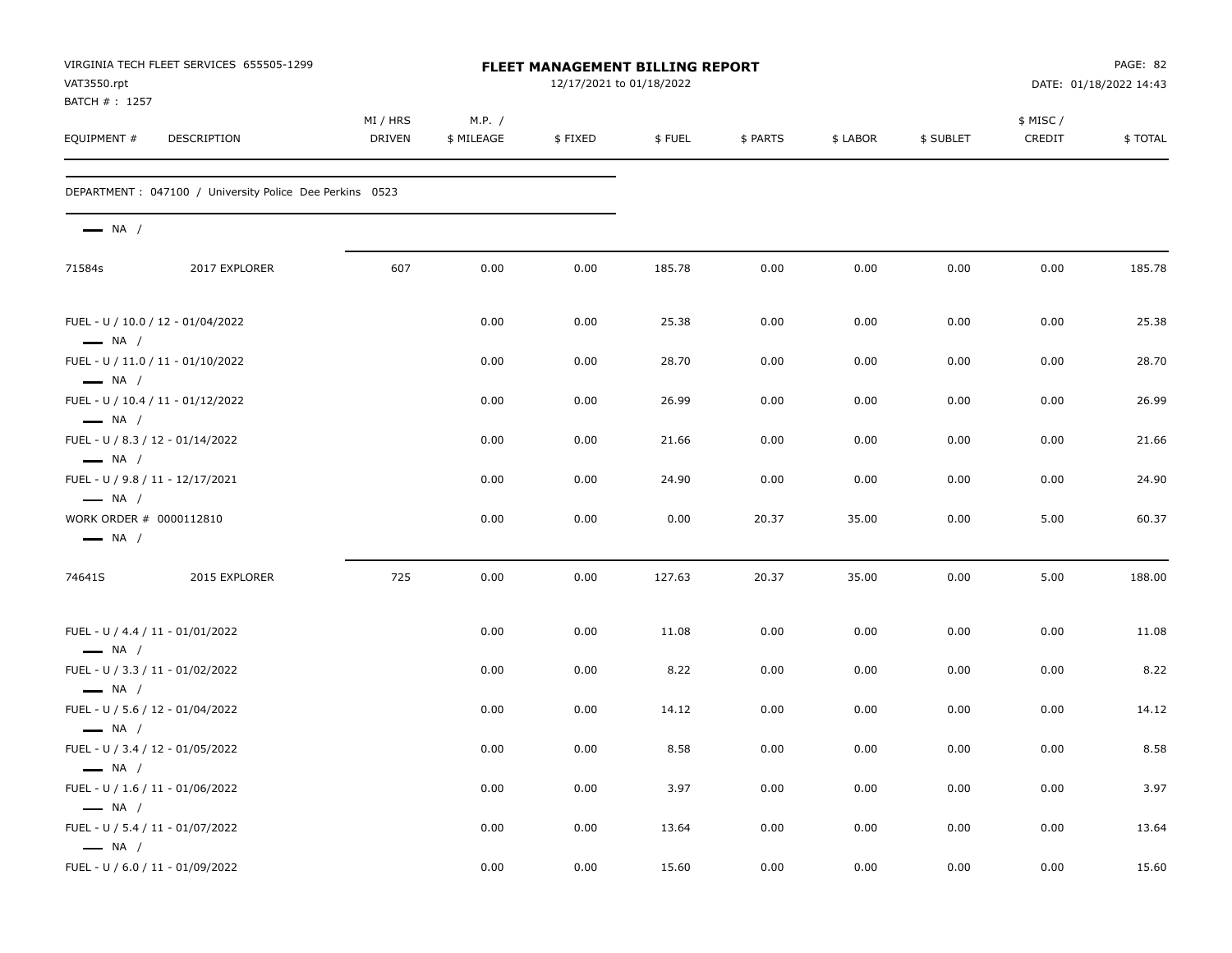VIRGINIA TECH FLEET SERVICES 655505-1299
VAT3550.rpt
BATCH # : 1257

# FLEET MANAGEMENT BILLING REPORT

12/17/2021 to 01/18/2022

PAGE: 82
DATE: 01/18/2022 14:43

DEPARTMENT : 047100 / University Police Dee Perkins 0523

| EQUIPMENT # | DESCRIPTION | MI / HRS DRIVEN | M.P. / $ MILEAGE | $ FIXED | $ FUEL | $ PARTS | $ LABOR | $ SUBLET | $ MISC / CREDIT | $ TOTAL |
|---|---|---|---|---|---|---|---|---|---|---|
| — NA / | | | | | | | | | | |
| 71584s | 2017 EXPLORER | 607 | 0.00 | 0.00 | 185.78 | 0.00 | 0.00 | 0.00 | 0.00 | 185.78 |
| FUEL - U / 10.0 / 12 - 01/04/2022 — NA / | | | 0.00 | 0.00 | 25.38 | 0.00 | 0.00 | 0.00 | 0.00 | 25.38 |
| FUEL - U / 11.0 / 11 - 01/10/2022 — NA / | | | 0.00 | 0.00 | 28.70 | 0.00 | 0.00 | 0.00 | 0.00 | 28.70 |
| FUEL - U / 10.4 / 11 - 01/12/2022 — NA / | | | 0.00 | 0.00 | 26.99 | 0.00 | 0.00 | 0.00 | 0.00 | 26.99 |
| FUEL - U / 8.3 / 12 - 01/14/2022 — NA / | | | 0.00 | 0.00 | 21.66 | 0.00 | 0.00 | 0.00 | 0.00 | 21.66 |
| FUEL - U / 9.8 / 11 - 12/17/2021 — NA / | | | 0.00 | 0.00 | 24.90 | 0.00 | 0.00 | 0.00 | 0.00 | 24.90 |
| WORK ORDER # 0000112810 — NA / | | | 0.00 | 0.00 | 0.00 | 20.37 | 35.00 | 0.00 | 5.00 | 60.37 |
| 74641S | 2015 EXPLORER | 725 | 0.00 | 0.00 | 127.63 | 20.37 | 35.00 | 0.00 | 5.00 | 188.00 |
| FUEL - U / 4.4 / 11 - 01/01/2022 — NA / | | | 0.00 | 0.00 | 11.08 | 0.00 | 0.00 | 0.00 | 0.00 | 11.08 |
| FUEL - U / 3.3 / 11 - 01/02/2022 — NA / | | | 0.00 | 0.00 | 8.22 | 0.00 | 0.00 | 0.00 | 0.00 | 8.22 |
| FUEL - U / 5.6 / 12 - 01/04/2022 — NA / | | | 0.00 | 0.00 | 14.12 | 0.00 | 0.00 | 0.00 | 0.00 | 14.12 |
| FUEL - U / 3.4 / 12 - 01/05/2022 — NA / | | | 0.00 | 0.00 | 8.58 | 0.00 | 0.00 | 0.00 | 0.00 | 8.58 |
| FUEL - U / 1.6 / 11 - 01/06/2022 — NA / | | | 0.00 | 0.00 | 3.97 | 0.00 | 0.00 | 0.00 | 0.00 | 3.97 |
| FUEL - U / 5.4 / 11 - 01/07/2022 — NA / | | | 0.00 | 0.00 | 13.64 | 0.00 | 0.00 | 0.00 | 0.00 | 13.64 |
| FUEL - U / 6.0 / 11 - 01/09/2022 | | | 0.00 | 0.00 | 15.60 | 0.00 | 0.00 | 0.00 | 0.00 | 15.60 |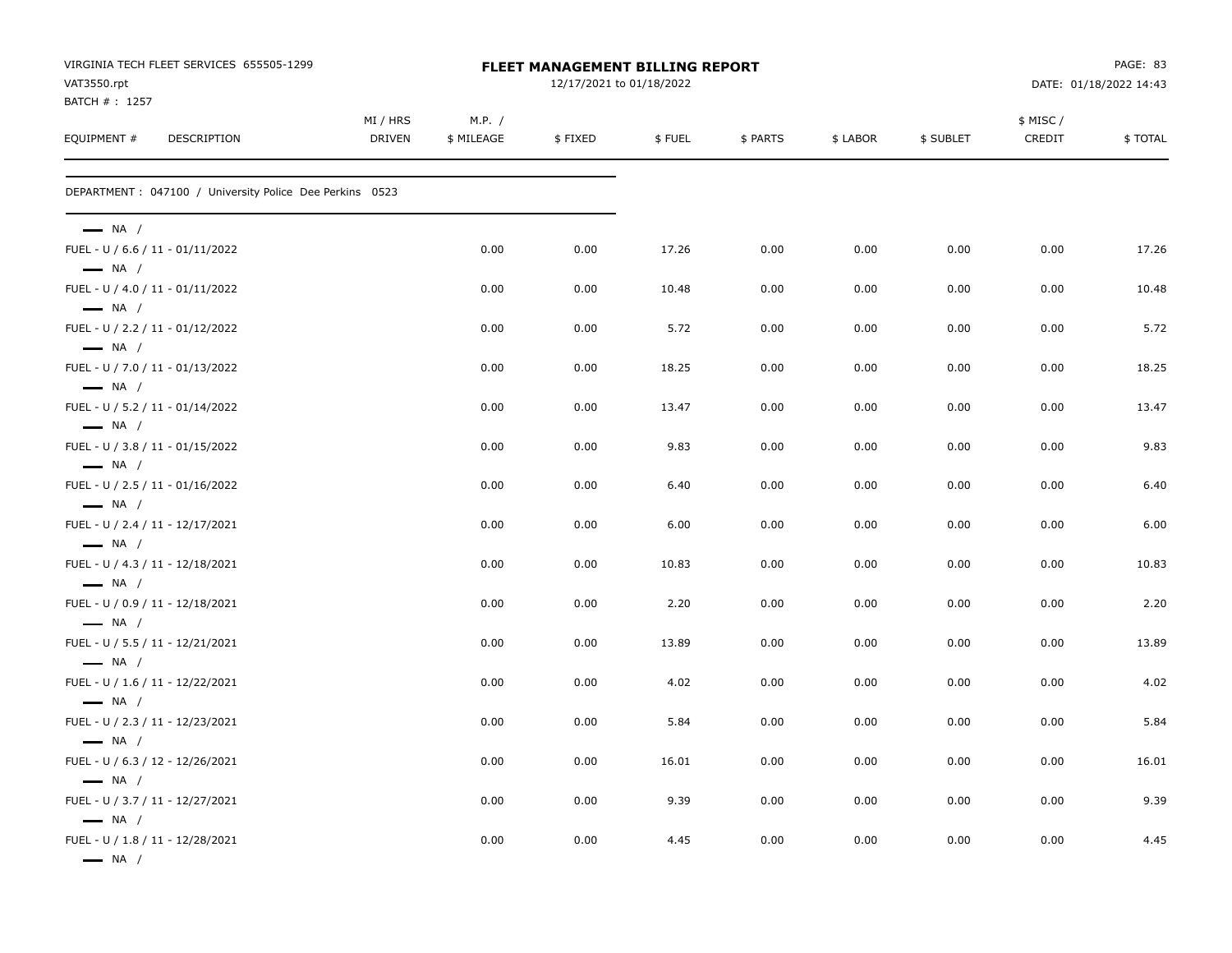VIRGINIA TECH FLEET SERVICES 655505-1299
VAT3550.rpt
BATCH # : 1257

# FLEET MANAGEMENT BILLING REPORT

12/17/2021 to 01/18/2022

DATE: 01/18/2022 14:43

| EQUIPMENT # DESCRIPTION | MI / HRS DRIVEN | M.P. / $ MILEAGE | $ FIXED | $ FUEL | $ PARTS | $ LABOR | $ SUBLET | $ MISC / CREDIT | $ TOTAL |
|---|---|---|---|---|---|---|---|---|---|
| DEPARTMENT : 047100 / University Police Dee Perkins 0523 | | | | | | | | | |
| NA / | | | | | | | | | |
| FUEL - U / 6.6 / 11 - 01/11/2022 | | 0.00 | 0.00 | 17.26 | 0.00 | 0.00 | 0.00 | 0.00 | 17.26 |
| NA / | | | | | | | | | |
| FUEL - U / 4.0 / 11 - 01/11/2022 | | 0.00 | 0.00 | 10.48 | 0.00 | 0.00 | 0.00 | 0.00 | 10.48 |
| NA / | | | | | | | | | |
| FUEL - U / 2.2 / 11 - 01/12/2022 | | 0.00 | 0.00 | 5.72 | 0.00 | 0.00 | 0.00 | 0.00 | 5.72 |
| NA / | | | | | | | | | |
| FUEL - U / 7.0 / 11 - 01/13/2022 | | 0.00 | 0.00 | 18.25 | 0.00 | 0.00 | 0.00 | 0.00 | 18.25 |
| NA / | | | | | | | | | |
| FUEL - U / 5.2 / 11 - 01/14/2022 | | 0.00 | 0.00 | 13.47 | 0.00 | 0.00 | 0.00 | 0.00 | 13.47 |
| NA / | | | | | | | | | |
| FUEL - U / 3.8 / 11 - 01/15/2022 | | 0.00 | 0.00 | 9.83 | 0.00 | 0.00 | 0.00 | 0.00 | 9.83 |
| NA / | | | | | | | | | |
| FUEL - U / 2.5 / 11 - 01/16/2022 | | 0.00 | 0.00 | 6.40 | 0.00 | 0.00 | 0.00 | 0.00 | 6.40 |
| NA / | | | | | | | | | |
| FUEL - U / 2.4 / 11 - 12/17/2021 | | 0.00 | 0.00 | 6.00 | 0.00 | 0.00 | 0.00 | 0.00 | 6.00 |
| NA / | | | | | | | | | |
| FUEL - U / 4.3 / 11 - 12/18/2021 | | 0.00 | 0.00 | 10.83 | 0.00 | 0.00 | 0.00 | 0.00 | 10.83 |
| NA / | | | | | | | | | |
| FUEL - U / 0.9 / 11 - 12/18/2021 | | 0.00 | 0.00 | 2.20 | 0.00 | 0.00 | 0.00 | 0.00 | 2.20 |
| NA / | | | | | | | | | |
| FUEL - U / 5.5 / 11 - 12/21/2021 | | 0.00 | 0.00 | 13.89 | 0.00 | 0.00 | 0.00 | 0.00 | 13.89 |
| NA / | | | | | | | | | |
| FUEL - U / 1.6 / 11 - 12/22/2021 | | 0.00 | 0.00 | 4.02 | 0.00 | 0.00 | 0.00 | 0.00 | 4.02 |
| NA / | | | | | | | | | |
| FUEL - U / 2.3 / 11 - 12/23/2021 | | 0.00 | 0.00 | 5.84 | 0.00 | 0.00 | 0.00 | 0.00 | 5.84 |
| NA / | | | | | | | | | |
| FUEL - U / 6.3 / 12 - 12/26/2021 | | 0.00 | 0.00 | 16.01 | 0.00 | 0.00 | 0.00 | 0.00 | 16.01 |
| NA / | | | | | | | | | |
| FUEL - U / 3.7 / 11 - 12/27/2021 | | 0.00 | 0.00 | 9.39 | 0.00 | 0.00 | 0.00 | 0.00 | 9.39 |
| NA / | | | | | | | | | |
| FUEL - U / 1.8 / 11 - 12/28/2021 | | 0.00 | 0.00 | 4.45 | 0.00 | 0.00 | 0.00 | 0.00 | 4.45 |
| NA / | | | | | | | | | |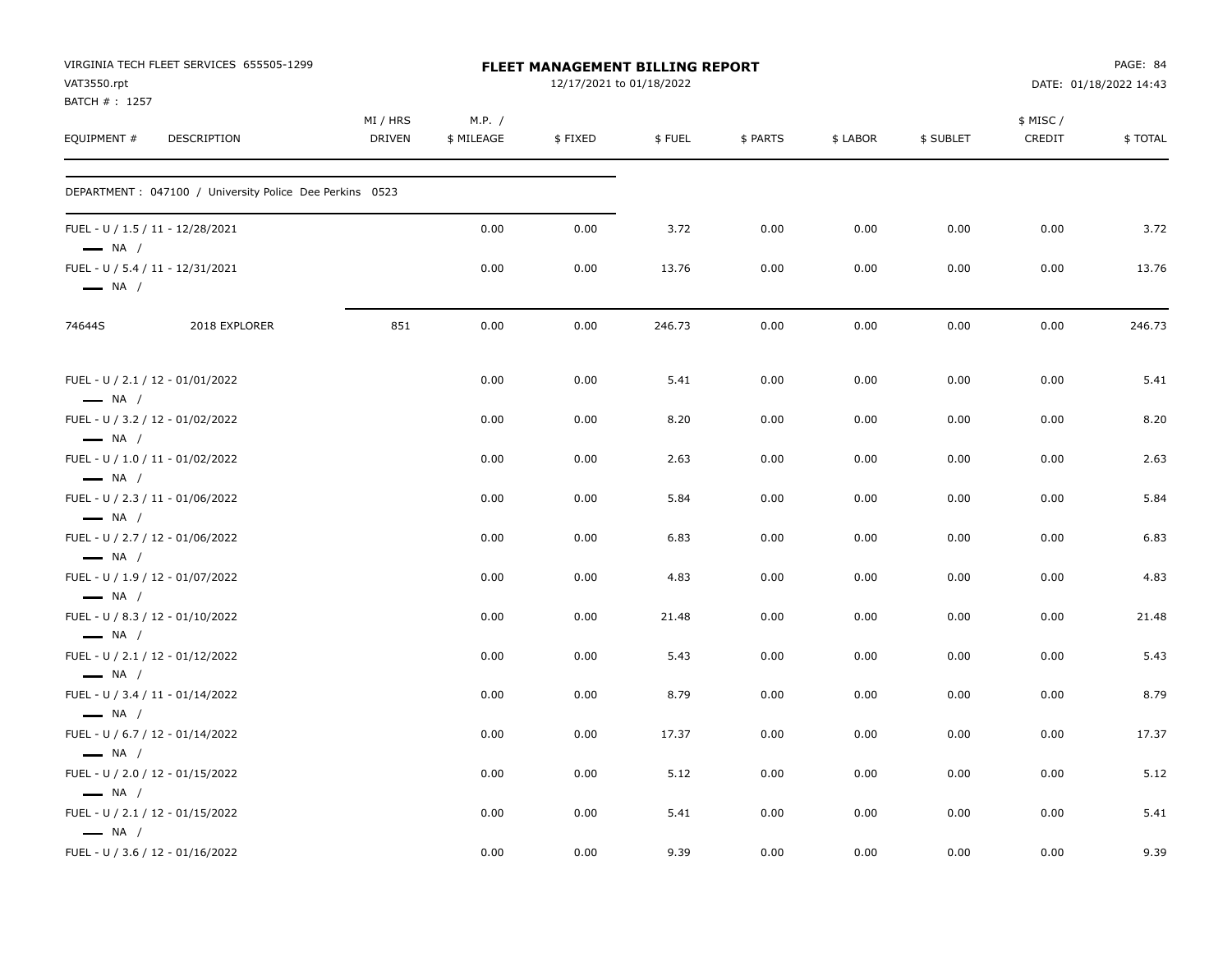VIRGINIA TECH FLEET SERVICES 655505-1299
VAT3550.rpt
BATCH # : 1257

**FLEET MANAGEMENT BILLING REPORT**
12/17/2021 to 01/18/2022

DATE: 01/18/2022 14:43

| EQUIPMENT # | DESCRIPTION | MI / HRS DRIVEN | M.P. / $ MILEAGE | $ FIXED | $ FUEL | $ PARTS | $ LABOR | $ SUBLET | $ MISC / CREDIT | $ TOTAL |
|---|---|---|---|---|---|---|---|---|---|---|
| DEPARTMENT : 047100 / University Police Dee Perkins 0523 | | | | | | | | | | |
| FUEL - U / 1.5 / 11 - 12/28/2021 — NA / | | | 0.00 | 0.00 | 3.72 | 0.00 | 0.00 | 0.00 | 0.00 | 3.72 |
| FUEL - U / 5.4 / 11 - 12/31/2021 — NA / | | | 0.00 | 0.00 | 13.76 | 0.00 | 0.00 | 0.00 | 0.00 | 13.76 |
| 74644S | 2018 EXPLORER | 851 | 0.00 | 0.00 | 246.73 | 0.00 | 0.00 | 0.00 | 0.00 | 246.73 |
| FUEL - U / 2.1 / 12 - 01/01/2022 — NA / | | | 0.00 | 0.00 | 5.41 | 0.00 | 0.00 | 0.00 | 0.00 | 5.41 |
| FUEL - U / 3.2 / 12 - 01/02/2022 — NA / | | | 0.00 | 0.00 | 8.20 | 0.00 | 0.00 | 0.00 | 0.00 | 8.20 |
| FUEL - U / 1.0 / 11 - 01/02/2022 — NA / | | | 0.00 | 0.00 | 2.63 | 0.00 | 0.00 | 0.00 | 0.00 | 2.63 |
| FUEL - U / 2.3 / 11 - 01/06/2022 — NA / | | | 0.00 | 0.00 | 5.84 | 0.00 | 0.00 | 0.00 | 0.00 | 5.84 |
| FUEL - U / 2.7 / 12 - 01/06/2022 — NA / | | | 0.00 | 0.00 | 6.83 | 0.00 | 0.00 | 0.00 | 0.00 | 6.83 |
| FUEL - U / 1.9 / 12 - 01/07/2022 — NA / | | | 0.00 | 0.00 | 4.83 | 0.00 | 0.00 | 0.00 | 0.00 | 4.83 |
| FUEL - U / 8.3 / 12 - 01/10/2022 — NA / | | | 0.00 | 0.00 | 21.48 | 0.00 | 0.00 | 0.00 | 0.00 | 21.48 |
| FUEL - U / 2.1 / 12 - 01/12/2022 — NA / | | | 0.00 | 0.00 | 5.43 | 0.00 | 0.00 | 0.00 | 0.00 | 5.43 |
| FUEL - U / 3.4 / 11 - 01/14/2022 — NA / | | | 0.00 | 0.00 | 8.79 | 0.00 | 0.00 | 0.00 | 0.00 | 8.79 |
| FUEL - U / 6.7 / 12 - 01/14/2022 — NA / | | | 0.00 | 0.00 | 17.37 | 0.00 | 0.00 | 0.00 | 0.00 | 17.37 |
| FUEL - U / 2.0 / 12 - 01/15/2022 — NA / | | | 0.00 | 0.00 | 5.12 | 0.00 | 0.00 | 0.00 | 0.00 | 5.12 |
| FUEL - U / 2.1 / 12 - 01/15/2022 — NA / | | | 0.00 | 0.00 | 5.41 | 0.00 | 0.00 | 0.00 | 0.00 | 5.41 |
| FUEL - U / 3.6 / 12 - 01/16/2022 | | | 0.00 | 0.00 | 9.39 | 0.00 | 0.00 | 0.00 | 0.00 | 9.39 |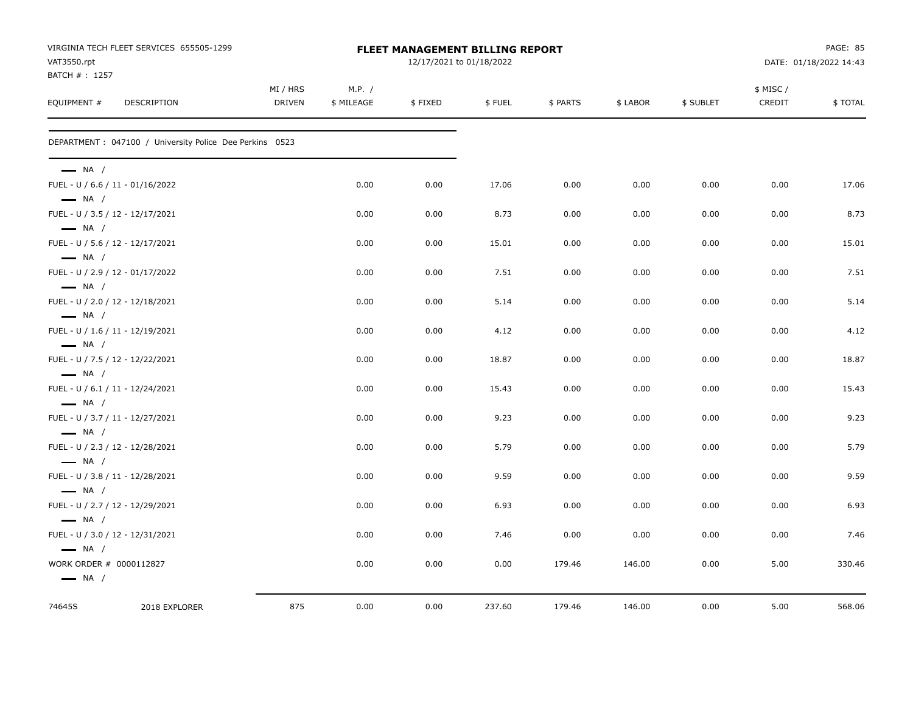VIRGINIA TECH FLEET SERVICES 655505-1299
VAT3550.rpt
BATCH # : 1257

**FLEET MANAGEMENT BILLING REPORT**
12/17/2021 to 01/18/2022

DATE: 01/18/2022 14:43

| EQUIPMENT # | DESCRIPTION | MI / HRS DRIVEN | M.P. / $ MILEAGE | $ FIXED | $ FUEL | $ PARTS | $ LABOR | $ SUBLET | $ MISC / CREDIT | $ TOTAL |
|---|---|---|---|---|---|---|---|---|---|---|
| DEPARTMENT : 047100 / University Police Dee Perkins 0523 | | | | | | | | | | |
| — NA / | | | | | | | | | | |
| FUEL - U / 6.6 / 11 - 01/16/2022 | | | 0.00 | 0.00 | 17.06 | 0.00 | 0.00 | 0.00 | 0.00 | 17.06 |
| — NA / | | | | | | | | | | |
| FUEL - U / 3.5 / 12 - 12/17/2021 | | | 0.00 | 0.00 | 8.73 | 0.00 | 0.00 | 0.00 | 0.00 | 8.73 |
| — NA / | | | | | | | | | | |
| FUEL - U / 5.6 / 12 - 12/17/2021 | | | 0.00 | 0.00 | 15.01 | 0.00 | 0.00 | 0.00 | 0.00 | 15.01 |
| — NA / | | | | | | | | | | |
| FUEL - U / 2.9 / 12 - 01/17/2022 | | | 0.00 | 0.00 | 7.51 | 0.00 | 0.00 | 0.00 | 0.00 | 7.51 |
| — NA / | | | | | | | | | | |
| FUEL - U / 2.0 / 12 - 12/18/2021 | | | 0.00 | 0.00 | 5.14 | 0.00 | 0.00 | 0.00 | 0.00 | 5.14 |
| — NA / | | | | | | | | | | |
| FUEL - U / 1.6 / 11 - 12/19/2021 | | | 0.00 | 0.00 | 4.12 | 0.00 | 0.00 | 0.00 | 0.00 | 4.12 |
| — NA / | | | | | | | | | | |
| FUEL - U / 7.5 / 12 - 12/22/2021 | | | 0.00 | 0.00 | 18.87 | 0.00 | 0.00 | 0.00 | 0.00 | 18.87 |
| — NA / | | | | | | | | | | |
| FUEL - U / 6.1 / 11 - 12/24/2021 | | | 0.00 | 0.00 | 15.43 | 0.00 | 0.00 | 0.00 | 0.00 | 15.43 |
| — NA / | | | | | | | | | | |
| FUEL - U / 3.7 / 11 - 12/27/2021 | | | 0.00 | 0.00 | 9.23 | 0.00 | 0.00 | 0.00 | 0.00 | 9.23 |
| — NA / | | | | | | | | | | |
| FUEL - U / 2.3 / 12 - 12/28/2021 | | | 0.00 | 0.00 | 5.79 | 0.00 | 0.00 | 0.00 | 0.00 | 5.79 |
| — NA / | | | | | | | | | | |
| FUEL - U / 3.8 / 11 - 12/28/2021 | | | 0.00 | 0.00 | 9.59 | 0.00 | 0.00 | 0.00 | 0.00 | 9.59 |
| — NA / | | | | | | | | | | |
| FUEL - U / 2.7 / 12 - 12/29/2021 | | | 0.00 | 0.00 | 6.93 | 0.00 | 0.00 | 0.00 | 0.00 | 6.93 |
| — NA / | | | | | | | | | | |
| FUEL - U / 3.0 / 12 - 12/31/2021 | | | 0.00 | 0.00 | 7.46 | 0.00 | 0.00 | 0.00 | 0.00 | 7.46 |
| — NA / | | | | | | | | | | |
| WORK ORDER # 0000112827 | | | 0.00 | 0.00 | 0.00 | 179.46 | 146.00 | 0.00 | 5.00 | 330.46 |
| — NA / | | | | | | | | | | |
| 74645S | 2018 EXPLORER | 875 | 0.00 | 0.00 | 237.60 | 179.46 | 146.00 | 0.00 | 5.00 | 568.06 |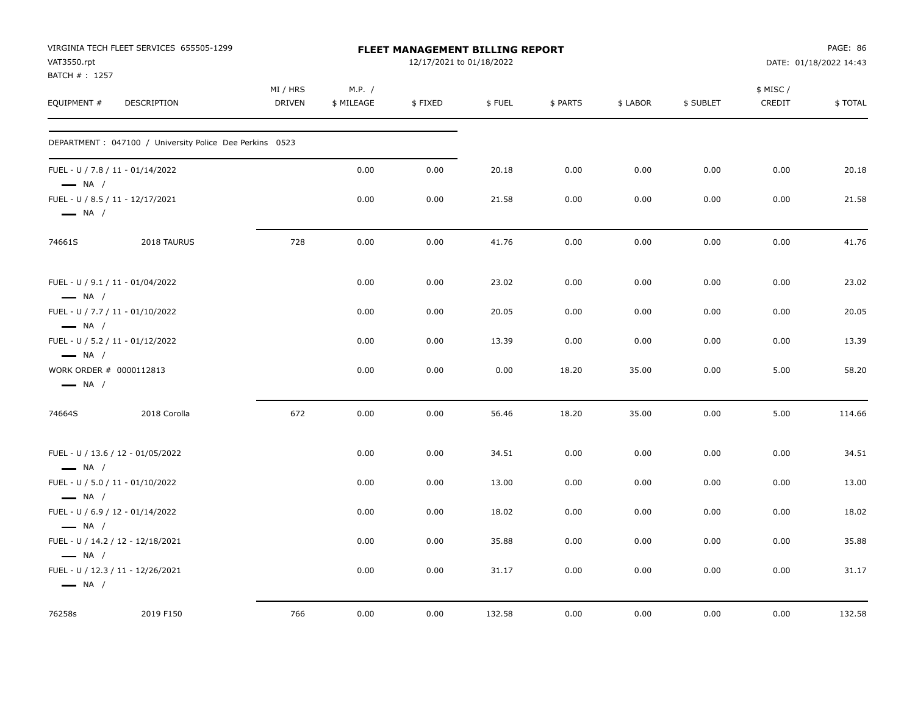VIRGINIA TECH FLEET SERVICES 655505-1299
VAT3550.rpt
BATCH # : 1257

# FLEET MANAGEMENT BILLING REPORT

12/17/2021 to 01/18/2022

DATE: 01/18/2022 14:43

| EQUIPMENT # | DESCRIPTION | MI / HRS DRIVEN | M.P. / $ MILEAGE | $ FIXED | $ FUEL | $ PARTS | $ LABOR | $ SUBLET | $ MISC / CREDIT | $ TOTAL |
|---|---|---|---|---|---|---|---|---|---|---|
| DEPARTMENT : 047100 / University Police Dee Perkins 0523 | | | | | | | | | | |
| FUEL - U / 7.8 / 11 - 01/14/2022 — NA / | | | 0.00 | 0.00 | 20.18 | 0.00 | 0.00 | 0.00 | 0.00 | 20.18 |
| FUEL - U / 8.5 / 11 - 12/17/2021 — NA / | | | 0.00 | 0.00 | 21.58 | 0.00 | 0.00 | 0.00 | 0.00 | 21.58 |
| 74661S | 2018 TAURUS | 728 | 0.00 | 0.00 | 41.76 | 0.00 | 0.00 | 0.00 | 0.00 | 41.76 |
| FUEL - U / 9.1 / 11 - 01/04/2022 — NA / | | | 0.00 | 0.00 | 23.02 | 0.00 | 0.00 | 0.00 | 0.00 | 23.02 |
| FUEL - U / 7.7 / 11 - 01/10/2022 — NA / | | | 0.00 | 0.00 | 20.05 | 0.00 | 0.00 | 0.00 | 0.00 | 20.05 |
| FUEL - U / 5.2 / 11 - 01/12/2022 — NA / | | | 0.00 | 0.00 | 13.39 | 0.00 | 0.00 | 0.00 | 0.00 | 13.39 |
| WORK ORDER # 0000112813 — NA / | | | 0.00 | 0.00 | 0.00 | 18.20 | 35.00 | 0.00 | 5.00 | 58.20 |
| 74664S | 2018 Corolla | 672 | 0.00 | 0.00 | 56.46 | 18.20 | 35.00 | 0.00 | 5.00 | 114.66 |
| FUEL - U / 13.6 / 12 - 01/05/2022 — NA / | | | 0.00 | 0.00 | 34.51 | 0.00 | 0.00 | 0.00 | 0.00 | 34.51 |
| FUEL - U / 5.0 / 11 - 01/10/2022 — NA / | | | 0.00 | 0.00 | 13.00 | 0.00 | 0.00 | 0.00 | 0.00 | 13.00 |
| FUEL - U / 6.9 / 12 - 01/14/2022 — NA / | | | 0.00 | 0.00 | 18.02 | 0.00 | 0.00 | 0.00 | 0.00 | 18.02 |
| FUEL - U / 14.2 / 12 - 12/18/2021 — NA / | | | 0.00 | 0.00 | 35.88 | 0.00 | 0.00 | 0.00 | 0.00 | 35.88 |
| FUEL - U / 12.3 / 11 - 12/26/2021 — NA / | | | 0.00 | 0.00 | 31.17 | 0.00 | 0.00 | 0.00 | 0.00 | 31.17 |
| 76258s | 2019 F150 | 766 | 0.00 | 0.00 | 132.58 | 0.00 | 0.00 | 0.00 | 0.00 | 132.58 |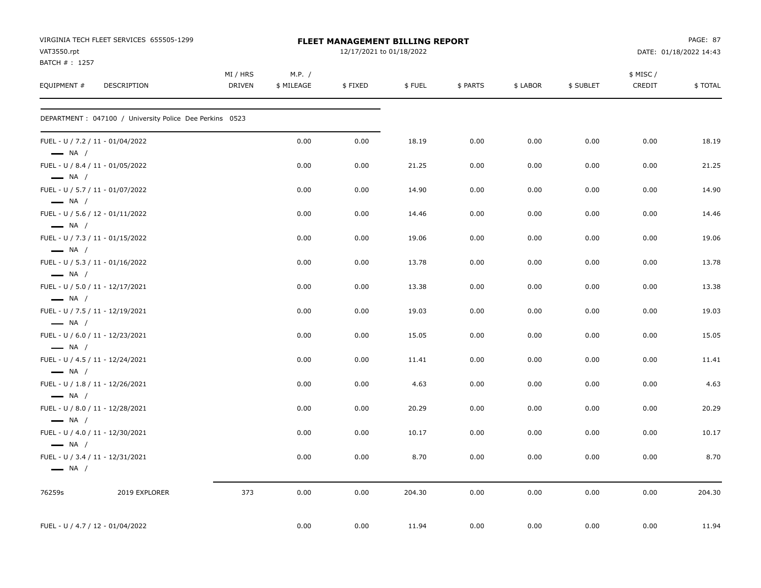VIRGINIA TECH FLEET SERVICES 655505-1299
VAT3550.rpt
BATCH # : 1257

**FLEET MANAGEMENT BILLING REPORT**
12/17/2021 to 01/18/2022

DATE: 01/18/2022 14:43

| EQUIPMENT # | DESCRIPTION | MI / HRS DRIVEN | M.P. / $ MILEAGE | $ FIXED | $ FUEL | $ PARTS | $ LABOR | $ SUBLET | $ MISC / CREDIT | $ TOTAL |
|---|---|---|---|---|---|---|---|---|---|---|
| DEPARTMENT : 047100 / University Police Dee Perkins 0523 | | | | | | | | | | |
| FUEL - U / 7.2 / 11 - 01/04/2022 — NA / | | | 0.00 | 0.00 | 18.19 | 0.00 | 0.00 | 0.00 | 0.00 | 18.19 |
| FUEL - U / 8.4 / 11 - 01/05/2022 — NA / | | | 0.00 | 0.00 | 21.25 | 0.00 | 0.00 | 0.00 | 0.00 | 21.25 |
| FUEL - U / 5.7 / 11 - 01/07/2022 — NA / | | | 0.00 | 0.00 | 14.90 | 0.00 | 0.00 | 0.00 | 0.00 | 14.90 |
| FUEL - U / 5.6 / 12 - 01/11/2022 — NA / | | | 0.00 | 0.00 | 14.46 | 0.00 | 0.00 | 0.00 | 0.00 | 14.46 |
| FUEL - U / 7.3 / 11 - 01/15/2022 — NA / | | | 0.00 | 0.00 | 19.06 | 0.00 | 0.00 | 0.00 | 0.00 | 19.06 |
| FUEL - U / 5.3 / 11 - 01/16/2022 — NA / | | | 0.00 | 0.00 | 13.78 | 0.00 | 0.00 | 0.00 | 0.00 | 13.78 |
| FUEL - U / 5.0 / 11 - 12/17/2021 — NA / | | | 0.00 | 0.00 | 13.38 | 0.00 | 0.00 | 0.00 | 0.00 | 13.38 |
| FUEL - U / 7.5 / 11 - 12/19/2021 — NA / | | | 0.00 | 0.00 | 19.03 | 0.00 | 0.00 | 0.00 | 0.00 | 19.03 |
| FUEL - U / 6.0 / 11 - 12/23/2021 — NA / | | | 0.00 | 0.00 | 15.05 | 0.00 | 0.00 | 0.00 | 0.00 | 15.05 |
| FUEL - U / 4.5 / 11 - 12/24/2021 — NA / | | | 0.00 | 0.00 | 11.41 | 0.00 | 0.00 | 0.00 | 0.00 | 11.41 |
| FUEL - U / 1.8 / 11 - 12/26/2021 — NA / | | | 0.00 | 0.00 | 4.63 | 0.00 | 0.00 | 0.00 | 0.00 | 4.63 |
| FUEL - U / 8.0 / 11 - 12/28/2021 — NA / | | | 0.00 | 0.00 | 20.29 | 0.00 | 0.00 | 0.00 | 0.00 | 20.29 |
| FUEL - U / 4.0 / 11 - 12/30/2021 — NA / | | | 0.00 | 0.00 | 10.17 | 0.00 | 0.00 | 0.00 | 0.00 | 10.17 |
| FUEL - U / 3.4 / 11 - 12/31/2021 — NA / | | | 0.00 | 0.00 | 8.70 | 0.00 | 0.00 | 0.00 | 0.00 | 8.70 |
| 76259s | 2019 EXPLORER | 373 | 0.00 | 0.00 | 204.30 | 0.00 | 0.00 | 0.00 | 0.00 | 204.30 |
| FUEL - U / 4.7 / 12 - 01/04/2022 | | | 0.00 | 0.00 | 11.94 | 0.00 | 0.00 | 0.00 | 0.00 | 11.94 |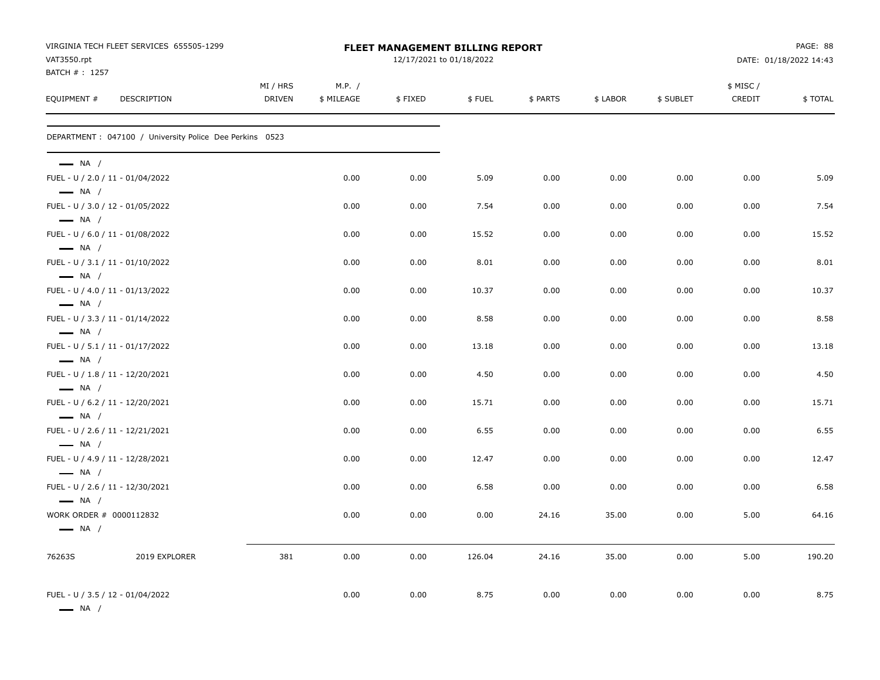VIRGINIA TECH FLEET SERVICES 655505-1299
VAT3550.rpt
BATCH # : 1257

**FLEET MANAGEMENT BILLING REPORT**
12/17/2021 to 01/18/2022

DATE: 01/18/2022 14:43

DEPARTMENT : 047100 / University Police Dee Perkins 0523

| EQUIPMENT # | DESCRIPTION | MI / HRS DRIVEN | M.P. / $ MILEAGE | $ FIXED | $ FUEL | $ PARTS | $ LABOR | $ SUBLET | $ MISC / CREDIT | $ TOTAL |
|---|---|---|---|---|---|---|---|---|---|---|
| — NA / | | | | | | | | | | |
| FUEL - U / 2.0 / 11 - 01/04/2022 | | | 0.00 | 0.00 | 5.09 | 0.00 | 0.00 | 0.00 | 0.00 | 5.09 |
| — NA / | | | | | | | | | | |
| FUEL - U / 3.0 / 12 - 01/05/2022 | | | 0.00 | 0.00 | 7.54 | 0.00 | 0.00 | 0.00 | 0.00 | 7.54 |
| — NA / | | | | | | | | | | |
| FUEL - U / 6.0 / 11 - 01/08/2022 | | | 0.00 | 0.00 | 15.52 | 0.00 | 0.00 | 0.00 | 0.00 | 15.52 |
| — NA / | | | | | | | | | | |
| FUEL - U / 3.1 / 11 - 01/10/2022 | | | 0.00 | 0.00 | 8.01 | 0.00 | 0.00 | 0.00 | 0.00 | 8.01 |
| — NA / | | | | | | | | | | |
| FUEL - U / 4.0 / 11 - 01/13/2022 | | | 0.00 | 0.00 | 10.37 | 0.00 | 0.00 | 0.00 | 0.00 | 10.37 |
| — NA / | | | | | | | | | | |
| FUEL - U / 3.3 / 11 - 01/14/2022 | | | 0.00 | 0.00 | 8.58 | 0.00 | 0.00 | 0.00 | 0.00 | 8.58 |
| — NA / | | | | | | | | | | |
| FUEL - U / 5.1 / 11 - 01/17/2022 | | | 0.00 | 0.00 | 13.18 | 0.00 | 0.00 | 0.00 | 0.00 | 13.18 |
| — NA / | | | | | | | | | | |
| FUEL - U / 1.8 / 11 - 12/20/2021 | | | 0.00 | 0.00 | 4.50 | 0.00 | 0.00 | 0.00 | 0.00 | 4.50 |
| — NA / | | | | | | | | | | |
| FUEL - U / 6.2 / 11 - 12/20/2021 | | | 0.00 | 0.00 | 15.71 | 0.00 | 0.00 | 0.00 | 0.00 | 15.71 |
| — NA / | | | | | | | | | | |
| FUEL - U / 2.6 / 11 - 12/21/2021 | | | 0.00 | 0.00 | 6.55 | 0.00 | 0.00 | 0.00 | 0.00 | 6.55 |
| — NA / | | | | | | | | | | |
| FUEL - U / 4.9 / 11 - 12/28/2021 | | | 0.00 | 0.00 | 12.47 | 0.00 | 0.00 | 0.00 | 0.00 | 12.47 |
| — NA / | | | | | | | | | | |
| FUEL - U / 2.6 / 11 - 12/30/2021 | | | 0.00 | 0.00 | 6.58 | 0.00 | 0.00 | 0.00 | 0.00 | 6.58 |
| — NA / | | | | | | | | | | |
| WORK ORDER # 0000112832 | | | 0.00 | 0.00 | 0.00 | 24.16 | 35.00 | 0.00 | 5.00 | 64.16 |
| — NA / | | | | | | | | | | |
| 76263S | 2019 EXPLORER | 381 | 0.00 | 0.00 | 126.04 | 24.16 | 35.00 | 0.00 | 5.00 | 190.20 |
| FUEL - U / 3.5 / 12 - 01/04/2022 | | | 0.00 | 0.00 | 8.75 | 0.00 | 0.00 | 0.00 | 0.00 | 8.75 |
| — NA / | | | | | | | | | | |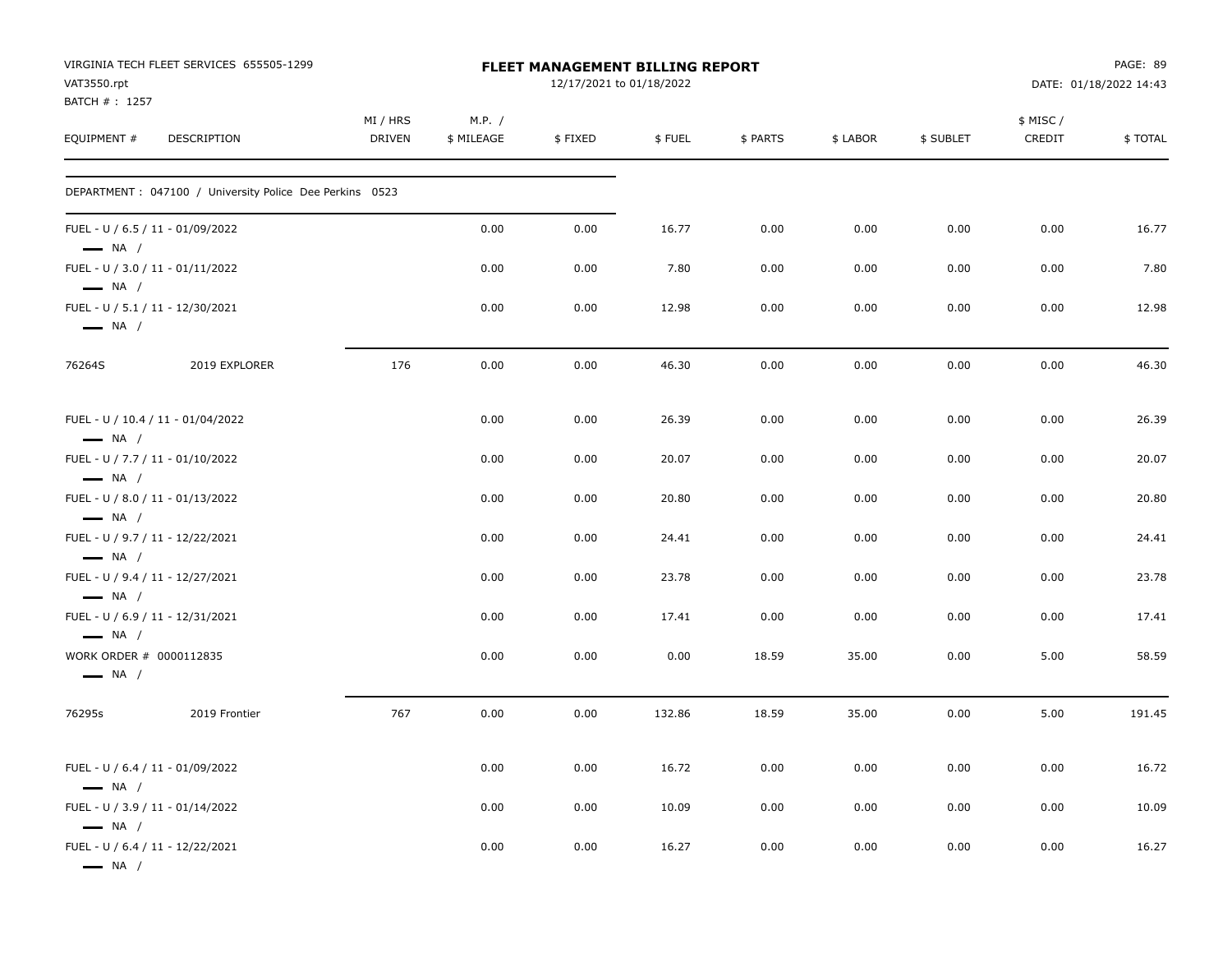# FLEET MANAGEMENT BILLING REPORT

VIRGINIA TECH FLEET SERVICES 655505-1299
VAT3550.rpt
BATCH # : 1257

12/17/2021 to 01/18/2022

DATE: 01/18/2022 14:43

| EQUIPMENT # | DESCRIPTION | MI / HRS DRIVEN | M.P. / $ MILEAGE | $ FIXED | $ FUEL | $ PARTS | $ LABOR | $ SUBLET | $ MISC / CREDIT | $ TOTAL |
|---|---|---|---|---|---|---|---|---|---|---|
| DEPARTMENT : 047100 / University Police Dee Perkins 0523 | | | | | | | | | | |
| FUEL - U / 6.5 / 11 - 01/09/2022 — NA / | | | 0.00 | 0.00 | 16.77 | 0.00 | 0.00 | 0.00 | 0.00 | 16.77 |
| FUEL - U / 3.0 / 11 - 01/11/2022 — NA / | | | 0.00 | 0.00 | 7.80 | 0.00 | 0.00 | 0.00 | 0.00 | 7.80 |
| FUEL - U / 5.1 / 11 - 12/30/2021 — NA / | | | 0.00 | 0.00 | 12.98 | 0.00 | 0.00 | 0.00 | 0.00 | 12.98 |
| 76264S | 2019 EXPLORER | 176 | 0.00 | 0.00 | 46.30 | 0.00 | 0.00 | 0.00 | 0.00 | 46.30 |
| FUEL - U / 10.4 / 11 - 01/04/2022 — NA / | | | 0.00 | 0.00 | 26.39 | 0.00 | 0.00 | 0.00 | 0.00 | 26.39 |
| FUEL - U / 7.7 / 11 - 01/10/2022 — NA / | | | 0.00 | 0.00 | 20.07 | 0.00 | 0.00 | 0.00 | 0.00 | 20.07 |
| FUEL - U / 8.0 / 11 - 01/13/2022 — NA / | | | 0.00 | 0.00 | 20.80 | 0.00 | 0.00 | 0.00 | 0.00 | 20.80 |
| FUEL - U / 9.7 / 11 - 12/22/2021 — NA / | | | 0.00 | 0.00 | 24.41 | 0.00 | 0.00 | 0.00 | 0.00 | 24.41 |
| FUEL - U / 9.4 / 11 - 12/27/2021 — NA / | | | 0.00 | 0.00 | 23.78 | 0.00 | 0.00 | 0.00 | 0.00 | 23.78 |
| FUEL - U / 6.9 / 11 - 12/31/2021 — NA / | | | 0.00 | 0.00 | 17.41 | 0.00 | 0.00 | 0.00 | 0.00 | 17.41 |
| WORK ORDER # 0000112835 — NA / | | | 0.00 | 0.00 | 0.00 | 18.59 | 35.00 | 0.00 | 5.00 | 58.59 |
| 76295s | 2019 Frontier | 767 | 0.00 | 0.00 | 132.86 | 18.59 | 35.00 | 0.00 | 5.00 | 191.45 |
| FUEL - U / 6.4 / 11 - 01/09/2022 — NA / | | | 0.00 | 0.00 | 16.72 | 0.00 | 0.00 | 0.00 | 0.00 | 16.72 |
| FUEL - U / 3.9 / 11 - 01/14/2022 — NA / | | | 0.00 | 0.00 | 10.09 | 0.00 | 0.00 | 0.00 | 0.00 | 10.09 |
| FUEL - U / 6.4 / 11 - 12/22/2021 — NA / | | | 0.00 | 0.00 | 16.27 | 0.00 | 0.00 | 0.00 | 0.00 | 16.27 |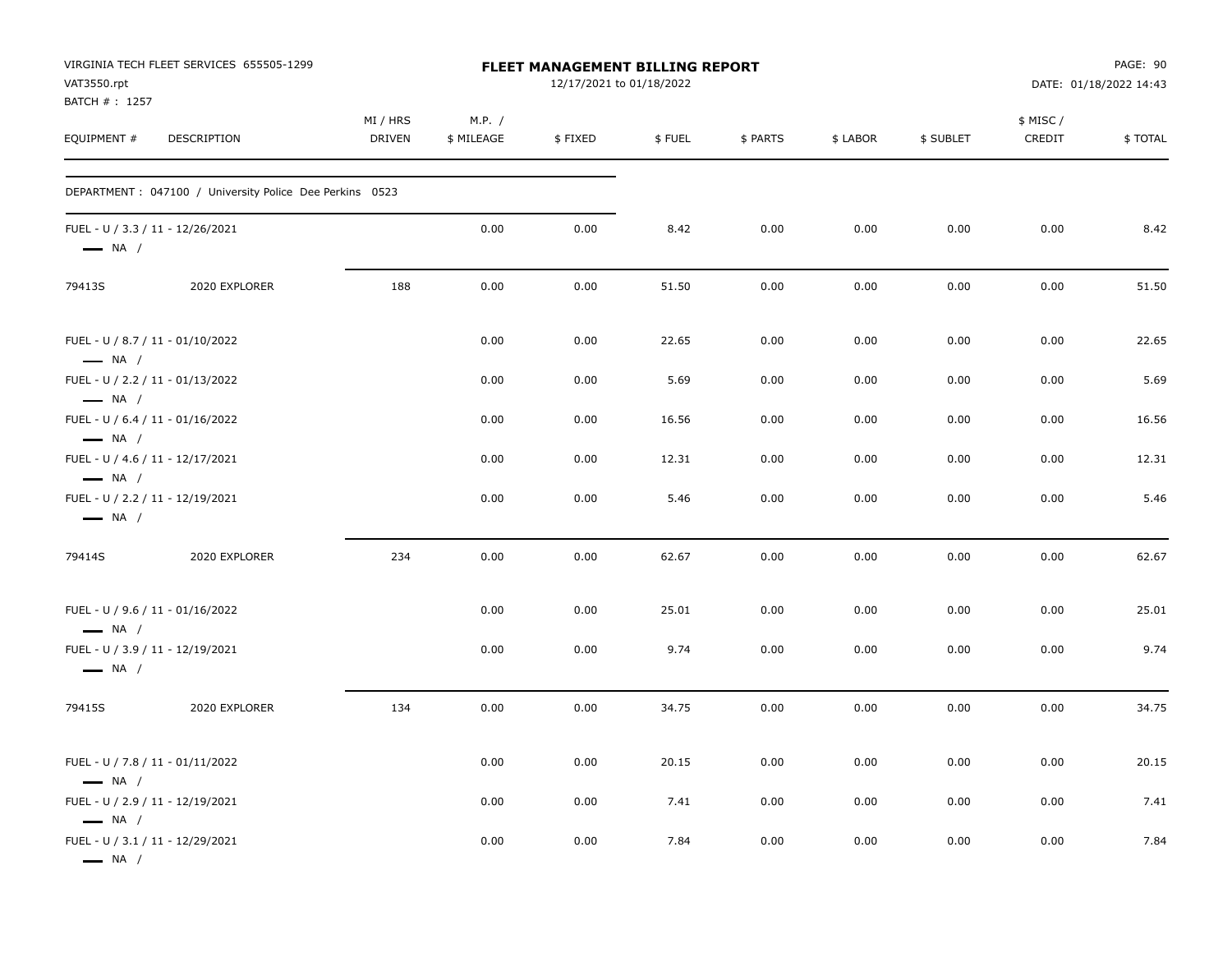VIRGINIA TECH FLEET SERVICES 655505-1299
VAT3550.rpt
BATCH # : 1257

**FLEET MANAGEMENT BILLING REPORT**
12/17/2021 to 01/18/2022

DATE: 01/18/2022 14:43

| EQUIPMENT # | DESCRIPTION | MI / HRS DRIVEN | M.P. / $ MILEAGE | $ FIXED | $ FUEL | $ PARTS | $ LABOR | $ SUBLET | $ MISC / CREDIT | $ TOTAL |
|---|---|---|---|---|---|---|---|---|---|---|
| DEPARTMENT : 047100 / University Police Dee Perkins 0523 | | | | | | | | | | |
| FUEL - U / 3.3 / 11 - 12/26/2021 — NA / | | | 0.00 | 0.00 | 8.42 | 0.00 | 0.00 | 0.00 | 0.00 | 8.42 |
| 79413S | 2020 EXPLORER | 188 | 0.00 | 0.00 | 51.50 | 0.00 | 0.00 | 0.00 | 0.00 | 51.50 |
| FUEL - U / 8.7 / 11 - 01/10/2022 — NA / | | | 0.00 | 0.00 | 22.65 | 0.00 | 0.00 | 0.00 | 0.00 | 22.65 |
| FUEL - U / 2.2 / 11 - 01/13/2022 — NA / | | | 0.00 | 0.00 | 5.69 | 0.00 | 0.00 | 0.00 | 0.00 | 5.69 |
| FUEL - U / 6.4 / 11 - 01/16/2022 — NA / | | | 0.00 | 0.00 | 16.56 | 0.00 | 0.00 | 0.00 | 0.00 | 16.56 |
| FUEL - U / 4.6 / 11 - 12/17/2021 — NA / | | | 0.00 | 0.00 | 12.31 | 0.00 | 0.00 | 0.00 | 0.00 | 12.31 |
| FUEL - U / 2.2 / 11 - 12/19/2021 — NA / | | | 0.00 | 0.00 | 5.46 | 0.00 | 0.00 | 0.00 | 0.00 | 5.46 |
| 79414S | 2020 EXPLORER | 234 | 0.00 | 0.00 | 62.67 | 0.00 | 0.00 | 0.00 | 0.00 | 62.67 |
| FUEL - U / 9.6 / 11 - 01/16/2022 — NA / | | | 0.00 | 0.00 | 25.01 | 0.00 | 0.00 | 0.00 | 0.00 | 25.01 |
| FUEL - U / 3.9 / 11 - 12/19/2021 — NA / | | | 0.00 | 0.00 | 9.74 | 0.00 | 0.00 | 0.00 | 0.00 | 9.74 |
| 79415S | 2020 EXPLORER | 134 | 0.00 | 0.00 | 34.75 | 0.00 | 0.00 | 0.00 | 0.00 | 34.75 |
| FUEL - U / 7.8 / 11 - 01/11/2022 — NA / | | | 0.00 | 0.00 | 20.15 | 0.00 | 0.00 | 0.00 | 0.00 | 20.15 |
| FUEL - U / 2.9 / 11 - 12/19/2021 — NA / | | | 0.00 | 0.00 | 7.41 | 0.00 | 0.00 | 0.00 | 0.00 | 7.41 |
| FUEL - U / 3.1 / 11 - 12/29/2021 — NA / | | | 0.00 | 0.00 | 7.84 | 0.00 | 0.00 | 0.00 | 0.00 | 7.84 |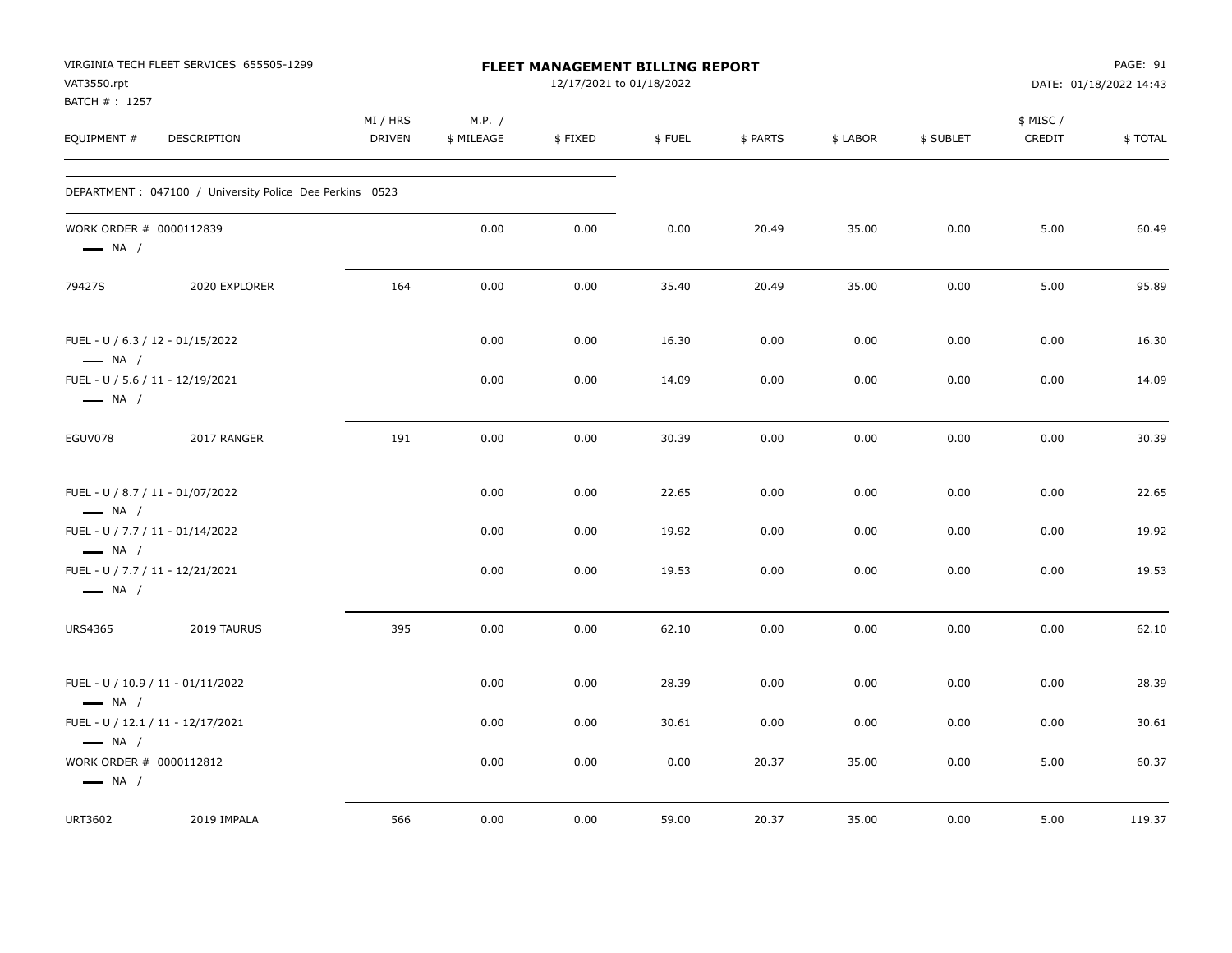VIRGINIA TECH FLEET SERVICES 655505-1299
VAT3550.rpt
BATCH # : 1257

# FLEET MANAGEMENT BILLING REPORT

12/17/2021 to 01/18/2022

DATE: 01/18/2022 14:43

| EQUIPMENT # | DESCRIPTION | MI / HRS DRIVEN | M.P. / $ MILEAGE | $ FIXED | $ FUEL | $ PARTS | $ LABOR | $ SUBLET | $ MISC / CREDIT | $ TOTAL |
|---|---|---|---|---|---|---|---|---|---|---|
| DEPARTMENT : 047100 / University Police Dee Perkins 0523 | | | | | | | | | | |
| WORK ORDER # 0000112839 — NA / | | | 0.00 | 0.00 | 0.00 | 20.49 | 35.00 | 0.00 | 5.00 | 60.49 |
| 79427S | 2020 EXPLORER | 164 | 0.00 | 0.00 | 35.40 | 20.49 | 35.00 | 0.00 | 5.00 | 95.89 |
| FUEL - U / 6.3 / 12 - 01/15/2022 — NA / | | | 0.00 | 0.00 | 16.30 | 0.00 | 0.00 | 0.00 | 0.00 | 16.30 |
| FUEL - U / 5.6 / 11 - 12/19/2021 — NA / | | | 0.00 | 0.00 | 14.09 | 0.00 | 0.00 | 0.00 | 0.00 | 14.09 |
| EGUV078 | 2017 RANGER | 191 | 0.00 | 0.00 | 30.39 | 0.00 | 0.00 | 0.00 | 0.00 | 30.39 |
| FUEL - U / 8.7 / 11 - 01/07/2022 — NA / | | | 0.00 | 0.00 | 22.65 | 0.00 | 0.00 | 0.00 | 0.00 | 22.65 |
| FUEL - U / 7.7 / 11 - 01/14/2022 — NA / | | | 0.00 | 0.00 | 19.92 | 0.00 | 0.00 | 0.00 | 0.00 | 19.92 |
| FUEL - U / 7.7 / 11 - 12/21/2021 — NA / | | | 0.00 | 0.00 | 19.53 | 0.00 | 0.00 | 0.00 | 0.00 | 19.53 |
| URS4365 | 2019 TAURUS | 395 | 0.00 | 0.00 | 62.10 | 0.00 | 0.00 | 0.00 | 0.00 | 62.10 |
| FUEL - U / 10.9 / 11 - 01/11/2022 — NA / | | | 0.00 | 0.00 | 28.39 | 0.00 | 0.00 | 0.00 | 0.00 | 28.39 |
| FUEL - U / 12.1 / 11 - 12/17/2021 — NA / | | | 0.00 | 0.00 | 30.61 | 0.00 | 0.00 | 0.00 | 0.00 | 30.61 |
| WORK ORDER # 0000112812 — NA / | | | 0.00 | 0.00 | 0.00 | 20.37 | 35.00 | 0.00 | 5.00 | 60.37 |
| URT3602 | 2019 IMPALA | 566 | 0.00 | 0.00 | 59.00 | 20.37 | 35.00 | 0.00 | 5.00 | 119.37 |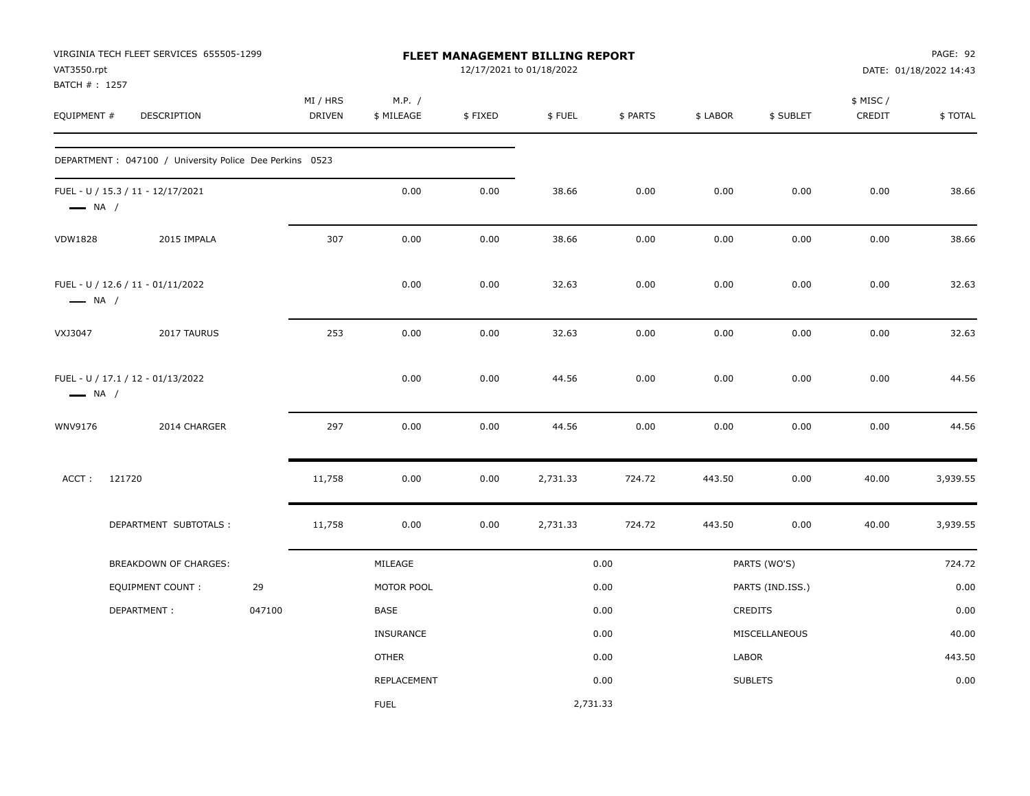VIRGINIA TECH FLEET SERVICES 655505-1299
VAT3550.rpt
BATCH # : 1257

**FLEET MANAGEMENT BILLING REPORT**
12/17/2021 to 01/18/2022

DATE: 01/18/2022 14:43

| EQUIPMENT # | DESCRIPTION | MI / HRS DRIVEN | M.P. / $ MILEAGE | $ FIXED | $ FUEL | $ PARTS | $ LABOR | $ SUBLET | $ MISC / CREDIT | $ TOTAL |
|---|---|---|---|---|---|---|---|---|---|---|
| DEPARTMENT : 047100 / University Police Dee Perkins 0523 | | | | | | | | | | |
| FUEL - U / 15.3 / 11 - 12/17/2021 — NA / | | | 0.00 | 0.00 | 38.66 | 0.00 | 0.00 | 0.00 | 0.00 | 38.66 |
| VDW1828 | 2015 IMPALA | 307 | 0.00 | 0.00 | 38.66 | 0.00 | 0.00 | 0.00 | 0.00 | 38.66 |
| FUEL - U / 12.6 / 11 - 01/11/2022 — NA / | | | 0.00 | 0.00 | 32.63 | 0.00 | 0.00 | 0.00 | 0.00 | 32.63 |
| VXJ3047 | 2017 TAURUS | 253 | 0.00 | 0.00 | 32.63 | 0.00 | 0.00 | 0.00 | 0.00 | 32.63 |
| FUEL - U / 17.1 / 12 - 01/13/2022 — NA / | | | 0.00 | 0.00 | 44.56 | 0.00 | 0.00 | 0.00 | 0.00 | 44.56 |
| WNV9176 | 2014 CHARGER | 297 | 0.00 | 0.00 | 44.56 | 0.00 | 0.00 | 0.00 | 0.00 | 44.56 |
| ACCT : 121720 | | 11,758 | 0.00 | 0.00 | 2,731.33 | 724.72 | 443.50 | 0.00 | 40.00 | 3,939.55 |
| | DEPARTMENT SUBTOTALS : | 11,758 | 0.00 | 0.00 | 2,731.33 | 724.72 | 443.50 | 0.00 | 40.00 | 3,939.55 |

| BREAKDOWN OF CHARGES: | | MILEAGE | 0.00 | PARTS (WO'S) | 724.72 |
|---|---|---|---|---|---|
| EQUIPMENT COUNT : | 29 | MOTOR POOL | 0.00 | PARTS (IND.ISS.) | 0.00 |
| DEPARTMENT : | 047100 | BASE | 0.00 | CREDITS | 0.00 |
| | | INSURANCE | 0.00 | MISCELLANEOUS | 40.00 |
| | | OTHER | 0.00 | LABOR | 443.50 |
| | | REPLACEMENT | 0.00 | SUBLETS | 0.00 |
| | | FUEL | 2,731.33 | | |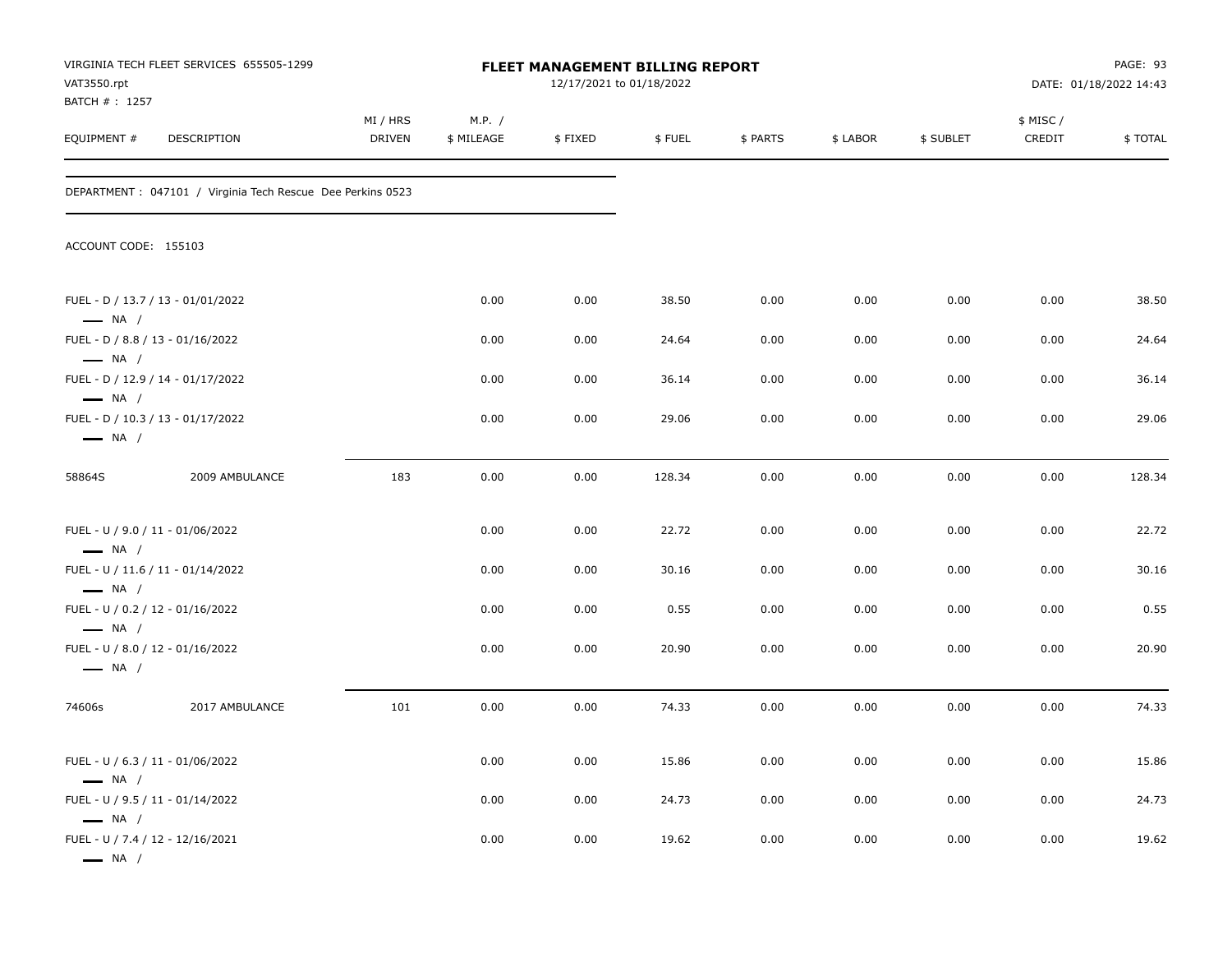VIRGINIA TECH FLEET SERVICES 655505-1299
VAT3550.rpt
BATCH # : 1257

# FLEET MANAGEMENT BILLING REPORT

12/17/2021 to 01/18/2022

PAGE: 93
DATE: 01/18/2022 14:43

DEPARTMENT : 047101 / Virginia Tech Rescue Dee Perkins 0523

ACCOUNT CODE: 155103

| EQUIPMENT # | DESCRIPTION | MI / HRS DRIVEN | M.P. / $ MILEAGE | $ FIXED | $ FUEL | $ PARTS | $ LABOR | $ SUBLET | $ MISC / CREDIT | $ TOTAL |
|---|---|---|---|---|---|---|---|---|---|---|
| FUEL - D / 13.7 / 13 - 01/01/2022 NA / | | | 0.00 | 0.00 | 38.50 | 0.00 | 0.00 | 0.00 | 0.00 | 38.50 |
| FUEL - D / 8.8 / 13 - 01/16/2022 NA / | | | 0.00 | 0.00 | 24.64 | 0.00 | 0.00 | 0.00 | 0.00 | 24.64 |
| FUEL - D / 12.9 / 14 - 01/17/2022 NA / | | | 0.00 | 0.00 | 36.14 | 0.00 | 0.00 | 0.00 | 0.00 | 36.14 |
| FUEL - D / 10.3 / 13 - 01/17/2022 NA / | | | 0.00 | 0.00 | 29.06 | 0.00 | 0.00 | 0.00 | 0.00 | 29.06 |
| 58864S | 2009 AMBULANCE | 183 | 0.00 | 0.00 | 128.34 | 0.00 | 0.00 | 0.00 | 0.00 | 128.34 |
| FUEL - U / 9.0 / 11 - 01/06/2022 NA / | | | 0.00 | 0.00 | 22.72 | 0.00 | 0.00 | 0.00 | 0.00 | 22.72 |
| FUEL - U / 11.6 / 11 - 01/14/2022 NA / | | | 0.00 | 0.00 | 30.16 | 0.00 | 0.00 | 0.00 | 0.00 | 30.16 |
| FUEL - U / 0.2 / 12 - 01/16/2022 NA / | | | 0.00 | 0.00 | 0.55 | 0.00 | 0.00 | 0.00 | 0.00 | 0.55 |
| FUEL - U / 8.0 / 12 - 01/16/2022 NA / | | | 0.00 | 0.00 | 20.90 | 0.00 | 0.00 | 0.00 | 0.00 | 20.90 |
| 74606s | 2017 AMBULANCE | 101 | 0.00 | 0.00 | 74.33 | 0.00 | 0.00 | 0.00 | 0.00 | 74.33 |
| FUEL - U / 6.3 / 11 - 01/06/2022 NA / | | | 0.00 | 0.00 | 15.86 | 0.00 | 0.00 | 0.00 | 0.00 | 15.86 |
| FUEL - U / 9.5 / 11 - 01/14/2022 NA / | | | 0.00 | 0.00 | 24.73 | 0.00 | 0.00 | 0.00 | 0.00 | 24.73 |
| FUEL - U / 7.4 / 12 - 12/16/2021 NA / | | | 0.00 | 0.00 | 19.62 | 0.00 | 0.00 | 0.00 | 0.00 | 19.62 |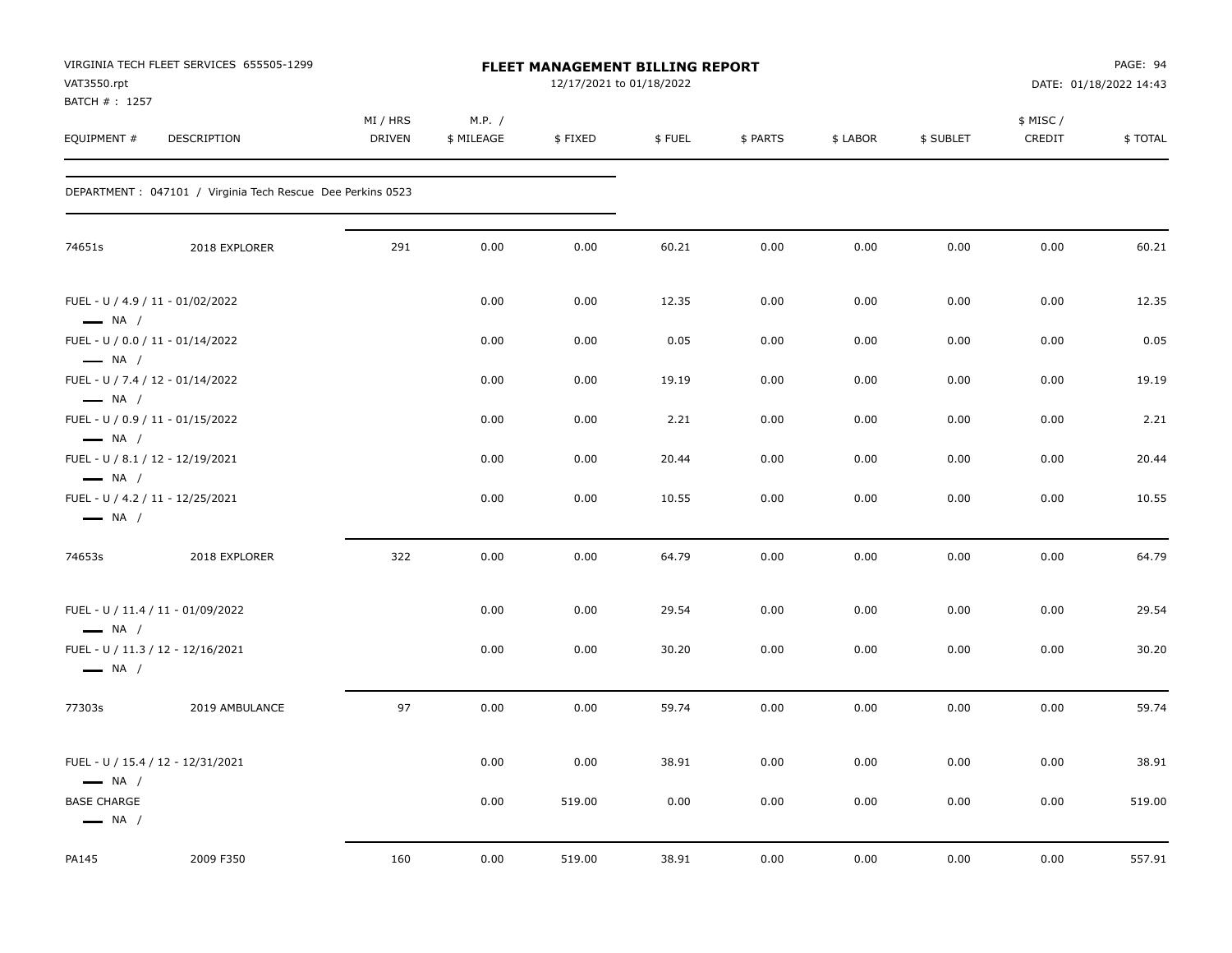VIRGINIA TECH FLEET SERVICES 655505-1299
VAT3550.rpt
BATCH # : 1257

# FLEET MANAGEMENT BILLING REPORT

12/17/2021 to 01/18/2022

PAGE: 94
DATE: 01/18/2022 14:43

| EQUIPMENT # | DESCRIPTION | MI / HRS DRIVEN | M.P. / $ MILEAGE | $ FIXED | $ FUEL | $ PARTS | $ LABOR | $ SUBLET | $ MISC / CREDIT | $ TOTAL |
|---|---|---|---|---|---|---|---|---|---|---|
| DEPARTMENT : 047101 / Virginia Tech Rescue Dee Perkins 0523 | | | | | | | | | | |
| 74651s | 2018 EXPLORER | 291 | 0.00 | 0.00 | 60.21 | 0.00 | 0.00 | 0.00 | 0.00 | 60.21 |
| FUEL - U / 4.9 / 11 - 01/02/2022 — NA / | | | 0.00 | 0.00 | 12.35 | 0.00 | 0.00 | 0.00 | 0.00 | 12.35 |
| FUEL - U / 0.0 / 11 - 01/14/2022 — NA / | | | 0.00 | 0.00 | 0.05 | 0.00 | 0.00 | 0.00 | 0.00 | 0.05 |
| FUEL - U / 7.4 / 12 - 01/14/2022 — NA / | | | 0.00 | 0.00 | 19.19 | 0.00 | 0.00 | 0.00 | 0.00 | 19.19 |
| FUEL - U / 0.9 / 11 - 01/15/2022 — NA / | | | 0.00 | 0.00 | 2.21 | 0.00 | 0.00 | 0.00 | 0.00 | 2.21 |
| FUEL - U / 8.1 / 12 - 12/19/2021 — NA / | | | 0.00 | 0.00 | 20.44 | 0.00 | 0.00 | 0.00 | 0.00 | 20.44 |
| FUEL - U / 4.2 / 11 - 12/25/2021 — NA / | | | 0.00 | 0.00 | 10.55 | 0.00 | 0.00 | 0.00 | 0.00 | 10.55 |
| 74653s | 2018 EXPLORER | 322 | 0.00 | 0.00 | 64.79 | 0.00 | 0.00 | 0.00 | 0.00 | 64.79 |
| FUEL - U / 11.4 / 11 - 01/09/2022 — NA / | | | 0.00 | 0.00 | 29.54 | 0.00 | 0.00 | 0.00 | 0.00 | 29.54 |
| FUEL - U / 11.3 / 12 - 12/16/2021 — NA / | | | 0.00 | 0.00 | 30.20 | 0.00 | 0.00 | 0.00 | 0.00 | 30.20 |
| 77303s | 2019 AMBULANCE | 97 | 0.00 | 0.00 | 59.74 | 0.00 | 0.00 | 0.00 | 0.00 | 59.74 |
| FUEL - U / 15.4 / 12 - 12/31/2021 — NA / | | | 0.00 | 0.00 | 38.91 | 0.00 | 0.00 | 0.00 | 0.00 | 38.91 |
| BASE CHARGE — NA / | | | 0.00 | 519.00 | 0.00 | 0.00 | 0.00 | 0.00 | 0.00 | 519.00 |
| PA145 | 2009 F350 | 160 | 0.00 | 519.00 | 38.91 | 0.00 | 0.00 | 0.00 | 0.00 | 557.91 |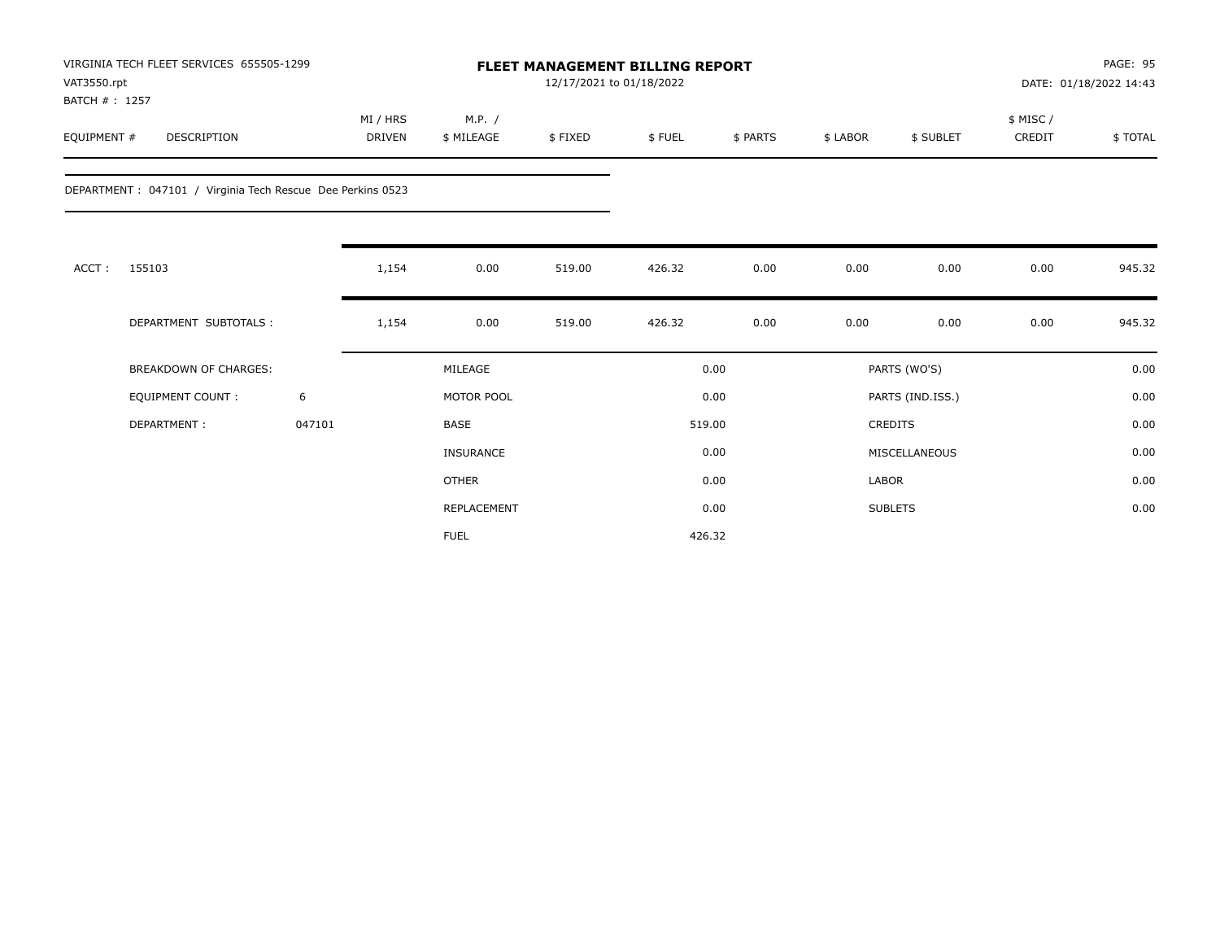VIRGINIA TECH FLEET SERVICES 655505-1299
VAT3550.rpt
BATCH # : 1257

# FLEET MANAGEMENT BILLING REPORT

12/17/2021 to 01/18/2022

DATE: 01/18/2022 14:43

| EQUIPMENT # | DESCRIPTION | MI / HRS DRIVEN | M.P. / $ MILEAGE | $ FIXED | $ FUEL | $ PARTS | $ LABOR | $ SUBLET | $ MISC / CREDIT | $ TOTAL |
|---|---|---|---|---|---|---|---|---|---|---|

DEPARTMENT : 047101 / Virginia Tech Rescue Dee Perkins 0523

| | | MI / HRS DRIVEN | M.P. / $ MILEAGE | $ FIXED | $ FUEL | $ PARTS | $ LABOR | $ SUBLET | $ MISC / CREDIT | $ TOTAL |
|---|---|---|---|---|---|---|---|---|---|---|
| ACCT : | 155103 | 1,154 | 0.00 | 519.00 | 426.32 | 0.00 | 0.00 | 0.00 | 0.00 | 945.32 |
| | DEPARTMENT SUBTOTALS : | 1,154 | 0.00 | 519.00 | 426.32 | 0.00 | 0.00 | 0.00 | 0.00 | 945.32 |

| BREAKDOWN OF CHARGES: | | | | | |
|---|---|---|---|---|---|
| EQUIPMENT COUNT : | 6 | MILEAGE | 0.00 | PARTS (WO'S) | 0.00 |
| DEPARTMENT : | 047101 | MOTOR POOL | 0.00 | PARTS (IND.ISS.) | 0.00 |
| | | BASE | 519.00 | CREDITS | 0.00 |
| | | INSURANCE | 0.00 | MISCELLANEOUS | 0.00 |
| | | OTHER | 0.00 | LABOR | 0.00 |
| | | REPLACEMENT | 0.00 | SUBLETS | 0.00 |
| | | FUEL | 426.32 | | |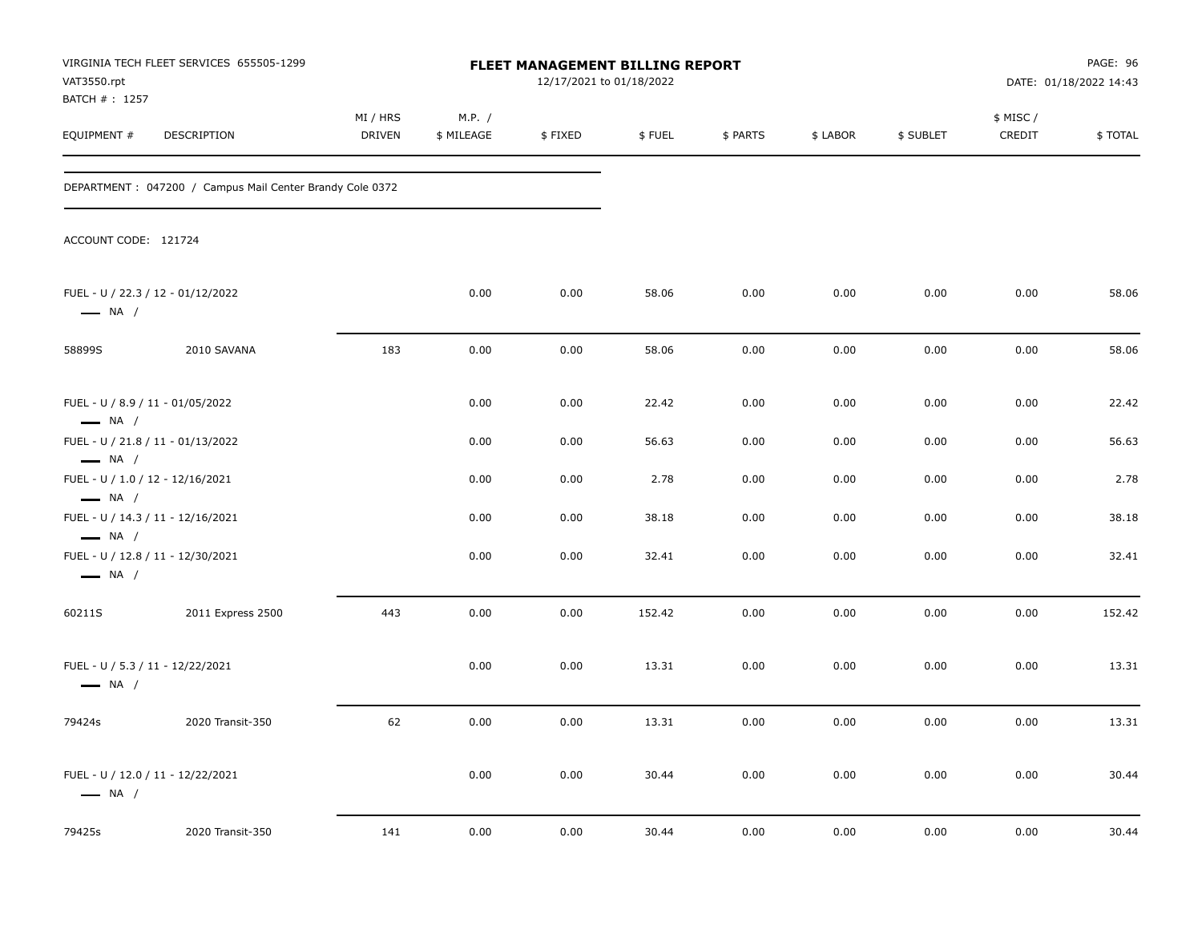VIRGINIA TECH FLEET SERVICES 655505-1299
VAT3550.rpt
BATCH # : 1257

**FLEET MANAGEMENT BILLING REPORT**
12/17/2021 to 01/18/2022

DATE: 01/18/2022 14:43

| EQUIPMENT # | DESCRIPTION | MI / HRS DRIVEN | M.P. / $ MILEAGE | $ FIXED | $ FUEL | $ PARTS | $ LABOR | $ SUBLET | $ MISC / CREDIT | $ TOTAL |
|---|---|---|---|---|---|---|---|---|---|---|
| DEPARTMENT : 047200 / Campus Mail Center Brandy Cole 0372 | | | | | | | | | | |
| ACCOUNT CODE: 121724 | | | | | | | | | | |
| FUEL - U / 22.3 / 12 - 01/12/2022 — NA / | | | 0.00 | 0.00 | 58.06 | 0.00 | 0.00 | 0.00 | 0.00 | 58.06 |
| 58899S | 2010 SAVANA | 183 | 0.00 | 0.00 | 58.06 | 0.00 | 0.00 | 0.00 | 0.00 | 58.06 |
| FUEL - U / 8.9 / 11 - 01/05/2022 — NA / | | | 0.00 | 0.00 | 22.42 | 0.00 | 0.00 | 0.00 | 0.00 | 22.42 |
| FUEL - U / 21.8 / 11 - 01/13/2022 — NA / | | | 0.00 | 0.00 | 56.63 | 0.00 | 0.00 | 0.00 | 0.00 | 56.63 |
| FUEL - U / 1.0 / 12 - 12/16/2021 — NA / | | | 0.00 | 0.00 | 2.78 | 0.00 | 0.00 | 0.00 | 0.00 | 2.78 |
| FUEL - U / 14.3 / 11 - 12/16/2021 — NA / | | | 0.00 | 0.00 | 38.18 | 0.00 | 0.00 | 0.00 | 0.00 | 38.18 |
| FUEL - U / 12.8 / 11 - 12/30/2021 — NA / | | | 0.00 | 0.00 | 32.41 | 0.00 | 0.00 | 0.00 | 0.00 | 32.41 |
| 60211S | 2011 Express 2500 | 443 | 0.00 | 0.00 | 152.42 | 0.00 | 0.00 | 0.00 | 0.00 | 152.42 |
| FUEL - U / 5.3 / 11 - 12/22/2021 — NA / | | | 0.00 | 0.00 | 13.31 | 0.00 | 0.00 | 0.00 | 0.00 | 13.31 |
| 79424s | 2020 Transit-350 | 62 | 0.00 | 0.00 | 13.31 | 0.00 | 0.00 | 0.00 | 0.00 | 13.31 |
| FUEL - U / 12.0 / 11 - 12/22/2021 — NA / | | | 0.00 | 0.00 | 30.44 | 0.00 | 0.00 | 0.00 | 0.00 | 30.44 |
| 79425s | 2020 Transit-350 | 141 | 0.00 | 0.00 | 30.44 | 0.00 | 0.00 | 0.00 | 0.00 | 30.44 |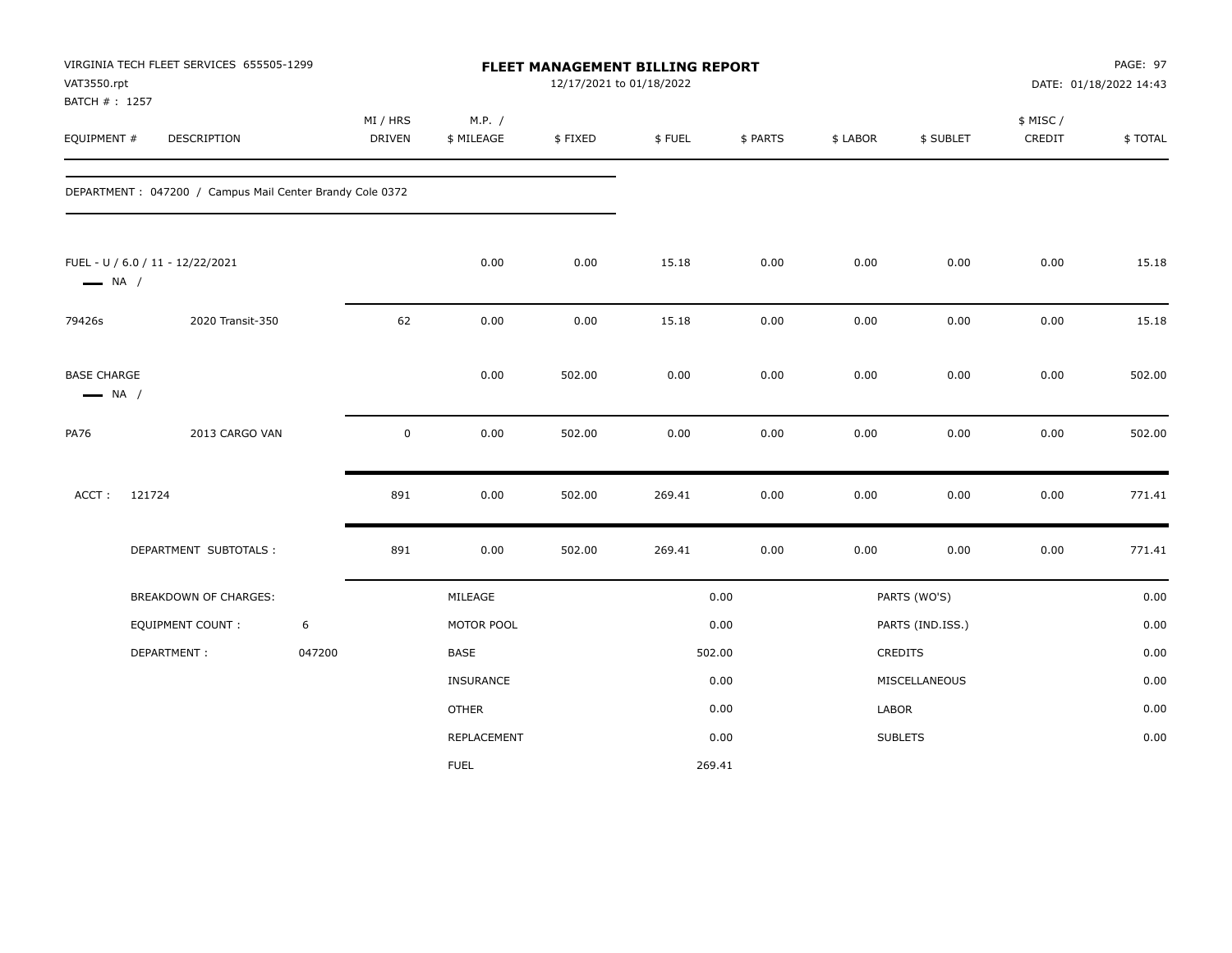VIRGINIA TECH FLEET SERVICES 655505-1299
VAT3550.rpt
BATCH # : 1257

**FLEET MANAGEMENT BILLING REPORT**
12/17/2021 to 01/18/2022

DATE: 01/18/2022 14:43

| EQUIPMENT # | DESCRIPTION | MI / HRS DRIVEN | M.P. / $ MILEAGE | $ FIXED | $ FUEL | $ PARTS | $ LABOR | $ SUBLET | $ MISC / CREDIT | $ TOTAL |
|---|---|---|---|---|---|---|---|---|---|---|
| DEPARTMENT : 047200 / Campus Mail Center Brandy Cole 0372 | | | | | | | | | | |
| FUEL - U / 6.0 / 11 - 12/22/2021 — NA / | | | 0.00 | 0.00 | 15.18 | 0.00 | 0.00 | 0.00 | 0.00 | 15.18 |
| 79426s | 2020 Transit-350 | 62 | 0.00 | 0.00 | 15.18 | 0.00 | 0.00 | 0.00 | 0.00 | 15.18 |
| BASE CHARGE — NA / | | | 0.00 | 502.00 | 0.00 | 0.00 | 0.00 | 0.00 | 0.00 | 502.00 |
| PA76 | 2013 CARGO VAN | 0 | 0.00 | 502.00 | 0.00 | 0.00 | 0.00 | 0.00 | 0.00 | 502.00 |
| ACCT : 121724 | | 891 | 0.00 | 502.00 | 269.41 | 0.00 | 0.00 | 0.00 | 0.00 | 771.41 |
| DEPARTMENT SUBTOTALS : | | 891 | 0.00 | 502.00 | 269.41 | 0.00 | 0.00 | 0.00 | 0.00 | 771.41 |

| BREAKDOWN OF CHARGES: | | | | | |
|---|---|---|---|---|---|
| EQUIPMENT COUNT : | 6 | MILEAGE | 0.00 | PARTS (WO'S) | 0.00 |
| DEPARTMENT : | 047200 | MOTOR POOL | 0.00 | PARTS (IND.ISS.) | 0.00 |
| | | BASE | 502.00 | CREDITS | 0.00 |
| | | INSURANCE | 0.00 | MISCELLANEOUS | 0.00 |
| | | OTHER | 0.00 | LABOR | 0.00 |
| | | REPLACEMENT | 0.00 | SUBLETS | 0.00 |
| | | FUEL | 269.41 | | |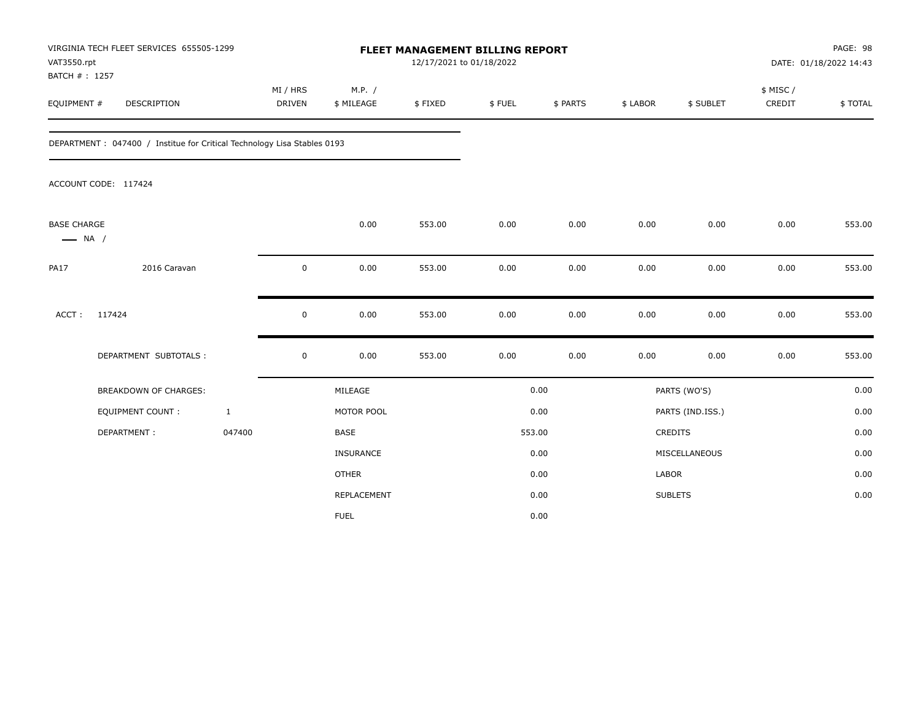VIRGINIA TECH FLEET SERVICES 655505-1299
VAT3550.rpt
BATCH # : 1257

**FLEET MANAGEMENT BILLING REPORT**
12/17/2021 to 01/18/2022

DATE: 01/18/2022 14:43

| EQUIPMENT # | DESCRIPTION | MI / HRS DRIVEN | M.P. / $ MILEAGE | $ FIXED | $ FUEL | $ PARTS | $ LABOR | $ SUBLET | $ MISC / CREDIT | $ TOTAL |
|---|---|---|---|---|---|---|---|---|---|---|

DEPARTMENT : 047400 / Institue for Critical Technology Lisa Stables 0193

ACCOUNT CODE: 117424

| EQUIPMENT # | DESCRIPTION | MI / HRS DRIVEN | M.P. / $ MILEAGE | $ FIXED | $ FUEL | $ PARTS | $ LABOR | $ SUBLET | $ MISC / CREDIT | $ TOTAL |
|---|---|---|---|---|---|---|---|---|---|---|
| BASE CHARGE — NA / | | | 0.00 | 553.00 | 0.00 | 0.00 | 0.00 | 0.00 | 0.00 | 553.00 |
| PA17 | 2016 Caravan | 0 | 0.00 | 553.00 | 0.00 | 0.00 | 0.00 | 0.00 | 0.00 | 553.00 |
| ACCT : 117424 | | 0 | 0.00 | 553.00 | 0.00 | 0.00 | 0.00 | 0.00 | 0.00 | 553.00 |
| | DEPARTMENT SUBTOTALS : | 0 | 0.00 | 553.00 | 0.00 | 0.00 | 0.00 | 0.00 | 0.00 | 553.00 |

| BREAKDOWN OF CHARGES: | | | | | |
|---|---|---|---|---|---|
| EQUIPMENT COUNT : | 1 | MILEAGE | 0.00 | PARTS (WO'S) | 0.00 |
| DEPARTMENT : | 047400 | MOTOR POOL | 0.00 | PARTS (IND.ISS.) | 0.00 |
| | | BASE | 553.00 | CREDITS | 0.00 |
| | | INSURANCE | 0.00 | MISCELLANEOUS | 0.00 |
| | | OTHER | 0.00 | LABOR | 0.00 |
| | | REPLACEMENT | 0.00 | SUBLETS | 0.00 |
| | | FUEL | 0.00 | | |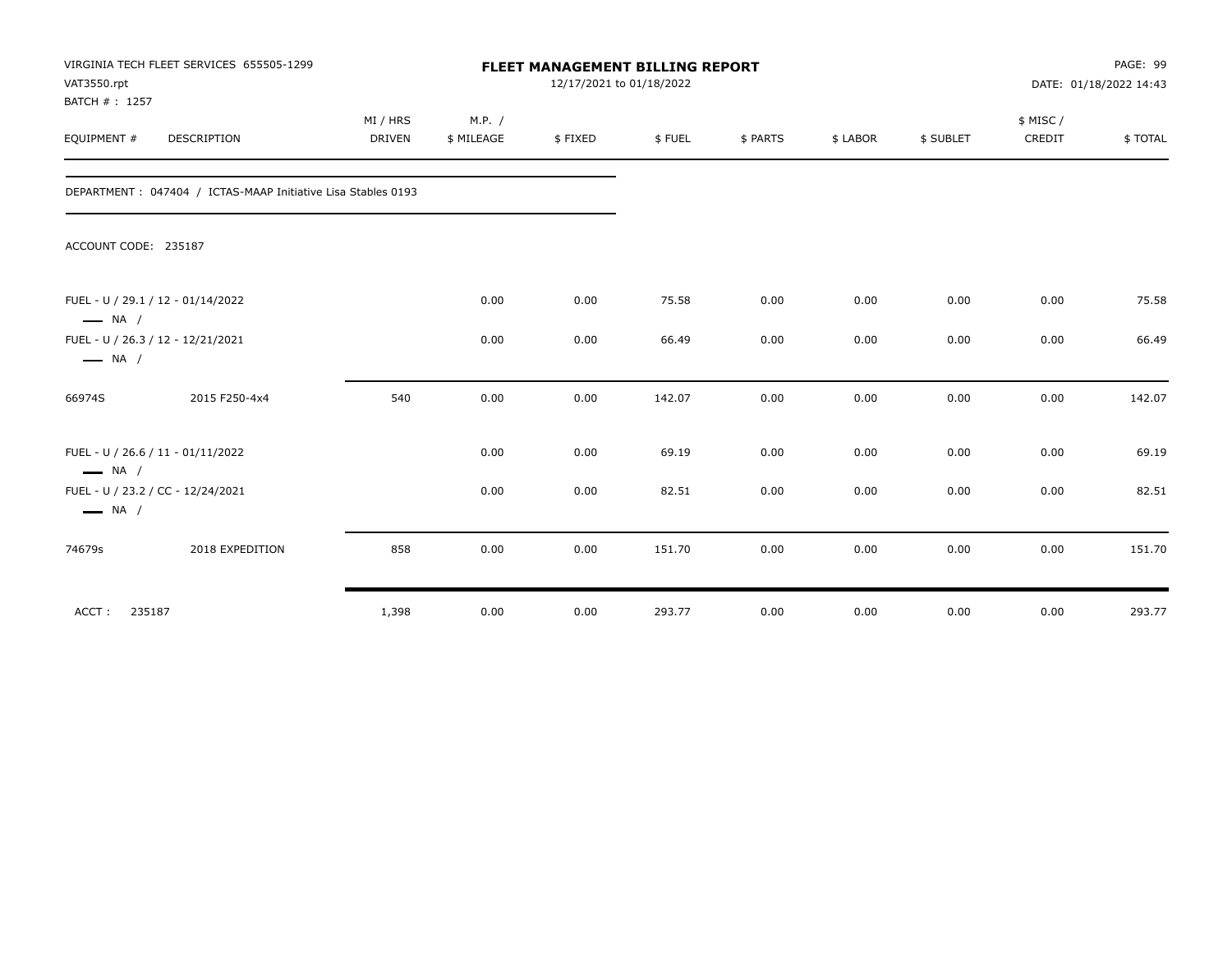VIRGINIA TECH FLEET SERVICES 655505-1299
VAT3550.rpt
BATCH # : 1257

# FLEET MANAGEMENT BILLING REPORT

12/17/2021 to 01/18/2022

DATE: 01/18/2022 14:43

| EQUIPMENT # | DESCRIPTION | MI / HRS DRIVEN | M.P. / $ MILEAGE | $ FIXED | $ FUEL | $ PARTS | $ LABOR | $ SUBLET | $ MISC / CREDIT | $ TOTAL |
|---|---|---|---|---|---|---|---|---|---|---|
| DEPARTMENT : 047404 / ICTAS-MAAP Initiative Lisa Stables 0193 | | | | | | | | | | |
| ACCOUNT CODE: 235187 | | | | | | | | | | |
| FUEL - U / 29.1 / 12 - 01/14/2022 — NA / | | | 0.00 | 0.00 | 75.58 | 0.00 | 0.00 | 0.00 | 0.00 | 75.58 |
| FUEL - U / 26.3 / 12 - 12/21/2021 — NA / | | | 0.00 | 0.00 | 66.49 | 0.00 | 0.00 | 0.00 | 0.00 | 66.49 |
| 66974S | 2015 F250-4x4 | 540 | 0.00 | 0.00 | 142.07 | 0.00 | 0.00 | 0.00 | 0.00 | 142.07 |
| FUEL - U / 26.6 / 11 - 01/11/2022 — NA / | | | 0.00 | 0.00 | 69.19 | 0.00 | 0.00 | 0.00 | 0.00 | 69.19 |
| FUEL - U / 23.2 / CC - 12/24/2021 — NA / | | | 0.00 | 0.00 | 82.51 | 0.00 | 0.00 | 0.00 | 0.00 | 82.51 |
| 74679s | 2018 EXPEDITION | 858 | 0.00 | 0.00 | 151.70 | 0.00 | 0.00 | 0.00 | 0.00 | 151.70 |
| ACCT : 235187 | | 1,398 | 0.00 | 0.00 | 293.77 | 0.00 | 0.00 | 0.00 | 0.00 | 293.77 |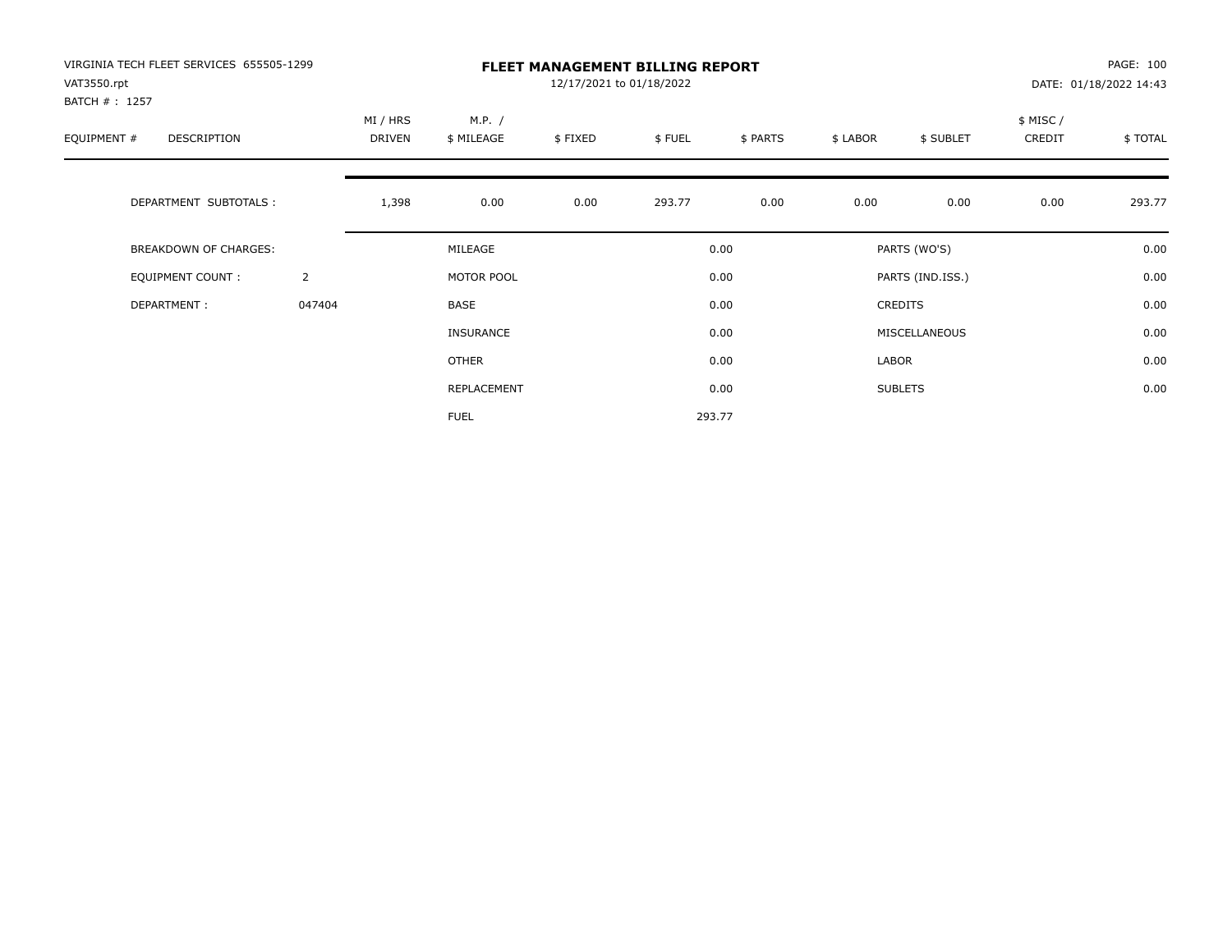VIRGINIA TECH FLEET SERVICES 655505-1299
VAT3550.rpt
BATCH # : 1257

# FLEET MANAGEMENT BILLING REPORT

12/17/2021 to 01/18/2022

DATE: 01/18/2022 14:43

| EQUIPMENT # | DESCRIPTION | | MI / HRS DRIVEN | M.P. / $ MILEAGE | $ FIXED | $ FUEL | $ PARTS | $ LABOR | $ SUBLET | $ MISC / CREDIT | $ TOTAL |
|---|---|---|---|---|---|---|---|---|---|---|---|
| | DEPARTMENT SUBTOTALS : | | 1,398 | 0.00 | 0.00 | 293.77 | 0.00 | 0.00 | 0.00 | 0.00 | 293.77 |

| | | | | | |
|---|---|---|---|---|---|
| BREAKDOWN OF CHARGES: | | MILEAGE | 0.00 | PARTS (WO'S) | 0.00 |
| EQUIPMENT COUNT : | 2 | MOTOR POOL | 0.00 | PARTS (IND.ISS.) | 0.00 |
| DEPARTMENT : | 047404 | BASE | 0.00 | CREDITS | 0.00 |
| | | INSURANCE | 0.00 | MISCELLANEOUS | 0.00 |
| | | OTHER | 0.00 | LABOR | 0.00 |
| | | REPLACEMENT | 0.00 | SUBLETS | 0.00 |
| | | FUEL | 293.77 | | |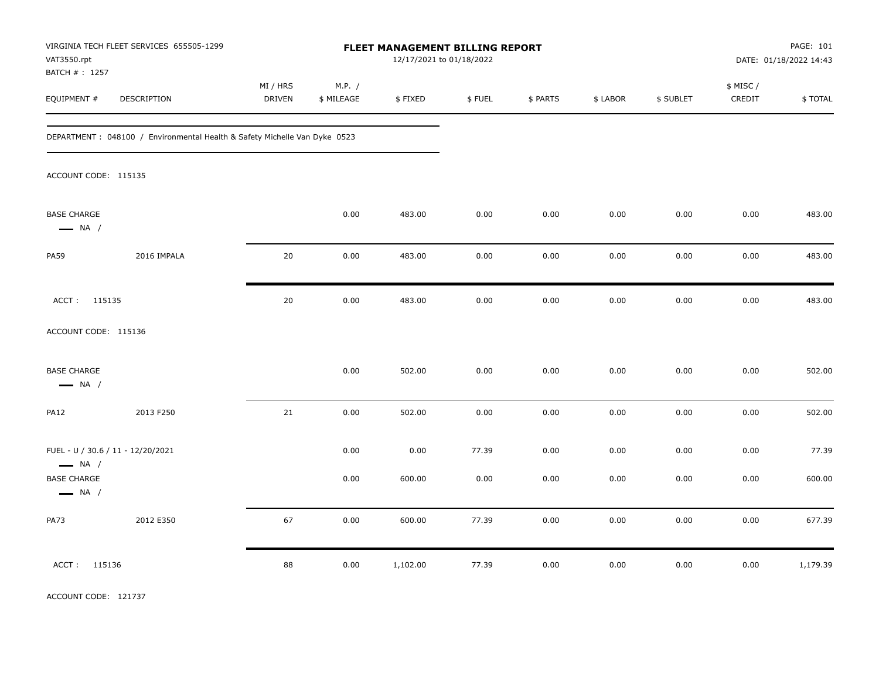VIRGINIA TECH FLEET SERVICES 655505-1299
VAT3550.rpt
BATCH # : 1257

# FLEET MANAGEMENT BILLING REPORT

12/17/2021 to 01/18/2022

DATE: 01/18/2022 14:43

| EQUIPMENT # | DESCRIPTION | MI / HRS DRIVEN | M.P. / $ MILEAGE | $ FIXED | $ FUEL | $ PARTS | $ LABOR | $ SUBLET | $ MISC / CREDIT | $ TOTAL |
|---|---|---|---|---|---|---|---|---|---|---|
| DEPARTMENT : 048100 / Environmental Health & Safety Michelle Van Dyke 0523 | | | | | | | | | | |
| ACCOUNT CODE: 115135 | | | | | | | | | | |
| BASE CHARGE — NA / | | | 0.00 | 483.00 | 0.00 | 0.00 | 0.00 | 0.00 | 0.00 | 483.00 |
| PA59 | 2016 IMPALA | 20 | 0.00 | 483.00 | 0.00 | 0.00 | 0.00 | 0.00 | 0.00 | 483.00 |
| ACCT : 115135 | | 20 | 0.00 | 483.00 | 0.00 | 0.00 | 0.00 | 0.00 | 0.00 | 483.00 |
| ACCOUNT CODE: 115136 | | | | | | | | | | |
| BASE CHARGE — NA / | | | 0.00 | 502.00 | 0.00 | 0.00 | 0.00 | 0.00 | 0.00 | 502.00 |
| PA12 | 2013 F250 | 21 | 0.00 | 502.00 | 0.00 | 0.00 | 0.00 | 0.00 | 0.00 | 502.00 |
| FUEL - U / 30.6 / 11 - 12/20/2021 — NA / | | | 0.00 | 0.00 | 77.39 | 0.00 | 0.00 | 0.00 | 0.00 | 77.39 |
| BASE CHARGE — NA / | | | 0.00 | 600.00 | 0.00 | 0.00 | 0.00 | 0.00 | 0.00 | 600.00 |
| PA73 | 2012 E350 | 67 | 0.00 | 600.00 | 77.39 | 0.00 | 0.00 | 0.00 | 0.00 | 677.39 |
| ACCT : 115136 | | 88 | 0.00 | 1,102.00 | 77.39 | 0.00 | 0.00 | 0.00 | 0.00 | 1,179.39 |
| ACCOUNT CODE: 121737 | | | | | | | | | | |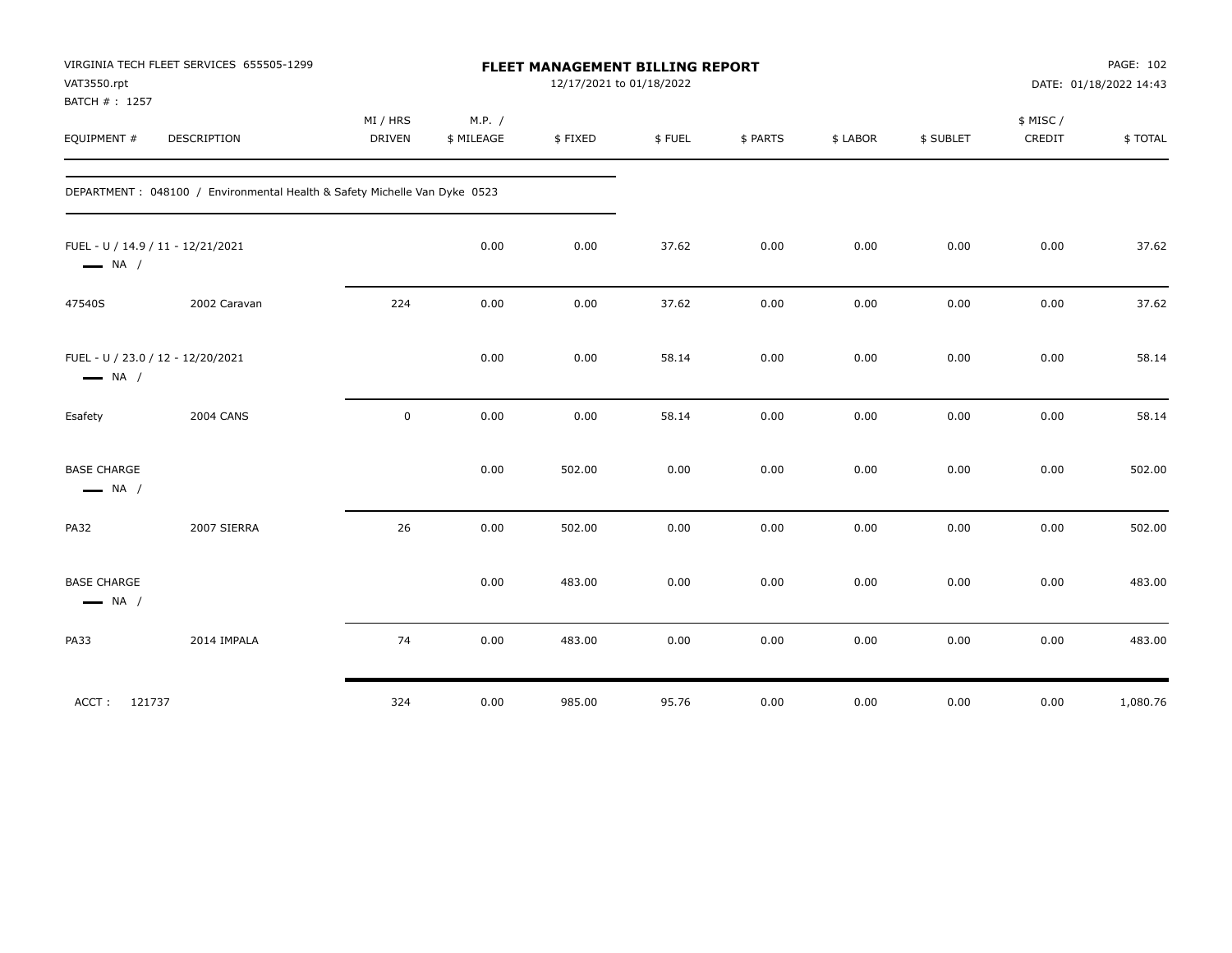VIRGINIA TECH FLEET SERVICES 655505-1299
VAT3550.rpt
BATCH # : 1257

# FLEET MANAGEMENT BILLING REPORT

12/17/2021 to 01/18/2022

DATE: 01/18/2022 14:43

| EQUIPMENT # | DESCRIPTION | MI / HRS DRIVEN | M.P. / $ MILEAGE | $ FIXED | $ FUEL | $ PARTS | $ LABOR | $ SUBLET | $ MISC / CREDIT | $ TOTAL |
|---|---|---|---|---|---|---|---|---|---|---|
| DEPARTMENT : 048100 / Environmental Health & Safety Michelle Van Dyke 0523 | | | | | | | | | | |
| FUEL - U / 14.9 / 11 - 12/21/2021 — NA / | | | 0.00 | 0.00 | 37.62 | 0.00 | 0.00 | 0.00 | 0.00 | 37.62 |
| 47540S | 2002 Caravan | 224 | 0.00 | 0.00 | 37.62 | 0.00 | 0.00 | 0.00 | 0.00 | 37.62 |
| FUEL - U / 23.0 / 12 - 12/20/2021 — NA / | | | 0.00 | 0.00 | 58.14 | 0.00 | 0.00 | 0.00 | 0.00 | 58.14 |
| Esafety | 2004 CANS | 0 | 0.00 | 0.00 | 58.14 | 0.00 | 0.00 | 0.00 | 0.00 | 58.14 |
| BASE CHARGE — NA / | | | 0.00 | 502.00 | 0.00 | 0.00 | 0.00 | 0.00 | 0.00 | 502.00 |
| PA32 | 2007 SIERRA | 26 | 0.00 | 502.00 | 0.00 | 0.00 | 0.00 | 0.00 | 0.00 | 502.00 |
| BASE CHARGE — NA / | | | 0.00 | 483.00 | 0.00 | 0.00 | 0.00 | 0.00 | 0.00 | 483.00 |
| PA33 | 2014 IMPALA | 74 | 0.00 | 483.00 | 0.00 | 0.00 | 0.00 | 0.00 | 0.00 | 483.00 |
| ACCT : 121737 | | 324 | 0.00 | 985.00 | 95.76 | 0.00 | 0.00 | 0.00 | 0.00 | 1,080.76 |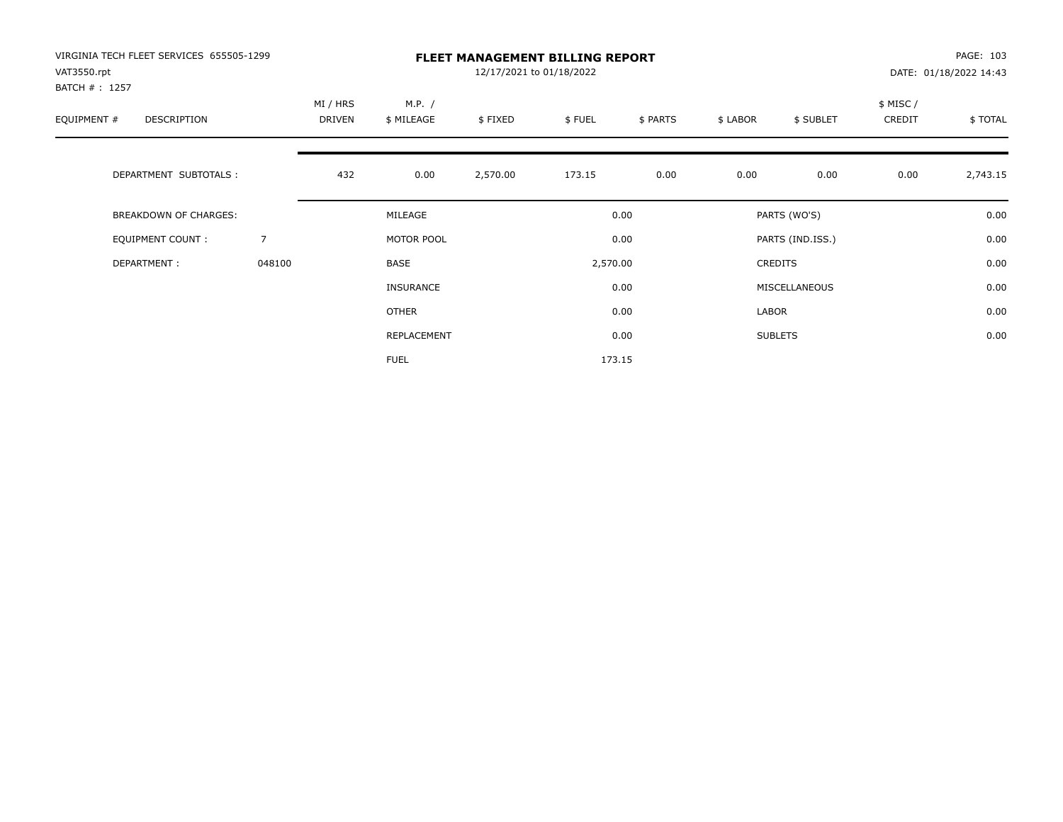VIRGINIA TECH FLEET SERVICES 655505-1299
VAT3550.rpt
BATCH # : 1257

**FLEET MANAGEMENT BILLING REPORT**
12/17/2021 to 01/18/2022

PAGE: 103
DATE: 01/18/2022 14:43

| EQUIPMENT # | DESCRIPTION | MI / HRS DRIVEN | M.P. / $ MILEAGE | $ FIXED | $ FUEL | $ PARTS | $ LABOR | $ SUBLET | $ MISC / CREDIT | $ TOTAL |
|---|---|---|---|---|---|---|---|---|---|---|
| | DEPARTMENT SUBTOTALS : | 432 | 0.00 | 2,570.00 | 173.15 | 0.00 | 0.00 | 0.00 | 0.00 | 2,743.15 |

| | | | | | |
|---|---|---|---|---|---|
| BREAKDOWN OF CHARGES: | | MILEAGE | 0.00 | PARTS (WO'S) | 0.00 |
| EQUIPMENT COUNT : | 7 | MOTOR POOL | 0.00 | PARTS (IND.ISS.) | 0.00 |
| DEPARTMENT : | 048100 | BASE | 2,570.00 | CREDITS | 0.00 |
| | | INSURANCE | 0.00 | MISCELLANEOUS | 0.00 |
| | | OTHER | 0.00 | LABOR | 0.00 |
| | | REPLACEMENT | 0.00 | SUBLETS | 0.00 |
| | | FUEL | 173.15 | | |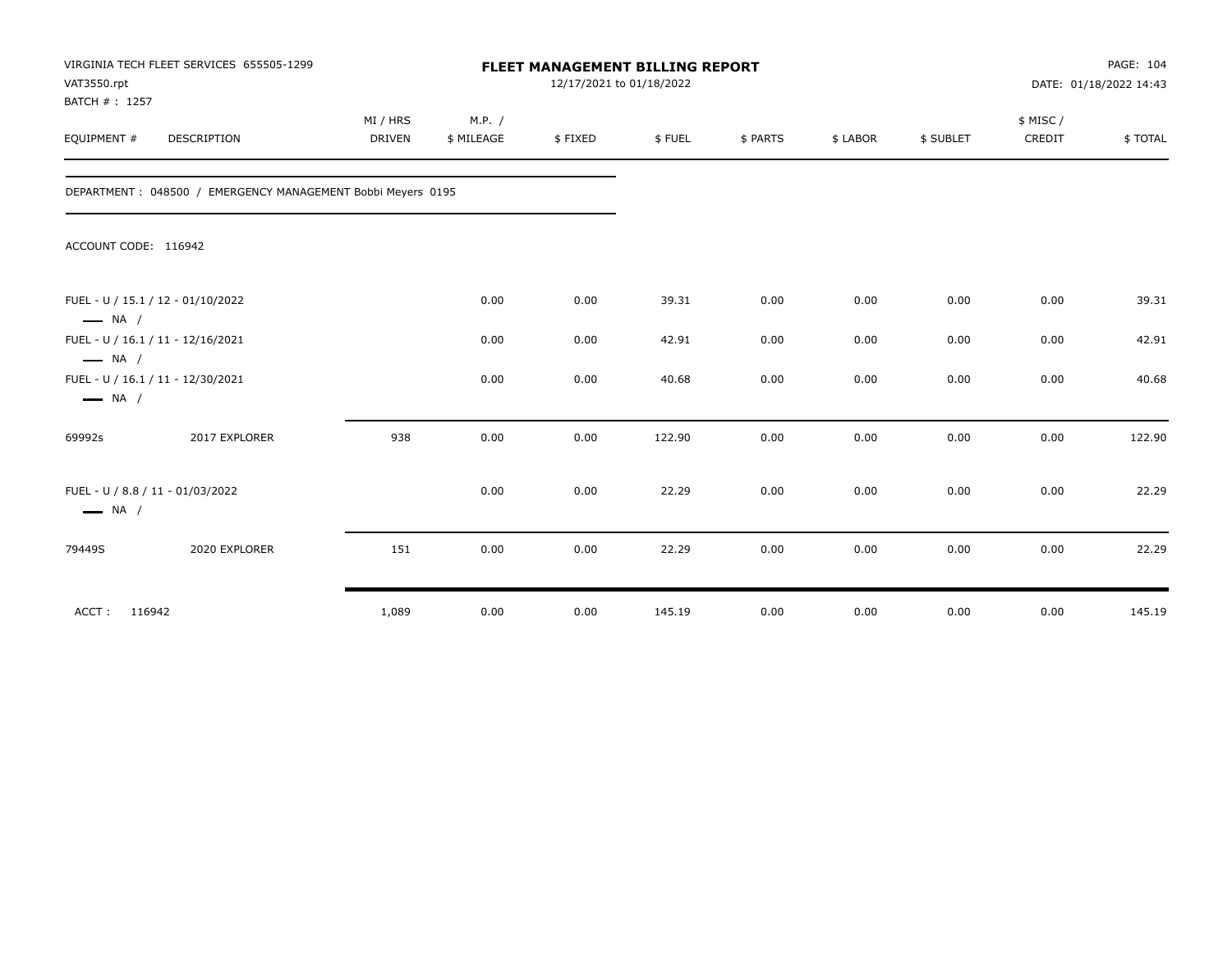VIRGINIA TECH FLEET SERVICES 655505-1299
VAT3550.rpt
BATCH # : 1257

**FLEET MANAGEMENT BILLING REPORT**
12/17/2021 to 01/18/2022

DATE: 01/18/2022 14:43

DEPARTMENT : 048500 / EMERGENCY MANAGEMENT Bobbi Meyers 0195

ACCOUNT CODE: 116942

| EQUIPMENT # | DESCRIPTION | MI / HRS DRIVEN | M.P. / $ MILEAGE | $ FIXED | $ FUEL | $ PARTS | $ LABOR | $ SUBLET | $ MISC / CREDIT | $ TOTAL |
|---|---|---|---|---|---|---|---|---|---|---|
| FUEL - U / 15.1 / 12 - 01/10/2022 — NA / | | | 0.00 | 0.00 | 39.31 | 0.00 | 0.00 | 0.00 | 0.00 | 39.31 |
| FUEL - U / 16.1 / 11 - 12/16/2021 — NA / | | | 0.00 | 0.00 | 42.91 | 0.00 | 0.00 | 0.00 | 0.00 | 42.91 |
| FUEL - U / 16.1 / 11 - 12/30/2021 — NA / | | | 0.00 | 0.00 | 40.68 | 0.00 | 0.00 | 0.00 | 0.00 | 40.68 |
| 69992s | 2017 EXPLORER | 938 | 0.00 | 0.00 | 122.90 | 0.00 | 0.00 | 0.00 | 0.00 | 122.90 |
| FUEL - U / 8.8 / 11 - 01/03/2022 — NA / | | | 0.00 | 0.00 | 22.29 | 0.00 | 0.00 | 0.00 | 0.00 | 22.29 |
| 79449S | 2020 EXPLORER | 151 | 0.00 | 0.00 | 22.29 | 0.00 | 0.00 | 0.00 | 0.00 | 22.29 |
| ACCT : 116942 | | 1,089 | 0.00 | 0.00 | 145.19 | 0.00 | 0.00 | 0.00 | 0.00 | 145.19 |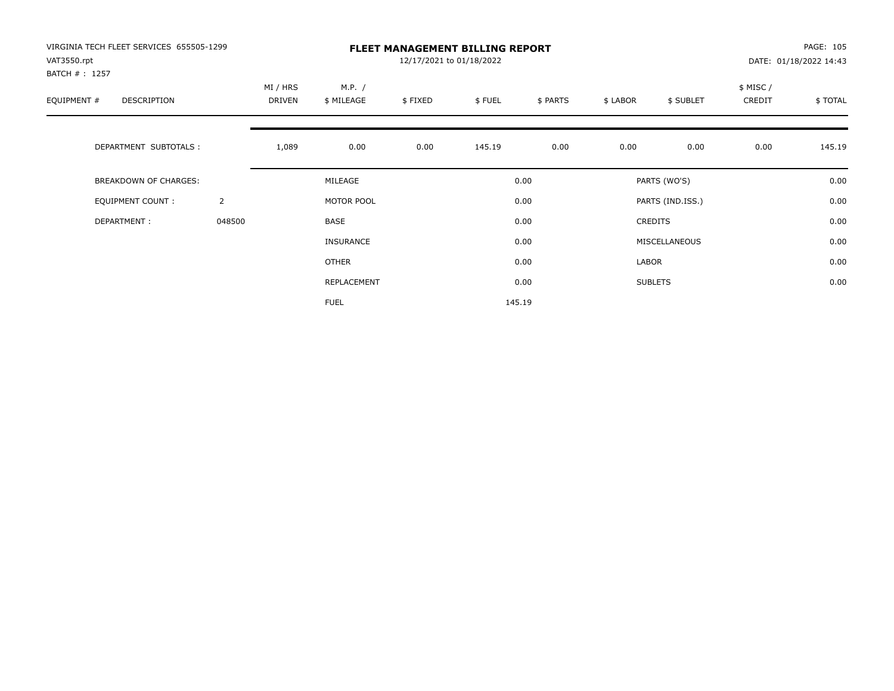VIRGINIA TECH FLEET SERVICES 655505-1299
VAT3550.rpt
BATCH # : 1257

# FLEET MANAGEMENT BILLING REPORT

12/17/2021 to 01/18/2022

DATE: 01/18/2022 14:43

| EQUIPMENT # | DESCRIPTION | MI / HRS DRIVEN | M.P. / $ MILEAGE | $ FIXED | $ FUEL | $ PARTS | $ LABOR | $ SUBLET | $ MISC / CREDIT | $ TOTAL |
|---|---|---|---|---|---|---|---|---|---|---|
| | DEPARTMENT SUBTOTALS : | 1,089 | 0.00 | 0.00 | 145.19 | 0.00 | 0.00 | 0.00 | 0.00 | 145.19 |

| | | | | | |
|---|---|---|---|---|---|
| BREAKDOWN OF CHARGES: | | MILEAGE | 0.00 | PARTS (WO'S) | 0.00 |
| EQUIPMENT COUNT : | 2 | MOTOR POOL | 0.00 | PARTS (IND.ISS.) | 0.00 |
| DEPARTMENT : | 048500 | BASE | 0.00 | CREDITS | 0.00 |
| | | INSURANCE | 0.00 | MISCELLANEOUS | 0.00 |
| | | OTHER | 0.00 | LABOR | 0.00 |
| | | REPLACEMENT | 0.00 | SUBLETS | 0.00 |
| | | FUEL | 145.19 | | |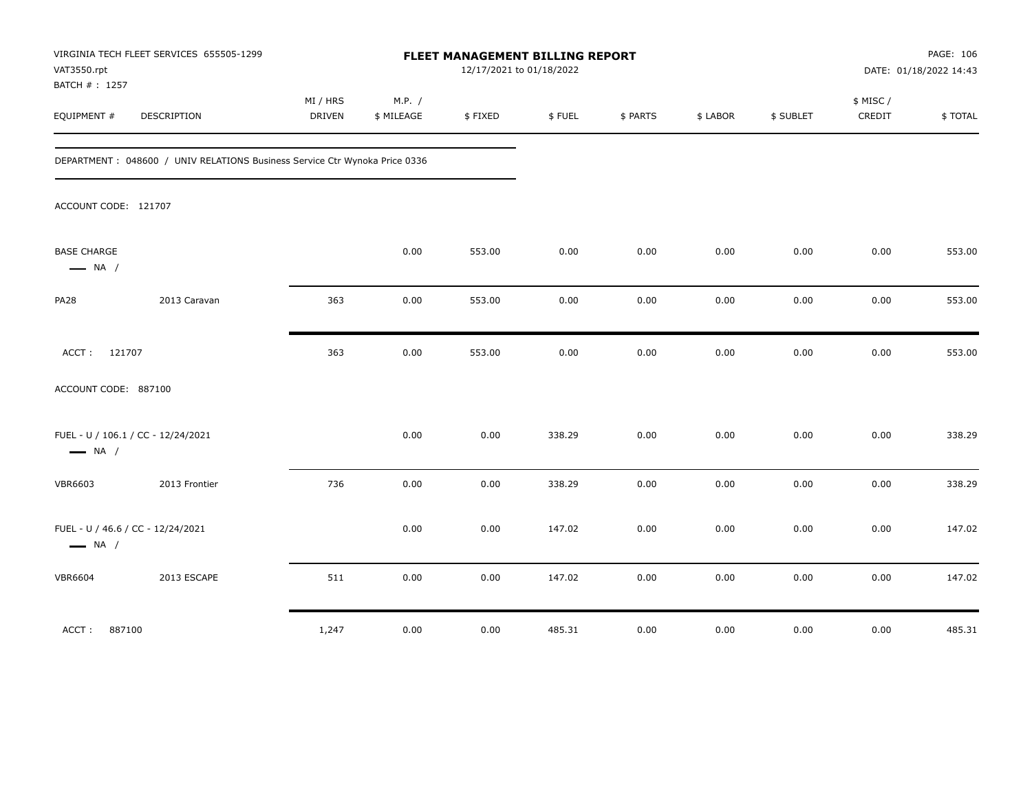VIRGINIA TECH FLEET SERVICES 655505-1299
VAT3550.rpt
BATCH # : 1257

# FLEET MANAGEMENT BILLING REPORT

12/17/2021 to 01/18/2022

DATE: 01/18/2022 14:43

| EQUIPMENT # | DESCRIPTION | MI / HRS DRIVEN | M.P. / $ MILEAGE | $ FIXED | $ FUEL | $ PARTS | $ LABOR | $ SUBLET | $ MISC / CREDIT | $ TOTAL |
|---|---|---|---|---|---|---|---|---|---|---|
| DEPARTMENT : 048600 / UNIV RELATIONS Business Service Ctr Wynoka Price 0336 | | | | | | | | | | |
| ACCOUNT CODE: 121707 | | | | | | | | | | |
| BASE CHARGE — NA / | | | 0.00 | 553.00 | 0.00 | 0.00 | 0.00 | 0.00 | 0.00 | 553.00 |
| PA28 | 2013 Caravan | 363 | 0.00 | 553.00 | 0.00 | 0.00 | 0.00 | 0.00 | 0.00 | 553.00 |
| ACCT : 121707 | | 363 | 0.00 | 553.00 | 0.00 | 0.00 | 0.00 | 0.00 | 0.00 | 553.00 |
| ACCOUNT CODE: 887100 | | | | | | | | | | |
| FUEL - U / 106.1 / CC - 12/24/2021 — NA / | | | 0.00 | 0.00 | 338.29 | 0.00 | 0.00 | 0.00 | 0.00 | 338.29 |
| VBR6603 | 2013 Frontier | 736 | 0.00 | 0.00 | 338.29 | 0.00 | 0.00 | 0.00 | 0.00 | 338.29 |
| FUEL - U / 46.6 / CC - 12/24/2021 — NA / | | | 0.00 | 0.00 | 147.02 | 0.00 | 0.00 | 0.00 | 0.00 | 147.02 |
| VBR6604 | 2013 ESCAPE | 511 | 0.00 | 0.00 | 147.02 | 0.00 | 0.00 | 0.00 | 0.00 | 147.02 |
| ACCT : 887100 | | 1,247 | 0.00 | 0.00 | 485.31 | 0.00 | 0.00 | 0.00 | 0.00 | 485.31 |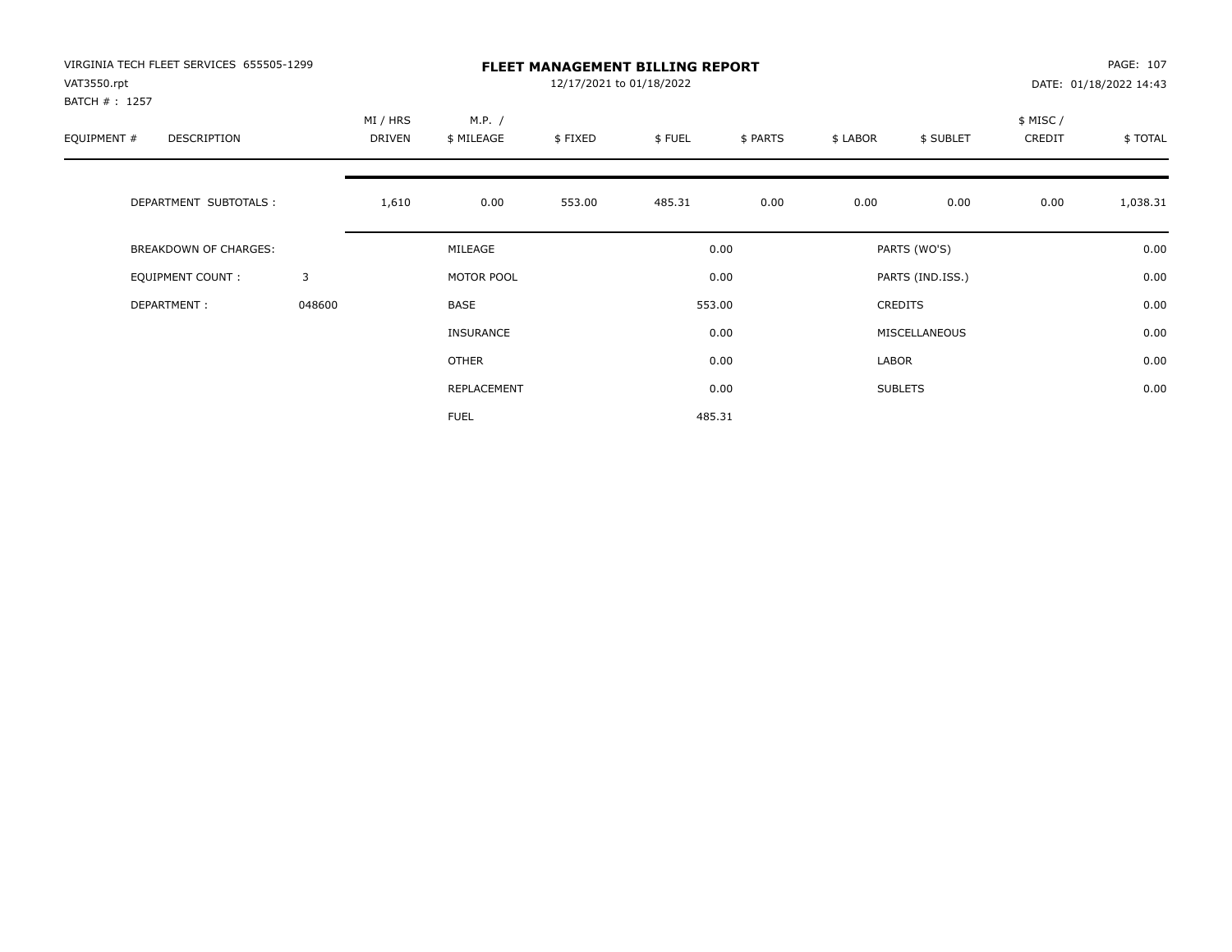VIRGINIA TECH FLEET SERVICES 655505-1299
VAT3550.rpt
BATCH # : 1257

# FLEET MANAGEMENT BILLING REPORT

12/17/2021 to 01/18/2022

PAGE: 107
DATE: 01/18/2022 14:43

| EQUIPMENT # | DESCRIPTION | MI / HRS DRIVEN | M.P. / $ MILEAGE | $ FIXED | $ FUEL | $ PARTS | $ LABOR | $ SUBLET | $ MISC / CREDIT | $ TOTAL |
|---|---|---|---|---|---|---|---|---|---|---|
| | DEPARTMENT SUBTOTALS : | 1,610 | 0.00 | 553.00 | 485.31 | 0.00 | 0.00 | 0.00 | 0.00 | 1,038.31 |

| BREAKDOWN OF CHARGES: | | | | | |
|---|---|---|---|---|---|
| | | MILEAGE | 0.00 | PARTS (WO'S) | 0.00 |
| EQUIPMENT COUNT : | 3 | MOTOR POOL | 0.00 | PARTS (IND.ISS.) | 0.00 |
| DEPARTMENT : | 048600 | BASE | 553.00 | CREDITS | 0.00 |
| | | INSURANCE | 0.00 | MISCELLANEOUS | 0.00 |
| | | OTHER | 0.00 | LABOR | 0.00 |
| | | REPLACEMENT | 0.00 | SUBLETS | 0.00 |
| | | FUEL | 485.31 | | |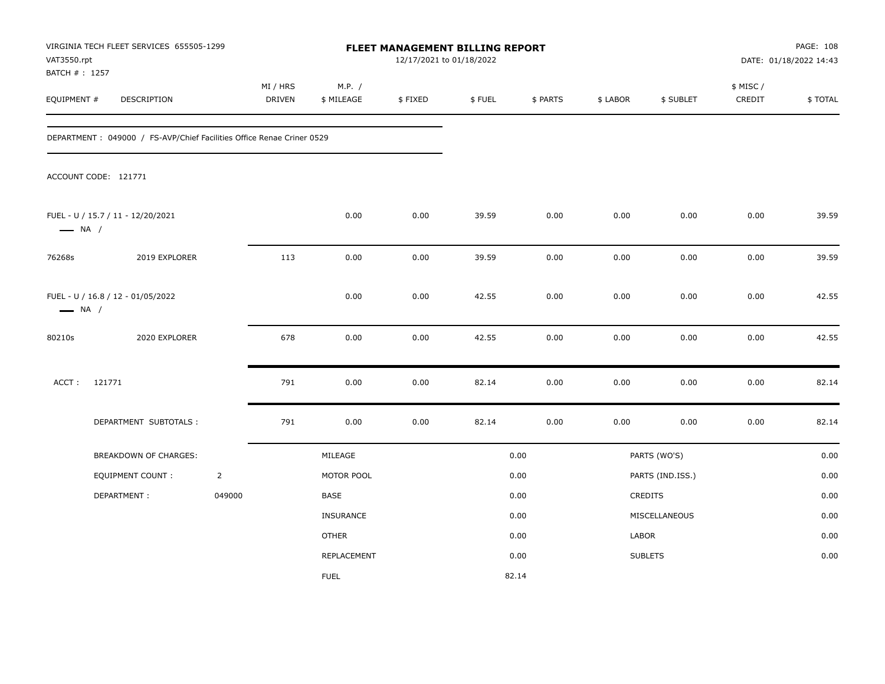VIRGINIA TECH FLEET SERVICES 655505-1299
VAT3550.rpt
BATCH # : 1257

# FLEET MANAGEMENT BILLING REPORT

12/17/2021 to 01/18/2022

DATE: 01/18/2022 14:43

| EQUIPMENT # | DESCRIPTION | MI / HRS DRIVEN | M.P. / $ MILEAGE | $ FIXED | $ FUEL | $ PARTS | $ LABOR | $ SUBLET | $ MISC / CREDIT | $ TOTAL |
|---|---|---|---|---|---|---|---|---|---|---|

DEPARTMENT : 049000 / FS-AVP/Chief Facilities Office Renae Criner 0529

ACCOUNT CODE: 121771

| EQUIPMENT # | DESCRIPTION | MI / HRS DRIVEN | M.P. / $ MILEAGE | $ FIXED | $ FUEL | $ PARTS | $ LABOR | $ SUBLET | $ MISC / CREDIT | $ TOTAL |
|---|---|---|---|---|---|---|---|---|---|---|
| FUEL - U / 15.7 / 11 - 12/20/2021 — NA / | | | 0.00 | 0.00 | 39.59 | 0.00 | 0.00 | 0.00 | 0.00 | 39.59 |
| 76268s | 2019 EXPLORER | 113 | 0.00 | 0.00 | 39.59 | 0.00 | 0.00 | 0.00 | 0.00 | 39.59 |
| FUEL - U / 16.8 / 12 - 01/05/2022 — NA / | | | 0.00 | 0.00 | 42.55 | 0.00 | 0.00 | 0.00 | 0.00 | 42.55 |
| 80210s | 2020 EXPLORER | 678 | 0.00 | 0.00 | 42.55 | 0.00 | 0.00 | 0.00 | 0.00 | 42.55 |
| ACCT : 121771 | | 791 | 0.00 | 0.00 | 82.14 | 0.00 | 0.00 | 0.00 | 0.00 | 82.14 |
| | DEPARTMENT SUBTOTALS : | 791 | 0.00 | 0.00 | 82.14 | 0.00 | 0.00 | 0.00 | 0.00 | 82.14 |

| BREAKDOWN OF CHARGES: | | MILEAGE | 0.00 | PARTS (WO'S) | 0.00 |
|---|---|---|---|---|---|
| EQUIPMENT COUNT : | 2 | MOTOR POOL | 0.00 | PARTS (IND.ISS.) | 0.00 |
| DEPARTMENT : | 049000 | BASE | 0.00 | CREDITS | 0.00 |
| | | INSURANCE | 0.00 | MISCELLANEOUS | 0.00 |
| | | OTHER | 0.00 | LABOR | 0.00 |
| | | REPLACEMENT | 0.00 | SUBLETS | 0.00 |
| | | FUEL | 82.14 | | |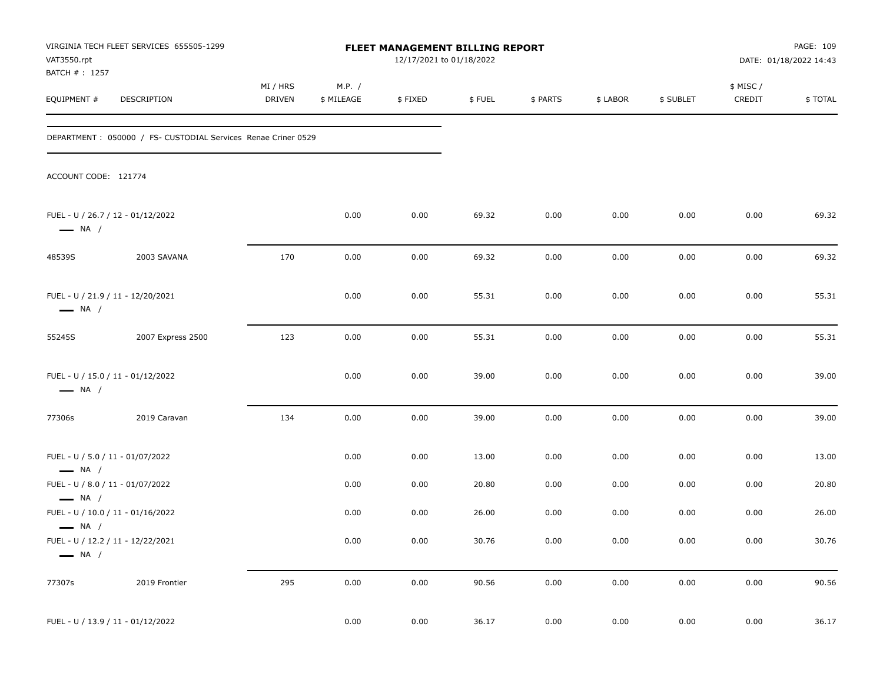VIRGINIA TECH FLEET SERVICES 655505-1299
VAT3550.rpt
BATCH # : 1257

**FLEET MANAGEMENT BILLING REPORT**
12/17/2021 to 01/18/2022

DATE: 01/18/2022 14:43

DEPARTMENT : 050000 / FS- CUSTODIAL Services Renae Criner 0529

ACCOUNT CODE: 121774

| EQUIPMENT # | DESCRIPTION | MI / HRS DRIVEN | M.P. / $ MILEAGE | $ FIXED | $ FUEL | $ PARTS | $ LABOR | $ SUBLET | $ MISC / CREDIT | $ TOTAL |
|---|---|---|---|---|---|---|---|---|---|---|
| FUEL - U / 26.7 / 12 - 01/12/2022 — NA / | | | 0.00 | 0.00 | 69.32 | 0.00 | 0.00 | 0.00 | 0.00 | 69.32 |
| 48539S | 2003 SAVANA | 170 | 0.00 | 0.00 | 69.32 | 0.00 | 0.00 | 0.00 | 0.00 | 69.32 |
| FUEL - U / 21.9 / 11 - 12/20/2021 — NA / | | | 0.00 | 0.00 | 55.31 | 0.00 | 0.00 | 0.00 | 0.00 | 55.31 |
| 55245S | 2007 Express 2500 | 123 | 0.00 | 0.00 | 55.31 | 0.00 | 0.00 | 0.00 | 0.00 | 55.31 |
| FUEL - U / 15.0 / 11 - 01/12/2022 — NA / | | | 0.00 | 0.00 | 39.00 | 0.00 | 0.00 | 0.00 | 0.00 | 39.00 |
| 77306s | 2019 Caravan | 134 | 0.00 | 0.00 | 39.00 | 0.00 | 0.00 | 0.00 | 0.00 | 39.00 |
| FUEL - U / 5.0 / 11 - 01/07/2022 — NA / | | | 0.00 | 0.00 | 13.00 | 0.00 | 0.00 | 0.00 | 0.00 | 13.00 |
| FUEL - U / 8.0 / 11 - 01/07/2022 — NA / | | | 0.00 | 0.00 | 20.80 | 0.00 | 0.00 | 0.00 | 0.00 | 20.80 |
| FUEL - U / 10.0 / 11 - 01/16/2022 — NA / | | | 0.00 | 0.00 | 26.00 | 0.00 | 0.00 | 0.00 | 0.00 | 26.00 |
| FUEL - U / 12.2 / 11 - 12/22/2021 — NA / | | | 0.00 | 0.00 | 30.76 | 0.00 | 0.00 | 0.00 | 0.00 | 30.76 |
| 77307s | 2019 Frontier | 295 | 0.00 | 0.00 | 90.56 | 0.00 | 0.00 | 0.00 | 0.00 | 90.56 |
| FUEL - U / 13.9 / 11 - 01/12/2022 | | | 0.00 | 0.00 | 36.17 | 0.00 | 0.00 | 0.00 | 0.00 | 36.17 |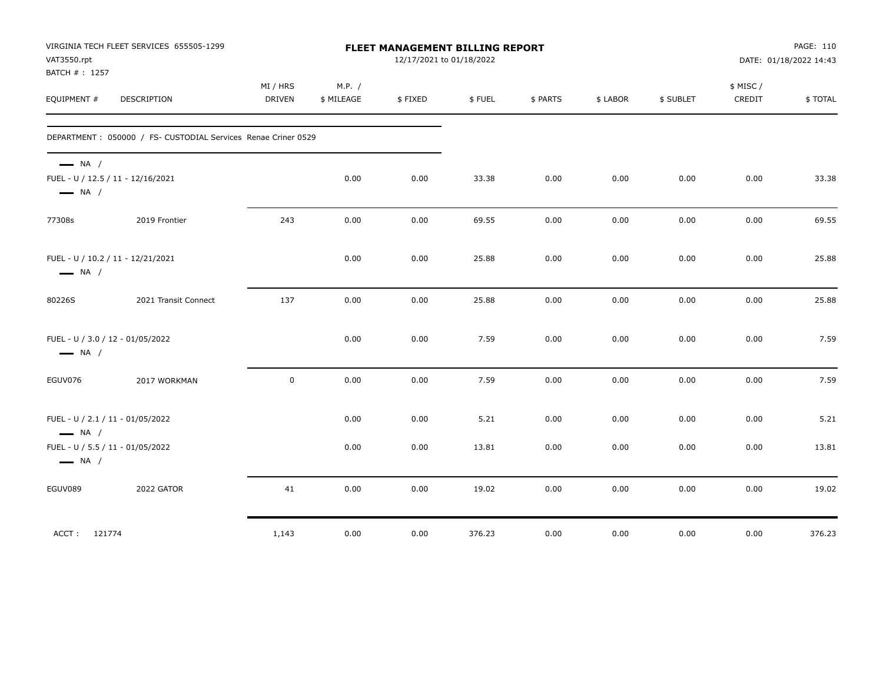VIRGINIA TECH FLEET SERVICES 655505-1299
VAT3550.rpt
BATCH # : 1257

# FLEET MANAGEMENT BILLING REPORT

12/17/2021 to 01/18/2022

DATE: 01/18/2022 14:43

| EQUIPMENT # | DESCRIPTION | MI / HRS DRIVEN | M.P. / $ MILEAGE | $ FIXED | $ FUEL | $ PARTS | $ LABOR | $ SUBLET | $ MISC / CREDIT | $ TOTAL |
|---|---|---|---|---|---|---|---|---|---|---|
| DEPARTMENT : 050000 / FS- CUSTODIAL Services Renae Criner 0529 | | | | | | | | | | |
| — NA / | | | | | | | | | | |
| FUEL - U / 12.5 / 11 - 12/16/2021 | | | 0.00 | 0.00 | 33.38 | 0.00 | 0.00 | 0.00 | 0.00 | 33.38 |
| — NA / | | | | | | | | | | |
| 77308s | 2019 Frontier | 243 | 0.00 | 0.00 | 69.55 | 0.00 | 0.00 | 0.00 | 0.00 | 69.55 |
| FUEL - U / 10.2 / 11 - 12/21/2021 | | | 0.00 | 0.00 | 25.88 | 0.00 | 0.00 | 0.00 | 0.00 | 25.88 |
| — NA / | | | | | | | | | | |
| 80226S | 2021 Transit Connect | 137 | 0.00 | 0.00 | 25.88 | 0.00 | 0.00 | 0.00 | 0.00 | 25.88 |
| FUEL - U / 3.0 / 12 - 01/05/2022 | | | 0.00 | 0.00 | 7.59 | 0.00 | 0.00 | 0.00 | 0.00 | 7.59 |
| — NA / | | | | | | | | | | |
| EGUV076 | 2017 WORKMAN | 0 | 0.00 | 0.00 | 7.59 | 0.00 | 0.00 | 0.00 | 0.00 | 7.59 |
| FUEL - U / 2.1 / 11 - 01/05/2022 | | | 0.00 | 0.00 | 5.21 | 0.00 | 0.00 | 0.00 | 0.00 | 5.21 |
| — NA / | | | | | | | | | | |
| FUEL - U / 5.5 / 11 - 01/05/2022 | | | 0.00 | 0.00 | 13.81 | 0.00 | 0.00 | 0.00 | 0.00 | 13.81 |
| — NA / | | | | | | | | | | |
| EGUV089 | 2022 GATOR | 41 | 0.00 | 0.00 | 19.02 | 0.00 | 0.00 | 0.00 | 0.00 | 19.02 |
| ACCT : 121774 | | 1,143 | 0.00 | 0.00 | 376.23 | 0.00 | 0.00 | 0.00 | 0.00 | 376.23 |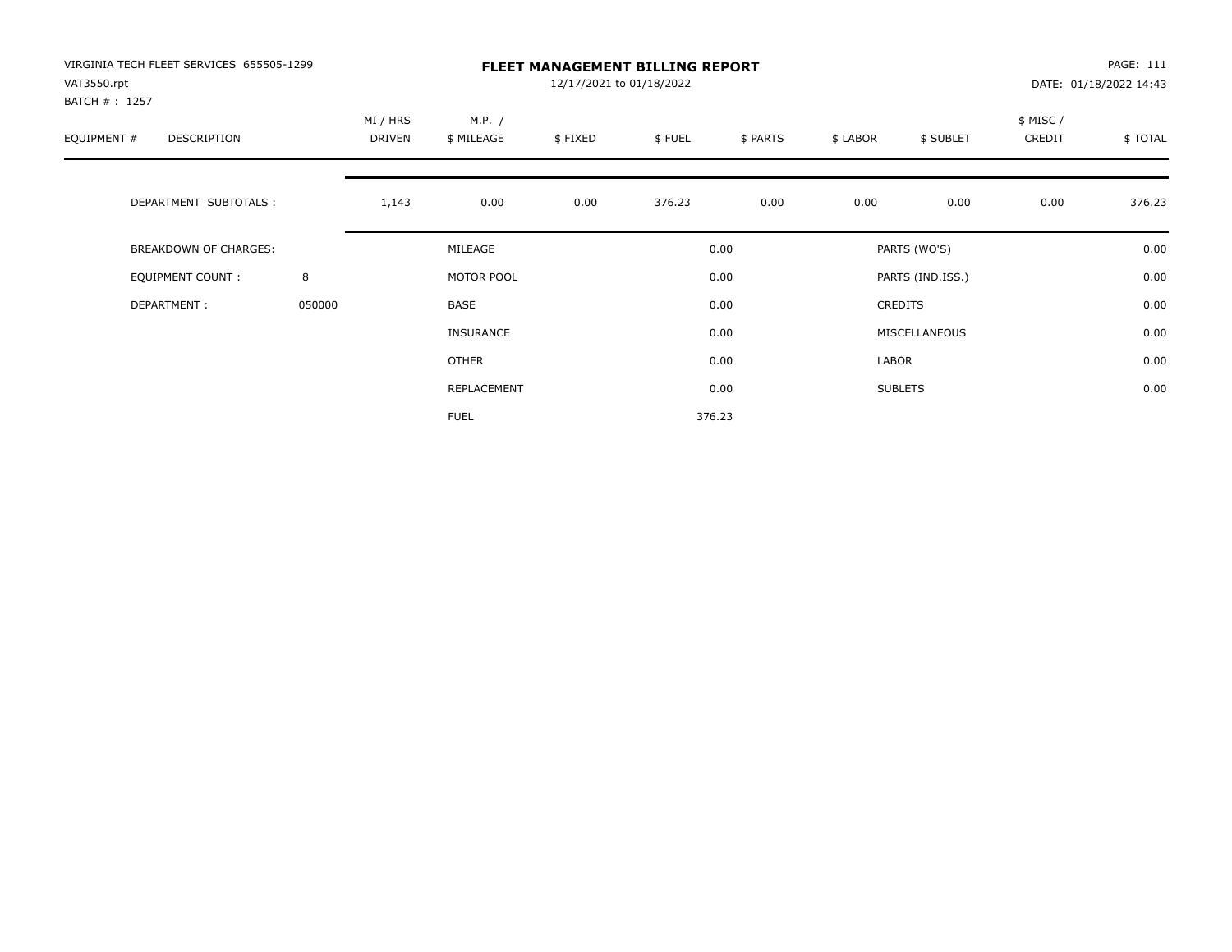VIRGINIA TECH FLEET SERVICES 655505-1299
VAT3550.rpt
BATCH # : 1257

**FLEET MANAGEMENT BILLING REPORT**
12/17/2021 to 01/18/2022

PAGE: 111
DATE: 01/18/2022 14:43

| EQUIPMENT # | DESCRIPTION | | MI / HRS DRIVEN | M.P. / $ MILEAGE | $ FIXED | $ FUEL | $ PARTS | $ LABOR | $ SUBLET | $ MISC / CREDIT | $ TOTAL |
|---|---|---|---|---|---|---|---|---|---|---|---|
| | DEPARTMENT SUBTOTALS : | | 1,143 | 0.00 | 0.00 | 376.23 | 0.00 | 0.00 | 0.00 | 0.00 | 376.23 |

| | | | | | |
|---|---|---|---|---|---|
| BREAKDOWN OF CHARGES: | | MILEAGE | 0.00 | PARTS (WO'S) | 0.00 |
| EQUIPMENT COUNT : | 8 | MOTOR POOL | 0.00 | PARTS (IND.ISS.) | 0.00 |
| DEPARTMENT : | 050000 | BASE | 0.00 | CREDITS | 0.00 |
| | | INSURANCE | 0.00 | MISCELLANEOUS | 0.00 |
| | | OTHER | 0.00 | LABOR | 0.00 |
| | | REPLACEMENT | 0.00 | SUBLETS | 0.00 |
| | | FUEL | 376.23 | | |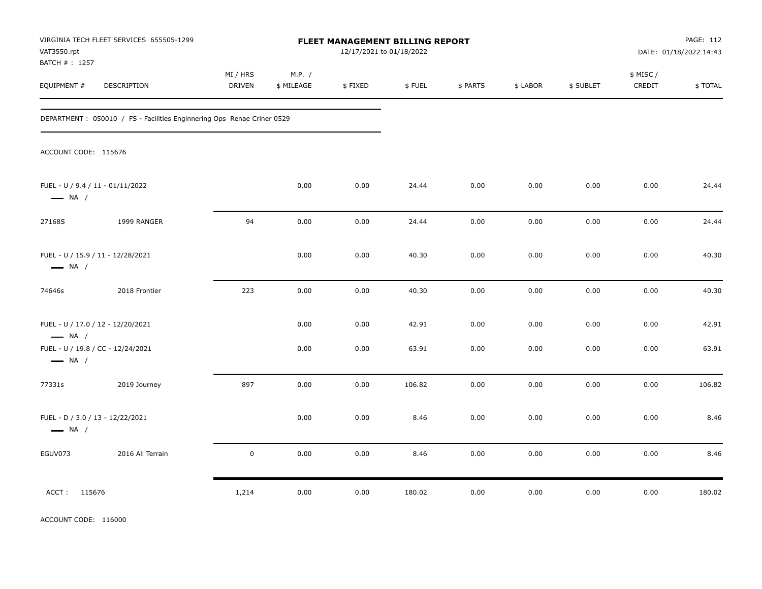VIRGINIA TECH FLEET SERVICES 655505-1299
VAT3550.rpt
BATCH # : 1257

# FLEET MANAGEMENT BILLING REPORT

12/17/2021 to 01/18/2022

DATE: 01/18/2022 14:43

| EQUIPMENT # | DESCRIPTION | MI / HRS DRIVEN | M.P. / $ MILEAGE | $ FIXED | $ FUEL | $ PARTS | $ LABOR | $ SUBLET | $ MISC / CREDIT | $ TOTAL |
|---|---|---|---|---|---|---|---|---|---|---|

DEPARTMENT : 050010 / FS - Facilities Enginnering Ops Renae Criner 0529

ACCOUNT CODE: 115676

| EQUIPMENT # | DESCRIPTION | MI / HRS DRIVEN | M.P. / $ MILEAGE | $ FIXED | $ FUEL | $ PARTS | $ LABOR | $ SUBLET | $ MISC / CREDIT | $ TOTAL |
|---|---|---|---|---|---|---|---|---|---|---|
| FUEL - U / 9.4 / 11 - 01/11/2022 — NA / | | | 0.00 | 0.00 | 24.44 | 0.00 | 0.00 | 0.00 | 0.00 | 24.44 |
| 27168S | 1999 RANGER | 94 | 0.00 | 0.00 | 24.44 | 0.00 | 0.00 | 0.00 | 0.00 | 24.44 |
| FUEL - U / 15.9 / 11 - 12/28/2021 — NA / | | | 0.00 | 0.00 | 40.30 | 0.00 | 0.00 | 0.00 | 0.00 | 40.30 |
| 74646s | 2018 Frontier | 223 | 0.00 | 0.00 | 40.30 | 0.00 | 0.00 | 0.00 | 0.00 | 40.30 |
| FUEL - U / 17.0 / 12 - 12/20/2021 — NA / | | | 0.00 | 0.00 | 42.91 | 0.00 | 0.00 | 0.00 | 0.00 | 42.91 |
| FUEL - U / 19.8 / CC - 12/24/2021 — NA / | | | 0.00 | 0.00 | 63.91 | 0.00 | 0.00 | 0.00 | 0.00 | 63.91 |
| 77331s | 2019 Journey | 897 | 0.00 | 0.00 | 106.82 | 0.00 | 0.00 | 0.00 | 0.00 | 106.82 |
| FUEL - D / 3.0 / 13 - 12/22/2021 — NA / | | | 0.00 | 0.00 | 8.46 | 0.00 | 0.00 | 0.00 | 0.00 | 8.46 |
| EGUV073 | 2016 All Terrain | 0 | 0.00 | 0.00 | 8.46 | 0.00 | 0.00 | 0.00 | 0.00 | 8.46 |
| ACCT : 115676 | | 1,214 | 0.00 | 0.00 | 180.02 | 0.00 | 0.00 | 0.00 | 0.00 | 180.02 |

ACCOUNT CODE: 116000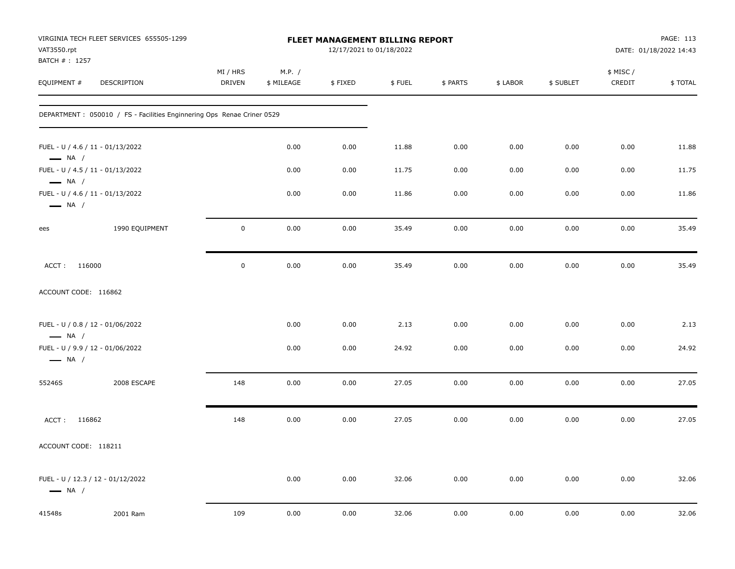VIRGINIA TECH FLEET SERVICES 655505-1299
VAT3550.rpt
BATCH # : 1257

**FLEET MANAGEMENT BILLING REPORT**
12/17/2021 to 01/18/2022

DATE: 01/18/2022 14:43

| EQUIPMENT # | DESCRIPTION | MI / HRS DRIVEN | M.P. / $ MILEAGE | $ FIXED | $ FUEL | $ PARTS | $ LABOR | $ SUBLET | $ MISC / CREDIT | $ TOTAL |
|---|---|---|---|---|---|---|---|---|---|---|
| DEPARTMENT : 050010 / FS - Facilities Enginnering Ops Renae Criner 0529 | | | | | | | | | | |
| FUEL - U / 4.6 / 11 - 01/13/2022 — NA / | | | 0.00 | 0.00 | 11.88 | 0.00 | 0.00 | 0.00 | 0.00 | 11.88 |
| FUEL - U / 4.5 / 11 - 01/13/2022 — NA / | | | 0.00 | 0.00 | 11.75 | 0.00 | 0.00 | 0.00 | 0.00 | 11.75 |
| FUEL - U / 4.6 / 11 - 01/13/2022 — NA / | | | 0.00 | 0.00 | 11.86 | 0.00 | 0.00 | 0.00 | 0.00 | 11.86 |
| ees | 1990 EQUIPMENT | 0 | 0.00 | 0.00 | 35.49 | 0.00 | 0.00 | 0.00 | 0.00 | 35.49 |
| ACCT : 116000 | | 0 | 0.00 | 0.00 | 35.49 | 0.00 | 0.00 | 0.00 | 0.00 | 35.49 |
| ACCOUNT CODE: 116862 | | | | | | | | | | |
| FUEL - U / 0.8 / 12 - 01/06/2022 — NA / | | | 0.00 | 0.00 | 2.13 | 0.00 | 0.00 | 0.00 | 0.00 | 2.13 |
| FUEL - U / 9.9 / 12 - 01/06/2022 — NA / | | | 0.00 | 0.00 | 24.92 | 0.00 | 0.00 | 0.00 | 0.00 | 24.92 |
| 55246S | 2008 ESCAPE | 148 | 0.00 | 0.00 | 27.05 | 0.00 | 0.00 | 0.00 | 0.00 | 27.05 |
| ACCT : 116862 | | 148 | 0.00 | 0.00 | 27.05 | 0.00 | 0.00 | 0.00 | 0.00 | 27.05 |
| ACCOUNT CODE: 118211 | | | | | | | | | | |
| FUEL - U / 12.3 / 12 - 01/12/2022 — NA / | | | 0.00 | 0.00 | 32.06 | 0.00 | 0.00 | 0.00 | 0.00 | 32.06 |
| 41548s | 2001 Ram | 109 | 0.00 | 0.00 | 32.06 | 0.00 | 0.00 | 0.00 | 0.00 | 32.06 |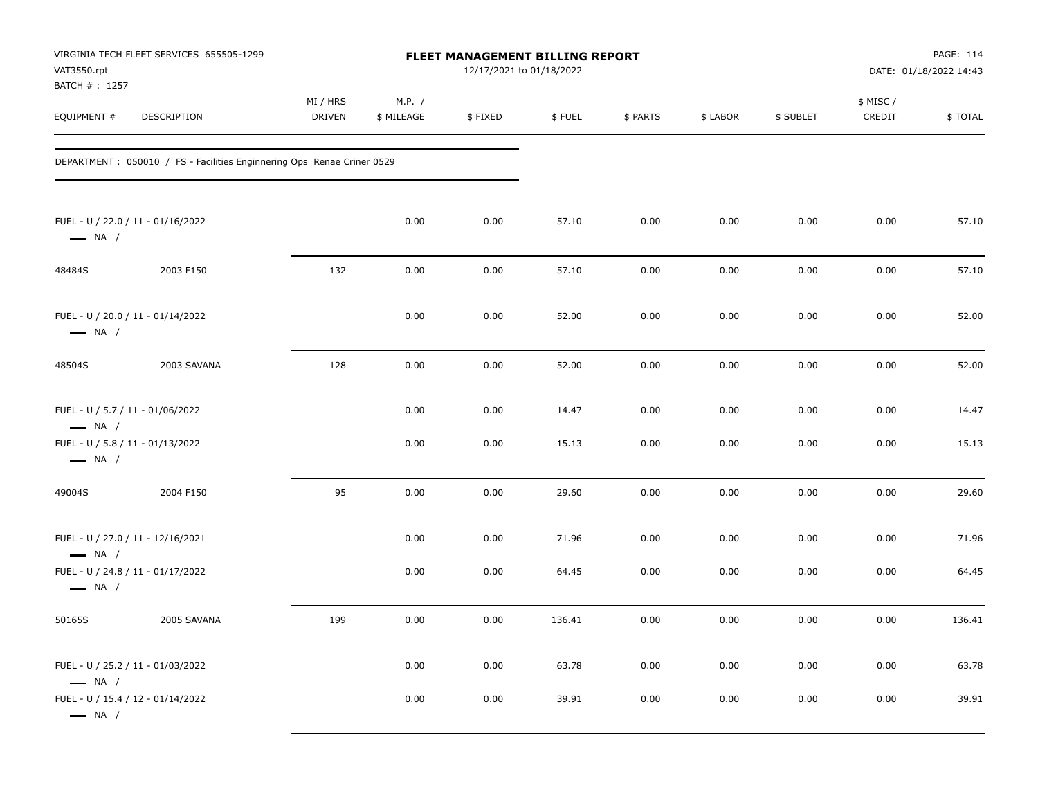VIRGINIA TECH FLEET SERVICES 655505-1299
VAT3550.rpt
BATCH # : 1257

# FLEET MANAGEMENT BILLING REPORT

12/17/2021 to 01/18/2022

DATE: 01/18/2022 14:43

| EQUIPMENT # | DESCRIPTION | MI / HRS DRIVEN | M.P. / $ MILEAGE | $ FIXED | $ FUEL | $ PARTS | $ LABOR | $ SUBLET | $ MISC / CREDIT | $ TOTAL |
|---|---|---|---|---|---|---|---|---|---|---|
| DEPARTMENT : 050010 / FS - Facilities Enginnering Ops Renae Criner 0529 | | | | | | | | | | |
| FUEL - U / 22.0 / 11 - 01/16/2022 — NA / | | | 0.00 | 0.00 | 57.10 | 0.00 | 0.00 | 0.00 | 0.00 | 57.10 |
| 48484S | 2003 F150 | 132 | 0.00 | 0.00 | 57.10 | 0.00 | 0.00 | 0.00 | 0.00 | 57.10 |
| FUEL - U / 20.0 / 11 - 01/14/2022 — NA / | | | 0.00 | 0.00 | 52.00 | 0.00 | 0.00 | 0.00 | 0.00 | 52.00 |
| 48504S | 2003 SAVANA | 128 | 0.00 | 0.00 | 52.00 | 0.00 | 0.00 | 0.00 | 0.00 | 52.00 |
| FUEL - U / 5.7 / 11 - 01/06/2022 — NA / | | | 0.00 | 0.00 | 14.47 | 0.00 | 0.00 | 0.00 | 0.00 | 14.47 |
| FUEL - U / 5.8 / 11 - 01/13/2022 — NA / | | | 0.00 | 0.00 | 15.13 | 0.00 | 0.00 | 0.00 | 0.00 | 15.13 |
| 49004S | 2004 F150 | 95 | 0.00 | 0.00 | 29.60 | 0.00 | 0.00 | 0.00 | 0.00 | 29.60 |
| FUEL - U / 27.0 / 11 - 12/16/2021 — NA / | | | 0.00 | 0.00 | 71.96 | 0.00 | 0.00 | 0.00 | 0.00 | 71.96 |
| FUEL - U / 24.8 / 11 - 01/17/2022 — NA / | | | 0.00 | 0.00 | 64.45 | 0.00 | 0.00 | 0.00 | 0.00 | 64.45 |
| 50165S | 2005 SAVANA | 199 | 0.00 | 0.00 | 136.41 | 0.00 | 0.00 | 0.00 | 0.00 | 136.41 |
| FUEL - U / 25.2 / 11 - 01/03/2022 — NA / | | | 0.00 | 0.00 | 63.78 | 0.00 | 0.00 | 0.00 | 0.00 | 63.78 |
| FUEL - U / 15.4 / 12 - 01/14/2022 — NA / | | | 0.00 | 0.00 | 39.91 | 0.00 | 0.00 | 0.00 | 0.00 | 39.91 |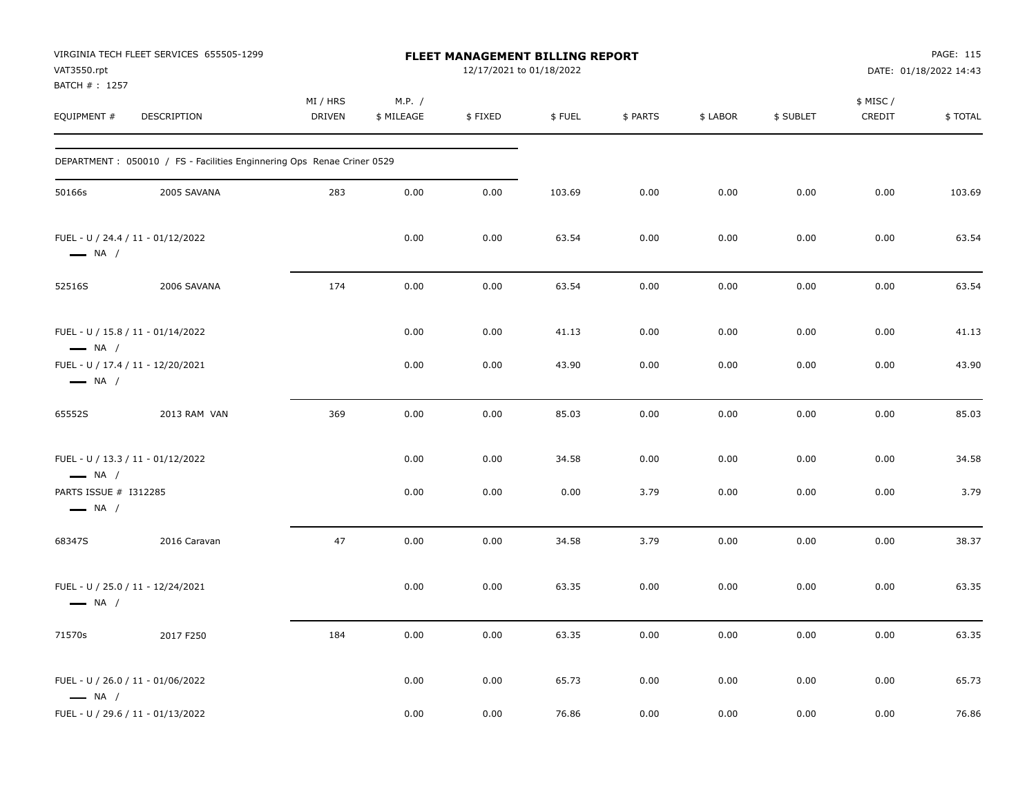VIRGINIA TECH FLEET SERVICES 655505-1299
VAT3550.rpt
BATCH # : 1257

**FLEET MANAGEMENT BILLING REPORT**
12/17/2021 to 01/18/2022

DATE: 01/18/2022 14:43

| EQUIPMENT # | DESCRIPTION | MI / HRS DRIVEN | M.P. / $ MILEAGE | $ FIXED | $ FUEL | $ PARTS | $ LABOR | $ SUBLET | $ MISC / CREDIT | $ TOTAL |
|---|---|---|---|---|---|---|---|---|---|---|
| DEPARTMENT : 050010 / FS - Facilities Enginnering Ops Renae Criner 0529 | | | | | | | | | | |
| 50166s | 2005 SAVANA | 283 | 0.00 | 0.00 | 103.69 | 0.00 | 0.00 | 0.00 | 0.00 | 103.69 |
| FUEL - U / 24.4 / 11 - 01/12/2022 — NA / | | | 0.00 | 0.00 | 63.54 | 0.00 | 0.00 | 0.00 | 0.00 | 63.54 |
| 52516S | 2006 SAVANA | 174 | 0.00 | 0.00 | 63.54 | 0.00 | 0.00 | 0.00 | 0.00 | 63.54 |
| FUEL - U / 15.8 / 11 - 01/14/2022 — NA / | | | 0.00 | 0.00 | 41.13 | 0.00 | 0.00 | 0.00 | 0.00 | 41.13 |
| FUEL - U / 17.4 / 11 - 12/20/2021 — NA / | | | 0.00 | 0.00 | 43.90 | 0.00 | 0.00 | 0.00 | 0.00 | 43.90 |
| 65552S | 2013 RAM VAN | 369 | 0.00 | 0.00 | 85.03 | 0.00 | 0.00 | 0.00 | 0.00 | 85.03 |
| FUEL - U / 13.3 / 11 - 01/12/2022 — NA / | | | 0.00 | 0.00 | 34.58 | 0.00 | 0.00 | 0.00 | 0.00 | 34.58 |
| PARTS ISSUE # I312285 — NA / | | | 0.00 | 0.00 | 0.00 | 3.79 | 0.00 | 0.00 | 0.00 | 3.79 |
| 68347S | 2016 Caravan | 47 | 0.00 | 0.00 | 34.58 | 3.79 | 0.00 | 0.00 | 0.00 | 38.37 |
| FUEL - U / 25.0 / 11 - 12/24/2021 — NA / | | | 0.00 | 0.00 | 63.35 | 0.00 | 0.00 | 0.00 | 0.00 | 63.35 |
| 71570s | 2017 F250 | 184 | 0.00 | 0.00 | 63.35 | 0.00 | 0.00 | 0.00 | 0.00 | 63.35 |
| FUEL - U / 26.0 / 11 - 01/06/2022 — NA / | | | 0.00 | 0.00 | 65.73 | 0.00 | 0.00 | 0.00 | 0.00 | 65.73 |
| FUEL - U / 29.6 / 11 - 01/13/2022 | | | 0.00 | 0.00 | 76.86 | 0.00 | 0.00 | 0.00 | 0.00 | 76.86 |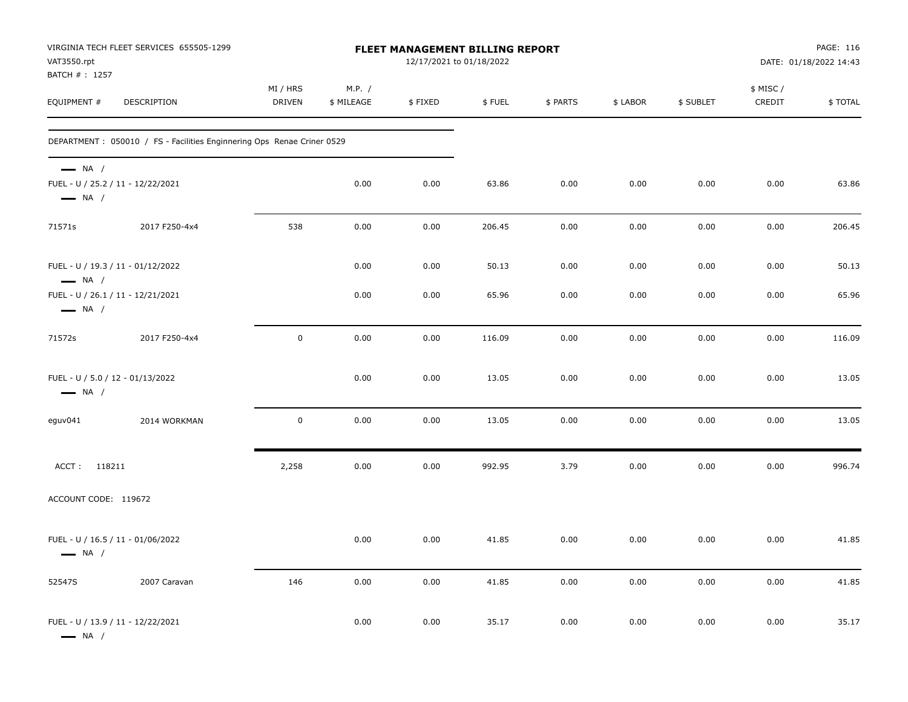VIRGINIA TECH FLEET SERVICES 655505-1299
VAT3550.rpt
BATCH # : 1257

**FLEET MANAGEMENT BILLING REPORT**
12/17/2021 to 01/18/2022

DATE: 01/18/2022 14:43

| EQUIPMENT # | DESCRIPTION | MI / HRS DRIVEN | M.P. / $ MILEAGE | $ FIXED | $ FUEL | $ PARTS | $ LABOR | $ SUBLET | $ MISC / CREDIT | $ TOTAL |
|---|---|---|---|---|---|---|---|---|---|---|
| DEPARTMENT : 050010 / FS - Facilities Enginnering Ops Renae Criner 0529 | | | | | | | | | | |
| — NA / | | | | | | | | | | |
| FUEL - U / 25.2 / 11 - 12/22/2021 — NA / | | | 0.00 | 0.00 | 63.86 | 0.00 | 0.00 | 0.00 | 0.00 | 63.86 |
| 71571s | 2017 F250-4x4 | 538 | 0.00 | 0.00 | 206.45 | 0.00 | 0.00 | 0.00 | 0.00 | 206.45 |
| FUEL - U / 19.3 / 11 - 01/12/2022 — NA / | | | 0.00 | 0.00 | 50.13 | 0.00 | 0.00 | 0.00 | 0.00 | 50.13 |
| FUEL - U / 26.1 / 11 - 12/21/2021 — NA / | | | 0.00 | 0.00 | 65.96 | 0.00 | 0.00 | 0.00 | 0.00 | 65.96 |
| 71572s | 2017 F250-4x4 | 0 | 0.00 | 0.00 | 116.09 | 0.00 | 0.00 | 0.00 | 0.00 | 116.09 |
| FUEL - U / 5.0 / 12 - 01/13/2022 — NA / | | | 0.00 | 0.00 | 13.05 | 0.00 | 0.00 | 0.00 | 0.00 | 13.05 |
| eguv041 | 2014 WORKMAN | 0 | 0.00 | 0.00 | 13.05 | 0.00 | 0.00 | 0.00 | 0.00 | 13.05 |
| ACCT : 118211 | | 2,258 | 0.00 | 0.00 | 992.95 | 3.79 | 0.00 | 0.00 | 0.00 | 996.74 |
| ACCOUNT CODE: 119672 | | | | | | | | | | |
| FUEL - U / 16.5 / 11 - 01/06/2022 — NA / | | | 0.00 | 0.00 | 41.85 | 0.00 | 0.00 | 0.00 | 0.00 | 41.85 |
| 52547S | 2007 Caravan | 146 | 0.00 | 0.00 | 41.85 | 0.00 | 0.00 | 0.00 | 0.00 | 41.85 |
| FUEL - U / 13.9 / 11 - 12/22/2021 — NA / | | | 0.00 | 0.00 | 35.17 | 0.00 | 0.00 | 0.00 | 0.00 | 35.17 |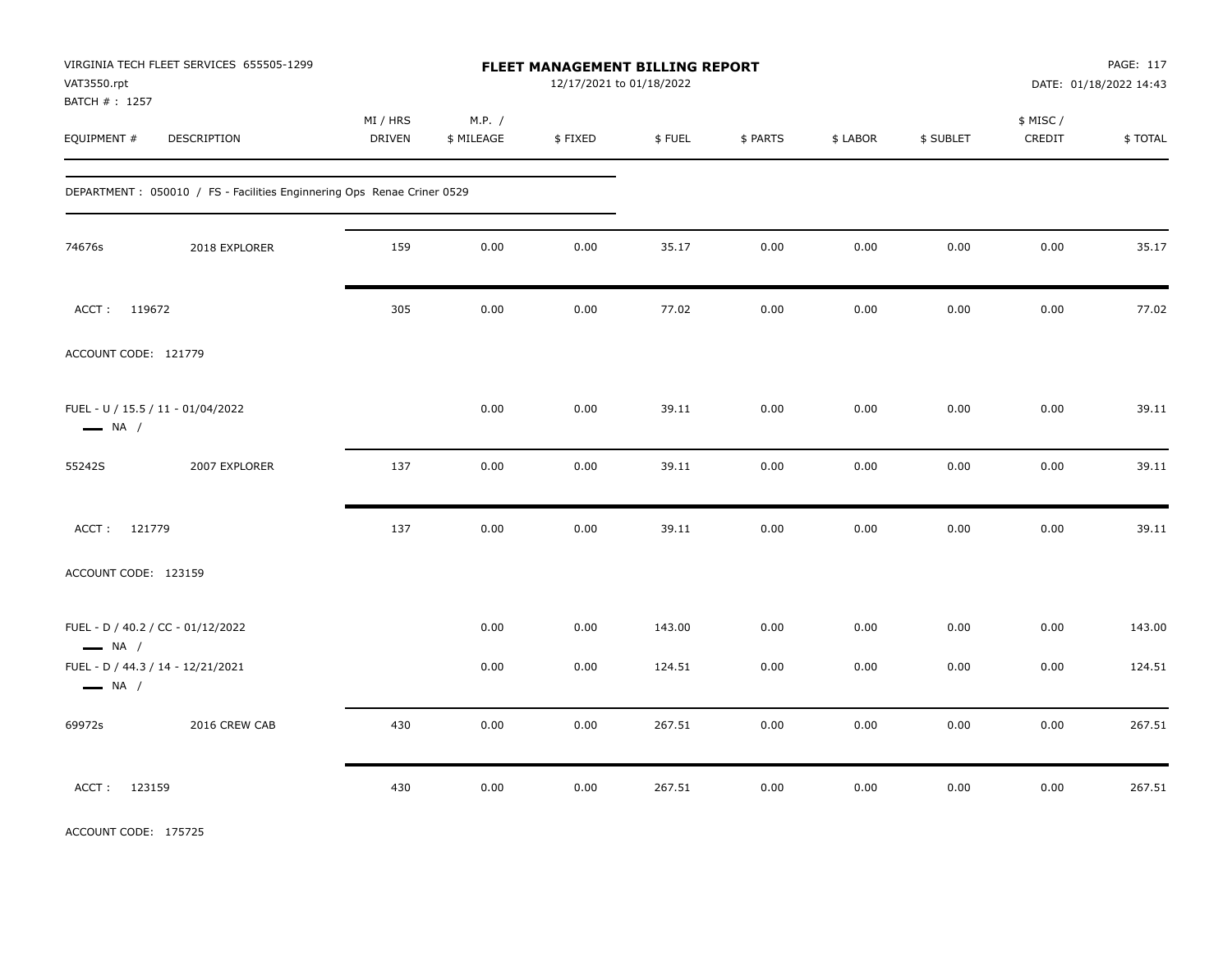VIRGINIA TECH FLEET SERVICES 655505-1299
VAT3550.rpt
BATCH # : 1257

**FLEET MANAGEMENT BILLING REPORT**
12/17/2021 to 01/18/2022

DATE: 01/18/2022 14:43

| EQUIPMENT # | DESCRIPTION | MI / HRS DRIVEN | M.P. / $ MILEAGE | $ FIXED | $ FUEL | $ PARTS | $ LABOR | $ SUBLET | $ MISC / CREDIT | $ TOTAL |
|---|---|---|---|---|---|---|---|---|---|---|
| DEPARTMENT : 050010 / FS - Facilities Enginnering Ops Renae Criner 0529 | | | | | | | | | | |
| 74676s | 2018 EXPLORER | 159 | 0.00 | 0.00 | 35.17 | 0.00 | 0.00 | 0.00 | 0.00 | 35.17 |
| ACCT : 119672 | | 305 | 0.00 | 0.00 | 77.02 | 0.00 | 0.00 | 0.00 | 0.00 | 77.02 |
| ACCOUNT CODE: 121779 | | | | | | | | | | |
| FUEL - U / 15.5 / 11 - 01/04/2022 — NA / | | | 0.00 | 0.00 | 39.11 | 0.00 | 0.00 | 0.00 | 0.00 | 39.11 |
| 55242S | 2007 EXPLORER | 137 | 0.00 | 0.00 | 39.11 | 0.00 | 0.00 | 0.00 | 0.00 | 39.11 |
| ACCT : 121779 | | 137 | 0.00 | 0.00 | 39.11 | 0.00 | 0.00 | 0.00 | 0.00 | 39.11 |
| ACCOUNT CODE: 123159 | | | | | | | | | | |
| FUEL - D / 40.2 / CC - 01/12/2022 — NA / | | | 0.00 | 0.00 | 143.00 | 0.00 | 0.00 | 0.00 | 0.00 | 143.00 |
| FUEL - D / 44.3 / 14 - 12/21/2021 — NA / | | | 0.00 | 0.00 | 124.51 | 0.00 | 0.00 | 0.00 | 0.00 | 124.51 |
| 69972s | 2016 CREW CAB | 430 | 0.00 | 0.00 | 267.51 | 0.00 | 0.00 | 0.00 | 0.00 | 267.51 |
| ACCT : 123159 | | 430 | 0.00 | 0.00 | 267.51 | 0.00 | 0.00 | 0.00 | 0.00 | 267.51 |
| ACCOUNT CODE: 175725 | | | | | | | | | | |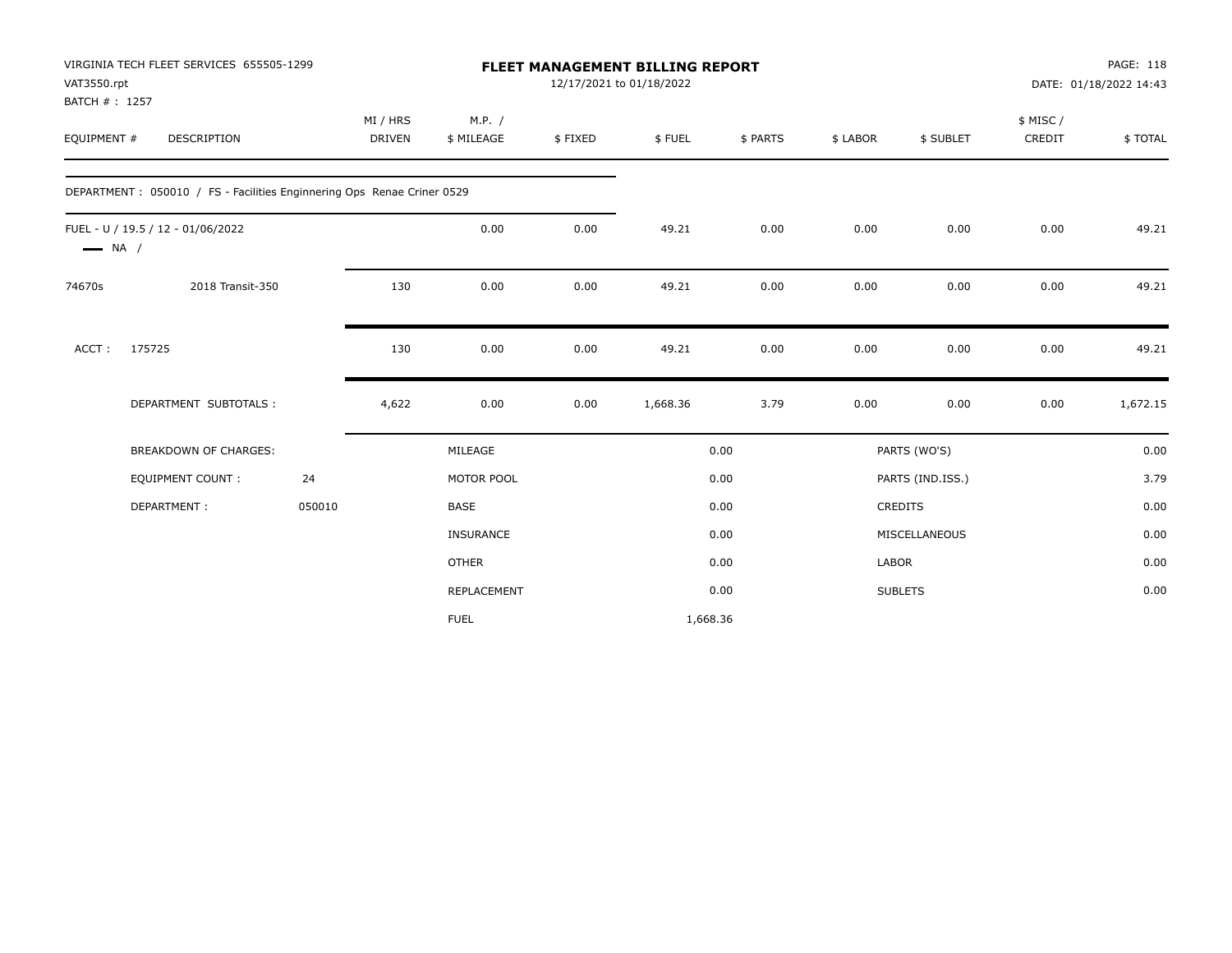VIRGINIA TECH FLEET SERVICES 655505-1299
VAT3550.rpt
BATCH # : 1257

# FLEET MANAGEMENT BILLING REPORT

12/17/2021 to 01/18/2022

DATE: 01/18/2022 14:43

| EQUIPMENT # | DESCRIPTION | MI / HRS DRIVEN | M.P. / $ MILEAGE | $ FIXED | $ FUEL | $ PARTS | $ LABOR | $ SUBLET | $ MISC / CREDIT | $ TOTAL |
|---|---|---|---|---|---|---|---|---|---|---|
| DEPARTMENT : 050010 / FS - Facilities Enginnering Ops Renae Criner 0529 | | | | | | | | | | |
| FUEL - U / 19.5 / 12 - 01/06/2022 — NA / | | | 0.00 | 0.00 | 49.21 | 0.00 | 0.00 | 0.00 | 0.00 | 49.21 |
| 74670s | 2018 Transit-350 | 130 | 0.00 | 0.00 | 49.21 | 0.00 | 0.00 | 0.00 | 0.00 | 49.21 |
| ACCT : | 175725 | 130 | 0.00 | 0.00 | 49.21 | 0.00 | 0.00 | 0.00 | 0.00 | 49.21 |
| | DEPARTMENT SUBTOTALS : | 4,622 | 0.00 | 0.00 | 1,668.36 | 3.79 | 0.00 | 0.00 | 0.00 | 1,672.15 |

| BREAKDOWN OF CHARGES: | | | | | |
|---|---|---|---|---|---|
| EQUIPMENT COUNT : | 24 | MILEAGE | 0.00 | PARTS (WO'S) | 0.00 |
| DEPARTMENT : | 050010 | MOTOR POOL | 0.00 | PARTS (IND.ISS.) | 3.79 |
| | | BASE | 0.00 | CREDITS | 0.00 |
| | | INSURANCE | 0.00 | MISCELLANEOUS | 0.00 |
| | | OTHER | 0.00 | LABOR | 0.00 |
| | | REPLACEMENT | 0.00 | SUBLETS | 0.00 |
| | | FUEL | 1,668.36 | | |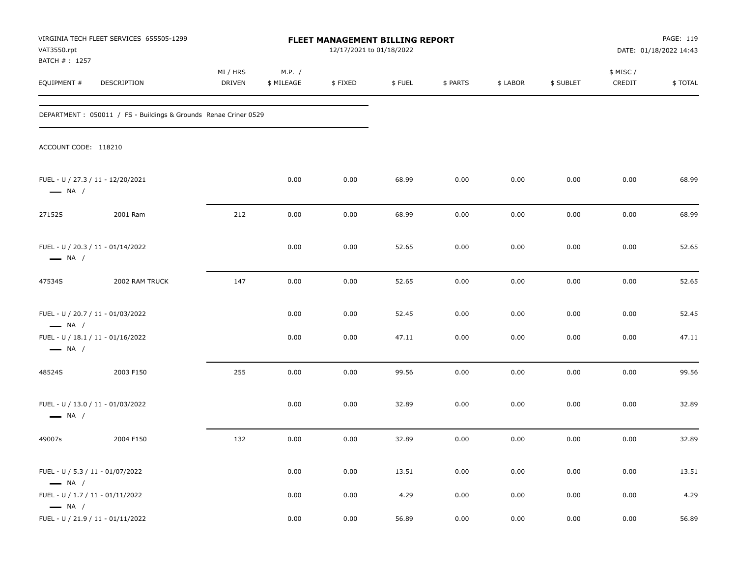VIRGINIA TECH FLEET SERVICES 655505-1299
VAT3550.rpt
BATCH # : 1257

# FLEET MANAGEMENT BILLING REPORT

12/17/2021 to 01/18/2022

DATE: 01/18/2022 14:43

DEPARTMENT : 050011 / FS - Buildings & Grounds Renae Criner 0529

ACCOUNT CODE: 118210

| EQUIPMENT # | DESCRIPTION | MI / HRS DRIVEN | M.P. / $ MILEAGE | $ FIXED | $ FUEL | $ PARTS | $ LABOR | $ SUBLET | $ MISC / CREDIT | $ TOTAL |
|---|---|---|---|---|---|---|---|---|---|---|
| FUEL - U / 27.3 / 11 - 12/20/2021 — NA / | | | 0.00 | 0.00 | 68.99 | 0.00 | 0.00 | 0.00 | 0.00 | 68.99 |
| 27152S | 2001 Ram | 212 | 0.00 | 0.00 | 68.99 | 0.00 | 0.00 | 0.00 | 0.00 | 68.99 |
| FUEL - U / 20.3 / 11 - 01/14/2022 — NA / | | | 0.00 | 0.00 | 52.65 | 0.00 | 0.00 | 0.00 | 0.00 | 52.65 |
| 47534S | 2002 RAM TRUCK | 147 | 0.00 | 0.00 | 52.65 | 0.00 | 0.00 | 0.00 | 0.00 | 52.65 |
| FUEL - U / 20.7 / 11 - 01/03/2022 — NA / | | | 0.00 | 0.00 | 52.45 | 0.00 | 0.00 | 0.00 | 0.00 | 52.45 |
| FUEL - U / 18.1 / 11 - 01/16/2022 — NA / | | | 0.00 | 0.00 | 47.11 | 0.00 | 0.00 | 0.00 | 0.00 | 47.11 |
| 48524S | 2003 F150 | 255 | 0.00 | 0.00 | 99.56 | 0.00 | 0.00 | 0.00 | 0.00 | 99.56 |
| FUEL - U / 13.0 / 11 - 01/03/2022 — NA / | | | 0.00 | 0.00 | 32.89 | 0.00 | 0.00 | 0.00 | 0.00 | 32.89 |
| 49007s | 2004 F150 | 132 | 0.00 | 0.00 | 32.89 | 0.00 | 0.00 | 0.00 | 0.00 | 32.89 |
| FUEL - U / 5.3 / 11 - 01/07/2022 — NA / | | | 0.00 | 0.00 | 13.51 | 0.00 | 0.00 | 0.00 | 0.00 | 13.51 |
| FUEL - U / 1.7 / 11 - 01/11/2022 — NA / | | | 0.00 | 0.00 | 4.29 | 0.00 | 0.00 | 0.00 | 0.00 | 4.29 |
| FUEL - U / 21.9 / 11 - 01/11/2022 | | | 0.00 | 0.00 | 56.89 | 0.00 | 0.00 | 0.00 | 0.00 | 56.89 |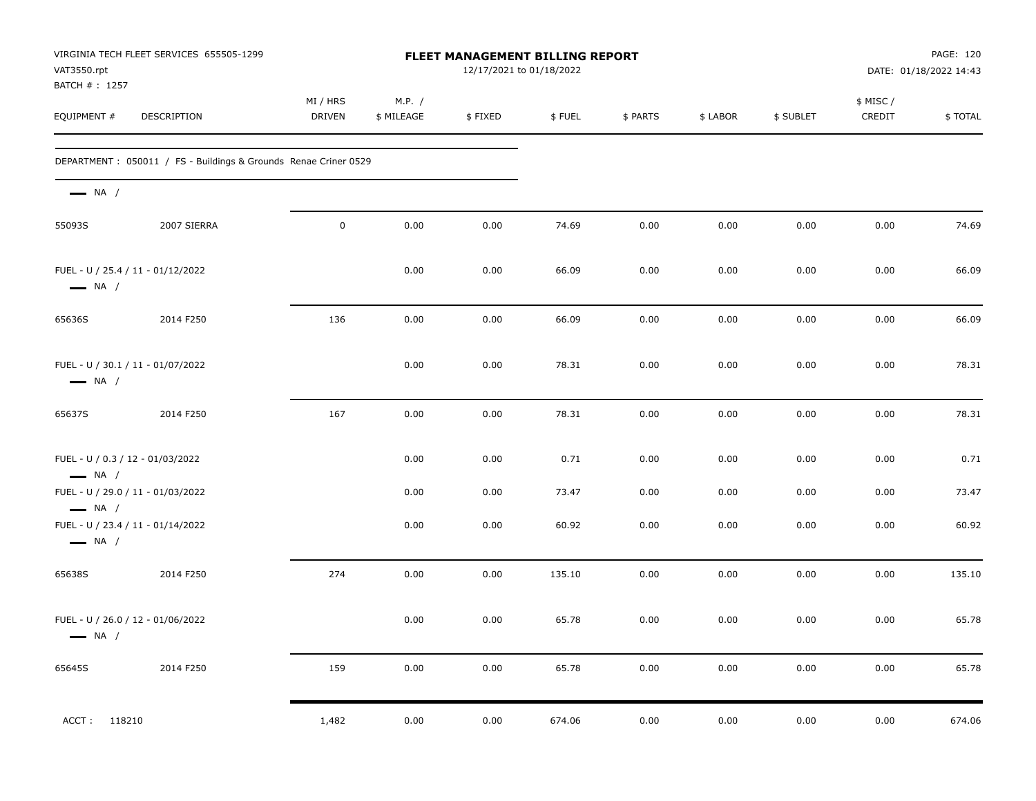VIRGINIA TECH FLEET SERVICES 655505-1299
VAT3550.rpt
BATCH # : 1257

**FLEET MANAGEMENT BILLING REPORT**
12/17/2021 to 01/18/2022

DATE: 01/18/2022 14:43

| EQUIPMENT # | DESCRIPTION | MI / HRS DRIVEN | M.P. / $ MILEAGE | $ FIXED | $ FUEL | $ PARTS | $ LABOR | $ SUBLET | $ MISC / CREDIT | $ TOTAL |
|---|---|---|---|---|---|---|---|---|---|---|
| DEPARTMENT : 050011 / FS - Buildings & Grounds Renae Criner 0529 | | | | | | | | | | |
| NA / | | | | | | | | | | |
| 55093S | 2007 SIERRA | 0 | 0.00 | 0.00 | 74.69 | 0.00 | 0.00 | 0.00 | 0.00 | 74.69 |
| FUEL - U / 25.4 / 11 - 01/12/2022 NA / | | | 0.00 | 0.00 | 66.09 | 0.00 | 0.00 | 0.00 | 0.00 | 66.09 |
| 65636S | 2014 F250 | 136 | 0.00 | 0.00 | 66.09 | 0.00 | 0.00 | 0.00 | 0.00 | 66.09 |
| FUEL - U / 30.1 / 11 - 01/07/2022 NA / | | | 0.00 | 0.00 | 78.31 | 0.00 | 0.00 | 0.00 | 0.00 | 78.31 |
| 65637S | 2014 F250 | 167 | 0.00 | 0.00 | 78.31 | 0.00 | 0.00 | 0.00 | 0.00 | 78.31 |
| FUEL - U / 0.3 / 12 - 01/03/2022 NA / | | | 0.00 | 0.00 | 0.71 | 0.00 | 0.00 | 0.00 | 0.00 | 0.71 |
| FUEL - U / 29.0 / 11 - 01/03/2022 NA / | | | 0.00 | 0.00 | 73.47 | 0.00 | 0.00 | 0.00 | 0.00 | 73.47 |
| FUEL - U / 23.4 / 11 - 01/14/2022 NA / | | | 0.00 | 0.00 | 60.92 | 0.00 | 0.00 | 0.00 | 0.00 | 60.92 |
| 65638S | 2014 F250 | 274 | 0.00 | 0.00 | 135.10 | 0.00 | 0.00 | 0.00 | 0.00 | 135.10 |
| FUEL - U / 26.0 / 12 - 01/06/2022 NA / | | | 0.00 | 0.00 | 65.78 | 0.00 | 0.00 | 0.00 | 0.00 | 65.78 |
| 65645S | 2014 F250 | 159 | 0.00 | 0.00 | 65.78 | 0.00 | 0.00 | 0.00 | 0.00 | 65.78 |
| ACCT : 118210 | | 1,482 | 0.00 | 0.00 | 674.06 | 0.00 | 0.00 | 0.00 | 0.00 | 674.06 |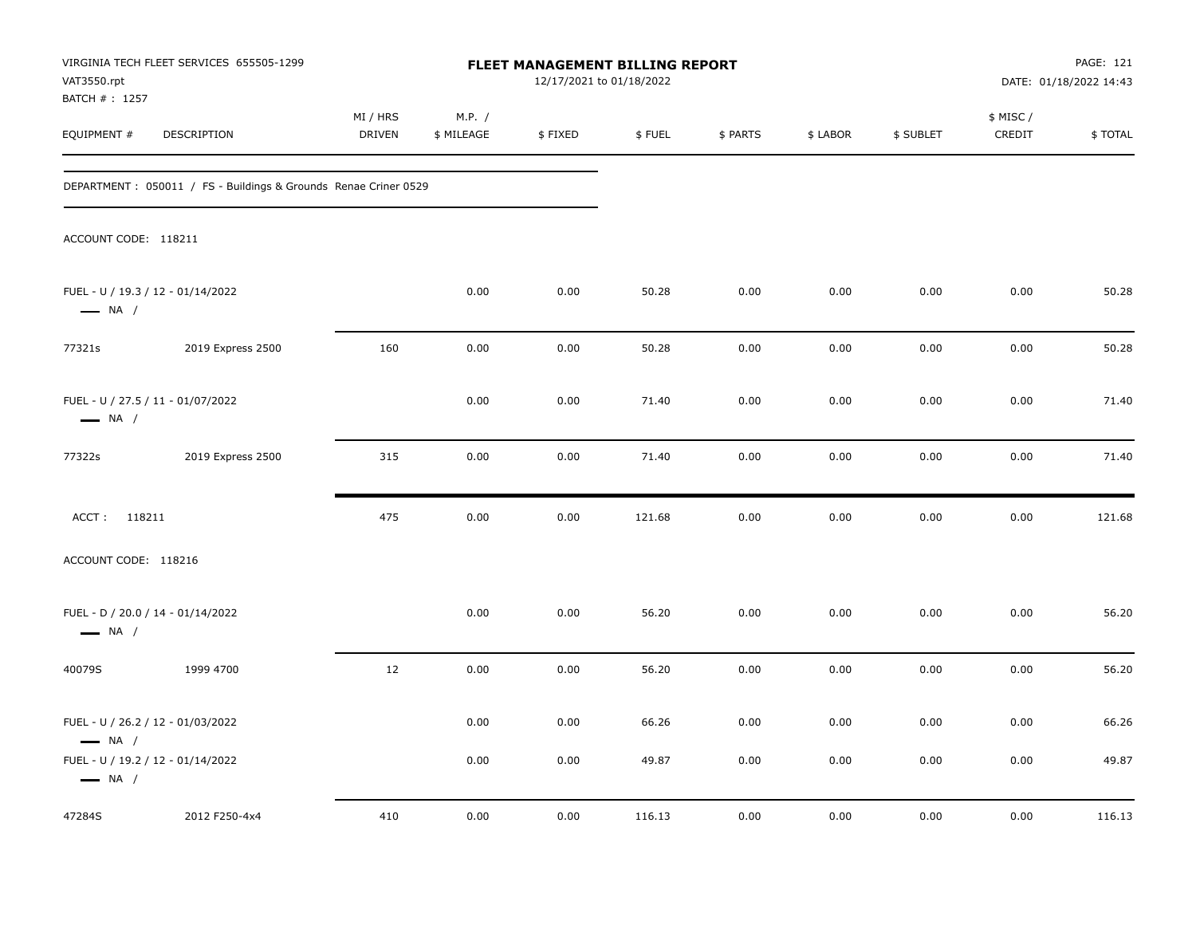VIRGINIA TECH FLEET SERVICES 655505-1299
VAT3550.rpt
BATCH # : 1257

**FLEET MANAGEMENT BILLING REPORT**
12/17/2021 to 01/18/2022

DATE: 01/18/2022 14:43

| EQUIPMENT # | DESCRIPTION | MI / HRS DRIVEN | M.P. / $ MILEAGE | $ FIXED | $ FUEL | $ PARTS | $ LABOR | $ SUBLET | $ MISC / CREDIT | $ TOTAL |
|---|---|---|---|---|---|---|---|---|---|---|
| DEPARTMENT : 050011 / FS - Buildings & Grounds Renae Criner 0529 | | | | | | | | | | |
| ACCOUNT CODE: 118211 | | | | | | | | | | |
| FUEL - U / 19.3 / 12 - 01/14/2022 — NA / | | | 0.00 | 0.00 | 50.28 | 0.00 | 0.00 | 0.00 | 0.00 | 50.28 |
| 77321s | 2019 Express 2500 | 160 | 0.00 | 0.00 | 50.28 | 0.00 | 0.00 | 0.00 | 0.00 | 50.28 |
| FUEL - U / 27.5 / 11 - 01/07/2022 — NA / | | | 0.00 | 0.00 | 71.40 | 0.00 | 0.00 | 0.00 | 0.00 | 71.40 |
| 77322s | 2019 Express 2500 | 315 | 0.00 | 0.00 | 71.40 | 0.00 | 0.00 | 0.00 | 0.00 | 71.40 |
| ACCT : 118211 | | 475 | 0.00 | 0.00 | 121.68 | 0.00 | 0.00 | 0.00 | 0.00 | 121.68 |
| ACCOUNT CODE: 118216 | | | | | | | | | | |
| FUEL - D / 20.0 / 14 - 01/14/2022 — NA / | | | 0.00 | 0.00 | 56.20 | 0.00 | 0.00 | 0.00 | 0.00 | 56.20 |
| 40079S | 1999 4700 | 12 | 0.00 | 0.00 | 56.20 | 0.00 | 0.00 | 0.00 | 0.00 | 56.20 |
| FUEL - U / 26.2 / 12 - 01/03/2022 — NA / | | | 0.00 | 0.00 | 66.26 | 0.00 | 0.00 | 0.00 | 0.00 | 66.26 |
| FUEL - U / 19.2 / 12 - 01/14/2022 — NA / | | | 0.00 | 0.00 | 49.87 | 0.00 | 0.00 | 0.00 | 0.00 | 49.87 |
| 47284S | 2012 F250-4x4 | 410 | 0.00 | 0.00 | 116.13 | 0.00 | 0.00 | 0.00 | 0.00 | 116.13 |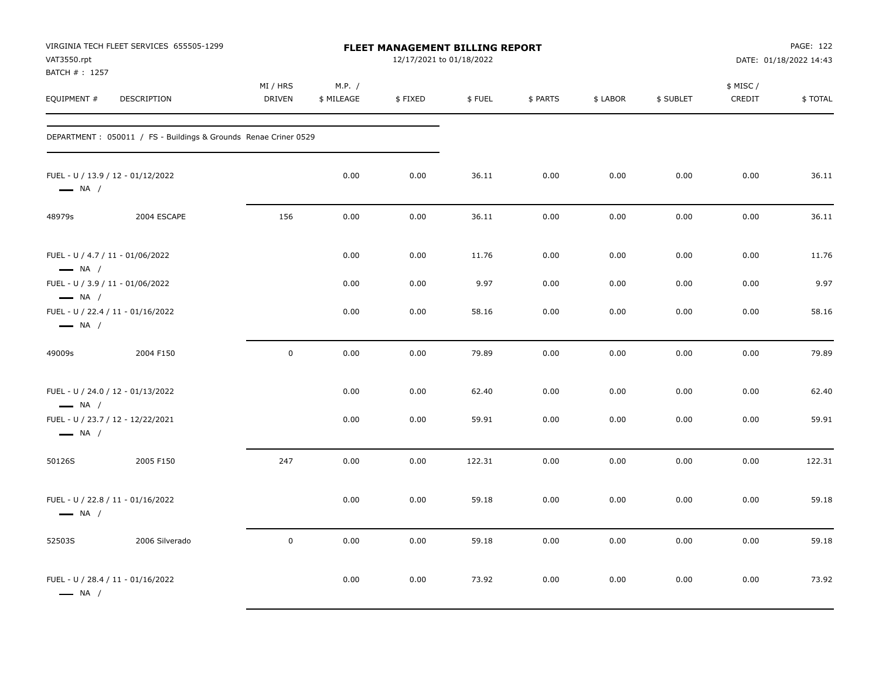VIRGINIA TECH FLEET SERVICES 655505-1299
VAT3550.rpt
BATCH # : 1257

**FLEET MANAGEMENT BILLING REPORT**
12/17/2021 to 01/18/2022

DATE: 01/18/2022 14:43

| EQUIPMENT # | DESCRIPTION | MI / HRS DRIVEN | M.P. / $ MILEAGE | $ FIXED | $ FUEL | $ PARTS | $ LABOR | $ SUBLET | $ MISC / CREDIT | $ TOTAL |
|---|---|---|---|---|---|---|---|---|---|---|
| DEPARTMENT : 050011 / FS - Buildings & Grounds Renae Criner 0529 | | | | | | | | | | |
| FUEL - U / 13.9 / 12 - 01/12/2022 — NA / | | | 0.00 | 0.00 | 36.11 | 0.00 | 0.00 | 0.00 | 0.00 | 36.11 |
| 48979s | 2004 ESCAPE | 156 | 0.00 | 0.00 | 36.11 | 0.00 | 0.00 | 0.00 | 0.00 | 36.11 |
| FUEL - U / 4.7 / 11 - 01/06/2022 — NA / | | | 0.00 | 0.00 | 11.76 | 0.00 | 0.00 | 0.00 | 0.00 | 11.76 |
| FUEL - U / 3.9 / 11 - 01/06/2022 — NA / | | | 0.00 | 0.00 | 9.97 | 0.00 | 0.00 | 0.00 | 0.00 | 9.97 |
| FUEL - U / 22.4 / 11 - 01/16/2022 — NA / | | | 0.00 | 0.00 | 58.16 | 0.00 | 0.00 | 0.00 | 0.00 | 58.16 |
| 49009s | 2004 F150 | 0 | 0.00 | 0.00 | 79.89 | 0.00 | 0.00 | 0.00 | 0.00 | 79.89 |
| FUEL - U / 24.0 / 12 - 01/13/2022 — NA / | | | 0.00 | 0.00 | 62.40 | 0.00 | 0.00 | 0.00 | 0.00 | 62.40 |
| FUEL - U / 23.7 / 12 - 12/22/2021 — NA / | | | 0.00 | 0.00 | 59.91 | 0.00 | 0.00 | 0.00 | 0.00 | 59.91 |
| 50126S | 2005 F150 | 247 | 0.00 | 0.00 | 122.31 | 0.00 | 0.00 | 0.00 | 0.00 | 122.31 |
| FUEL - U / 22.8 / 11 - 01/16/2022 — NA / | | | 0.00 | 0.00 | 59.18 | 0.00 | 0.00 | 0.00 | 0.00 | 59.18 |
| 52503S | 2006 Silverado | 0 | 0.00 | 0.00 | 59.18 | 0.00 | 0.00 | 0.00 | 0.00 | 59.18 |
| FUEL - U / 28.4 / 11 - 01/16/2022 — NA / | | | 0.00 | 0.00 | 73.92 | 0.00 | 0.00 | 0.00 | 0.00 | 73.92 |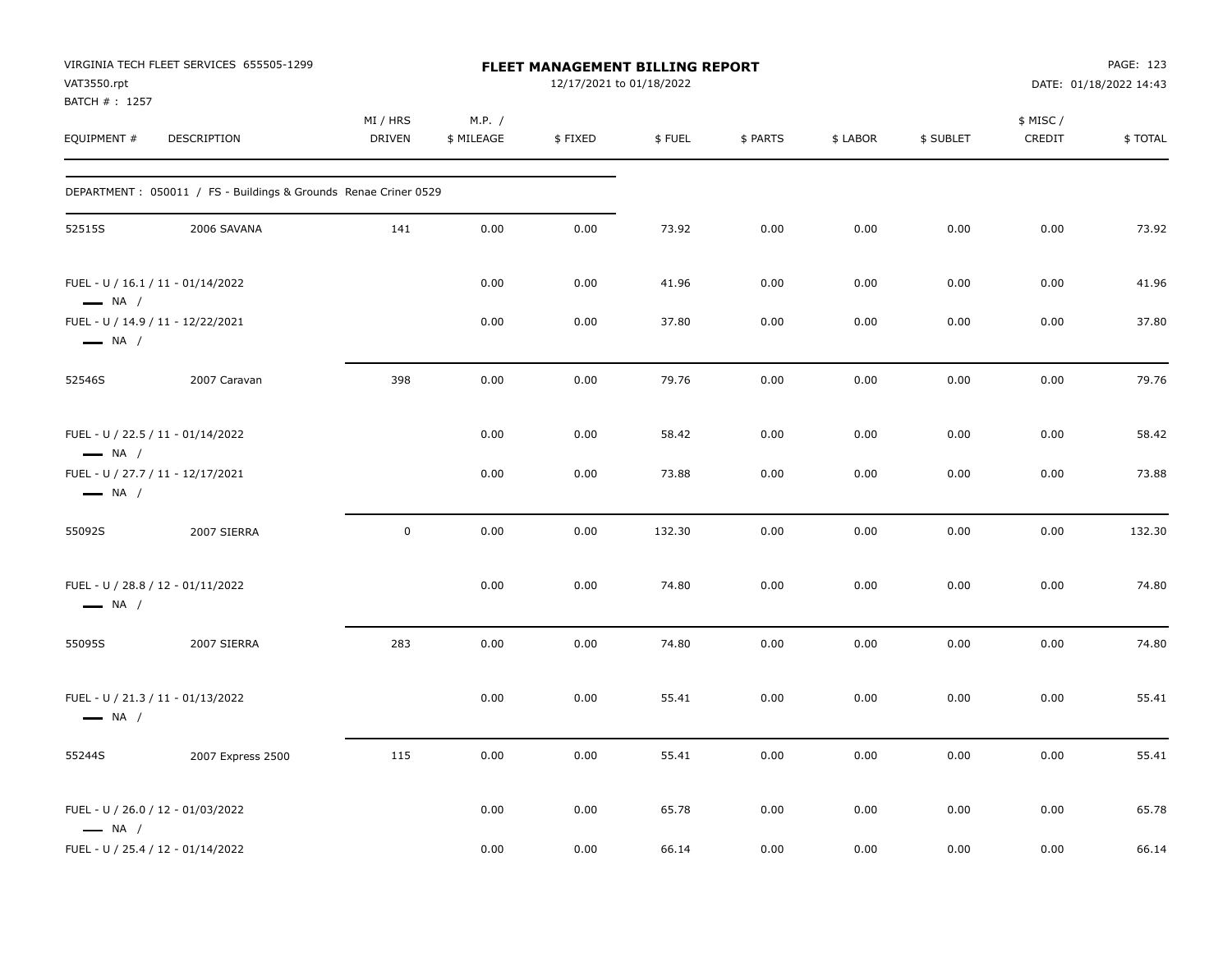VIRGINIA TECH FLEET SERVICES 655505-1299
VAT3550.rpt
BATCH # : 1257

# FLEET MANAGEMENT BILLING REPORT

12/17/2021 to 01/18/2022

DATE: 01/18/2022 14:43

| EQUIPMENT # | DESCRIPTION | MI / HRS DRIVEN | M.P. / $ MILEAGE | $ FIXED | $ FUEL | $ PARTS | $ LABOR | $ SUBLET | $ MISC / CREDIT | $ TOTAL |
|---|---|---|---|---|---|---|---|---|---|---|
| DEPARTMENT : 050011 / FS - Buildings & Grounds Renae Criner 0529 | | | | | | | | | | |
| 52515S | 2006 SAVANA | 141 | 0.00 | 0.00 | 73.92 | 0.00 | 0.00 | 0.00 | 0.00 | 73.92 |
| FUEL - U / 16.1 / 11 - 01/14/2022 — NA / | | | 0.00 | 0.00 | 41.96 | 0.00 | 0.00 | 0.00 | 0.00 | 41.96 |
| FUEL - U / 14.9 / 11 - 12/22/2021 — NA / | | | 0.00 | 0.00 | 37.80 | 0.00 | 0.00 | 0.00 | 0.00 | 37.80 |
| 52546S | 2007 Caravan | 398 | 0.00 | 0.00 | 79.76 | 0.00 | 0.00 | 0.00 | 0.00 | 79.76 |
| FUEL - U / 22.5 / 11 - 01/14/2022 — NA / | | | 0.00 | 0.00 | 58.42 | 0.00 | 0.00 | 0.00 | 0.00 | 58.42 |
| FUEL - U / 27.7 / 11 - 12/17/2021 — NA / | | | 0.00 | 0.00 | 73.88 | 0.00 | 0.00 | 0.00 | 0.00 | 73.88 |
| 55092S | 2007 SIERRA | 0 | 0.00 | 0.00 | 132.30 | 0.00 | 0.00 | 0.00 | 0.00 | 132.30 |
| FUEL - U / 28.8 / 12 - 01/11/2022 — NA / | | | 0.00 | 0.00 | 74.80 | 0.00 | 0.00 | 0.00 | 0.00 | 74.80 |
| 55095S | 2007 SIERRA | 283 | 0.00 | 0.00 | 74.80 | 0.00 | 0.00 | 0.00 | 0.00 | 74.80 |
| FUEL - U / 21.3 / 11 - 01/13/2022 — NA / | | | 0.00 | 0.00 | 55.41 | 0.00 | 0.00 | 0.00 | 0.00 | 55.41 |
| 55244S | 2007 Express 2500 | 115 | 0.00 | 0.00 | 55.41 | 0.00 | 0.00 | 0.00 | 0.00 | 55.41 |
| FUEL - U / 26.0 / 12 - 01/03/2022 — NA / | | | 0.00 | 0.00 | 65.78 | 0.00 | 0.00 | 0.00 | 0.00 | 65.78 |
| FUEL - U / 25.4 / 12 - 01/14/2022 | | | 0.00 | 0.00 | 66.14 | 0.00 | 0.00 | 0.00 | 0.00 | 66.14 |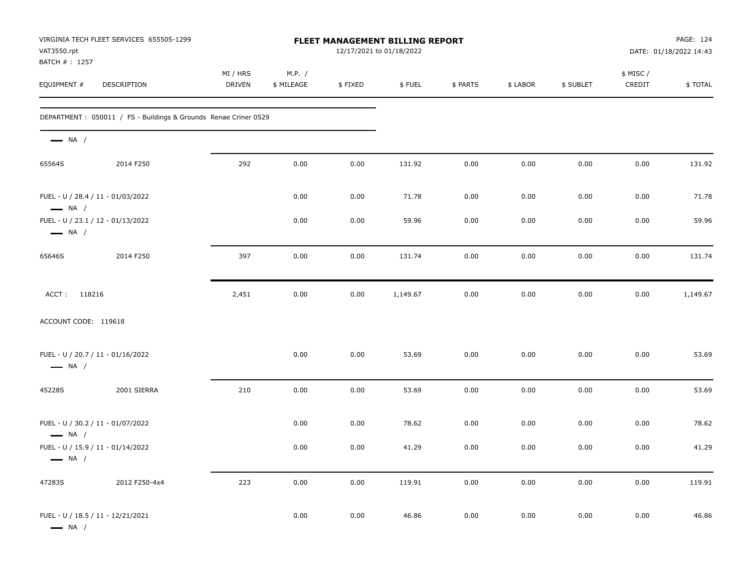**FLEET MANAGEMENT BILLING REPORT**

12/17/2021 to 01/18/2022

VIRGINIA TECH FLEET SERVICES 655505-1299
VAT3550.rpt
BATCH # : 1257

DATE: 01/18/2022 14:43

| EQUIPMENT # | DESCRIPTION | MI / HRS DRIVEN | M.P. / $ MILEAGE | $ FIXED | $ FUEL | $ PARTS | $ LABOR | $ SUBLET | $ MISC / CREDIT | $ TOTAL |
|---|---|---|---|---|---|---|---|---|---|---|
| DEPARTMENT : 050011 / FS - Buildings & Grounds Renae Criner 0529 | | | | | | | | | | |
| NA / | | | | | | | | | | |
| 65564S | 2014 F250 | 292 | 0.00 | 0.00 | 131.92 | 0.00 | 0.00 | 0.00 | 0.00 | 131.92 |
| FUEL - U / 28.4 / 11 - 01/03/2022 NA / | | | 0.00 | 0.00 | 71.78 | 0.00 | 0.00 | 0.00 | 0.00 | 71.78 |
| FUEL - U / 23.1 / 12 - 01/13/2022 NA / | | | 0.00 | 0.00 | 59.96 | 0.00 | 0.00 | 0.00 | 0.00 | 59.96 |
| 65646S | 2014 F250 | 397 | 0.00 | 0.00 | 131.74 | 0.00 | 0.00 | 0.00 | 0.00 | 131.74 |
| ACCT : 118216 | | 2,451 | 0.00 | 0.00 | 1,149.67 | 0.00 | 0.00 | 0.00 | 0.00 | 1,149.67 |
| ACCOUNT CODE: 119618 | | | | | | | | | | |
| FUEL - U / 20.7 / 11 - 01/16/2022 NA / | | | 0.00 | 0.00 | 53.69 | 0.00 | 0.00 | 0.00 | 0.00 | 53.69 |
| 45228S | 2001 SIERRA | 210 | 0.00 | 0.00 | 53.69 | 0.00 | 0.00 | 0.00 | 0.00 | 53.69 |
| FUEL - U / 30.2 / 11 - 01/07/2022 NA / | | | 0.00 | 0.00 | 78.62 | 0.00 | 0.00 | 0.00 | 0.00 | 78.62 |
| FUEL - U / 15.9 / 11 - 01/14/2022 NA / | | | 0.00 | 0.00 | 41.29 | 0.00 | 0.00 | 0.00 | 0.00 | 41.29 |
| 47283S | 2012 F250-4x4 | 223 | 0.00 | 0.00 | 119.91 | 0.00 | 0.00 | 0.00 | 0.00 | 119.91 |
| FUEL - U / 18.5 / 11 - 12/21/2021 NA / | | | 0.00 | 0.00 | 46.86 | 0.00 | 0.00 | 0.00 | 0.00 | 46.86 |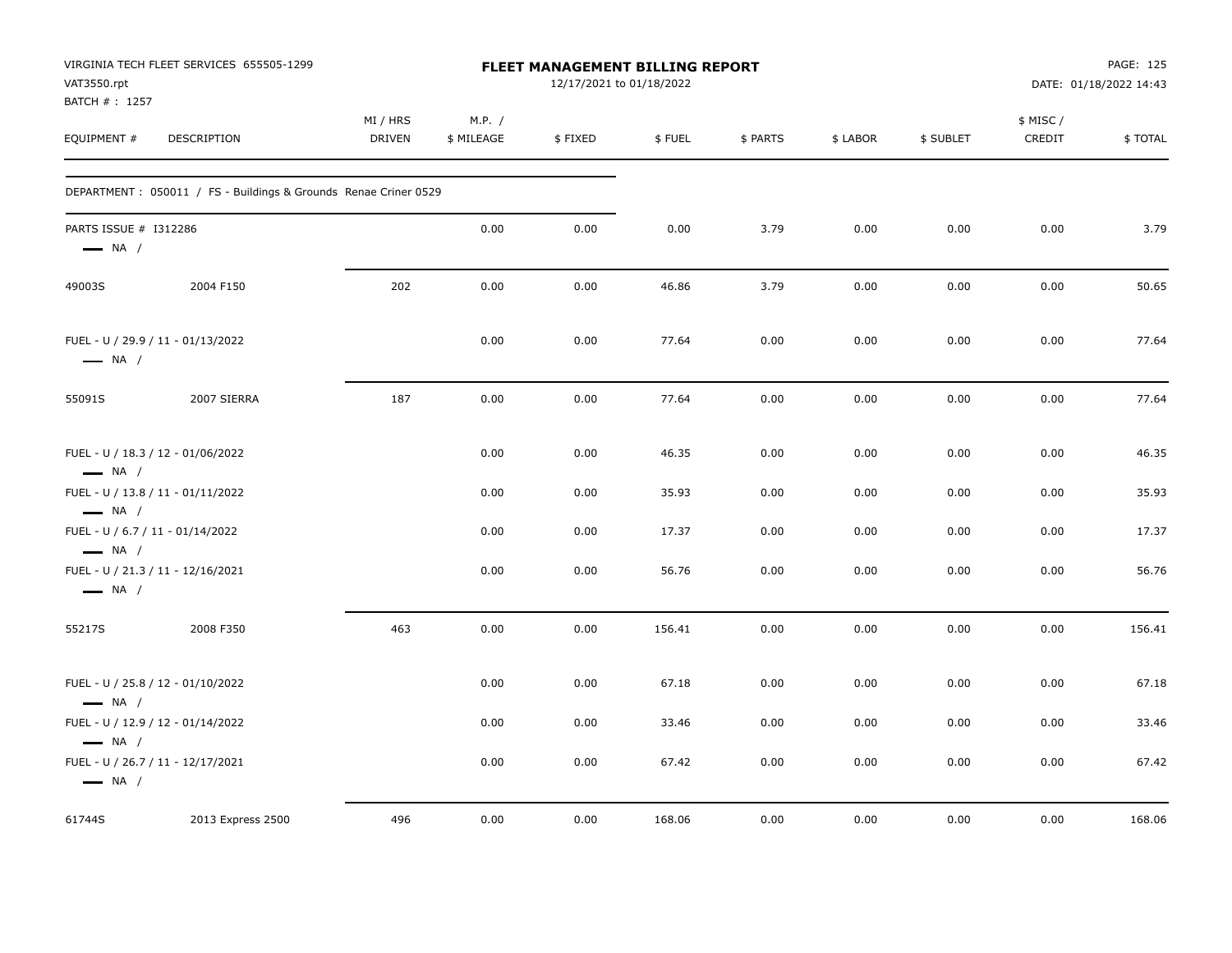VIRGINIA TECH FLEET SERVICES 655505-1299
VAT3550.rpt
BATCH # : 1257

**FLEET MANAGEMENT BILLING REPORT**
12/17/2021 to 01/18/2022

DATE: 01/18/2022 14:43

| EQUIPMENT # | DESCRIPTION | MI / HRS DRIVEN | M.P. / $ MILEAGE | $ FIXED | $ FUEL | $ PARTS | $ LABOR | $ SUBLET | $ MISC / CREDIT | $ TOTAL |
|---|---|---|---|---|---|---|---|---|---|---|
| DEPARTMENT : 050011 / FS - Buildings & Grounds Renae Criner 0529 | | | | | | | | | | |
| PARTS ISSUE # I312286 — NA / | | | 0.00 | 0.00 | 0.00 | 3.79 | 0.00 | 0.00 | 0.00 | 3.79 |
| 49003S | 2004 F150 | 202 | 0.00 | 0.00 | 46.86 | 3.79 | 0.00 | 0.00 | 0.00 | 50.65 |
| FUEL - U / 29.9 / 11 - 01/13/2022 — NA / | | | 0.00 | 0.00 | 77.64 | 0.00 | 0.00 | 0.00 | 0.00 | 77.64 |
| 55091S | 2007 SIERRA | 187 | 0.00 | 0.00 | 77.64 | 0.00 | 0.00 | 0.00 | 0.00 | 77.64 |
| FUEL - U / 18.3 / 12 - 01/06/2022 — NA / | | | 0.00 | 0.00 | 46.35 | 0.00 | 0.00 | 0.00 | 0.00 | 46.35 |
| FUEL - U / 13.8 / 11 - 01/11/2022 — NA / | | | 0.00 | 0.00 | 35.93 | 0.00 | 0.00 | 0.00 | 0.00 | 35.93 |
| FUEL - U / 6.7 / 11 - 01/14/2022 — NA / | | | 0.00 | 0.00 | 17.37 | 0.00 | 0.00 | 0.00 | 0.00 | 17.37 |
| FUEL - U / 21.3 / 11 - 12/16/2021 — NA / | | | 0.00 | 0.00 | 56.76 | 0.00 | 0.00 | 0.00 | 0.00 | 56.76 |
| 55217S | 2008 F350 | 463 | 0.00 | 0.00 | 156.41 | 0.00 | 0.00 | 0.00 | 0.00 | 156.41 |
| FUEL - U / 25.8 / 12 - 01/10/2022 — NA / | | | 0.00 | 0.00 | 67.18 | 0.00 | 0.00 | 0.00 | 0.00 | 67.18 |
| FUEL - U / 12.9 / 12 - 01/14/2022 — NA / | | | 0.00 | 0.00 | 33.46 | 0.00 | 0.00 | 0.00 | 0.00 | 33.46 |
| FUEL - U / 26.7 / 11 - 12/17/2021 — NA / | | | 0.00 | 0.00 | 67.42 | 0.00 | 0.00 | 0.00 | 0.00 | 67.42 |
| 61744S | 2013 Express 2500 | 496 | 0.00 | 0.00 | 168.06 | 0.00 | 0.00 | 0.00 | 0.00 | 168.06 |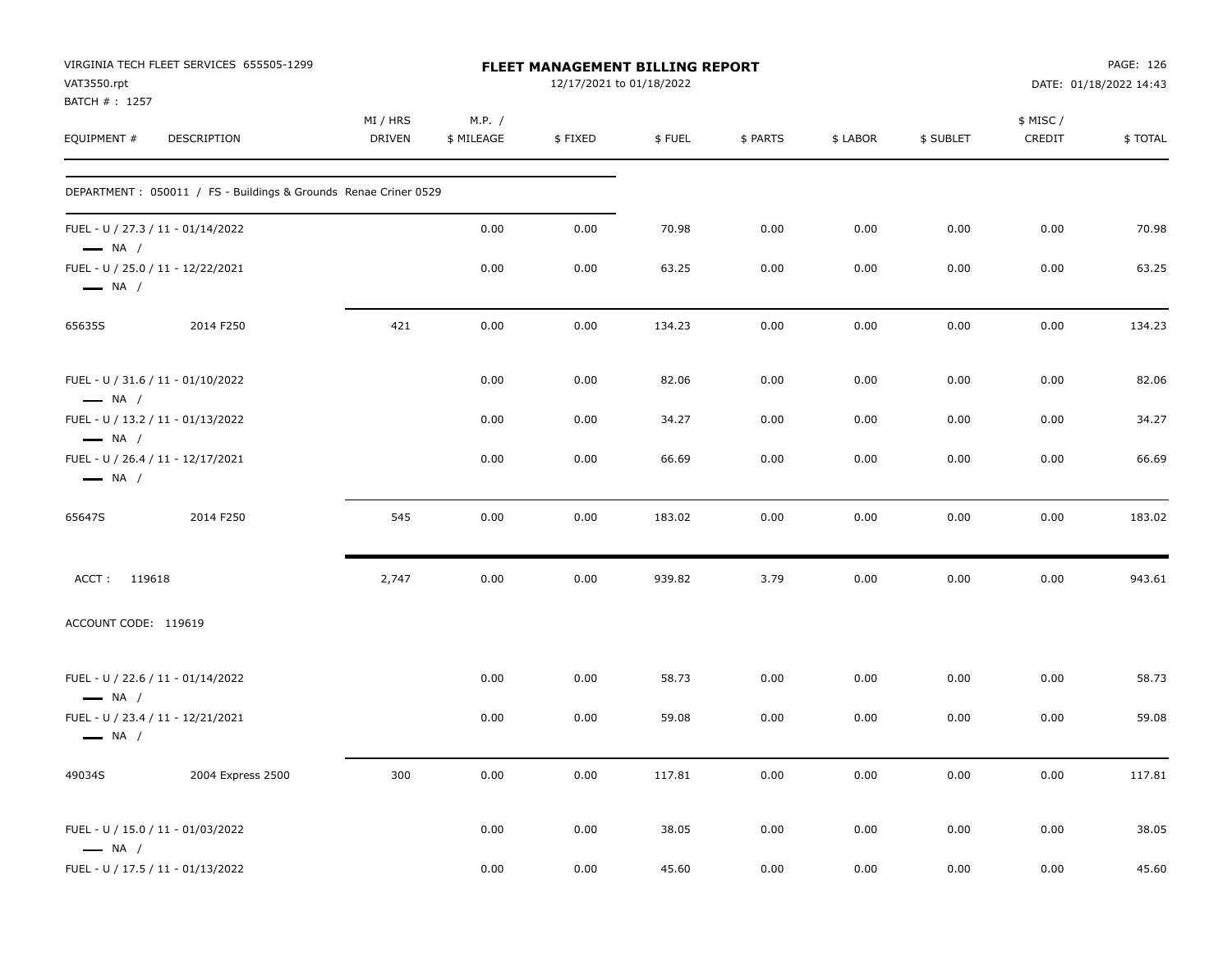**FLEET MANAGEMENT BILLING REPORT**

12/17/2021 to 01/18/2022

VIRGINIA TECH FLEET SERVICES 655505-1299
VAT3550.rpt
BATCH # : 1257

DATE: 01/18/2022 14:43

| EQUIPMENT # | DESCRIPTION | MI / HRS DRIVEN | M.P. / $ MILEAGE | $ FIXED | $ FUEL | $ PARTS | $ LABOR | $ SUBLET | $ MISC / CREDIT | $ TOTAL |
|---|---|---|---|---|---|---|---|---|---|---|
| DEPARTMENT : 050011 / FS - Buildings & Grounds Renae Criner 0529 | | | | | | | | | | |
| FUEL - U / 27.3 / 11 - 01/14/2022 — NA / | | | 0.00 | 0.00 | 70.98 | 0.00 | 0.00 | 0.00 | 0.00 | 70.98 |
| FUEL - U / 25.0 / 11 - 12/22/2021 — NA / | | | 0.00 | 0.00 | 63.25 | 0.00 | 0.00 | 0.00 | 0.00 | 63.25 |
| 65635S | 2014 F250 | 421 | 0.00 | 0.00 | 134.23 | 0.00 | 0.00 | 0.00 | 0.00 | 134.23 |
| FUEL - U / 31.6 / 11 - 01/10/2022 — NA / | | | 0.00 | 0.00 | 82.06 | 0.00 | 0.00 | 0.00 | 0.00 | 82.06 |
| FUEL - U / 13.2 / 11 - 01/13/2022 — NA / | | | 0.00 | 0.00 | 34.27 | 0.00 | 0.00 | 0.00 | 0.00 | 34.27 |
| FUEL - U / 26.4 / 11 - 12/17/2021 — NA / | | | 0.00 | 0.00 | 66.69 | 0.00 | 0.00 | 0.00 | 0.00 | 66.69 |
| 65647S | 2014 F250 | 545 | 0.00 | 0.00 | 183.02 | 0.00 | 0.00 | 0.00 | 0.00 | 183.02 |
| ACCT : 119618 | | 2,747 | 0.00 | 0.00 | 939.82 | 3.79 | 0.00 | 0.00 | 0.00 | 943.61 |
| ACCOUNT CODE: 119619 | | | | | | | | | | |
| FUEL - U / 22.6 / 11 - 01/14/2022 — NA / | | | 0.00 | 0.00 | 58.73 | 0.00 | 0.00 | 0.00 | 0.00 | 58.73 |
| FUEL - U / 23.4 / 11 - 12/21/2021 — NA / | | | 0.00 | 0.00 | 59.08 | 0.00 | 0.00 | 0.00 | 0.00 | 59.08 |
| 49034S | 2004 Express 2500 | 300 | 0.00 | 0.00 | 117.81 | 0.00 | 0.00 | 0.00 | 0.00 | 117.81 |
| FUEL - U / 15.0 / 11 - 01/03/2022 — NA / | | | 0.00 | 0.00 | 38.05 | 0.00 | 0.00 | 0.00 | 0.00 | 38.05 |
| FUEL - U / 17.5 / 11 - 01/13/2022 | | | 0.00 | 0.00 | 45.60 | 0.00 | 0.00 | 0.00 | 0.00 | 45.60 |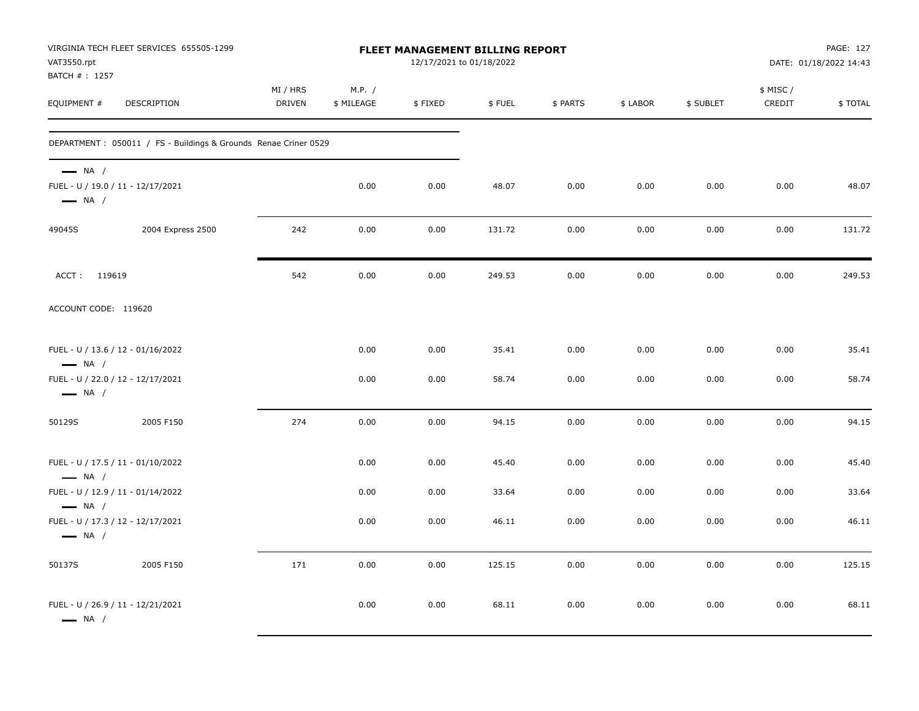VIRGINIA TECH FLEET SERVICES 655505-1299
VAT3550.rpt
BATCH # : 1257

**FLEET MANAGEMENT BILLING REPORT**
12/17/2021 to 01/18/2022

DATE: 01/18/2022 14:43

| EQUIPMENT # | DESCRIPTION | MI / HRS DRIVEN | M.P. / $ MILEAGE | $ FIXED | $ FUEL | $ PARTS | $ LABOR | $ SUBLET | $ MISC / CREDIT | $ TOTAL |
|---|---|---|---|---|---|---|---|---|---|---|
| DEPARTMENT : 050011 / FS - Buildings & Grounds Renae Criner 0529 | | | | | | | | | | |
| — NA / | | | | | | | | | | |
| FUEL - U / 19.0 / 11 - 12/17/2021 | | | 0.00 | 0.00 | 48.07 | 0.00 | 0.00 | 0.00 | 0.00 | 48.07 |
| — NA / | | | | | | | | | | |
| 49045S | 2004 Express 2500 | 242 | 0.00 | 0.00 | 131.72 | 0.00 | 0.00 | 0.00 | 0.00 | 131.72 |
| ACCT : 119619 | | 542 | 0.00 | 0.00 | 249.53 | 0.00 | 0.00 | 0.00 | 0.00 | 249.53 |
| ACCOUNT CODE: 119620 | | | | | | | | | | |
| FUEL - U / 13.6 / 12 - 01/16/2022 | | | 0.00 | 0.00 | 35.41 | 0.00 | 0.00 | 0.00 | 0.00 | 35.41 |
| — NA / | | | | | | | | | | |
| FUEL - U / 22.0 / 12 - 12/17/2021 | | | 0.00 | 0.00 | 58.74 | 0.00 | 0.00 | 0.00 | 0.00 | 58.74 |
| — NA / | | | | | | | | | | |
| 50129S | 2005 F150 | 274 | 0.00 | 0.00 | 94.15 | 0.00 | 0.00 | 0.00 | 0.00 | 94.15 |
| FUEL - U / 17.5 / 11 - 01/10/2022 | | | 0.00 | 0.00 | 45.40 | 0.00 | 0.00 | 0.00 | 0.00 | 45.40 |
| — NA / | | | | | | | | | | |
| FUEL - U / 12.9 / 11 - 01/14/2022 | | | 0.00 | 0.00 | 33.64 | 0.00 | 0.00 | 0.00 | 0.00 | 33.64 |
| — NA / | | | | | | | | | | |
| FUEL - U / 17.3 / 12 - 12/17/2021 | | | 0.00 | 0.00 | 46.11 | 0.00 | 0.00 | 0.00 | 0.00 | 46.11 |
| — NA / | | | | | | | | | | |
| 50137S | 2005 F150 | 171 | 0.00 | 0.00 | 125.15 | 0.00 | 0.00 | 0.00 | 0.00 | 125.15 |
| FUEL - U / 26.9 / 11 - 12/21/2021 | | | 0.00 | 0.00 | 68.11 | 0.00 | 0.00 | 0.00 | 0.00 | 68.11 |
| — NA / | | | | | | | | | | |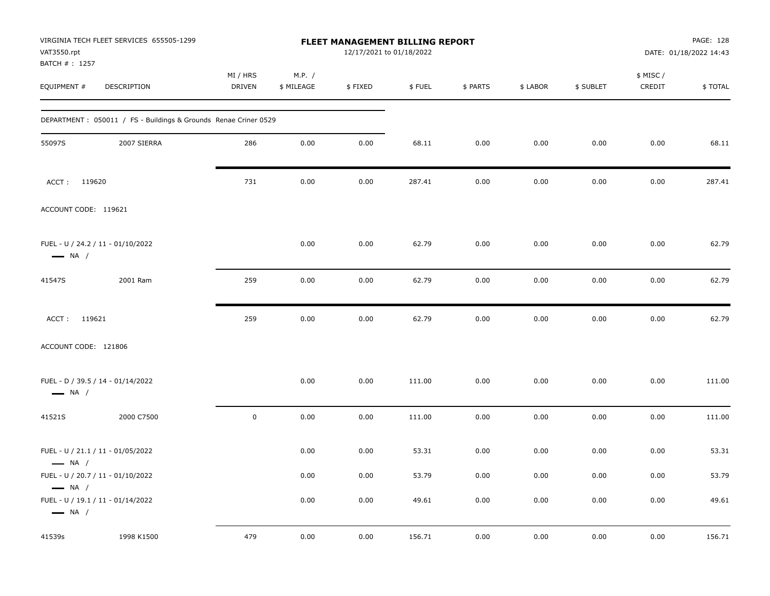**VIRGINIA TECH FLEET SERVICES 655505-1299**
VAT3550.rpt
BATCH # : 1257

# FLEET MANAGEMENT BILLING REPORT

12/17/2021 to 01/18/2022

DATE: 01/18/2022 14:43

| EQUIPMENT # | DESCRIPTION | MI / HRS DRIVEN | M.P. / $ MILEAGE | $ FIXED | $ FUEL | $ PARTS | $ LABOR | $ SUBLET | $ MISC / CREDIT | $ TOTAL |
|---|---|---|---|---|---|---|---|---|---|---|
| DEPARTMENT : 050011 / FS - Buildings & Grounds Renae Criner 0529 | | | | | | | | | | |
| 55097S | 2007 SIERRA | 286 | 0.00 | 0.00 | 68.11 | 0.00 | 0.00 | 0.00 | 0.00 | 68.11 |
| ACCT : 119620 | | 731 | 0.00 | 0.00 | 287.41 | 0.00 | 0.00 | 0.00 | 0.00 | 287.41 |
| ACCOUNT CODE: 119621 | | | | | | | | | | |
| FUEL - U / 24.2 / 11 - 01/10/2022 NA / | | | 0.00 | 0.00 | 62.79 | 0.00 | 0.00 | 0.00 | 0.00 | 62.79 |
| 41547S | 2001 Ram | 259 | 0.00 | 0.00 | 62.79 | 0.00 | 0.00 | 0.00 | 0.00 | 62.79 |
| ACCT : 119621 | | 259 | 0.00 | 0.00 | 62.79 | 0.00 | 0.00 | 0.00 | 0.00 | 62.79 |
| ACCOUNT CODE: 121806 | | | | | | | | | | |
| FUEL - D / 39.5 / 14 - 01/14/2022 NA / | | | 0.00 | 0.00 | 111.00 | 0.00 | 0.00 | 0.00 | 0.00 | 111.00 |
| 41521S | 2000 C7500 | 0 | 0.00 | 0.00 | 111.00 | 0.00 | 0.00 | 0.00 | 0.00 | 111.00 |
| FUEL - U / 21.1 / 11 - 01/05/2022 NA / | | | 0.00 | 0.00 | 53.31 | 0.00 | 0.00 | 0.00 | 0.00 | 53.31 |
| FUEL - U / 20.7 / 11 - 01/10/2022 NA / | | | 0.00 | 0.00 | 53.79 | 0.00 | 0.00 | 0.00 | 0.00 | 53.79 |
| FUEL - U / 19.1 / 11 - 01/14/2022 NA / | | | 0.00 | 0.00 | 49.61 | 0.00 | 0.00 | 0.00 | 0.00 | 49.61 |
| 41539s | 1998 K1500 | 479 | 0.00 | 0.00 | 156.71 | 0.00 | 0.00 | 0.00 | 0.00 | 156.71 |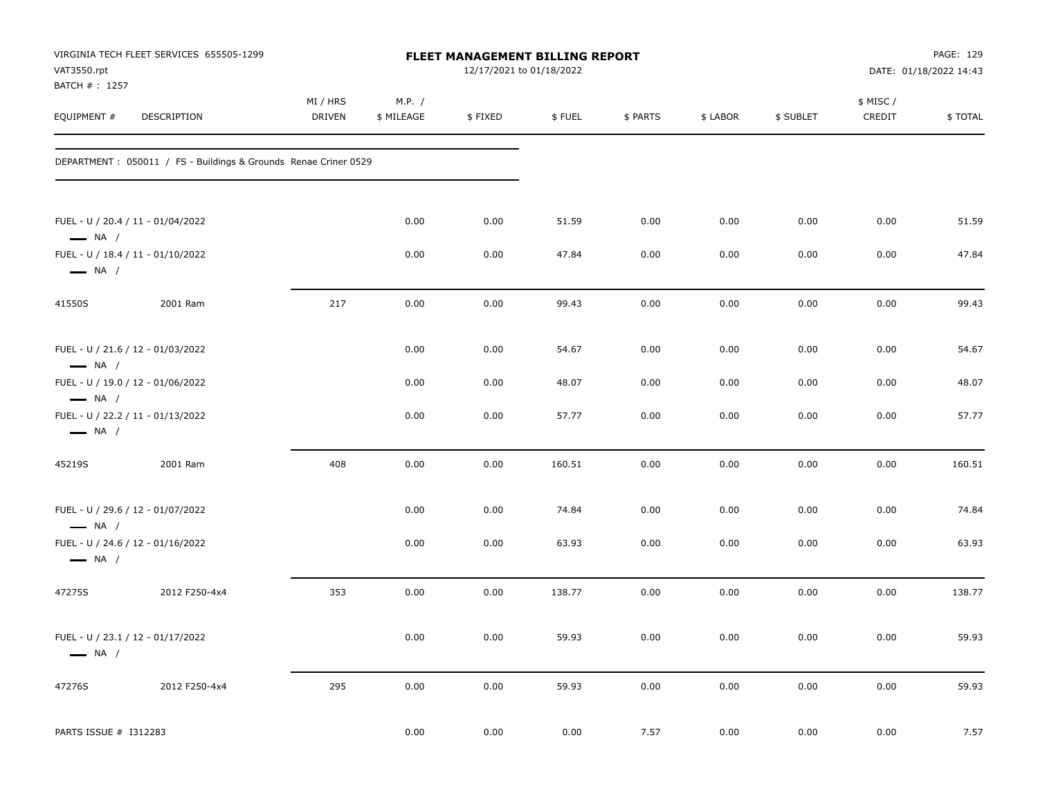VIRGINIA TECH FLEET SERVICES 655505-1299
VAT3550.rpt
BATCH # : 1257

# FLEET MANAGEMENT BILLING REPORT

12/17/2021 to 01/18/2022

DATE: 01/18/2022 14:43

DEPARTMENT : 050011 / FS - Buildings & Grounds Renae Criner 0529

| EQUIPMENT # | DESCRIPTION | MI / HRS DRIVEN | M.P. / $ MILEAGE | $ FIXED | $ FUEL | $ PARTS | $ LABOR | $ SUBLET | $ MISC / CREDIT | $ TOTAL |
|---|---|---|---|---|---|---|---|---|---|---|
| FUEL - U / 20.4 / 11 - 01/04/2022 — NA / | | | 0.00 | 0.00 | 51.59 | 0.00 | 0.00 | 0.00 | 0.00 | 51.59 |
| FUEL - U / 18.4 / 11 - 01/10/2022 — NA / | | | 0.00 | 0.00 | 47.84 | 0.00 | 0.00 | 0.00 | 0.00 | 47.84 |
| 41550S | 2001 Ram | 217 | 0.00 | 0.00 | 99.43 | 0.00 | 0.00 | 0.00 | 0.00 | 99.43 |
| FUEL - U / 21.6 / 12 - 01/03/2022 — NA / | | | 0.00 | 0.00 | 54.67 | 0.00 | 0.00 | 0.00 | 0.00 | 54.67 |
| FUEL - U / 19.0 / 12 - 01/06/2022 — NA / | | | 0.00 | 0.00 | 48.07 | 0.00 | 0.00 | 0.00 | 0.00 | 48.07 |
| FUEL - U / 22.2 / 11 - 01/13/2022 — NA / | | | 0.00 | 0.00 | 57.77 | 0.00 | 0.00 | 0.00 | 0.00 | 57.77 |
| 45219S | 2001 Ram | 408 | 0.00 | 0.00 | 160.51 | 0.00 | 0.00 | 0.00 | 0.00 | 160.51 |
| FUEL - U / 29.6 / 12 - 01/07/2022 — NA / | | | 0.00 | 0.00 | 74.84 | 0.00 | 0.00 | 0.00 | 0.00 | 74.84 |
| FUEL - U / 24.6 / 12 - 01/16/2022 — NA / | | | 0.00 | 0.00 | 63.93 | 0.00 | 0.00 | 0.00 | 0.00 | 63.93 |
| 47275S | 2012 F250-4x4 | 353 | 0.00 | 0.00 | 138.77 | 0.00 | 0.00 | 0.00 | 0.00 | 138.77 |
| FUEL - U / 23.1 / 12 - 01/17/2022 — NA / | | | 0.00 | 0.00 | 59.93 | 0.00 | 0.00 | 0.00 | 0.00 | 59.93 |
| 47276S | 2012 F250-4x4 | 295 | 0.00 | 0.00 | 59.93 | 0.00 | 0.00 | 0.00 | 0.00 | 59.93 |
| PARTS ISSUE # I312283 | | | 0.00 | 0.00 | 0.00 | 7.57 | 0.00 | 0.00 | 0.00 | 7.57 |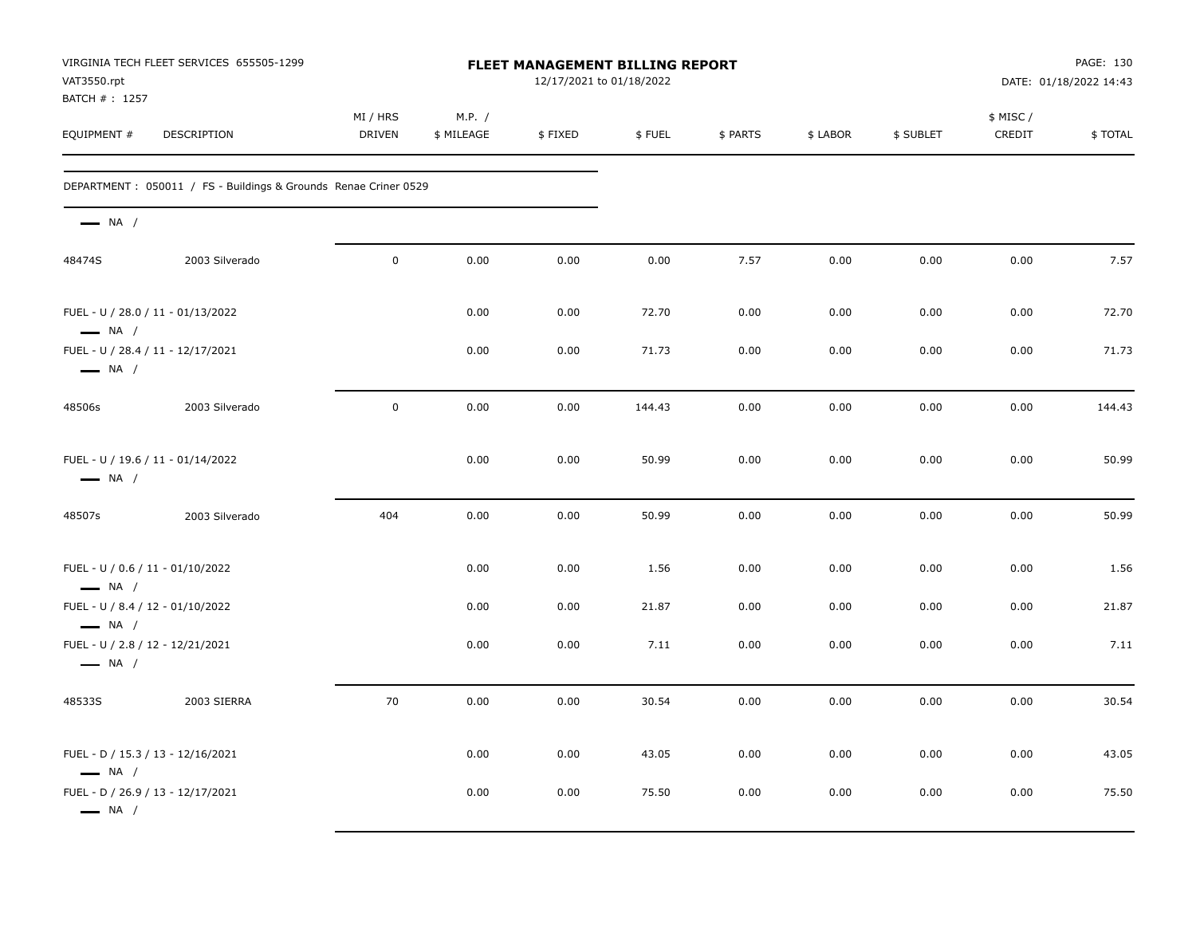VIRGINIA TECH FLEET SERVICES 655505-1299
VAT3550.rpt
BATCH # : 1257

# FLEET MANAGEMENT BILLING REPORT

12/17/2021 to 01/18/2022

DATE: 01/18/2022 14:43

| EQUIPMENT # | DESCRIPTION | MI / HRS DRIVEN | M.P. / $ MILEAGE | $ FIXED | $ FUEL | $ PARTS | $ LABOR | $ SUBLET | $ MISC / CREDIT | $ TOTAL |
|---|---|---|---|---|---|---|---|---|---|---|
| DEPARTMENT : 050011 / FS - Buildings & Grounds Renae Criner 0529 | | | | | | | | | | |
| NA / | | | | | | | | | | |
| 48474S | 2003 Silverado | 0 | 0.00 | 0.00 | 0.00 | 7.57 | 0.00 | 0.00 | 0.00 | 7.57 |
| FUEL - U / 28.0 / 11 - 01/13/2022 NA / | | | 0.00 | 0.00 | 72.70 | 0.00 | 0.00 | 0.00 | 0.00 | 72.70 |
| FUEL - U / 28.4 / 11 - 12/17/2021 NA / | | | 0.00 | 0.00 | 71.73 | 0.00 | 0.00 | 0.00 | 0.00 | 71.73 |
| 48506s | 2003 Silverado | 0 | 0.00 | 0.00 | 144.43 | 0.00 | 0.00 | 0.00 | 0.00 | 144.43 |
| FUEL - U / 19.6 / 11 - 01/14/2022 NA / | | | 0.00 | 0.00 | 50.99 | 0.00 | 0.00 | 0.00 | 0.00 | 50.99 |
| 48507s | 2003 Silverado | 404 | 0.00 | 0.00 | 50.99 | 0.00 | 0.00 | 0.00 | 0.00 | 50.99 |
| FUEL - U / 0.6 / 11 - 01/10/2022 NA / | | | 0.00 | 0.00 | 1.56 | 0.00 | 0.00 | 0.00 | 0.00 | 1.56 |
| FUEL - U / 8.4 / 12 - 01/10/2022 NA / | | | 0.00 | 0.00 | 21.87 | 0.00 | 0.00 | 0.00 | 0.00 | 21.87 |
| FUEL - U / 2.8 / 12 - 12/21/2021 NA / | | | 0.00 | 0.00 | 7.11 | 0.00 | 0.00 | 0.00 | 0.00 | 7.11 |
| 48533S | 2003 SIERRA | 70 | 0.00 | 0.00 | 30.54 | 0.00 | 0.00 | 0.00 | 0.00 | 30.54 |
| FUEL - D / 15.3 / 13 - 12/16/2021 NA / | | | 0.00 | 0.00 | 43.05 | 0.00 | 0.00 | 0.00 | 0.00 | 43.05 |
| FUEL - D / 26.9 / 13 - 12/17/2021 NA / | | | 0.00 | 0.00 | 75.50 | 0.00 | 0.00 | 0.00 | 0.00 | 75.50 |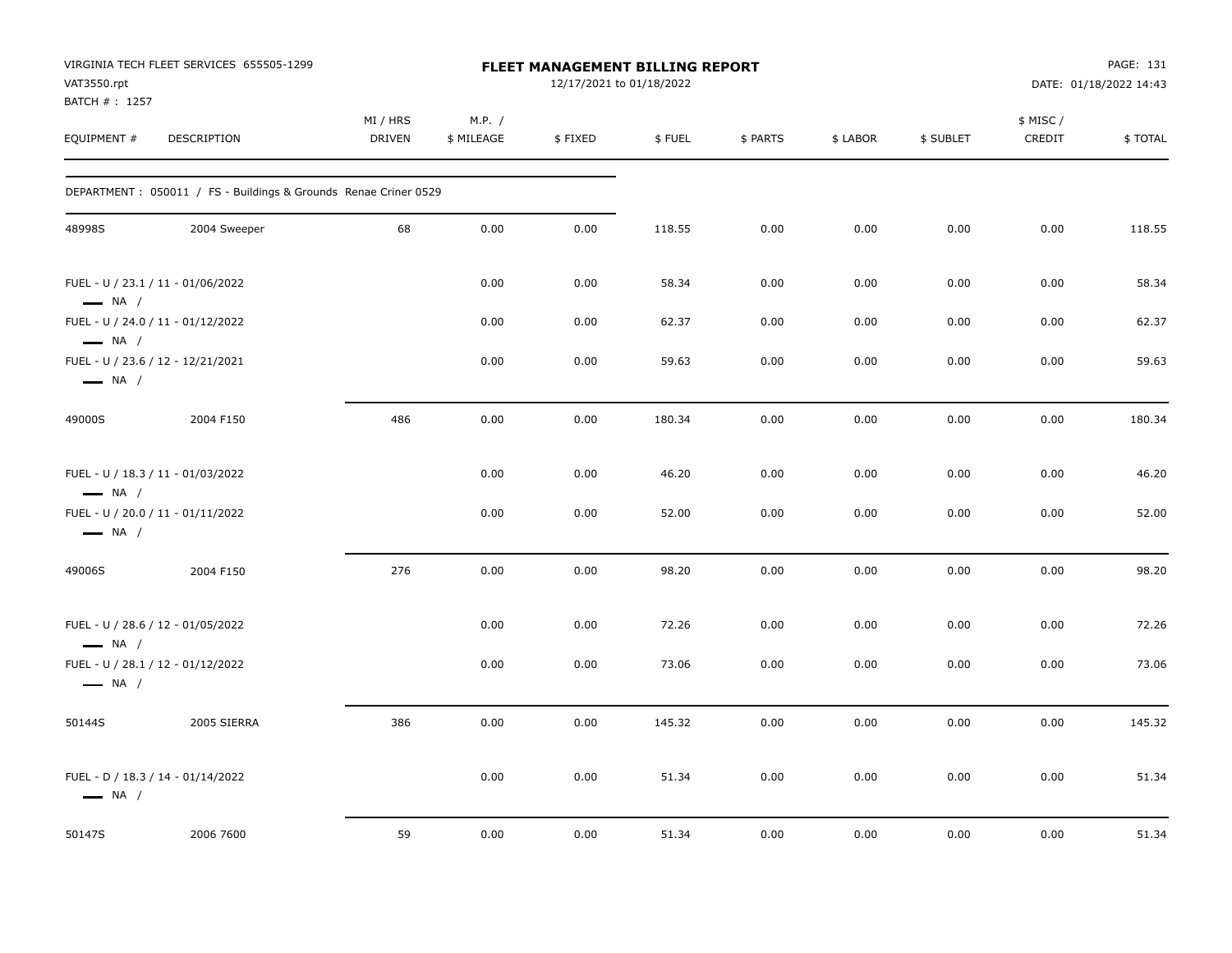VIRGINIA TECH FLEET SERVICES 655505-1299
VAT3550.rpt
BATCH # : 1257

# FLEET MANAGEMENT BILLING REPORT

12/17/2021 to 01/18/2022

DATE: 01/18/2022 14:43

| EQUIPMENT # | DESCRIPTION | MI / HRS DRIVEN | M.P. / $ MILEAGE | $ FIXED | $ FUEL | $ PARTS | $ LABOR | $ SUBLET | $ MISC / CREDIT | $ TOTAL |
|---|---|---|---|---|---|---|---|---|---|---|
| DEPARTMENT : 050011 / FS - Buildings & Grounds Renae Criner 0529 | | | | | | | | | | |
| 48998S | 2004 Sweeper | 68 | 0.00 | 0.00 | 118.55 | 0.00 | 0.00 | 0.00 | 0.00 | 118.55 |
| FUEL - U / 23.1 / 11 - 01/06/2022 — NA / | | | 0.00 | 0.00 | 58.34 | 0.00 | 0.00 | 0.00 | 0.00 | 58.34 |
| FUEL - U / 24.0 / 11 - 01/12/2022 — NA / | | | 0.00 | 0.00 | 62.37 | 0.00 | 0.00 | 0.00 | 0.00 | 62.37 |
| FUEL - U / 23.6 / 12 - 12/21/2021 — NA / | | | 0.00 | 0.00 | 59.63 | 0.00 | 0.00 | 0.00 | 0.00 | 59.63 |
| 49000S | 2004 F150 | 486 | 0.00 | 0.00 | 180.34 | 0.00 | 0.00 | 0.00 | 0.00 | 180.34 |
| FUEL - U / 18.3 / 11 - 01/03/2022 — NA / | | | 0.00 | 0.00 | 46.20 | 0.00 | 0.00 | 0.00 | 0.00 | 46.20 |
| FUEL - U / 20.0 / 11 - 01/11/2022 — NA / | | | 0.00 | 0.00 | 52.00 | 0.00 | 0.00 | 0.00 | 0.00 | 52.00 |
| 49006S | 2004 F150 | 276 | 0.00 | 0.00 | 98.20 | 0.00 | 0.00 | 0.00 | 0.00 | 98.20 |
| FUEL - U / 28.6 / 12 - 01/05/2022 — NA / | | | 0.00 | 0.00 | 72.26 | 0.00 | 0.00 | 0.00 | 0.00 | 72.26 |
| FUEL - U / 28.1 / 12 - 01/12/2022 — NA / | | | 0.00 | 0.00 | 73.06 | 0.00 | 0.00 | 0.00 | 0.00 | 73.06 |
| 50144S | 2005 SIERRA | 386 | 0.00 | 0.00 | 145.32 | 0.00 | 0.00 | 0.00 | 0.00 | 145.32 |
| FUEL - D / 18.3 / 14 - 01/14/2022 — NA / | | | 0.00 | 0.00 | 51.34 | 0.00 | 0.00 | 0.00 | 0.00 | 51.34 |
| 50147S | 2006 7600 | 59 | 0.00 | 0.00 | 51.34 | 0.00 | 0.00 | 0.00 | 0.00 | 51.34 |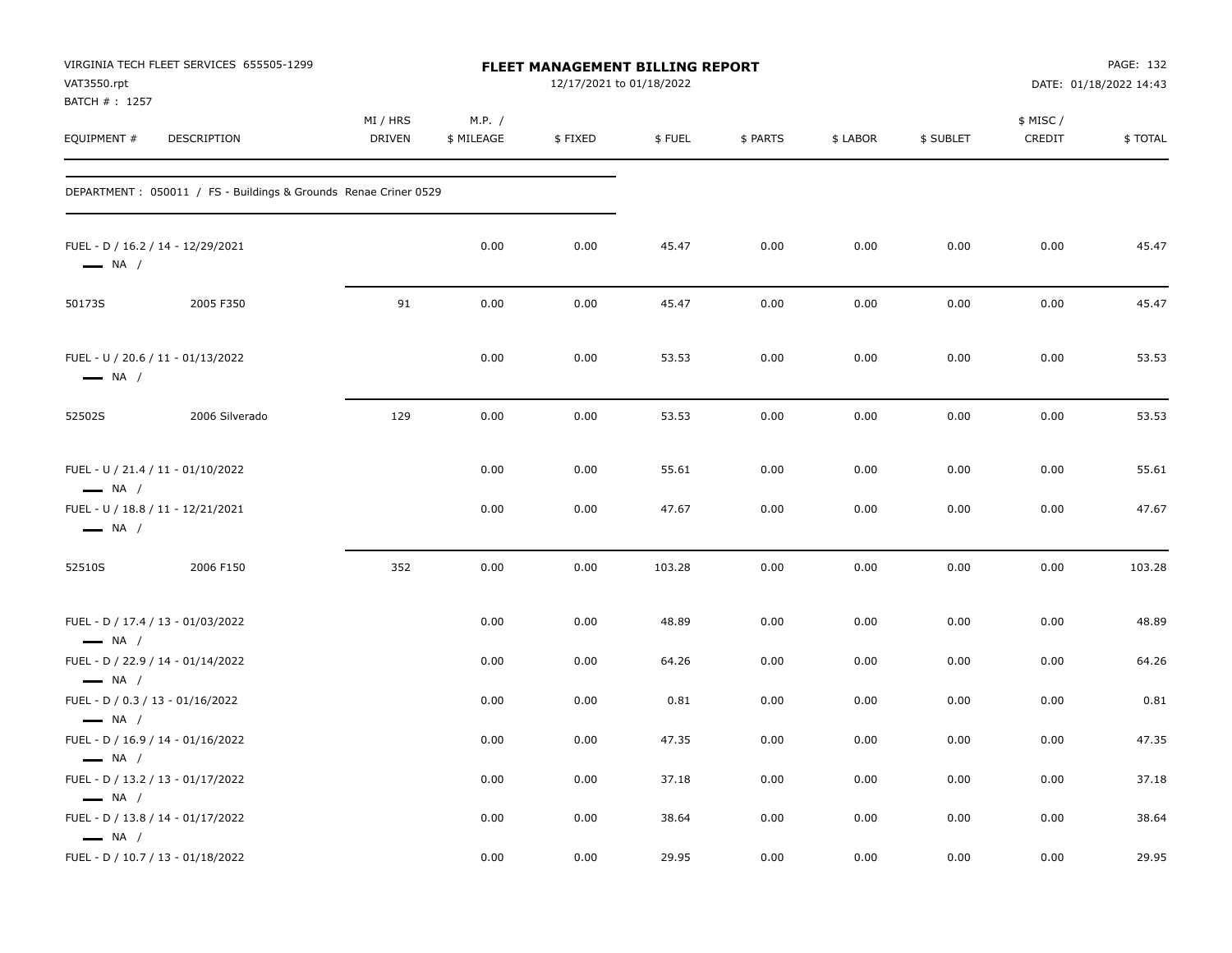VIRGINIA TECH FLEET SERVICES 655505-1299
VAT3550.rpt
BATCH # : 1257

# FLEET MANAGEMENT BILLING REPORT

12/17/2021 to 01/18/2022

DATE: 01/18/2022 14:43

| EQUIPMENT # | DESCRIPTION | MI / HRS DRIVEN | M.P. / $ MILEAGE | $ FIXED | $ FUEL | $ PARTS | $ LABOR | $ SUBLET | $ MISC / CREDIT | $ TOTAL |
|---|---|---|---|---|---|---|---|---|---|---|
| DEPARTMENT : 050011 / FS - Buildings & Grounds Renae Criner 0529 | | | | | | | | | | |
| FUEL - D / 16.2 / 14 - 12/29/2021 — NA / | | | 0.00 | 0.00 | 45.47 | 0.00 | 0.00 | 0.00 | 0.00 | 45.47 |
| 50173S | 2005 F350 | 91 | 0.00 | 0.00 | 45.47 | 0.00 | 0.00 | 0.00 | 0.00 | 45.47 |
| FUEL - U / 20.6 / 11 - 01/13/2022 — NA / | | | 0.00 | 0.00 | 53.53 | 0.00 | 0.00 | 0.00 | 0.00 | 53.53 |
| 52502S | 2006 Silverado | 129 | 0.00 | 0.00 | 53.53 | 0.00 | 0.00 | 0.00 | 0.00 | 53.53 |
| FUEL - U / 21.4 / 11 - 01/10/2022 — NA / | | | 0.00 | 0.00 | 55.61 | 0.00 | 0.00 | 0.00 | 0.00 | 55.61 |
| FUEL - U / 18.8 / 11 - 12/21/2021 — NA / | | | 0.00 | 0.00 | 47.67 | 0.00 | 0.00 | 0.00 | 0.00 | 47.67 |
| 52510S | 2006 F150 | 352 | 0.00 | 0.00 | 103.28 | 0.00 | 0.00 | 0.00 | 0.00 | 103.28 |
| FUEL - D / 17.4 / 13 - 01/03/2022 — NA / | | | 0.00 | 0.00 | 48.89 | 0.00 | 0.00 | 0.00 | 0.00 | 48.89 |
| FUEL - D / 22.9 / 14 - 01/14/2022 — NA / | | | 0.00 | 0.00 | 64.26 | 0.00 | 0.00 | 0.00 | 0.00 | 64.26 |
| FUEL - D / 0.3 / 13 - 01/16/2022 — NA / | | | 0.00 | 0.00 | 0.81 | 0.00 | 0.00 | 0.00 | 0.00 | 0.81 |
| FUEL - D / 16.9 / 14 - 01/16/2022 — NA / | | | 0.00 | 0.00 | 47.35 | 0.00 | 0.00 | 0.00 | 0.00 | 47.35 |
| FUEL - D / 13.2 / 13 - 01/17/2022 — NA / | | | 0.00 | 0.00 | 37.18 | 0.00 | 0.00 | 0.00 | 0.00 | 37.18 |
| FUEL - D / 13.8 / 14 - 01/17/2022 — NA / | | | 0.00 | 0.00 | 38.64 | 0.00 | 0.00 | 0.00 | 0.00 | 38.64 |
| FUEL - D / 10.7 / 13 - 01/18/2022 | | | 0.00 | 0.00 | 29.95 | 0.00 | 0.00 | 0.00 | 0.00 | 29.95 |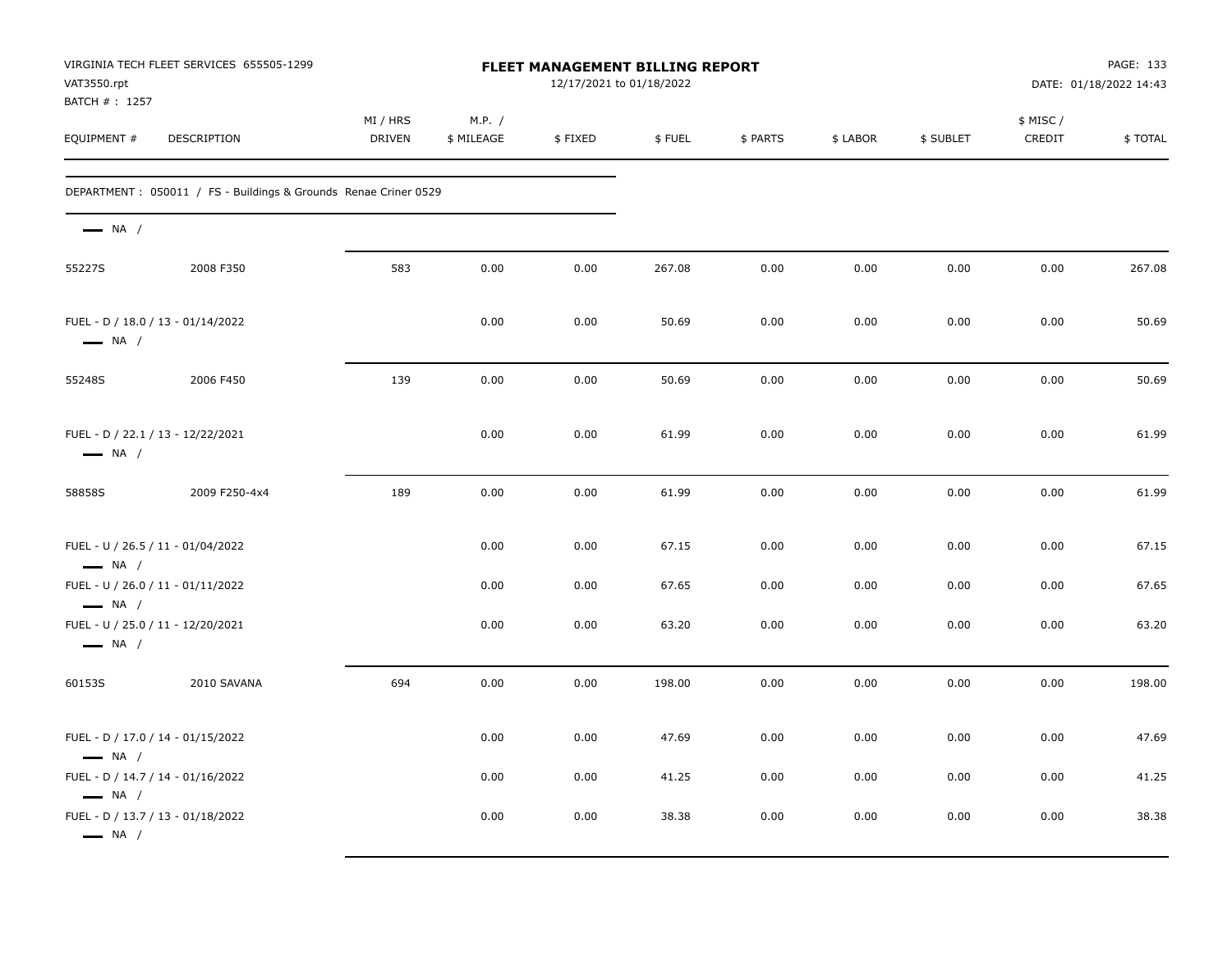VIRGINIA TECH FLEET SERVICES 655505-1299
VAT3550.rpt
BATCH # : 1257

**FLEET MANAGEMENT BILLING REPORT**
12/17/2021 to 01/18/2022

DATE: 01/18/2022 14:43

DEPARTMENT : 050011 / FS - Buildings & Grounds Renae Criner 0529

| EQUIPMENT # | DESCRIPTION | MI / HRS DRIVEN | M.P. / $ MILEAGE | $ FIXED | $ FUEL | $ PARTS | $ LABOR | $ SUBLET | $ MISC / CREDIT | $ TOTAL |
|---|---|---|---|---|---|---|---|---|---|---|
| — NA / | | | | | | | | | | |
| 55227S | 2008 F350 | 583 | 0.00 | 0.00 | 267.08 | 0.00 | 0.00 | 0.00 | 0.00 | 267.08 |
| FUEL - D / 18.0 / 13 - 01/14/2022 — NA / | | | 0.00 | 0.00 | 50.69 | 0.00 | 0.00 | 0.00 | 0.00 | 50.69 |
| 55248S | 2006 F450 | 139 | 0.00 | 0.00 | 50.69 | 0.00 | 0.00 | 0.00 | 0.00 | 50.69 |
| FUEL - D / 22.1 / 13 - 12/22/2021 — NA / | | | 0.00 | 0.00 | 61.99 | 0.00 | 0.00 | 0.00 | 0.00 | 61.99 |
| 58858S | 2009 F250-4x4 | 189 | 0.00 | 0.00 | 61.99 | 0.00 | 0.00 | 0.00 | 0.00 | 61.99 |
| FUEL - U / 26.5 / 11 - 01/04/2022 — NA / | | | 0.00 | 0.00 | 67.15 | 0.00 | 0.00 | 0.00 | 0.00 | 67.15 |
| FUEL - U / 26.0 / 11 - 01/11/2022 — NA / | | | 0.00 | 0.00 | 67.65 | 0.00 | 0.00 | 0.00 | 0.00 | 67.65 |
| FUEL - U / 25.0 / 11 - 12/20/2021 — NA / | | | 0.00 | 0.00 | 63.20 | 0.00 | 0.00 | 0.00 | 0.00 | 63.20 |
| 60153S | 2010 SAVANA | 694 | 0.00 | 0.00 | 198.00 | 0.00 | 0.00 | 0.00 | 0.00 | 198.00 |
| FUEL - D / 17.0 / 14 - 01/15/2022 — NA / | | | 0.00 | 0.00 | 47.69 | 0.00 | 0.00 | 0.00 | 0.00 | 47.69 |
| FUEL - D / 14.7 / 14 - 01/16/2022 — NA / | | | 0.00 | 0.00 | 41.25 | 0.00 | 0.00 | 0.00 | 0.00 | 41.25 |
| FUEL - D / 13.7 / 13 - 01/18/2022 — NA / | | | 0.00 | 0.00 | 38.38 | 0.00 | 0.00 | 0.00 | 0.00 | 38.38 |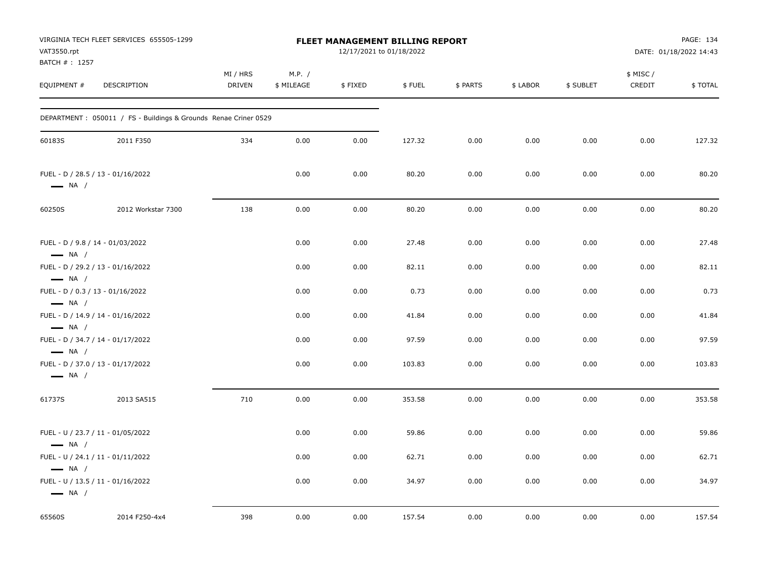VIRGINIA TECH FLEET SERVICES 655505-1299
VAT3550.rpt
BATCH # : 1257

# FLEET MANAGEMENT BILLING REPORT

12/17/2021 to 01/18/2022

DATE: 01/18/2022 14:43

DEPARTMENT : 050011 / FS - Buildings & Grounds Renae Criner 0529

| EQUIPMENT # | DESCRIPTION | MI / HRS DRIVEN | M.P. / $ MILEAGE | $ FIXED | $ FUEL | $ PARTS | $ LABOR | $ SUBLET | $ MISC / CREDIT | $ TOTAL |
|---|---|---|---|---|---|---|---|---|---|---|
| 60183S | 2011 F350 | 334 | 0.00 | 0.00 | 127.32 | 0.00 | 0.00 | 0.00 | 0.00 | 127.32 |
| FUEL - D / 28.5 / 13 - 01/16/2022 — NA / | | | 0.00 | 0.00 | 80.20 | 0.00 | 0.00 | 0.00 | 0.00 | 80.20 |
| 60250S | 2012 Workstar 7300 | 138 | 0.00 | 0.00 | 80.20 | 0.00 | 0.00 | 0.00 | 0.00 | 80.20 |
| FUEL - D / 9.8 / 14 - 01/03/2022 — NA / | | | 0.00 | 0.00 | 27.48 | 0.00 | 0.00 | 0.00 | 0.00 | 27.48 |
| FUEL - D / 29.2 / 13 - 01/16/2022 — NA / | | | 0.00 | 0.00 | 82.11 | 0.00 | 0.00 | 0.00 | 0.00 | 82.11 |
| FUEL - D / 0.3 / 13 - 01/16/2022 — NA / | | | 0.00 | 0.00 | 0.73 | 0.00 | 0.00 | 0.00 | 0.00 | 0.73 |
| FUEL - D / 14.9 / 14 - 01/16/2022 — NA / | | | 0.00 | 0.00 | 41.84 | 0.00 | 0.00 | 0.00 | 0.00 | 41.84 |
| FUEL - D / 34.7 / 14 - 01/17/2022 — NA / | | | 0.00 | 0.00 | 97.59 | 0.00 | 0.00 | 0.00 | 0.00 | 97.59 |
| FUEL - D / 37.0 / 13 - 01/17/2022 — NA / | | | 0.00 | 0.00 | 103.83 | 0.00 | 0.00 | 0.00 | 0.00 | 103.83 |
| 61737S | 2013 SA515 | 710 | 0.00 | 0.00 | 353.58 | 0.00 | 0.00 | 0.00 | 0.00 | 353.58 |
| FUEL - U / 23.7 / 11 - 01/05/2022 — NA / | | | 0.00 | 0.00 | 59.86 | 0.00 | 0.00 | 0.00 | 0.00 | 59.86 |
| FUEL - U / 24.1 / 11 - 01/11/2022 — NA / | | | 0.00 | 0.00 | 62.71 | 0.00 | 0.00 | 0.00 | 0.00 | 62.71 |
| FUEL - U / 13.5 / 11 - 01/16/2022 — NA / | | | 0.00 | 0.00 | 34.97 | 0.00 | 0.00 | 0.00 | 0.00 | 34.97 |
| 65560S | 2014 F250-4x4 | 398 | 0.00 | 0.00 | 157.54 | 0.00 | 0.00 | 0.00 | 0.00 | 157.54 |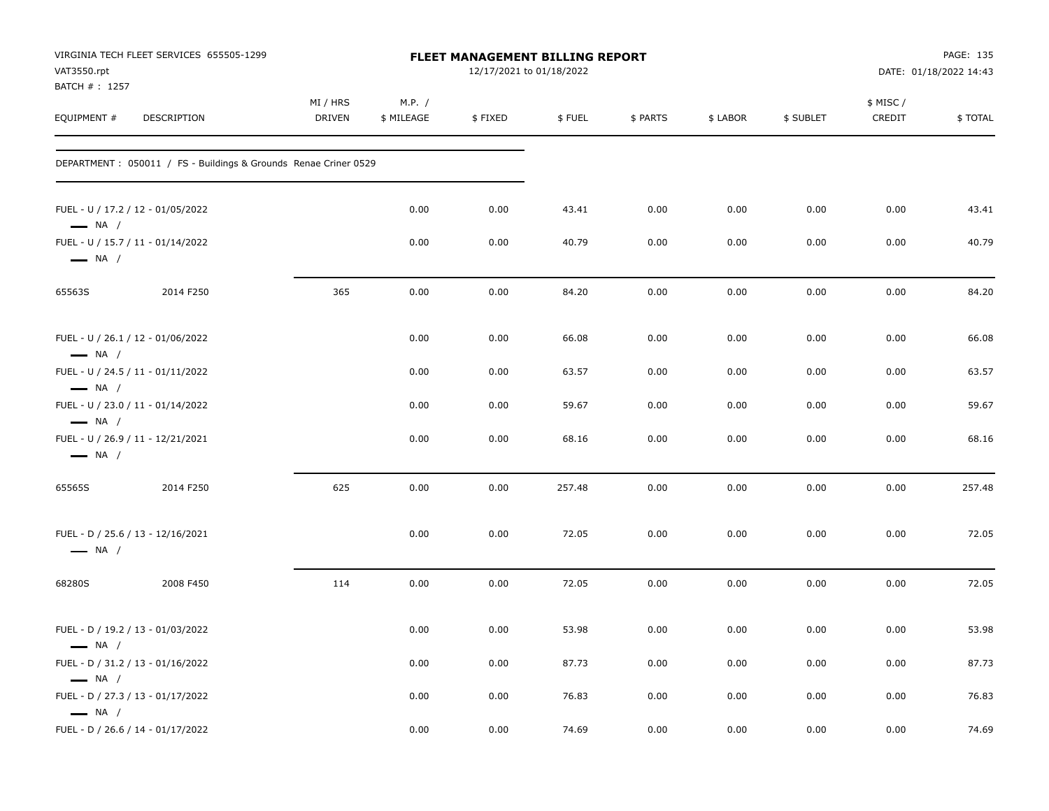# FLEET MANAGEMENT BILLING REPORT

VIRGINIA TECH FLEET SERVICES 655505-1299
VAT3550.rpt
BATCH # : 1257

12/17/2021 to 01/18/2022

DATE: 01/18/2022 14:43

DEPARTMENT : 050011 / FS - Buildings & Grounds Renae Criner 0529

| EQUIPMENT # | DESCRIPTION | MI / HRS DRIVEN | M.P. / $ MILEAGE | $ FIXED | $ FUEL | $ PARTS | $ LABOR | $ SUBLET | $ MISC / CREDIT | $ TOTAL |
|---|---|---|---|---|---|---|---|---|---|---|
| FUEL - U / 17.2 / 12 - 01/05/2022 — NA / | | | 0.00 | 0.00 | 43.41 | 0.00 | 0.00 | 0.00 | 0.00 | 43.41 |
| FUEL - U / 15.7 / 11 - 01/14/2022 — NA / | | | 0.00 | 0.00 | 40.79 | 0.00 | 0.00 | 0.00 | 0.00 | 40.79 |
| 65563S | 2014 F250 | 365 | 0.00 | 0.00 | 84.20 | 0.00 | 0.00 | 0.00 | 0.00 | 84.20 |
| FUEL - U / 26.1 / 12 - 01/06/2022 — NA / | | | 0.00 | 0.00 | 66.08 | 0.00 | 0.00 | 0.00 | 0.00 | 66.08 |
| FUEL - U / 24.5 / 11 - 01/11/2022 — NA / | | | 0.00 | 0.00 | 63.57 | 0.00 | 0.00 | 0.00 | 0.00 | 63.57 |
| FUEL - U / 23.0 / 11 - 01/14/2022 — NA / | | | 0.00 | 0.00 | 59.67 | 0.00 | 0.00 | 0.00 | 0.00 | 59.67 |
| FUEL - U / 26.9 / 11 - 12/21/2021 — NA / | | | 0.00 | 0.00 | 68.16 | 0.00 | 0.00 | 0.00 | 0.00 | 68.16 |
| 65565S | 2014 F250 | 625 | 0.00 | 0.00 | 257.48 | 0.00 | 0.00 | 0.00 | 0.00 | 257.48 |
| FUEL - D / 25.6 / 13 - 12/16/2021 — NA / | | | 0.00 | 0.00 | 72.05 | 0.00 | 0.00 | 0.00 | 0.00 | 72.05 |
| 68280S | 2008 F450 | 114 | 0.00 | 0.00 | 72.05 | 0.00 | 0.00 | 0.00 | 0.00 | 72.05 |
| FUEL - D / 19.2 / 13 - 01/03/2022 — NA / | | | 0.00 | 0.00 | 53.98 | 0.00 | 0.00 | 0.00 | 0.00 | 53.98 |
| FUEL - D / 31.2 / 13 - 01/16/2022 — NA / | | | 0.00 | 0.00 | 87.73 | 0.00 | 0.00 | 0.00 | 0.00 | 87.73 |
| FUEL - D / 27.3 / 13 - 01/17/2022 — NA / | | | 0.00 | 0.00 | 76.83 | 0.00 | 0.00 | 0.00 | 0.00 | 76.83 |
| FUEL - D / 26.6 / 14 - 01/17/2022 | | | 0.00 | 0.00 | 74.69 | 0.00 | 0.00 | 0.00 | 0.00 | 74.69 |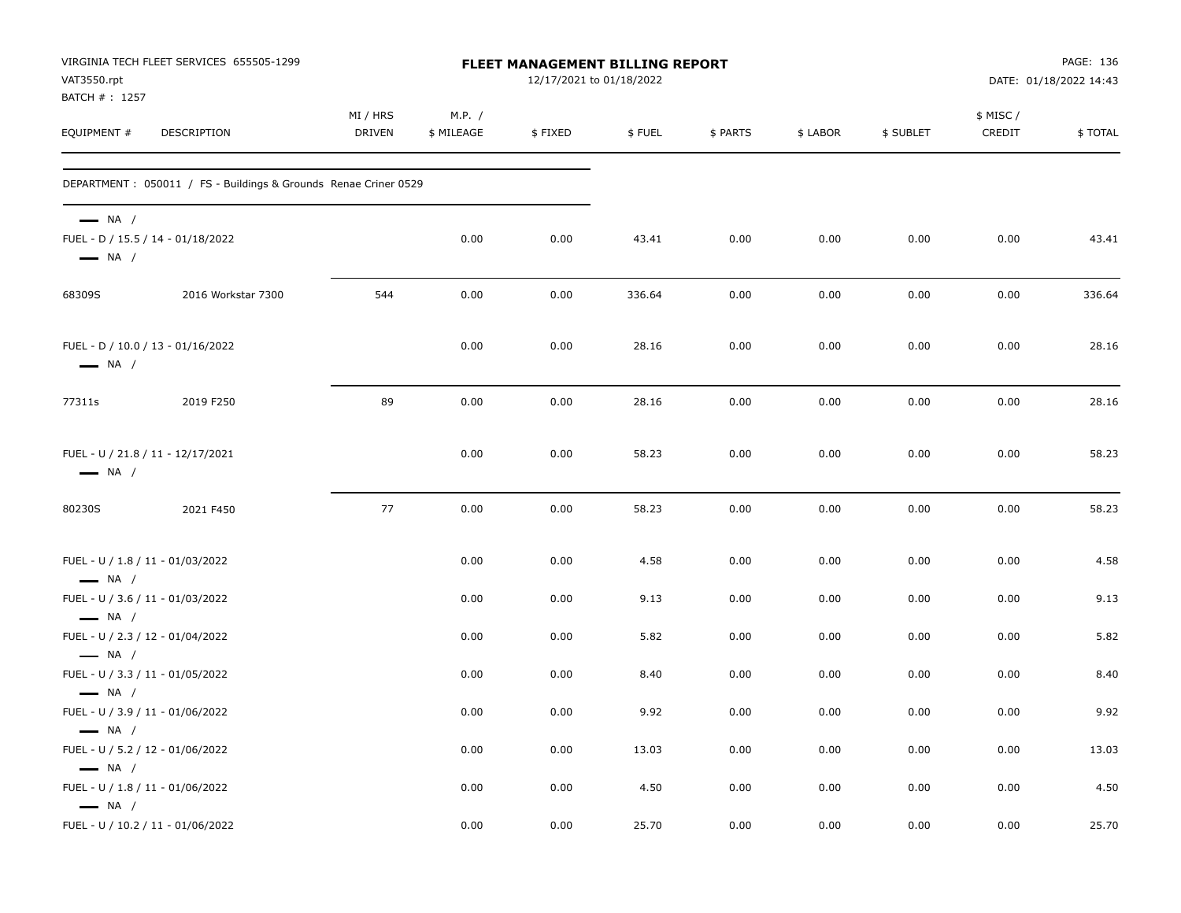VIRGINIA TECH FLEET SERVICES 655505-1299
VAT3550.rpt
BATCH # : 1257

# FLEET MANAGEMENT BILLING REPORT

12/17/2021 to 01/18/2022

DATE: 01/18/2022 14:43

| EQUIPMENT # | DESCRIPTION | MI / HRS DRIVEN | M.P. / $ MILEAGE | $ FIXED | $ FUEL | $ PARTS | $ LABOR | $ SUBLET | $ MISC / CREDIT | $ TOTAL |
|---|---|---|---|---|---|---|---|---|---|---|
| DEPARTMENT : 050011 / FS - Buildings & Grounds Renae Criner 0529 | | | | | | | | | | |
| — NA / | | | | | | | | | | |
| FUEL - D / 15.5 / 14 - 01/18/2022 | | | 0.00 | 0.00 | 43.41 | 0.00 | 0.00 | 0.00 | 0.00 | 43.41 |
| — NA / | | | | | | | | | | |
| 68309S | 2016 Workstar 7300 | 544 | 0.00 | 0.00 | 336.64 | 0.00 | 0.00 | 0.00 | 0.00 | 336.64 |
| FUEL - D / 10.0 / 13 - 01/16/2022 | | | 0.00 | 0.00 | 28.16 | 0.00 | 0.00 | 0.00 | 0.00 | 28.16 |
| — NA / | | | | | | | | | | |
| 77311s | 2019 F250 | 89 | 0.00 | 0.00 | 28.16 | 0.00 | 0.00 | 0.00 | 0.00 | 28.16 |
| FUEL - U / 21.8 / 11 - 12/17/2021 | | | 0.00 | 0.00 | 58.23 | 0.00 | 0.00 | 0.00 | 0.00 | 58.23 |
| — NA / | | | | | | | | | | |
| 80230S | 2021 F450 | 77 | 0.00 | 0.00 | 58.23 | 0.00 | 0.00 | 0.00 | 0.00 | 58.23 |
| FUEL - U / 1.8 / 11 - 01/03/2022 | | | 0.00 | 0.00 | 4.58 | 0.00 | 0.00 | 0.00 | 0.00 | 4.58 |
| — NA / | | | | | | | | | | |
| FUEL - U / 3.6 / 11 - 01/03/2022 | | | 0.00 | 0.00 | 9.13 | 0.00 | 0.00 | 0.00 | 0.00 | 9.13 |
| — NA / | | | | | | | | | | |
| FUEL - U / 2.3 / 12 - 01/04/2022 | | | 0.00 | 0.00 | 5.82 | 0.00 | 0.00 | 0.00 | 0.00 | 5.82 |
| — NA / | | | | | | | | | | |
| FUEL - U / 3.3 / 11 - 01/05/2022 | | | 0.00 | 0.00 | 8.40 | 0.00 | 0.00 | 0.00 | 0.00 | 8.40 |
| — NA / | | | | | | | | | | |
| FUEL - U / 3.9 / 11 - 01/06/2022 | | | 0.00 | 0.00 | 9.92 | 0.00 | 0.00 | 0.00 | 0.00 | 9.92 |
| — NA / | | | | | | | | | | |
| FUEL - U / 5.2 / 12 - 01/06/2022 | | | 0.00 | 0.00 | 13.03 | 0.00 | 0.00 | 0.00 | 0.00 | 13.03 |
| — NA / | | | | | | | | | | |
| FUEL - U / 1.8 / 11 - 01/06/2022 | | | 0.00 | 0.00 | 4.50 | 0.00 | 0.00 | 0.00 | 0.00 | 4.50 |
| — NA / | | | | | | | | | | |
| FUEL - U / 10.2 / 11 - 01/06/2022 | | | 0.00 | 0.00 | 25.70 | 0.00 | 0.00 | 0.00 | 0.00 | 25.70 |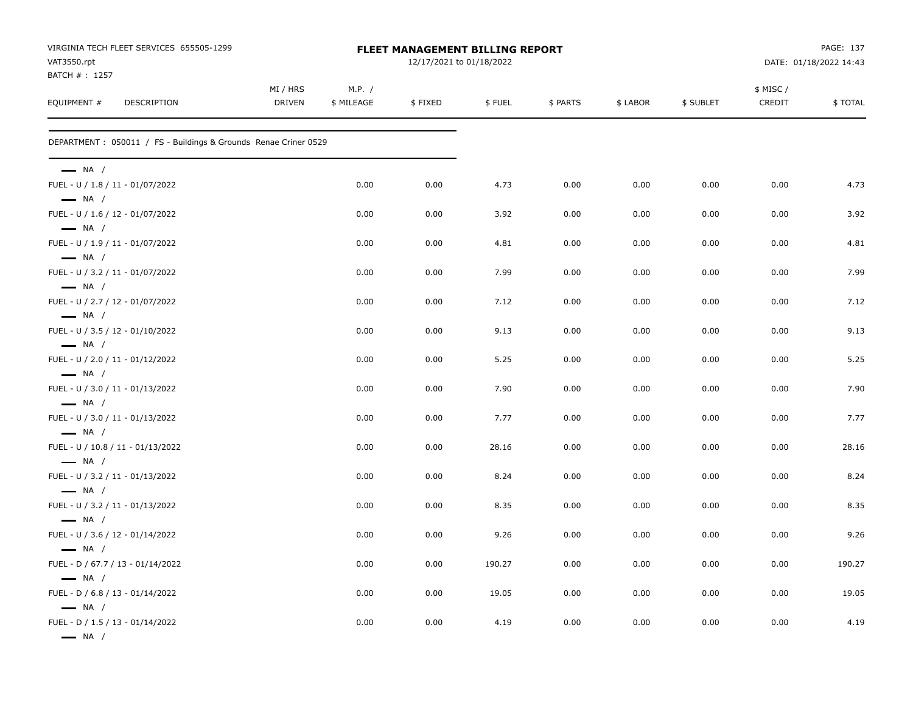VIRGINIA TECH FLEET SERVICES 655505-1299
VAT3550.rpt
BATCH # : 1257

**FLEET MANAGEMENT BILLING REPORT**
12/17/2021 to 01/18/2022

DATE: 01/18/2022 14:43

DEPARTMENT : 050011 / FS - Buildings & Grounds Renae Criner 0529

| EQUIPMENT # | DESCRIPTION | MI / HRS DRIVEN | M.P. / $ MILEAGE | $ FIXED | $ FUEL | $ PARTS | $ LABOR | $ SUBLET | $ MISC / CREDIT | $ TOTAL |
|---|---|---|---|---|---|---|---|---|---|---|
| NA / | | | | | | | | | | |
| FUEL - U / 1.8 / 11 - 01/07/2022 | | | 0.00 | 0.00 | 4.73 | 0.00 | 0.00 | 0.00 | 0.00 | 4.73 |
| NA / | | | | | | | | | | |
| FUEL - U / 1.6 / 12 - 01/07/2022 | | | 0.00 | 0.00 | 3.92 | 0.00 | 0.00 | 0.00 | 0.00 | 3.92 |
| NA / | | | | | | | | | | |
| FUEL - U / 1.9 / 11 - 01/07/2022 | | | 0.00 | 0.00 | 4.81 | 0.00 | 0.00 | 0.00 | 0.00 | 4.81 |
| NA / | | | | | | | | | | |
| FUEL - U / 3.2 / 11 - 01/07/2022 | | | 0.00 | 0.00 | 7.99 | 0.00 | 0.00 | 0.00 | 0.00 | 7.99 |
| NA / | | | | | | | | | | |
| FUEL - U / 2.7 / 12 - 01/07/2022 | | | 0.00 | 0.00 | 7.12 | 0.00 | 0.00 | 0.00 | 0.00 | 7.12 |
| NA / | | | | | | | | | | |
| FUEL - U / 3.5 / 12 - 01/10/2022 | | | 0.00 | 0.00 | 9.13 | 0.00 | 0.00 | 0.00 | 0.00 | 9.13 |
| NA / | | | | | | | | | | |
| FUEL - U / 2.0 / 11 - 01/12/2022 | | | 0.00 | 0.00 | 5.25 | 0.00 | 0.00 | 0.00 | 0.00 | 5.25 |
| NA / | | | | | | | | | | |
| FUEL - U / 3.0 / 11 - 01/13/2022 | | | 0.00 | 0.00 | 7.90 | 0.00 | 0.00 | 0.00 | 0.00 | 7.90 |
| NA / | | | | | | | | | | |
| FUEL - U / 3.0 / 11 - 01/13/2022 | | | 0.00 | 0.00 | 7.77 | 0.00 | 0.00 | 0.00 | 0.00 | 7.77 |
| NA / | | | | | | | | | | |
| FUEL - U / 10.8 / 11 - 01/13/2022 | | | 0.00 | 0.00 | 28.16 | 0.00 | 0.00 | 0.00 | 0.00 | 28.16 |
| NA / | | | | | | | | | | |
| FUEL - U / 3.2 / 11 - 01/13/2022 | | | 0.00 | 0.00 | 8.24 | 0.00 | 0.00 | 0.00 | 0.00 | 8.24 |
| NA / | | | | | | | | | | |
| FUEL - U / 3.2 / 11 - 01/13/2022 | | | 0.00 | 0.00 | 8.35 | 0.00 | 0.00 | 0.00 | 0.00 | 8.35 |
| NA / | | | | | | | | | | |
| FUEL - U / 3.6 / 12 - 01/14/2022 | | | 0.00 | 0.00 | 9.26 | 0.00 | 0.00 | 0.00 | 0.00 | 9.26 |
| NA / | | | | | | | | | | |
| FUEL - D / 67.7 / 13 - 01/14/2022 | | | 0.00 | 0.00 | 190.27 | 0.00 | 0.00 | 0.00 | 0.00 | 190.27 |
| NA / | | | | | | | | | | |
| FUEL - D / 6.8 / 13 - 01/14/2022 | | | 0.00 | 0.00 | 19.05 | 0.00 | 0.00 | 0.00 | 0.00 | 19.05 |
| NA / | | | | | | | | | | |
| FUEL - D / 1.5 / 13 - 01/14/2022 | | | 0.00 | 0.00 | 4.19 | 0.00 | 0.00 | 0.00 | 0.00 | 4.19 |
| NA / | | | | | | | | | | |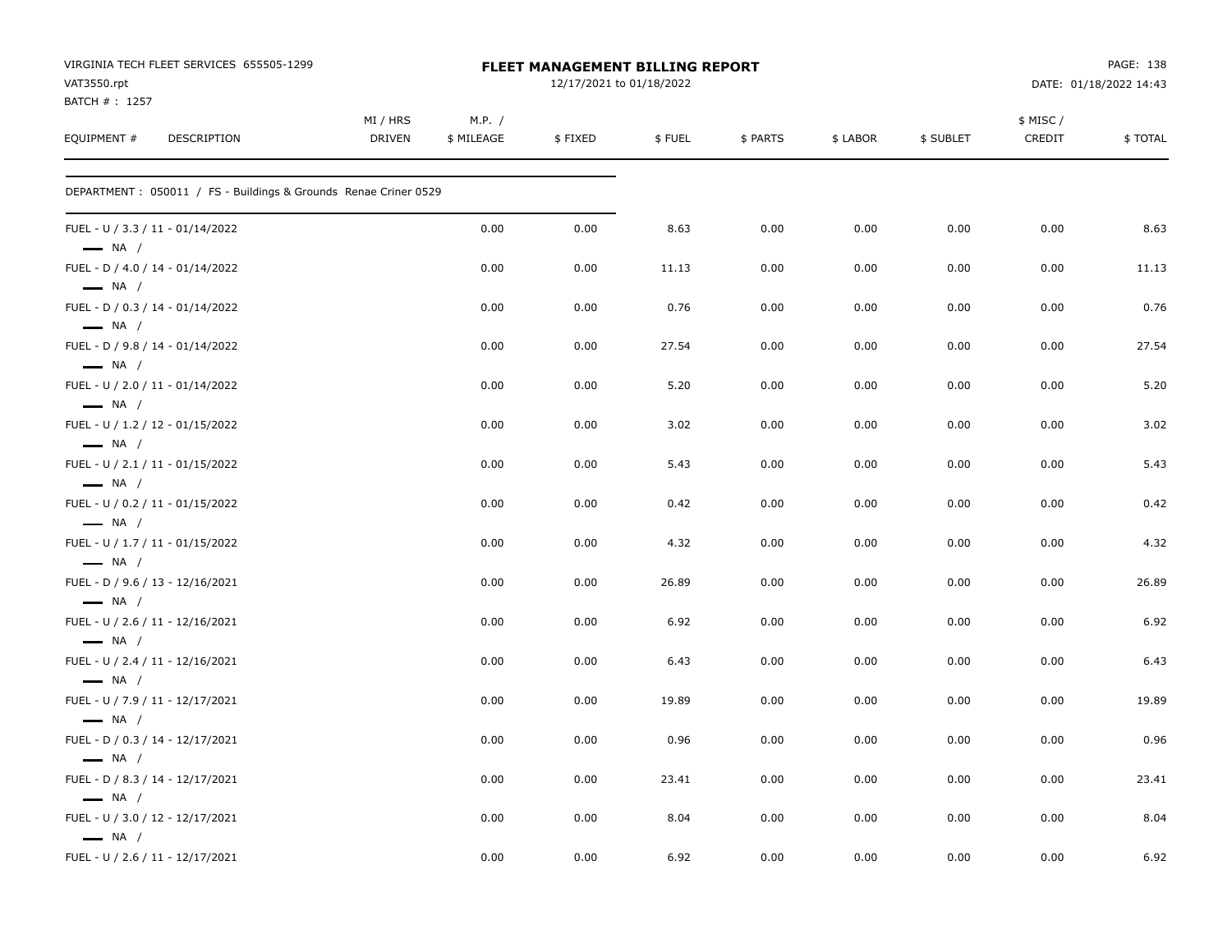VIRGINIA TECH FLEET SERVICES 655505-1299
VAT3550.rpt
BATCH # : 1257

**FLEET MANAGEMENT BILLING REPORT**
12/17/2021 to 01/18/2022

DATE: 01/18/2022 14:43

| EQUIPMENT # | DESCRIPTION | MI / HRS DRIVEN | M.P. / $ MILEAGE | $ FIXED | $ FUEL | $ PARTS | $ LABOR | $ SUBLET | $ MISC / CREDIT | $ TOTAL |
|---|---|---|---|---|---|---|---|---|---|---|
| DEPARTMENT : 050011 / FS - Buildings & Grounds Renae Criner 0529 | | | | | | | | | | |
| FUEL - U / 3.3 / 11 - 01/14/2022 — NA / | | | 0.00 | 0.00 | 8.63 | 0.00 | 0.00 | 0.00 | 0.00 | 8.63 |
| FUEL - D / 4.0 / 14 - 01/14/2022 — NA / | | | 0.00 | 0.00 | 11.13 | 0.00 | 0.00 | 0.00 | 0.00 | 11.13 |
| FUEL - D / 0.3 / 14 - 01/14/2022 — NA / | | | 0.00 | 0.00 | 0.76 | 0.00 | 0.00 | 0.00 | 0.00 | 0.76 |
| FUEL - D / 9.8 / 14 - 01/14/2022 — NA / | | | 0.00 | 0.00 | 27.54 | 0.00 | 0.00 | 0.00 | 0.00 | 27.54 |
| FUEL - U / 2.0 / 11 - 01/14/2022 — NA / | | | 0.00 | 0.00 | 5.20 | 0.00 | 0.00 | 0.00 | 0.00 | 5.20 |
| FUEL - U / 1.2 / 12 - 01/15/2022 — NA / | | | 0.00 | 0.00 | 3.02 | 0.00 | 0.00 | 0.00 | 0.00 | 3.02 |
| FUEL - U / 2.1 / 11 - 01/15/2022 — NA / | | | 0.00 | 0.00 | 5.43 | 0.00 | 0.00 | 0.00 | 0.00 | 5.43 |
| FUEL - U / 0.2 / 11 - 01/15/2022 — NA / | | | 0.00 | 0.00 | 0.42 | 0.00 | 0.00 | 0.00 | 0.00 | 0.42 |
| FUEL - U / 1.7 / 11 - 01/15/2022 — NA / | | | 0.00 | 0.00 | 4.32 | 0.00 | 0.00 | 0.00 | 0.00 | 4.32 |
| FUEL - D / 9.6 / 13 - 12/16/2021 — NA / | | | 0.00 | 0.00 | 26.89 | 0.00 | 0.00 | 0.00 | 0.00 | 26.89 |
| FUEL - U / 2.6 / 11 - 12/16/2021 — NA / | | | 0.00 | 0.00 | 6.92 | 0.00 | 0.00 | 0.00 | 0.00 | 6.92 |
| FUEL - U / 2.4 / 11 - 12/16/2021 — NA / | | | 0.00 | 0.00 | 6.43 | 0.00 | 0.00 | 0.00 | 0.00 | 6.43 |
| FUEL - U / 7.9 / 11 - 12/17/2021 — NA / | | | 0.00 | 0.00 | 19.89 | 0.00 | 0.00 | 0.00 | 0.00 | 19.89 |
| FUEL - D / 0.3 / 14 - 12/17/2021 — NA / | | | 0.00 | 0.00 | 0.96 | 0.00 | 0.00 | 0.00 | 0.00 | 0.96 |
| FUEL - D / 8.3 / 14 - 12/17/2021 — NA / | | | 0.00 | 0.00 | 23.41 | 0.00 | 0.00 | 0.00 | 0.00 | 23.41 |
| FUEL - U / 3.0 / 12 - 12/17/2021 — NA / | | | 0.00 | 0.00 | 8.04 | 0.00 | 0.00 | 0.00 | 0.00 | 8.04 |
| FUEL - U / 2.6 / 11 - 12/17/2021 | | | 0.00 | 0.00 | 6.92 | 0.00 | 0.00 | 0.00 | 0.00 | 6.92 |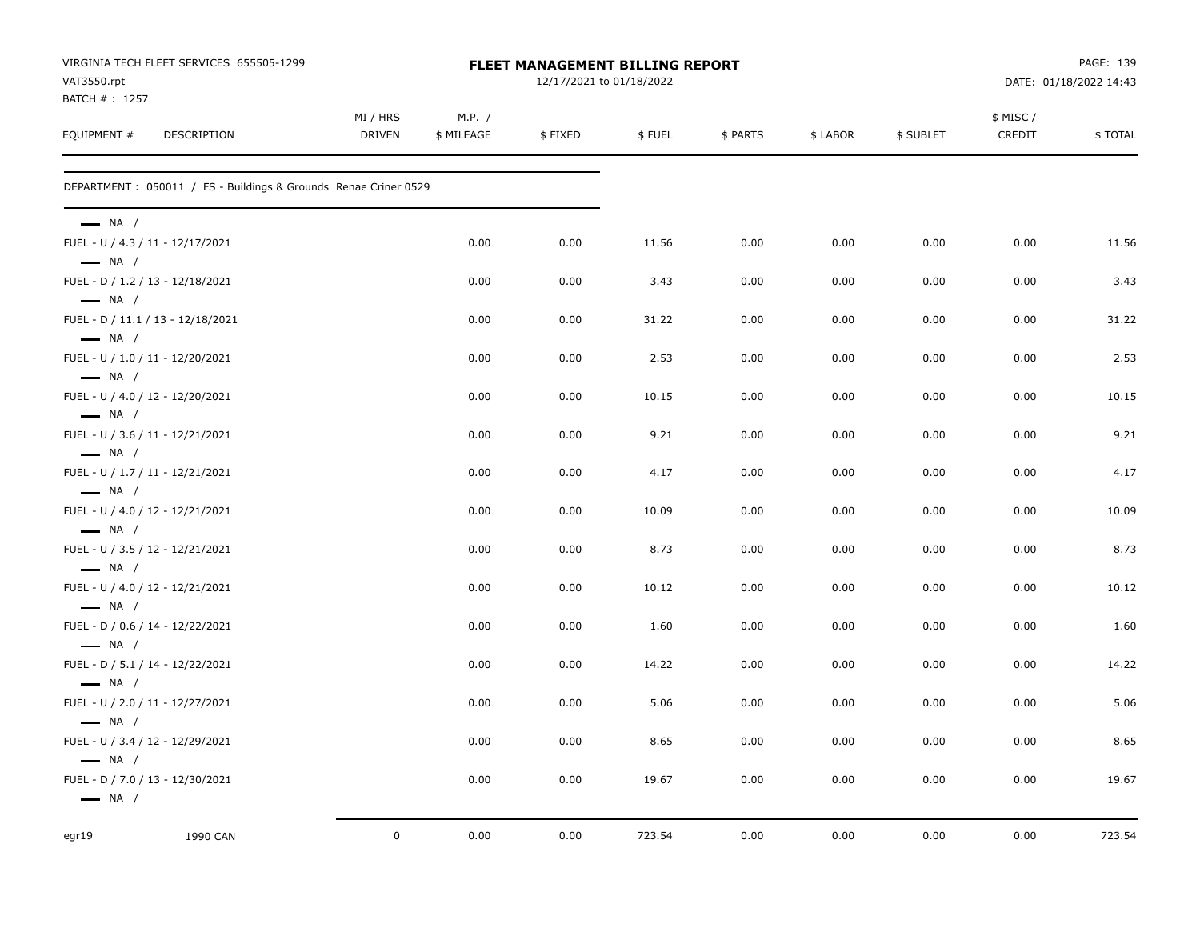VIRGINIA TECH FLEET SERVICES 655505-1299
VAT3550.rpt
BATCH # : 1257

# FLEET MANAGEMENT BILLING REPORT

12/17/2021 to 01/18/2022

DATE: 01/18/2022 14:43

| EQUIPMENT # | DESCRIPTION | MI / HRS DRIVEN | M.P. / $ MILEAGE | $ FIXED | $ FUEL | $ PARTS | $ LABOR | $ SUBLET | $ MISC / CREDIT | $ TOTAL |
|---|---|---|---|---|---|---|---|---|---|---|
| DEPARTMENT : 050011 / FS - Buildings & Grounds Renae Criner 0529 | | | | | | | | | | |
| — NA / | | | | | | | | | | |
| FUEL - U / 4.3 / 11 - 12/17/2021 | | | 0.00 | 0.00 | 11.56 | 0.00 | 0.00 | 0.00 | 0.00 | 11.56 |
| — NA / | | | | | | | | | | |
| FUEL - D / 1.2 / 13 - 12/18/2021 | | | 0.00 | 0.00 | 3.43 | 0.00 | 0.00 | 0.00 | 0.00 | 3.43 |
| — NA / | | | | | | | | | | |
| FUEL - D / 11.1 / 13 - 12/18/2021 | | | 0.00 | 0.00 | 31.22 | 0.00 | 0.00 | 0.00 | 0.00 | 31.22 |
| — NA / | | | | | | | | | | |
| FUEL - U / 1.0 / 11 - 12/20/2021 | | | 0.00 | 0.00 | 2.53 | 0.00 | 0.00 | 0.00 | 0.00 | 2.53 |
| — NA / | | | | | | | | | | |
| FUEL - U / 4.0 / 12 - 12/20/2021 | | | 0.00 | 0.00 | 10.15 | 0.00 | 0.00 | 0.00 | 0.00 | 10.15 |
| — NA / | | | | | | | | | | |
| FUEL - U / 3.6 / 11 - 12/21/2021 | | | 0.00 | 0.00 | 9.21 | 0.00 | 0.00 | 0.00 | 0.00 | 9.21 |
| — NA / | | | | | | | | | | |
| FUEL - U / 1.7 / 11 - 12/21/2021 | | | 0.00 | 0.00 | 4.17 | 0.00 | 0.00 | 0.00 | 0.00 | 4.17 |
| — NA / | | | | | | | | | | |
| FUEL - U / 4.0 / 12 - 12/21/2021 | | | 0.00 | 0.00 | 10.09 | 0.00 | 0.00 | 0.00 | 0.00 | 10.09 |
| — NA / | | | | | | | | | | |
| FUEL - U / 3.5 / 12 - 12/21/2021 | | | 0.00 | 0.00 | 8.73 | 0.00 | 0.00 | 0.00 | 0.00 | 8.73 |
| — NA / | | | | | | | | | | |
| FUEL - U / 4.0 / 12 - 12/21/2021 | | | 0.00 | 0.00 | 10.12 | 0.00 | 0.00 | 0.00 | 0.00 | 10.12 |
| — NA / | | | | | | | | | | |
| FUEL - D / 0.6 / 14 - 12/22/2021 | | | 0.00 | 0.00 | 1.60 | 0.00 | 0.00 | 0.00 | 0.00 | 1.60 |
| — NA / | | | | | | | | | | |
| FUEL - D / 5.1 / 14 - 12/22/2021 | | | 0.00 | 0.00 | 14.22 | 0.00 | 0.00 | 0.00 | 0.00 | 14.22 |
| — NA / | | | | | | | | | | |
| FUEL - U / 2.0 / 11 - 12/27/2021 | | | 0.00 | 0.00 | 5.06 | 0.00 | 0.00 | 0.00 | 0.00 | 5.06 |
| — NA / | | | | | | | | | | |
| FUEL - U / 3.4 / 12 - 12/29/2021 | | | 0.00 | 0.00 | 8.65 | 0.00 | 0.00 | 0.00 | 0.00 | 8.65 |
| — NA / | | | | | | | | | | |
| FUEL - D / 7.0 / 13 - 12/30/2021 | | | 0.00 | 0.00 | 19.67 | 0.00 | 0.00 | 0.00 | 0.00 | 19.67 |
| — NA / | | | | | | | | | | |
| egr19 | 1990 CAN | 0 | 0.00 | 0.00 | 723.54 | 0.00 | 0.00 | 0.00 | 0.00 | 723.54 |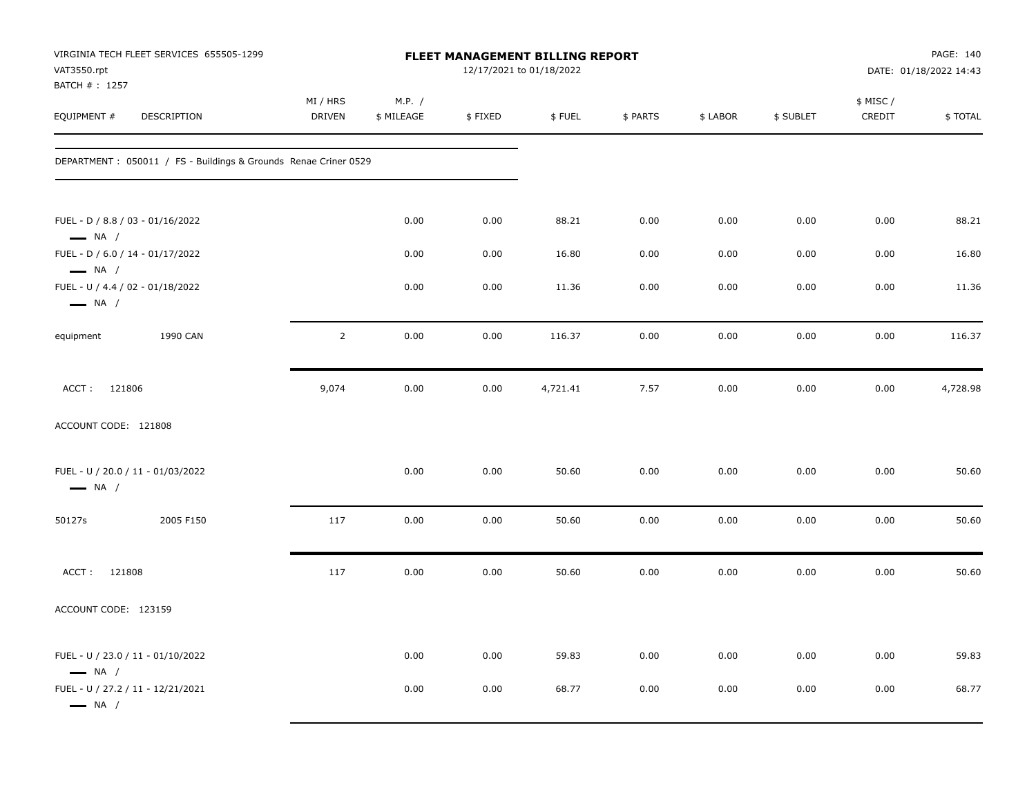VIRGINIA TECH FLEET SERVICES 655505-1299
VAT3550.rpt
BATCH # : 1257

**FLEET MANAGEMENT BILLING REPORT**
12/17/2021 to 01/18/2022

DATE: 01/18/2022 14:43

DEPARTMENT : 050011 / FS - Buildings & Grounds Renae Criner 0529

| EQUIPMENT # | DESCRIPTION | MI / HRS DRIVEN | M.P. / $ MILEAGE | $ FIXED | $ FUEL | $ PARTS | $ LABOR | $ SUBLET | $ MISC / CREDIT | $ TOTAL |
|---|---|---|---|---|---|---|---|---|---|---|
| FUEL - D / 8.8 / 03 - 01/16/2022 — NA / | | | 0.00 | 0.00 | 88.21 | 0.00 | 0.00 | 0.00 | 0.00 | 88.21 |
| FUEL - D / 6.0 / 14 - 01/17/2022 — NA / | | | 0.00 | 0.00 | 16.80 | 0.00 | 0.00 | 0.00 | 0.00 | 16.80 |
| FUEL - U / 4.4 / 02 - 01/18/2022 — NA / | | | 0.00 | 0.00 | 11.36 | 0.00 | 0.00 | 0.00 | 0.00 | 11.36 |
| equipment | 1990 CAN | 2 | 0.00 | 0.00 | 116.37 | 0.00 | 0.00 | 0.00 | 0.00 | 116.37 |
| ACCT : 121806 | | 9,074 | 0.00 | 0.00 | 4,721.41 | 7.57 | 0.00 | 0.00 | 0.00 | 4,728.98 |
| ACCOUNT CODE: 121808 | | | | | | | | | | |
| FUEL - U / 20.0 / 11 - 01/03/2022 — NA / | | | 0.00 | 0.00 | 50.60 | 0.00 | 0.00 | 0.00 | 0.00 | 50.60 |
| 50127s | 2005 F150 | 117 | 0.00 | 0.00 | 50.60 | 0.00 | 0.00 | 0.00 | 0.00 | 50.60 |
| ACCT : 121808 | | 117 | 0.00 | 0.00 | 50.60 | 0.00 | 0.00 | 0.00 | 0.00 | 50.60 |
| ACCOUNT CODE: 123159 | | | | | | | | | | |
| FUEL - U / 23.0 / 11 - 01/10/2022 — NA / | | | 0.00 | 0.00 | 59.83 | 0.00 | 0.00 | 0.00 | 0.00 | 59.83 |
| FUEL - U / 27.2 / 11 - 12/21/2021 — NA / | | | 0.00 | 0.00 | 68.77 | 0.00 | 0.00 | 0.00 | 0.00 | 68.77 |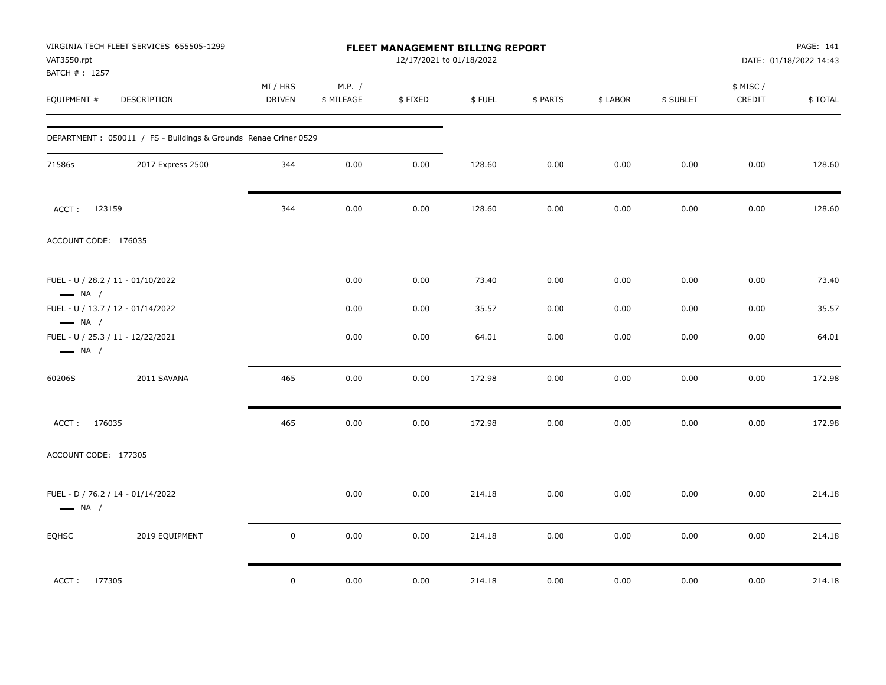VIRGINIA TECH FLEET SERVICES 655505-1299
VAT3550.rpt
BATCH # : 1257

**FLEET MANAGEMENT BILLING REPORT**
12/17/2021 to 01/18/2022

DATE: 01/18/2022 14:43

| EQUIPMENT # | DESCRIPTION | MI / HRS DRIVEN | M.P. / $ MILEAGE | $ FIXED | $ FUEL | $ PARTS | $ LABOR | $ SUBLET | $ MISC / CREDIT | $ TOTAL |
|---|---|---|---|---|---|---|---|---|---|---|
| DEPARTMENT : 050011 / FS - Buildings & Grounds Renae Criner 0529 | | | | | | | | | | |
| 71586s | 2017 Express 2500 | 344 | 0.00 | 0.00 | 128.60 | 0.00 | 0.00 | 0.00 | 0.00 | 128.60 |
| ACCT : 123159 | | 344 | 0.00 | 0.00 | 128.60 | 0.00 | 0.00 | 0.00 | 0.00 | 128.60 |
| ACCOUNT CODE: 176035 | | | | | | | | | | |
| FUEL - U / 28.2 / 11 - 01/10/2022 — NA / | | | 0.00 | 0.00 | 73.40 | 0.00 | 0.00 | 0.00 | 0.00 | 73.40 |
| FUEL - U / 13.7 / 12 - 01/14/2022 — NA / | | | 0.00 | 0.00 | 35.57 | 0.00 | 0.00 | 0.00 | 0.00 | 35.57 |
| FUEL - U / 25.3 / 11 - 12/22/2021 — NA / | | | 0.00 | 0.00 | 64.01 | 0.00 | 0.00 | 0.00 | 0.00 | 64.01 |
| 60206S | 2011 SAVANA | 465 | 0.00 | 0.00 | 172.98 | 0.00 | 0.00 | 0.00 | 0.00 | 172.98 |
| ACCT : 176035 | | 465 | 0.00 | 0.00 | 172.98 | 0.00 | 0.00 | 0.00 | 0.00 | 172.98 |
| ACCOUNT CODE: 177305 | | | | | | | | | | |
| FUEL - D / 76.2 / 14 - 01/14/2022 — NA / | | | 0.00 | 0.00 | 214.18 | 0.00 | 0.00 | 0.00 | 0.00 | 214.18 |
| EQHSC | 2019 EQUIPMENT | 0 | 0.00 | 0.00 | 214.18 | 0.00 | 0.00 | 0.00 | 0.00 | 214.18 |
| ACCT : 177305 | | 0 | 0.00 | 0.00 | 214.18 | 0.00 | 0.00 | 0.00 | 0.00 | 214.18 |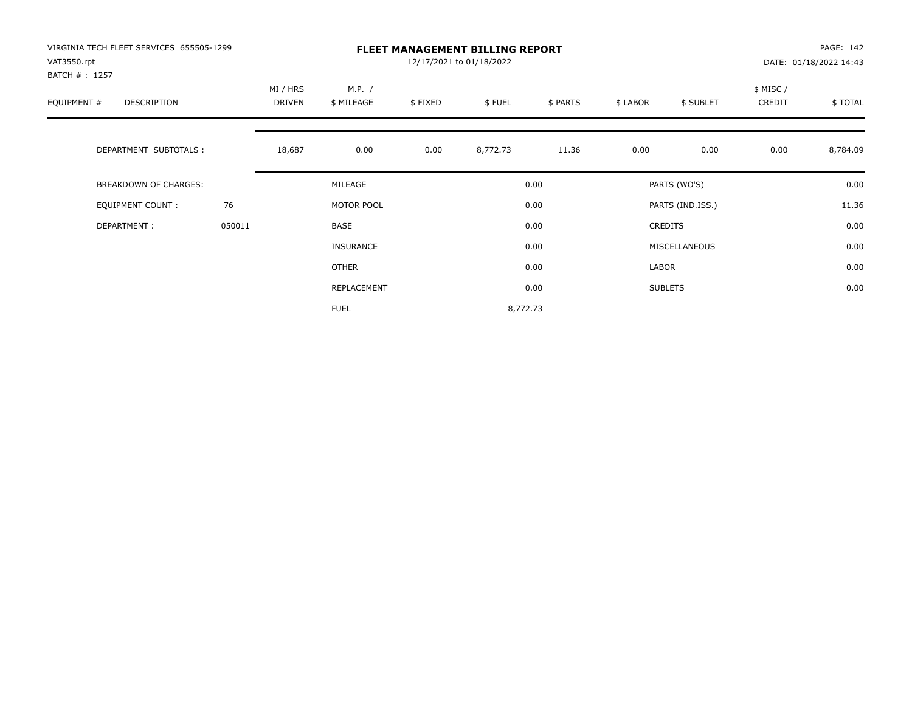VIRGINIA TECH FLEET SERVICES 655505-1299
VAT3550.rpt
BATCH # : 1257

# FLEET MANAGEMENT BILLING REPORT

12/17/2021 to 01/18/2022

PAGE: 142
DATE: 01/18/2022 14:43

| EQUIPMENT # | DESCRIPTION | MI / HRS DRIVEN | M.P. / $ MILEAGE | $ FIXED | $ FUEL | $ PARTS | $ LABOR | $ SUBLET | $ MISC / CREDIT | $ TOTAL |
|---|---|---|---|---|---|---|---|---|---|---|
| | DEPARTMENT SUBTOTALS : | 18,687 | 0.00 | 0.00 | 8,772.73 | 11.36 | 0.00 | 0.00 | 0.00 | 8,784.09 |

| BREAKDOWN OF CHARGES: | | | | | |
|---|---|---|---|---|---|
| EQUIPMENT COUNT : | 76 | MILEAGE | 0.00 | PARTS (WO'S) | 0.00 |
| DEPARTMENT : | 050011 | MOTOR POOL | 0.00 | PARTS (IND.ISS.) | 11.36 |
| | | BASE | 0.00 | CREDITS | 0.00 |
| | | INSURANCE | 0.00 | MISCELLANEOUS | 0.00 |
| | | OTHER | 0.00 | LABOR | 0.00 |
| | | REPLACEMENT | 0.00 | SUBLETS | 0.00 |
| | | FUEL | 8,772.73 | | |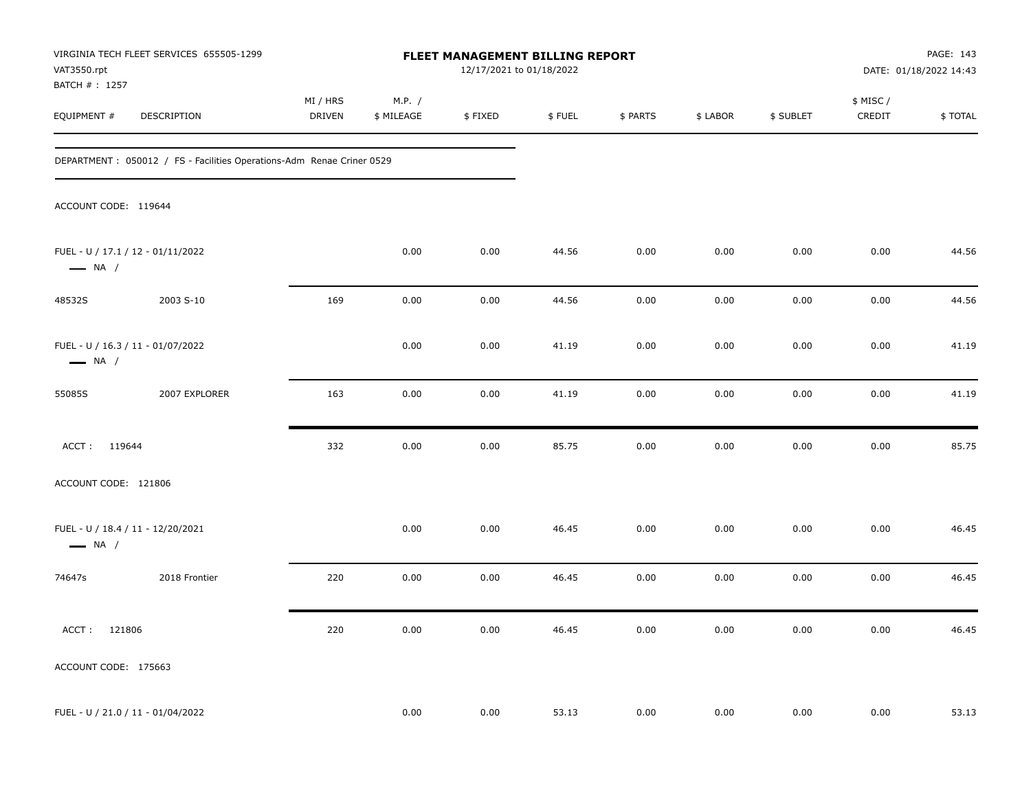VIRGINIA TECH FLEET SERVICES 655505-1299
VAT3550.rpt
BATCH # : 1257

# FLEET MANAGEMENT BILLING REPORT

12/17/2021 to 01/18/2022

DATE: 01/18/2022 14:43

| EQUIPMENT # | DESCRIPTION | MI / HRS DRIVEN | M.P. / $ MILEAGE | $ FIXED | $ FUEL | $ PARTS | $ LABOR | $ SUBLET | $ MISC / CREDIT | $ TOTAL |
|---|---|---|---|---|---|---|---|---|---|---|

DEPARTMENT : 050012 / FS - Facilities Operations-Adm Renae Criner 0529

ACCOUNT CODE: 119644

| EQUIPMENT # | DESCRIPTION | MI / HRS DRIVEN | M.P. / $ MILEAGE | $ FIXED | $ FUEL | $ PARTS | $ LABOR | $ SUBLET | $ MISC / CREDIT | $ TOTAL |
|---|---|---|---|---|---|---|---|---|---|---|
| FUEL - U / 17.1 / 12 - 01/11/2022 — NA / | | | 0.00 | 0.00 | 44.56 | 0.00 | 0.00 | 0.00 | 0.00 | 44.56 |
| 48532S | 2003 S-10 | 169 | 0.00 | 0.00 | 44.56 | 0.00 | 0.00 | 0.00 | 0.00 | 44.56 |
| FUEL - U / 16.3 / 11 - 01/07/2022 — NA / | | | 0.00 | 0.00 | 41.19 | 0.00 | 0.00 | 0.00 | 0.00 | 41.19 |
| 55085S | 2007 EXPLORER | 163 | 0.00 | 0.00 | 41.19 | 0.00 | 0.00 | 0.00 | 0.00 | 41.19 |
| ACCT : 119644 | | 332 | 0.00 | 0.00 | 85.75 | 0.00 | 0.00 | 0.00 | 0.00 | 85.75 |

ACCOUNT CODE: 121806

| EQUIPMENT # | DESCRIPTION | MI / HRS DRIVEN | M.P. / $ MILEAGE | $ FIXED | $ FUEL | $ PARTS | $ LABOR | $ SUBLET | $ MISC / CREDIT | $ TOTAL |
|---|---|---|---|---|---|---|---|---|---|---|
| FUEL - U / 18.4 / 11 - 12/20/2021 — NA / | | | 0.00 | 0.00 | 46.45 | 0.00 | 0.00 | 0.00 | 0.00 | 46.45 |
| 74647s | 2018 Frontier | 220 | 0.00 | 0.00 | 46.45 | 0.00 | 0.00 | 0.00 | 0.00 | 46.45 |
| ACCT : 121806 | | 220 | 0.00 | 0.00 | 46.45 | 0.00 | 0.00 | 0.00 | 0.00 | 46.45 |

ACCOUNT CODE: 175663

| EQUIPMENT # | DESCRIPTION | MI / HRS DRIVEN | M.P. / $ MILEAGE | $ FIXED | $ FUEL | $ PARTS | $ LABOR | $ SUBLET | $ MISC / CREDIT | $ TOTAL |
|---|---|---|---|---|---|---|---|---|---|---|
| FUEL - U / 21.0 / 11 - 01/04/2022 | | | 0.00 | 0.00 | 53.13 | 0.00 | 0.00 | 0.00 | 0.00 | 53.13 |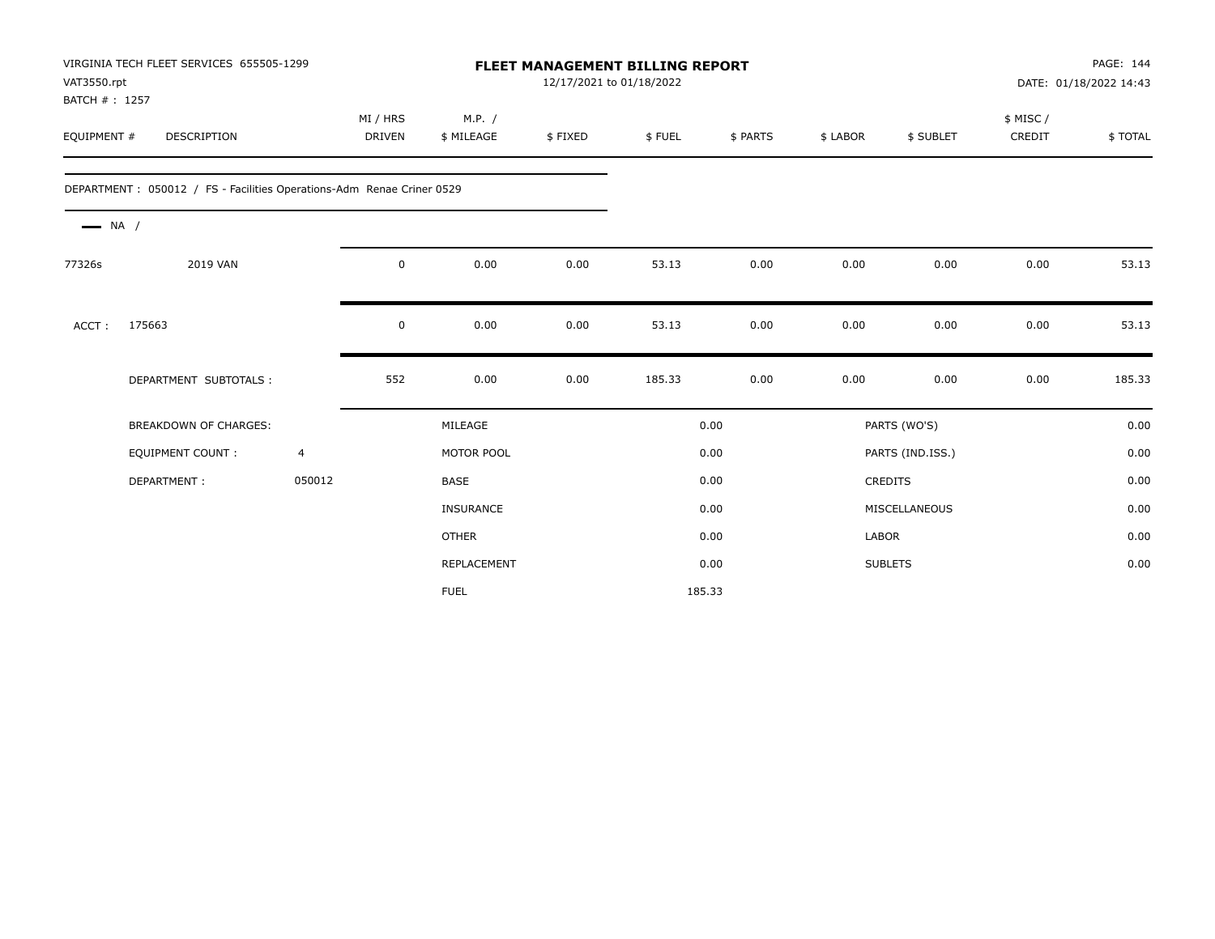VIRGINIA TECH FLEET SERVICES 655505-1299
VAT3550.rpt
BATCH # : 1257

# FLEET MANAGEMENT BILLING REPORT

12/17/2021 to 01/18/2022

DATE: 01/18/2022 14:43

| EQUIPMENT # | DESCRIPTION | MI / HRS DRIVEN | M.P. / $ MILEAGE | $ FIXED | $ FUEL | $ PARTS | $ LABOR | $ SUBLET | $ MISC / CREDIT | $ TOTAL |
|---|---|---|---|---|---|---|---|---|---|---|
| DEPARTMENT : 050012 / FS - Facilities Operations-Adm Renae Criner 0529 | | | | | | | | | | |
| NA / | | | | | | | | | | |
| 77326s | 2019 VAN | 0 | 0.00 | 0.00 | 53.13 | 0.00 | 0.00 | 0.00 | 0.00 | 53.13 |
| ACCT : | 175663 | 0 | 0.00 | 0.00 | 53.13 | 0.00 | 0.00 | 0.00 | 0.00 | 53.13 |
| | DEPARTMENT SUBTOTALS : | 552 | 0.00 | 0.00 | 185.33 | 0.00 | 0.00 | 0.00 | 0.00 | 185.33 |

| BREAKDOWN OF CHARGES: | | | | | |
|---|---|---|---|---|---|
| | | MILEAGE | 0.00 | PARTS (WO'S) | 0.00 |
| EQUIPMENT COUNT : | 4 | MOTOR POOL | 0.00 | PARTS (IND.ISS.) | 0.00 |
| DEPARTMENT : | 050012 | BASE | 0.00 | CREDITS | 0.00 |
| | | INSURANCE | 0.00 | MISCELLANEOUS | 0.00 |
| | | OTHER | 0.00 | LABOR | 0.00 |
| | | REPLACEMENT | 0.00 | SUBLETS | 0.00 |
| | | FUEL | 185.33 | | |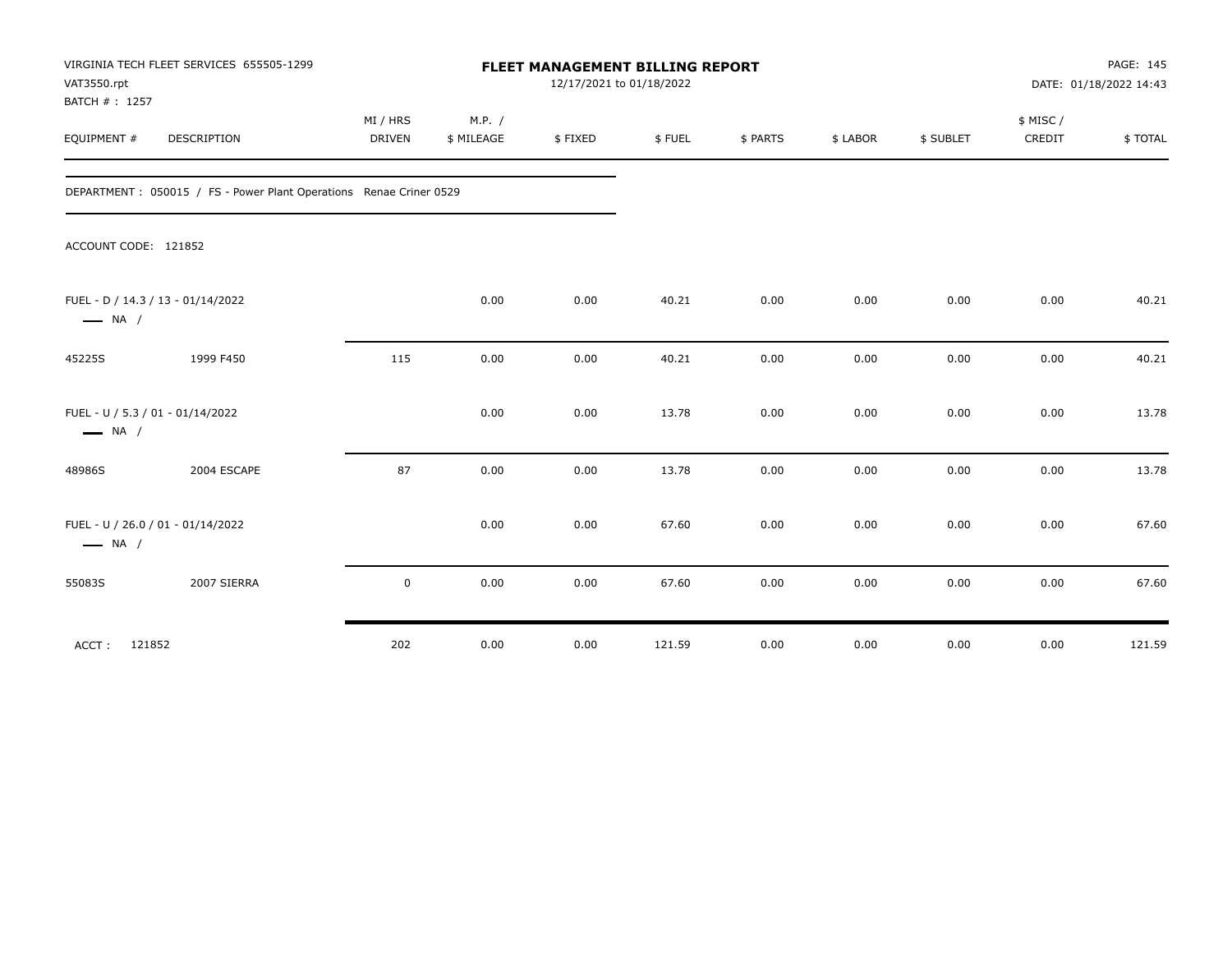VIRGINIA TECH FLEET SERVICES 655505-1299
VAT3550.rpt
BATCH # : 1257

# FLEET MANAGEMENT BILLING REPORT

12/17/2021 to 01/18/2022

DATE: 01/18/2022 14:43

| EQUIPMENT # | DESCRIPTION | MI / HRS DRIVEN | M.P. / $ MILEAGE | $ FIXED | $ FUEL | $ PARTS | $ LABOR | $ SUBLET | $ MISC / CREDIT | $ TOTAL |
|---|---|---|---|---|---|---|---|---|---|---|

DEPARTMENT : 050015 / FS - Power Plant Operations Renae Criner 0529

ACCOUNT CODE: 121852

| EQUIPMENT # | DESCRIPTION | MI / HRS DRIVEN | M.P. / $ MILEAGE | $ FIXED | $ FUEL | $ PARTS | $ LABOR | $ SUBLET | $ MISC / CREDIT | $ TOTAL |
|---|---|---|---|---|---|---|---|---|---|---|
| FUEL - D / 14.3 / 13 - 01/14/2022 — NA / | | | 0.00 | 0.00 | 40.21 | 0.00 | 0.00 | 0.00 | 0.00 | 40.21 |
| 45225S | 1999 F450 | 115 | 0.00 | 0.00 | 40.21 | 0.00 | 0.00 | 0.00 | 0.00 | 40.21 |
| FUEL - U / 5.3 / 01 - 01/14/2022 — NA / | | | 0.00 | 0.00 | 13.78 | 0.00 | 0.00 | 0.00 | 0.00 | 13.78 |
| 48986S | 2004 ESCAPE | 87 | 0.00 | 0.00 | 13.78 | 0.00 | 0.00 | 0.00 | 0.00 | 13.78 |
| FUEL - U / 26.0 / 01 - 01/14/2022 — NA / | | | 0.00 | 0.00 | 67.60 | 0.00 | 0.00 | 0.00 | 0.00 | 67.60 |
| 55083S | 2007 SIERRA | 0 | 0.00 | 0.00 | 67.60 | 0.00 | 0.00 | 0.00 | 0.00 | 67.60 |
| ACCT : 121852 | | 202 | 0.00 | 0.00 | 121.59 | 0.00 | 0.00 | 0.00 | 0.00 | 121.59 |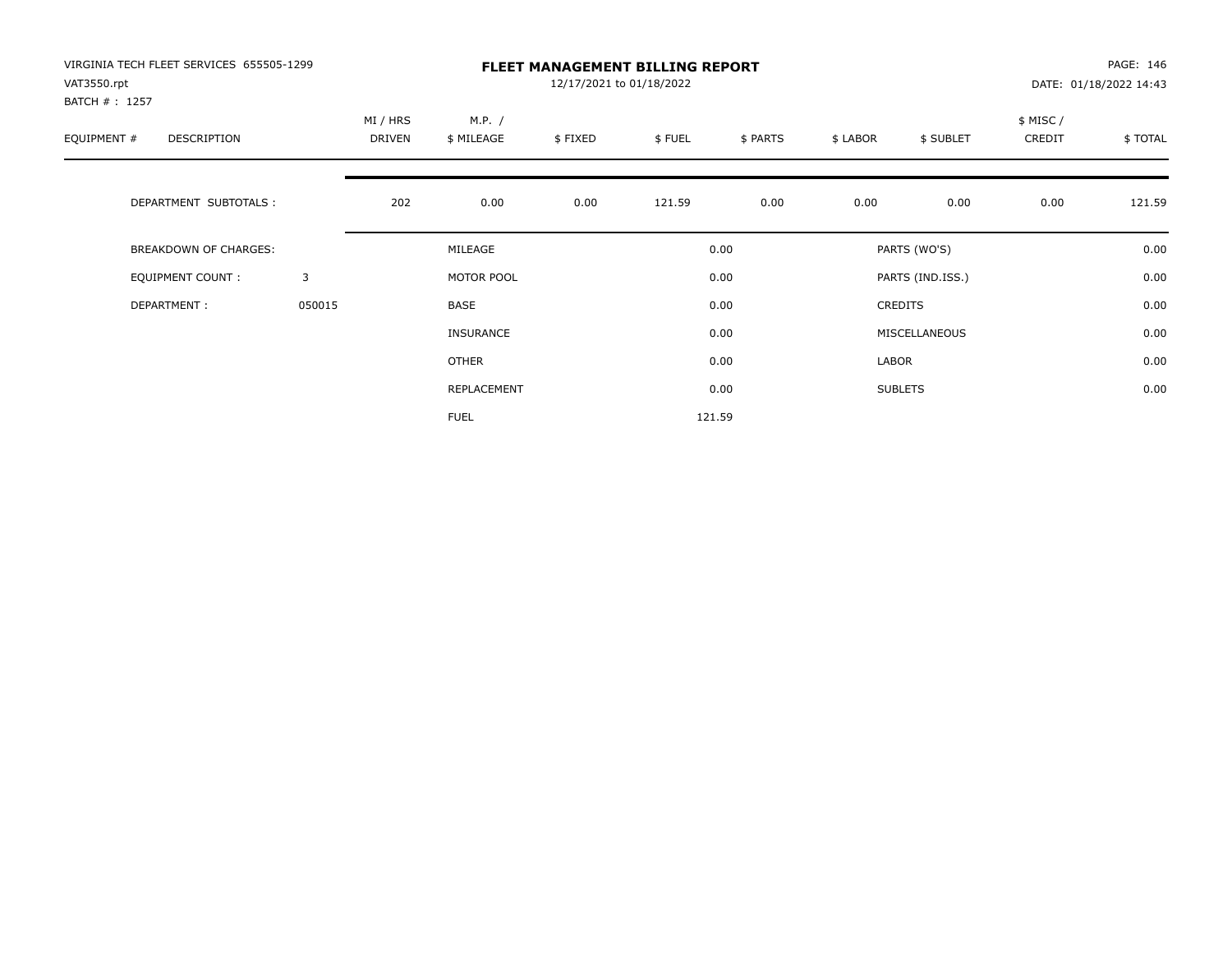VIRGINIA TECH FLEET SERVICES 655505-1299
VAT3550.rpt
BATCH # : 1257

# FLEET MANAGEMENT BILLING REPORT

12/17/2021 to 01/18/2022

PAGE: 146
DATE: 01/18/2022 14:43

| EQUIPMENT # | DESCRIPTION | | MI / HRS DRIVEN | M.P. / $ MILEAGE | $ FIXED | $ FUEL | $ PARTS | $ LABOR | $ SUBLET | $ MISC / CREDIT | $ TOTAL |
|---|---|---|---|---|---|---|---|---|---|---|---|
| | DEPARTMENT SUBTOTALS : | | 202 | 0.00 | 0.00 | 121.59 | 0.00 | 0.00 | 0.00 | 0.00 | 121.59 |

| | | | | |
|---|---|---|---|---|
| BREAKDOWN OF CHARGES: | | MILEAGE | 0.00 | PARTS (WO'S) | 0.00 |
| EQUIPMENT COUNT : | 3 | MOTOR POOL | 0.00 | PARTS (IND.ISS.) | 0.00 |
| DEPARTMENT : | 050015 | BASE | 0.00 | CREDITS | 0.00 |
| | | INSURANCE | 0.00 | MISCELLANEOUS | 0.00 |
| | | OTHER | 0.00 | LABOR | 0.00 |
| | | REPLACEMENT | 0.00 | SUBLETS | 0.00 |
| | | FUEL | 121.59 | | |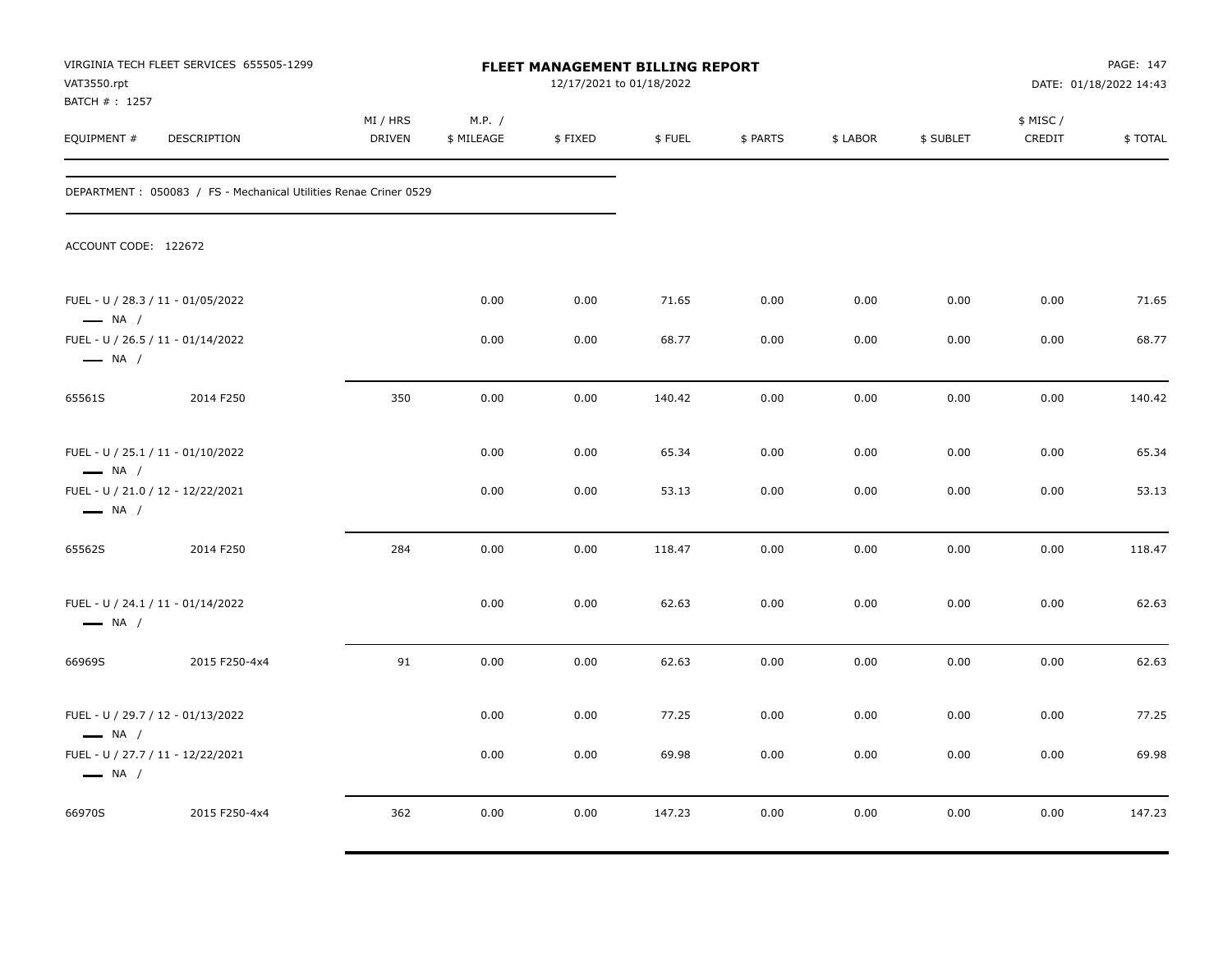VIRGINIA TECH FLEET SERVICES 655505-1299
VAT3550.rpt
BATCH # : 1257

**FLEET MANAGEMENT BILLING REPORT**
12/17/2021 to 01/18/2022

PAGE: 147
DATE: 01/18/2022 14:43

| EQUIPMENT # | DESCRIPTION | MI / HRS DRIVEN | M.P. / $ MILEAGE | $ FIXED | $ FUEL | $ PARTS | $ LABOR | $ SUBLET | $ MISC / CREDIT | $ TOTAL |
|---|---|---|---|---|---|---|---|---|---|---|
| DEPARTMENT : 050083 / FS - Mechanical Utilities Renae Criner 0529 | | | | | | | | | | |
| ACCOUNT CODE: 122672 | | | | | | | | | | |
| FUEL - U / 28.3 / 11 - 01/05/2022 — NA / | | | 0.00 | 0.00 | 71.65 | 0.00 | 0.00 | 0.00 | 0.00 | 71.65 |
| FUEL - U / 26.5 / 11 - 01/14/2022 — NA / | | | 0.00 | 0.00 | 68.77 | 0.00 | 0.00 | 0.00 | 0.00 | 68.77 |
| 65561S | 2014 F250 | 350 | 0.00 | 0.00 | 140.42 | 0.00 | 0.00 | 0.00 | 0.00 | 140.42 |
| FUEL - U / 25.1 / 11 - 01/10/2022 — NA / | | | 0.00 | 0.00 | 65.34 | 0.00 | 0.00 | 0.00 | 0.00 | 65.34 |
| FUEL - U / 21.0 / 12 - 12/22/2021 — NA / | | | 0.00 | 0.00 | 53.13 | 0.00 | 0.00 | 0.00 | 0.00 | 53.13 |
| 65562S | 2014 F250 | 284 | 0.00 | 0.00 | 118.47 | 0.00 | 0.00 | 0.00 | 0.00 | 118.47 |
| FUEL - U / 24.1 / 11 - 01/14/2022 — NA / | | | 0.00 | 0.00 | 62.63 | 0.00 | 0.00 | 0.00 | 0.00 | 62.63 |
| 66969S | 2015 F250-4x4 | 91 | 0.00 | 0.00 | 62.63 | 0.00 | 0.00 | 0.00 | 0.00 | 62.63 |
| FUEL - U / 29.7 / 12 - 01/13/2022 — NA / | | | 0.00 | 0.00 | 77.25 | 0.00 | 0.00 | 0.00 | 0.00 | 77.25 |
| FUEL - U / 27.7 / 11 - 12/22/2021 — NA / | | | 0.00 | 0.00 | 69.98 | 0.00 | 0.00 | 0.00 | 0.00 | 69.98 |
| 66970S | 2015 F250-4x4 | 362 | 0.00 | 0.00 | 147.23 | 0.00 | 0.00 | 0.00 | 0.00 | 147.23 |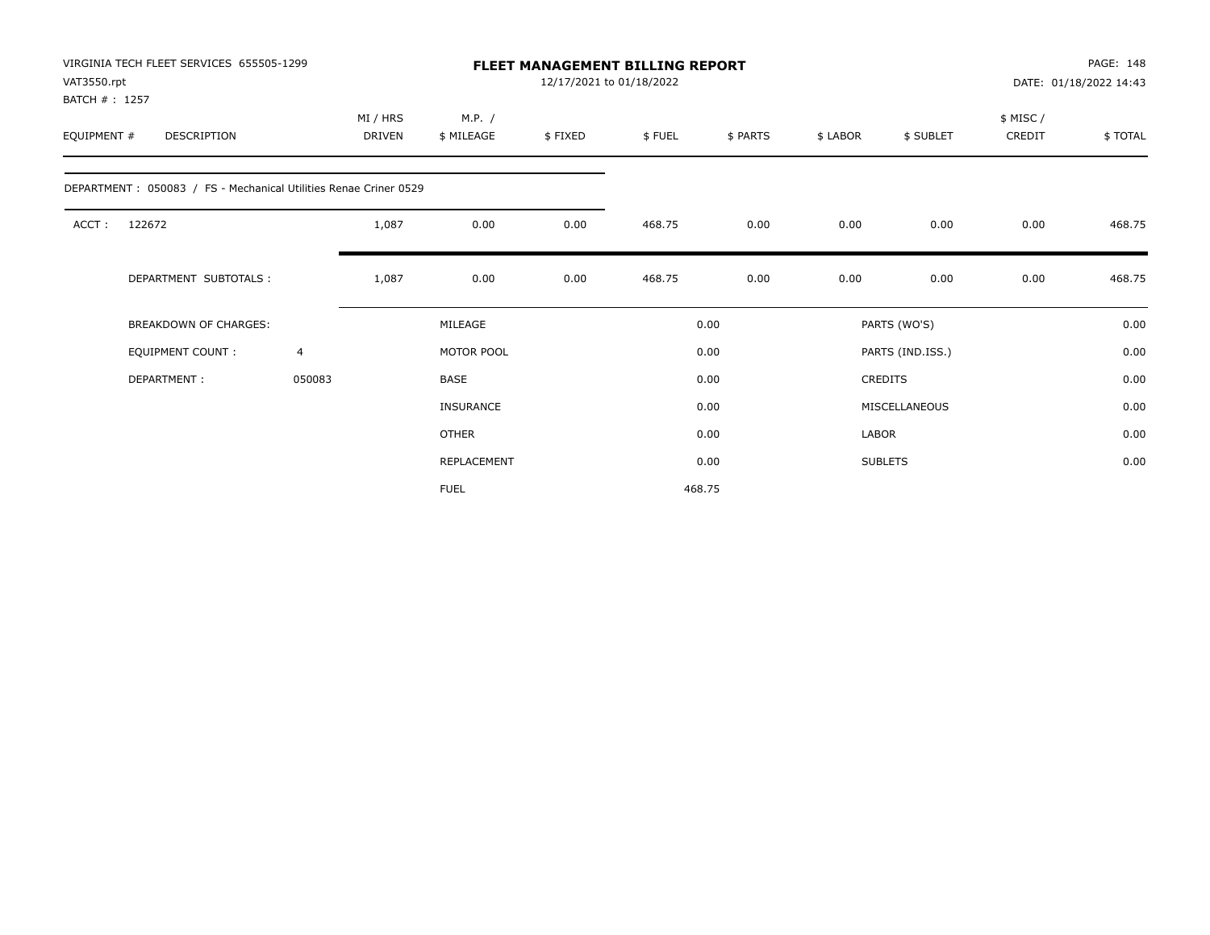VIRGINIA TECH FLEET SERVICES 655505-1299
VAT3550.rpt
BATCH # : 1257

# FLEET MANAGEMENT BILLING REPORT

12/17/2021 to 01/18/2022

DATE: 01/18/2022 14:43

| EQUIPMENT # | DESCRIPTION | MI / HRS DRIVEN | M.P. / $ MILEAGE | $ FIXED | $ FUEL | $ PARTS | $ LABOR | $ SUBLET | $ MISC / CREDIT | $ TOTAL |
|---|---|---|---|---|---|---|---|---|---|---|
| DEPARTMENT : 050083 / FS - Mechanical Utilities Renae Criner 0529 | | | | | | | | | | |
| ACCT : | 122672 | 1,087 | 0.00 | 0.00 | 468.75 | 0.00 | 0.00 | 0.00 | 0.00 | 468.75 |
| | DEPARTMENT SUBTOTALS : | 1,087 | 0.00 | 0.00 | 468.75 | 0.00 | 0.00 | 0.00 | 0.00 | 468.75 |

| | | | | | |
|---|---|---|---|---|---|
| BREAKDOWN OF CHARGES: | | MILEAGE | 0.00 | PARTS (WO'S) | 0.00 |
| EQUIPMENT COUNT : | 4 | MOTOR POOL | 0.00 | PARTS (IND.ISS.) | 0.00 |
| DEPARTMENT : | 050083 | BASE | 0.00 | CREDITS | 0.00 |
| | | INSURANCE | 0.00 | MISCELLANEOUS | 0.00 |
| | | OTHER | 0.00 | LABOR | 0.00 |
| | | REPLACEMENT | 0.00 | SUBLETS | 0.00 |
| | | FUEL | 468.75 | | |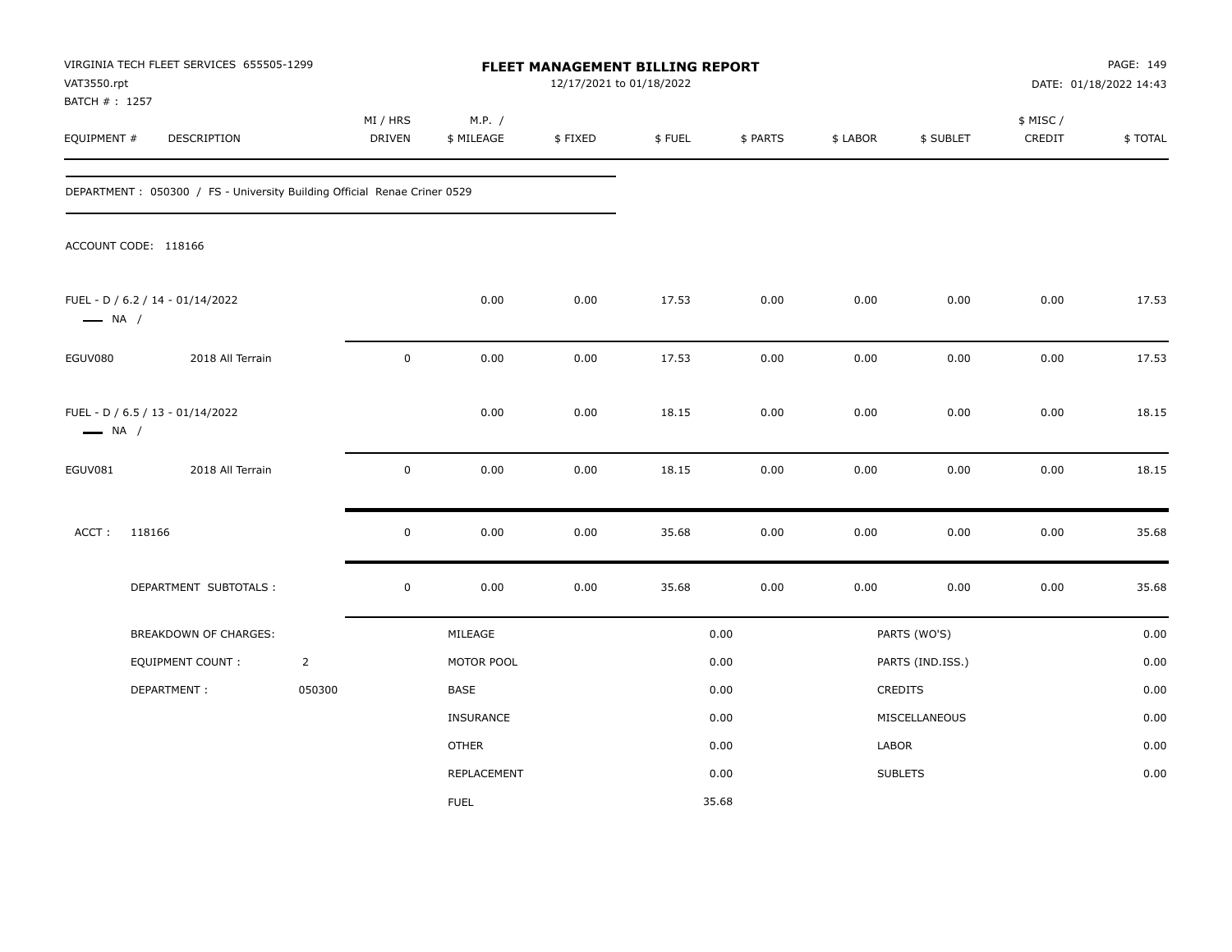VIRGINIA TECH FLEET SERVICES 655505-1299
VAT3550.rpt
BATCH # : 1257

# FLEET MANAGEMENT BILLING REPORT

12/17/2021 to 01/18/2022

PAGE: 149
DATE: 01/18/2022 14:43

| EQUIPMENT # | DESCRIPTION | MI / HRS DRIVEN | M.P. / $ MILEAGE | $ FIXED | $ FUEL | $ PARTS | $ LABOR | $ SUBLET | $ MISC / CREDIT | $ TOTAL |
|---|---|---|---|---|---|---|---|---|---|---|
| DEPARTMENT : 050300 / FS - University Building Official Renae Criner 0529 | | | | | | | | | | |
| ACCOUNT CODE: 118166 | | | | | | | | | | |
| FUEL - D / 6.2 / 14 - 01/14/2022 — NA / | | | 0.00 | 0.00 | 17.53 | 0.00 | 0.00 | 0.00 | 0.00 | 17.53 |
| EGUV080 | 2018 All Terrain | 0 | 0.00 | 0.00 | 17.53 | 0.00 | 0.00 | 0.00 | 0.00 | 17.53 |
| FUEL - D / 6.5 / 13 - 01/14/2022 — NA / | | | 0.00 | 0.00 | 18.15 | 0.00 | 0.00 | 0.00 | 0.00 | 18.15 |
| EGUV081 | 2018 All Terrain | 0 | 0.00 | 0.00 | 18.15 | 0.00 | 0.00 | 0.00 | 0.00 | 18.15 |
| ACCT : 118166 | | 0 | 0.00 | 0.00 | 35.68 | 0.00 | 0.00 | 0.00 | 0.00 | 35.68 |
| DEPARTMENT SUBTOTALS : | | 0 | 0.00 | 0.00 | 35.68 | 0.00 | 0.00 | 0.00 | 0.00 | 35.68 |

| BREAKDOWN OF CHARGES: | | | | | |
|---|---|---|---|---|---|
| EQUIPMENT COUNT : | 2 | MILEAGE | 0.00 | PARTS (WO'S) | 0.00 |
| DEPARTMENT : | 050300 | MOTOR POOL | 0.00 | PARTS (IND.ISS.) | 0.00 |
| | | BASE | 0.00 | CREDITS | 0.00 |
| | | INSURANCE | 0.00 | MISCELLANEOUS | 0.00 |
| | | OTHER | 0.00 | LABOR | 0.00 |
| | | REPLACEMENT | 0.00 | SUBLETS | 0.00 |
| | | FUEL | 35.68 | | |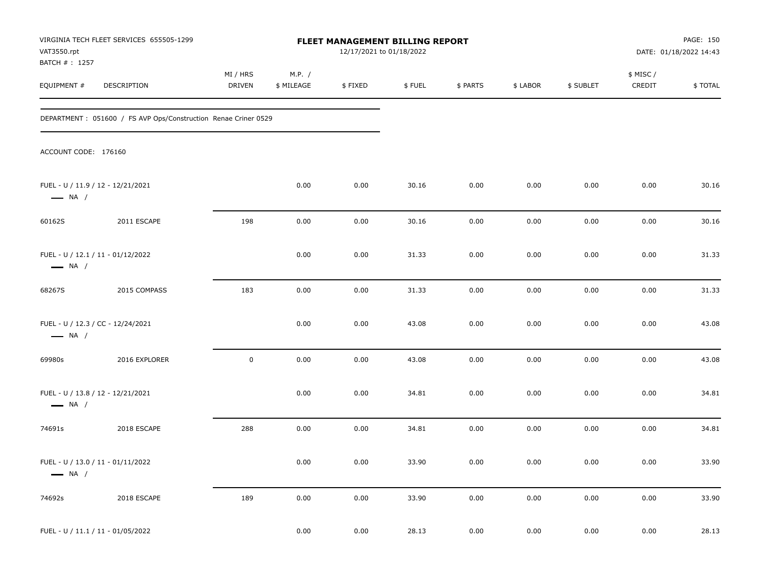VIRGINIA TECH FLEET SERVICES 655505-1299
VAT3550.rpt
BATCH # : 1257

**FLEET MANAGEMENT BILLING REPORT**
12/17/2021 to 01/18/2022

DATE: 01/18/2022 14:43

DEPARTMENT : 051600 / FS AVP Ops/Construction Renae Criner 0529

ACCOUNT CODE: 176160

| EQUIPMENT # | DESCRIPTION | MI / HRS DRIVEN | M.P. / $ MILEAGE | $ FIXED | $ FUEL | $ PARTS | $ LABOR | $ SUBLET | $ MISC / CREDIT | $ TOTAL |
|---|---|---|---|---|---|---|---|---|---|---|
| FUEL - U / 11.9 / 12 - 12/21/2021 — NA / | | | 0.00 | 0.00 | 30.16 | 0.00 | 0.00 | 0.00 | 0.00 | 30.16 |
| 60162S | 2011 ESCAPE | 198 | 0.00 | 0.00 | 30.16 | 0.00 | 0.00 | 0.00 | 0.00 | 30.16 |
| FUEL - U / 12.1 / 11 - 01/12/2022 — NA / | | | 0.00 | 0.00 | 31.33 | 0.00 | 0.00 | 0.00 | 0.00 | 31.33 |
| 68267S | 2015 COMPASS | 183 | 0.00 | 0.00 | 31.33 | 0.00 | 0.00 | 0.00 | 0.00 | 31.33 |
| FUEL - U / 12.3 / CC - 12/24/2021 — NA / | | | 0.00 | 0.00 | 43.08 | 0.00 | 0.00 | 0.00 | 0.00 | 43.08 |
| 69980s | 2016 EXPLORER | 0 | 0.00 | 0.00 | 43.08 | 0.00 | 0.00 | 0.00 | 0.00 | 43.08 |
| FUEL - U / 13.8 / 12 - 12/21/2021 — NA / | | | 0.00 | 0.00 | 34.81 | 0.00 | 0.00 | 0.00 | 0.00 | 34.81 |
| 74691s | 2018 ESCAPE | 288 | 0.00 | 0.00 | 34.81 | 0.00 | 0.00 | 0.00 | 0.00 | 34.81 |
| FUEL - U / 13.0 / 11 - 01/11/2022 — NA / | | | 0.00 | 0.00 | 33.90 | 0.00 | 0.00 | 0.00 | 0.00 | 33.90 |
| 74692s | 2018 ESCAPE | 189 | 0.00 | 0.00 | 33.90 | 0.00 | 0.00 | 0.00 | 0.00 | 33.90 |
| FUEL - U / 11.1 / 11 - 01/05/2022 | | | 0.00 | 0.00 | 28.13 | 0.00 | 0.00 | 0.00 | 0.00 | 28.13 |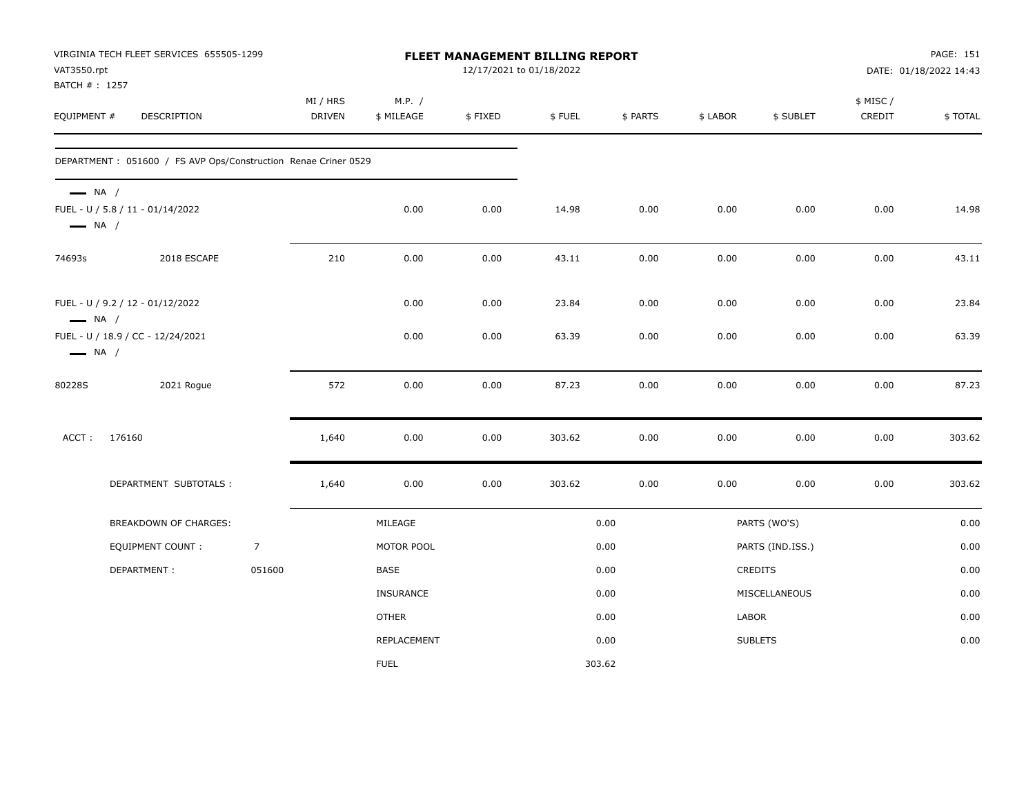VIRGINIA TECH FLEET SERVICES 655505-1299
VAT3550.rpt
BATCH # : 1257

**FLEET MANAGEMENT BILLING REPORT**
12/17/2021 to 01/18/2022

DATE: 01/18/2022 14:43

| EQUIPMENT # | DESCRIPTION | MI / HRS DRIVEN | M.P. / $ MILEAGE | $ FIXED | $ FUEL | $ PARTS | $ LABOR | $ SUBLET | $ MISC / CREDIT | $ TOTAL |
|---|---|---|---|---|---|---|---|---|---|---|
| DEPARTMENT : 051600 / FS AVP Ops/Construction Renae Criner 0529 | | | | | | | | | | |
| — NA / | | | | | | | | | | |
| FUEL - U / 5.8 / 11 - 01/14/2022 | | | 0.00 | 0.00 | 14.98 | 0.00 | 0.00 | 0.00 | 0.00 | 14.98 |
| — NA / | | | | | | | | | | |
| 74693s | 2018 ESCAPE | 210 | 0.00 | 0.00 | 43.11 | 0.00 | 0.00 | 0.00 | 0.00 | 43.11 |
| FUEL - U / 9.2 / 12 - 01/12/2022 | | | 0.00 | 0.00 | 23.84 | 0.00 | 0.00 | 0.00 | 0.00 | 23.84 |
| — NA / | | | | | | | | | | |
| FUEL - U / 18.9 / CC - 12/24/2021 | | | 0.00 | 0.00 | 63.39 | 0.00 | 0.00 | 0.00 | 0.00 | 63.39 |
| — NA / | | | | | | | | | | |
| 80228S | 2021 Rogue | 572 | 0.00 | 0.00 | 87.23 | 0.00 | 0.00 | 0.00 | 0.00 | 87.23 |
| ACCT : 176160 | | 1,640 | 0.00 | 0.00 | 303.62 | 0.00 | 0.00 | 0.00 | 0.00 | 303.62 |
| DEPARTMENT SUBTOTALS : | | 1,640 | 0.00 | 0.00 | 303.62 | 0.00 | 0.00 | 0.00 | 0.00 | 303.62 |

| BREAKDOWN OF CHARGES: | | | | | |
|---|---|---|---|---|---|
| EQUIPMENT COUNT : | 7 | MILEAGE | 0.00 | PARTS (WO'S) | 0.00 |
| DEPARTMENT : | 051600 | MOTOR POOL | 0.00 | PARTS (IND.ISS.) | 0.00 |
| | | BASE | 0.00 | CREDITS | 0.00 |
| | | INSURANCE | 0.00 | MISCELLANEOUS | 0.00 |
| | | OTHER | 0.00 | LABOR | 0.00 |
| | | REPLACEMENT | 0.00 | SUBLETS | 0.00 |
| | | FUEL | 303.62 | | |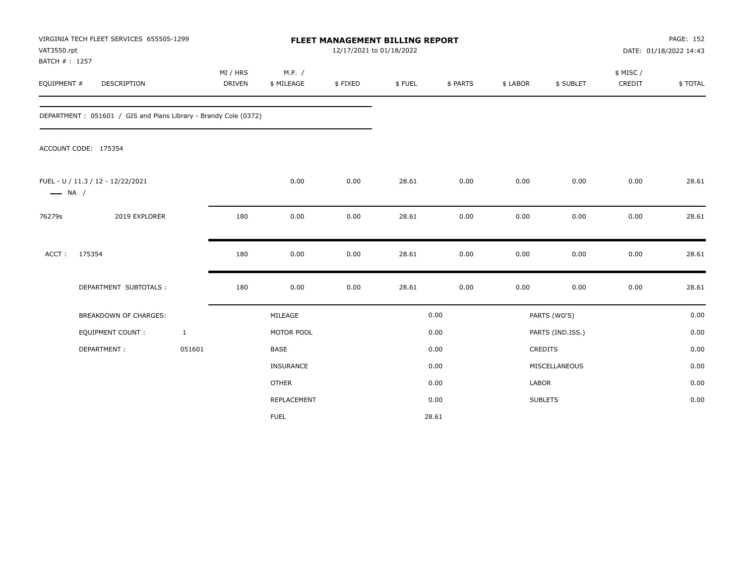VIRGINIA TECH FLEET SERVICES 655505-1299
VAT3550.rpt
BATCH # : 1257

**FLEET MANAGEMENT BILLING REPORT**
12/17/2021 to 01/18/2022

PAGE: 152
DATE: 01/18/2022 14:43

| EQUIPMENT # | DESCRIPTION | MI / HRS DRIVEN | M.P. / $ MILEAGE | $ FIXED | $ FUEL | $ PARTS | $ LABOR | $ SUBLET | $ MISC / CREDIT | $ TOTAL |
|---|---|---|---|---|---|---|---|---|---|---|
| DEPARTMENT : 051601 / GIS and Plans Library - Brandy Cole (0372) | | | | | | | | | | |
| ACCOUNT CODE: 175354 | | | | | | | | | | |
| FUEL - U / 11.3 / 12 - 12/22/2021 —— NA / | | | 0.00 | 0.00 | 28.61 | 0.00 | 0.00 | 0.00 | 0.00 | 28.61 |
| 76279s | 2019 EXPLORER | 180 | 0.00 | 0.00 | 28.61 | 0.00 | 0.00 | 0.00 | 0.00 | 28.61 |
| ACCT : | 175354 | 180 | 0.00 | 0.00 | 28.61 | 0.00 | 0.00 | 0.00 | 0.00 | 28.61 |
| | DEPARTMENT SUBTOTALS : | 180 | 0.00 | 0.00 | 28.61 | 0.00 | 0.00 | 0.00 | 0.00 | 28.61 |

| BREAKDOWN OF CHARGES: | | | | | |
|---|---|---|---|---|---|
| | | MILEAGE | 0.00 | PARTS (WO'S) | 0.00 |
| EQUIPMENT COUNT : | 1 | MOTOR POOL | 0.00 | PARTS (IND.ISS.) | 0.00 |
| DEPARTMENT : | 051601 | BASE | 0.00 | CREDITS | 0.00 |
| | | INSURANCE | 0.00 | MISCELLANEOUS | 0.00 |
| | | OTHER | 0.00 | LABOR | 0.00 |
| | | REPLACEMENT | 0.00 | SUBLETS | 0.00 |
| | | FUEL | 28.61 | | |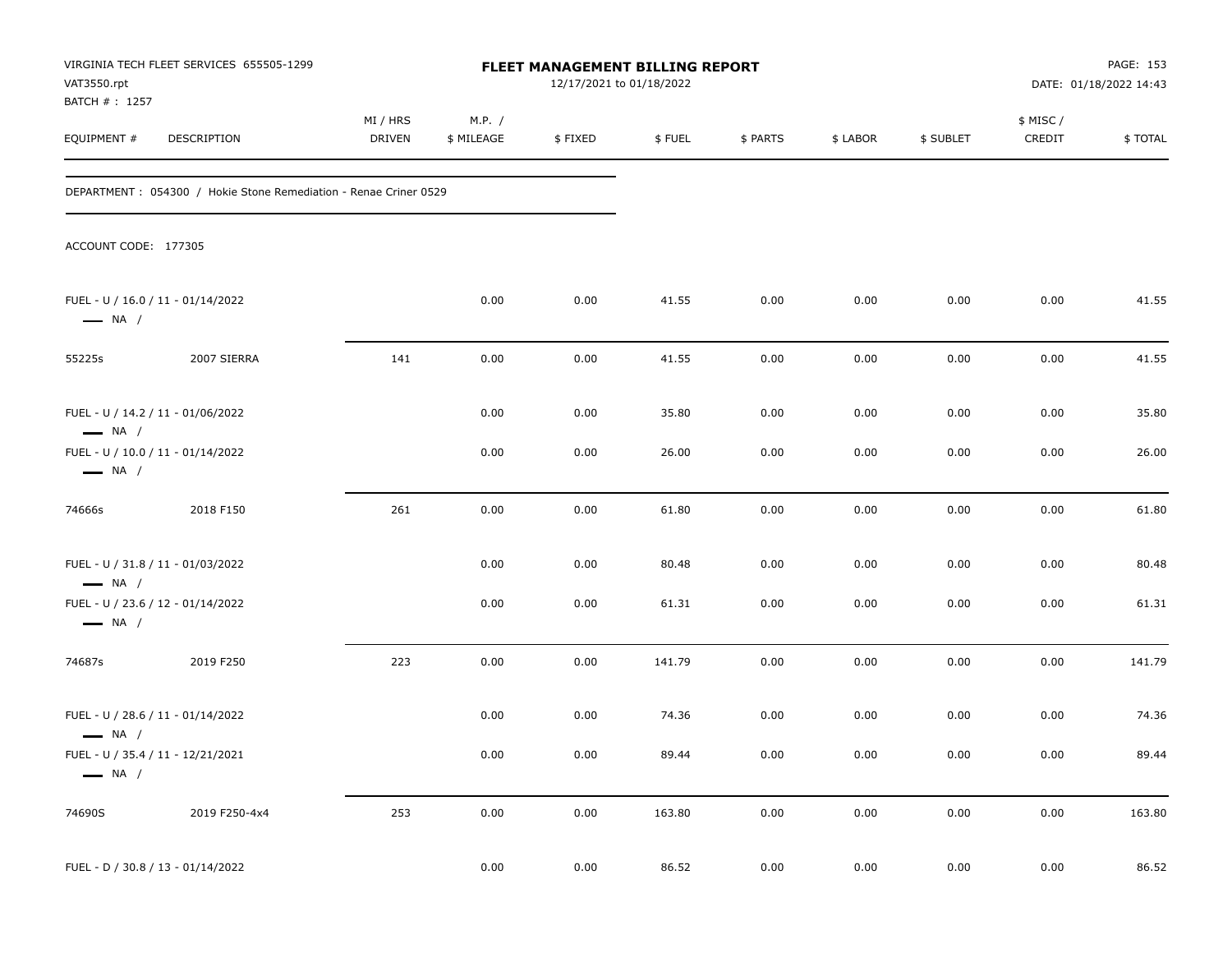VIRGINIA TECH FLEET SERVICES 655505-1299
VAT3550.rpt
BATCH # : 1257

# FLEET MANAGEMENT BILLING REPORT

12/17/2021 to 01/18/2022

DATE: 01/18/2022 14:43

DEPARTMENT : 054300 / Hokie Stone Remediation - Renae Criner 0529

ACCOUNT CODE: 177305

| EQUIPMENT # | DESCRIPTION | MI / HRS DRIVEN | M.P. / $ MILEAGE | $ FIXED | $ FUEL | $ PARTS | $ LABOR | $ SUBLET | $ MISC / CREDIT | $ TOTAL |
|---|---|---|---|---|---|---|---|---|---|---|
| FUEL - U / 16.0 / 11 - 01/14/2022 — NA / | | | 0.00 | 0.00 | 41.55 | 0.00 | 0.00 | 0.00 | 0.00 | 41.55 |
| 55225s | 2007 SIERRA | 141 | 0.00 | 0.00 | 41.55 | 0.00 | 0.00 | 0.00 | 0.00 | 41.55 |
| FUEL - U / 14.2 / 11 - 01/06/2022 — NA / | | | 0.00 | 0.00 | 35.80 | 0.00 | 0.00 | 0.00 | 0.00 | 35.80 |
| FUEL - U / 10.0 / 11 - 01/14/2022 — NA / | | | 0.00 | 0.00 | 26.00 | 0.00 | 0.00 | 0.00 | 0.00 | 26.00 |
| 74666s | 2018 F150 | 261 | 0.00 | 0.00 | 61.80 | 0.00 | 0.00 | 0.00 | 0.00 | 61.80 |
| FUEL - U / 31.8 / 11 - 01/03/2022 — NA / | | | 0.00 | 0.00 | 80.48 | 0.00 | 0.00 | 0.00 | 0.00 | 80.48 |
| FUEL - U / 23.6 / 12 - 01/14/2022 — NA / | | | 0.00 | 0.00 | 61.31 | 0.00 | 0.00 | 0.00 | 0.00 | 61.31 |
| 74687s | 2019 F250 | 223 | 0.00 | 0.00 | 141.79 | 0.00 | 0.00 | 0.00 | 0.00 | 141.79 |
| FUEL - U / 28.6 / 11 - 01/14/2022 — NA / | | | 0.00 | 0.00 | 74.36 | 0.00 | 0.00 | 0.00 | 0.00 | 74.36 |
| FUEL - U / 35.4 / 11 - 12/21/2021 — NA / | | | 0.00 | 0.00 | 89.44 | 0.00 | 0.00 | 0.00 | 0.00 | 89.44 |
| 74690S | 2019 F250-4x4 | 253 | 0.00 | 0.00 | 163.80 | 0.00 | 0.00 | 0.00 | 0.00 | 163.80 |
| FUEL - D / 30.8 / 13 - 01/14/2022 | | | 0.00 | 0.00 | 86.52 | 0.00 | 0.00 | 0.00 | 0.00 | 86.52 |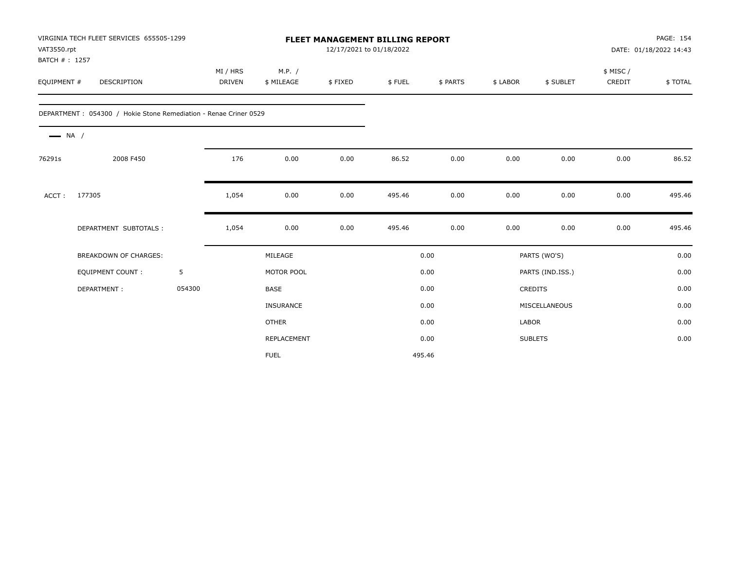VIRGINIA TECH FLEET SERVICES 655505-1299
VAT3550.rpt
BATCH # : 1257

# FLEET MANAGEMENT BILLING REPORT

12/17/2021 to 01/18/2022

DATE: 01/18/2022 14:43

| EQUIPMENT # | DESCRIPTION | MI / HRS DRIVEN | M.P. / $ MILEAGE | $ FIXED | $ FUEL | $ PARTS | $ LABOR | $ SUBLET | $ MISC / CREDIT | $ TOTAL |
|---|---|---|---|---|---|---|---|---|---|---|

DEPARTMENT : 054300 / Hokie Stone Remediation - Renae Criner 0529

NA /

| EQUIPMENT # | DESCRIPTION | MI / HRS DRIVEN | M.P. / $ MILEAGE | $ FIXED | $ FUEL | $ PARTS | $ LABOR | $ SUBLET | $ MISC / CREDIT | $ TOTAL |
|---|---|---|---|---|---|---|---|---|---|---|
| 76291s | 2008 F450 | 176 | 0.00 | 0.00 | 86.52 | 0.00 | 0.00 | 0.00 | 0.00 | 86.52 |
| ACCT : | 177305 | 1,054 | 0.00 | 0.00 | 495.46 | 0.00 | 0.00 | 0.00 | 0.00 | 495.46 |
| | DEPARTMENT SUBTOTALS : | 1,054 | 0.00 | 0.00 | 495.46 | 0.00 | 0.00 | 0.00 | 0.00 | 495.46 |

| BREAKDOWN OF CHARGES: | | | | | |
|---|---|---|---|---|---|
| EQUIPMENT COUNT : | 5 | MILEAGE | 0.00 | PARTS (WO'S) | 0.00 |
| DEPARTMENT : | 054300 | MOTOR POOL | 0.00 | PARTS (IND.ISS.) | 0.00 |
| | | BASE | 0.00 | CREDITS | 0.00 |
| | | INSURANCE | 0.00 | MISCELLANEOUS | 0.00 |
| | | OTHER | 0.00 | LABOR | 0.00 |
| | | REPLACEMENT | 0.00 | SUBLETS | 0.00 |
| | | FUEL | 495.46 | | |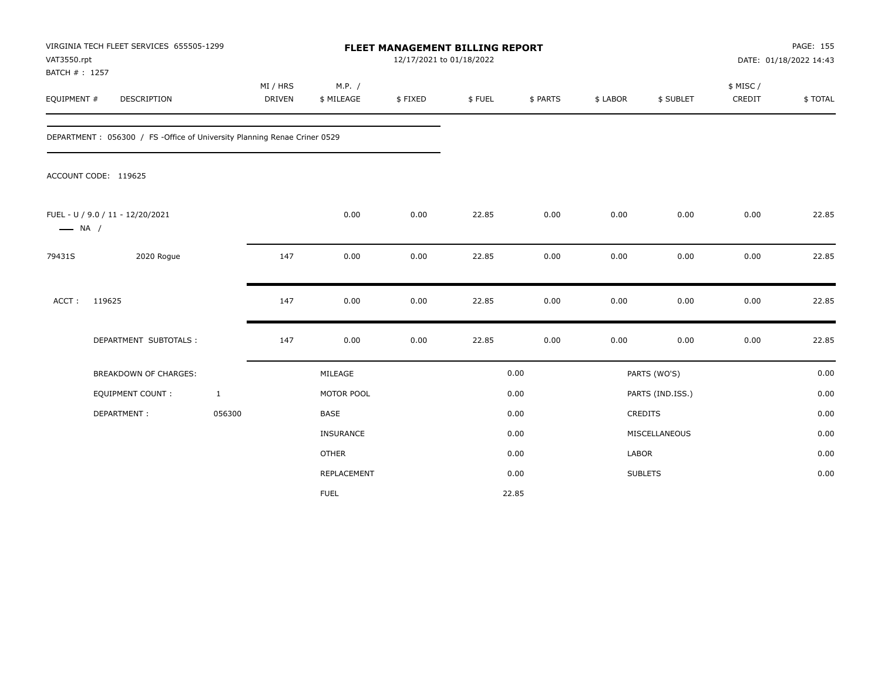VIRGINIA TECH FLEET SERVICES 655505-1299
VAT3550.rpt
BATCH # : 1257

# FLEET MANAGEMENT BILLING REPORT

12/17/2021 to 01/18/2022

DATE: 01/18/2022 14:43

| EQUIPMENT # | DESCRIPTION | MI / HRS DRIVEN | M.P. / $ MILEAGE | $ FIXED | $ FUEL | $ PARTS | $ LABOR | $ SUBLET | $ MISC / CREDIT | $ TOTAL |
|---|---|---|---|---|---|---|---|---|---|---|

DEPARTMENT : 056300 / FS -Office of University Planning Renae Criner 0529

ACCOUNT CODE: 119625

| EQUIPMENT # | DESCRIPTION | MI / HRS DRIVEN | M.P. / $ MILEAGE | $ FIXED | $ FUEL | $ PARTS | $ LABOR | $ SUBLET | $ MISC / CREDIT | $ TOTAL |
|---|---|---|---|---|---|---|---|---|---|---|
| FUEL - U / 9.0 / 11 - 12/20/2021 — NA / | | | 0.00 | 0.00 | 22.85 | 0.00 | 0.00 | 0.00 | 0.00 | 22.85 |
| 79431S | 2020 Rogue | 147 | 0.00 | 0.00 | 22.85 | 0.00 | 0.00 | 0.00 | 0.00 | 22.85 |
| ACCT : | 119625 | 147 | 0.00 | 0.00 | 22.85 | 0.00 | 0.00 | 0.00 | 0.00 | 22.85 |
| | DEPARTMENT SUBTOTALS : | 147 | 0.00 | 0.00 | 22.85 | 0.00 | 0.00 | 0.00 | 0.00 | 22.85 |

| | | | | | |
|---|---|---|---|---|---|
| BREAKDOWN OF CHARGES: | | MILEAGE | 0.00 | PARTS (WO'S) | 0.00 |
| EQUIPMENT COUNT : | 1 | MOTOR POOL | 0.00 | PARTS (IND.ISS.) | 0.00 |
| DEPARTMENT : | 056300 | BASE | 0.00 | CREDITS | 0.00 |
| | | INSURANCE | 0.00 | MISCELLANEOUS | 0.00 |
| | | OTHER | 0.00 | LABOR | 0.00 |
| | | REPLACEMENT | 0.00 | SUBLETS | 0.00 |
| | | FUEL | 22.85 | | |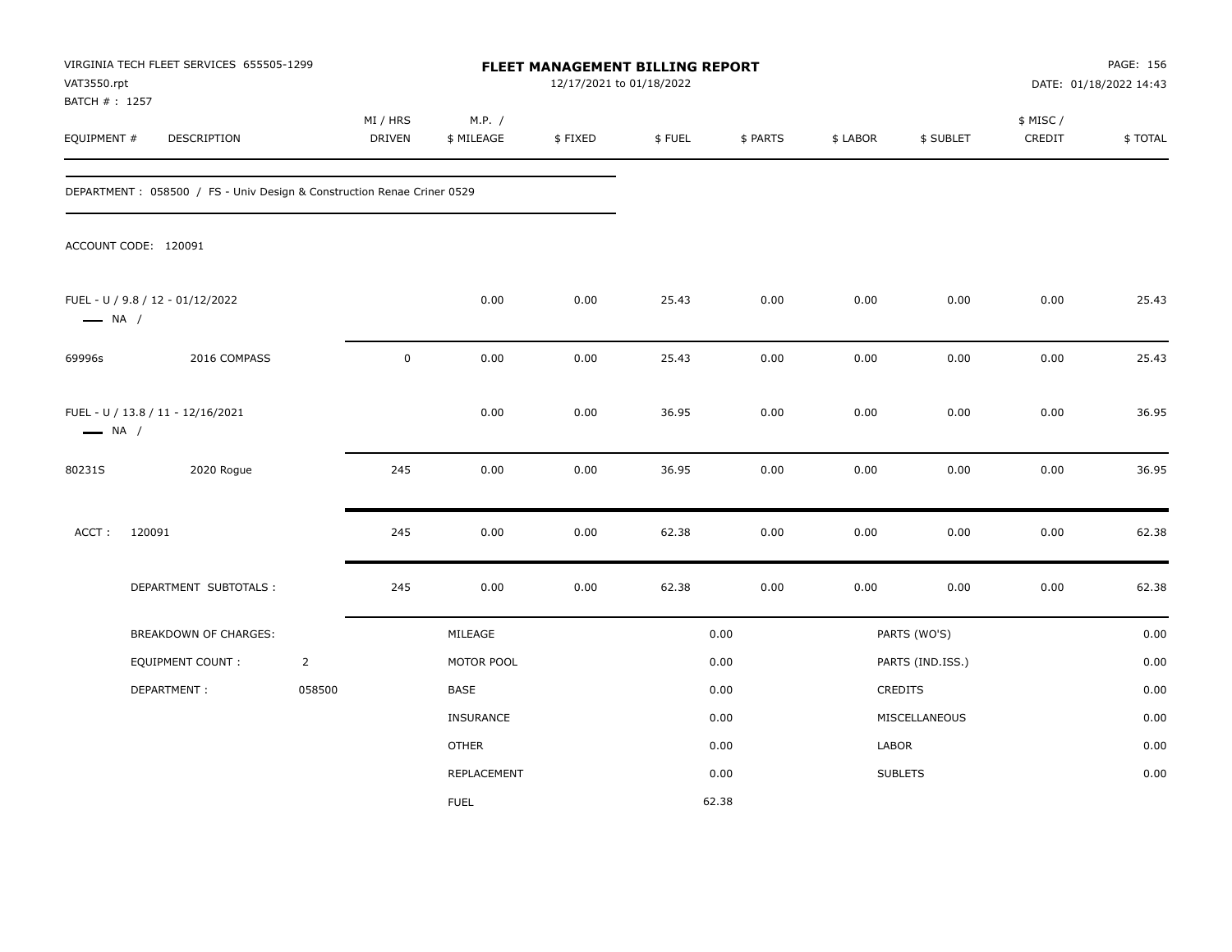VIRGINIA TECH FLEET SERVICES 655505-1299
VAT3550.rpt
BATCH # : 1257

# FLEET MANAGEMENT BILLING REPORT

12/17/2021 to 01/18/2022

DATE: 01/18/2022 14:43

| EQUIPMENT # | DESCRIPTION | MI / HRS DRIVEN | M.P. / $ MILEAGE | $ FIXED | $ FUEL | $ PARTS | $ LABOR | $ SUBLET | $ MISC / CREDIT | $ TOTAL |
|---|---|---|---|---|---|---|---|---|---|---|

DEPARTMENT : 058500 / FS - Univ Design & Construction Renae Criner 0529

ACCOUNT CODE: 120091

| EQUIPMENT # | DESCRIPTION | MI / HRS DRIVEN | M.P. / $ MILEAGE | $ FIXED | $ FUEL | $ PARTS | $ LABOR | $ SUBLET | $ MISC / CREDIT | $ TOTAL |
|---|---|---|---|---|---|---|---|---|---|---|
| FUEL - U / 9.8 / 12 - 01/12/2022 — NA / | | | 0.00 | 0.00 | 25.43 | 0.00 | 0.00 | 0.00 | 0.00 | 25.43 |
| 69996s | 2016 COMPASS | 0 | 0.00 | 0.00 | 25.43 | 0.00 | 0.00 | 0.00 | 0.00 | 25.43 |
| FUEL - U / 13.8 / 11 - 12/16/2021 — NA / | | | 0.00 | 0.00 | 36.95 | 0.00 | 0.00 | 0.00 | 0.00 | 36.95 |
| 80231S | 2020 Rogue | 245 | 0.00 | 0.00 | 36.95 | 0.00 | 0.00 | 0.00 | 0.00 | 36.95 |
| ACCT : 120091 | | 245 | 0.00 | 0.00 | 62.38 | 0.00 | 0.00 | 0.00 | 0.00 | 62.38 |
| | DEPARTMENT SUBTOTALS : | 245 | 0.00 | 0.00 | 62.38 | 0.00 | 0.00 | 0.00 | 0.00 | 62.38 |

| BREAKDOWN OF CHARGES: | | | | | |
|---|---|---|---|---|---|
| EQUIPMENT COUNT : | 2 | MILEAGE | 0.00 | PARTS (WO'S) | 0.00 |
| DEPARTMENT : | 058500 | MOTOR POOL | 0.00 | PARTS (IND.ISS.) | 0.00 |
| | | BASE | 0.00 | CREDITS | 0.00 |
| | | INSURANCE | 0.00 | MISCELLANEOUS | 0.00 |
| | | OTHER | 0.00 | LABOR | 0.00 |
| | | REPLACEMENT | 0.00 | SUBLETS | 0.00 |
| | | FUEL | 62.38 | | |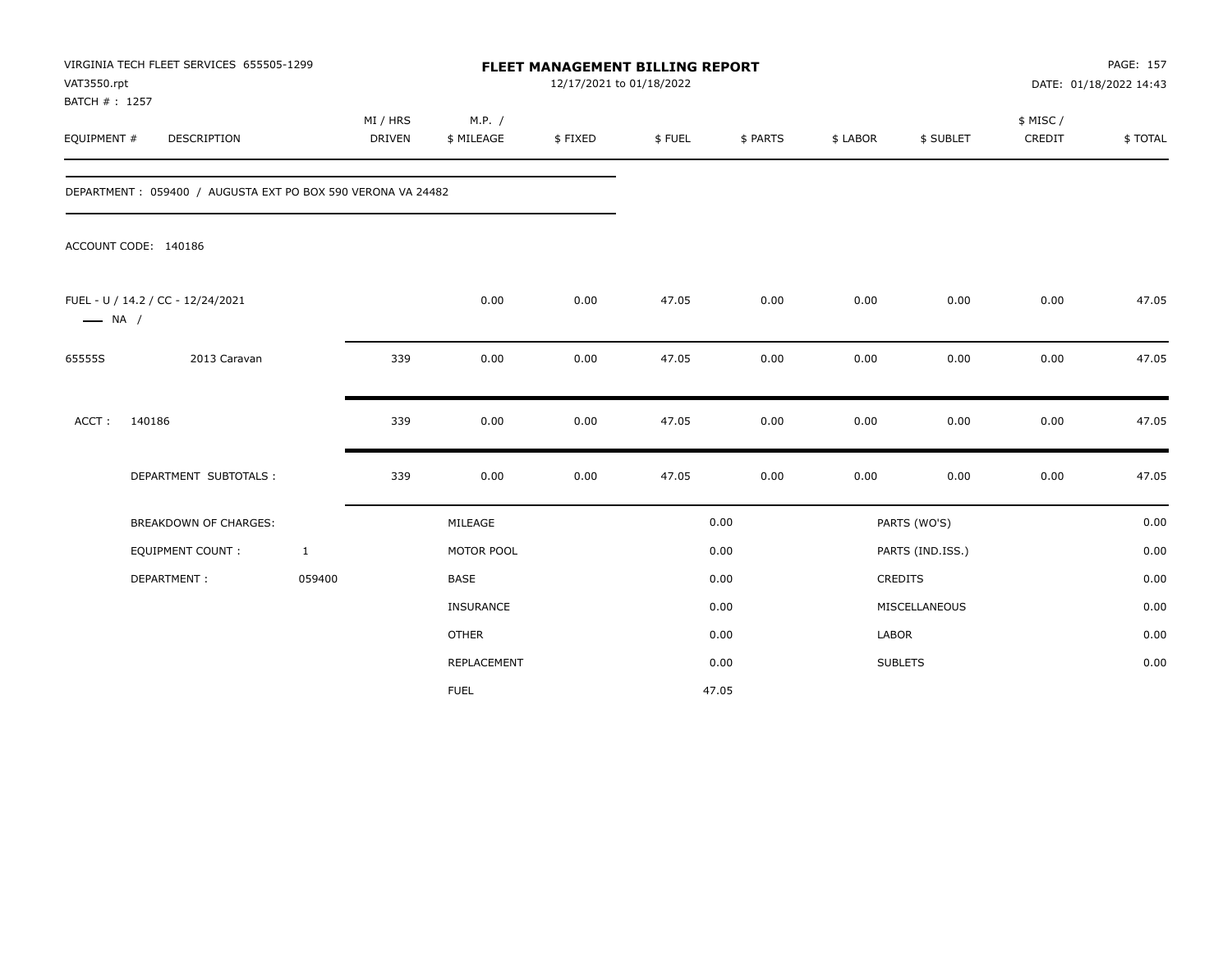VIRGINIA TECH FLEET SERVICES 655505-1299
VAT3550.rpt
BATCH # : 1257

# FLEET MANAGEMENT BILLING REPORT

12/17/2021 to 01/18/2022

PAGE: 157
DATE: 01/18/2022 14:43

| EQUIPMENT # | DESCRIPTION | MI / HRS DRIVEN | M.P. / $ MILEAGE | $ FIXED | $ FUEL | $ PARTS | $ LABOR | $ SUBLET | $ MISC / CREDIT | $ TOTAL |
|---|---|---|---|---|---|---|---|---|---|---|
| DEPARTMENT : 059400 / AUGUSTA EXT PO BOX 590 VERONA VA 24482 | | | | | | | | | | |
| ACCOUNT CODE: 140186 | | | | | | | | | | |
| FUEL - U / 14.2 / CC - 12/24/2021 —— NA / | | | 0.00 | 0.00 | 47.05 | 0.00 | 0.00 | 0.00 | 0.00 | 47.05 |
| 65555S | 2013 Caravan | 339 | 0.00 | 0.00 | 47.05 | 0.00 | 0.00 | 0.00 | 0.00 | 47.05 |
| ACCT : | 140186 | 339 | 0.00 | 0.00 | 47.05 | 0.00 | 0.00 | 0.00 | 0.00 | 47.05 |
| | DEPARTMENT SUBTOTALS : | 339 | 0.00 | 0.00 | 47.05 | 0.00 | 0.00 | 0.00 | 0.00 | 47.05 |

| | | | | | |
|---|---|---|---|---|---|
| BREAKDOWN OF CHARGES: | | MILEAGE | 0.00 | PARTS (WO'S) | 0.00 |
| EQUIPMENT COUNT : | 1 | MOTOR POOL | 0.00 | PARTS (IND.ISS.) | 0.00 |
| DEPARTMENT : | 059400 | BASE | 0.00 | CREDITS | 0.00 |
| | | INSURANCE | 0.00 | MISCELLANEOUS | 0.00 |
| | | OTHER | 0.00 | LABOR | 0.00 |
| | | REPLACEMENT | 0.00 | SUBLETS | 0.00 |
| | | FUEL | 47.05 | | |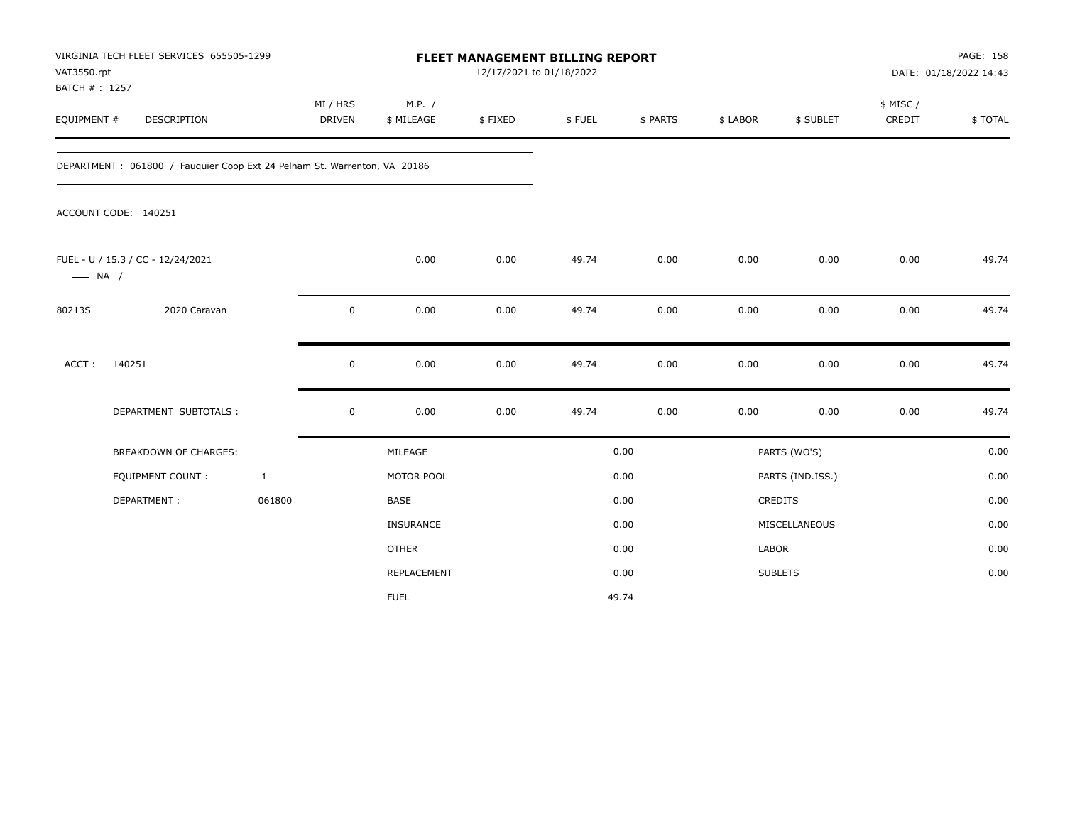VIRGINIA TECH FLEET SERVICES 655505-1299
VAT3550.rpt
BATCH # : 1257

# FLEET MANAGEMENT BILLING REPORT

12/17/2021 to 01/18/2022

PAGE: 158
DATE: 01/18/2022 14:43

| EQUIPMENT # | DESCRIPTION | MI / HRS DRIVEN | M.P. / $ MILEAGE | $ FIXED | $ FUEL | $ PARTS | $ LABOR | $ SUBLET | $ MISC / CREDIT | $ TOTAL |
|---|---|---|---|---|---|---|---|---|---|---|

DEPARTMENT : 061800 / Fauquier Coop Ext 24 Pelham St. Warrenton, VA 20186

ACCOUNT CODE: 140251

| EQUIPMENT # | DESCRIPTION | MI / HRS DRIVEN | M.P. / $ MILEAGE | $ FIXED | $ FUEL | $ PARTS | $ LABOR | $ SUBLET | $ MISC / CREDIT | $ TOTAL |
|---|---|---|---|---|---|---|---|---|---|---|
| FUEL - U / 15.3 / CC - 12/24/2021 —— NA / | | | 0.00 | 0.00 | 49.74 | 0.00 | 0.00 | 0.00 | 0.00 | 49.74 |
| 80213S | 2020 Caravan | 0 | 0.00 | 0.00 | 49.74 | 0.00 | 0.00 | 0.00 | 0.00 | 49.74 |
| ACCT : | 140251 | 0 | 0.00 | 0.00 | 49.74 | 0.00 | 0.00 | 0.00 | 0.00 | 49.74 |
| | DEPARTMENT SUBTOTALS : | 0 | 0.00 | 0.00 | 49.74 | 0.00 | 0.00 | 0.00 | 0.00 | 49.74 |

| BREAKDOWN OF CHARGES: | | | | | |
|---|---|---|---|---|---|
| EQUIPMENT COUNT : | 1 | MILEAGE | 0.00 | PARTS (WO'S) | 0.00 |
| DEPARTMENT : | 061800 | MOTOR POOL | 0.00 | PARTS (IND.ISS.) | 0.00 |
| | | BASE | 0.00 | CREDITS | 0.00 |
| | | INSURANCE | 0.00 | MISCELLANEOUS | 0.00 |
| | | OTHER | 0.00 | LABOR | 0.00 |
| | | REPLACEMENT | 0.00 | SUBLETS | 0.00 |
| | | FUEL | 49.74 | | |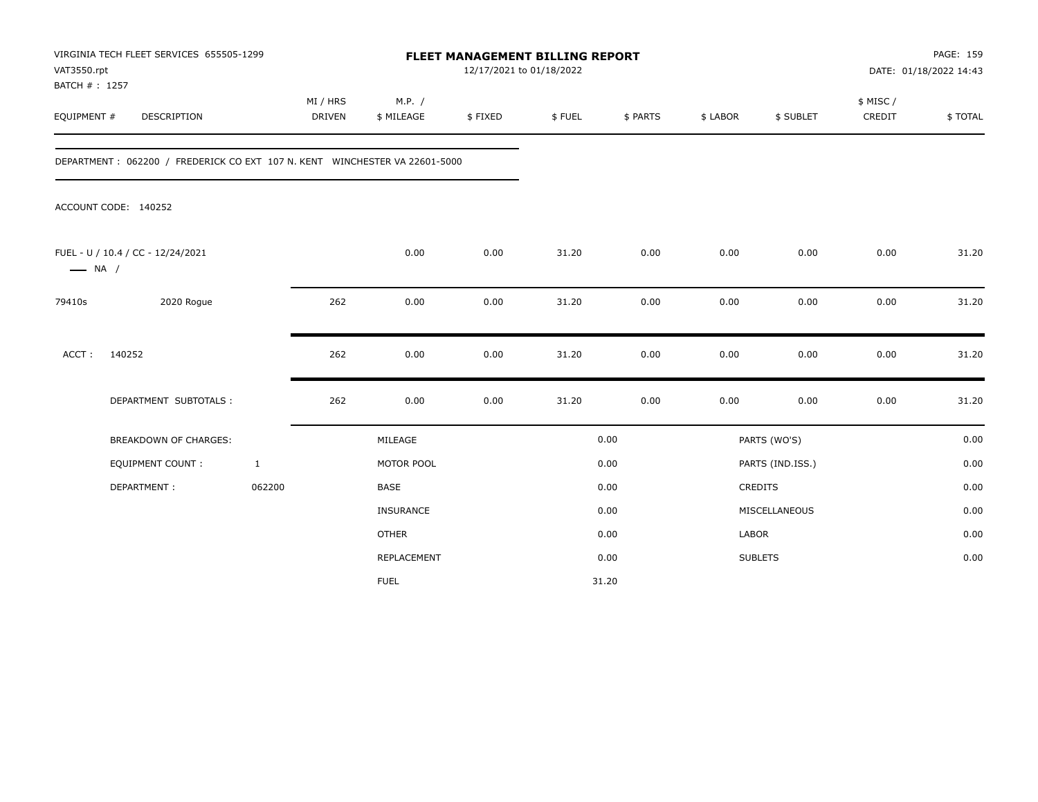VIRGINIA TECH FLEET SERVICES 655505-1299
VAT3550.rpt
BATCH # : 1257

**FLEET MANAGEMENT BILLING REPORT**
12/17/2021 to 01/18/2022

DATE: 01/18/2022 14:43

| EQUIPMENT # | DESCRIPTION | MI / HRS DRIVEN | M.P. / $ MILEAGE | $ FIXED | $ FUEL | $ PARTS | $ LABOR | $ SUBLET | $ MISC / CREDIT | $ TOTAL |
|---|---|---|---|---|---|---|---|---|---|---|

DEPARTMENT : 062200 / FREDERICK CO EXT 107 N. KENT WINCHESTER VA 22601-5000

ACCOUNT CODE: 140252

| EQUIPMENT # | DESCRIPTION | MI / HRS DRIVEN | M.P. / $ MILEAGE | $ FIXED | $ FUEL | $ PARTS | $ LABOR | $ SUBLET | $ MISC / CREDIT | $ TOTAL |
|---|---|---|---|---|---|---|---|---|---|---|
| FUEL - U / 10.4 / CC - 12/24/2021 —— NA / | | | 0.00 | 0.00 | 31.20 | 0.00 | 0.00 | 0.00 | 0.00 | 31.20 |
| 79410s | 2020 Rogue | 262 | 0.00 | 0.00 | 31.20 | 0.00 | 0.00 | 0.00 | 0.00 | 31.20 |
| ACCT : | 140252 | 262 | 0.00 | 0.00 | 31.20 | 0.00 | 0.00 | 0.00 | 0.00 | 31.20 |
| | DEPARTMENT SUBTOTALS : | 262 | 0.00 | 0.00 | 31.20 | 0.00 | 0.00 | 0.00 | 0.00 | 31.20 |

| BREAKDOWN OF CHARGES: | | | | | |
|---|---|---|---|---|---|
| EQUIPMENT COUNT : | 1 | MILEAGE | 0.00 | PARTS (WO'S) | 0.00 |
| DEPARTMENT : | 062200 | MOTOR POOL | 0.00 | PARTS (IND.ISS.) | 0.00 |
| | | BASE | 0.00 | CREDITS | 0.00 |
| | | INSURANCE | 0.00 | MISCELLANEOUS | 0.00 |
| | | OTHER | 0.00 | LABOR | 0.00 |
| | | REPLACEMENT | 0.00 | SUBLETS | 0.00 |
| | | FUEL | 31.20 | | |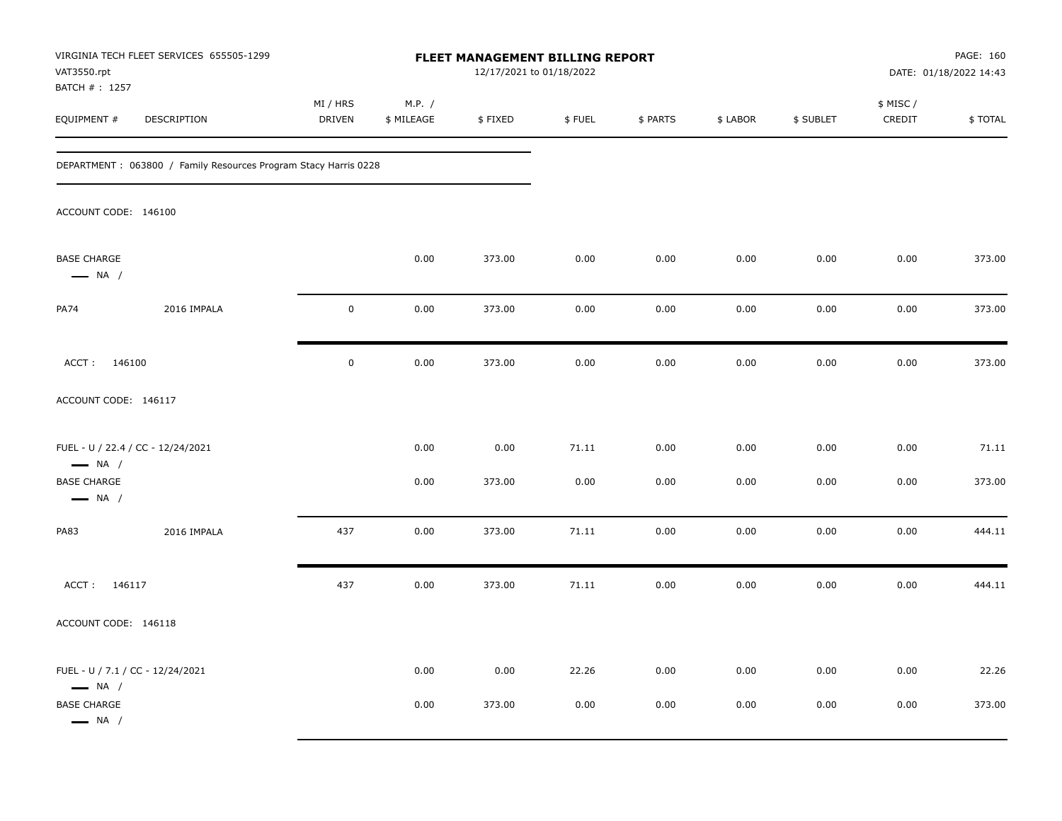VIRGINIA TECH FLEET SERVICES 655505-1299
VAT3550.rpt
BATCH # : 1257

# FLEET MANAGEMENT BILLING REPORT

12/17/2021 to 01/18/2022

DATE: 01/18/2022 14:43

| EQUIPMENT # | DESCRIPTION | MI / HRS DRIVEN | M.P. / $ MILEAGE | $ FIXED | $ FUEL | $ PARTS | $ LABOR | $ SUBLET | $ MISC / CREDIT | $ TOTAL |
|---|---|---|---|---|---|---|---|---|---|---|
| DEPARTMENT : 063800 / Family Resources Program Stacy Harris 0228 | | | | | | | | | | |
| ACCOUNT CODE: 146100 | | | | | | | | | | |
| BASE CHARGE — NA / | | | 0.00 | 373.00 | 0.00 | 0.00 | 0.00 | 0.00 | 0.00 | 373.00 |
| PA74 | 2016 IMPALA | 0 | 0.00 | 373.00 | 0.00 | 0.00 | 0.00 | 0.00 | 0.00 | 373.00 |
| ACCT : 146100 | | 0 | 0.00 | 373.00 | 0.00 | 0.00 | 0.00 | 0.00 | 0.00 | 373.00 |
| ACCOUNT CODE: 146117 | | | | | | | | | | |
| FUEL - U / 22.4 / CC - 12/24/2021 — NA / | | | 0.00 | 0.00 | 71.11 | 0.00 | 0.00 | 0.00 | 0.00 | 71.11 |
| BASE CHARGE — NA / | | | 0.00 | 373.00 | 0.00 | 0.00 | 0.00 | 0.00 | 0.00 | 373.00 |
| PA83 | 2016 IMPALA | 437 | 0.00 | 373.00 | 71.11 | 0.00 | 0.00 | 0.00 | 0.00 | 444.11 |
| ACCT : 146117 | | 437 | 0.00 | 373.00 | 71.11 | 0.00 | 0.00 | 0.00 | 0.00 | 444.11 |
| ACCOUNT CODE: 146118 | | | | | | | | | | |
| FUEL - U / 7.1 / CC - 12/24/2021 — NA / | | | 0.00 | 0.00 | 22.26 | 0.00 | 0.00 | 0.00 | 0.00 | 22.26 |
| BASE CHARGE — NA / | | | 0.00 | 373.00 | 0.00 | 0.00 | 0.00 | 0.00 | 0.00 | 373.00 |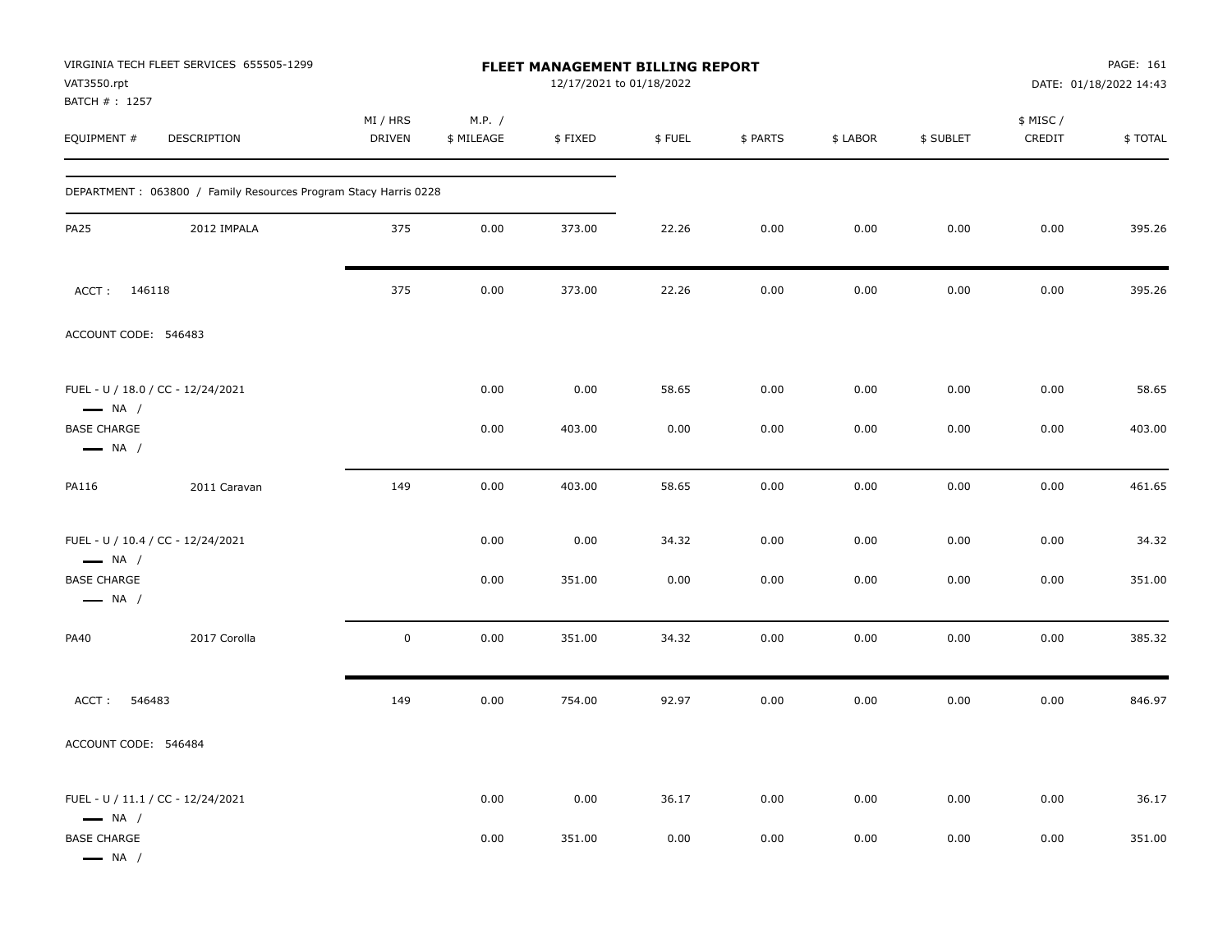VIRGINIA TECH FLEET SERVICES 655505-1299
VAT3550.rpt
BATCH # : 1257

**FLEET MANAGEMENT BILLING REPORT**
12/17/2021 to 01/18/2022

DATE: 01/18/2022 14:43

| EQUIPMENT # | DESCRIPTION | MI / HRS DRIVEN | M.P. / $ MILEAGE | $ FIXED | $ FUEL | $ PARTS | $ LABOR | $ SUBLET | $ MISC / CREDIT | $ TOTAL |
|---|---|---|---|---|---|---|---|---|---|---|
| DEPARTMENT : 063800 / Family Resources Program Stacy Harris 0228 | | | | | | | | | | |
| PA25 | 2012 IMPALA | 375 | 0.00 | 373.00 | 22.26 | 0.00 | 0.00 | 0.00 | 0.00 | 395.26 |
| ACCT : 146118 | | 375 | 0.00 | 373.00 | 22.26 | 0.00 | 0.00 | 0.00 | 0.00 | 395.26 |
| ACCOUNT CODE: 546483 | | | | | | | | | | |
| FUEL - U / 18.0 / CC - 12/24/2021 — NA / | | | 0.00 | 0.00 | 58.65 | 0.00 | 0.00 | 0.00 | 0.00 | 58.65 |
| BASE CHARGE — NA / | | | 0.00 | 403.00 | 0.00 | 0.00 | 0.00 | 0.00 | 0.00 | 403.00 |
| PA116 | 2011 Caravan | 149 | 0.00 | 403.00 | 58.65 | 0.00 | 0.00 | 0.00 | 0.00 | 461.65 |
| FUEL - U / 10.4 / CC - 12/24/2021 — NA / | | | 0.00 | 0.00 | 34.32 | 0.00 | 0.00 | 0.00 | 0.00 | 34.32 |
| BASE CHARGE — NA / | | | 0.00 | 351.00 | 0.00 | 0.00 | 0.00 | 0.00 | 0.00 | 351.00 |
| PA40 | 2017 Corolla | 0 | 0.00 | 351.00 | 34.32 | 0.00 | 0.00 | 0.00 | 0.00 | 385.32 |
| ACCT : 546483 | | 149 | 0.00 | 754.00 | 92.97 | 0.00 | 0.00 | 0.00 | 0.00 | 846.97 |
| ACCOUNT CODE: 546484 | | | | | | | | | | |
| FUEL - U / 11.1 / CC - 12/24/2021 — NA / | | | 0.00 | 0.00 | 36.17 | 0.00 | 0.00 | 0.00 | 0.00 | 36.17 |
| BASE CHARGE — NA / | | | 0.00 | 351.00 | 0.00 | 0.00 | 0.00 | 0.00 | 0.00 | 351.00 |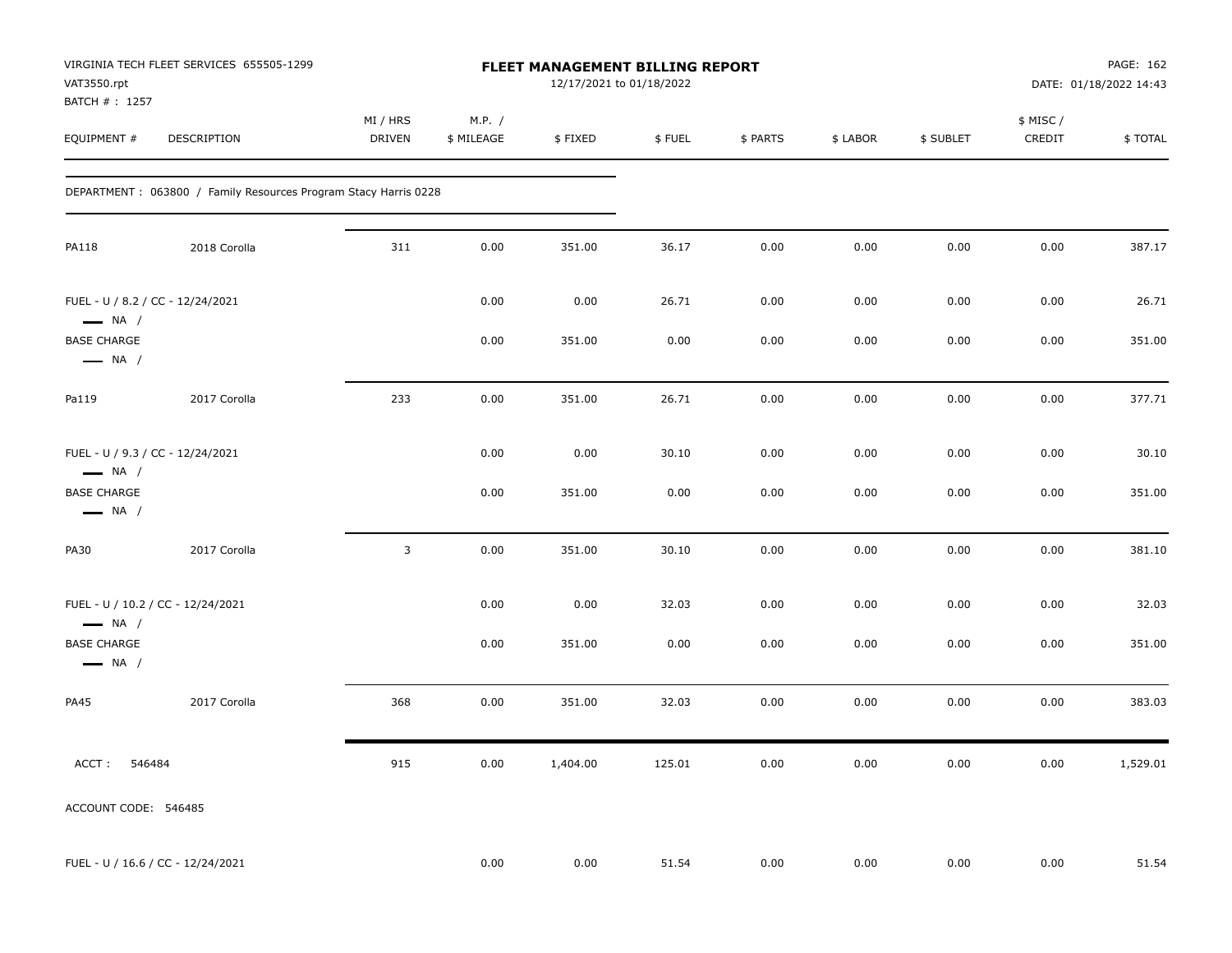VIRGINIA TECH FLEET SERVICES 655505-1299
VAT3550.rpt
BATCH # : 1257

# FLEET MANAGEMENT BILLING REPORT

12/17/2021 to 01/18/2022

DATE: 01/18/2022 14:43

| EQUIPMENT # | DESCRIPTION | MI / HRS DRIVEN | M.P. / $ MILEAGE | $ FIXED | $ FUEL | $ PARTS | $ LABOR | $ SUBLET | $ MISC / CREDIT | $ TOTAL |
|---|---|---|---|---|---|---|---|---|---|---|
| DEPARTMENT : 063800 / Family Resources Program Stacy Harris 0228 | | | | | | | | | | |
| PA118 | 2018 Corolla | 311 | 0.00 | 351.00 | 36.17 | 0.00 | 0.00 | 0.00 | 0.00 | 387.17 |
| FUEL - U / 8.2 / CC - 12/24/2021 — NA / | | | 0.00 | 0.00 | 26.71 | 0.00 | 0.00 | 0.00 | 0.00 | 26.71 |
| BASE CHARGE — NA / | | | 0.00 | 351.00 | 0.00 | 0.00 | 0.00 | 0.00 | 0.00 | 351.00 |
| Pa119 | 2017 Corolla | 233 | 0.00 | 351.00 | 26.71 | 0.00 | 0.00 | 0.00 | 0.00 | 377.71 |
| FUEL - U / 9.3 / CC - 12/24/2021 — NA / | | | 0.00 | 0.00 | 30.10 | 0.00 | 0.00 | 0.00 | 0.00 | 30.10 |
| BASE CHARGE — NA / | | | 0.00 | 351.00 | 0.00 | 0.00 | 0.00 | 0.00 | 0.00 | 351.00 |
| PA30 | 2017 Corolla | 3 | 0.00 | 351.00 | 30.10 | 0.00 | 0.00 | 0.00 | 0.00 | 381.10 |
| FUEL - U / 10.2 / CC - 12/24/2021 — NA / | | | 0.00 | 0.00 | 32.03 | 0.00 | 0.00 | 0.00 | 0.00 | 32.03 |
| BASE CHARGE — NA / | | | 0.00 | 351.00 | 0.00 | 0.00 | 0.00 | 0.00 | 0.00 | 351.00 |
| PA45 | 2017 Corolla | 368 | 0.00 | 351.00 | 32.03 | 0.00 | 0.00 | 0.00 | 0.00 | 383.03 |
| ACCT : 546484 | | 915 | 0.00 | 1,404.00 | 125.01 | 0.00 | 0.00 | 0.00 | 0.00 | 1,529.01 |
| ACCOUNT CODE: 546485 | | | | | | | | | | |
| FUEL - U / 16.6 / CC - 12/24/2021 | | | 0.00 | 0.00 | 51.54 | 0.00 | 0.00 | 0.00 | 0.00 | 51.54 |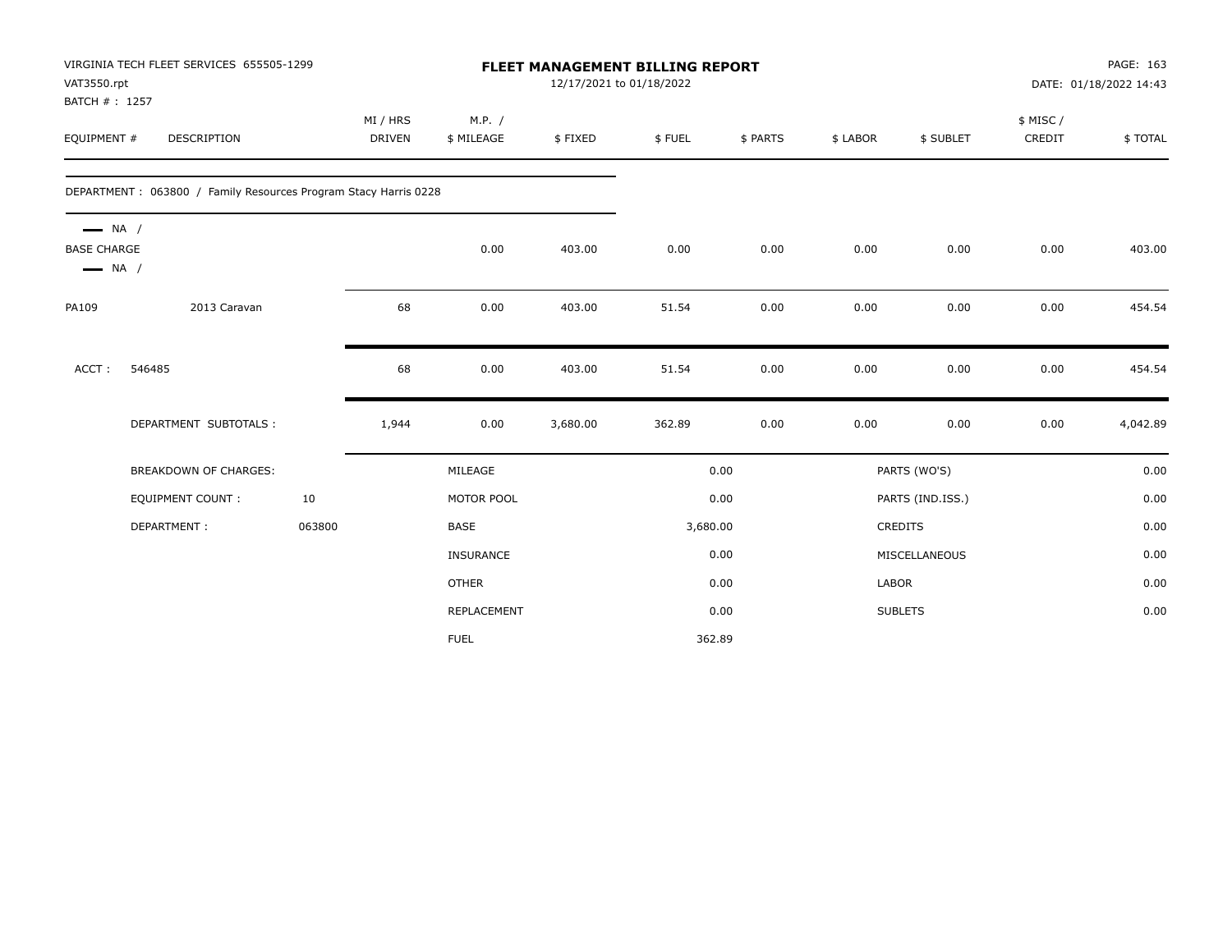VIRGINIA TECH FLEET SERVICES 655505-1299
VAT3550.rpt
BATCH # : 1257

# FLEET MANAGEMENT BILLING REPORT

12/17/2021 to 01/18/2022

PAGE: 163
DATE: 01/18/2022 14:43

| EQUIPMENT # | DESCRIPTION | MI / HRS DRIVEN | M.P. / $ MILEAGE | $ FIXED | $ FUEL | $ PARTS | $ LABOR | $ SUBLET | $ MISC / CREDIT | $ TOTAL |
|---|---|---|---|---|---|---|---|---|---|---|
| DEPARTMENT : 063800 / Family Resources Program Stacy Harris 0228 | | | | | | | | | | |
| NA / BASE CHARGE NA / | | | 0.00 | 403.00 | 0.00 | 0.00 | 0.00 | 0.00 | 0.00 | 403.00 |
| PA109 | 2013 Caravan | 68 | 0.00 | 403.00 | 51.54 | 0.00 | 0.00 | 0.00 | 0.00 | 454.54 |
| ACCT : | 546485 | 68 | 0.00 | 403.00 | 51.54 | 0.00 | 0.00 | 0.00 | 0.00 | 454.54 |
| | DEPARTMENT SUBTOTALS : | 1,944 | 0.00 | 3,680.00 | 362.89 | 0.00 | 0.00 | 0.00 | 0.00 | 4,042.89 |

| BREAKDOWN OF CHARGES: | | MILEAGE | 0.00 | PARTS (WO'S) | 0.00 |
|---|---|---|---|---|---|
| EQUIPMENT COUNT : | 10 | MOTOR POOL | 0.00 | PARTS (IND.ISS.) | 0.00 |
| DEPARTMENT : | 063800 | BASE | 3,680.00 | CREDITS | 0.00 |
| | | INSURANCE | 0.00 | MISCELLANEOUS | 0.00 |
| | | OTHER | 0.00 | LABOR | 0.00 |
| | | REPLACEMENT | 0.00 | SUBLETS | 0.00 |
| | | FUEL | 362.89 | | |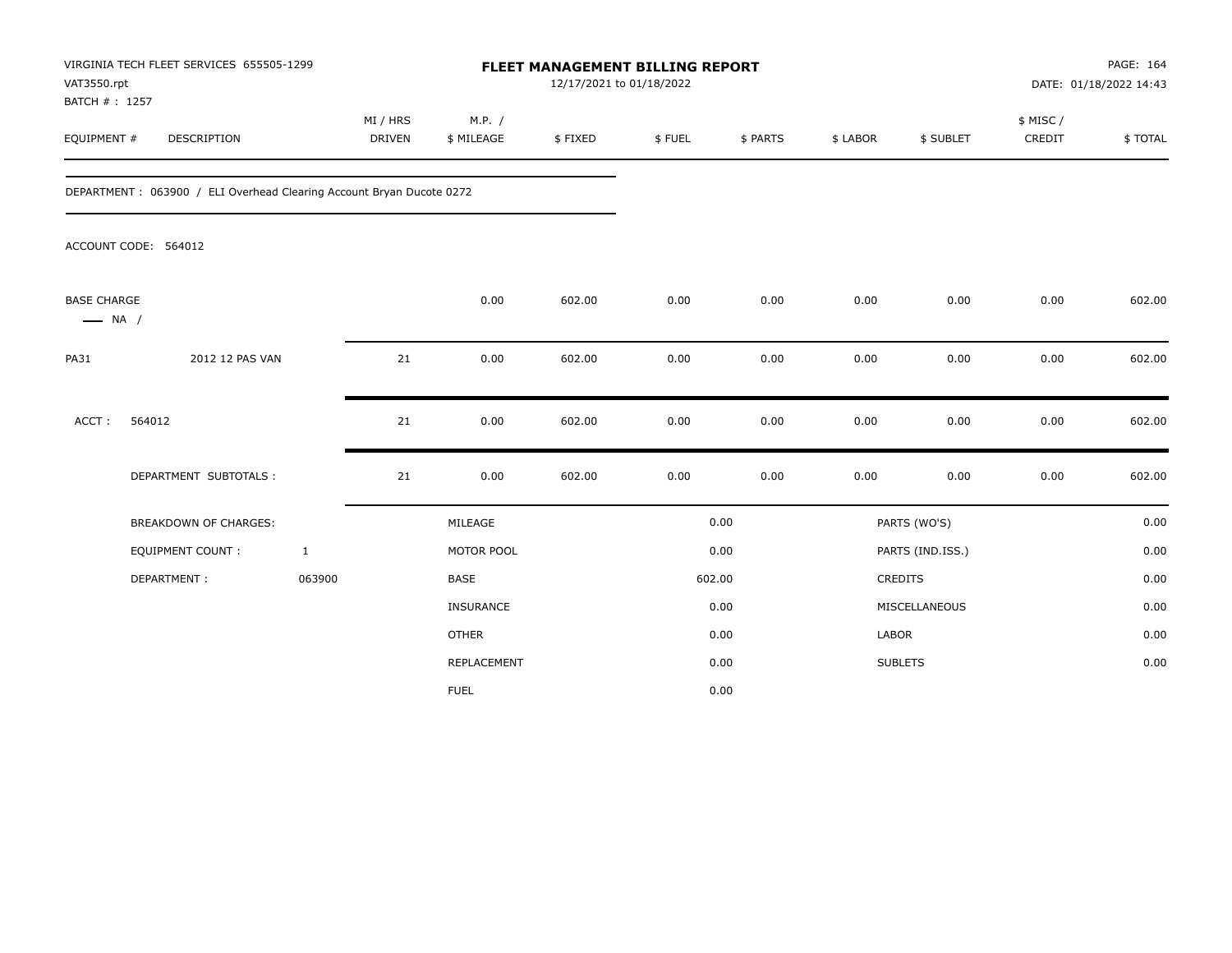VIRGINIA TECH FLEET SERVICES 655505-1299
VAT3550.rpt
BATCH # : 1257

# FLEET MANAGEMENT BILLING REPORT

12/17/2021 to 01/18/2022

DATE: 01/18/2022 14:43

| EQUIPMENT # | DESCRIPTION | MI / HRS DRIVEN | M.P. / $ MILEAGE | $ FIXED | $ FUEL | $ PARTS | $ LABOR | $ SUBLET | $ MISC / CREDIT | $ TOTAL |
|---|---|---|---|---|---|---|---|---|---|---|

DEPARTMENT : 063900 / ELI Overhead Clearing Account Bryan Ducote 0272

ACCOUNT CODE: 564012

| EQUIPMENT # | DESCRIPTION | MI / HRS DRIVEN | M.P. / $ MILEAGE | $ FIXED | $ FUEL | $ PARTS | $ LABOR | $ SUBLET | $ MISC / CREDIT | $ TOTAL |
|---|---|---|---|---|---|---|---|---|---|---|
| BASE CHARGE — NA / | | | 0.00 | 602.00 | 0.00 | 0.00 | 0.00 | 0.00 | 0.00 | 602.00 |
| PA31 | 2012 12 PAS VAN | 21 | 0.00 | 602.00 | 0.00 | 0.00 | 0.00 | 0.00 | 0.00 | 602.00 |
| ACCT : | 564012 | 21 | 0.00 | 602.00 | 0.00 | 0.00 | 0.00 | 0.00 | 0.00 | 602.00 |
| | DEPARTMENT SUBTOTALS : | 21 | 0.00 | 602.00 | 0.00 | 0.00 | 0.00 | 0.00 | 0.00 | 602.00 |

| BREAKDOWN OF CHARGES: | | | | | |
|---|---|---|---|---|---|
| EQUIPMENT COUNT : | 1 | MILEAGE | 0.00 | PARTS (WO'S) | 0.00 |
| DEPARTMENT : | 063900 | MOTOR POOL | 0.00 | PARTS (IND.ISS.) | 0.00 |
| | | BASE | 602.00 | CREDITS | 0.00 |
| | | INSURANCE | 0.00 | MISCELLANEOUS | 0.00 |
| | | OTHER | 0.00 | LABOR | 0.00 |
| | | REPLACEMENT | 0.00 | SUBLETS | 0.00 |
| | | FUEL | 0.00 | | |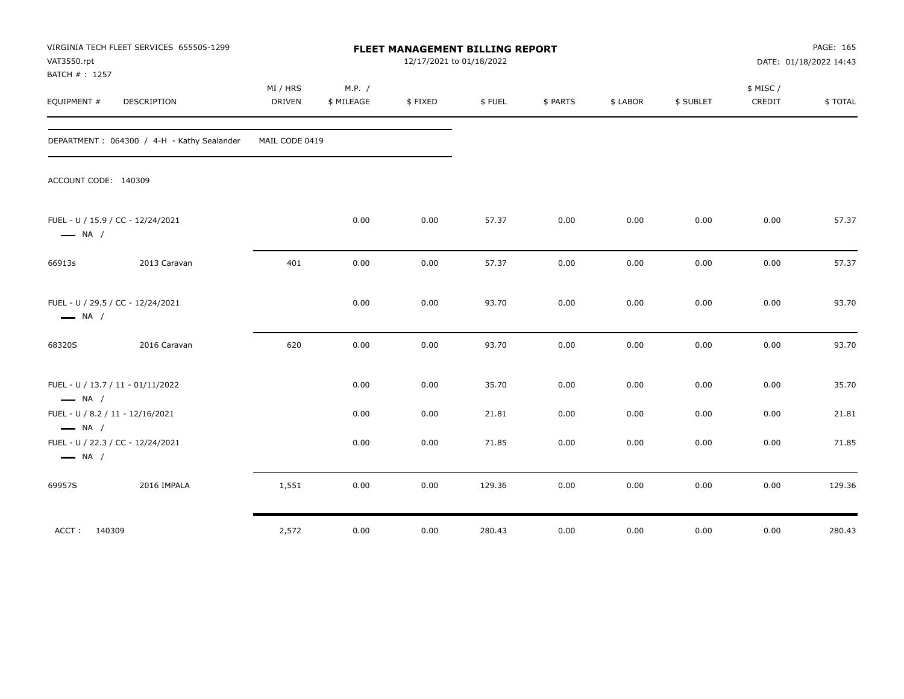VIRGINIA TECH FLEET SERVICES 655505-1299
VAT3550.rpt
BATCH # : 1257

# FLEET MANAGEMENT BILLING REPORT

12/17/2021 to 01/18/2022

DATE: 01/18/2022 14:43

| EQUIPMENT # | DESCRIPTION | MI / HRS DRIVEN | M.P. / $ MILEAGE | $ FIXED | $ FUEL | $ PARTS | $ LABOR | $ SUBLET | $ MISC / CREDIT | $ TOTAL |
|---|---|---|---|---|---|---|---|---|---|---|
| DEPARTMENT : 064300 / 4-H - Kathy Sealander | | MAIL CODE 0419 | | | | | | | | |
| ACCOUNT CODE: 140309 | | | | | | | | | | |
| FUEL - U / 15.9 / CC - 12/24/2021 — NA / | | | 0.00 | 0.00 | 57.37 | 0.00 | 0.00 | 0.00 | 0.00 | 57.37 |
| 66913s | 2013 Caravan | 401 | 0.00 | 0.00 | 57.37 | 0.00 | 0.00 | 0.00 | 0.00 | 57.37 |
| FUEL - U / 29.5 / CC - 12/24/2021 — NA / | | | 0.00 | 0.00 | 93.70 | 0.00 | 0.00 | 0.00 | 0.00 | 93.70 |
| 68320S | 2016 Caravan | 620 | 0.00 | 0.00 | 93.70 | 0.00 | 0.00 | 0.00 | 0.00 | 93.70 |
| FUEL - U / 13.7 / 11 - 01/11/2022 — NA / | | | 0.00 | 0.00 | 35.70 | 0.00 | 0.00 | 0.00 | 0.00 | 35.70 |
| FUEL - U / 8.2 / 11 - 12/16/2021 — NA / | | | 0.00 | 0.00 | 21.81 | 0.00 | 0.00 | 0.00 | 0.00 | 21.81 |
| FUEL - U / 22.3 / CC - 12/24/2021 — NA / | | | 0.00 | 0.00 | 71.85 | 0.00 | 0.00 | 0.00 | 0.00 | 71.85 |
| 69957S | 2016 IMPALA | 1,551 | 0.00 | 0.00 | 129.36 | 0.00 | 0.00 | 0.00 | 0.00 | 129.36 |
| ACCT : 140309 | | 2,572 | 0.00 | 0.00 | 280.43 | 0.00 | 0.00 | 0.00 | 0.00 | 280.43 |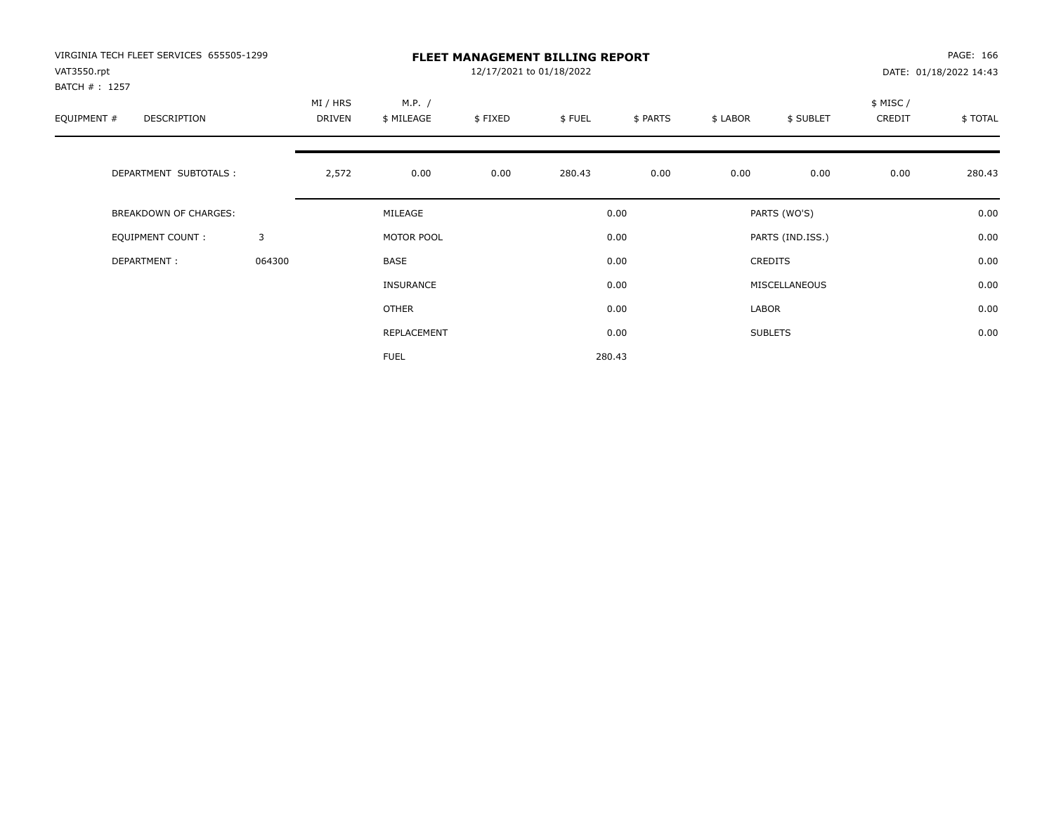VIRGINIA TECH FLEET SERVICES 655505-1299
VAT3550.rpt
BATCH # : 1257

# FLEET MANAGEMENT BILLING REPORT

12/17/2021 to 01/18/2022

DATE: 01/18/2022 14:43

| EQUIPMENT # | DESCRIPTION | MI / HRS DRIVEN | M.P. / $ MILEAGE | $ FIXED | $ FUEL | $ PARTS | $ LABOR | $ SUBLET | $ MISC / CREDIT | $ TOTAL |
|---|---|---|---|---|---|---|---|---|---|---|
| | DEPARTMENT SUBTOTALS : | 2,572 | 0.00 | 0.00 | 280.43 | 0.00 | 0.00 | 0.00 | 0.00 | 280.43 |

| | | | | | |
|---|---|---|---|---|---|
| BREAKDOWN OF CHARGES: | | MILEAGE | 0.00 | PARTS (WO'S) | 0.00 |
| EQUIPMENT COUNT : | 3 | MOTOR POOL | 0.00 | PARTS (IND.ISS.) | 0.00 |
| DEPARTMENT : | 064300 | BASE | 0.00 | CREDITS | 0.00 |
| | | INSURANCE | 0.00 | MISCELLANEOUS | 0.00 |
| | | OTHER | 0.00 | LABOR | 0.00 |
| | | REPLACEMENT | 0.00 | SUBLETS | 0.00 |
| | | FUEL | 280.43 | | |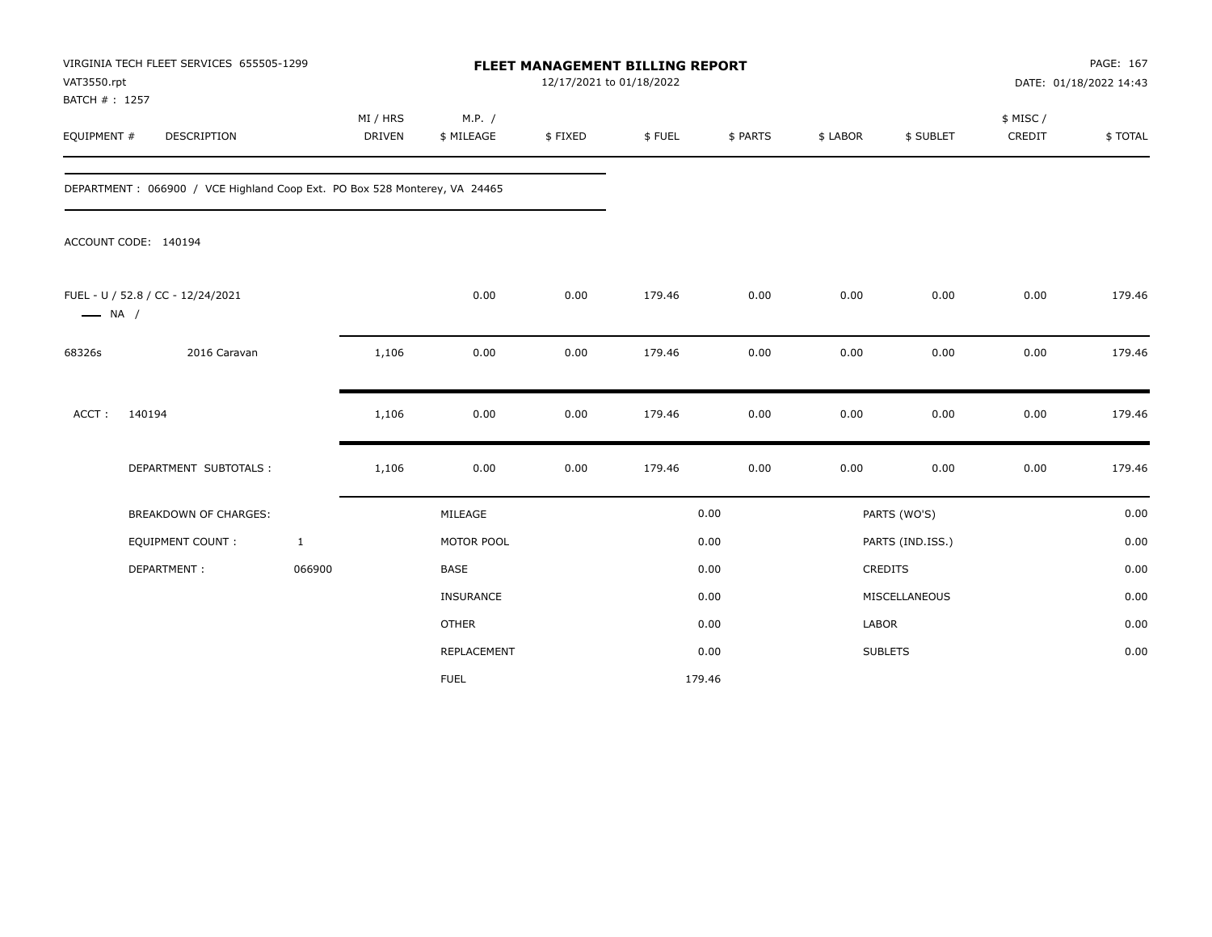VIRGINIA TECH FLEET SERVICES 655505-1299
VAT3550.rpt
BATCH # : 1257

**FLEET MANAGEMENT BILLING REPORT**
12/17/2021 to 01/18/2022

DATE: 01/18/2022 14:43

| EQUIPMENT # | DESCRIPTION | MI / HRS DRIVEN | M.P. / $ MILEAGE | $ FIXED | $ FUEL | $ PARTS | $ LABOR | $ SUBLET | $ MISC / CREDIT | $ TOTAL |
|---|---|---|---|---|---|---|---|---|---|---|

DEPARTMENT : 066900 / VCE Highland Coop Ext. PO Box 528 Monterey, VA 24465

ACCOUNT CODE: 140194

| EQUIPMENT # | DESCRIPTION | MI / HRS DRIVEN | M.P. / $ MILEAGE | $ FIXED | $ FUEL | $ PARTS | $ LABOR | $ SUBLET | $ MISC / CREDIT | $ TOTAL |
|---|---|---|---|---|---|---|---|---|---|---|
| FUEL - U / 52.8 / CC - 12/24/2021 —— NA / | | | 0.00 | 0.00 | 179.46 | 0.00 | 0.00 | 0.00 | 0.00 | 179.46 |
| 68326s | 2016 Caravan | 1,106 | 0.00 | 0.00 | 179.46 | 0.00 | 0.00 | 0.00 | 0.00 | 179.46 |
| ACCT : | 140194 | 1,106 | 0.00 | 0.00 | 179.46 | 0.00 | 0.00 | 0.00 | 0.00 | 179.46 |
| | DEPARTMENT SUBTOTALS : | 1,106 | 0.00 | 0.00 | 179.46 | 0.00 | 0.00 | 0.00 | 0.00 | 179.46 |

| | | | | | |
|---|---|---|---|---|---|
| BREAKDOWN OF CHARGES: | | MILEAGE | 0.00 | PARTS (WO'S) | 0.00 |
| EQUIPMENT COUNT : | 1 | MOTOR POOL | 0.00 | PARTS (IND.ISS.) | 0.00 |
| DEPARTMENT : | 066900 | BASE | 0.00 | CREDITS | 0.00 |
| | | INSURANCE | 0.00 | MISCELLANEOUS | 0.00 |
| | | OTHER | 0.00 | LABOR | 0.00 |
| | | REPLACEMENT | 0.00 | SUBLETS | 0.00 |
| | | FUEL | 179.46 | | |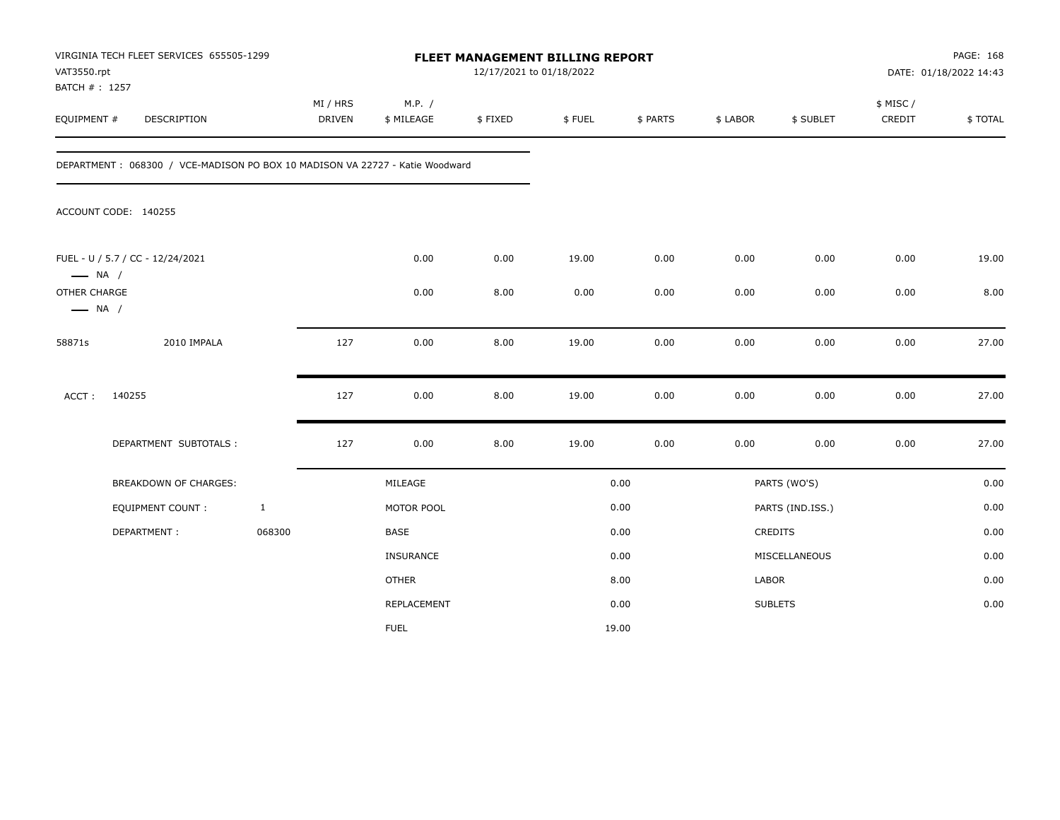VIRGINIA TECH FLEET SERVICES 655505-1299
VAT3550.rpt
BATCH # : 1257

# FLEET MANAGEMENT BILLING REPORT

12/17/2021 to 01/18/2022

DATE: 01/18/2022 14:43

| EQUIPMENT # | DESCRIPTION | MI / HRS DRIVEN | M.P. / $ MILEAGE | $ FIXED | $ FUEL | $ PARTS | $ LABOR | $ SUBLET | $ MISC / CREDIT | $ TOTAL |
|---|---|---|---|---|---|---|---|---|---|---|

DEPARTMENT : 068300 / VCE-MADISON PO BOX 10 MADISON VA 22727 - Katie Woodward

ACCOUNT CODE: 140255

| EQUIPMENT # | DESCRIPTION | MI / HRS DRIVEN | M.P. / $ MILEAGE | $ FIXED | $ FUEL | $ PARTS | $ LABOR | $ SUBLET | $ MISC / CREDIT | $ TOTAL |
|---|---|---|---|---|---|---|---|---|---|---|
| FUEL - U / 5.7 / CC - 12/24/2021 — NA / | | | 0.00 | 0.00 | 19.00 | 0.00 | 0.00 | 0.00 | 0.00 | 19.00 |
| OTHER CHARGE — NA / | | | 0.00 | 8.00 | 0.00 | 0.00 | 0.00 | 0.00 | 0.00 | 8.00 |
| 58871s | 2010 IMPALA | 127 | 0.00 | 8.00 | 19.00 | 0.00 | 0.00 | 0.00 | 0.00 | 27.00 |
| ACCT : | 140255 | 127 | 0.00 | 8.00 | 19.00 | 0.00 | 0.00 | 0.00 | 0.00 | 27.00 |
| | DEPARTMENT SUBTOTALS : | 127 | 0.00 | 8.00 | 19.00 | 0.00 | 0.00 | 0.00 | 0.00 | 27.00 |

| BREAKDOWN OF CHARGES: | | | | | |
|---|---|---|---|---|---|
| | | MILEAGE | 0.00 | PARTS (WO'S) | 0.00 |
| EQUIPMENT COUNT : | 1 | MOTOR POOL | 0.00 | PARTS (IND.ISS.) | 0.00 |
| DEPARTMENT : | 068300 | BASE | 0.00 | CREDITS | 0.00 |
| | | INSURANCE | 0.00 | MISCELLANEOUS | 0.00 |
| | | OTHER | 8.00 | LABOR | 0.00 |
| | | REPLACEMENT | 0.00 | SUBLETS | 0.00 |
| | | FUEL | 19.00 | | |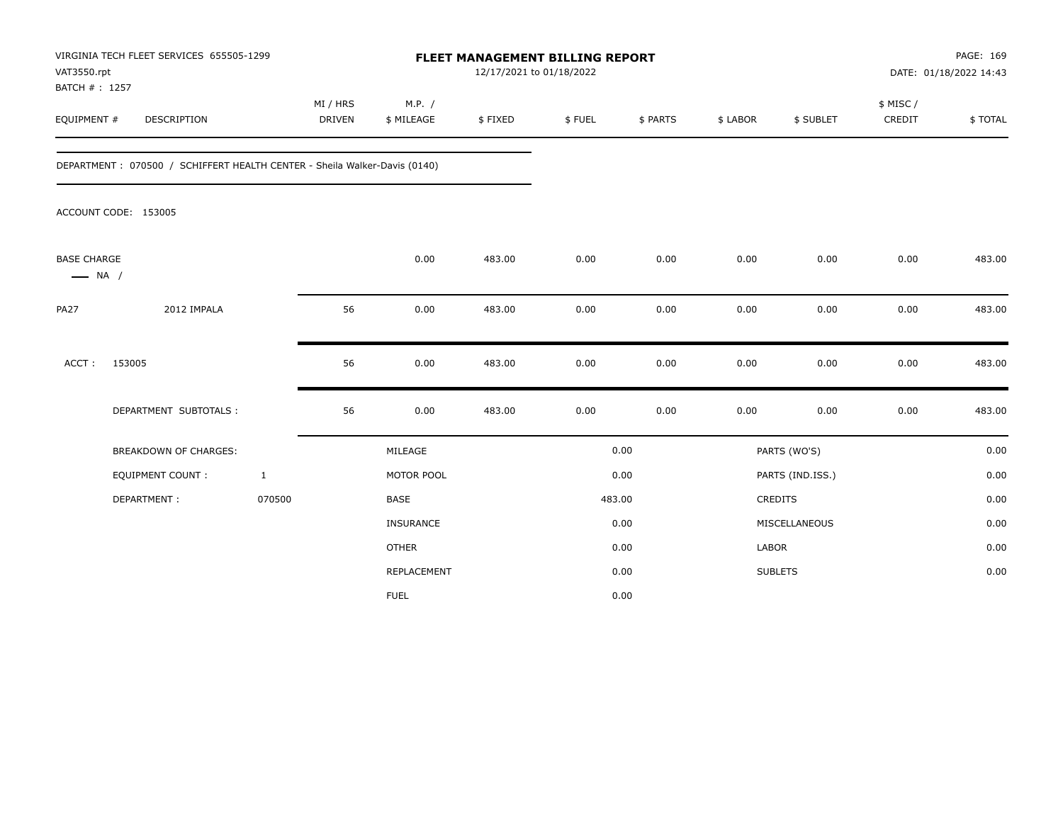VIRGINIA TECH FLEET SERVICES 655505-1299
VAT3550.rpt
BATCH # : 1257

# FLEET MANAGEMENT BILLING REPORT

12/17/2021 to 01/18/2022

DATE: 01/18/2022 14:43

| EQUIPMENT # | DESCRIPTION | MI / HRS DRIVEN | M.P. / $ MILEAGE | $ FIXED | $ FUEL | $ PARTS | $ LABOR | $ SUBLET | $ MISC / CREDIT | $ TOTAL |
|---|---|---|---|---|---|---|---|---|---|---|

DEPARTMENT : 070500 / SCHIFFERT HEALTH CENTER - Sheila Walker-Davis (0140)

ACCOUNT CODE: 153005

| EQUIPMENT # | DESCRIPTION | MI / HRS DRIVEN | M.P. / $ MILEAGE | $ FIXED | $ FUEL | $ PARTS | $ LABOR | $ SUBLET | $ MISC / CREDIT | $ TOTAL |
|---|---|---|---|---|---|---|---|---|---|---|
| BASE CHARGE — NA / | | | 0.00 | 483.00 | 0.00 | 0.00 | 0.00 | 0.00 | 0.00 | 483.00 |
| PA27 | 2012 IMPALA | 56 | 0.00 | 483.00 | 0.00 | 0.00 | 0.00 | 0.00 | 0.00 | 483.00 |
| ACCT : | 153005 | 56 | 0.00 | 483.00 | 0.00 | 0.00 | 0.00 | 0.00 | 0.00 | 483.00 |
| | DEPARTMENT SUBTOTALS : | 56 | 0.00 | 483.00 | 0.00 | 0.00 | 0.00 | 0.00 | 0.00 | 483.00 |

| BREAKDOWN OF CHARGES: | | | | | |
|---|---|---|---|---|---|
| EQUIPMENT COUNT : | 1 | MILEAGE | 0.00 | PARTS (WO'S) | 0.00 |
| DEPARTMENT : | 070500 | MOTOR POOL | 0.00 | PARTS (IND.ISS.) | 0.00 |
| | | BASE | 483.00 | CREDITS | 0.00 |
| | | INSURANCE | 0.00 | MISCELLANEOUS | 0.00 |
| | | OTHER | 0.00 | LABOR | 0.00 |
| | | REPLACEMENT | 0.00 | SUBLETS | 0.00 |
| | | FUEL | 0.00 | | |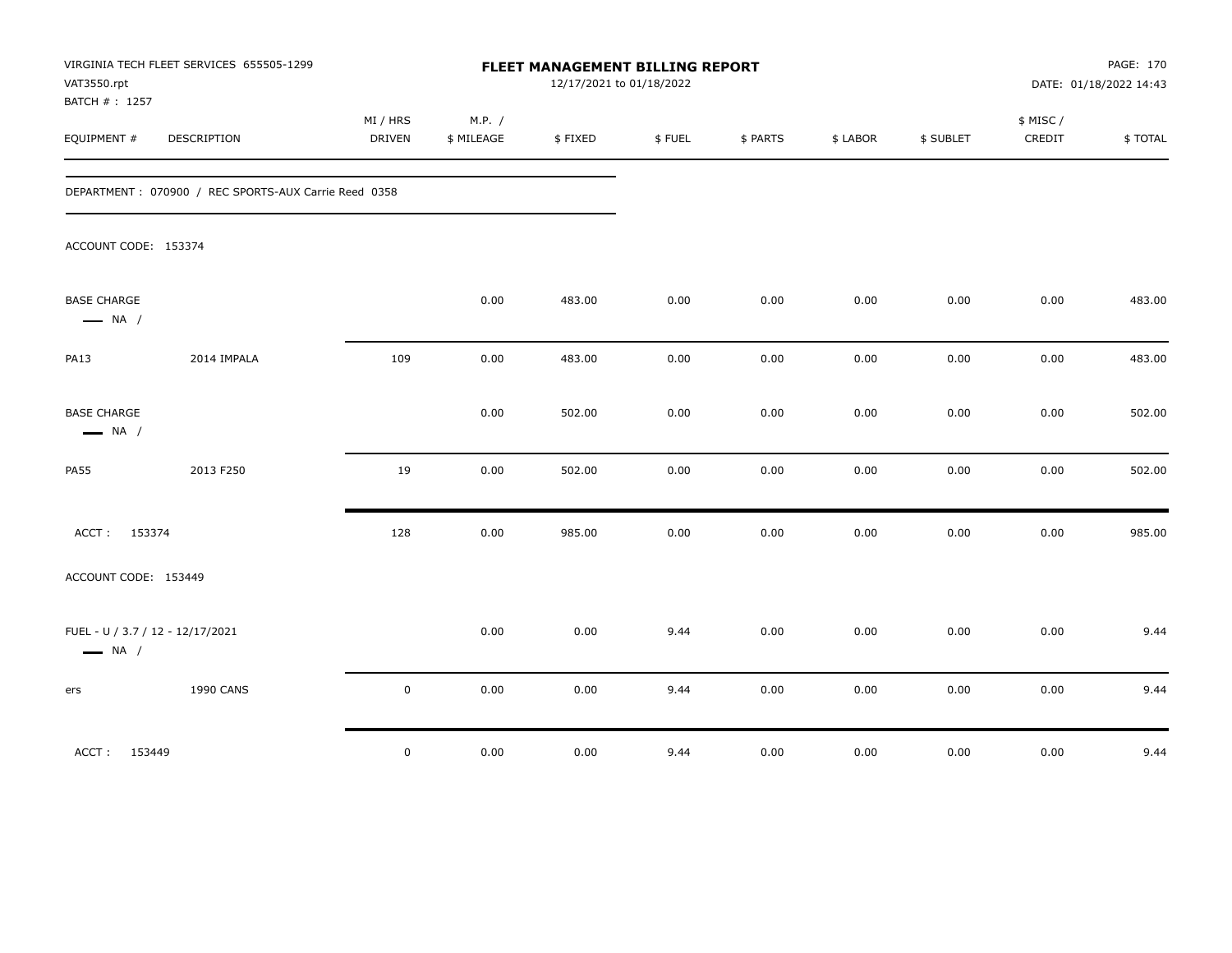VIRGINIA TECH FLEET SERVICES 655505-1299
VAT3550.rpt
BATCH # : 1257

# FLEET MANAGEMENT BILLING REPORT

12/17/2021 to 01/18/2022

DATE: 01/18/2022 14:43

| EQUIPMENT # | DESCRIPTION | MI / HRS DRIVEN | M.P. / $ MILEAGE | $ FIXED | $ FUEL | $ PARTS | $ LABOR | $ SUBLET | $ MISC / CREDIT | $ TOTAL |
|---|---|---|---|---|---|---|---|---|---|---|
| DEPARTMENT : 070900 / REC SPORTS-AUX Carrie Reed 0358 | | | | | | | | | | |
| ACCOUNT CODE: 153374 | | | | | | | | | | |
| BASE CHARGE — NA / | | | 0.00 | 483.00 | 0.00 | 0.00 | 0.00 | 0.00 | 0.00 | 483.00 |
| PA13 | 2014 IMPALA | 109 | 0.00 | 483.00 | 0.00 | 0.00 | 0.00 | 0.00 | 0.00 | 483.00 |
| BASE CHARGE — NA / | | | 0.00 | 502.00 | 0.00 | 0.00 | 0.00 | 0.00 | 0.00 | 502.00 |
| PA55 | 2013 F250 | 19 | 0.00 | 502.00 | 0.00 | 0.00 | 0.00 | 0.00 | 0.00 | 502.00 |
| ACCT : 153374 | | 128 | 0.00 | 985.00 | 0.00 | 0.00 | 0.00 | 0.00 | 0.00 | 985.00 |
| ACCOUNT CODE: 153449 | | | | | | | | | | |
| FUEL - U / 3.7 / 12 - 12/17/2021 — NA / | | | 0.00 | 0.00 | 9.44 | 0.00 | 0.00 | 0.00 | 0.00 | 9.44 |
| ers | 1990 CANS | 0 | 0.00 | 0.00 | 9.44 | 0.00 | 0.00 | 0.00 | 0.00 | 9.44 |
| ACCT : 153449 | | 0 | 0.00 | 0.00 | 9.44 | 0.00 | 0.00 | 0.00 | 0.00 | 9.44 |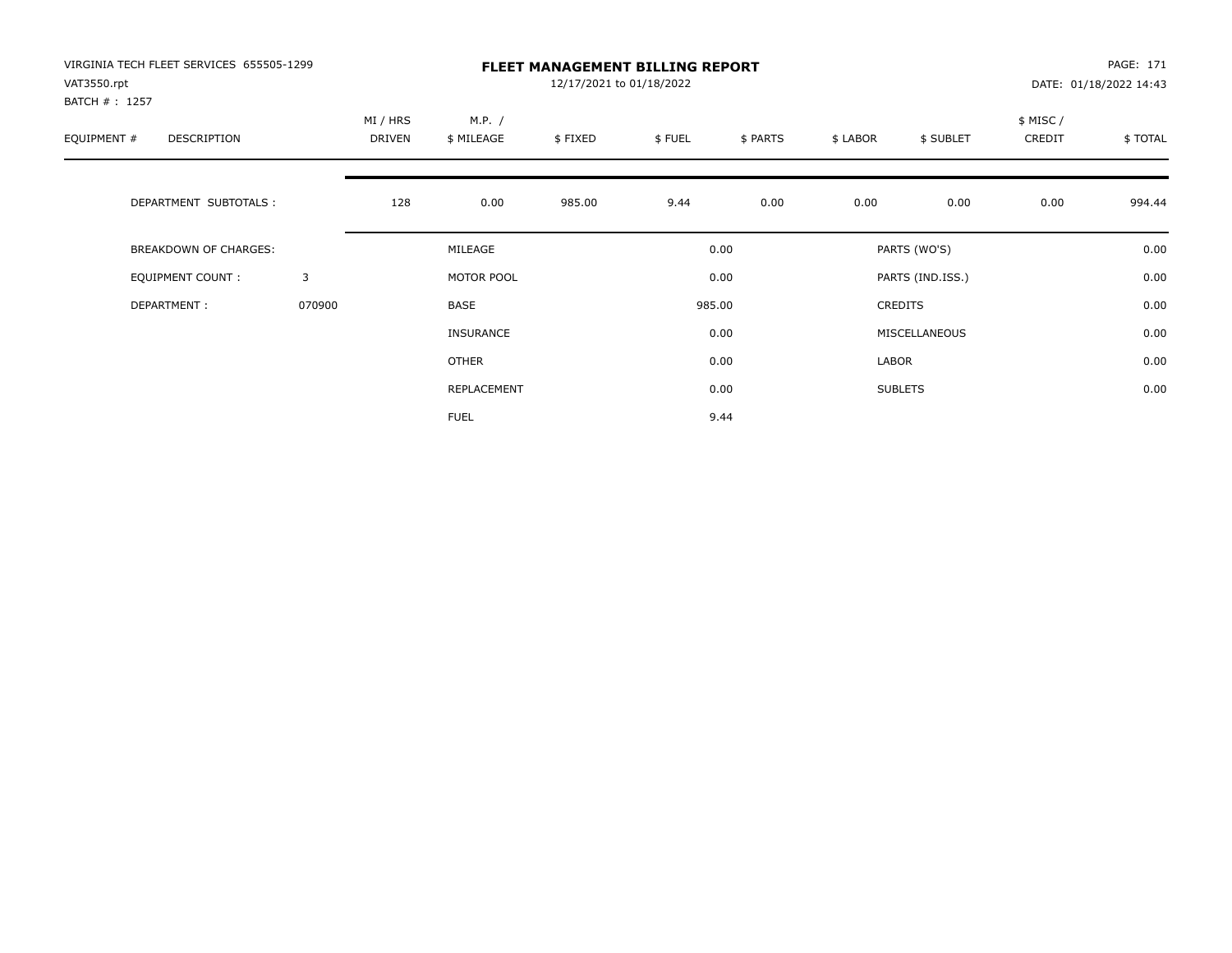VIRGINIA TECH FLEET SERVICES 655505-1299
VAT3550.rpt
BATCH # : 1257

# FLEET MANAGEMENT BILLING REPORT

12/17/2021 to 01/18/2022

PAGE: 171
DATE: 01/18/2022 14:43

| EQUIPMENT # | DESCRIPTION | | MI / HRS DRIVEN | M.P. / $ MILEAGE | $ FIXED | $ FUEL | $ PARTS | $ LABOR | $ SUBLET | $ MISC / CREDIT | $ TOTAL |
|---|---|---|---|---|---|---|---|---|---|---|---|
| | DEPARTMENT SUBTOTALS : | | 128 | 0.00 | 985.00 | 9.44 | 0.00 | 0.00 | 0.00 | 0.00 | 994.44 |

| | | | | | |
|---|---|---|---|---|---|
| BREAKDOWN OF CHARGES: | | MILEAGE | 0.00 | PARTS (WO'S) | 0.00 |
| EQUIPMENT COUNT : | 3 | MOTOR POOL | 0.00 | PARTS (IND.ISS.) | 0.00 |
| DEPARTMENT : | 070900 | BASE | 985.00 | CREDITS | 0.00 |
| | | INSURANCE | 0.00 | MISCELLANEOUS | 0.00 |
| | | OTHER | 0.00 | LABOR | 0.00 |
| | | REPLACEMENT | 0.00 | SUBLETS | 0.00 |
| | | FUEL | 9.44 | | |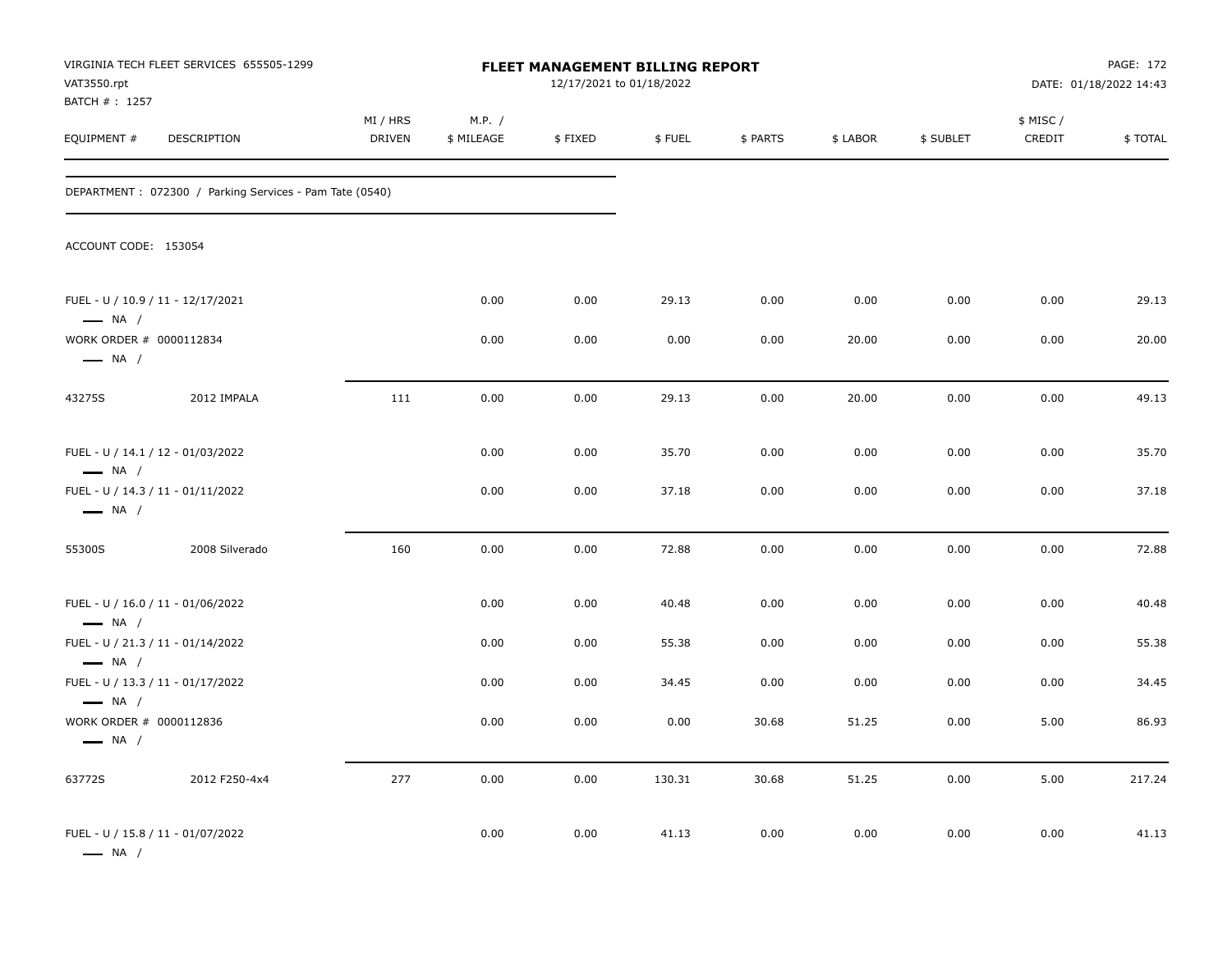VIRGINIA TECH FLEET SERVICES 655505-1299
VAT3550.rpt
BATCH # : 1257

**FLEET MANAGEMENT BILLING REPORT**
12/17/2021 to 01/18/2022

DATE: 01/18/2022 14:43

| EQUIPMENT # | DESCRIPTION | MI / HRS DRIVEN | M.P. / $ MILEAGE | $ FIXED | $ FUEL | $ PARTS | $ LABOR | $ SUBLET | $ MISC / CREDIT | $ TOTAL |
|---|---|---|---|---|---|---|---|---|---|---|
| DEPARTMENT : 072300 / Parking Services - Pam Tate (0540) | | | | | | | | | | |
| ACCOUNT CODE: 153054 | | | | | | | | | | |
| FUEL - U / 10.9 / 11 - 12/17/2021 — NA / | | | 0.00 | 0.00 | 29.13 | 0.00 | 0.00 | 0.00 | 0.00 | 29.13 |
| WORK ORDER # 0000112834 — NA / | | | 0.00 | 0.00 | 0.00 | 0.00 | 20.00 | 0.00 | 0.00 | 20.00 |
| 43275S | 2012 IMPALA | 111 | 0.00 | 0.00 | 29.13 | 0.00 | 20.00 | 0.00 | 0.00 | 49.13 |
| FUEL - U / 14.1 / 12 - 01/03/2022 — NA / | | | 0.00 | 0.00 | 35.70 | 0.00 | 0.00 | 0.00 | 0.00 | 35.70 |
| FUEL - U / 14.3 / 11 - 01/11/2022 — NA / | | | 0.00 | 0.00 | 37.18 | 0.00 | 0.00 | 0.00 | 0.00 | 37.18 |
| 55300S | 2008 Silverado | 160 | 0.00 | 0.00 | 72.88 | 0.00 | 0.00 | 0.00 | 0.00 | 72.88 |
| FUEL - U / 16.0 / 11 - 01/06/2022 — NA / | | | 0.00 | 0.00 | 40.48 | 0.00 | 0.00 | 0.00 | 0.00 | 40.48 |
| FUEL - U / 21.3 / 11 - 01/14/2022 — NA / | | | 0.00 | 0.00 | 55.38 | 0.00 | 0.00 | 0.00 | 0.00 | 55.38 |
| FUEL - U / 13.3 / 11 - 01/17/2022 — NA / | | | 0.00 | 0.00 | 34.45 | 0.00 | 0.00 | 0.00 | 0.00 | 34.45 |
| WORK ORDER # 0000112836 — NA / | | | 0.00 | 0.00 | 0.00 | 30.68 | 51.25 | 0.00 | 5.00 | 86.93 |
| 63772S | 2012 F250-4x4 | 277 | 0.00 | 0.00 | 130.31 | 30.68 | 51.25 | 0.00 | 5.00 | 217.24 |
| FUEL - U / 15.8 / 11 - 01/07/2022 — NA / | | | 0.00 | 0.00 | 41.13 | 0.00 | 0.00 | 0.00 | 0.00 | 41.13 |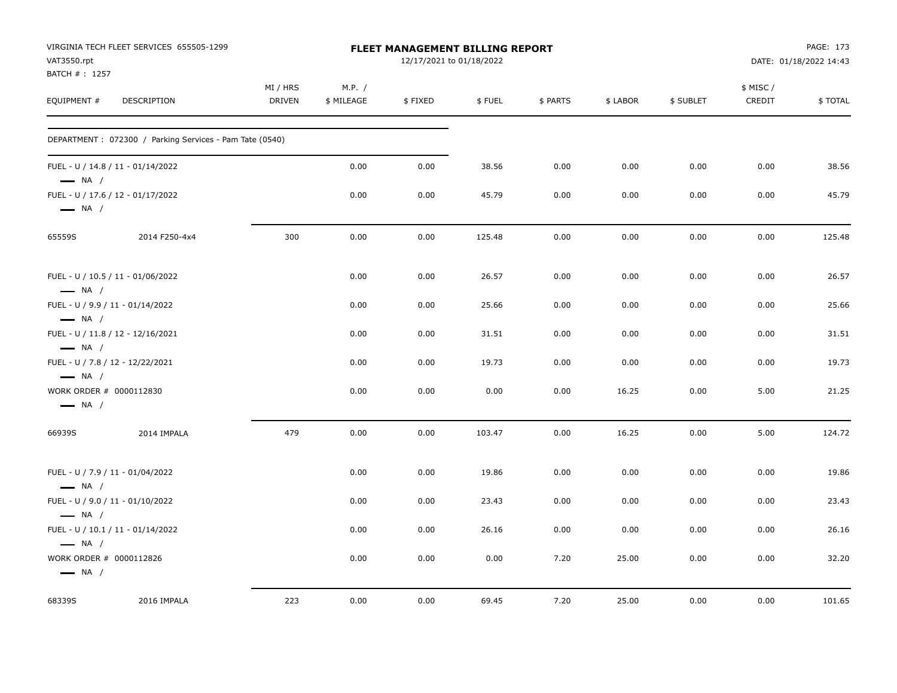VIRGINIA TECH FLEET SERVICES 655505-1299
VAT3550.rpt
BATCH # : 1257

# FLEET MANAGEMENT BILLING REPORT

12/17/2021 to 01/18/2022

PAGE: 173
DATE: 01/18/2022 14:43

| EQUIPMENT # | DESCRIPTION | MI / HRS DRIVEN | M.P. / $ MILEAGE | $ FIXED | $ FUEL | $ PARTS | $ LABOR | $ SUBLET | $ MISC / CREDIT | $ TOTAL |
|---|---|---|---|---|---|---|---|---|---|---|
| DEPARTMENT : 072300 / Parking Services - Pam Tate (0540) | | | | | | | | | | |
| FUEL - U / 14.8 / 11 - 01/14/2022 — NA / | | | 0.00 | 0.00 | 38.56 | 0.00 | 0.00 | 0.00 | 0.00 | 38.56 |
| FUEL - U / 17.6 / 12 - 01/17/2022 — NA / | | | 0.00 | 0.00 | 45.79 | 0.00 | 0.00 | 0.00 | 0.00 | 45.79 |
| 65559S | 2014 F250-4x4 | 300 | 0.00 | 0.00 | 125.48 | 0.00 | 0.00 | 0.00 | 0.00 | 125.48 |
| FUEL - U / 10.5 / 11 - 01/06/2022 — NA / | | | 0.00 | 0.00 | 26.57 | 0.00 | 0.00 | 0.00 | 0.00 | 26.57 |
| FUEL - U / 9.9 / 11 - 01/14/2022 — NA / | | | 0.00 | 0.00 | 25.66 | 0.00 | 0.00 | 0.00 | 0.00 | 25.66 |
| FUEL - U / 11.8 / 12 - 12/16/2021 — NA / | | | 0.00 | 0.00 | 31.51 | 0.00 | 0.00 | 0.00 | 0.00 | 31.51 |
| FUEL - U / 7.8 / 12 - 12/22/2021 — NA / | | | 0.00 | 0.00 | 19.73 | 0.00 | 0.00 | 0.00 | 0.00 | 19.73 |
| WORK ORDER # 0000112830 — NA / | | | 0.00 | 0.00 | 0.00 | 0.00 | 16.25 | 0.00 | 5.00 | 21.25 |
| 66939S | 2014 IMPALA | 479 | 0.00 | 0.00 | 103.47 | 0.00 | 16.25 | 0.00 | 5.00 | 124.72 |
| FUEL - U / 7.9 / 11 - 01/04/2022 — NA / | | | 0.00 | 0.00 | 19.86 | 0.00 | 0.00 | 0.00 | 0.00 | 19.86 |
| FUEL - U / 9.0 / 11 - 01/10/2022 — NA / | | | 0.00 | 0.00 | 23.43 | 0.00 | 0.00 | 0.00 | 0.00 | 23.43 |
| FUEL - U / 10.1 / 11 - 01/14/2022 — NA / | | | 0.00 | 0.00 | 26.16 | 0.00 | 0.00 | 0.00 | 0.00 | 26.16 |
| WORK ORDER # 0000112826 — NA / | | | 0.00 | 0.00 | 0.00 | 7.20 | 25.00 | 0.00 | 0.00 | 32.20 |
| 68339S | 2016 IMPALA | 223 | 0.00 | 0.00 | 69.45 | 7.20 | 25.00 | 0.00 | 0.00 | 101.65 |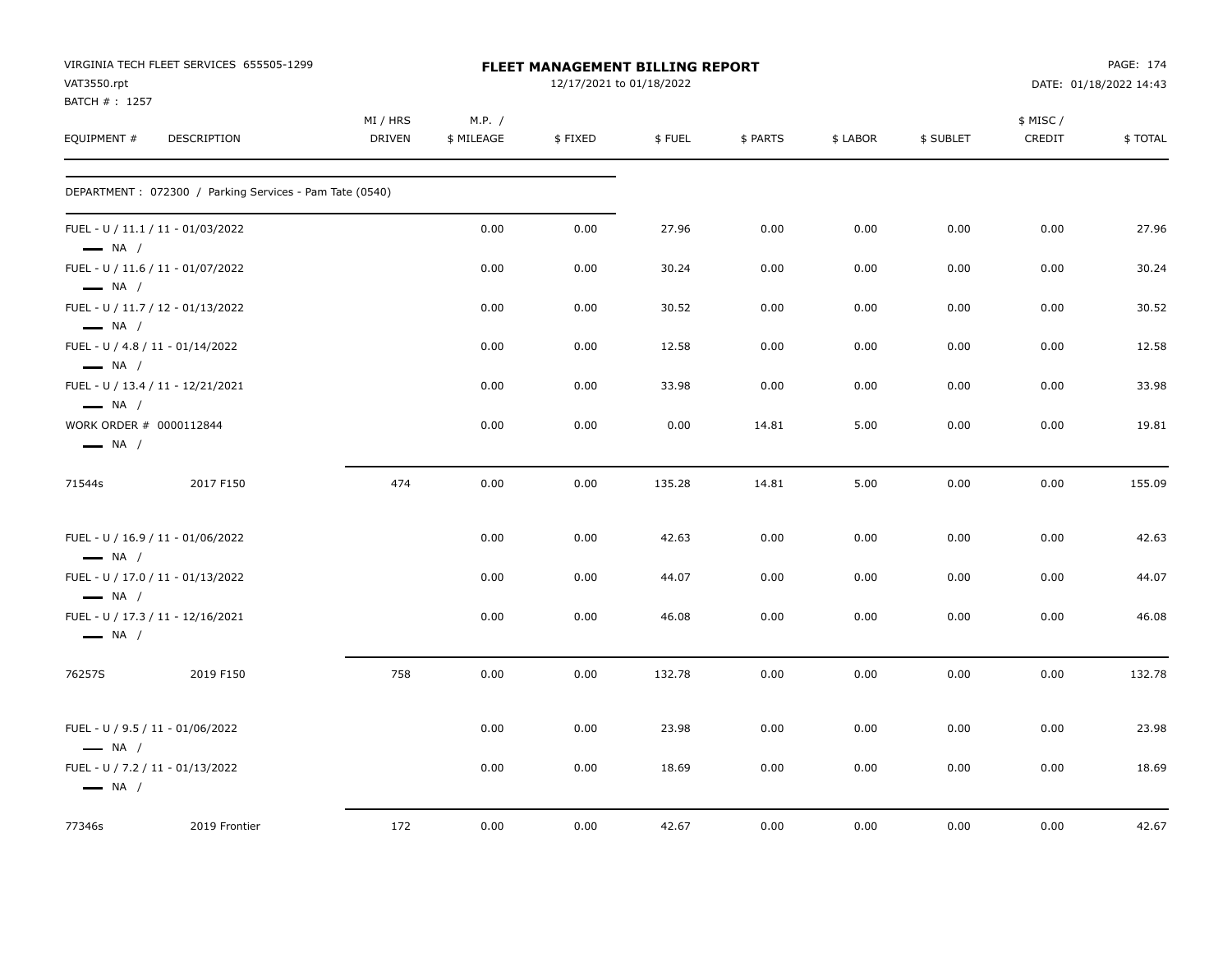VIRGINIA TECH FLEET SERVICES 655505-1299
VAT3550.rpt
BATCH # : 1257

**FLEET MANAGEMENT BILLING REPORT**
12/17/2021 to 01/18/2022

DATE: 01/18/2022 14:43

| EQUIPMENT # | DESCRIPTION | MI / HRS DRIVEN | M.P. / $ MILEAGE | $ FIXED | $ FUEL | $ PARTS | $ LABOR | $ SUBLET | $ MISC / CREDIT | $ TOTAL |
|---|---|---|---|---|---|---|---|---|---|---|
| DEPARTMENT : 072300 / Parking Services - Pam Tate (0540) | | | | | | | | | | |
| FUEL - U / 11.1 / 11 - 01/03/2022 — NA / | | | 0.00 | 0.00 | 27.96 | 0.00 | 0.00 | 0.00 | 0.00 | 27.96 |
| FUEL - U / 11.6 / 11 - 01/07/2022 — NA / | | | 0.00 | 0.00 | 30.24 | 0.00 | 0.00 | 0.00 | 0.00 | 30.24 |
| FUEL - U / 11.7 / 12 - 01/13/2022 — NA / | | | 0.00 | 0.00 | 30.52 | 0.00 | 0.00 | 0.00 | 0.00 | 30.52 |
| FUEL - U / 4.8 / 11 - 01/14/2022 — NA / | | | 0.00 | 0.00 | 12.58 | 0.00 | 0.00 | 0.00 | 0.00 | 12.58 |
| FUEL - U / 13.4 / 11 - 12/21/2021 — NA / | | | 0.00 | 0.00 | 33.98 | 0.00 | 0.00 | 0.00 | 0.00 | 33.98 |
| WORK ORDER # 0000112844 — NA / | | | 0.00 | 0.00 | 0.00 | 14.81 | 5.00 | 0.00 | 0.00 | 19.81 |
| 71544s | 2017 F150 | 474 | 0.00 | 0.00 | 135.28 | 14.81 | 5.00 | 0.00 | 0.00 | 155.09 |
| FUEL - U / 16.9 / 11 - 01/06/2022 — NA / | | | 0.00 | 0.00 | 42.63 | 0.00 | 0.00 | 0.00 | 0.00 | 42.63 |
| FUEL - U / 17.0 / 11 - 01/13/2022 — NA / | | | 0.00 | 0.00 | 44.07 | 0.00 | 0.00 | 0.00 | 0.00 | 44.07 |
| FUEL - U / 17.3 / 11 - 12/16/2021 — NA / | | | 0.00 | 0.00 | 46.08 | 0.00 | 0.00 | 0.00 | 0.00 | 46.08 |
| 76257S | 2019 F150 | 758 | 0.00 | 0.00 | 132.78 | 0.00 | 0.00 | 0.00 | 0.00 | 132.78 |
| FUEL - U / 9.5 / 11 - 01/06/2022 — NA / | | | 0.00 | 0.00 | 23.98 | 0.00 | 0.00 | 0.00 | 0.00 | 23.98 |
| FUEL - U / 7.2 / 11 - 01/13/2022 — NA / | | | 0.00 | 0.00 | 18.69 | 0.00 | 0.00 | 0.00 | 0.00 | 18.69 |
| 77346s | 2019 Frontier | 172 | 0.00 | 0.00 | 42.67 | 0.00 | 0.00 | 0.00 | 0.00 | 42.67 |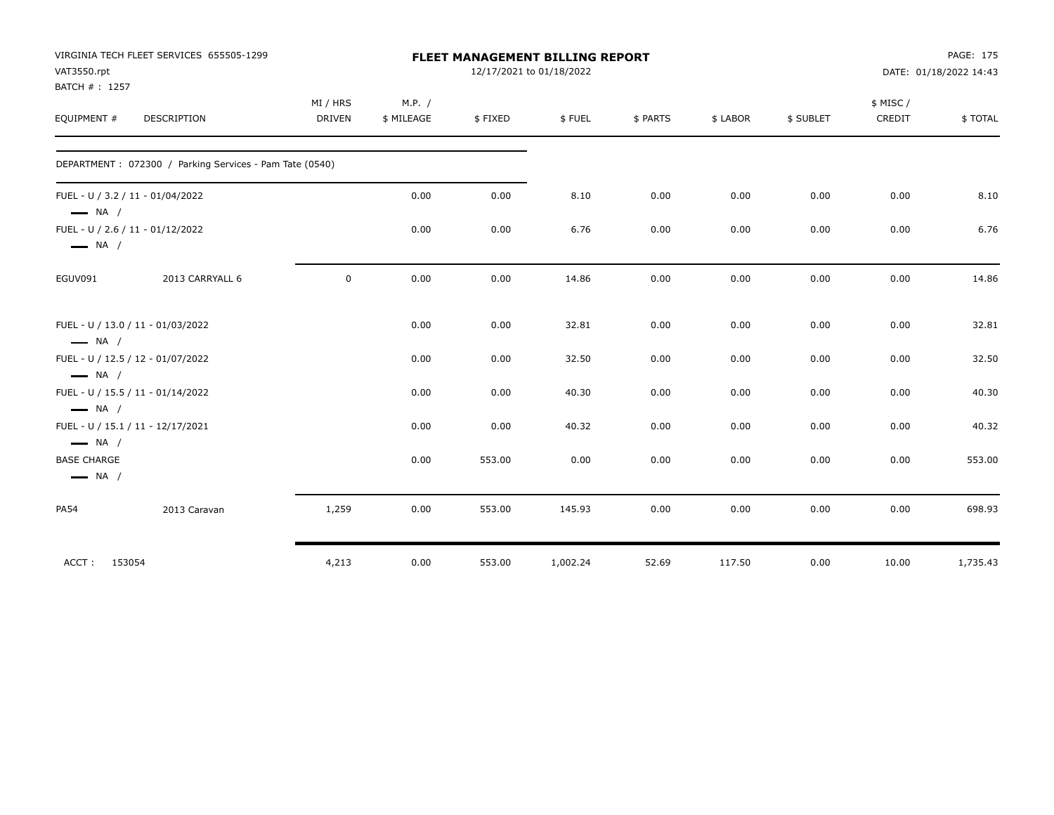VIRGINIA TECH FLEET SERVICES 655505-1299
VAT3550.rpt
BATCH # : 1257

# FLEET MANAGEMENT BILLING REPORT

12/17/2021 to 01/18/2022

DATE: 01/18/2022 14:43

| EQUIPMENT # | DESCRIPTION | MI / HRS DRIVEN | M.P. / $ MILEAGE | $ FIXED | $ FUEL | $ PARTS | $ LABOR | $ SUBLET | $ MISC / CREDIT | $ TOTAL |
|---|---|---|---|---|---|---|---|---|---|---|
| DEPARTMENT : 072300 / Parking Services - Pam Tate (0540) | | | | | | | | | | |
| FUEL - U / 3.2 / 11 - 01/04/2022 — NA / | | | 0.00 | 0.00 | 8.10 | 0.00 | 0.00 | 0.00 | 0.00 | 8.10 |
| FUEL - U / 2.6 / 11 - 01/12/2022 — NA / | | | 0.00 | 0.00 | 6.76 | 0.00 | 0.00 | 0.00 | 0.00 | 6.76 |
| EGUV091 | 2013 CARRYALL 6 | 0 | 0.00 | 0.00 | 14.86 | 0.00 | 0.00 | 0.00 | 0.00 | 14.86 |
| FUEL - U / 13.0 / 11 - 01/03/2022 — NA / | | | 0.00 | 0.00 | 32.81 | 0.00 | 0.00 | 0.00 | 0.00 | 32.81 |
| FUEL - U / 12.5 / 12 - 01/07/2022 — NA / | | | 0.00 | 0.00 | 32.50 | 0.00 | 0.00 | 0.00 | 0.00 | 32.50 |
| FUEL - U / 15.5 / 11 - 01/14/2022 — NA / | | | 0.00 | 0.00 | 40.30 | 0.00 | 0.00 | 0.00 | 0.00 | 40.30 |
| FUEL - U / 15.1 / 11 - 12/17/2021 — NA / | | | 0.00 | 0.00 | 40.32 | 0.00 | 0.00 | 0.00 | 0.00 | 40.32 |
| BASE CHARGE — NA / | | | 0.00 | 553.00 | 0.00 | 0.00 | 0.00 | 0.00 | 0.00 | 553.00 |
| PA54 | 2013 Caravan | 1,259 | 0.00 | 553.00 | 145.93 | 0.00 | 0.00 | 0.00 | 0.00 | 698.93 |
| ACCT : 153054 | | 4,213 | 0.00 | 553.00 | 1,002.24 | 52.69 | 117.50 | 0.00 | 10.00 | 1,735.43 |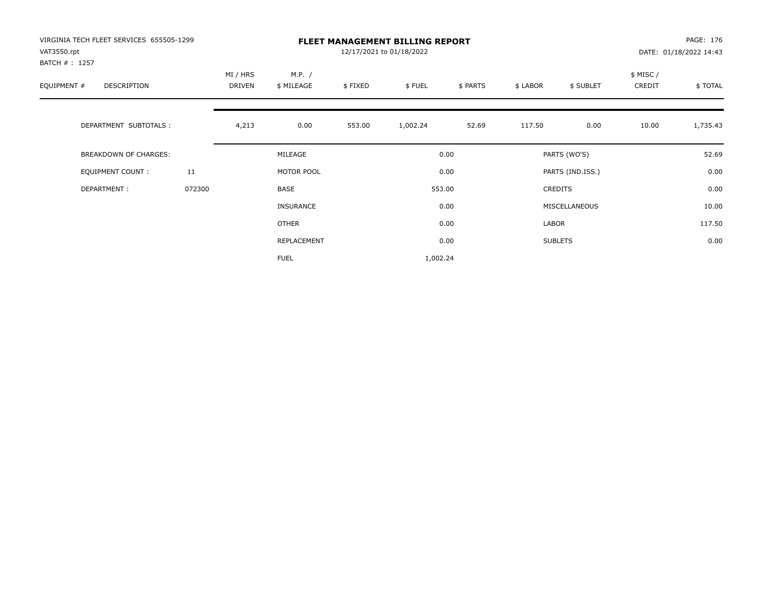VIRGINIA TECH FLEET SERVICES 655505-1299
VAT3550.rpt
BATCH # : 1257

**FLEET MANAGEMENT BILLING REPORT**
12/17/2021 to 01/18/2022

DATE: 01/18/2022 14:43

| EQUIPMENT # | DESCRIPTION | MI / HRS DRIVEN | M.P. / $ MILEAGE | $ FIXED | $ FUEL | $ PARTS | $ LABOR | $ SUBLET | $ MISC / CREDIT | $ TOTAL |
|---|---|---|---|---|---|---|---|---|---|---|
| | DEPARTMENT SUBTOTALS : | 4,213 | 0.00 | 553.00 | 1,002.24 | 52.69 | 117.50 | 0.00 | 10.00 | 1,735.43 |

| BREAKDOWN OF CHARGES: | | | | | |
|---|---|---|---|---|---|
| | | MILEAGE | 0.00 | PARTS (WO'S) | 52.69 |
| EQUIPMENT COUNT : | 11 | MOTOR POOL | 0.00 | PARTS (IND.ISS.) | 0.00 |
| DEPARTMENT : | 072300 | BASE | 553.00 | CREDITS | 0.00 |
| | | INSURANCE | 0.00 | MISCELLANEOUS | 10.00 |
| | | OTHER | 0.00 | LABOR | 117.50 |
| | | REPLACEMENT | 0.00 | SUBLETS | 0.00 |
| | | FUEL | 1,002.24 | | |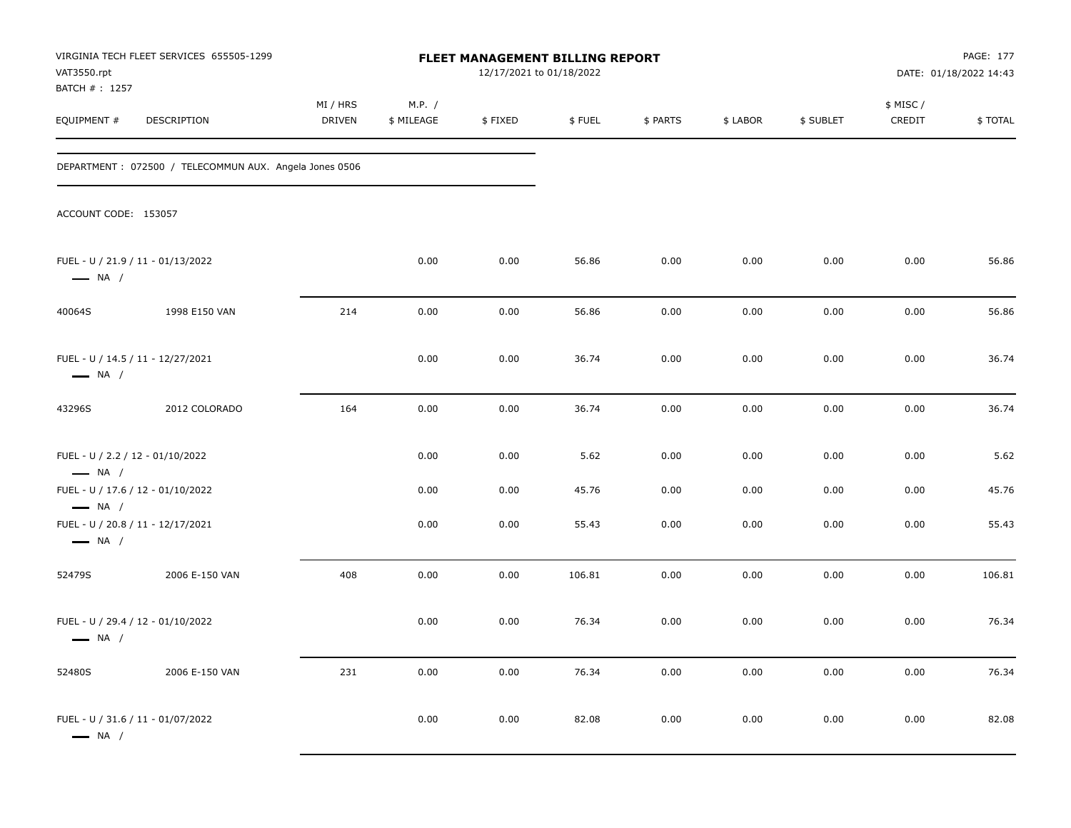VIRGINIA TECH FLEET SERVICES 655505-1299
VAT3550.rpt
BATCH # : 1257

**FLEET MANAGEMENT BILLING REPORT**
12/17/2021 to 01/18/2022

DATE: 01/18/2022 14:43

DEPARTMENT : 072500 / TELECOMMUN AUX. Angela Jones 0506

ACCOUNT CODE: 153057

| EQUIPMENT # | DESCRIPTION | MI / HRS DRIVEN | M.P. / $ MILEAGE | $ FIXED | $ FUEL | $ PARTS | $ LABOR | $ SUBLET | $ MISC / CREDIT | $ TOTAL |
|---|---|---|---|---|---|---|---|---|---|---|
| FUEL - U / 21.9 / 11 - 01/13/2022 — NA / | | | 0.00 | 0.00 | 56.86 | 0.00 | 0.00 | 0.00 | 0.00 | 56.86 |
| 40064S | 1998 E150 VAN | 214 | 0.00 | 0.00 | 56.86 | 0.00 | 0.00 | 0.00 | 0.00 | 56.86 |
| FUEL - U / 14.5 / 11 - 12/27/2021 — NA / | | | 0.00 | 0.00 | 36.74 | 0.00 | 0.00 | 0.00 | 0.00 | 36.74 |
| 43296S | 2012 COLORADO | 164 | 0.00 | 0.00 | 36.74 | 0.00 | 0.00 | 0.00 | 0.00 | 36.74 |
| FUEL - U / 2.2 / 12 - 01/10/2022 — NA / | | | 0.00 | 0.00 | 5.62 | 0.00 | 0.00 | 0.00 | 0.00 | 5.62 |
| FUEL - U / 17.6 / 12 - 01/10/2022 — NA / | | | 0.00 | 0.00 | 45.76 | 0.00 | 0.00 | 0.00 | 0.00 | 45.76 |
| FUEL - U / 20.8 / 11 - 12/17/2021 — NA / | | | 0.00 | 0.00 | 55.43 | 0.00 | 0.00 | 0.00 | 0.00 | 55.43 |
| 52479S | 2006 E-150 VAN | 408 | 0.00 | 0.00 | 106.81 | 0.00 | 0.00 | 0.00 | 0.00 | 106.81 |
| FUEL - U / 29.4 / 12 - 01/10/2022 — NA / | | | 0.00 | 0.00 | 76.34 | 0.00 | 0.00 | 0.00 | 0.00 | 76.34 |
| 52480S | 2006 E-150 VAN | 231 | 0.00 | 0.00 | 76.34 | 0.00 | 0.00 | 0.00 | 0.00 | 76.34 |
| FUEL - U / 31.6 / 11 - 01/07/2022 — NA / | | | 0.00 | 0.00 | 82.08 | 0.00 | 0.00 | 0.00 | 0.00 | 82.08 |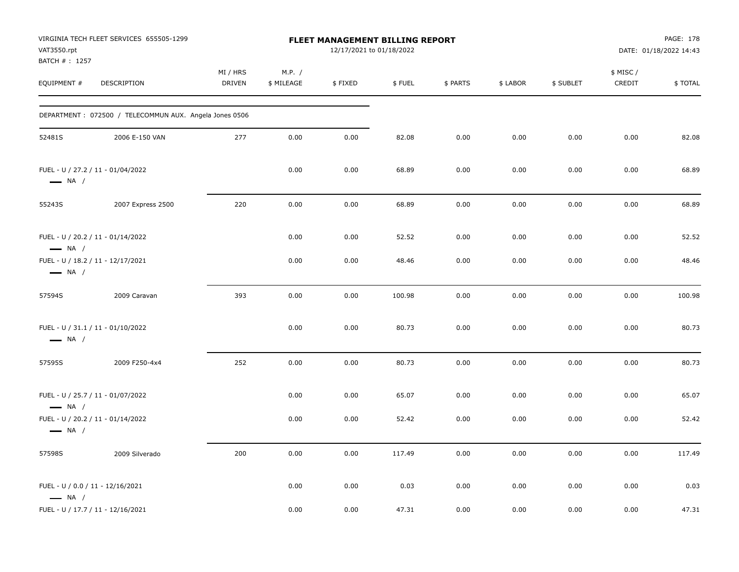VIRGINIA TECH FLEET SERVICES 655505-1299
VAT3550.rpt
BATCH # : 1257

**FLEET MANAGEMENT BILLING REPORT**
12/17/2021 to 01/18/2022

DATE: 01/18/2022 14:43

| EQUIPMENT # | DESCRIPTION | MI / HRS DRIVEN | M.P. / $ MILEAGE | $ FIXED | $ FUEL | $ PARTS | $ LABOR | $ SUBLET | $ MISC / CREDIT | $ TOTAL |
|---|---|---|---|---|---|---|---|---|---|---|
| DEPARTMENT : 072500 / TELECOMMUN AUX. Angela Jones 0506 | | | | | | | | | | |
| 52481S | 2006 E-150 VAN | 277 | 0.00 | 0.00 | 82.08 | 0.00 | 0.00 | 0.00 | 0.00 | 82.08 |
| FUEL - U / 27.2 / 11 - 01/04/2022 — NA / | | | 0.00 | 0.00 | 68.89 | 0.00 | 0.00 | 0.00 | 0.00 | 68.89 |
| 55243S | 2007 Express 2500 | 220 | 0.00 | 0.00 | 68.89 | 0.00 | 0.00 | 0.00 | 0.00 | 68.89 |
| FUEL - U / 20.2 / 11 - 01/14/2022 — NA / | | | 0.00 | 0.00 | 52.52 | 0.00 | 0.00 | 0.00 | 0.00 | 52.52 |
| FUEL - U / 18.2 / 11 - 12/17/2021 — NA / | | | 0.00 | 0.00 | 48.46 | 0.00 | 0.00 | 0.00 | 0.00 | 48.46 |
| 57594S | 2009 Caravan | 393 | 0.00 | 0.00 | 100.98 | 0.00 | 0.00 | 0.00 | 0.00 | 100.98 |
| FUEL - U / 31.1 / 11 - 01/10/2022 — NA / | | | 0.00 | 0.00 | 80.73 | 0.00 | 0.00 | 0.00 | 0.00 | 80.73 |
| 57595S | 2009 F250-4x4 | 252 | 0.00 | 0.00 | 80.73 | 0.00 | 0.00 | 0.00 | 0.00 | 80.73 |
| FUEL - U / 25.7 / 11 - 01/07/2022 — NA / | | | 0.00 | 0.00 | 65.07 | 0.00 | 0.00 | 0.00 | 0.00 | 65.07 |
| FUEL - U / 20.2 / 11 - 01/14/2022 — NA / | | | 0.00 | 0.00 | 52.42 | 0.00 | 0.00 | 0.00 | 0.00 | 52.42 |
| 57598S | 2009 Silverado | 200 | 0.00 | 0.00 | 117.49 | 0.00 | 0.00 | 0.00 | 0.00 | 117.49 |
| FUEL - U / 0.0 / 11 - 12/16/2021 — NA / | | | 0.00 | 0.00 | 0.03 | 0.00 | 0.00 | 0.00 | 0.00 | 0.03 |
| FUEL - U / 17.7 / 11 - 12/16/2021 | | | 0.00 | 0.00 | 47.31 | 0.00 | 0.00 | 0.00 | 0.00 | 47.31 |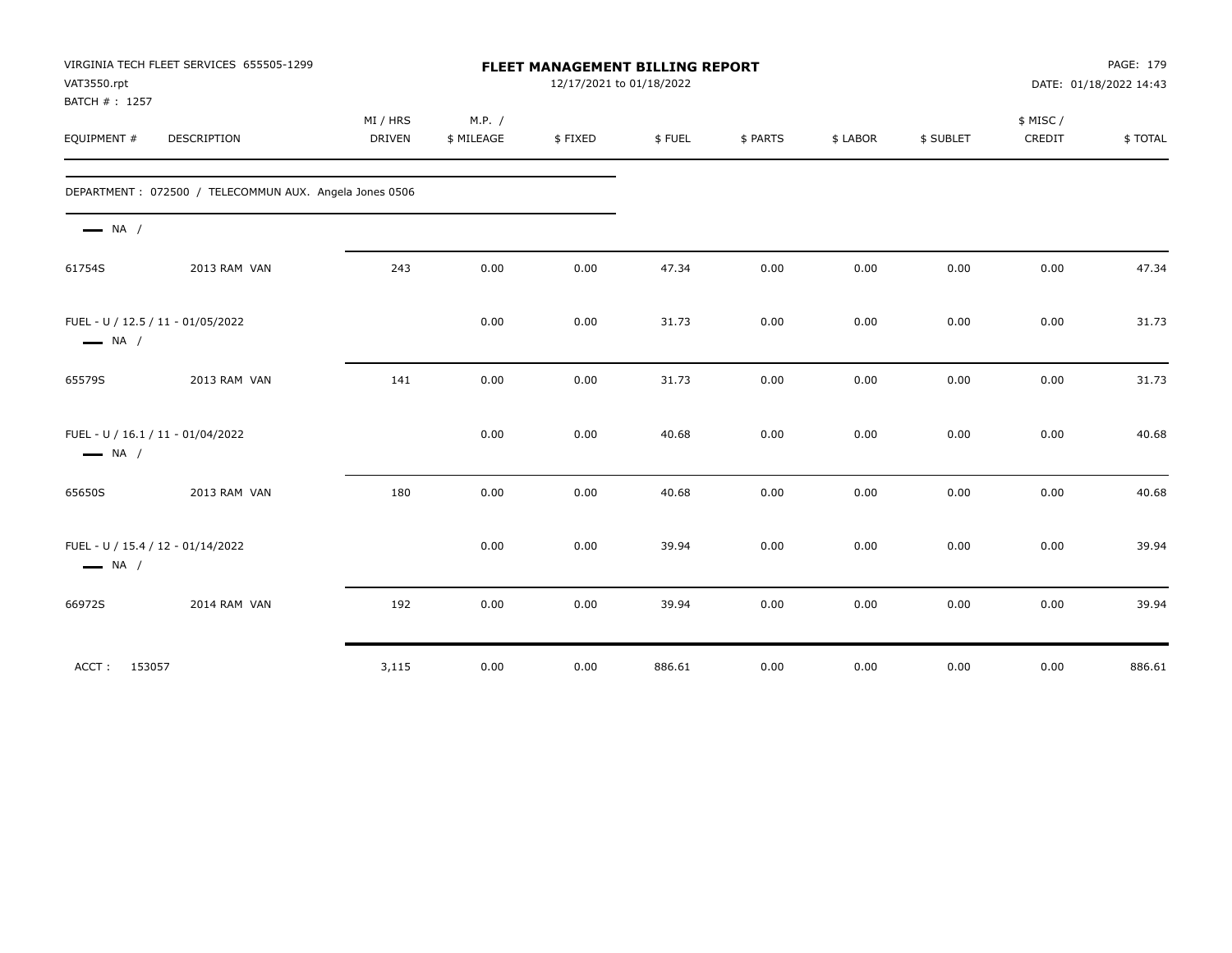VIRGINIA TECH FLEET SERVICES 655505-1299
VAT3550.rpt
BATCH # : 1257

# FLEET MANAGEMENT BILLING REPORT

12/17/2021 to 01/18/2022

DATE: 01/18/2022 14:43

| EQUIPMENT # | DESCRIPTION | MI / HRS DRIVEN | M.P. / $ MILEAGE | $ FIXED | $ FUEL | $ PARTS | $ LABOR | $ SUBLET | $ MISC / CREDIT | $ TOTAL |
|---|---|---|---|---|---|---|---|---|---|---|
| DEPARTMENT : 072500 / TELECOMMUN AUX. Angela Jones 0506 | | | | | | | | | | |
| NA / | | | | | | | | | | |
| 61754S | 2013 RAM VAN | 243 | 0.00 | 0.00 | 47.34 | 0.00 | 0.00 | 0.00 | 0.00 | 47.34 |
| FUEL - U / 12.5 / 11 - 01/05/2022 | | | 0.00 | 0.00 | 31.73 | 0.00 | 0.00 | 0.00 | 0.00 | 31.73 |
| NA / | | | | | | | | | | |
| 65579S | 2013 RAM VAN | 141 | 0.00 | 0.00 | 31.73 | 0.00 | 0.00 | 0.00 | 0.00 | 31.73 |
| FUEL - U / 16.1 / 11 - 01/04/2022 | | | 0.00 | 0.00 | 40.68 | 0.00 | 0.00 | 0.00 | 0.00 | 40.68 |
| NA / | | | | | | | | | | |
| 65650S | 2013 RAM VAN | 180 | 0.00 | 0.00 | 40.68 | 0.00 | 0.00 | 0.00 | 0.00 | 40.68 |
| FUEL - U / 15.4 / 12 - 01/14/2022 | | | 0.00 | 0.00 | 39.94 | 0.00 | 0.00 | 0.00 | 0.00 | 39.94 |
| NA / | | | | | | | | | | |
| 66972S | 2014 RAM VAN | 192 | 0.00 | 0.00 | 39.94 | 0.00 | 0.00 | 0.00 | 0.00 | 39.94 |
| ACCT : 153057 | | 3,115 | 0.00 | 0.00 | 886.61 | 0.00 | 0.00 | 0.00 | 0.00 | 886.61 |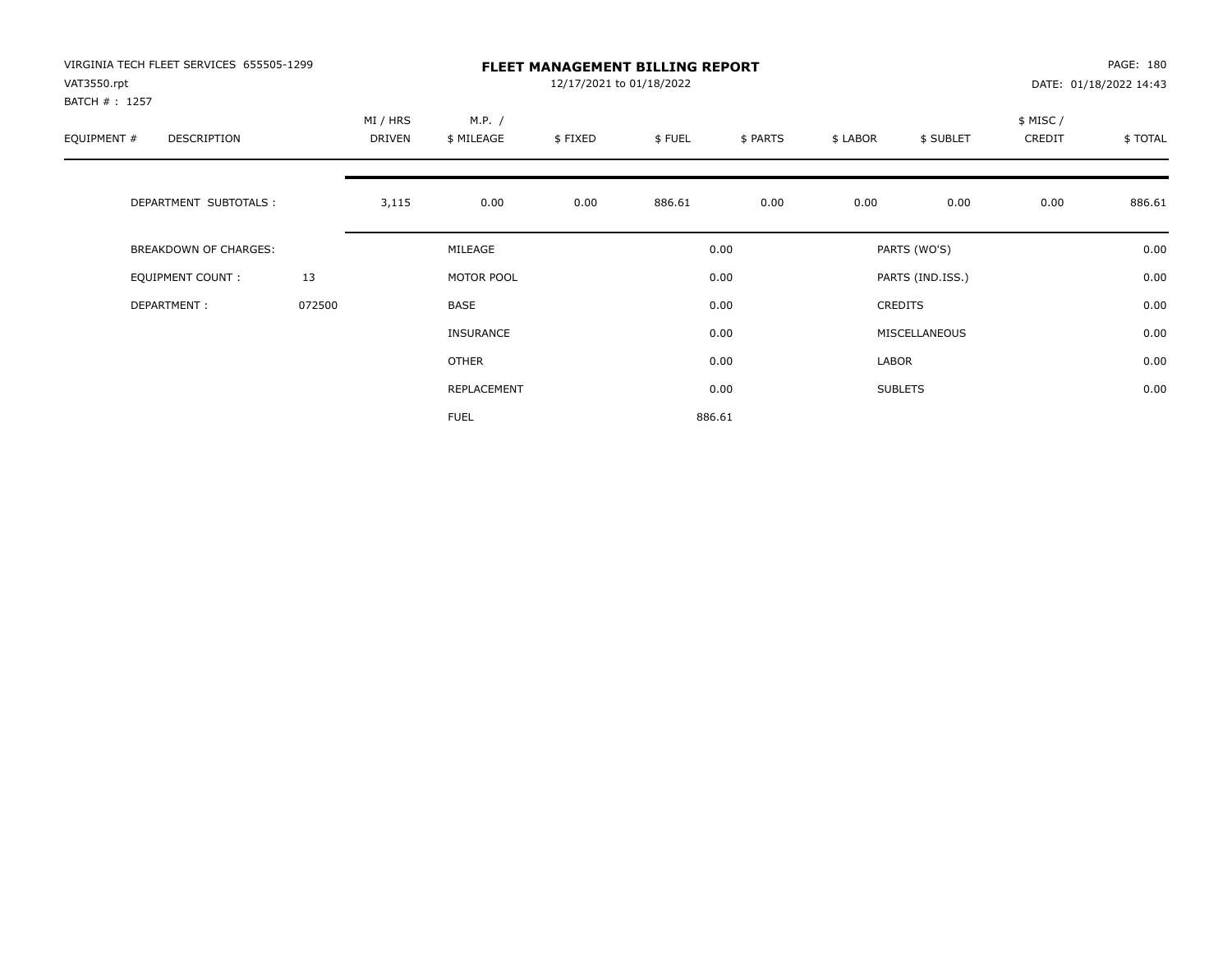VIRGINIA TECH FLEET SERVICES 655505-1299
VAT3550.rpt
BATCH # : 1257

# FLEET MANAGEMENT BILLING REPORT

12/17/2021 to 01/18/2022

PAGE: 180
DATE: 01/18/2022 14:43

| EQUIPMENT # | DESCRIPTION | | MI / HRS DRIVEN | M.P. / $ MILEAGE | $ FIXED | $ FUEL | $ PARTS | $ LABOR | $ SUBLET | $ MISC / CREDIT | $ TOTAL |
|---|---|---|---|---|---|---|---|---|---|---|---|
| | DEPARTMENT SUBTOTALS : | | 3,115 | 0.00 | 0.00 | 886.61 | 0.00 | 0.00 | 0.00 | 0.00 | 886.61 |

| | | | | | |
|---|---|---|---|---|---|
| BREAKDOWN OF CHARGES: | | MILEAGE | 0.00 | PARTS (WO'S) | 0.00 |
| EQUIPMENT COUNT : | 13 | MOTOR POOL | 0.00 | PARTS (IND.ISS.) | 0.00 |
| DEPARTMENT : | 072500 | BASE | 0.00 | CREDITS | 0.00 |
| | | INSURANCE | 0.00 | MISCELLANEOUS | 0.00 |
| | | OTHER | 0.00 | LABOR | 0.00 |
| | | REPLACEMENT | 0.00 | SUBLETS | 0.00 |
| | | FUEL | 886.61 | | |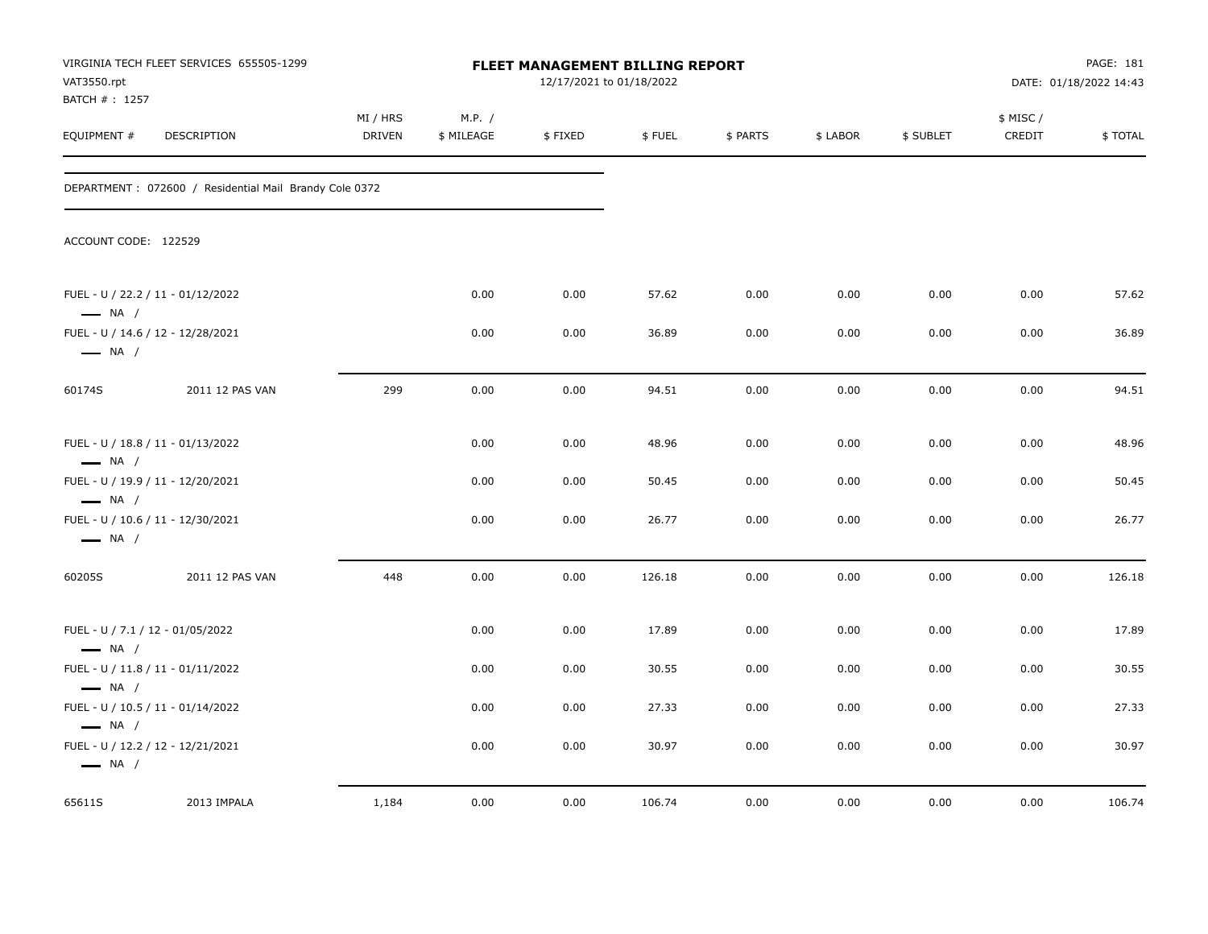VIRGINIA TECH FLEET SERVICES 655505-1299
VAT3550.rpt
BATCH # : 1257

**FLEET MANAGEMENT BILLING REPORT**
12/17/2021 to 01/18/2022

DATE: 01/18/2022 14:43

DEPARTMENT : 072600 / Residential Mail Brandy Cole 0372

ACCOUNT CODE: 122529

| EQUIPMENT # | DESCRIPTION | MI / HRS DRIVEN | M.P. / $ MILEAGE | $ FIXED | $ FUEL | $ PARTS | $ LABOR | $ SUBLET | $ MISC / CREDIT | $ TOTAL |
|---|---|---|---|---|---|---|---|---|---|---|
| FUEL - U / 22.2 / 11 - 01/12/2022 — NA / | | | 0.00 | 0.00 | 57.62 | 0.00 | 0.00 | 0.00 | 0.00 | 57.62 |
| FUEL - U / 14.6 / 12 - 12/28/2021 — NA / | | | 0.00 | 0.00 | 36.89 | 0.00 | 0.00 | 0.00 | 0.00 | 36.89 |
| 60174S | 2011 12 PAS VAN | 299 | 0.00 | 0.00 | 94.51 | 0.00 | 0.00 | 0.00 | 0.00 | 94.51 |
| FUEL - U / 18.8 / 11 - 01/13/2022 — NA / | | | 0.00 | 0.00 | 48.96 | 0.00 | 0.00 | 0.00 | 0.00 | 48.96 |
| FUEL - U / 19.9 / 11 - 12/20/2021 — NA / | | | 0.00 | 0.00 | 50.45 | 0.00 | 0.00 | 0.00 | 0.00 | 50.45 |
| FUEL - U / 10.6 / 11 - 12/30/2021 — NA / | | | 0.00 | 0.00 | 26.77 | 0.00 | 0.00 | 0.00 | 0.00 | 26.77 |
| 60205S | 2011 12 PAS VAN | 448 | 0.00 | 0.00 | 126.18 | 0.00 | 0.00 | 0.00 | 0.00 | 126.18 |
| FUEL - U / 7.1 / 12 - 01/05/2022 — NA / | | | 0.00 | 0.00 | 17.89 | 0.00 | 0.00 | 0.00 | 0.00 | 17.89 |
| FUEL - U / 11.8 / 11 - 01/11/2022 — NA / | | | 0.00 | 0.00 | 30.55 | 0.00 | 0.00 | 0.00 | 0.00 | 30.55 |
| FUEL - U / 10.5 / 11 - 01/14/2022 — NA / | | | 0.00 | 0.00 | 27.33 | 0.00 | 0.00 | 0.00 | 0.00 | 27.33 |
| FUEL - U / 12.2 / 12 - 12/21/2021 — NA / | | | 0.00 | 0.00 | 30.97 | 0.00 | 0.00 | 0.00 | 0.00 | 30.97 |
| 65611S | 2013 IMPALA | 1,184 | 0.00 | 0.00 | 106.74 | 0.00 | 0.00 | 0.00 | 0.00 | 106.74 |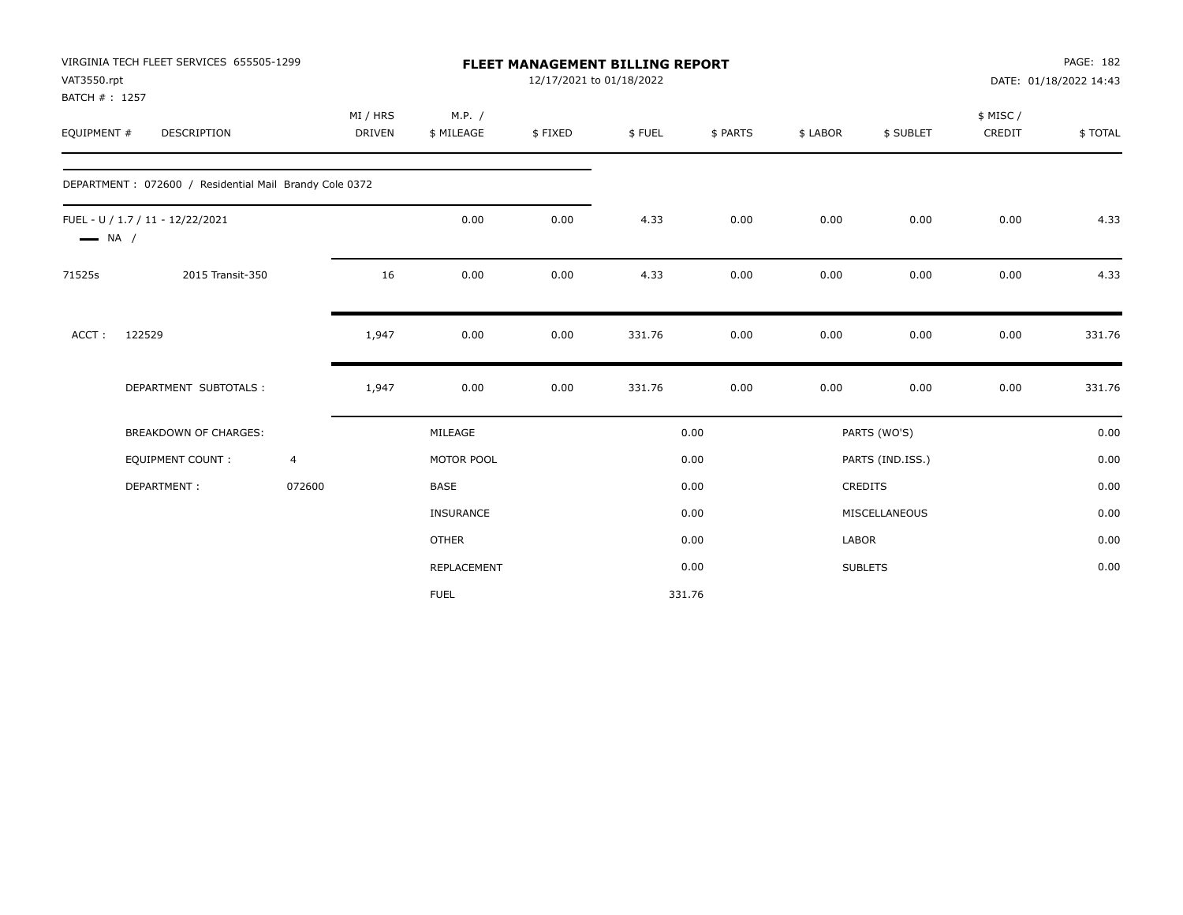VIRGINIA TECH FLEET SERVICES 655505-1299
VAT3550.rpt
BATCH # : 1257

**FLEET MANAGEMENT BILLING REPORT**
12/17/2021 to 01/18/2022

DATE: 01/18/2022 14:43

| EQUIPMENT # | DESCRIPTION | MI / HRS DRIVEN | M.P. / $ MILEAGE | $ FIXED | $ FUEL | $ PARTS | $ LABOR | $ SUBLET | $ MISC / CREDIT | $ TOTAL |
|---|---|---|---|---|---|---|---|---|---|---|
| DEPARTMENT : 072600 / Residential Mail Brandy Cole 0372 | | | | | | | | | | |
| FUEL - U / 1.7 / 11 - 12/22/2021 NA / | | | 0.00 | 0.00 | 4.33 | 0.00 | 0.00 | 0.00 | 0.00 | 4.33 |
| 71525s | 2015 Transit-350 | 16 | 0.00 | 0.00 | 4.33 | 0.00 | 0.00 | 0.00 | 0.00 | 4.33 |
| ACCT : | 122529 | 1,947 | 0.00 | 0.00 | 331.76 | 0.00 | 0.00 | 0.00 | 0.00 | 331.76 |
| | DEPARTMENT SUBTOTALS : | 1,947 | 0.00 | 0.00 | 331.76 | 0.00 | 0.00 | 0.00 | 0.00 | 331.76 |

| BREAKDOWN OF CHARGES: | | | | | |
|---|---|---|---|---|---|
| | | MILEAGE | 0.00 | PARTS (WO'S) | 0.00 |
| EQUIPMENT COUNT : | 4 | MOTOR POOL | 0.00 | PARTS (IND.ISS.) | 0.00 |
| DEPARTMENT : | 072600 | BASE | 0.00 | CREDITS | 0.00 |
| | | INSURANCE | 0.00 | MISCELLANEOUS | 0.00 |
| | | OTHER | 0.00 | LABOR | 0.00 |
| | | REPLACEMENT | 0.00 | SUBLETS | 0.00 |
| | | FUEL | 331.76 | | |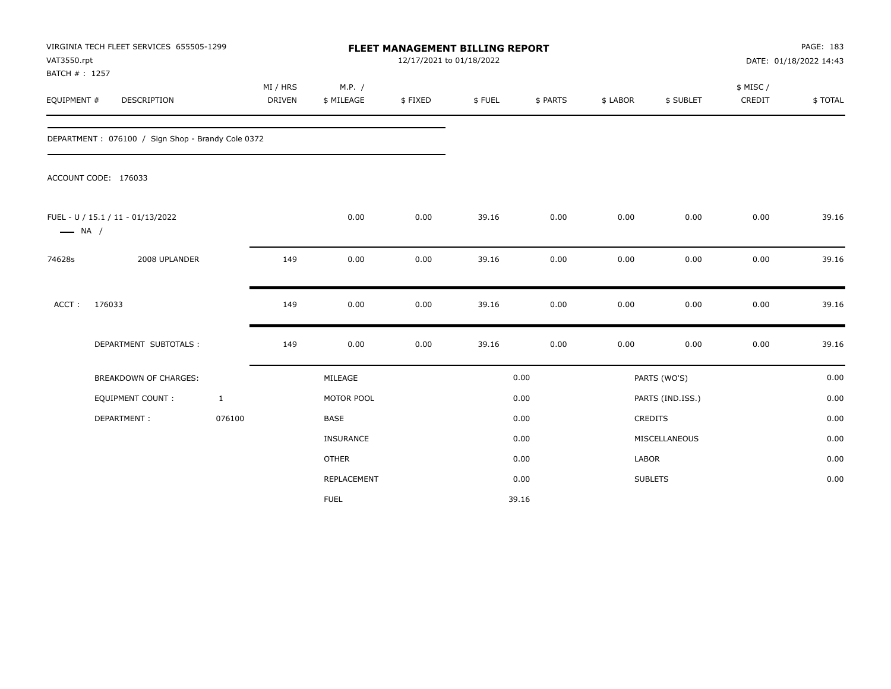VIRGINIA TECH FLEET SERVICES 655505-1299
VAT3550.rpt
BATCH # : 1257

# FLEET MANAGEMENT BILLING REPORT

12/17/2021 to 01/18/2022

DATE: 01/18/2022 14:43

| EQUIPMENT # | DESCRIPTION | MI / HRS DRIVEN | M.P. / $ MILEAGE | $ FIXED | $ FUEL | $ PARTS | $ LABOR | $ SUBLET | $ MISC / CREDIT | $ TOTAL |
|---|---|---|---|---|---|---|---|---|---|---|

DEPARTMENT : 076100 / Sign Shop - Brandy Cole 0372

ACCOUNT CODE: 176033

| EQUIPMENT # | DESCRIPTION | MI / HRS DRIVEN | M.P. / $ MILEAGE | $ FIXED | $ FUEL | $ PARTS | $ LABOR | $ SUBLET | $ MISC / CREDIT | $ TOTAL |
|---|---|---|---|---|---|---|---|---|---|---|
| FUEL - U / 15.1 / 11 - 01/13/2022 —— NA / | | | 0.00 | 0.00 | 39.16 | 0.00 | 0.00 | 0.00 | 0.00 | 39.16 |
| 74628s | 2008 UPLANDER | 149 | 0.00 | 0.00 | 39.16 | 0.00 | 0.00 | 0.00 | 0.00 | 39.16 |
| ACCT : | 176033 | 149 | 0.00 | 0.00 | 39.16 | 0.00 | 0.00 | 0.00 | 0.00 | 39.16 |
| | DEPARTMENT SUBTOTALS : | 149 | 0.00 | 0.00 | 39.16 | 0.00 | 0.00 | 0.00 | 0.00 | 39.16 |

| | | | | | |
|---|---|---|---|---|---|
| BREAKDOWN OF CHARGES: | | MILEAGE | 0.00 | PARTS (WO'S) | 0.00 |
| EQUIPMENT COUNT : | 1 | MOTOR POOL | 0.00 | PARTS (IND.ISS.) | 0.00 |
| DEPARTMENT : | 076100 | BASE | 0.00 | CREDITS | 0.00 |
| | | INSURANCE | 0.00 | MISCELLANEOUS | 0.00 |
| | | OTHER | 0.00 | LABOR | 0.00 |
| | | REPLACEMENT | 0.00 | SUBLETS | 0.00 |
| | | FUEL | 39.16 | | |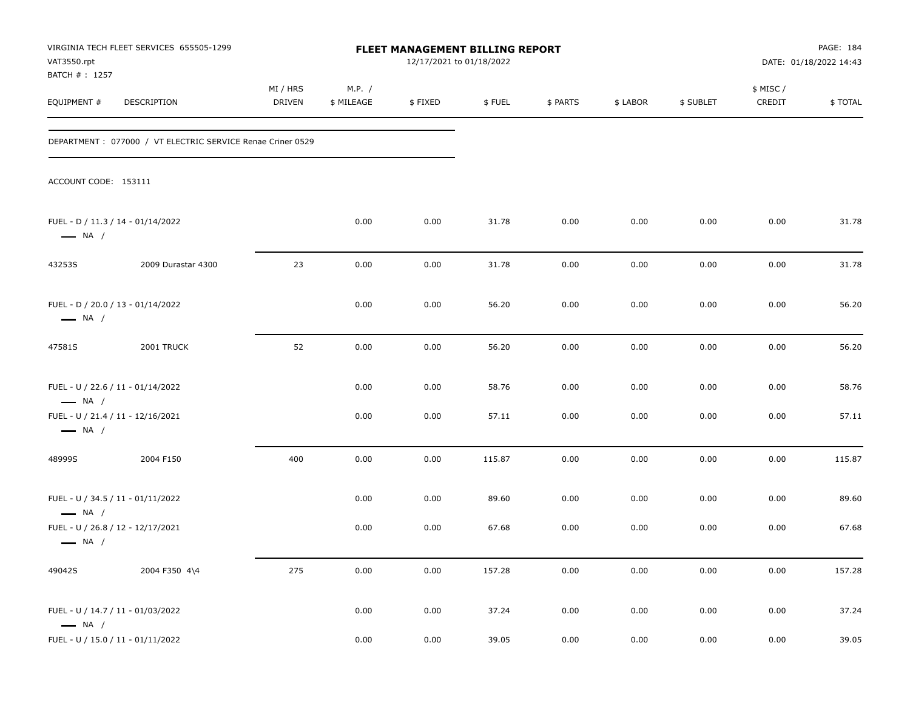VIRGINIA TECH FLEET SERVICES 655505-1299
VAT3550.rpt
BATCH # : 1257

**FLEET MANAGEMENT BILLING REPORT**
12/17/2021 to 01/18/2022

PAGE: 184
DATE: 01/18/2022 14:43

| EQUIPMENT # | DESCRIPTION | MI / HRS DRIVEN | M.P. / $ MILEAGE | $ FIXED | $ FUEL | $ PARTS | $ LABOR | $ SUBLET | $ MISC / CREDIT | $ TOTAL |
|---|---|---|---|---|---|---|---|---|---|---|
| DEPARTMENT : 077000 / VT ELECTRIC SERVICE Renae Criner 0529 | | | | | | | | | | |
| ACCOUNT CODE: 153111 | | | | | | | | | | |
| FUEL - D / 11.3 / 14 - 01/14/2022 — NA / | | | 0.00 | 0.00 | 31.78 | 0.00 | 0.00 | 0.00 | 0.00 | 31.78 |
| 43253S | 2009 Durastar 4300 | 23 | 0.00 | 0.00 | 31.78 | 0.00 | 0.00 | 0.00 | 0.00 | 31.78 |
| FUEL - D / 20.0 / 13 - 01/14/2022 — NA / | | | 0.00 | 0.00 | 56.20 | 0.00 | 0.00 | 0.00 | 0.00 | 56.20 |
| 47581S | 2001 TRUCK | 52 | 0.00 | 0.00 | 56.20 | 0.00 | 0.00 | 0.00 | 0.00 | 56.20 |
| FUEL - U / 22.6 / 11 - 01/14/2022 — NA / | | | 0.00 | 0.00 | 58.76 | 0.00 | 0.00 | 0.00 | 0.00 | 58.76 |
| FUEL - U / 21.4 / 11 - 12/16/2021 — NA / | | | 0.00 | 0.00 | 57.11 | 0.00 | 0.00 | 0.00 | 0.00 | 57.11 |
| 48999S | 2004 F150 | 400 | 0.00 | 0.00 | 115.87 | 0.00 | 0.00 | 0.00 | 0.00 | 115.87 |
| FUEL - U / 34.5 / 11 - 01/11/2022 — NA / | | | 0.00 | 0.00 | 89.60 | 0.00 | 0.00 | 0.00 | 0.00 | 89.60 |
| FUEL - U / 26.8 / 12 - 12/17/2021 — NA / | | | 0.00 | 0.00 | 67.68 | 0.00 | 0.00 | 0.00 | 0.00 | 67.68 |
| 49042S | 2004 F350 4\4 | 275 | 0.00 | 0.00 | 157.28 | 0.00 | 0.00 | 0.00 | 0.00 | 157.28 |
| FUEL - U / 14.7 / 11 - 01/03/2022 — NA / | | | 0.00 | 0.00 | 37.24 | 0.00 | 0.00 | 0.00 | 0.00 | 37.24 |
| FUEL - U / 15.0 / 11 - 01/11/2022 | | | 0.00 | 0.00 | 39.05 | 0.00 | 0.00 | 0.00 | 0.00 | 39.05 |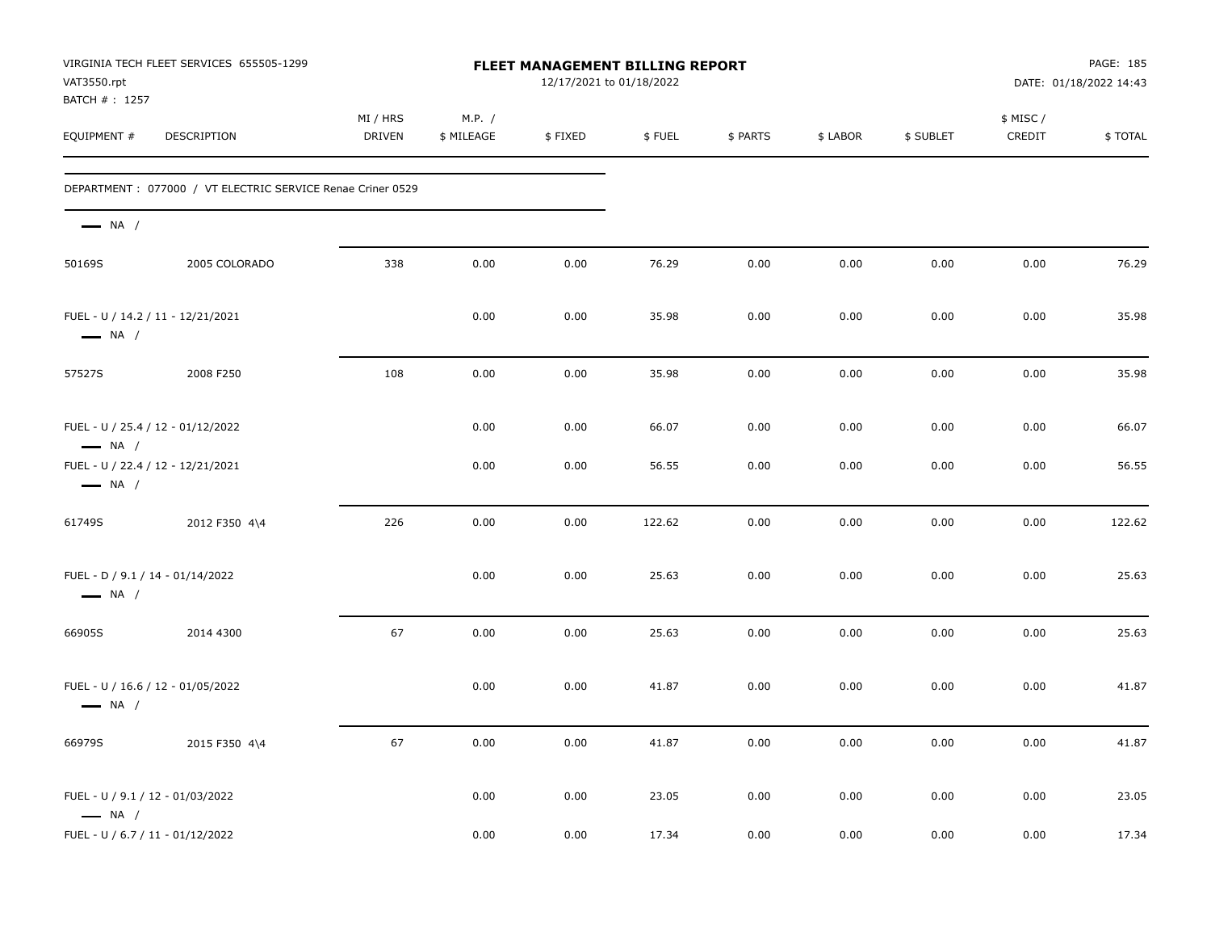VIRGINIA TECH FLEET SERVICES 655505-1299
VAT3550.rpt
BATCH # : 1257

**FLEET MANAGEMENT BILLING REPORT**
12/17/2021 to 01/18/2022

DATE: 01/18/2022 14:43

| EQUIPMENT # | DESCRIPTION | MI / HRS DRIVEN | M.P. / $ MILEAGE | $ FIXED | $ FUEL | $ PARTS | $ LABOR | $ SUBLET | $ MISC / CREDIT | $ TOTAL |
|---|---|---|---|---|---|---|---|---|---|---|
| DEPARTMENT : 077000 / VT ELECTRIC SERVICE Renae Criner 0529 | | | | | | | | | | |
| — NA / | | | | | | | | | | |
| 50169S | 2005 COLORADO | 338 | 0.00 | 0.00 | 76.29 | 0.00 | 0.00 | 0.00 | 0.00 | 76.29 |
| FUEL - U / 14.2 / 11 - 12/21/2021 | | | 0.00 | 0.00 | 35.98 | 0.00 | 0.00 | 0.00 | 0.00 | 35.98 |
| — NA / | | | | | | | | | | |
| 57527S | 2008 F250 | 108 | 0.00 | 0.00 | 35.98 | 0.00 | 0.00 | 0.00 | 0.00 | 35.98 |
| FUEL - U / 25.4 / 12 - 01/12/2022 | | | 0.00 | 0.00 | 66.07 | 0.00 | 0.00 | 0.00 | 0.00 | 66.07 |
| — NA / | | | | | | | | | | |
| FUEL - U / 22.4 / 12 - 12/21/2021 | | | 0.00 | 0.00 | 56.55 | 0.00 | 0.00 | 0.00 | 0.00 | 56.55 |
| — NA / | | | | | | | | | | |
| 61749S | 2012 F350 4\4 | 226 | 0.00 | 0.00 | 122.62 | 0.00 | 0.00 | 0.00 | 0.00 | 122.62 |
| FUEL - D / 9.1 / 14 - 01/14/2022 | | | 0.00 | 0.00 | 25.63 | 0.00 | 0.00 | 0.00 | 0.00 | 25.63 |
| — NA / | | | | | | | | | | |
| 66905S | 2014 4300 | 67 | 0.00 | 0.00 | 25.63 | 0.00 | 0.00 | 0.00 | 0.00 | 25.63 |
| FUEL - U / 16.6 / 12 - 01/05/2022 | | | 0.00 | 0.00 | 41.87 | 0.00 | 0.00 | 0.00 | 0.00 | 41.87 |
| — NA / | | | | | | | | | | |
| 66979S | 2015 F350 4\4 | 67 | 0.00 | 0.00 | 41.87 | 0.00 | 0.00 | 0.00 | 0.00 | 41.87 |
| FUEL - U / 9.1 / 12 - 01/03/2022 | | | 0.00 | 0.00 | 23.05 | 0.00 | 0.00 | 0.00 | 0.00 | 23.05 |
| — NA / | | | | | | | | | | |
| FUEL - U / 6.7 / 11 - 01/12/2022 | | | 0.00 | 0.00 | 17.34 | 0.00 | 0.00 | 0.00 | 0.00 | 17.34 |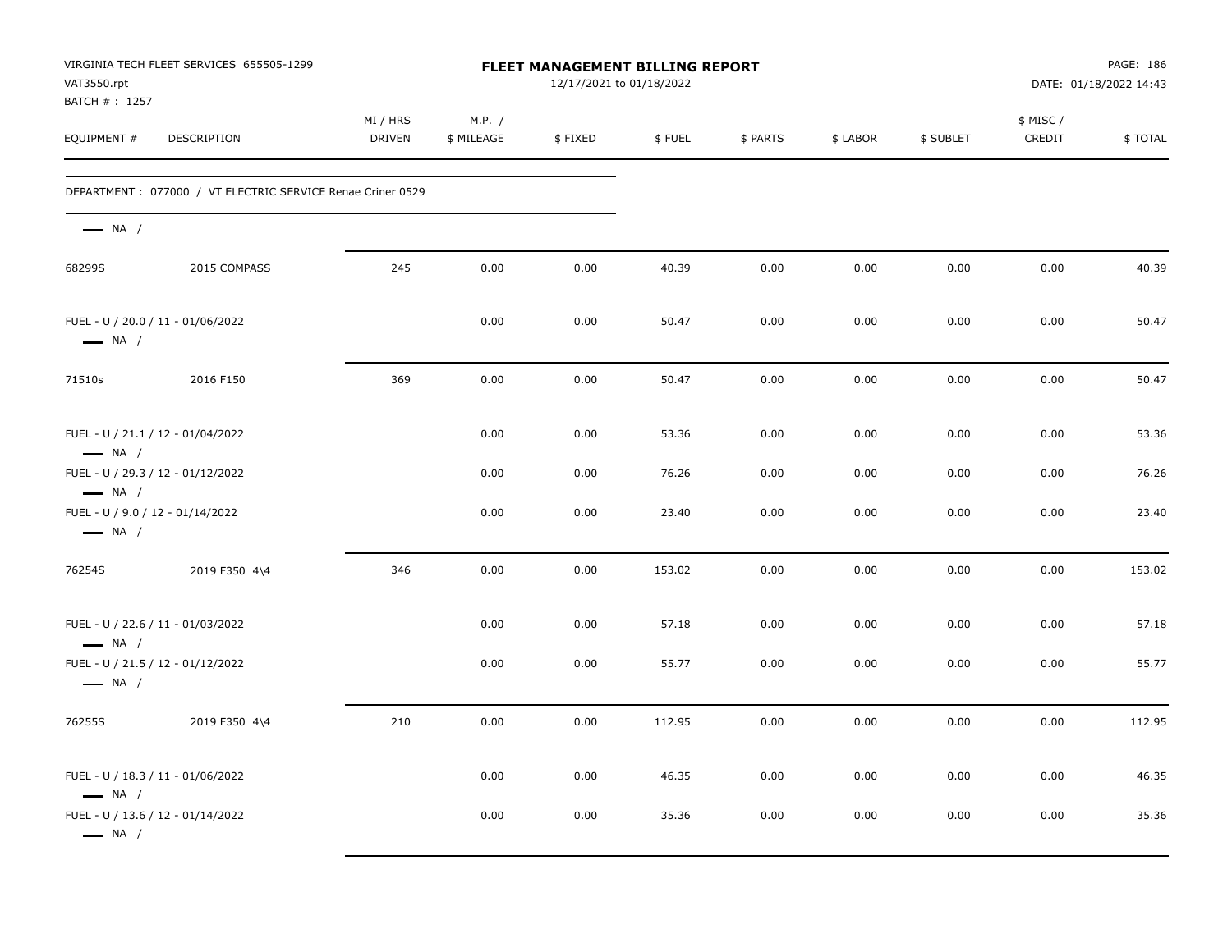VIRGINIA TECH FLEET SERVICES 655505-1299
VAT3550.rpt
BATCH # : 1257

**FLEET MANAGEMENT BILLING REPORT**
12/17/2021 to 01/18/2022

DATE: 01/18/2022 14:43

| EQUIPMENT # | DESCRIPTION | MI / HRS DRIVEN | M.P. / $ MILEAGE | $ FIXED | $ FUEL | $ PARTS | $ LABOR | $ SUBLET | $ MISC / CREDIT | $ TOTAL |
|---|---|---|---|---|---|---|---|---|---|---|
| DEPARTMENT : 077000 / VT ELECTRIC SERVICE Renae Criner 0529 | | | | | | | | | | |
| — NA / | | | | | | | | | | |
| 68299S | 2015 COMPASS | 245 | 0.00 | 0.00 | 40.39 | 0.00 | 0.00 | 0.00 | 0.00 | 40.39 |
| FUEL - U / 20.0 / 11 - 01/06/2022 — NA / | | | 0.00 | 0.00 | 50.47 | 0.00 | 0.00 | 0.00 | 0.00 | 50.47 |
| 71510s | 2016 F150 | 369 | 0.00 | 0.00 | 50.47 | 0.00 | 0.00 | 0.00 | 0.00 | 50.47 |
| FUEL - U / 21.1 / 12 - 01/04/2022 — NA / | | | 0.00 | 0.00 | 53.36 | 0.00 | 0.00 | 0.00 | 0.00 | 53.36 |
| FUEL - U / 29.3 / 12 - 01/12/2022 — NA / | | | 0.00 | 0.00 | 76.26 | 0.00 | 0.00 | 0.00 | 0.00 | 76.26 |
| FUEL - U / 9.0 / 12 - 01/14/2022 — NA / | | | 0.00 | 0.00 | 23.40 | 0.00 | 0.00 | 0.00 | 0.00 | 23.40 |
| 76254S | 2019 F350 4\4 | 346 | 0.00 | 0.00 | 153.02 | 0.00 | 0.00 | 0.00 | 0.00 | 153.02 |
| FUEL - U / 22.6 / 11 - 01/03/2022 — NA / | | | 0.00 | 0.00 | 57.18 | 0.00 | 0.00 | 0.00 | 0.00 | 57.18 |
| FUEL - U / 21.5 / 12 - 01/12/2022 — NA / | | | 0.00 | 0.00 | 55.77 | 0.00 | 0.00 | 0.00 | 0.00 | 55.77 |
| 76255S | 2019 F350 4\4 | 210 | 0.00 | 0.00 | 112.95 | 0.00 | 0.00 | 0.00 | 0.00 | 112.95 |
| FUEL - U / 18.3 / 11 - 01/06/2022 — NA / | | | 0.00 | 0.00 | 46.35 | 0.00 | 0.00 | 0.00 | 0.00 | 46.35 |
| FUEL - U / 13.6 / 12 - 01/14/2022 — NA / | | | 0.00 | 0.00 | 35.36 | 0.00 | 0.00 | 0.00 | 0.00 | 35.36 |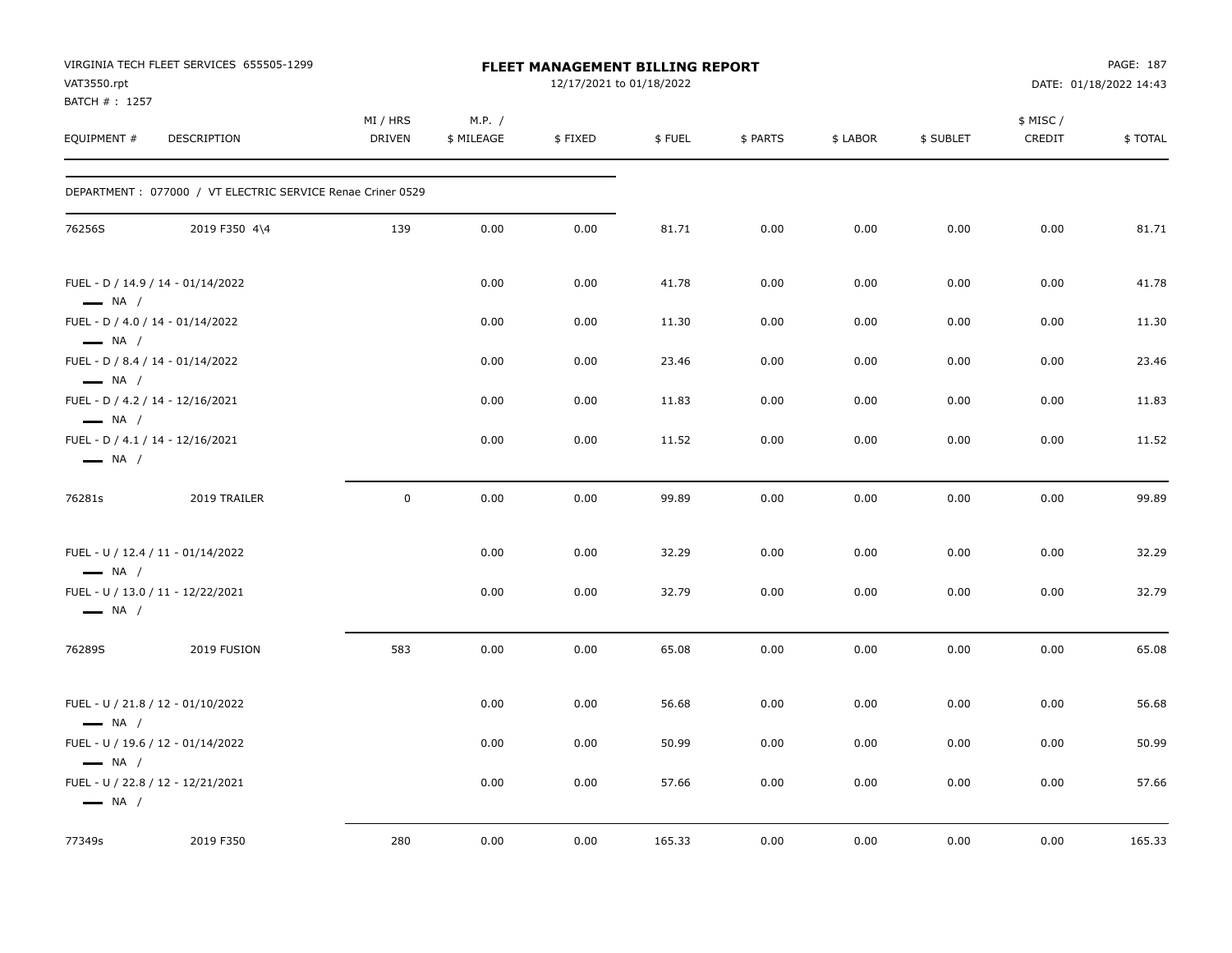VIRGINIA TECH FLEET SERVICES 655505-1299
VAT3550.rpt
BATCH # : 1257

**FLEET MANAGEMENT BILLING REPORT**
12/17/2021 to 01/18/2022

DATE: 01/18/2022 14:43

| EQUIPMENT # | DESCRIPTION | MI / HRS DRIVEN | M.P. / $ MILEAGE | $ FIXED | $ FUEL | $ PARTS | $ LABOR | $ SUBLET | $ MISC / CREDIT | $ TOTAL |
|---|---|---|---|---|---|---|---|---|---|---|
| DEPARTMENT : 077000 / VT ELECTRIC SERVICE Renae Criner 0529 | | | | | | | | | | |
| 76256S | 2019 F350 4\4 | 139 | 0.00 | 0.00 | 81.71 | 0.00 | 0.00 | 0.00 | 0.00 | 81.71 |
| FUEL - D / 14.9 / 14 - 01/14/2022 — NA / | | | 0.00 | 0.00 | 41.78 | 0.00 | 0.00 | 0.00 | 0.00 | 41.78 |
| FUEL - D / 4.0 / 14 - 01/14/2022 — NA / | | | 0.00 | 0.00 | 11.30 | 0.00 | 0.00 | 0.00 | 0.00 | 11.30 |
| FUEL - D / 8.4 / 14 - 01/14/2022 — NA / | | | 0.00 | 0.00 | 23.46 | 0.00 | 0.00 | 0.00 | 0.00 | 23.46 |
| FUEL - D / 4.2 / 14 - 12/16/2021 — NA / | | | 0.00 | 0.00 | 11.83 | 0.00 | 0.00 | 0.00 | 0.00 | 11.83 |
| FUEL - D / 4.1 / 14 - 12/16/2021 — NA / | | | 0.00 | 0.00 | 11.52 | 0.00 | 0.00 | 0.00 | 0.00 | 11.52 |
| 76281s | 2019 TRAILER | 0 | 0.00 | 0.00 | 99.89 | 0.00 | 0.00 | 0.00 | 0.00 | 99.89 |
| FUEL - U / 12.4 / 11 - 01/14/2022 — NA / | | | 0.00 | 0.00 | 32.29 | 0.00 | 0.00 | 0.00 | 0.00 | 32.29 |
| FUEL - U / 13.0 / 11 - 12/22/2021 — NA / | | | 0.00 | 0.00 | 32.79 | 0.00 | 0.00 | 0.00 | 0.00 | 32.79 |
| 76289S | 2019 FUSION | 583 | 0.00 | 0.00 | 65.08 | 0.00 | 0.00 | 0.00 | 0.00 | 65.08 |
| FUEL - U / 21.8 / 12 - 01/10/2022 — NA / | | | 0.00 | 0.00 | 56.68 | 0.00 | 0.00 | 0.00 | 0.00 | 56.68 |
| FUEL - U / 19.6 / 12 - 01/14/2022 — NA / | | | 0.00 | 0.00 | 50.99 | 0.00 | 0.00 | 0.00 | 0.00 | 50.99 |
| FUEL - U / 22.8 / 12 - 12/21/2021 — NA / | | | 0.00 | 0.00 | 57.66 | 0.00 | 0.00 | 0.00 | 0.00 | 57.66 |
| 77349s | 2019 F350 | 280 | 0.00 | 0.00 | 165.33 | 0.00 | 0.00 | 0.00 | 0.00 | 165.33 |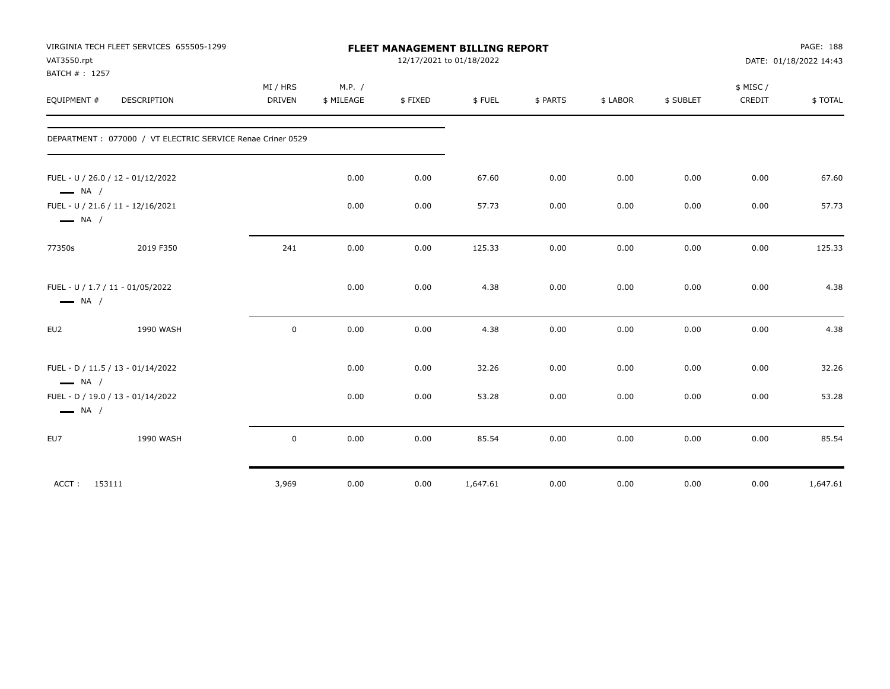VIRGINIA TECH FLEET SERVICES 655505-1299
VAT3550.rpt
BATCH # : 1257

**FLEET MANAGEMENT BILLING REPORT**
12/17/2021 to 01/18/2022

DATE: 01/18/2022 14:43

| EQUIPMENT # | DESCRIPTION | MI / HRS DRIVEN | M.P. / $ MILEAGE | $ FIXED | $ FUEL | $ PARTS | $ LABOR | $ SUBLET | $ MISC / CREDIT | $ TOTAL |
|---|---|---|---|---|---|---|---|---|---|---|
| DEPARTMENT : 077000 / VT ELECTRIC SERVICE Renae Criner 0529 | | | | | | | | | | |
| FUEL - U / 26.0 / 12 - 01/12/2022 — NA / | | | 0.00 | 0.00 | 67.60 | 0.00 | 0.00 | 0.00 | 0.00 | 67.60 |
| FUEL - U / 21.6 / 11 - 12/16/2021 — NA / | | | 0.00 | 0.00 | 57.73 | 0.00 | 0.00 | 0.00 | 0.00 | 57.73 |
| 77350s | 2019 F350 | 241 | 0.00 | 0.00 | 125.33 | 0.00 | 0.00 | 0.00 | 0.00 | 125.33 |
| FUEL - U / 1.7 / 11 - 01/05/2022 — NA / | | | 0.00 | 0.00 | 4.38 | 0.00 | 0.00 | 0.00 | 0.00 | 4.38 |
| EU2 | 1990 WASH | 0 | 0.00 | 0.00 | 4.38 | 0.00 | 0.00 | 0.00 | 0.00 | 4.38 |
| FUEL - D / 11.5 / 13 - 01/14/2022 — NA / | | | 0.00 | 0.00 | 32.26 | 0.00 | 0.00 | 0.00 | 0.00 | 32.26 |
| FUEL - D / 19.0 / 13 - 01/14/2022 — NA / | | | 0.00 | 0.00 | 53.28 | 0.00 | 0.00 | 0.00 | 0.00 | 53.28 |
| EU7 | 1990 WASH | 0 | 0.00 | 0.00 | 85.54 | 0.00 | 0.00 | 0.00 | 0.00 | 85.54 |
| ACCT : 153111 | | 3,969 | 0.00 | 0.00 | 1,647.61 | 0.00 | 0.00 | 0.00 | 0.00 | 1,647.61 |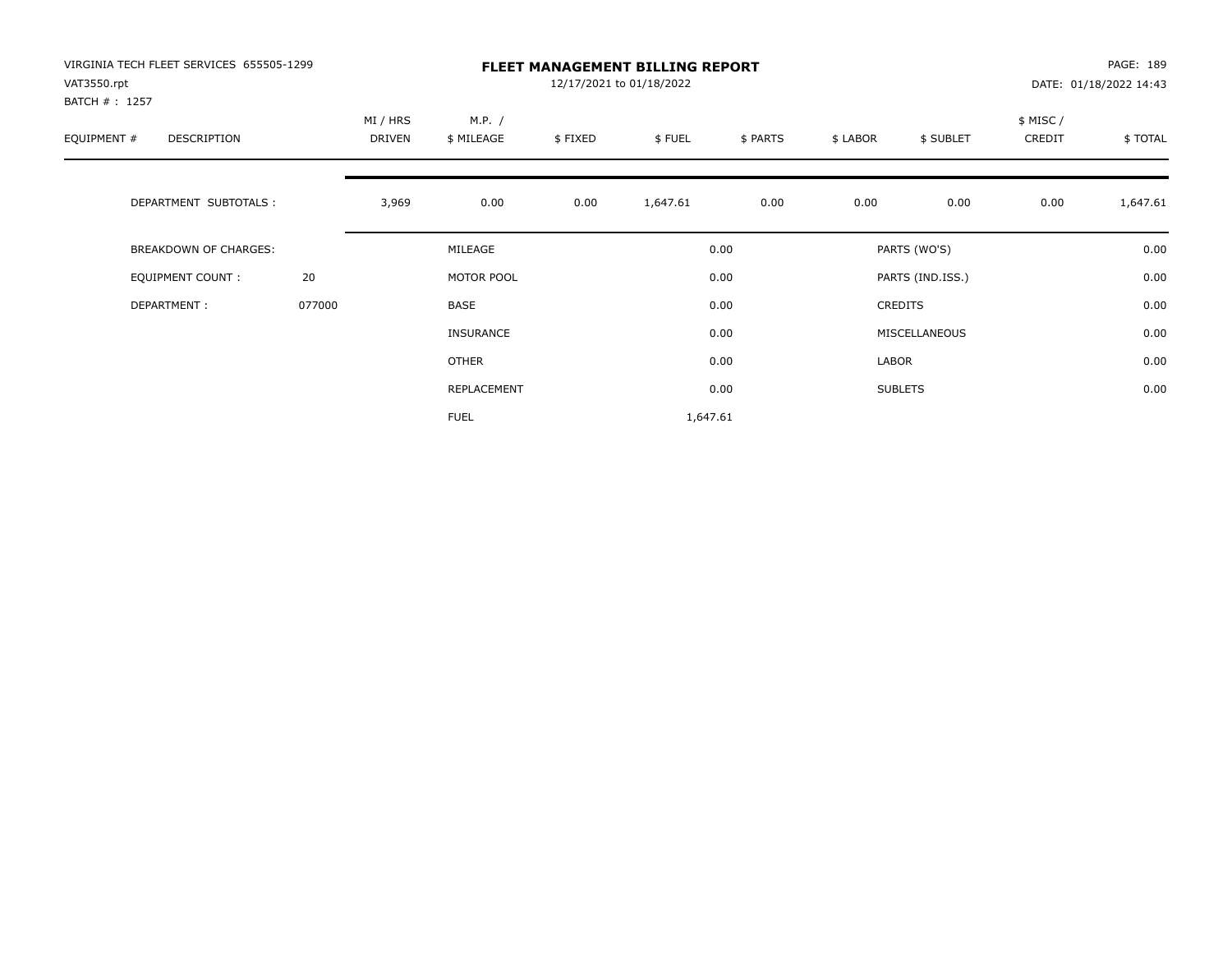VIRGINIA TECH FLEET SERVICES 655505-1299
VAT3550.rpt
BATCH # : 1257

# FLEET MANAGEMENT BILLING REPORT

12/17/2021 to 01/18/2022

DATE: 01/18/2022 14:43

| EQUIPMENT # | DESCRIPTION | MI / HRS DRIVEN | M.P. / $ MILEAGE | $ FIXED | $ FUEL | $ PARTS | $ LABOR | $ SUBLET | $ MISC / CREDIT | $ TOTAL |
|---|---|---|---|---|---|---|---|---|---|---|
| | DEPARTMENT SUBTOTALS : | 3,969 | 0.00 | 0.00 | 1,647.61 | 0.00 | 0.00 | 0.00 | 0.00 | 1,647.61 |

| | | | | | |
|---|---|---|---|---|---|
| BREAKDOWN OF CHARGES: | | MILEAGE | 0.00 | PARTS (WO'S) | 0.00 |
| EQUIPMENT COUNT : | 20 | MOTOR POOL | 0.00 | PARTS (IND.ISS.) | 0.00 |
| DEPARTMENT : | 077000 | BASE | 0.00 | CREDITS | 0.00 |
| | | INSURANCE | 0.00 | MISCELLANEOUS | 0.00 |
| | | OTHER | 0.00 | LABOR | 0.00 |
| | | REPLACEMENT | 0.00 | SUBLETS | 0.00 |
| | | FUEL | 1,647.61 | | |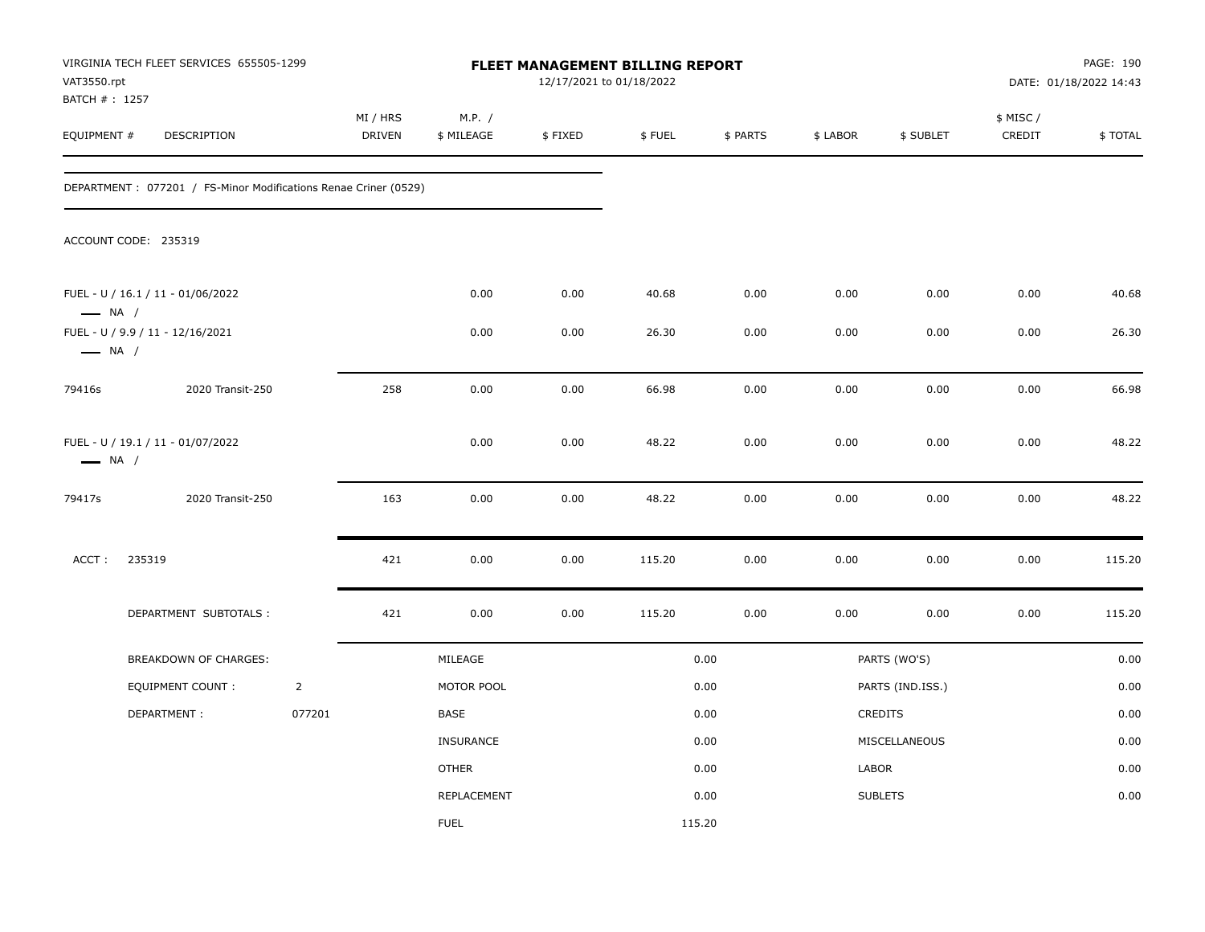VIRGINIA TECH FLEET SERVICES 655505-1299
VAT3550.rpt
BATCH # : 1257

# FLEET MANAGEMENT BILLING REPORT

12/17/2021 to 01/18/2022

DATE: 01/18/2022 14:43

| EQUIPMENT # | DESCRIPTION | MI / HRS DRIVEN | M.P. / $ MILEAGE | $ FIXED | $ FUEL | $ PARTS | $ LABOR | $ SUBLET | $ MISC / CREDIT | $ TOTAL |
|---|---|---|---|---|---|---|---|---|---|---|

DEPARTMENT : 077201 / FS-Minor Modifications Renae Criner (0529)

ACCOUNT CODE: 235319

| EQUIPMENT # | DESCRIPTION | MI / HRS DRIVEN | M.P. / $ MILEAGE | $ FIXED | $ FUEL | $ PARTS | $ LABOR | $ SUBLET | $ MISC / CREDIT | $ TOTAL |
|---|---|---|---|---|---|---|---|---|---|---|
| FUEL - U / 16.1 / 11 - 01/06/2022 — NA / | | | 0.00 | 0.00 | 40.68 | 0.00 | 0.00 | 0.00 | 0.00 | 40.68 |
| FUEL - U / 9.9 / 11 - 12/16/2021 — NA / | | | 0.00 | 0.00 | 26.30 | 0.00 | 0.00 | 0.00 | 0.00 | 26.30 |
| 79416s | 2020 Transit-250 | 258 | 0.00 | 0.00 | 66.98 | 0.00 | 0.00 | 0.00 | 0.00 | 66.98 |
| FUEL - U / 19.1 / 11 - 01/07/2022 — NA / | | | 0.00 | 0.00 | 48.22 | 0.00 | 0.00 | 0.00 | 0.00 | 48.22 |
| 79417s | 2020 Transit-250 | 163 | 0.00 | 0.00 | 48.22 | 0.00 | 0.00 | 0.00 | 0.00 | 48.22 |
| ACCT : | 235319 | 421 | 0.00 | 0.00 | 115.20 | 0.00 | 0.00 | 0.00 | 0.00 | 115.20 |
| | DEPARTMENT SUBTOTALS : | 421 | 0.00 | 0.00 | 115.20 | 0.00 | 0.00 | 0.00 | 0.00 | 115.20 |

| BREAKDOWN OF CHARGES: | | | | | |
|---|---|---|---|---|---|
| EQUIPMENT COUNT : | 2 | MILEAGE | 0.00 | PARTS (WO'S) | 0.00 |
| DEPARTMENT : | 077201 | MOTOR POOL | 0.00 | PARTS (IND.ISS.) | 0.00 |
| | | BASE | 0.00 | CREDITS | 0.00 |
| | | INSURANCE | 0.00 | MISCELLANEOUS | 0.00 |
| | | OTHER | 0.00 | LABOR | 0.00 |
| | | REPLACEMENT | 0.00 | SUBLETS | 0.00 |
| | | FUEL | 115.20 | | |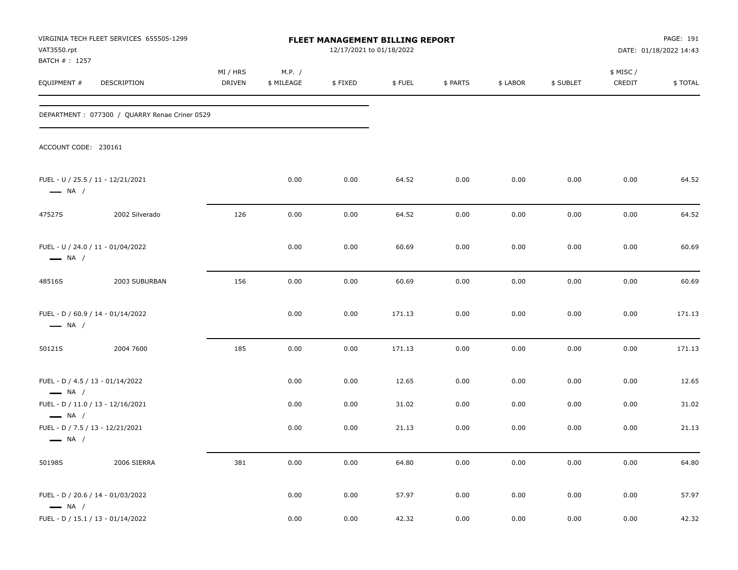VIRGINIA TECH FLEET SERVICES 655505-1299
VAT3550.rpt
BATCH # : 1257

**FLEET MANAGEMENT BILLING REPORT**
12/17/2021 to 01/18/2022

DATE: 01/18/2022 14:43

| EQUIPMENT # | DESCRIPTION | MI / HRS DRIVEN | M.P. / $ MILEAGE | $ FIXED | $ FUEL | $ PARTS | $ LABOR | $ SUBLET | $ MISC / CREDIT | $ TOTAL |
|---|---|---|---|---|---|---|---|---|---|---|

DEPARTMENT : 077300 / QUARRY Renae Criner 0529

ACCOUNT CODE: 230161

| EQUIPMENT # | DESCRIPTION | MI / HRS DRIVEN | M.P. / $ MILEAGE | $ FIXED | $ FUEL | $ PARTS | $ LABOR | $ SUBLET | $ MISC / CREDIT | $ TOTAL |
|---|---|---|---|---|---|---|---|---|---|---|
| FUEL - U / 25.5 / 11 - 12/21/2021 — NA / | | | 0.00 | 0.00 | 64.52 | 0.00 | 0.00 | 0.00 | 0.00 | 64.52 |
| 47527S | 2002 Silverado | 126 | 0.00 | 0.00 | 64.52 | 0.00 | 0.00 | 0.00 | 0.00 | 64.52 |
| FUEL - U / 24.0 / 11 - 01/04/2022 — NA / | | | 0.00 | 0.00 | 60.69 | 0.00 | 0.00 | 0.00 | 0.00 | 60.69 |
| 48516S | 2003 SUBURBAN | 156 | 0.00 | 0.00 | 60.69 | 0.00 | 0.00 | 0.00 | 0.00 | 60.69 |
| FUEL - D / 60.9 / 14 - 01/14/2022 — NA / | | | 0.00 | 0.00 | 171.13 | 0.00 | 0.00 | 0.00 | 0.00 | 171.13 |
| 50121S | 2004 7600 | 185 | 0.00 | 0.00 | 171.13 | 0.00 | 0.00 | 0.00 | 0.00 | 171.13 |
| FUEL - D / 4.5 / 13 - 01/14/2022 — NA / | | | 0.00 | 0.00 | 12.65 | 0.00 | 0.00 | 0.00 | 0.00 | 12.65 |
| FUEL - D / 11.0 / 13 - 12/16/2021 — NA / | | | 0.00 | 0.00 | 31.02 | 0.00 | 0.00 | 0.00 | 0.00 | 31.02 |
| FUEL - D / 7.5 / 13 - 12/21/2021 — NA / | | | 0.00 | 0.00 | 21.13 | 0.00 | 0.00 | 0.00 | 0.00 | 21.13 |
| 50198S | 2006 SIERRA | 381 | 0.00 | 0.00 | 64.80 | 0.00 | 0.00 | 0.00 | 0.00 | 64.80 |
| FUEL - D / 20.6 / 14 - 01/03/2022 — NA / | | | 0.00 | 0.00 | 57.97 | 0.00 | 0.00 | 0.00 | 0.00 | 57.97 |
| FUEL - D / 15.1 / 13 - 01/14/2022 | | | 0.00 | 0.00 | 42.32 | 0.00 | 0.00 | 0.00 | 0.00 | 42.32 |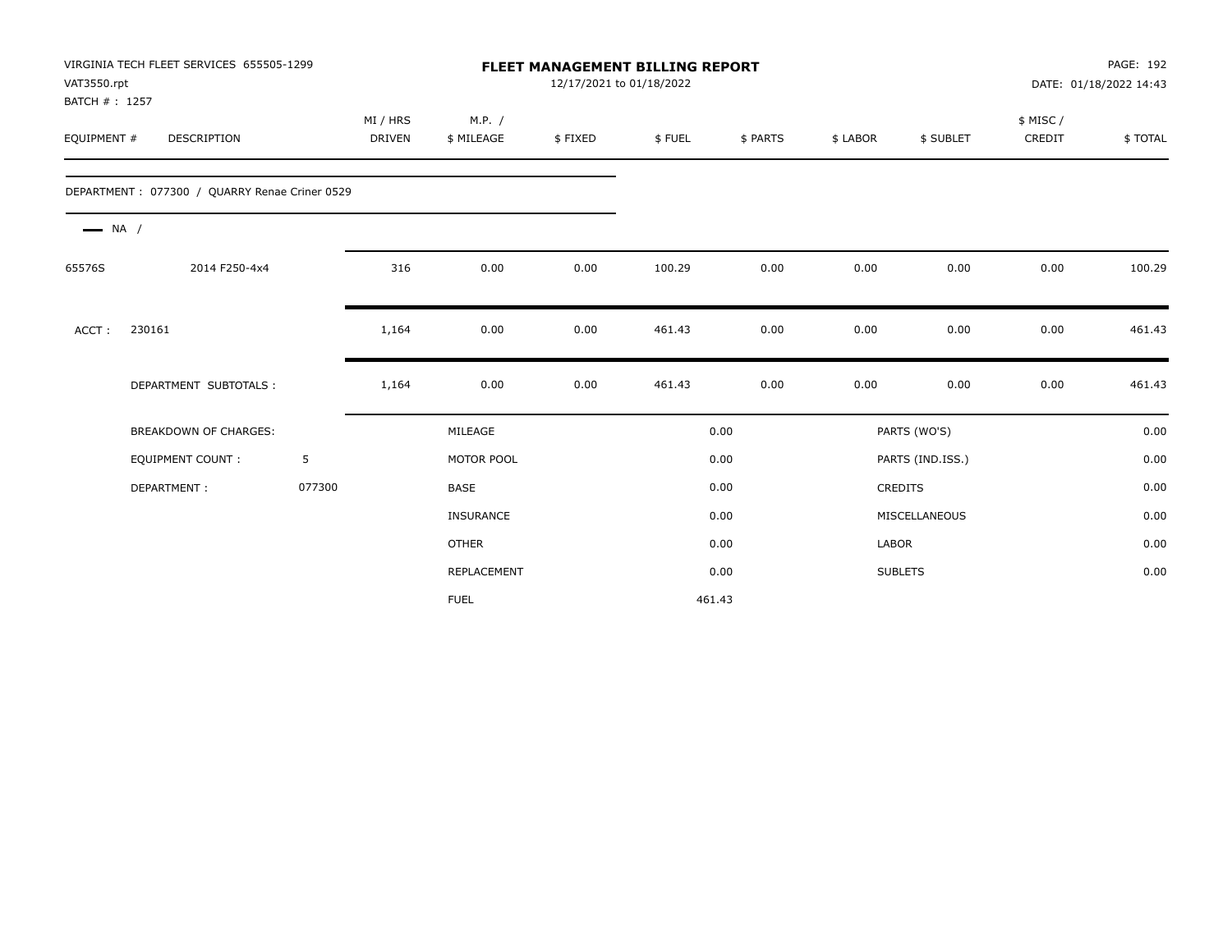VIRGINIA TECH FLEET SERVICES 655505-1299
VAT3550.rpt
BATCH # : 1257

# FLEET MANAGEMENT BILLING REPORT

12/17/2021 to 01/18/2022

DATE: 01/18/2022 14:43

| EQUIPMENT # | DESCRIPTION | MI / HRS DRIVEN | M.P. / $ MILEAGE | $ FIXED | $ FUEL | $ PARTS | $ LABOR | $ SUBLET | $ MISC / CREDIT | $ TOTAL |
|---|---|---|---|---|---|---|---|---|---|---|
| DEPARTMENT : 077300 / QUARRY Renae Criner 0529 | | | | | | | | | | |
| NA / | | | | | | | | | | |
| 65576S | 2014 F250-4x4 | 316 | 0.00 | 0.00 | 100.29 | 0.00 | 0.00 | 0.00 | 0.00 | 100.29 |
| ACCT : | 230161 | 1,164 | 0.00 | 0.00 | 461.43 | 0.00 | 0.00 | 0.00 | 0.00 | 461.43 |
| | DEPARTMENT SUBTOTALS : | 1,164 | 0.00 | 0.00 | 461.43 | 0.00 | 0.00 | 0.00 | 0.00 | 461.43 |

| BREAKDOWN OF CHARGES: | | | | | |
|---|---|---|---|---|---|
| EQUIPMENT COUNT : | 5 | MILEAGE | 0.00 | PARTS (WO'S) | 0.00 |
| DEPARTMENT : | 077300 | MOTOR POOL | 0.00 | PARTS (IND.ISS.) | 0.00 |
| | | BASE | 0.00 | CREDITS | 0.00 |
| | | INSURANCE | 0.00 | MISCELLANEOUS | 0.00 |
| | | OTHER | 0.00 | LABOR | 0.00 |
| | | REPLACEMENT | 0.00 | SUBLETS | 0.00 |
| | | FUEL | 461.43 | | |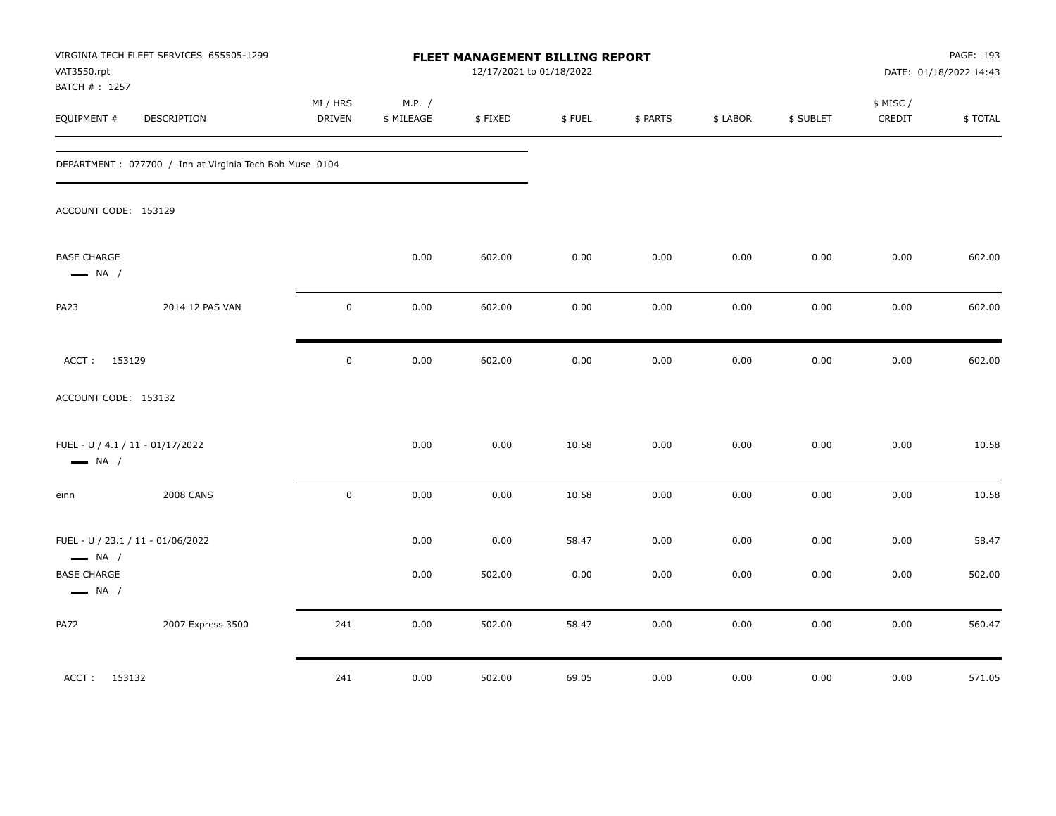VIRGINIA TECH FLEET SERVICES 655505-1299
VAT3550.rpt
BATCH # : 1257

# FLEET MANAGEMENT BILLING REPORT

12/17/2021 to 01/18/2022

DATE: 01/18/2022 14:43

| EQUIPMENT # | DESCRIPTION | MI / HRS DRIVEN | M.P. / $ MILEAGE | $ FIXED | $ FUEL | $ PARTS | $ LABOR | $ SUBLET | $ MISC / CREDIT | $ TOTAL |
|---|---|---|---|---|---|---|---|---|---|---|
| DEPARTMENT : 077700 / Inn at Virginia Tech Bob Muse 0104 | | | | | | | | | | |
| ACCOUNT CODE: 153129 | | | | | | | | | | |
| BASE CHARGE — NA / | | | 0.00 | 602.00 | 0.00 | 0.00 | 0.00 | 0.00 | 0.00 | 602.00 |
| PA23 | 2014 12 PAS VAN | 0 | 0.00 | 602.00 | 0.00 | 0.00 | 0.00 | 0.00 | 0.00 | 602.00 |
| ACCT : 153129 | | 0 | 0.00 | 602.00 | 0.00 | 0.00 | 0.00 | 0.00 | 0.00 | 602.00 |
| ACCOUNT CODE: 153132 | | | | | | | | | | |
| FUEL - U / 4.1 / 11 - 01/17/2022 — NA / | | | 0.00 | 0.00 | 10.58 | 0.00 | 0.00 | 0.00 | 0.00 | 10.58 |
| einn | 2008 CANS | 0 | 0.00 | 0.00 | 10.58 | 0.00 | 0.00 | 0.00 | 0.00 | 10.58 |
| FUEL - U / 23.1 / 11 - 01/06/2022 — NA / | | | 0.00 | 0.00 | 58.47 | 0.00 | 0.00 | 0.00 | 0.00 | 58.47 |
| BASE CHARGE — NA / | | | 0.00 | 502.00 | 0.00 | 0.00 | 0.00 | 0.00 | 0.00 | 502.00 |
| PA72 | 2007 Express 3500 | 241 | 0.00 | 502.00 | 58.47 | 0.00 | 0.00 | 0.00 | 0.00 | 560.47 |
| ACCT : 153132 | | 241 | 0.00 | 502.00 | 69.05 | 0.00 | 0.00 | 0.00 | 0.00 | 571.05 |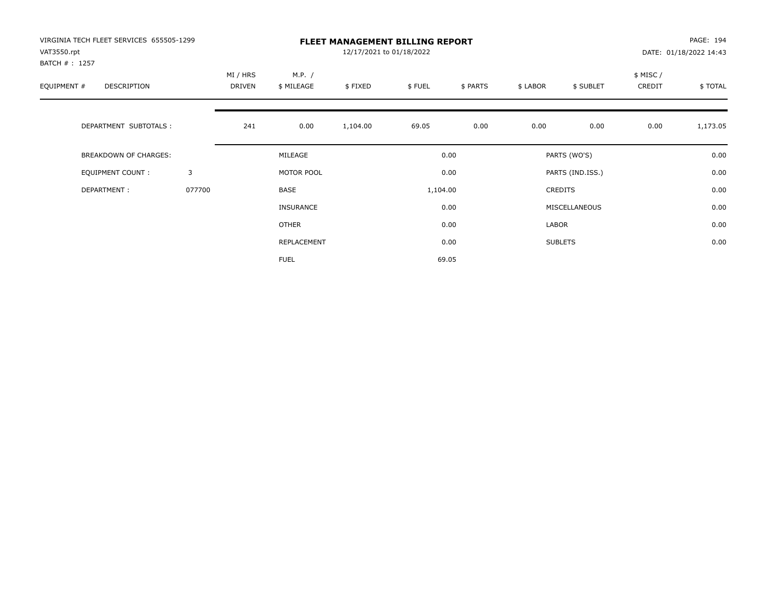VIRGINIA TECH FLEET SERVICES 655505-1299
VAT3550.rpt
BATCH # : 1257

# FLEET MANAGEMENT BILLING REPORT

12/17/2021 to 01/18/2022

DATE: 01/18/2022 14:43

| EQUIPMENT # | DESCRIPTION | MI / HRS DRIVEN | M.P. / $ MILEAGE | $ FIXED | $ FUEL | $ PARTS | $ LABOR | $ SUBLET | $ MISC / CREDIT | $ TOTAL |
|---|---|---|---|---|---|---|---|---|---|---|
| | DEPARTMENT SUBTOTALS : | 241 | 0.00 | 1,104.00 | 69.05 | 0.00 | 0.00 | 0.00 | 0.00 | 1,173.05 |

| BREAKDOWN OF CHARGES: | | | | | |
|---|---|---|---|---|---|
| EQUIPMENT COUNT : | 3 | MILEAGE | 0.00 | PARTS (WO'S) | 0.00 |
| DEPARTMENT : | 077700 | MOTOR POOL | 0.00 | PARTS (IND.ISS.) | 0.00 |
| | | BASE | 1,104.00 | CREDITS | 0.00 |
| | | INSURANCE | 0.00 | MISCELLANEOUS | 0.00 |
| | | OTHER | 0.00 | LABOR | 0.00 |
| | | REPLACEMENT | 0.00 | SUBLETS | 0.00 |
| | | FUEL | 69.05 | | |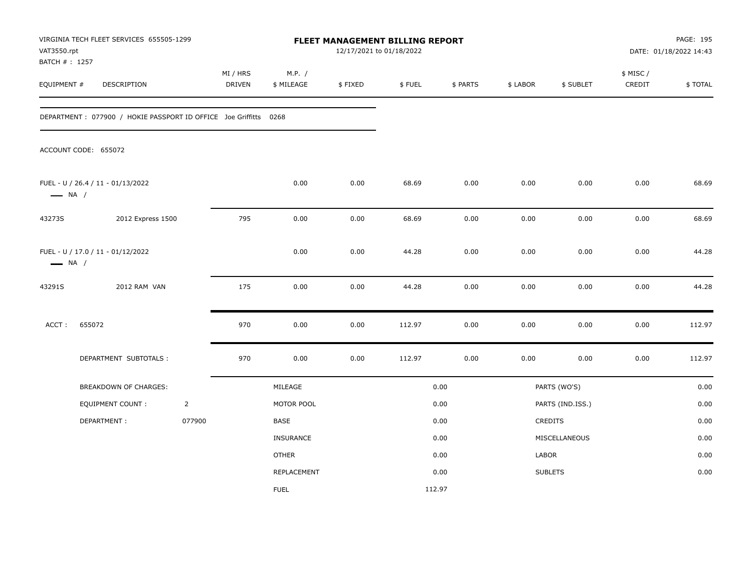VIRGINIA TECH FLEET SERVICES 655505-1299
VAT3550.rpt
BATCH # : 1257

# FLEET MANAGEMENT BILLING REPORT

12/17/2021 to 01/18/2022

DATE: 01/18/2022 14:43

| EQUIPMENT # | DESCRIPTION | MI / HRS DRIVEN | M.P. / $ MILEAGE | $ FIXED | $ FUEL | $ PARTS | $ LABOR | $ SUBLET | $ MISC / CREDIT | $ TOTAL |
|---|---|---|---|---|---|---|---|---|---|---|

DEPARTMENT : 077900 / HOKIE PASSPORT ID OFFICE Joe Griffitts 0268

ACCOUNT CODE: 655072

| EQUIPMENT # | DESCRIPTION | MI / HRS DRIVEN | M.P. / $ MILEAGE | $ FIXED | $ FUEL | $ PARTS | $ LABOR | $ SUBLET | $ MISC / CREDIT | $ TOTAL |
|---|---|---|---|---|---|---|---|---|---|---|
| FUEL - U / 26.4 / 11 - 01/13/2022 — NA / | | | 0.00 | 0.00 | 68.69 | 0.00 | 0.00 | 0.00 | 0.00 | 68.69 |
| 43273S | 2012 Express 1500 | 795 | 0.00 | 0.00 | 68.69 | 0.00 | 0.00 | 0.00 | 0.00 | 68.69 |
| FUEL - U / 17.0 / 11 - 01/12/2022 — NA / | | | 0.00 | 0.00 | 44.28 | 0.00 | 0.00 | 0.00 | 0.00 | 44.28 |
| 43291S | 2012 RAM VAN | 175 | 0.00 | 0.00 | 44.28 | 0.00 | 0.00 | 0.00 | 0.00 | 44.28 |
| ACCT : 655072 | | 970 | 0.00 | 0.00 | 112.97 | 0.00 | 0.00 | 0.00 | 0.00 | 112.97 |
| | DEPARTMENT SUBTOTALS : | 970 | 0.00 | 0.00 | 112.97 | 0.00 | 0.00 | 0.00 | 0.00 | 112.97 |

| BREAKDOWN OF CHARGES: | | | | | |
|---|---|---|---|---|---|
| EQUIPMENT COUNT : | 2 | MILEAGE | 0.00 | PARTS (WO'S) | 0.00 |
| DEPARTMENT : | 077900 | MOTOR POOL | 0.00 | PARTS (IND.ISS.) | 0.00 |
| | | BASE | 0.00 | CREDITS | 0.00 |
| | | INSURANCE | 0.00 | MISCELLANEOUS | 0.00 |
| | | OTHER | 0.00 | LABOR | 0.00 |
| | | REPLACEMENT | 0.00 | SUBLETS | 0.00 |
| | | FUEL | 112.97 | | |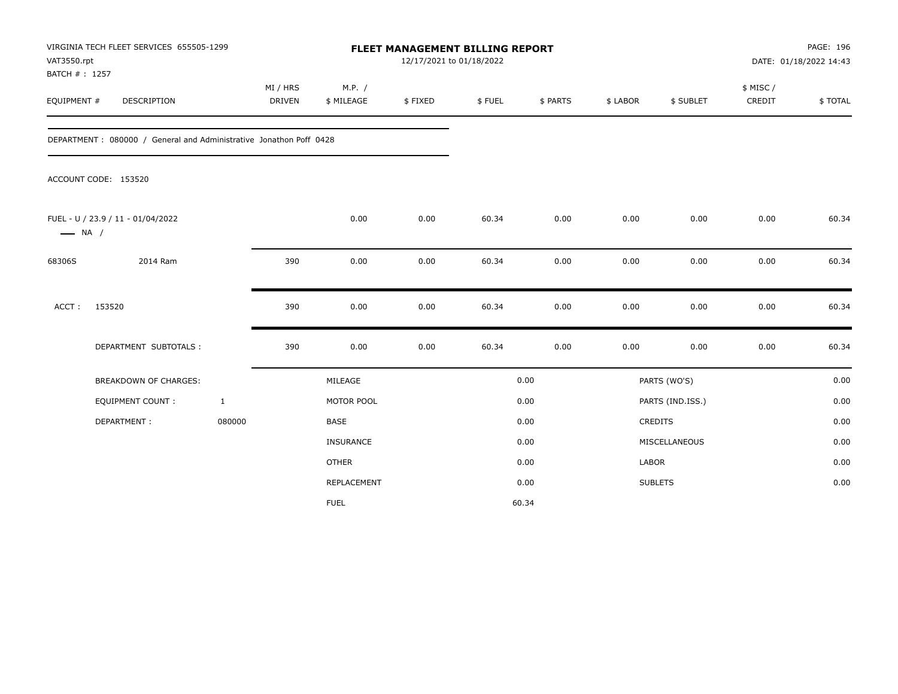VIRGINIA TECH FLEET SERVICES 655505-1299
VAT3550.rpt
BATCH # : 1257

# FLEET MANAGEMENT BILLING REPORT

12/17/2021 to 01/18/2022

DATE: 01/18/2022 14:43

| EQUIPMENT # | DESCRIPTION | MI / HRS DRIVEN | M.P. / $ MILEAGE | $ FIXED | $ FUEL | $ PARTS | $ LABOR | $ SUBLET | $ MISC / CREDIT | $ TOTAL |
|---|---|---|---|---|---|---|---|---|---|---|

DEPARTMENT : 080000 / General and Administrative Jonathon Poff 0428

ACCOUNT CODE: 153520

| EQUIPMENT # | DESCRIPTION | MI / HRS DRIVEN | M.P. / $ MILEAGE | $ FIXED | $ FUEL | $ PARTS | $ LABOR | $ SUBLET | $ MISC / CREDIT | $ TOTAL |
|---|---|---|---|---|---|---|---|---|---|---|
| FUEL - U / 23.9 / 11 - 01/04/2022 —— NA / | | | 0.00 | 0.00 | 60.34 | 0.00 | 0.00 | 0.00 | 0.00 | 60.34 |
| 68306S | 2014 Ram | 390 | 0.00 | 0.00 | 60.34 | 0.00 | 0.00 | 0.00 | 0.00 | 60.34 |
| ACCT : | 153520 | 390 | 0.00 | 0.00 | 60.34 | 0.00 | 0.00 | 0.00 | 0.00 | 60.34 |
| | DEPARTMENT SUBTOTALS : | 390 | 0.00 | 0.00 | 60.34 | 0.00 | 0.00 | 0.00 | 0.00 | 60.34 |

| BREAKDOWN OF CHARGES: | | | | | |
|---|---|---|---|---|---|
| EQUIPMENT COUNT : | 1 | MILEAGE | 0.00 | PARTS (WO'S) | 0.00 |
| DEPARTMENT : | 080000 | MOTOR POOL | 0.00 | PARTS (IND.ISS.) | 0.00 |
| | | BASE | 0.00 | CREDITS | 0.00 |
| | | INSURANCE | 0.00 | MISCELLANEOUS | 0.00 |
| | | OTHER | 0.00 | LABOR | 0.00 |
| | | REPLACEMENT | 0.00 | SUBLETS | 0.00 |
| | | FUEL | 60.34 | | |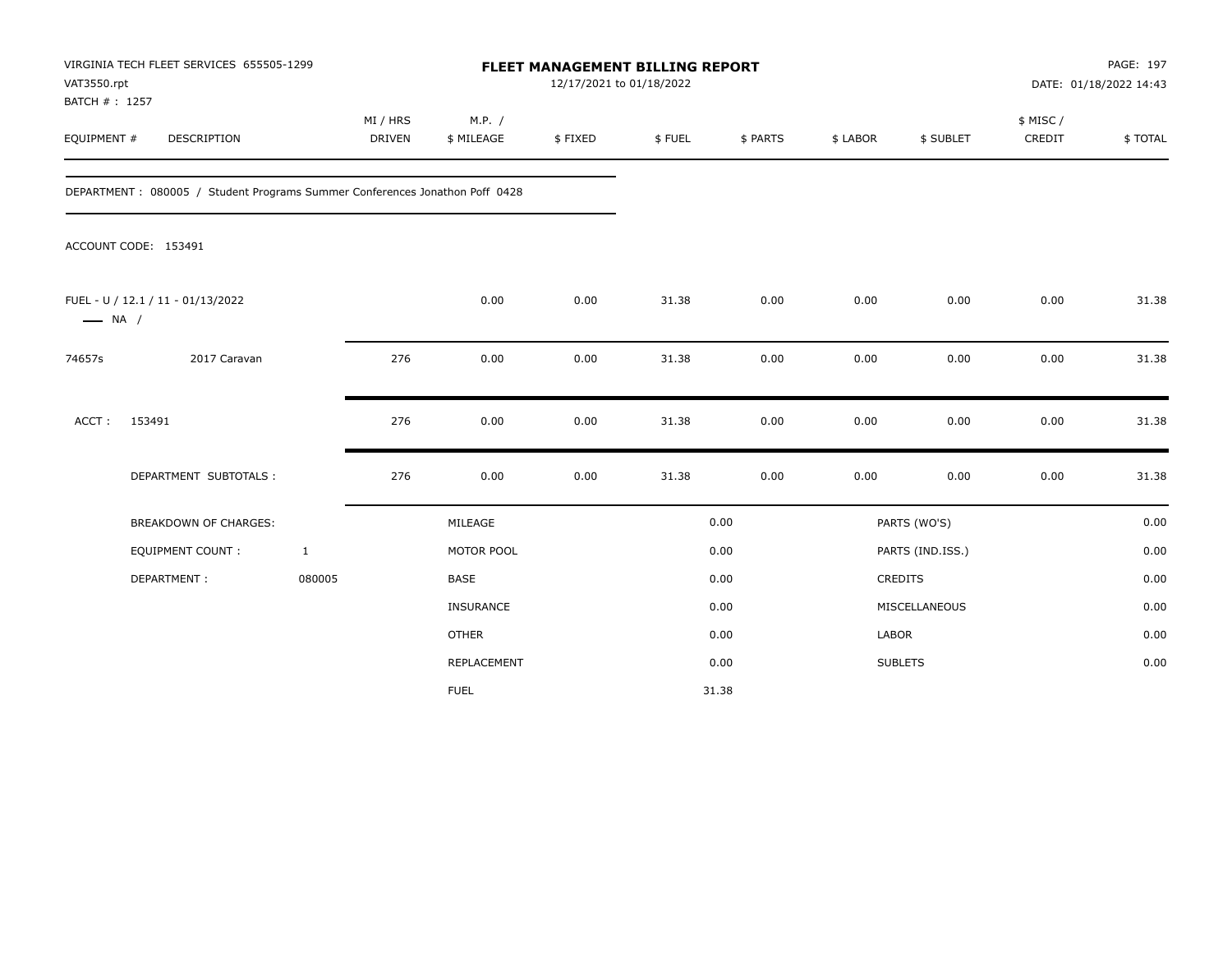VIRGINIA TECH FLEET SERVICES 655505-1299
VAT3550.rpt
BATCH # : 1257

**FLEET MANAGEMENT BILLING REPORT**
12/17/2021 to 01/18/2022

DATE: 01/18/2022 14:43

| EQUIPMENT # | DESCRIPTION | MI / HRS DRIVEN | M.P. / $ MILEAGE | $ FIXED | $ FUEL | $ PARTS | $ LABOR | $ SUBLET | $ MISC / CREDIT | $ TOTAL |
|---|---|---|---|---|---|---|---|---|---|---|

DEPARTMENT : 080005 / Student Programs Summer Conferences Jonathon Poff 0428

ACCOUNT CODE: 153491

| EQUIPMENT # | DESCRIPTION | MI / HRS DRIVEN | M.P. / $ MILEAGE | $ FIXED | $ FUEL | $ PARTS | $ LABOR | $ SUBLET | $ MISC / CREDIT | $ TOTAL |
|---|---|---|---|---|---|---|---|---|---|---|
| FUEL - U / 12.1 / 11 - 01/13/2022 —— NA / | | | 0.00 | 0.00 | 31.38 | 0.00 | 0.00 | 0.00 | 0.00 | 31.38 |
| 74657s | 2017 Caravan | 276 | 0.00 | 0.00 | 31.38 | 0.00 | 0.00 | 0.00 | 0.00 | 31.38 |
| ACCT : | 153491 | 276 | 0.00 | 0.00 | 31.38 | 0.00 | 0.00 | 0.00 | 0.00 | 31.38 |
| | DEPARTMENT SUBTOTALS : | 276 | 0.00 | 0.00 | 31.38 | 0.00 | 0.00 | 0.00 | 0.00 | 31.38 |

| BREAKDOWN OF CHARGES: | | | | | |
|---|---|---|---|---|---|
| EQUIPMENT COUNT : | 1 | MILEAGE | 0.00 | PARTS (WO'S) | 0.00 |
| DEPARTMENT : | 080005 | MOTOR POOL | 0.00 | PARTS (IND.ISS.) | 0.00 |
| | | BASE | 0.00 | CREDITS | 0.00 |
| | | INSURANCE | 0.00 | MISCELLANEOUS | 0.00 |
| | | OTHER | 0.00 | LABOR | 0.00 |
| | | REPLACEMENT | 0.00 | SUBLETS | 0.00 |
| | | FUEL | 31.38 | | |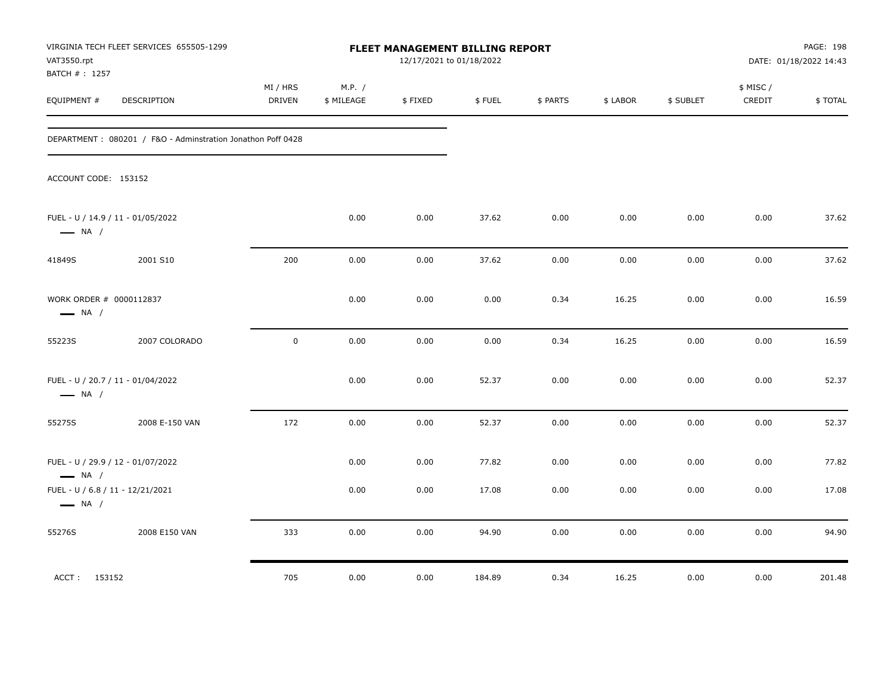VIRGINIA TECH FLEET SERVICES 655505-1299
VAT3550.rpt
BATCH # : 1257

# FLEET MANAGEMENT BILLING REPORT

12/17/2021 to 01/18/2022

DATE: 01/18/2022 14:43

DEPARTMENT : 080201 / F&O - Adminstration Jonathon Poff 0428

ACCOUNT CODE: 153152

| EQUIPMENT # | DESCRIPTION | MI / HRS DRIVEN | M.P. / $ MILEAGE | $ FIXED | $ FUEL | $ PARTS | $ LABOR | $ SUBLET | $ MISC / CREDIT | $ TOTAL |
|---|---|---|---|---|---|---|---|---|---|---|
| FUEL - U / 14.9 / 11 - 01/05/2022 — NA / | | | 0.00 | 0.00 | 37.62 | 0.00 | 0.00 | 0.00 | 0.00 | 37.62 |
| 41849S | 2001 S10 | 200 | 0.00 | 0.00 | 37.62 | 0.00 | 0.00 | 0.00 | 0.00 | 37.62 |
| WORK ORDER # 0000112837 — NA / | | | 0.00 | 0.00 | 0.00 | 0.34 | 16.25 | 0.00 | 0.00 | 16.59 |
| 55223S | 2007 COLORADO | 0 | 0.00 | 0.00 | 0.00 | 0.34 | 16.25 | 0.00 | 0.00 | 16.59 |
| FUEL - U / 20.7 / 11 - 01/04/2022 — NA / | | | 0.00 | 0.00 | 52.37 | 0.00 | 0.00 | 0.00 | 0.00 | 52.37 |
| 55275S | 2008 E-150 VAN | 172 | 0.00 | 0.00 | 52.37 | 0.00 | 0.00 | 0.00 | 0.00 | 52.37 |
| FUEL - U / 29.9 / 12 - 01/07/2022 — NA / | | | 0.00 | 0.00 | 77.82 | 0.00 | 0.00 | 0.00 | 0.00 | 77.82 |
| FUEL - U / 6.8 / 11 - 12/21/2021 — NA / | | | 0.00 | 0.00 | 17.08 | 0.00 | 0.00 | 0.00 | 0.00 | 17.08 |
| 55276S | 2008 E150 VAN | 333 | 0.00 | 0.00 | 94.90 | 0.00 | 0.00 | 0.00 | 0.00 | 94.90 |
| ACCT : 153152 | | 705 | 0.00 | 0.00 | 184.89 | 0.34 | 16.25 | 0.00 | 0.00 | 201.48 |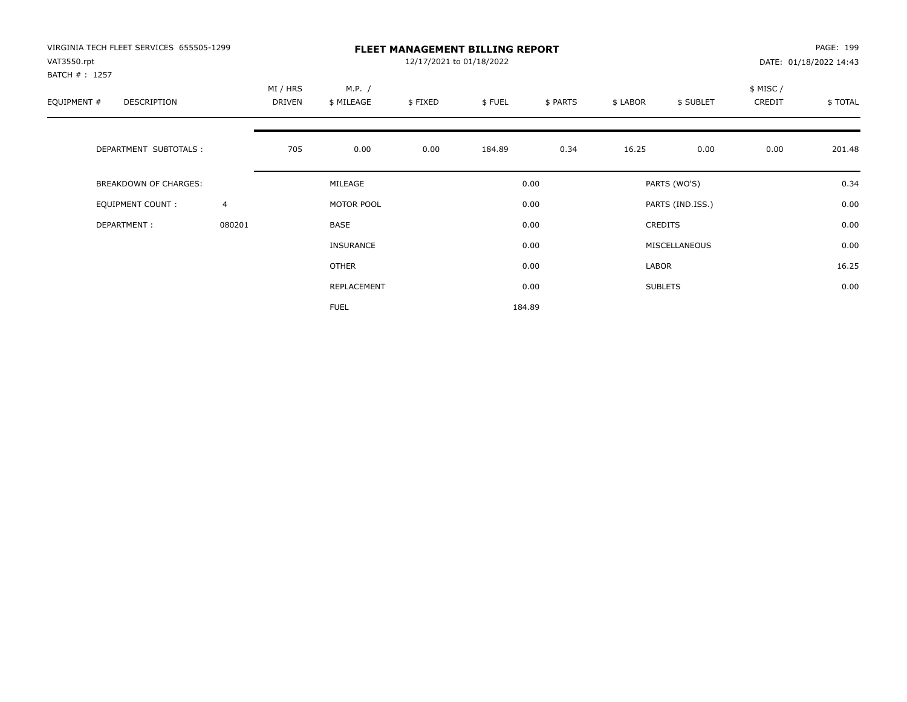VIRGINIA TECH FLEET SERVICES 655505-1299
VAT3550.rpt
BATCH # : 1257

# FLEET MANAGEMENT BILLING REPORT

12/17/2021 to 01/18/2022

DATE: 01/18/2022 14:43

| EQUIPMENT # | DESCRIPTION | | MI / HRS DRIVEN | M.P. / $ MILEAGE | $ FIXED | $ FUEL | $ PARTS | $ LABOR | $ SUBLET | $ MISC / CREDIT | $ TOTAL |
|---|---|---|---|---|---|---|---|---|---|---|---|
| | DEPARTMENT SUBTOTALS : | | 705 | 0.00 | 0.00 | 184.89 | 0.34 | 16.25 | 0.00 | 0.00 | 201.48 |

| | | | | | |
|---|---|---|---|---|---|
| BREAKDOWN OF CHARGES: | | MILEAGE | 0.00 | PARTS (WO'S) | 0.34 |
| EQUIPMENT COUNT : | 4 | MOTOR POOL | 0.00 | PARTS (IND.ISS.) | 0.00 |
| DEPARTMENT : | 080201 | BASE | 0.00 | CREDITS | 0.00 |
| | | INSURANCE | 0.00 | MISCELLANEOUS | 0.00 |
| | | OTHER | 0.00 | LABOR | 16.25 |
| | | REPLACEMENT | 0.00 | SUBLETS | 0.00 |
| | | FUEL | 184.89 | | |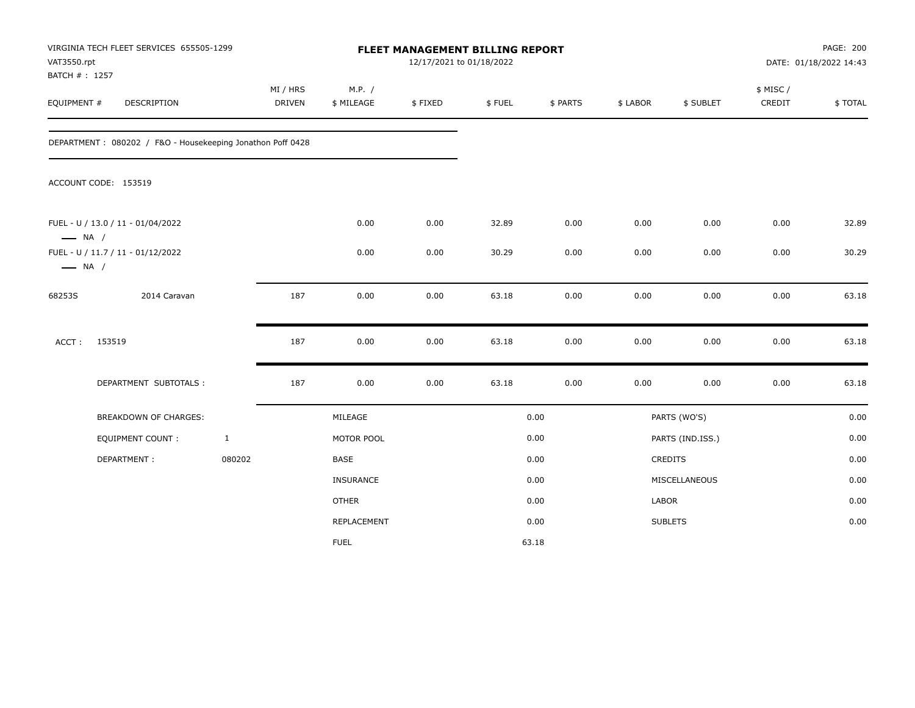VIRGINIA TECH FLEET SERVICES 655505-1299
VAT3550.rpt
BATCH # : 1257

# FLEET MANAGEMENT BILLING REPORT

12/17/2021 to 01/18/2022

DATE: 01/18/2022 14:43

| EQUIPMENT # | DESCRIPTION | MI / HRS DRIVEN | M.P. / $ MILEAGE | $ FIXED | $ FUEL | $ PARTS | $ LABOR | $ SUBLET | $ MISC / CREDIT | $ TOTAL |
|---|---|---|---|---|---|---|---|---|---|---|

DEPARTMENT : 080202 / F&O - Housekeeping Jonathon Poff 0428

ACCOUNT CODE: 153519

| EQUIPMENT # | DESCRIPTION | MI / HRS DRIVEN | M.P. / $ MILEAGE | $ FIXED | $ FUEL | $ PARTS | $ LABOR | $ SUBLET | $ MISC / CREDIT | $ TOTAL |
|---|---|---|---|---|---|---|---|---|---|---|
| FUEL - U / 13.0 / 11 - 01/04/2022 —— NA / | | | 0.00 | 0.00 | 32.89 | 0.00 | 0.00 | 0.00 | 0.00 | 32.89 |
| FUEL - U / 11.7 / 11 - 01/12/2022 —— NA / | | | 0.00 | 0.00 | 30.29 | 0.00 | 0.00 | 0.00 | 0.00 | 30.29 |
| 68253S | 2014 Caravan | 187 | 0.00 | 0.00 | 63.18 | 0.00 | 0.00 | 0.00 | 0.00 | 63.18 |
| ACCT : | 153519 | 187 | 0.00 | 0.00 | 63.18 | 0.00 | 0.00 | 0.00 | 0.00 | 63.18 |
| | DEPARTMENT SUBTOTALS : | 187 | 0.00 | 0.00 | 63.18 | 0.00 | 0.00 | 0.00 | 0.00 | 63.18 |

| BREAKDOWN OF CHARGES: | | | | | |
|---|---|---|---|---|---|
| | | MILEAGE | 0.00 | PARTS (WO'S) | 0.00 |
| EQUIPMENT COUNT : | 1 | MOTOR POOL | 0.00 | PARTS (IND.ISS.) | 0.00 |
| DEPARTMENT : | 080202 | BASE | 0.00 | CREDITS | 0.00 |
| | | INSURANCE | 0.00 | MISCELLANEOUS | 0.00 |
| | | OTHER | 0.00 | LABOR | 0.00 |
| | | REPLACEMENT | 0.00 | SUBLETS | 0.00 |
| | | FUEL | 63.18 | | |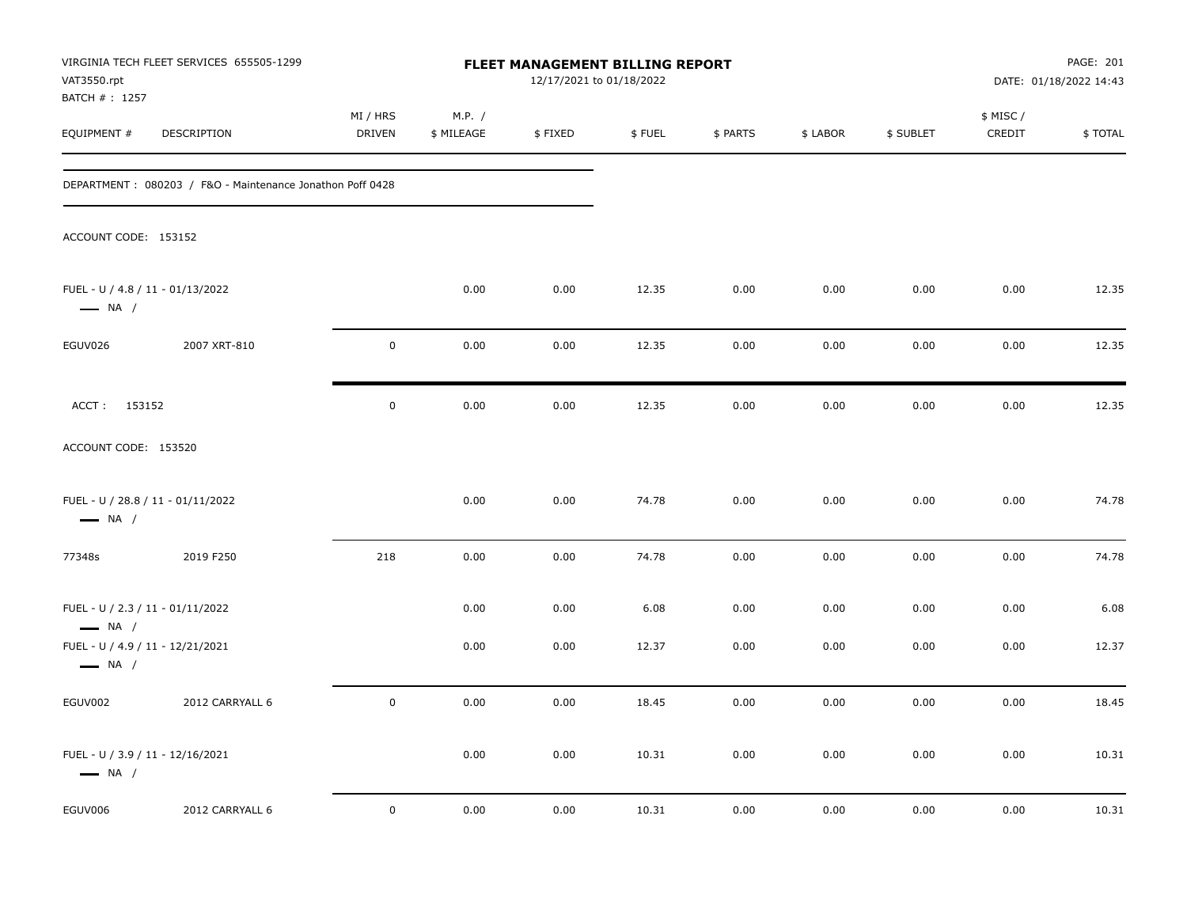VIRGINIA TECH FLEET SERVICES 655505-1299
VAT3550.rpt
BATCH # : 1257

**FLEET MANAGEMENT BILLING REPORT**
12/17/2021 to 01/18/2022

DATE: 01/18/2022 14:43

DEPARTMENT : 080203 / F&O - Maintenance Jonathon Poff 0428

| EQUIPMENT # | DESCRIPTION | MI / HRS DRIVEN | M.P. / $ MILEAGE | $ FIXED | $ FUEL | $ PARTS | $ LABOR | $ SUBLET | $ MISC / CREDIT | $ TOTAL |
|---|---|---|---|---|---|---|---|---|---|---|
| ACCOUNT CODE: 153152 | | | | | | | | | | |
| FUEL - U / 4.8 / 11 - 01/13/2022 — NA / | | | 0.00 | 0.00 | 12.35 | 0.00 | 0.00 | 0.00 | 0.00 | 12.35 |
| EGUV026 | 2007 XRT-810 | 0 | 0.00 | 0.00 | 12.35 | 0.00 | 0.00 | 0.00 | 0.00 | 12.35 |
| ACCT : 153152 | | 0 | 0.00 | 0.00 | 12.35 | 0.00 | 0.00 | 0.00 | 0.00 | 12.35 |
| ACCOUNT CODE: 153520 | | | | | | | | | | |
| FUEL - U / 28.8 / 11 - 01/11/2022 — NA / | | | 0.00 | 0.00 | 74.78 | 0.00 | 0.00 | 0.00 | 0.00 | 74.78 |
| 77348s | 2019 F250 | 218 | 0.00 | 0.00 | 74.78 | 0.00 | 0.00 | 0.00 | 0.00 | 74.78 |
| FUEL - U / 2.3 / 11 - 01/11/2022 — NA / | | | 0.00 | 0.00 | 6.08 | 0.00 | 0.00 | 0.00 | 0.00 | 6.08 |
| FUEL - U / 4.9 / 11 - 12/21/2021 — NA / | | | 0.00 | 0.00 | 12.37 | 0.00 | 0.00 | 0.00 | 0.00 | 12.37 |
| EGUV002 | 2012 CARRYALL 6 | 0 | 0.00 | 0.00 | 18.45 | 0.00 | 0.00 | 0.00 | 0.00 | 18.45 |
| FUEL - U / 3.9 / 11 - 12/16/2021 — NA / | | | 0.00 | 0.00 | 10.31 | 0.00 | 0.00 | 0.00 | 0.00 | 10.31 |
| EGUV006 | 2012 CARRYALL 6 | 0 | 0.00 | 0.00 | 10.31 | 0.00 | 0.00 | 0.00 | 0.00 | 10.31 |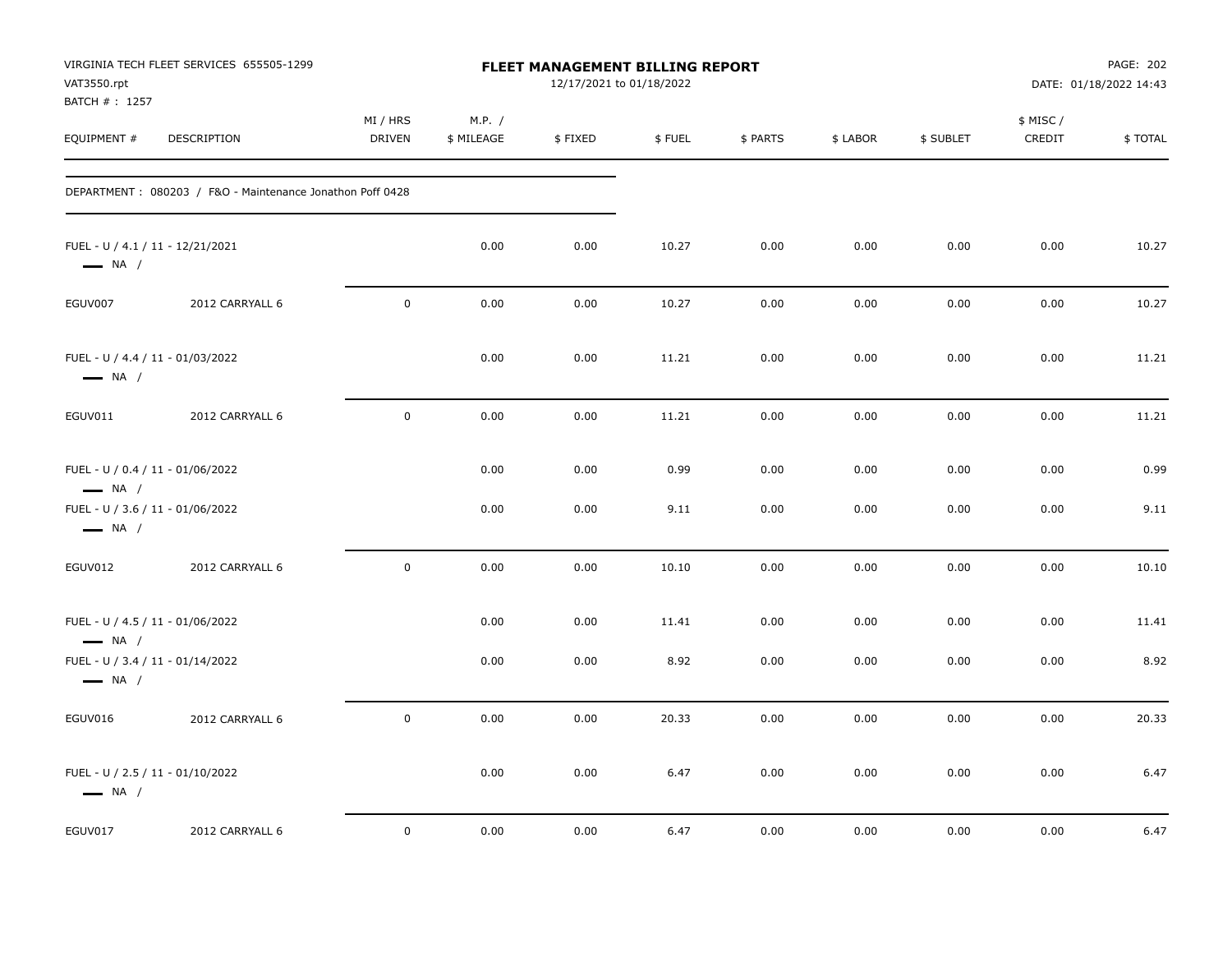VIRGINIA TECH FLEET SERVICES 655505-1299
VAT3550.rpt
BATCH # : 1257

# FLEET MANAGEMENT BILLING REPORT

12/17/2021 to 01/18/2022

DATE: 01/18/2022 14:43

| EQUIPMENT # | DESCRIPTION | MI / HRS DRIVEN | M.P. / $ MILEAGE | $ FIXED | $ FUEL | $ PARTS | $ LABOR | $ SUBLET | $ MISC / CREDIT | $ TOTAL |
|---|---|---|---|---|---|---|---|---|---|---|
| DEPARTMENT : 080203 / F&O - Maintenance Jonathon Poff 0428 | | | | | | | | | | |
| FUEL - U / 4.1 / 11 - 12/21/2021 NA / | | | 0.00 | 0.00 | 10.27 | 0.00 | 0.00 | 0.00 | 0.00 | 10.27 |
| EGUV007 | 2012 CARRYALL 6 | 0 | 0.00 | 0.00 | 10.27 | 0.00 | 0.00 | 0.00 | 0.00 | 10.27 |
| FUEL - U / 4.4 / 11 - 01/03/2022 NA / | | | 0.00 | 0.00 | 11.21 | 0.00 | 0.00 | 0.00 | 0.00 | 11.21 |
| EGUV011 | 2012 CARRYALL 6 | 0 | 0.00 | 0.00 | 11.21 | 0.00 | 0.00 | 0.00 | 0.00 | 11.21 |
| FUEL - U / 0.4 / 11 - 01/06/2022 NA / | | | 0.00 | 0.00 | 0.99 | 0.00 | 0.00 | 0.00 | 0.00 | 0.99 |
| FUEL - U / 3.6 / 11 - 01/06/2022 NA / | | | 0.00 | 0.00 | 9.11 | 0.00 | 0.00 | 0.00 | 0.00 | 9.11 |
| EGUV012 | 2012 CARRYALL 6 | 0 | 0.00 | 0.00 | 10.10 | 0.00 | 0.00 | 0.00 | 0.00 | 10.10 |
| FUEL - U / 4.5 / 11 - 01/06/2022 NA / | | | 0.00 | 0.00 | 11.41 | 0.00 | 0.00 | 0.00 | 0.00 | 11.41 |
| FUEL - U / 3.4 / 11 - 01/14/2022 NA / | | | 0.00 | 0.00 | 8.92 | 0.00 | 0.00 | 0.00 | 0.00 | 8.92 |
| EGUV016 | 2012 CARRYALL 6 | 0 | 0.00 | 0.00 | 20.33 | 0.00 | 0.00 | 0.00 | 0.00 | 20.33 |
| FUEL - U / 2.5 / 11 - 01/10/2022 NA / | | | 0.00 | 0.00 | 6.47 | 0.00 | 0.00 | 0.00 | 0.00 | 6.47 |
| EGUV017 | 2012 CARRYALL 6 | 0 | 0.00 | 0.00 | 6.47 | 0.00 | 0.00 | 0.00 | 0.00 | 6.47 |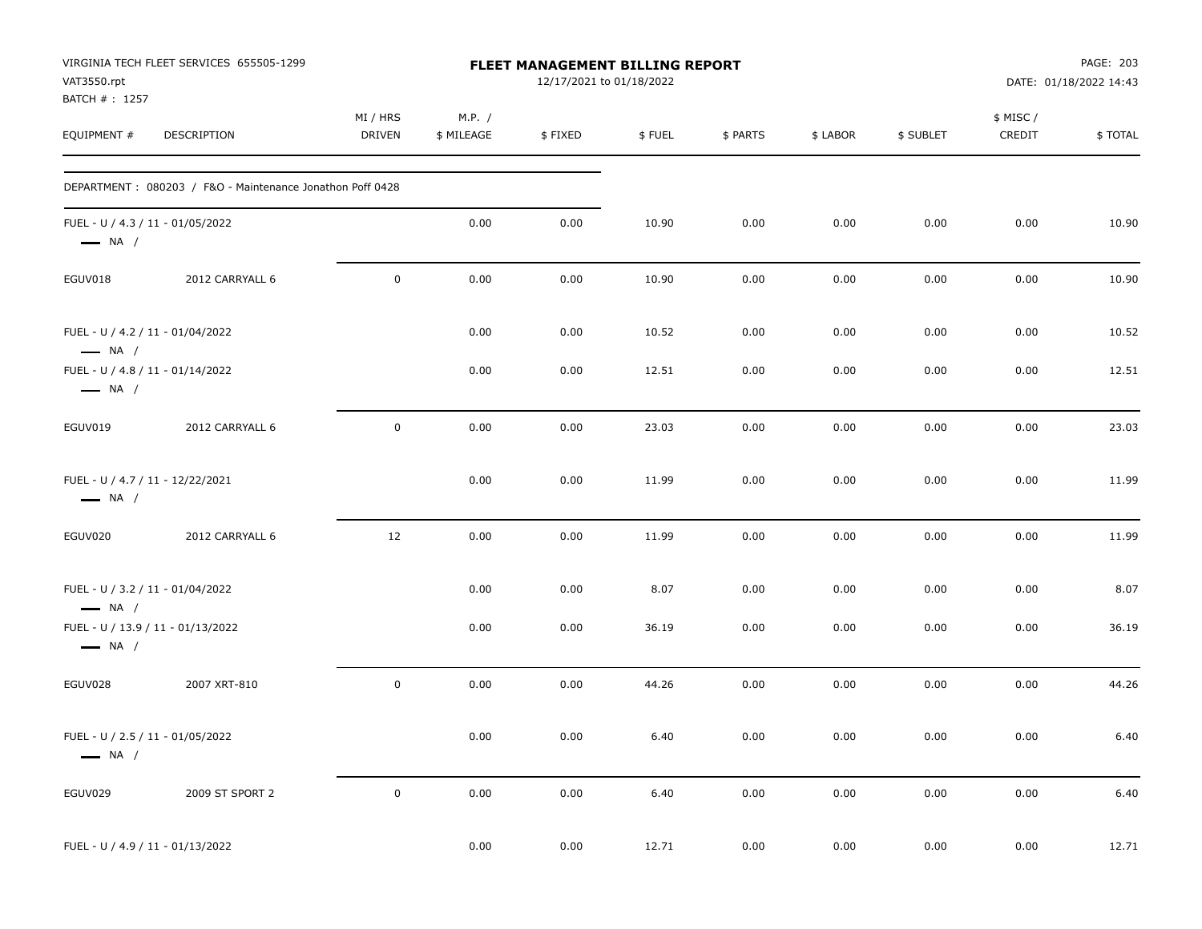VIRGINIA TECH FLEET SERVICES 655505-1299
VAT3550.rpt
BATCH # : 1257

# FLEET MANAGEMENT BILLING REPORT

12/17/2021 to 01/18/2022

DATE: 01/18/2022 14:43

| EQUIPMENT # | DESCRIPTION | MI / HRS DRIVEN | M.P. / $ MILEAGE | $ FIXED | $ FUEL | $ PARTS | $ LABOR | $ SUBLET | $ MISC / CREDIT | $ TOTAL |
|---|---|---|---|---|---|---|---|---|---|---|
| DEPARTMENT : 080203 / F&O - Maintenance Jonathon Poff 0428 | | | | | | | | | | |
| FUEL - U / 4.3 / 11 - 01/05/2022 — NA / | | | 0.00 | 0.00 | 10.90 | 0.00 | 0.00 | 0.00 | 0.00 | 10.90 |
| EGUV018 | 2012 CARRYALL 6 | 0 | 0.00 | 0.00 | 10.90 | 0.00 | 0.00 | 0.00 | 0.00 | 10.90 |
| FUEL - U / 4.2 / 11 - 01/04/2022 — NA / | | | 0.00 | 0.00 | 10.52 | 0.00 | 0.00 | 0.00 | 0.00 | 10.52 |
| FUEL - U / 4.8 / 11 - 01/14/2022 — NA / | | | 0.00 | 0.00 | 12.51 | 0.00 | 0.00 | 0.00 | 0.00 | 12.51 |
| EGUV019 | 2012 CARRYALL 6 | 0 | 0.00 | 0.00 | 23.03 | 0.00 | 0.00 | 0.00 | 0.00 | 23.03 |
| FUEL - U / 4.7 / 11 - 12/22/2021 — NA / | | | 0.00 | 0.00 | 11.99 | 0.00 | 0.00 | 0.00 | 0.00 | 11.99 |
| EGUV020 | 2012 CARRYALL 6 | 12 | 0.00 | 0.00 | 11.99 | 0.00 | 0.00 | 0.00 | 0.00 | 11.99 |
| FUEL - U / 3.2 / 11 - 01/04/2022 — NA / | | | 0.00 | 0.00 | 8.07 | 0.00 | 0.00 | 0.00 | 0.00 | 8.07 |
| FUEL - U / 13.9 / 11 - 01/13/2022 — NA / | | | 0.00 | 0.00 | 36.19 | 0.00 | 0.00 | 0.00 | 0.00 | 36.19 |
| EGUV028 | 2007 XRT-810 | 0 | 0.00 | 0.00 | 44.26 | 0.00 | 0.00 | 0.00 | 0.00 | 44.26 |
| FUEL - U / 2.5 / 11 - 01/05/2022 — NA / | | | 0.00 | 0.00 | 6.40 | 0.00 | 0.00 | 0.00 | 0.00 | 6.40 |
| EGUV029 | 2009 ST SPORT 2 | 0 | 0.00 | 0.00 | 6.40 | 0.00 | 0.00 | 0.00 | 0.00 | 6.40 |
| FUEL - U / 4.9 / 11 - 01/13/2022 | | | 0.00 | 0.00 | 12.71 | 0.00 | 0.00 | 0.00 | 0.00 | 12.71 |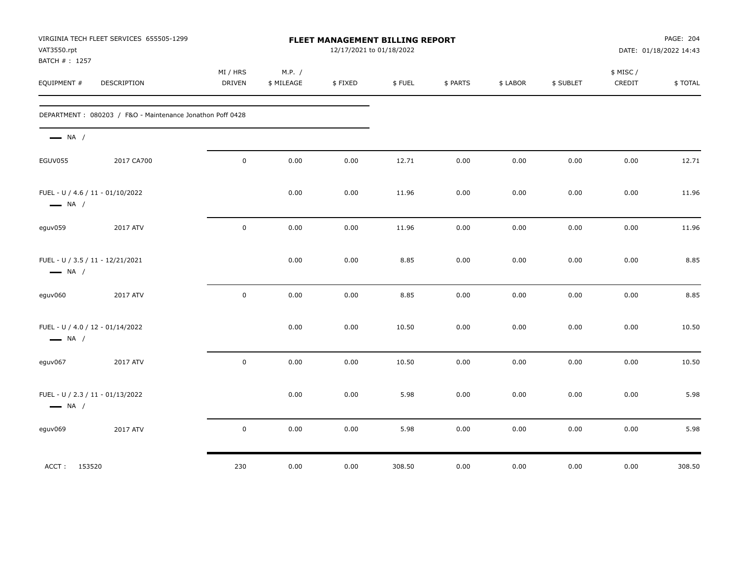VIRGINIA TECH FLEET SERVICES 655505-1299
VAT3550.rpt
BATCH # : 1257

**FLEET MANAGEMENT BILLING REPORT**
12/17/2021 to 01/18/2022

DATE: 01/18/2022 14:43

| EQUIPMENT # | DESCRIPTION | MI / HRS DRIVEN | M.P. / $ MILEAGE | $ FIXED | $ FUEL | $ PARTS | $ LABOR | $ SUBLET | $ MISC / CREDIT | $ TOTAL |
|---|---|---|---|---|---|---|---|---|---|---|
| DEPARTMENT : 080203 / F&O - Maintenance Jonathon Poff 0428 | | | | | | | | | | |
| — NA / | | | | | | | | | | |
| EGUV055 | 2017 CA700 | 0 | 0.00 | 0.00 | 12.71 | 0.00 | 0.00 | 0.00 | 0.00 | 12.71 |
| FUEL - U / 4.6 / 11 - 01/10/2022 | | | 0.00 | 0.00 | 11.96 | 0.00 | 0.00 | 0.00 | 0.00 | 11.96 |
| — NA / | | | | | | | | | | |
| eguv059 | 2017 ATV | 0 | 0.00 | 0.00 | 11.96 | 0.00 | 0.00 | 0.00 | 0.00 | 11.96 |
| FUEL - U / 3.5 / 11 - 12/21/2021 | | | 0.00 | 0.00 | 8.85 | 0.00 | 0.00 | 0.00 | 0.00 | 8.85 |
| — NA / | | | | | | | | | | |
| eguv060 | 2017 ATV | 0 | 0.00 | 0.00 | 8.85 | 0.00 | 0.00 | 0.00 | 0.00 | 8.85 |
| FUEL - U / 4.0 / 12 - 01/14/2022 | | | 0.00 | 0.00 | 10.50 | 0.00 | 0.00 | 0.00 | 0.00 | 10.50 |
| — NA / | | | | | | | | | | |
| eguv067 | 2017 ATV | 0 | 0.00 | 0.00 | 10.50 | 0.00 | 0.00 | 0.00 | 0.00 | 10.50 |
| FUEL - U / 2.3 / 11 - 01/13/2022 | | | 0.00 | 0.00 | 5.98 | 0.00 | 0.00 | 0.00 | 0.00 | 5.98 |
| — NA / | | | | | | | | | | |
| eguv069 | 2017 ATV | 0 | 0.00 | 0.00 | 5.98 | 0.00 | 0.00 | 0.00 | 0.00 | 5.98 |
| ACCT : 153520 | | 230 | 0.00 | 0.00 | 308.50 | 0.00 | 0.00 | 0.00 | 0.00 | 308.50 |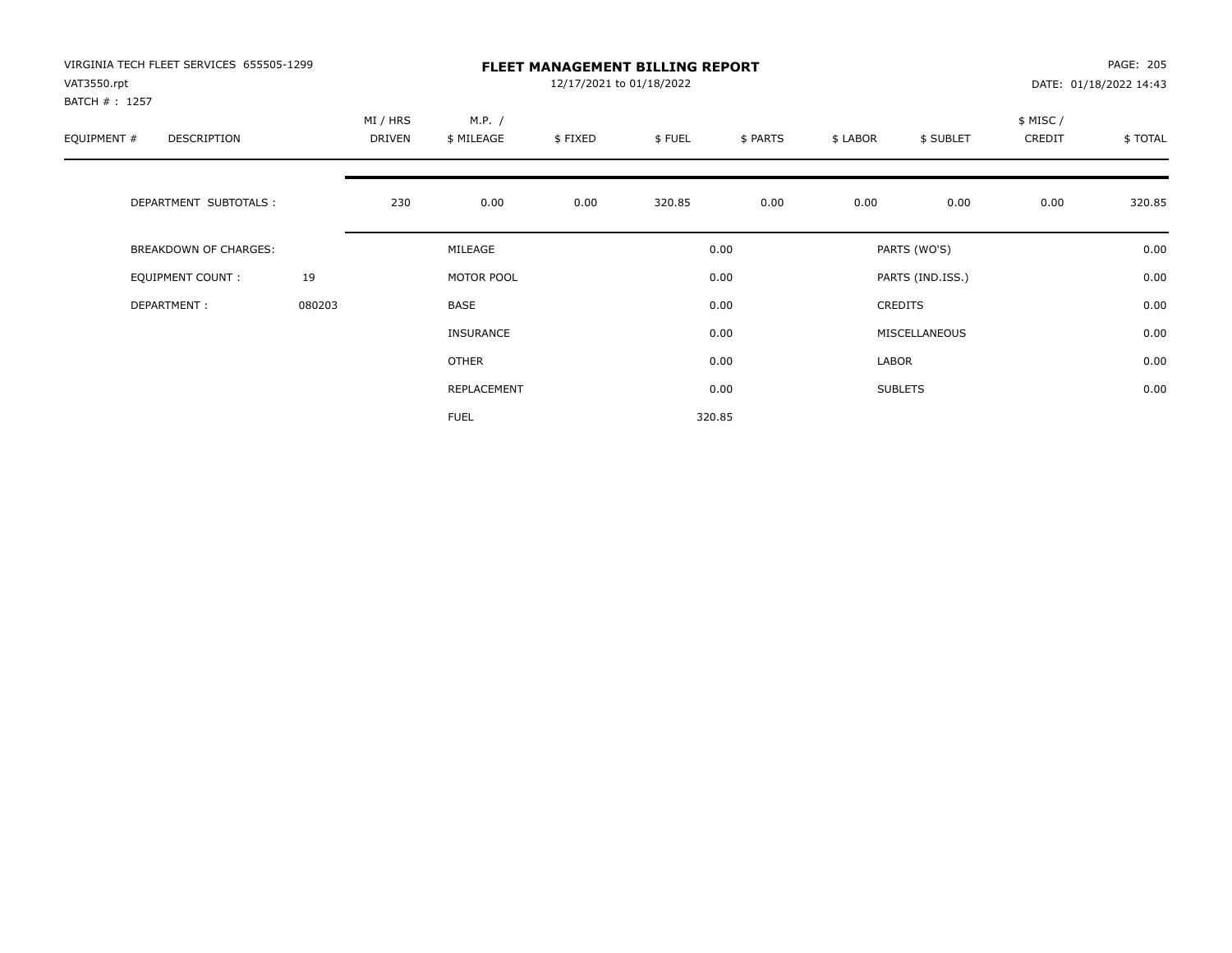VIRGINIA TECH FLEET SERVICES 655505-1299
VAT3550.rpt
BATCH # : 1257

# FLEET MANAGEMENT BILLING REPORT

12/17/2021 to 01/18/2022

PAGE: 205
DATE: 01/18/2022 14:43

| EQUIPMENT # | DESCRIPTION | MI / HRS DRIVEN | M.P. / $ MILEAGE | $ FIXED | $ FUEL | $ PARTS | $ LABOR | $ SUBLET | $ MISC / CREDIT | $ TOTAL |
|---|---|---|---|---|---|---|---|---|---|---|
| | DEPARTMENT SUBTOTALS : | 230 | 0.00 | 0.00 | 320.85 | 0.00 | 0.00 | 0.00 | 0.00 | 320.85 |

| BREAKDOWN OF CHARGES: | | | | | |
|---|---|---|---|---|---|
| EQUIPMENT COUNT : | 19 | MILEAGE | 0.00 | PARTS (WO'S) | 0.00 |
| DEPARTMENT : | 080203 | MOTOR POOL | 0.00 | PARTS (IND.ISS.) | 0.00 |
| | | BASE | 0.00 | CREDITS | 0.00 |
| | | INSURANCE | 0.00 | MISCELLANEOUS | 0.00 |
| | | OTHER | 0.00 | LABOR | 0.00 |
| | | REPLACEMENT | 0.00 | SUBLETS | 0.00 |
| | | FUEL | 320.85 | | |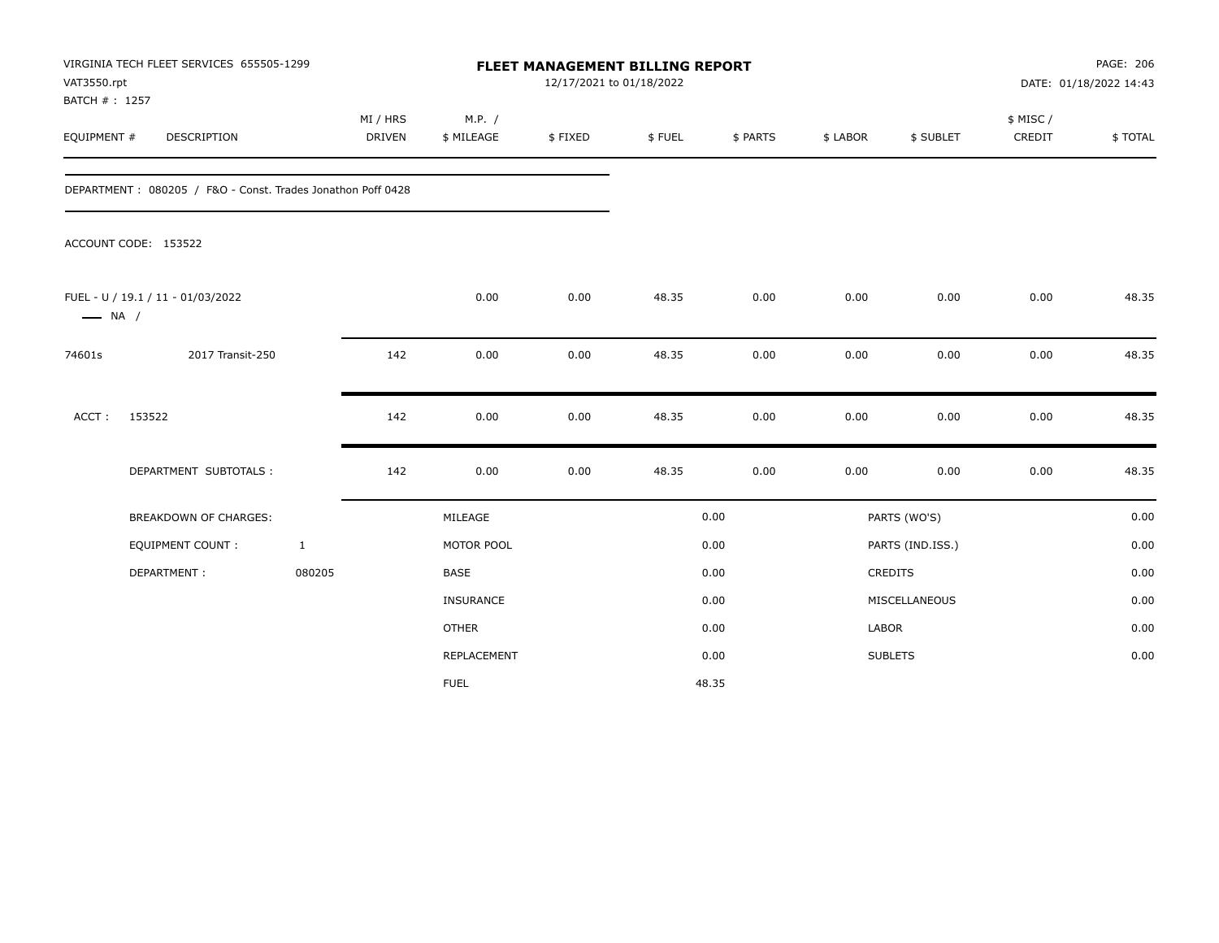VIRGINIA TECH FLEET SERVICES 655505-1299
VAT3550.rpt
BATCH # : 1257

# FLEET MANAGEMENT BILLING REPORT

12/17/2021 to 01/18/2022

DATE: 01/18/2022 14:43

| EQUIPMENT # | DESCRIPTION | MI / HRS DRIVEN | M.P. / $ MILEAGE | $ FIXED | $ FUEL | $ PARTS | $ LABOR | $ SUBLET | $ MISC / CREDIT | $ TOTAL |
|---|---|---|---|---|---|---|---|---|---|---|

DEPARTMENT : 080205 / F&O - Const. Trades Jonathon Poff 0428

ACCOUNT CODE: 153522

| EQUIPMENT # | DESCRIPTION | MI / HRS DRIVEN | M.P. / $ MILEAGE | $ FIXED | $ FUEL | $ PARTS | $ LABOR | $ SUBLET | $ MISC / CREDIT | $ TOTAL |
|---|---|---|---|---|---|---|---|---|---|---|
| FUEL - U / 19.1 / 11 - 01/03/2022 —— NA / | | | 0.00 | 0.00 | 48.35 | 0.00 | 0.00 | 0.00 | 0.00 | 48.35 |
| 74601s | 2017 Transit-250 | 142 | 0.00 | 0.00 | 48.35 | 0.00 | 0.00 | 0.00 | 0.00 | 48.35 |
| ACCT : | 153522 | 142 | 0.00 | 0.00 | 48.35 | 0.00 | 0.00 | 0.00 | 0.00 | 48.35 |
| | DEPARTMENT SUBTOTALS : | 142 | 0.00 | 0.00 | 48.35 | 0.00 | 0.00 | 0.00 | 0.00 | 48.35 |

| BREAKDOWN OF CHARGES: | | | | | |
|---|---|---|---|---|---|
| EQUIPMENT COUNT : | 1 | MILEAGE | 0.00 | PARTS (WO'S) | 0.00 |
| DEPARTMENT : | 080205 | MOTOR POOL | 0.00 | PARTS (IND.ISS.) | 0.00 |
| | | BASE | 0.00 | CREDITS | 0.00 |
| | | INSURANCE | 0.00 | MISCELLANEOUS | 0.00 |
| | | OTHER | 0.00 | LABOR | 0.00 |
| | | REPLACEMENT | 0.00 | SUBLETS | 0.00 |
| | | FUEL | 48.35 | | |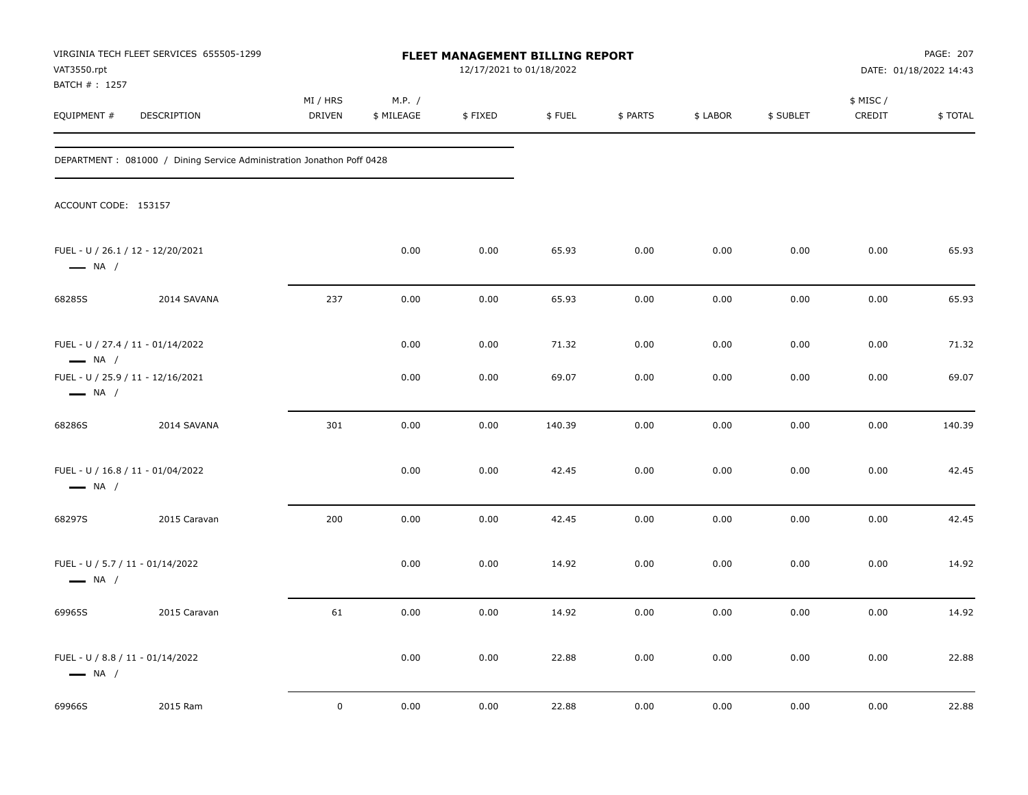VIRGINIA TECH FLEET SERVICES 655505-1299
VAT3550.rpt
BATCH # : 1257

**FLEET MANAGEMENT BILLING REPORT**
12/17/2021 to 01/18/2022

DATE: 01/18/2022 14:43

DEPARTMENT : 081000 / Dining Service Administration Jonathon Poff 0428

ACCOUNT CODE: 153157

| EQUIPMENT # | DESCRIPTION | MI / HRS DRIVEN | M.P. / $ MILEAGE | $ FIXED | $ FUEL | $ PARTS | $ LABOR | $ SUBLET | $ MISC / CREDIT | $ TOTAL |
|---|---|---|---|---|---|---|---|---|---|---|
| FUEL - U / 26.1 / 12 - 12/20/2021 — NA / | | | 0.00 | 0.00 | 65.93 | 0.00 | 0.00 | 0.00 | 0.00 | 65.93 |
| 68285S | 2014 SAVANA | 237 | 0.00 | 0.00 | 65.93 | 0.00 | 0.00 | 0.00 | 0.00 | 65.93 |
| FUEL - U / 27.4 / 11 - 01/14/2022 — NA / | | | 0.00 | 0.00 | 71.32 | 0.00 | 0.00 | 0.00 | 0.00 | 71.32 |
| FUEL - U / 25.9 / 11 - 12/16/2021 — NA / | | | 0.00 | 0.00 | 69.07 | 0.00 | 0.00 | 0.00 | 0.00 | 69.07 |
| 68286S | 2014 SAVANA | 301 | 0.00 | 0.00 | 140.39 | 0.00 | 0.00 | 0.00 | 0.00 | 140.39 |
| FUEL - U / 16.8 / 11 - 01/04/2022 — NA / | | | 0.00 | 0.00 | 42.45 | 0.00 | 0.00 | 0.00 | 0.00 | 42.45 |
| 68297S | 2015 Caravan | 200 | 0.00 | 0.00 | 42.45 | 0.00 | 0.00 | 0.00 | 0.00 | 42.45 |
| FUEL - U / 5.7 / 11 - 01/14/2022 — NA / | | | 0.00 | 0.00 | 14.92 | 0.00 | 0.00 | 0.00 | 0.00 | 14.92 |
| 69965S | 2015 Caravan | 61 | 0.00 | 0.00 | 14.92 | 0.00 | 0.00 | 0.00 | 0.00 | 14.92 |
| FUEL - U / 8.8 / 11 - 01/14/2022 — NA / | | | 0.00 | 0.00 | 22.88 | 0.00 | 0.00 | 0.00 | 0.00 | 22.88 |
| 69966S | 2015 Ram | 0 | 0.00 | 0.00 | 22.88 | 0.00 | 0.00 | 0.00 | 0.00 | 22.88 |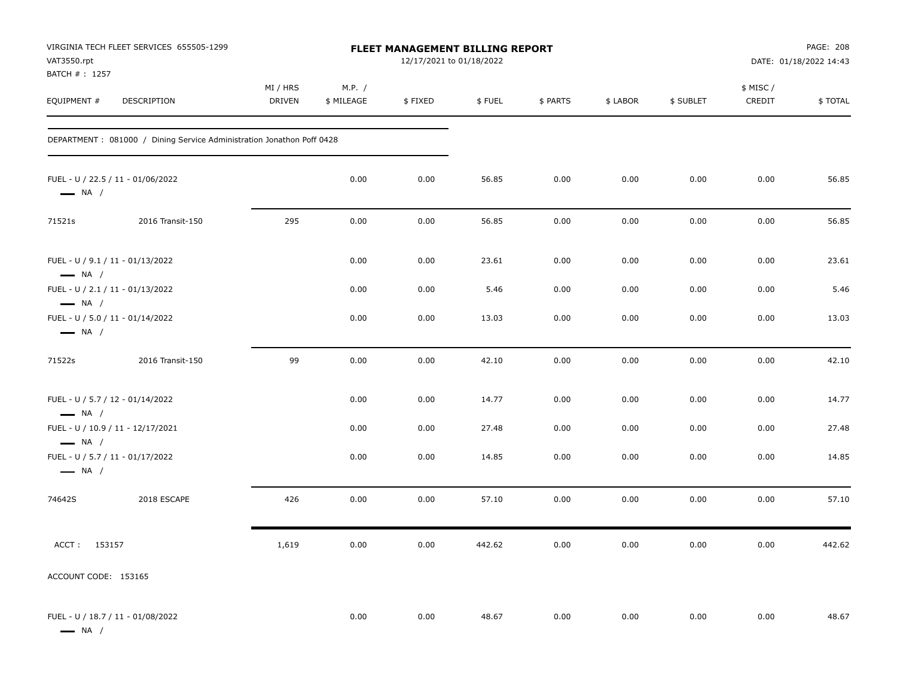VIRGINIA TECH FLEET SERVICES 655505-1299
VAT3550.rpt
BATCH # : 1257

**FLEET MANAGEMENT BILLING REPORT**
12/17/2021 to 01/18/2022

DATE: 01/18/2022 14:43

| EQUIPMENT # | DESCRIPTION | MI / HRS DRIVEN | M.P. / $ MILEAGE | $ FIXED | $ FUEL | $ PARTS | $ LABOR | $ SUBLET | $ MISC / CREDIT | $ TOTAL |
|---|---|---|---|---|---|---|---|---|---|---|
| DEPARTMENT : 081000 / Dining Service Administration Jonathon Poff 0428 | | | | | | | | | | |
| FUEL - U / 22.5 / 11 - 01/06/2022 — NA / | | | 0.00 | 0.00 | 56.85 | 0.00 | 0.00 | 0.00 | 0.00 | 56.85 |
| 71521s | 2016 Transit-150 | 295 | 0.00 | 0.00 | 56.85 | 0.00 | 0.00 | 0.00 | 0.00 | 56.85 |
| FUEL - U / 9.1 / 11 - 01/13/2022 — NA / | | | 0.00 | 0.00 | 23.61 | 0.00 | 0.00 | 0.00 | 0.00 | 23.61 |
| FUEL - U / 2.1 / 11 - 01/13/2022 — NA / | | | 0.00 | 0.00 | 5.46 | 0.00 | 0.00 | 0.00 | 0.00 | 5.46 |
| FUEL - U / 5.0 / 11 - 01/14/2022 — NA / | | | 0.00 | 0.00 | 13.03 | 0.00 | 0.00 | 0.00 | 0.00 | 13.03 |
| 71522s | 2016 Transit-150 | 99 | 0.00 | 0.00 | 42.10 | 0.00 | 0.00 | 0.00 | 0.00 | 42.10 |
| FUEL - U / 5.7 / 12 - 01/14/2022 — NA / | | | 0.00 | 0.00 | 14.77 | 0.00 | 0.00 | 0.00 | 0.00 | 14.77 |
| FUEL - U / 10.9 / 11 - 12/17/2021 — NA / | | | 0.00 | 0.00 | 27.48 | 0.00 | 0.00 | 0.00 | 0.00 | 27.48 |
| FUEL - U / 5.7 / 11 - 01/17/2022 — NA / | | | 0.00 | 0.00 | 14.85 | 0.00 | 0.00 | 0.00 | 0.00 | 14.85 |
| 74642S | 2018 ESCAPE | 426 | 0.00 | 0.00 | 57.10 | 0.00 | 0.00 | 0.00 | 0.00 | 57.10 |
| ACCT : 153157 | | 1,619 | 0.00 | 0.00 | 442.62 | 0.00 | 0.00 | 0.00 | 0.00 | 442.62 |
| ACCOUNT CODE: 153165 | | | | | | | | | | |
| FUEL - U / 18.7 / 11 - 01/08/2022 — NA / | | | 0.00 | 0.00 | 48.67 | 0.00 | 0.00 | 0.00 | 0.00 | 48.67 |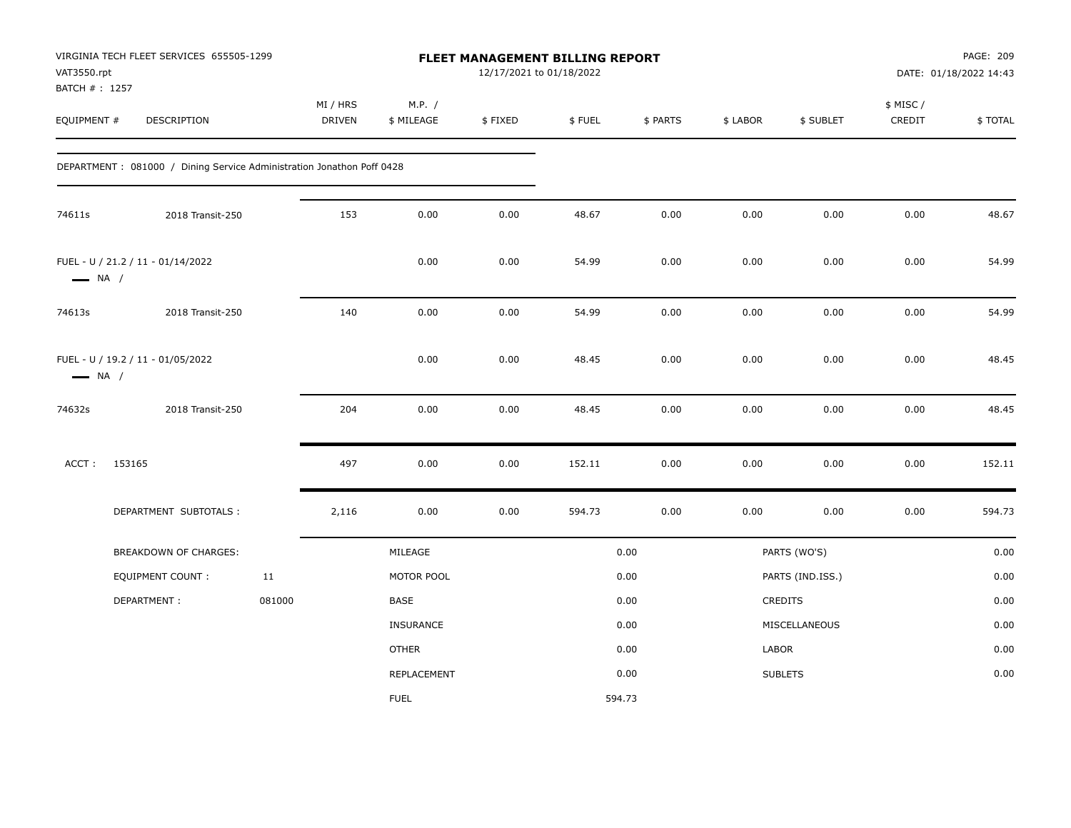VIRGINIA TECH FLEET SERVICES 655505-1299
VAT3550.rpt
BATCH # : 1257

**FLEET MANAGEMENT BILLING REPORT**
12/17/2021 to 01/18/2022

DATE: 01/18/2022 14:43

| EQUIPMENT # | DESCRIPTION | MI / HRS DRIVEN | M.P. / $ MILEAGE | $ FIXED | $ FUEL | $ PARTS | $ LABOR | $ SUBLET | $ MISC / CREDIT | $ TOTAL |
|---|---|---|---|---|---|---|---|---|---|---|
| DEPARTMENT : 081000 / Dining Service Administration Jonathon Poff 0428 | | | | | | | | | | |
| 74611s | 2018 Transit-250 | 153 | 0.00 | 0.00 | 48.67 | 0.00 | 0.00 | 0.00 | 0.00 | 48.67 |
| FUEL - U / 21.2 / 11 - 01/14/2022 — NA / | | | 0.00 | 0.00 | 54.99 | 0.00 | 0.00 | 0.00 | 0.00 | 54.99 |
| 74613s | 2018 Transit-250 | 140 | 0.00 | 0.00 | 54.99 | 0.00 | 0.00 | 0.00 | 0.00 | 54.99 |
| FUEL - U / 19.2 / 11 - 01/05/2022 — NA / | | | 0.00 | 0.00 | 48.45 | 0.00 | 0.00 | 0.00 | 0.00 | 48.45 |
| 74632s | 2018 Transit-250 | 204 | 0.00 | 0.00 | 48.45 | 0.00 | 0.00 | 0.00 | 0.00 | 48.45 |
| ACCT : 153165 | | 497 | 0.00 | 0.00 | 152.11 | 0.00 | 0.00 | 0.00 | 0.00 | 152.11 |
| DEPARTMENT SUBTOTALS : | | 2,116 | 0.00 | 0.00 | 594.73 | 0.00 | 0.00 | 0.00 | 0.00 | 594.73 |

| BREAKDOWN OF CHARGES: | | | | | |
|---|---|---|---|---|---|
| EQUIPMENT COUNT : | 11 | MILEAGE | 0.00 | PARTS (WO'S) | 0.00 |
| DEPARTMENT : | 081000 | MOTOR POOL | 0.00 | PARTS (IND.ISS.) | 0.00 |
| | | BASE | 0.00 | CREDITS | 0.00 |
| | | INSURANCE | 0.00 | MISCELLANEOUS | 0.00 |
| | | OTHER | 0.00 | LABOR | 0.00 |
| | | REPLACEMENT | 0.00 | SUBLETS | 0.00 |
| | | FUEL | 594.73 | | |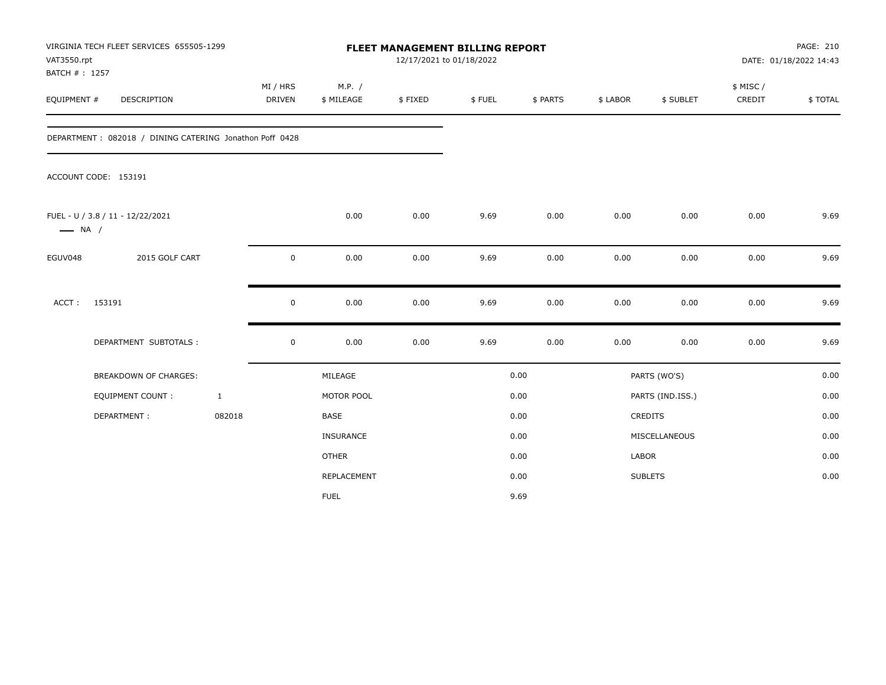VIRGINIA TECH FLEET SERVICES 655505-1299
VAT3550.rpt
BATCH # : 1257

**FLEET MANAGEMENT BILLING REPORT**
12/17/2021 to 01/18/2022

DATE: 01/18/2022 14:43

| EQUIPMENT # | DESCRIPTION | MI / HRS DRIVEN | M.P. / $ MILEAGE | $ FIXED | $ FUEL | $ PARTS | $ LABOR | $ SUBLET | $ MISC / CREDIT | $ TOTAL |
|---|---|---|---|---|---|---|---|---|---|---|

DEPARTMENT : 082018 / DINING CATERING Jonathon Poff 0428

ACCOUNT CODE: 153191

| EQUIPMENT # | DESCRIPTION | MI / HRS DRIVEN | M.P. / $ MILEAGE | $ FIXED | $ FUEL | $ PARTS | $ LABOR | $ SUBLET | $ MISC / CREDIT | $ TOTAL |
|---|---|---|---|---|---|---|---|---|---|---|
| FUEL - U / 3.8 / 11 - 12/22/2021 —— NA / | | | 0.00 | 0.00 | 9.69 | 0.00 | 0.00 | 0.00 | 0.00 | 9.69 |
| EGUV048 | 2015 GOLF CART | 0 | 0.00 | 0.00 | 9.69 | 0.00 | 0.00 | 0.00 | 0.00 | 9.69 |
| ACCT : | 153191 | 0 | 0.00 | 0.00 | 9.69 | 0.00 | 0.00 | 0.00 | 0.00 | 9.69 |
| | DEPARTMENT SUBTOTALS : | 0 | 0.00 | 0.00 | 9.69 | 0.00 | 0.00 | 0.00 | 0.00 | 9.69 |

| BREAKDOWN OF CHARGES: | | | | | |
|---|---|---|---|---|---|
| EQUIPMENT COUNT : | 1 | MILEAGE | 0.00 | PARTS (WO'S) | 0.00 |
| DEPARTMENT : | 082018 | MOTOR POOL | 0.00 | PARTS (IND.ISS.) | 0.00 |
| | | BASE | 0.00 | CREDITS | 0.00 |
| | | INSURANCE | 0.00 | MISCELLANEOUS | 0.00 |
| | | OTHER | 0.00 | LABOR | 0.00 |
| | | REPLACEMENT | 0.00 | SUBLETS | 0.00 |
| | | FUEL | 9.69 | | |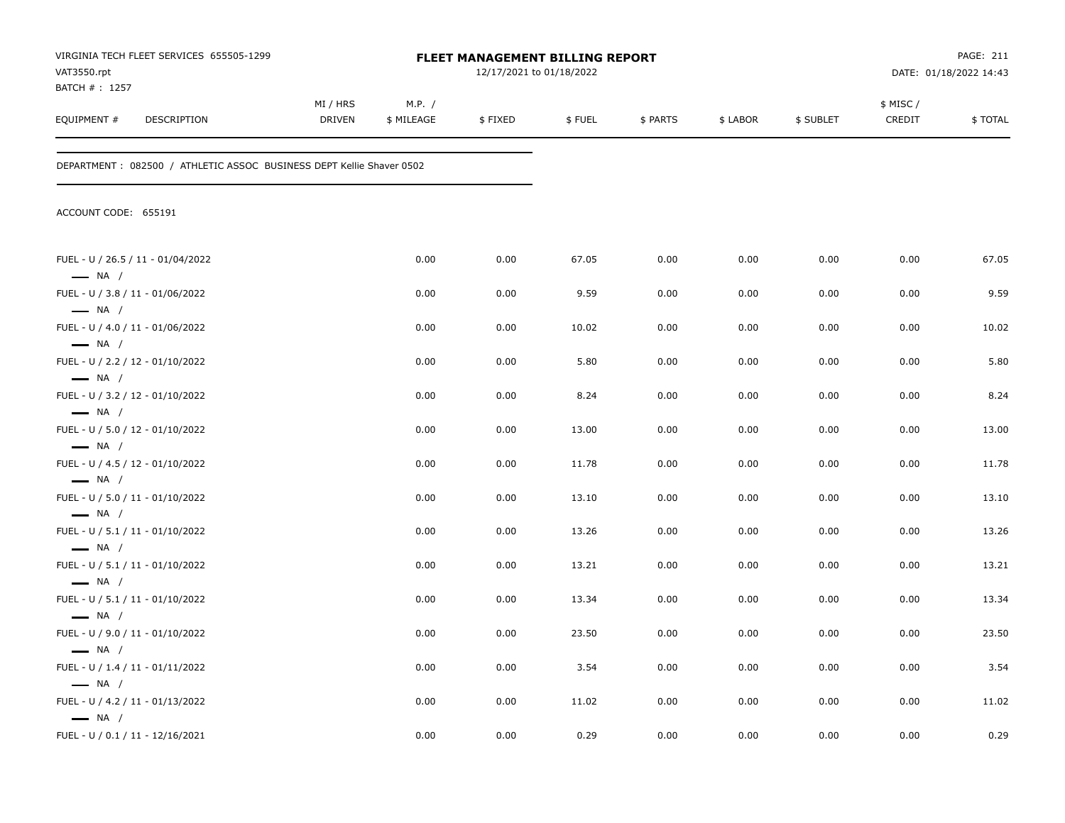VIRGINIA TECH FLEET SERVICES 655505-1299
VAT3550.rpt
BATCH # : 1257

**FLEET MANAGEMENT BILLING REPORT**
12/17/2021 to 01/18/2022

PAGE: 211
DATE: 01/18/2022 14:43

DEPARTMENT : 082500 / ATHLETIC ASSOC BUSINESS DEPT Kellie Shaver 0502

ACCOUNT CODE: 655191

| EQUIPMENT # | DESCRIPTION | MI / HRS DRIVEN | M.P. / $ MILEAGE | $ FIXED | $ FUEL | $ PARTS | $ LABOR | $ SUBLET | $ MISC / CREDIT | $ TOTAL |
|---|---|---|---|---|---|---|---|---|---|---|
| FUEL - U / 26.5 / 11 - 01/04/2022 | NA / | | 0.00 | 0.00 | 67.05 | 0.00 | 0.00 | 0.00 | 0.00 | 67.05 |
| FUEL - U / 3.8 / 11 - 01/06/2022 | NA / | | 0.00 | 0.00 | 9.59 | 0.00 | 0.00 | 0.00 | 0.00 | 9.59 |
| FUEL - U / 4.0 / 11 - 01/06/2022 | NA / | | 0.00 | 0.00 | 10.02 | 0.00 | 0.00 | 0.00 | 0.00 | 10.02 |
| FUEL - U / 2.2 / 12 - 01/10/2022 | NA / | | 0.00 | 0.00 | 5.80 | 0.00 | 0.00 | 0.00 | 0.00 | 5.80 |
| FUEL - U / 3.2 / 12 - 01/10/2022 | NA / | | 0.00 | 0.00 | 8.24 | 0.00 | 0.00 | 0.00 | 0.00 | 8.24 |
| FUEL - U / 5.0 / 12 - 01/10/2022 | NA / | | 0.00 | 0.00 | 13.00 | 0.00 | 0.00 | 0.00 | 0.00 | 13.00 |
| FUEL - U / 4.5 / 12 - 01/10/2022 | NA / | | 0.00 | 0.00 | 11.78 | 0.00 | 0.00 | 0.00 | 0.00 | 11.78 |
| FUEL - U / 5.0 / 11 - 01/10/2022 | NA / | | 0.00 | 0.00 | 13.10 | 0.00 | 0.00 | 0.00 | 0.00 | 13.10 |
| FUEL - U / 5.1 / 11 - 01/10/2022 | NA / | | 0.00 | 0.00 | 13.26 | 0.00 | 0.00 | 0.00 | 0.00 | 13.26 |
| FUEL - U / 5.1 / 11 - 01/10/2022 | NA / | | 0.00 | 0.00 | 13.21 | 0.00 | 0.00 | 0.00 | 0.00 | 13.21 |
| FUEL - U / 5.1 / 11 - 01/10/2022 | NA / | | 0.00 | 0.00 | 13.34 | 0.00 | 0.00 | 0.00 | 0.00 | 13.34 |
| FUEL - U / 9.0 / 11 - 01/10/2022 | NA / | | 0.00 | 0.00 | 23.50 | 0.00 | 0.00 | 0.00 | 0.00 | 23.50 |
| FUEL - U / 1.4 / 11 - 01/11/2022 | NA / | | 0.00 | 0.00 | 3.54 | 0.00 | 0.00 | 0.00 | 0.00 | 3.54 |
| FUEL - U / 4.2 / 11 - 01/13/2022 | NA / | | 0.00 | 0.00 | 11.02 | 0.00 | 0.00 | 0.00 | 0.00 | 11.02 |
| FUEL - U / 0.1 / 11 - 12/16/2021 | | | 0.00 | 0.00 | 0.29 | 0.00 | 0.00 | 0.00 | 0.00 | 0.29 |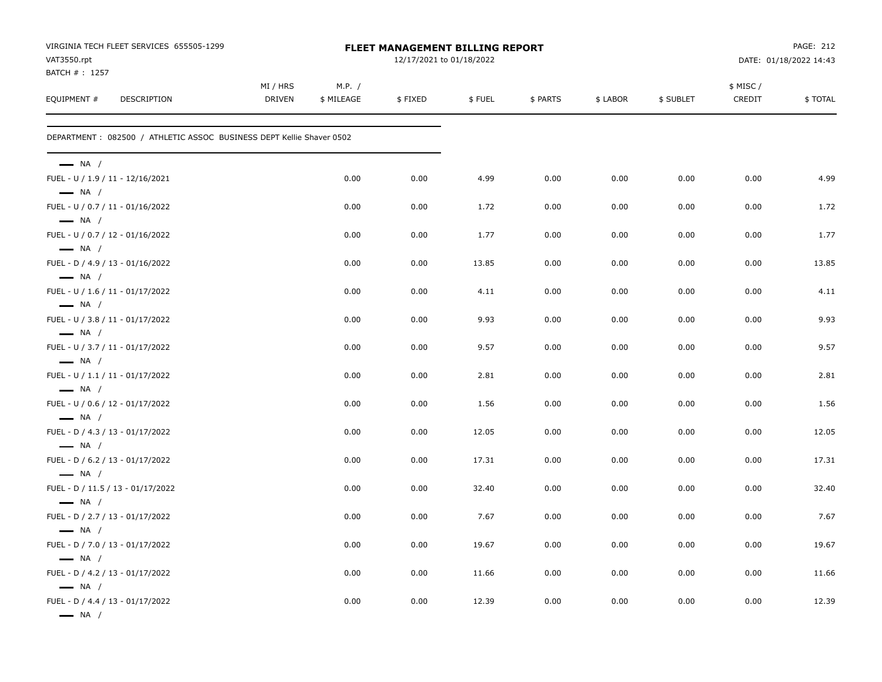VIRGINIA TECH FLEET SERVICES 655505-1299
VAT3550.rpt
BATCH # : 1257

**FLEET MANAGEMENT BILLING REPORT**
12/17/2021 to 01/18/2022

DATE: 01/18/2022 14:43

DEPARTMENT : 082500 / ATHLETIC ASSOC BUSINESS DEPT Kellie Shaver 0502

| EQUIPMENT # DESCRIPTION | MI / HRS DRIVEN | M.P. / $ MILEAGE | $ FIXED | $ FUEL | $ PARTS | $ LABOR | $ SUBLET | $ MISC / CREDIT | $ TOTAL |
|---|---|---|---|---|---|---|---|---|---|
| NA / FUEL - U / 1.9 / 11 - 12/16/2021 | | 0.00 | 0.00 | 4.99 | 0.00 | 0.00 | 0.00 | 0.00 | 4.99 |
| NA / FUEL - U / 0.7 / 11 - 01/16/2022 | | 0.00 | 0.00 | 1.72 | 0.00 | 0.00 | 0.00 | 0.00 | 1.72 |
| NA / FUEL - U / 0.7 / 12 - 01/16/2022 | | 0.00 | 0.00 | 1.77 | 0.00 | 0.00 | 0.00 | 0.00 | 1.77 |
| NA / FUEL - D / 4.9 / 13 - 01/16/2022 | | 0.00 | 0.00 | 13.85 | 0.00 | 0.00 | 0.00 | 0.00 | 13.85 |
| NA / FUEL - U / 1.6 / 11 - 01/17/2022 | | 0.00 | 0.00 | 4.11 | 0.00 | 0.00 | 0.00 | 0.00 | 4.11 |
| NA / FUEL - U / 3.8 / 11 - 01/17/2022 | | 0.00 | 0.00 | 9.93 | 0.00 | 0.00 | 0.00 | 0.00 | 9.93 |
| NA / FUEL - U / 3.7 / 11 - 01/17/2022 | | 0.00 | 0.00 | 9.57 | 0.00 | 0.00 | 0.00 | 0.00 | 9.57 |
| NA / FUEL - U / 1.1 / 11 - 01/17/2022 | | 0.00 | 0.00 | 2.81 | 0.00 | 0.00 | 0.00 | 0.00 | 2.81 |
| NA / FUEL - U / 0.6 / 12 - 01/17/2022 | | 0.00 | 0.00 | 1.56 | 0.00 | 0.00 | 0.00 | 0.00 | 1.56 |
| NA / FUEL - D / 4.3 / 13 - 01/17/2022 | | 0.00 | 0.00 | 12.05 | 0.00 | 0.00 | 0.00 | 0.00 | 12.05 |
| NA / FUEL - D / 6.2 / 13 - 01/17/2022 | | 0.00 | 0.00 | 17.31 | 0.00 | 0.00 | 0.00 | 0.00 | 17.31 |
| NA / FUEL - D / 11.5 / 13 - 01/17/2022 | | 0.00 | 0.00 | 32.40 | 0.00 | 0.00 | 0.00 | 0.00 | 32.40 |
| NA / FUEL - D / 2.7 / 13 - 01/17/2022 | | 0.00 | 0.00 | 7.67 | 0.00 | 0.00 | 0.00 | 0.00 | 7.67 |
| NA / FUEL - D / 7.0 / 13 - 01/17/2022 | | 0.00 | 0.00 | 19.67 | 0.00 | 0.00 | 0.00 | 0.00 | 19.67 |
| NA / FUEL - D / 4.2 / 13 - 01/17/2022 | | 0.00 | 0.00 | 11.66 | 0.00 | 0.00 | 0.00 | 0.00 | 11.66 |
| NA / FUEL - D / 4.4 / 13 - 01/17/2022 | | 0.00 | 0.00 | 12.39 | 0.00 | 0.00 | 0.00 | 0.00 | 12.39 |
| NA / | | | | | | | | | |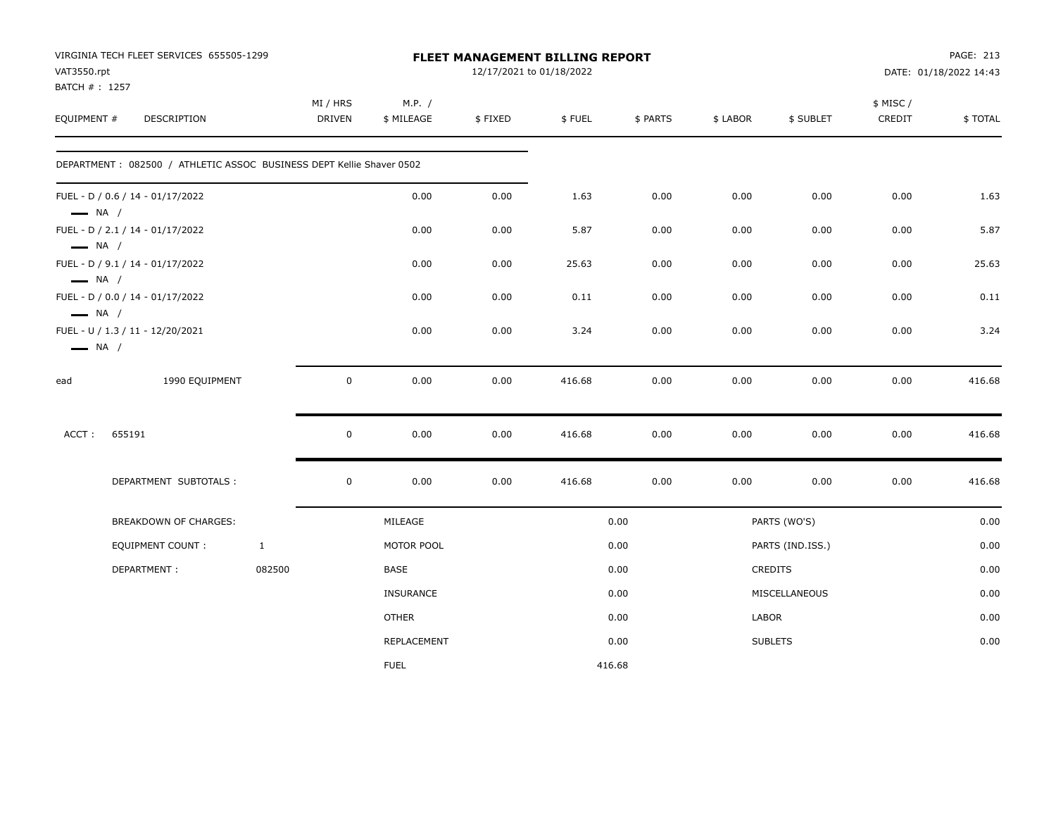VIRGINIA TECH FLEET SERVICES 655505-1299
VAT3550.rpt
BATCH # : 1257

# FLEET MANAGEMENT BILLING REPORT

12/17/2021 to 01/18/2022

DATE: 01/18/2022 14:43

| EQUIPMENT # | DESCRIPTION | MI / HRS DRIVEN | M.P. / $ MILEAGE | $ FIXED | $ FUEL | $ PARTS | $ LABOR | $ SUBLET | $ MISC / CREDIT | $ TOTAL |
|---|---|---|---|---|---|---|---|---|---|---|
| DEPARTMENT : 082500 / ATHLETIC ASSOC BUSINESS DEPT Kellie Shaver 0502 | | | | | | | | | | |
| FUEL - D / 0.6 / 14 - 01/17/2022 — NA / | | | 0.00 | 0.00 | 1.63 | 0.00 | 0.00 | 0.00 | 0.00 | 1.63 |
| FUEL - D / 2.1 / 14 - 01/17/2022 — NA / | | | 0.00 | 0.00 | 5.87 | 0.00 | 0.00 | 0.00 | 0.00 | 5.87 |
| FUEL - D / 9.1 / 14 - 01/17/2022 — NA / | | | 0.00 | 0.00 | 25.63 | 0.00 | 0.00 | 0.00 | 0.00 | 25.63 |
| FUEL - D / 0.0 / 14 - 01/17/2022 — NA / | | | 0.00 | 0.00 | 0.11 | 0.00 | 0.00 | 0.00 | 0.00 | 0.11 |
| FUEL - U / 1.3 / 11 - 12/20/2021 — NA / | | | 0.00 | 0.00 | 3.24 | 0.00 | 0.00 | 0.00 | 0.00 | 3.24 |
| ead | 1990 EQUIPMENT | 0 | 0.00 | 0.00 | 416.68 | 0.00 | 0.00 | 0.00 | 0.00 | 416.68 |
| ACCT : | 655191 | 0 | 0.00 | 0.00 | 416.68 | 0.00 | 0.00 | 0.00 | 0.00 | 416.68 |
| | DEPARTMENT SUBTOTALS : | 0 | 0.00 | 0.00 | 416.68 | 0.00 | 0.00 | 0.00 | 0.00 | 416.68 |

| BREAKDOWN OF CHARGES: | | | | | |
|---|---|---|---|---|---|
| | | MILEAGE | 0.00 | PARTS (WO'S) | 0.00 |
| EQUIPMENT COUNT : | 1 | MOTOR POOL | 0.00 | PARTS (IND.ISS.) | 0.00 |
| DEPARTMENT : | 082500 | BASE | 0.00 | CREDITS | 0.00 |
| | | INSURANCE | 0.00 | MISCELLANEOUS | 0.00 |
| | | OTHER | 0.00 | LABOR | 0.00 |
| | | REPLACEMENT | 0.00 | SUBLETS | 0.00 |
| | | FUEL | 416.68 | | |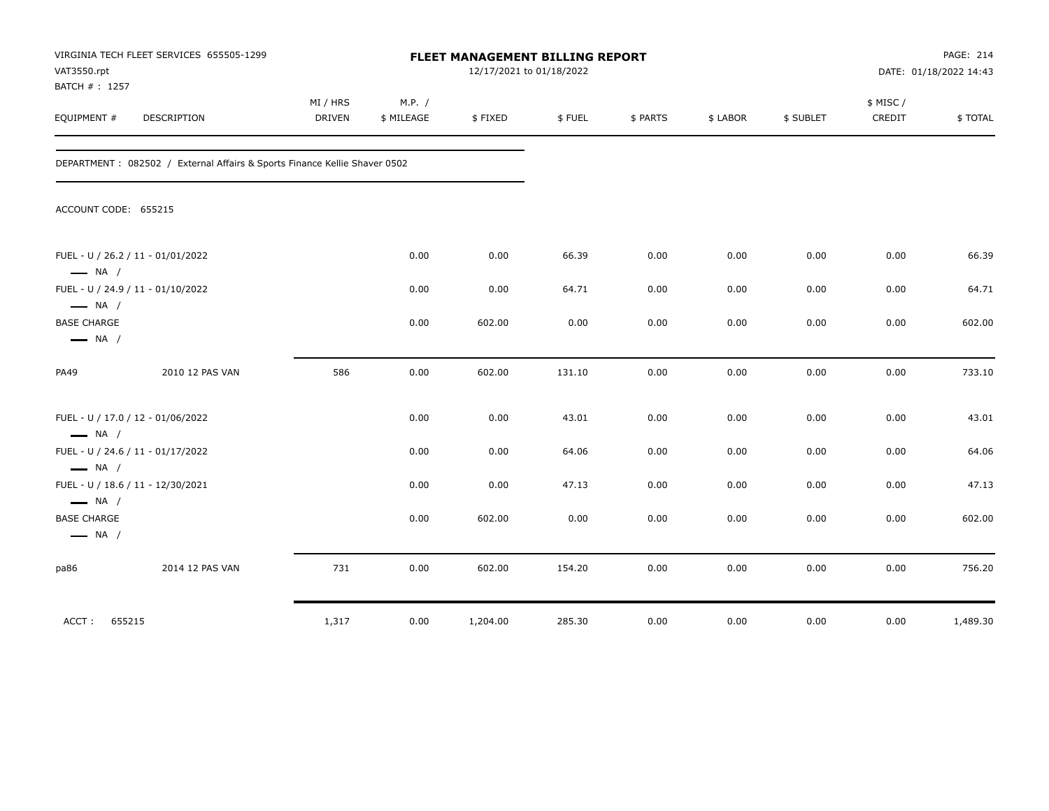VIRGINIA TECH FLEET SERVICES 655505-1299
VAT3550.rpt
BATCH # : 1257

**FLEET MANAGEMENT BILLING REPORT**
12/17/2021 to 01/18/2022

DATE: 01/18/2022 14:43

| EQUIPMENT # | DESCRIPTION | MI / HRS DRIVEN | M.P. / $ MILEAGE | $ FIXED | $ FUEL | $ PARTS | $ LABOR | $ SUBLET | $ MISC / CREDIT | $ TOTAL |
|---|---|---|---|---|---|---|---|---|---|---|

DEPARTMENT : 082502 / External Affairs & Sports Finance Kellie Shaver 0502

ACCOUNT CODE: 655215

| EQUIPMENT # | DESCRIPTION | MI / HRS DRIVEN | M.P. / $ MILEAGE | $ FIXED | $ FUEL | $ PARTS | $ LABOR | $ SUBLET | $ MISC / CREDIT | $ TOTAL |
|---|---|---|---|---|---|---|---|---|---|---|
| FUEL - U / 26.2 / 11 - 01/01/2022 — NA / | | | 0.00 | 0.00 | 66.39 | 0.00 | 0.00 | 0.00 | 0.00 | 66.39 |
| FUEL - U / 24.9 / 11 - 01/10/2022 — NA / | | | 0.00 | 0.00 | 64.71 | 0.00 | 0.00 | 0.00 | 0.00 | 64.71 |
| BASE CHARGE — NA / | | | 0.00 | 602.00 | 0.00 | 0.00 | 0.00 | 0.00 | 0.00 | 602.00 |
| PA49 | 2010 12 PAS VAN | 586 | 0.00 | 602.00 | 131.10 | 0.00 | 0.00 | 0.00 | 0.00 | 733.10 |
| FUEL - U / 17.0 / 12 - 01/06/2022 — NA / | | | 0.00 | 0.00 | 43.01 | 0.00 | 0.00 | 0.00 | 0.00 | 43.01 |
| FUEL - U / 24.6 / 11 - 01/17/2022 — NA / | | | 0.00 | 0.00 | 64.06 | 0.00 | 0.00 | 0.00 | 0.00 | 64.06 |
| FUEL - U / 18.6 / 11 - 12/30/2021 — NA / | | | 0.00 | 0.00 | 47.13 | 0.00 | 0.00 | 0.00 | 0.00 | 47.13 |
| BASE CHARGE — NA / | | | 0.00 | 602.00 | 0.00 | 0.00 | 0.00 | 0.00 | 0.00 | 602.00 |
| pa86 | 2014 12 PAS VAN | 731 | 0.00 | 602.00 | 154.20 | 0.00 | 0.00 | 0.00 | 0.00 | 756.20 |
| ACCT : 655215 | | 1,317 | 0.00 | 1,204.00 | 285.30 | 0.00 | 0.00 | 0.00 | 0.00 | 1,489.30 |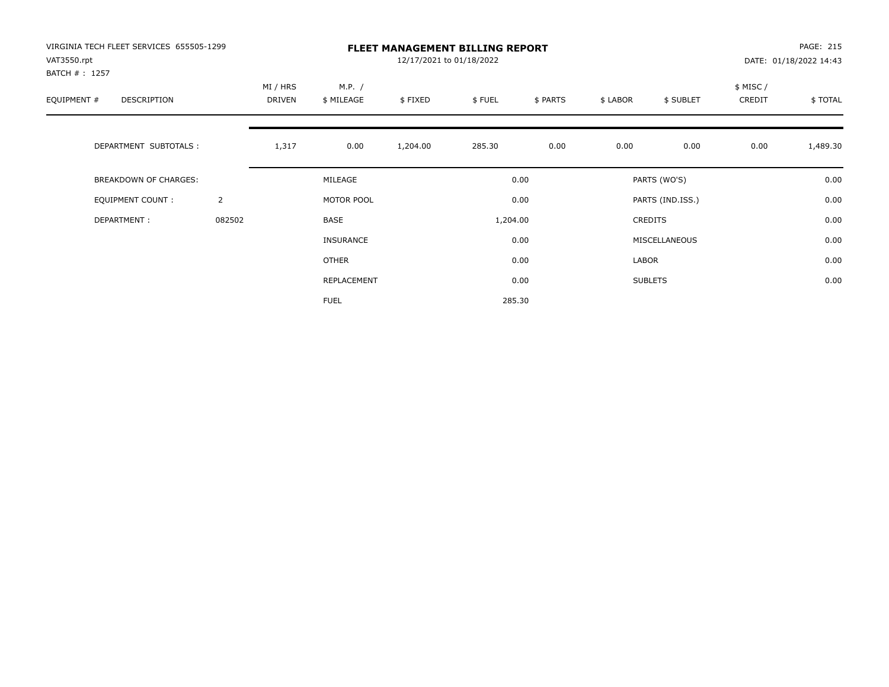VIRGINIA TECH FLEET SERVICES 655505-1299
VAT3550.rpt
BATCH # : 1257

# FLEET MANAGEMENT BILLING REPORT

12/17/2021 to 01/18/2022

PAGE: 215
DATE: 01/18/2022 14:43

| EQUIPMENT # | DESCRIPTION | MI / HRS DRIVEN | M.P. / $ MILEAGE | $ FIXED | $ FUEL | $ PARTS | $ LABOR | $ SUBLET | $ MISC / CREDIT | $ TOTAL |
|---|---|---|---|---|---|---|---|---|---|---|
| | DEPARTMENT SUBTOTALS : | 1,317 | 0.00 | 1,204.00 | 285.30 | 0.00 | 0.00 | 0.00 | 0.00 | 1,489.30 |

| | | | | | |
|---|---|---|---|---|---|
| BREAKDOWN OF CHARGES: | | MILEAGE | 0.00 | PARTS (WO'S) | 0.00 |
| EQUIPMENT COUNT : | 2 | MOTOR POOL | 0.00 | PARTS (IND.ISS.) | 0.00 |
| DEPARTMENT : | 082502 | BASE | 1,204.00 | CREDITS | 0.00 |
| | | INSURANCE | 0.00 | MISCELLANEOUS | 0.00 |
| | | OTHER | 0.00 | LABOR | 0.00 |
| | | REPLACEMENT | 0.00 | SUBLETS | 0.00 |
| | | FUEL | 285.30 | | |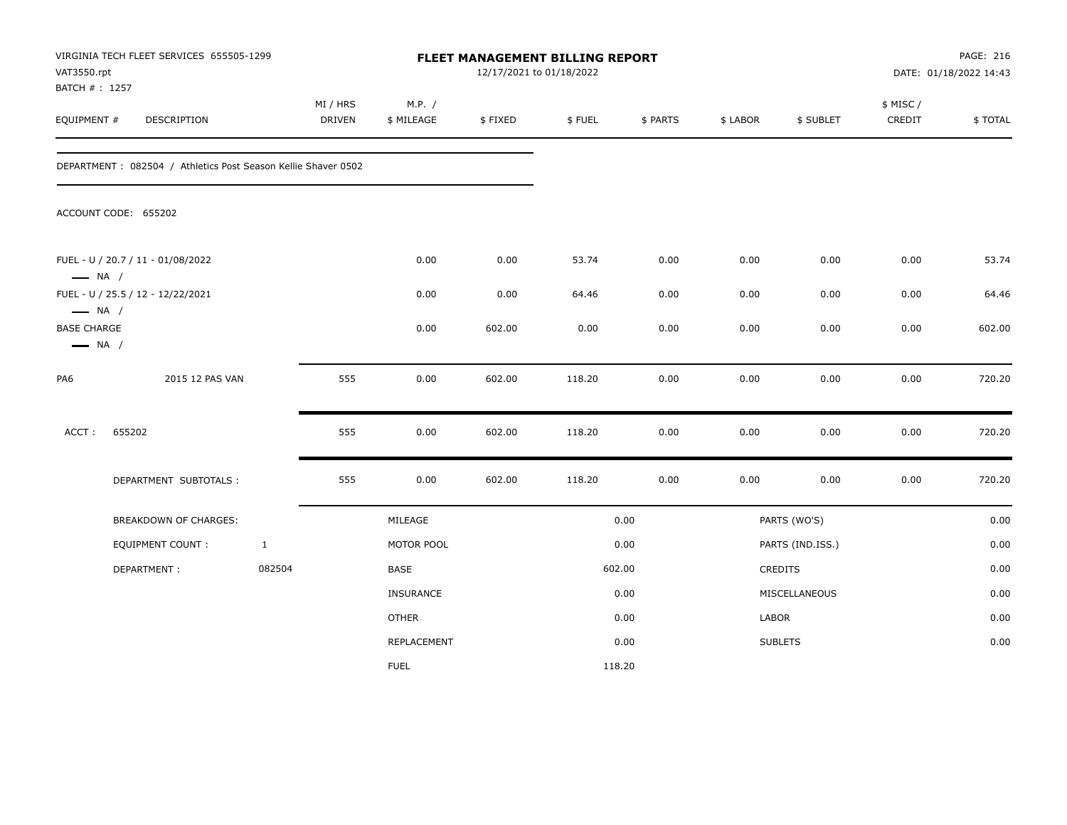VIRGINIA TECH FLEET SERVICES 655505-1299
VAT3550.rpt
BATCH # : 1257

**FLEET MANAGEMENT BILLING REPORT**
12/17/2021 to 01/18/2022

DATE: 01/18/2022 14:43

| EQUIPMENT # | DESCRIPTION | MI / HRS DRIVEN | M.P. / $ MILEAGE | $ FIXED | $ FUEL | $ PARTS | $ LABOR | $ SUBLET | $ MISC / CREDIT | $ TOTAL |
|---|---|---|---|---|---|---|---|---|---|---|

DEPARTMENT : 082504 / Athletics Post Season Kellie Shaver 0502

ACCOUNT CODE: 655202

| EQUIPMENT # | DESCRIPTION | MI / HRS DRIVEN | M.P. / $ MILEAGE | $ FIXED | $ FUEL | $ PARTS | $ LABOR | $ SUBLET | $ MISC / CREDIT | $ TOTAL |
|---|---|---|---|---|---|---|---|---|---|---|
| FUEL - U / 20.7 / 11 - 01/08/2022 — NA / | | | 0.00 | 0.00 | 53.74 | 0.00 | 0.00 | 0.00 | 0.00 | 53.74 |
| FUEL - U / 25.5 / 12 - 12/22/2021 — NA / | | | 0.00 | 0.00 | 64.46 | 0.00 | 0.00 | 0.00 | 0.00 | 64.46 |
| BASE CHARGE — NA / | | | 0.00 | 602.00 | 0.00 | 0.00 | 0.00 | 0.00 | 0.00 | 602.00 |
| PA6 | 2015 12 PAS VAN | 555 | 0.00 | 602.00 | 118.20 | 0.00 | 0.00 | 0.00 | 0.00 | 720.20 |
| ACCT : 655202 | | 555 | 0.00 | 602.00 | 118.20 | 0.00 | 0.00 | 0.00 | 0.00 | 720.20 |
| | DEPARTMENT SUBTOTALS : | 555 | 0.00 | 602.00 | 118.20 | 0.00 | 0.00 | 0.00 | 0.00 | 720.20 |

| BREAKDOWN OF CHARGES: | | | | | |
|---|---|---|---|---|---|
| EQUIPMENT COUNT : | 1 | MILEAGE | 0.00 | PARTS (WO'S) | 0.00 |
| DEPARTMENT : | 082504 | MOTOR POOL | 0.00 | PARTS (IND.ISS.) | 0.00 |
| | | BASE | 602.00 | CREDITS | 0.00 |
| | | INSURANCE | 0.00 | MISCELLANEOUS | 0.00 |
| | | OTHER | 0.00 | LABOR | 0.00 |
| | | REPLACEMENT | 0.00 | SUBLETS | 0.00 |
| | | FUEL | 118.20 | | |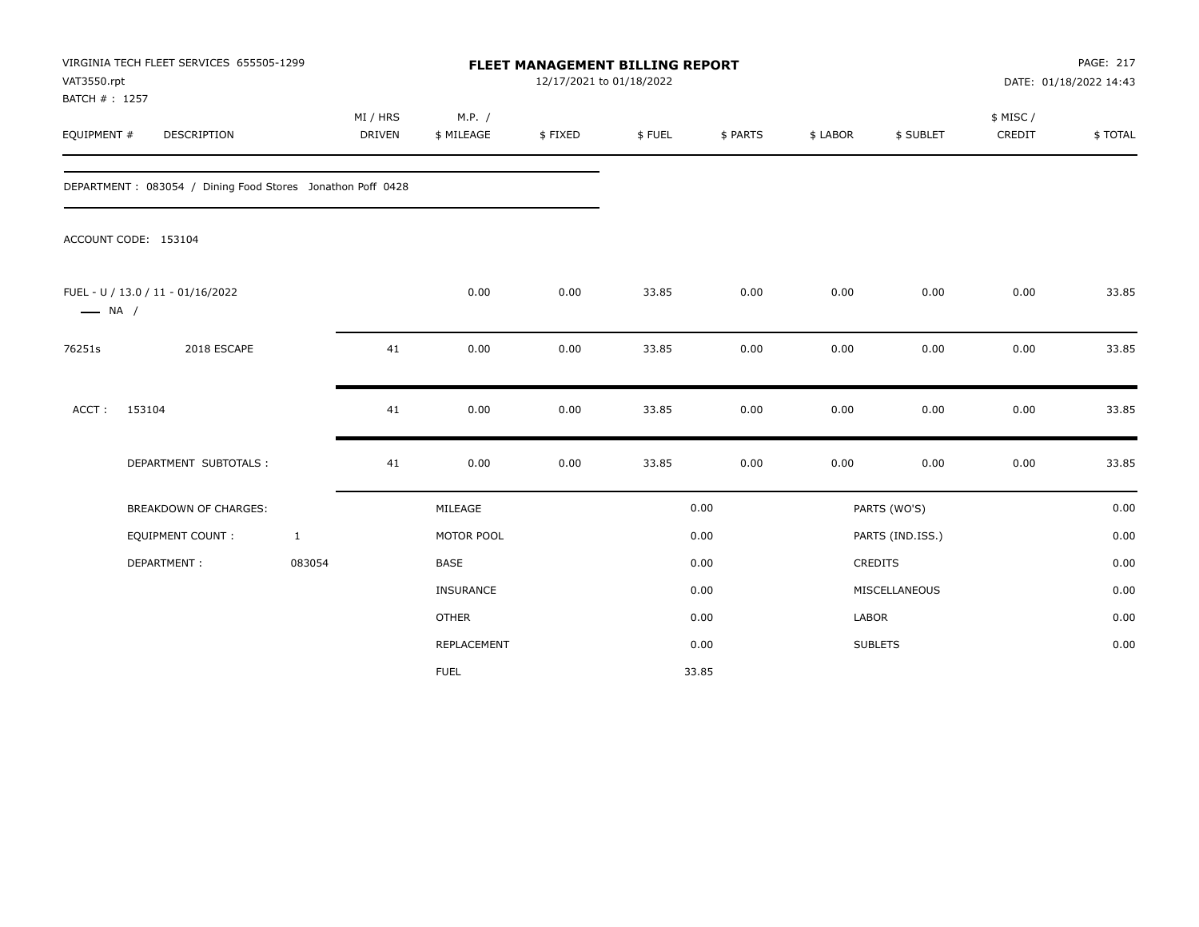VIRGINIA TECH FLEET SERVICES 655505-1299
VAT3550.rpt
BATCH # : 1257

**FLEET MANAGEMENT BILLING REPORT**
12/17/2021 to 01/18/2022

DATE: 01/18/2022 14:43

| EQUIPMENT # | DESCRIPTION | MI / HRS DRIVEN | M.P. / $ MILEAGE | $ FIXED | $ FUEL | $ PARTS | $ LABOR | $ SUBLET | $ MISC / CREDIT | $ TOTAL |
|---|---|---|---|---|---|---|---|---|---|---|

DEPARTMENT : 083054 / Dining Food Stores Jonathon Poff 0428

ACCOUNT CODE: 153104

| EQUIPMENT # | DESCRIPTION | MI / HRS DRIVEN | M.P. / $ MILEAGE | $ FIXED | $ FUEL | $ PARTS | $ LABOR | $ SUBLET | $ MISC / CREDIT | $ TOTAL |
|---|---|---|---|---|---|---|---|---|---|---|
| FUEL - U / 13.0 / 11 - 01/16/2022 —— NA / | | | 0.00 | 0.00 | 33.85 | 0.00 | 0.00 | 0.00 | 0.00 | 33.85 |
| 76251s | 2018 ESCAPE | 41 | 0.00 | 0.00 | 33.85 | 0.00 | 0.00 | 0.00 | 0.00 | 33.85 |
| ACCT : | 153104 | 41 | 0.00 | 0.00 | 33.85 | 0.00 | 0.00 | 0.00 | 0.00 | 33.85 |
| | DEPARTMENT SUBTOTALS : | 41 | 0.00 | 0.00 | 33.85 | 0.00 | 0.00 | 0.00 | 0.00 | 33.85 |

| BREAKDOWN OF CHARGES: | | | | | |
|---|---|---|---|---|---|
| EQUIPMENT COUNT : | 1 | MILEAGE | 0.00 | PARTS (WO'S) | 0.00 |
| DEPARTMENT : | 083054 | MOTOR POOL | 0.00 | PARTS (IND.ISS.) | 0.00 |
| | | BASE | 0.00 | CREDITS | 0.00 |
| | | INSURANCE | 0.00 | MISCELLANEOUS | 0.00 |
| | | OTHER | 0.00 | LABOR | 0.00 |
| | | REPLACEMENT | 0.00 | SUBLETS | 0.00 |
| | | FUEL | 33.85 | | |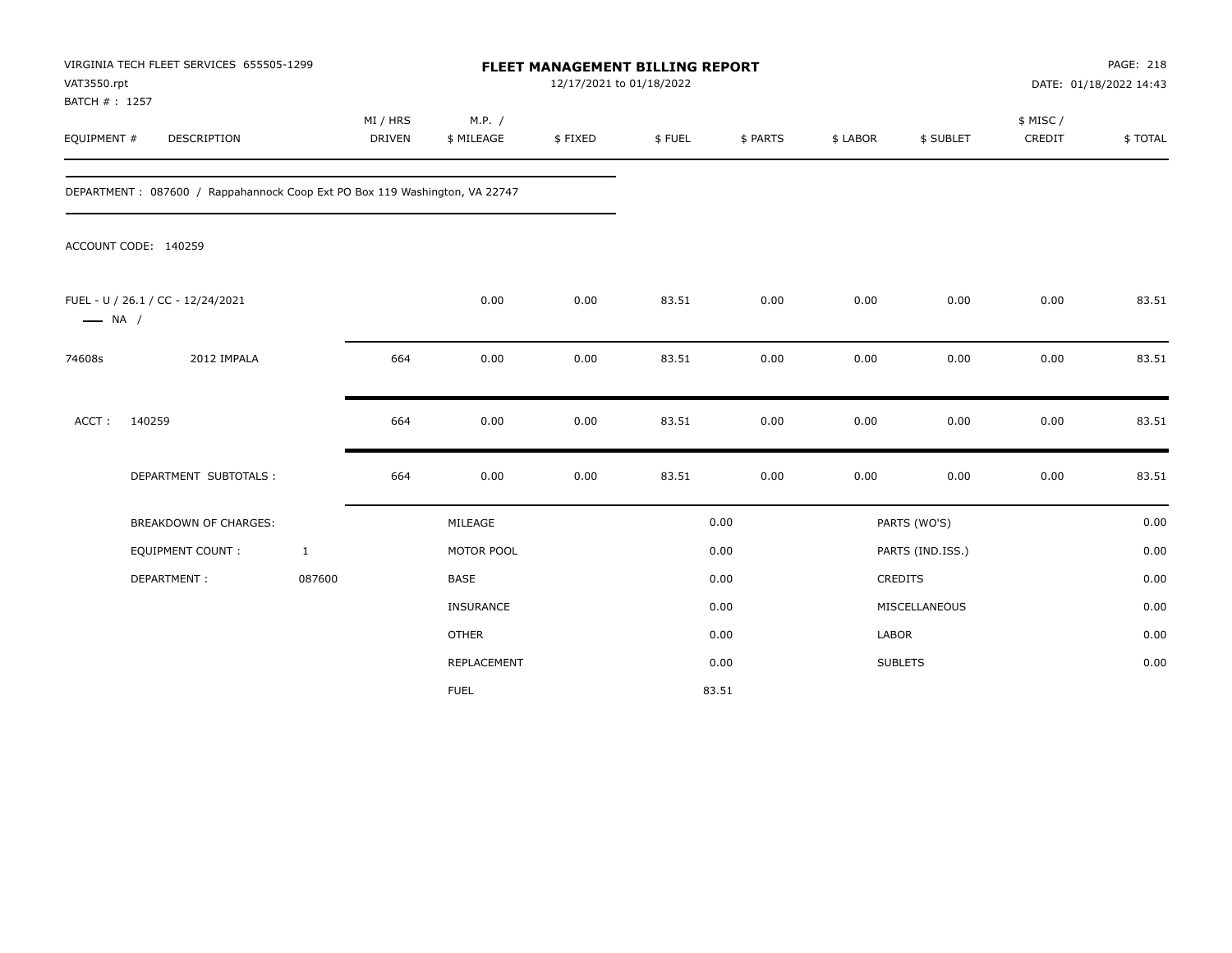VIRGINIA TECH FLEET SERVICES 655505-1299
VAT3550.rpt
BATCH # : 1257

# FLEET MANAGEMENT BILLING REPORT

12/17/2021 to 01/18/2022

PAGE: 218
DATE: 01/18/2022 14:43

| EQUIPMENT # | DESCRIPTION | MI / HRS DRIVEN | M.P. / $ MILEAGE | $ FIXED | $ FUEL | $ PARTS | $ LABOR | $ SUBLET | $ MISC / CREDIT | $ TOTAL |
|---|---|---|---|---|---|---|---|---|---|---|

DEPARTMENT : 087600 / Rappahannock Coop Ext PO Box 119 Washington, VA 22747

ACCOUNT CODE: 140259

| EQUIPMENT # | DESCRIPTION | MI / HRS DRIVEN | M.P. / $ MILEAGE | $ FIXED | $ FUEL | $ PARTS | $ LABOR | $ SUBLET | $ MISC / CREDIT | $ TOTAL |
|---|---|---|---|---|---|---|---|---|---|---|
| FUEL - U / 26.1 / CC - 12/24/2021 —— NA / | | | 0.00 | 0.00 | 83.51 | 0.00 | 0.00 | 0.00 | 0.00 | 83.51 |
| 74608s | 2012 IMPALA | 664 | 0.00 | 0.00 | 83.51 | 0.00 | 0.00 | 0.00 | 0.00 | 83.51 |
| ACCT : | 140259 | 664 | 0.00 | 0.00 | 83.51 | 0.00 | 0.00 | 0.00 | 0.00 | 83.51 |
| | DEPARTMENT SUBTOTALS : | 664 | 0.00 | 0.00 | 83.51 | 0.00 | 0.00 | 0.00 | 0.00 | 83.51 |

| BREAKDOWN OF CHARGES: | | | | | |
|---|---|---|---|---|---|
| EQUIPMENT COUNT : | 1 | MILEAGE | 0.00 | PARTS (WO'S) | 0.00 |
| DEPARTMENT : | 087600 | MOTOR POOL | 0.00 | PARTS (IND.ISS.) | 0.00 |
| | | BASE | 0.00 | CREDITS | 0.00 |
| | | INSURANCE | 0.00 | MISCELLANEOUS | 0.00 |
| | | OTHER | 0.00 | LABOR | 0.00 |
| | | REPLACEMENT | 0.00 | SUBLETS | 0.00 |
| | | FUEL | 83.51 | | |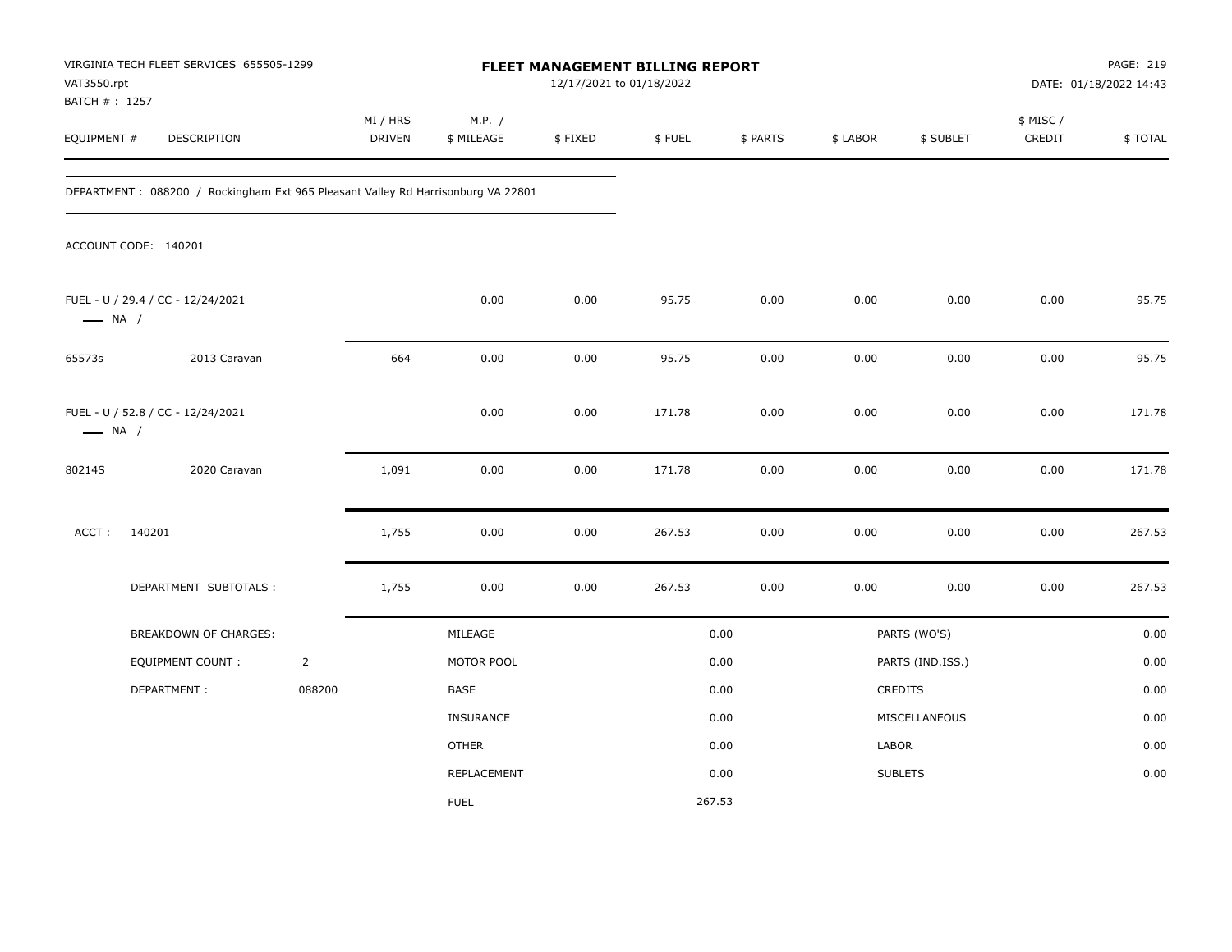VIRGINIA TECH FLEET SERVICES 655505-1299
VAT3550.rpt
BATCH # : 1257

**FLEET MANAGEMENT BILLING REPORT**
12/17/2021 to 01/18/2022

DATE: 01/18/2022 14:43

| EQUIPMENT # | DESCRIPTION | MI / HRS DRIVEN | M.P. / $ MILEAGE | $ FIXED | $ FUEL | $ PARTS | $ LABOR | $ SUBLET | $ MISC / CREDIT | $ TOTAL |
|---|---|---|---|---|---|---|---|---|---|---|

DEPARTMENT : 088200 / Rockingham Ext 965 Pleasant Valley Rd Harrisonburg VA 22801

ACCOUNT CODE: 140201

| EQUIPMENT # | DESCRIPTION | MI / HRS DRIVEN | M.P. / $ MILEAGE | $ FIXED | $ FUEL | $ PARTS | $ LABOR | $ SUBLET | $ MISC / CREDIT | $ TOTAL |
|---|---|---|---|---|---|---|---|---|---|---|
| FUEL - U / 29.4 / CC - 12/24/2021 — NA / | | | 0.00 | 0.00 | 95.75 | 0.00 | 0.00 | 0.00 | 0.00 | 95.75 |
| 65573s | 2013 Caravan | 664 | 0.00 | 0.00 | 95.75 | 0.00 | 0.00 | 0.00 | 0.00 | 95.75 |
| FUEL - U / 52.8 / CC - 12/24/2021 — NA / | | | 0.00 | 0.00 | 171.78 | 0.00 | 0.00 | 0.00 | 0.00 | 171.78 |
| 80214S | 2020 Caravan | 1,091 | 0.00 | 0.00 | 171.78 | 0.00 | 0.00 | 0.00 | 0.00 | 171.78 |
| ACCT : 140201 | | 1,755 | 0.00 | 0.00 | 267.53 | 0.00 | 0.00 | 0.00 | 0.00 | 267.53 |
| DEPARTMENT SUBTOTALS : | | 1,755 | 0.00 | 0.00 | 267.53 | 0.00 | 0.00 | 0.00 | 0.00 | 267.53 |

| BREAKDOWN OF CHARGES: | | | | | |
|---|---|---|---|---|---|
| EQUIPMENT COUNT : | 2 | MILEAGE | 0.00 | PARTS (WO'S) | 0.00 |
| DEPARTMENT : | 088200 | MOTOR POOL | 0.00 | PARTS (IND.ISS.) | 0.00 |
| | | BASE | 0.00 | CREDITS | 0.00 |
| | | INSURANCE | 0.00 | MISCELLANEOUS | 0.00 |
| | | OTHER | 0.00 | LABOR | 0.00 |
| | | REPLACEMENT | 0.00 | SUBLETS | 0.00 |
| | | FUEL | 267.53 | | |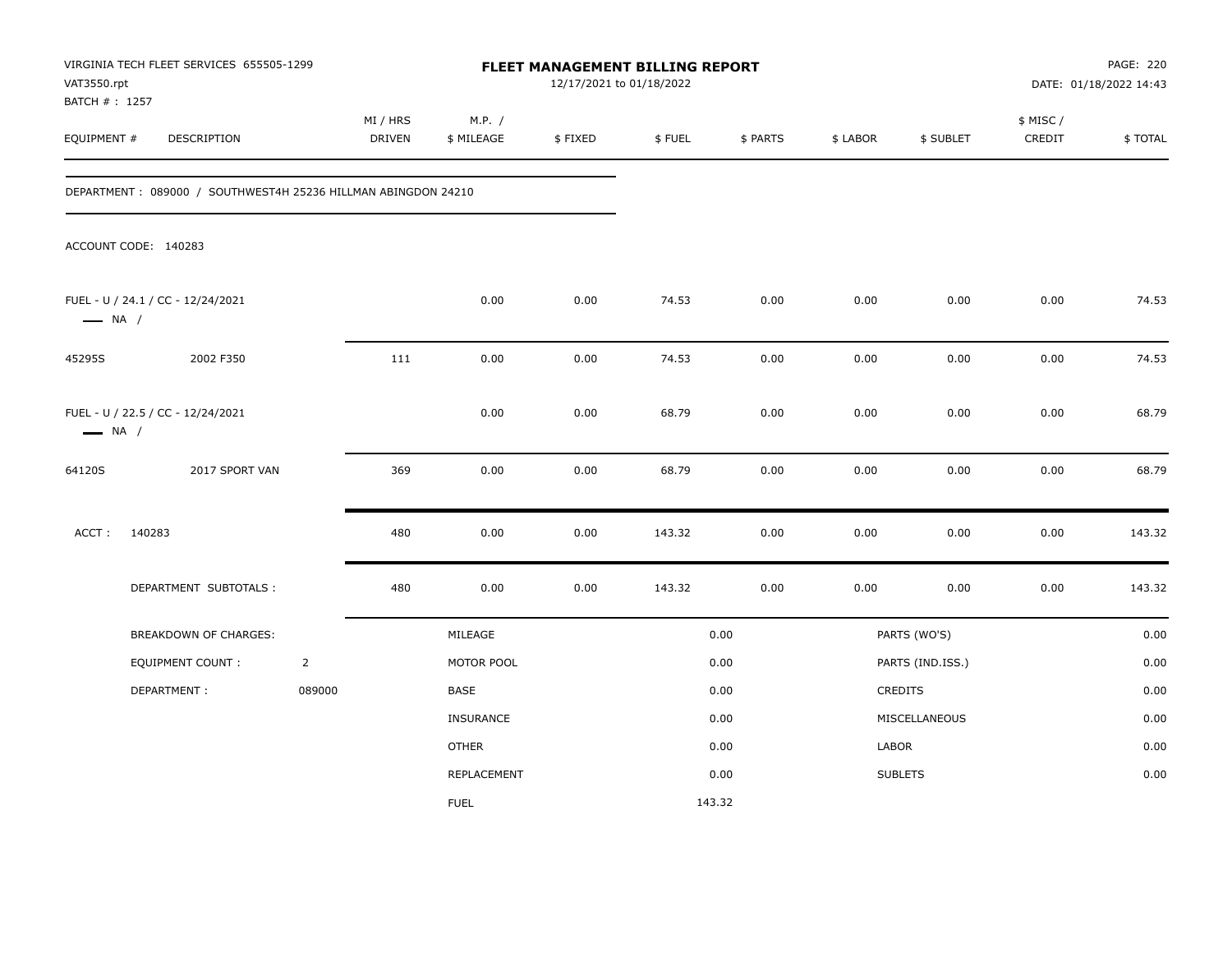VIRGINIA TECH FLEET SERVICES 655505-1299
VAT3550.rpt
BATCH # : 1257

# FLEET MANAGEMENT BILLING REPORT

12/17/2021 to 01/18/2022

PAGE: 220
DATE: 01/18/2022 14:43

| EQUIPMENT # | DESCRIPTION | MI / HRS DRIVEN | M.P. / $ MILEAGE | $ FIXED | $ FUEL | $ PARTS | $ LABOR | $ SUBLET | $ MISC / CREDIT | $ TOTAL |
|---|---|---|---|---|---|---|---|---|---|---|

DEPARTMENT : 089000 / SOUTHWEST4H 25236 HILLMAN ABINGDON 24210

ACCOUNT CODE: 140283

| EQUIPMENT # | DESCRIPTION | MI / HRS DRIVEN | M.P. / $ MILEAGE | $ FIXED | $ FUEL | $ PARTS | $ LABOR | $ SUBLET | $ MISC / CREDIT | $ TOTAL |
|---|---|---|---|---|---|---|---|---|---|---|
| FUEL - U / 24.1 / CC - 12/24/2021 — NA / | | | 0.00 | 0.00 | 74.53 | 0.00 | 0.00 | 0.00 | 0.00 | 74.53 |
| 45295S | 2002 F350 | 111 | 0.00 | 0.00 | 74.53 | 0.00 | 0.00 | 0.00 | 0.00 | 74.53 |
| FUEL - U / 22.5 / CC - 12/24/2021 — NA / | | | 0.00 | 0.00 | 68.79 | 0.00 | 0.00 | 0.00 | 0.00 | 68.79 |
| 64120S | 2017 SPORT VAN | 369 | 0.00 | 0.00 | 68.79 | 0.00 | 0.00 | 0.00 | 0.00 | 68.79 |
| ACCT : 140283 | | 480 | 0.00 | 0.00 | 143.32 | 0.00 | 0.00 | 0.00 | 0.00 | 143.32 |
| DEPARTMENT SUBTOTALS : | | 480 | 0.00 | 0.00 | 143.32 | 0.00 | 0.00 | 0.00 | 0.00 | 143.32 |

| BREAKDOWN OF CHARGES: | | | | | |
|---|---|---|---|---|---|
| EQUIPMENT COUNT : | 2 | MILEAGE | 0.00 | PARTS (WO'S) | 0.00 |
| DEPARTMENT : | 089000 | MOTOR POOL | 0.00 | PARTS (IND.ISS.) | 0.00 |
| | | BASE | 0.00 | CREDITS | 0.00 |
| | | INSURANCE | 0.00 | MISCELLANEOUS | 0.00 |
| | | OTHER | 0.00 | LABOR | 0.00 |
| | | REPLACEMENT | 0.00 | SUBLETS | 0.00 |
| | | FUEL | 143.32 | | |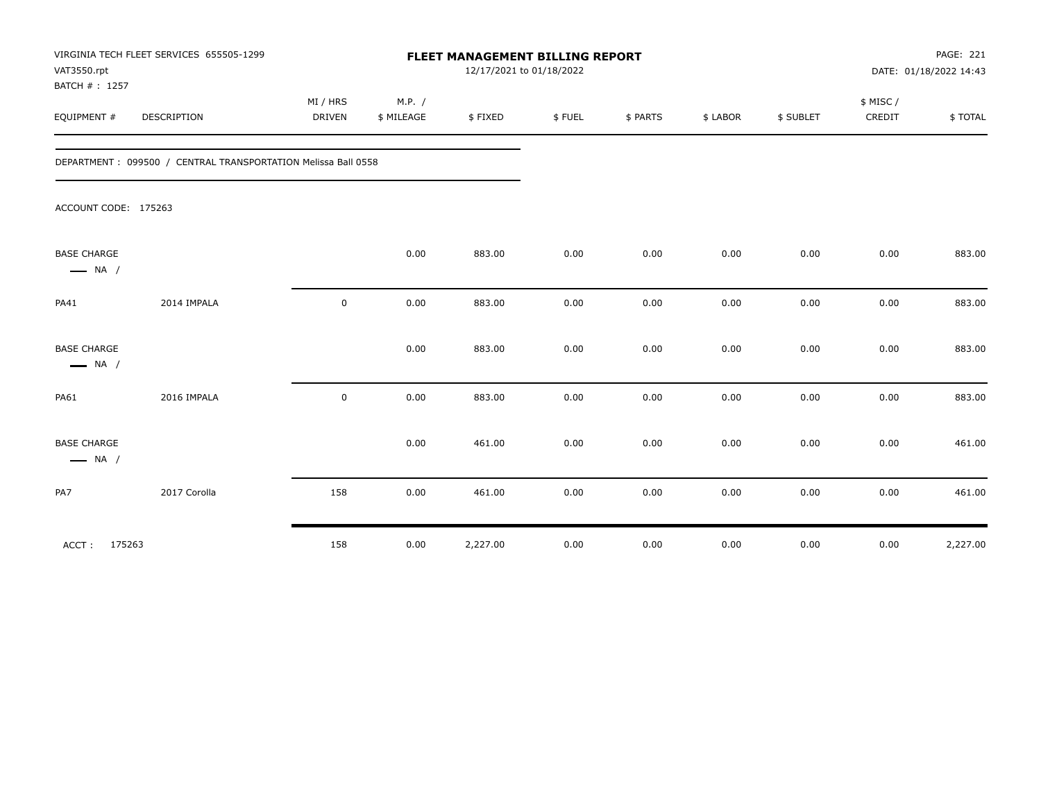VIRGINIA TECH FLEET SERVICES 655505-1299
VAT3550.rpt
BATCH # : 1257

# FLEET MANAGEMENT BILLING REPORT

12/17/2021 to 01/18/2022

PAGE: 221
DATE: 01/18/2022 14:43

DEPARTMENT : 099500 / CENTRAL TRANSPORTATION Melissa Ball 0558

ACCOUNT CODE: 175263

| EQUIPMENT # | DESCRIPTION | MI / HRS DRIVEN | M.P. / $ MILEAGE | $ FIXED | $ FUEL | $ PARTS | $ LABOR | $ SUBLET | $ MISC / CREDIT | $ TOTAL |
|---|---|---|---|---|---|---|---|---|---|---|
| BASE CHARGE NA / | | | 0.00 | 883.00 | 0.00 | 0.00 | 0.00 | 0.00 | 0.00 | 883.00 |
| PA41 | 2014 IMPALA | 0 | 0.00 | 883.00 | 0.00 | 0.00 | 0.00 | 0.00 | 0.00 | 883.00 |
| BASE CHARGE NA / | | | 0.00 | 883.00 | 0.00 | 0.00 | 0.00 | 0.00 | 0.00 | 883.00 |
| PA61 | 2016 IMPALA | 0 | 0.00 | 883.00 | 0.00 | 0.00 | 0.00 | 0.00 | 0.00 | 883.00 |
| BASE CHARGE NA / | | | 0.00 | 461.00 | 0.00 | 0.00 | 0.00 | 0.00 | 0.00 | 461.00 |
| PA7 | 2017 Corolla | 158 | 0.00 | 461.00 | 0.00 | 0.00 | 0.00 | 0.00 | 0.00 | 461.00 |
| ACCT : 175263 | | 158 | 0.00 | 2,227.00 | 0.00 | 0.00 | 0.00 | 0.00 | 0.00 | 2,227.00 |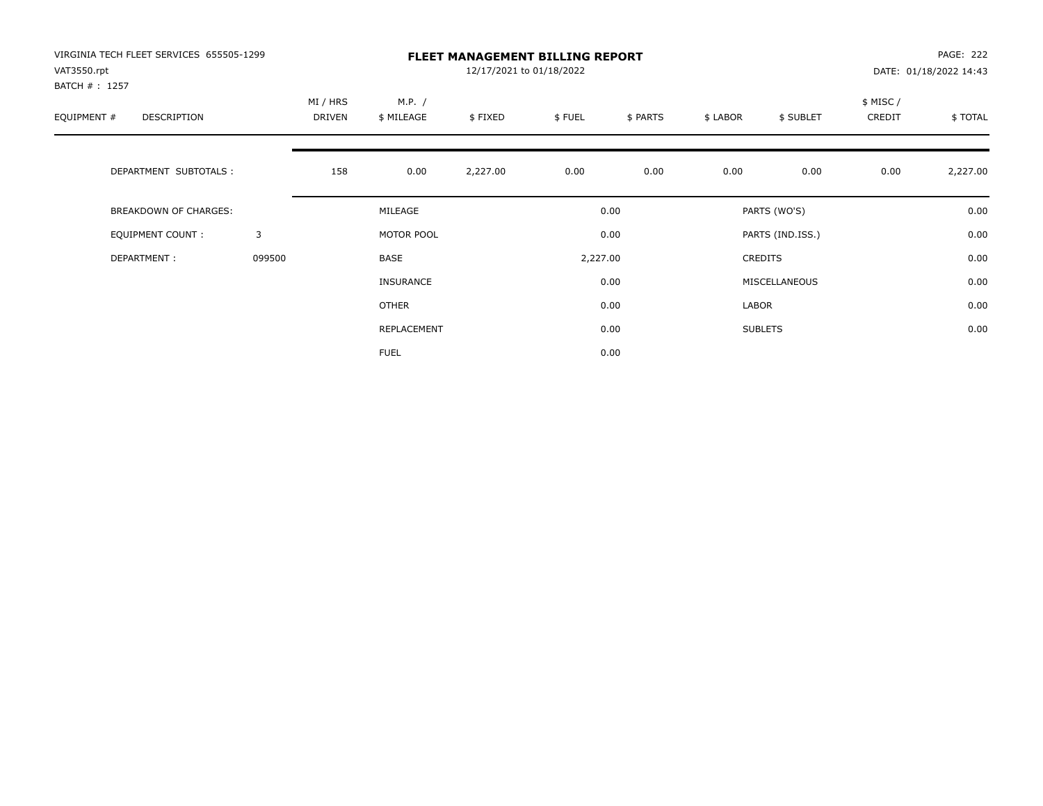VIRGINIA TECH FLEET SERVICES 655505-1299
VAT3550.rpt
BATCH # : 1257

# FLEET MANAGEMENT BILLING REPORT

12/17/2021 to 01/18/2022

PAGE: 222
DATE: 01/18/2022 14:43

| EQUIPMENT # | DESCRIPTION | | MI / HRS DRIVEN | M.P. / $ MILEAGE | $ FIXED | $ FUEL | $ PARTS | $ LABOR | $ SUBLET | $ MISC / CREDIT | $ TOTAL |
|---|---|---|---|---|---|---|---|---|---|---|---|
| | DEPARTMENT SUBTOTALS : | | 158 | 0.00 | 2,227.00 | 0.00 | 0.00 | 0.00 | 0.00 | 0.00 | 2,227.00 |

| | | | | | |
|---|---|---|---|---|---|
| BREAKDOWN OF CHARGES: | | MILEAGE | 0.00 | PARTS (WO'S) | 0.00 |
| EQUIPMENT COUNT : | 3 | MOTOR POOL | 0.00 | PARTS (IND.ISS.) | 0.00 |
| DEPARTMENT : | 099500 | BASE | 2,227.00 | CREDITS | 0.00 |
| | | INSURANCE | 0.00 | MISCELLANEOUS | 0.00 |
| | | OTHER | 0.00 | LABOR | 0.00 |
| | | REPLACEMENT | 0.00 | SUBLETS | 0.00 |
| | | FUEL | 0.00 | | |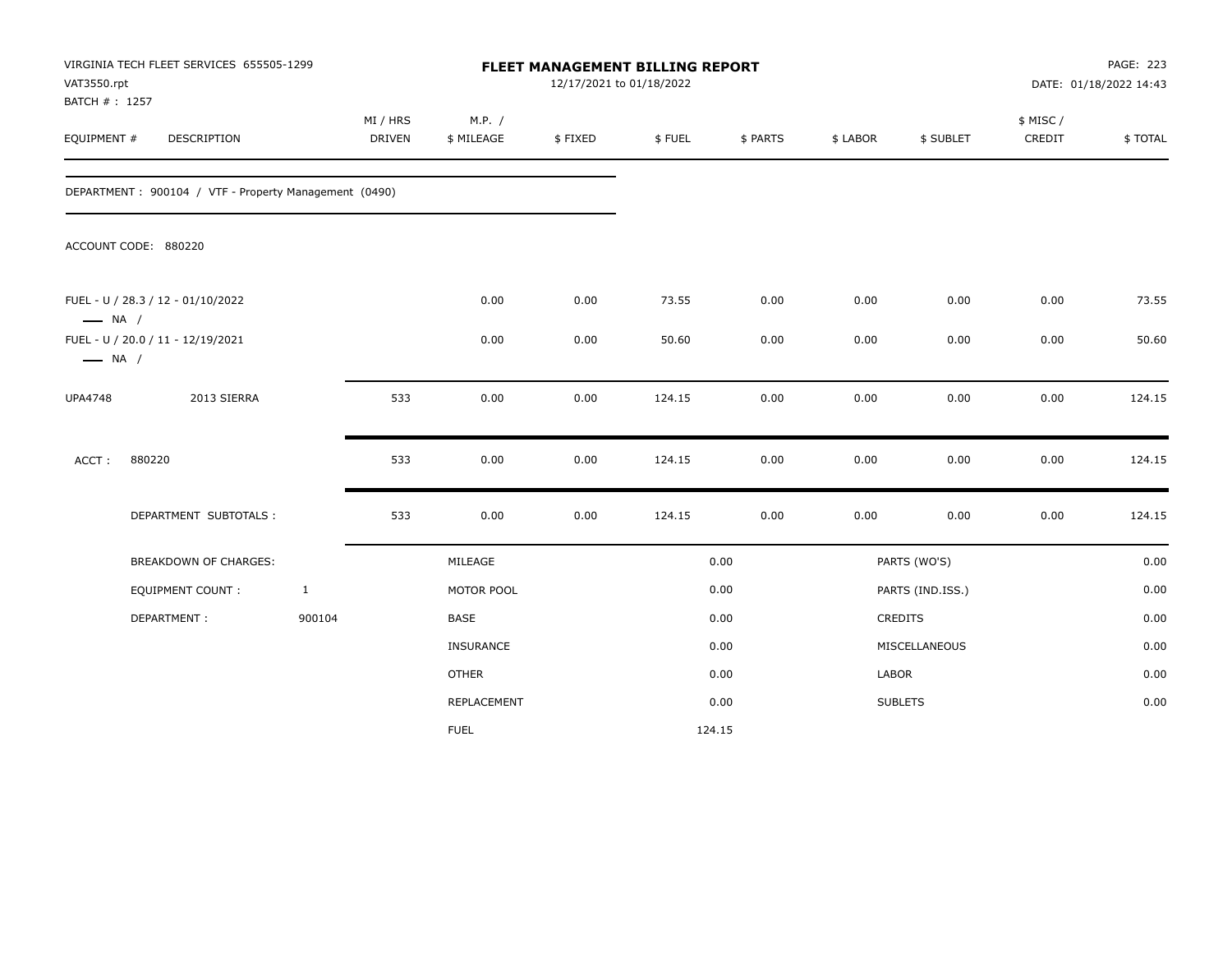VIRGINIA TECH FLEET SERVICES 655505-1299
VAT3550.rpt
BATCH # : 1257

# FLEET MANAGEMENT BILLING REPORT

12/17/2021 to 01/18/2022

DATE: 01/18/2022 14:43

| EQUIPMENT # | DESCRIPTION | MI / HRS DRIVEN | M.P. / $ MILEAGE | $ FIXED | $ FUEL | $ PARTS | $ LABOR | $ SUBLET | $ MISC / CREDIT | $ TOTAL |
|---|---|---|---|---|---|---|---|---|---|---|

DEPARTMENT : 900104 / VTF - Property Management (0490)

ACCOUNT CODE: 880220

| EQUIPMENT # | DESCRIPTION | MI / HRS DRIVEN | M.P. / $ MILEAGE | $ FIXED | $ FUEL | $ PARTS | $ LABOR | $ SUBLET | $ MISC / CREDIT | $ TOTAL |
|---|---|---|---|---|---|---|---|---|---|---|
| FUEL - U / 28.3 / 12 - 01/10/2022 — NA / | | | 0.00 | 0.00 | 73.55 | 0.00 | 0.00 | 0.00 | 0.00 | 73.55 |
| FUEL - U / 20.0 / 11 - 12/19/2021 — NA / | | | 0.00 | 0.00 | 50.60 | 0.00 | 0.00 | 0.00 | 0.00 | 50.60 |
| UPA4748 | 2013 SIERRA | 533 | 0.00 | 0.00 | 124.15 | 0.00 | 0.00 | 0.00 | 0.00 | 124.15 |
| ACCT : | 880220 | 533 | 0.00 | 0.00 | 124.15 | 0.00 | 0.00 | 0.00 | 0.00 | 124.15 |
| | DEPARTMENT SUBTOTALS : | 533 | 0.00 | 0.00 | 124.15 | 0.00 | 0.00 | 0.00 | 0.00 | 124.15 |

| BREAKDOWN OF CHARGES: | | | | | |
|---|---|---|---|---|---|
| EQUIPMENT COUNT : | 1 | MILEAGE | 0.00 | PARTS (WO'S) | 0.00 |
| DEPARTMENT : | 900104 | MOTOR POOL | 0.00 | PARTS (IND.ISS.) | 0.00 |
| | | BASE | 0.00 | CREDITS | 0.00 |
| | | INSURANCE | 0.00 | MISCELLANEOUS | 0.00 |
| | | OTHER | 0.00 | LABOR | 0.00 |
| | | REPLACEMENT | 0.00 | SUBLETS | 0.00 |
| | | FUEL | 124.15 | | |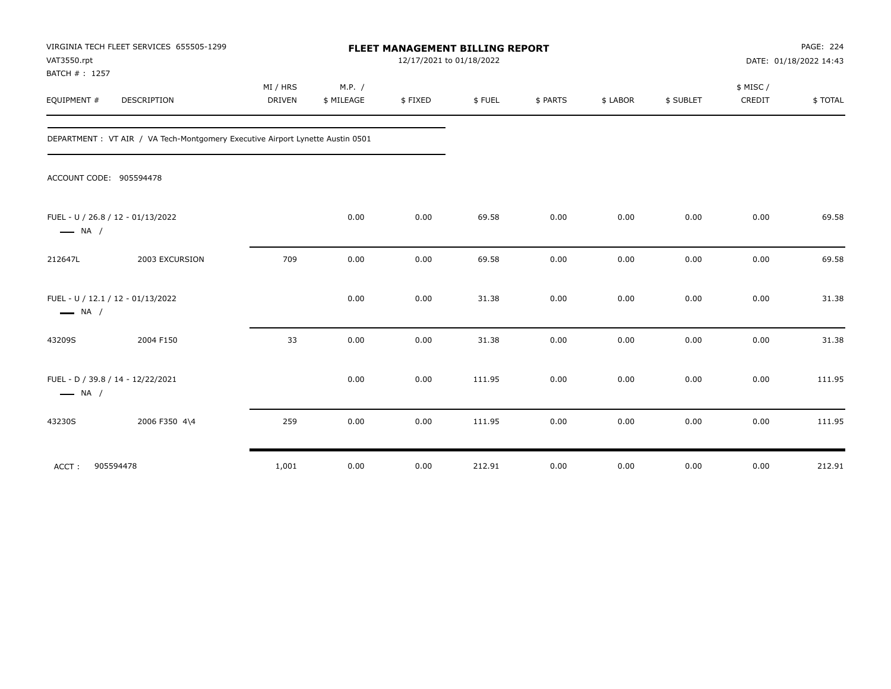VIRGINIA TECH FLEET SERVICES 655505-1299
VAT3550.rpt
BATCH # : 1257

**FLEET MANAGEMENT BILLING REPORT**
12/17/2021 to 01/18/2022

DATE: 01/18/2022 14:43

| EQUIPMENT # | DESCRIPTION | MI / HRS DRIVEN | M.P. / $ MILEAGE | $ FIXED | $ FUEL | $ PARTS | $ LABOR | $ SUBLET | $ MISC / CREDIT | $ TOTAL |
|---|---|---|---|---|---|---|---|---|---|---|

DEPARTMENT : VT AIR / VA Tech-Montgomery Executive Airport Lynette Austin 0501

ACCOUNT CODE: 905594478

| EQUIPMENT # | DESCRIPTION | MI / HRS DRIVEN | M.P. / $ MILEAGE | $ FIXED | $ FUEL | $ PARTS | $ LABOR | $ SUBLET | $ MISC / CREDIT | $ TOTAL |
|---|---|---|---|---|---|---|---|---|---|---|
| FUEL - U / 26.8 / 12 - 01/13/2022 — NA / | | | 0.00 | 0.00 | 69.58 | 0.00 | 0.00 | 0.00 | 0.00 | 69.58 |
| 212647L | 2003 EXCURSION | 709 | 0.00 | 0.00 | 69.58 | 0.00 | 0.00 | 0.00 | 0.00 | 69.58 |
| FUEL - U / 12.1 / 12 - 01/13/2022 — NA / | | | 0.00 | 0.00 | 31.38 | 0.00 | 0.00 | 0.00 | 0.00 | 31.38 |
| 43209S | 2004 F150 | 33 | 0.00 | 0.00 | 31.38 | 0.00 | 0.00 | 0.00 | 0.00 | 31.38 |
| FUEL - D / 39.8 / 14 - 12/22/2021 — NA / | | | 0.00 | 0.00 | 111.95 | 0.00 | 0.00 | 0.00 | 0.00 | 111.95 |
| 43230S | 2006 F350 4\4 | 259 | 0.00 | 0.00 | 111.95 | 0.00 | 0.00 | 0.00 | 0.00 | 111.95 |
| ACCT : | 905594478 | 1,001 | 0.00 | 0.00 | 212.91 | 0.00 | 0.00 | 0.00 | 0.00 | 212.91 |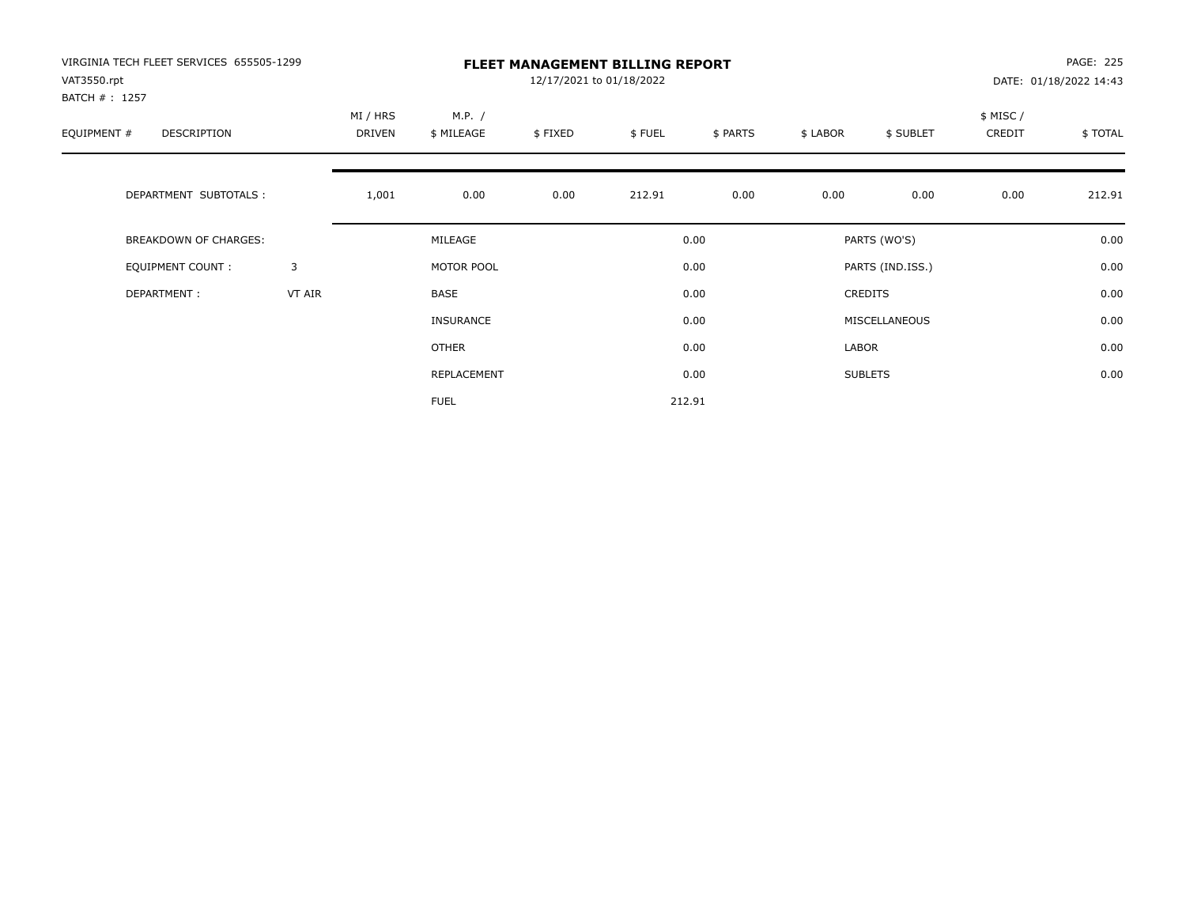VIRGINIA TECH FLEET SERVICES 655505-1299
VAT3550.rpt
BATCH # : 1257

# FLEET MANAGEMENT BILLING REPORT

12/17/2021 to 01/18/2022

PAGE: 225
DATE: 01/18/2022 14:43

| EQUIPMENT # | DESCRIPTION | MI / HRS DRIVEN | M.P. / $ MILEAGE | $ FIXED | $ FUEL | $ PARTS | $ LABOR | $ SUBLET | $ MISC / CREDIT | $ TOTAL |
|---|---|---|---|---|---|---|---|---|---|---|
| | DEPARTMENT SUBTOTALS : | 1,001 | 0.00 | 0.00 | 212.91 | 0.00 | 0.00 | 0.00 | 0.00 | 212.91 |

| | | | | | |
|---|---|---|---|---|---|
| BREAKDOWN OF CHARGES: | | MILEAGE | 0.00 | PARTS (WO'S) | 0.00 |
| EQUIPMENT COUNT : | 3 | MOTOR POOL | 0.00 | PARTS (IND.ISS.) | 0.00 |
| DEPARTMENT : | VT AIR | BASE | 0.00 | CREDITS | 0.00 |
| | | INSURANCE | 0.00 | MISCELLANEOUS | 0.00 |
| | | OTHER | 0.00 | LABOR | 0.00 |
| | | REPLACEMENT | 0.00 | SUBLETS | 0.00 |
| | | FUEL | 212.91 | | |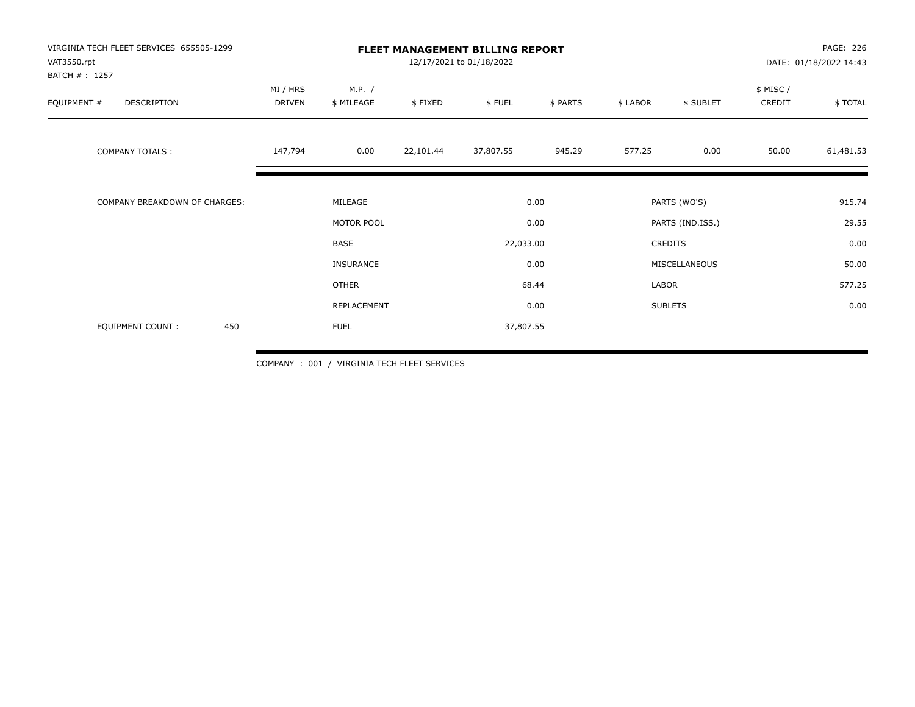VIRGINIA TECH FLEET SERVICES 655505-1299
VAT3550.rpt
BATCH # : 1257

# FLEET MANAGEMENT BILLING REPORT

12/17/2021 to 01/18/2022

DATE: 01/18/2022 14:43

| EQUIPMENT # | DESCRIPTION | MI / HRS DRIVEN | M.P. / $ MILEAGE | $ FIXED | $ FUEL | $ PARTS | $ LABOR | $ SUBLET | $ MISC / CREDIT | $ TOTAL |
|---|---|---|---|---|---|---|---|---|---|---|
| COMPANY TOTALS : | | 147,794 | 0.00 | 22,101.44 | 37,807.55 | 945.29 | 577.25 | 0.00 | 50.00 | 61,481.53 |

| COMPANY BREAKDOWN OF CHARGES: | | | | |
|---|---|---|---|---|
| | MILEAGE | 0.00 | PARTS (WO'S) | 915.74 |
| | MOTOR POOL | 0.00 | PARTS (IND.ISS.) | 29.55 |
| | BASE | 22,033.00 | CREDITS | 0.00 |
| | INSURANCE | 0.00 | MISCELLANEOUS | 50.00 |
| | OTHER | 68.44 | LABOR | 577.25 |
| | REPLACEMENT | 0.00 | SUBLETS | 0.00 |
| EQUIPMENT COUNT : 450 | FUEL | 37,807.55 | | |

COMPANY : 001 / VIRGINIA TECH FLEET SERVICES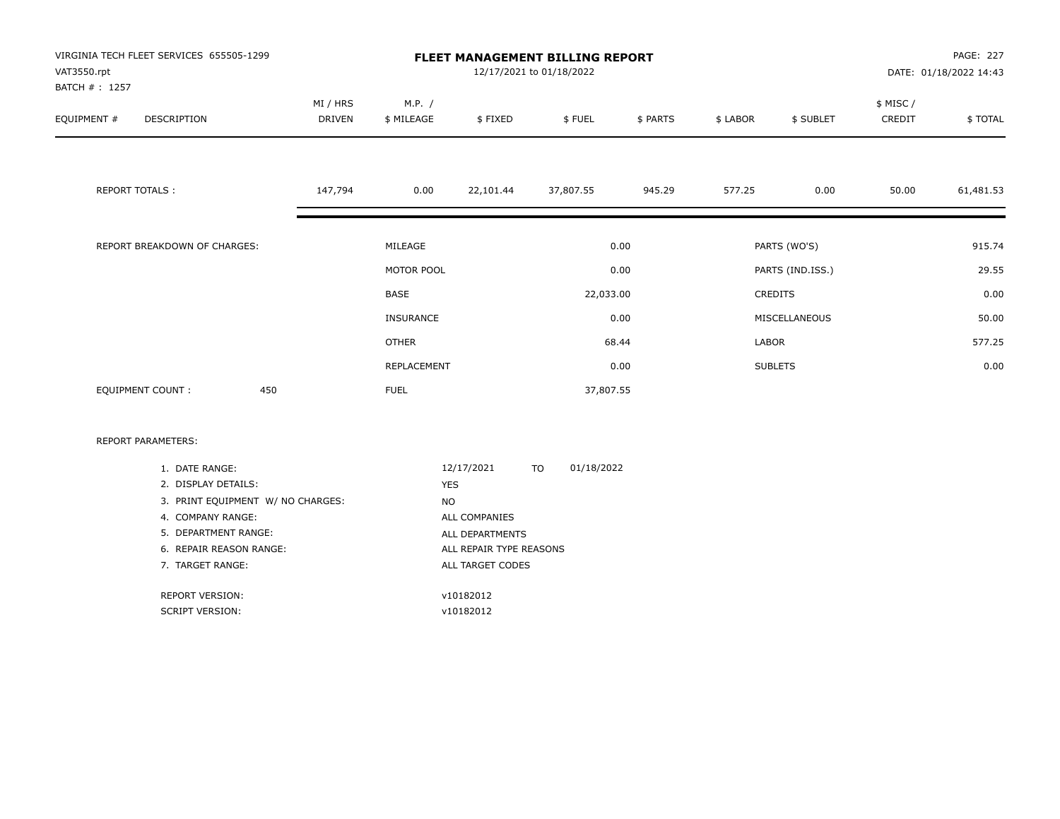VIRGINIA TECH FLEET SERVICES 655505-1299
VAT3550.rpt
BATCH # : 1257

# FLEET MANAGEMENT BILLING REPORT

12/17/2021 to 01/18/2022

DATE: 01/18/2022 14:43

| EQUIPMENT # | DESCRIPTION | MI / HRS DRIVEN | M.P. / $ MILEAGE | $ FIXED | $ FUEL | $ PARTS | $ LABOR | $ SUBLET | $ MISC / CREDIT | $ TOTAL |
|---|---|---|---|---|---|---|---|---|---|---|
| REPORT TOTALS : | | 147,794 | 0.00 | 22,101.44 | 37,807.55 | 945.29 | 577.25 | 0.00 | 50.00 | 61,481.53 |

| | | | | |
|---|---|---|---|---|
| REPORT BREAKDOWN OF CHARGES: | MILEAGE | 0.00 | PARTS (WO'S) | 915.74 |
| | MOTOR POOL | 0.00 | PARTS (IND.ISS.) | 29.55 |
| | BASE | 22,033.00 | CREDITS | 0.00 |
| | INSURANCE | 0.00 | MISCELLANEOUS | 50.00 |
| | OTHER | 68.44 | LABOR | 577.25 |
| | REPLACEMENT | 0.00 | SUBLETS | 0.00 |
| EQUIPMENT COUNT : 450 | FUEL | 37,807.55 | | |

REPORT PARAMETERS:

1. DATE RANGE: 12/17/2021 TO 01/18/2022
2. DISPLAY DETAILS: YES
3. PRINT EQUIPMENT W/ NO CHARGES: NO
4. COMPANY RANGE: ALL COMPANIES
5. DEPARTMENT RANGE: ALL DEPARTMENTS
6. REPAIR REASON RANGE: ALL REPAIR TYPE REASONS
7. TARGET RANGE: ALL TARGET CODES

REPORT VERSION: v10182012
SCRIPT VERSION: v10182012